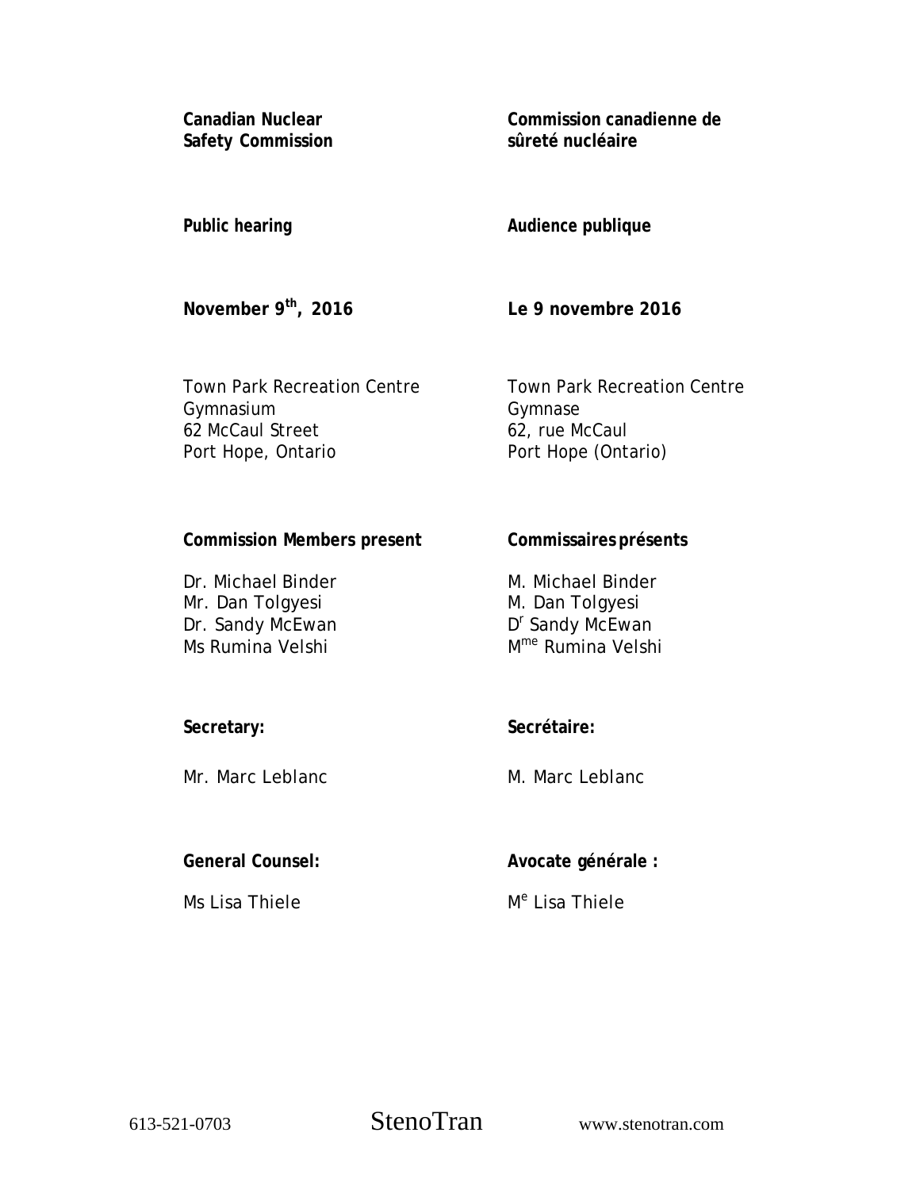**Canadian Nuclear Safety Commission**

**Commission canadienne de sûreté nucléaire**

**Public hearing**

**Audience publique**

**November 9th, 2016**

**Le 9 novembre 2016**

Town Park Recreation Centre
Gymnasium
62 McCaul Street
Port Hope, Ontario

Town Park Recreation Centre
Gymnase
62, rue McCaul
Port Hope (Ontario)

**Commission Members present**

Dr. Michael Binder
Mr. Dan Tolgyesi
Dr. Sandy McEwan
Ms Rumina Velshi

**Commissaires présents**

M. Michael Binder
M. Dan Tolgyesi
Dr Sandy McEwan
Mme Rumina Velshi

**Secretary:**

Mr. Marc Leblanc

**Secrétaire:**

M. Marc Leblanc

**General Counsel:**

Ms Lisa Thiele

**Avocate générale :**

Me Lisa Thiele

613-521-0703 StenoTran www.stenotran.com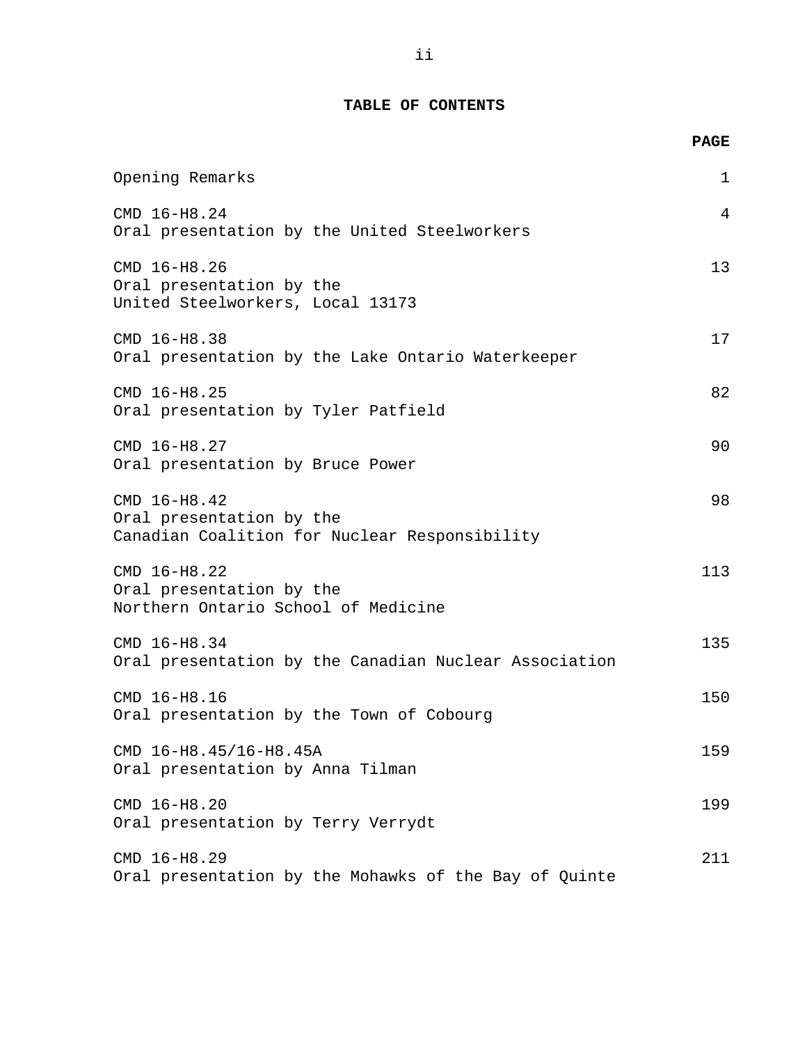## TABLE OF CONTENTS

| | PAGE |
|---|---|
| Opening Remarks | 1 |
| CMD 16-H8.24<br>Oral presentation by the United Steelworkers | 4 |
| CMD 16-H8.26<br>Oral presentation by the<br>United Steelworkers, Local 13173 | 13 |
| CMD 16-H8.38<br>Oral presentation by the Lake Ontario Waterkeeper | 17 |
| CMD 16-H8.25<br>Oral presentation by Tyler Patfield | 82 |
| CMD 16-H8.27<br>Oral presentation by Bruce Power | 90 |
| CMD 16-H8.42<br>Oral presentation by the<br>Canadian Coalition for Nuclear Responsibility | 98 |
| CMD 16-H8.22<br>Oral presentation by the<br>Northern Ontario School of Medicine | 113 |
| CMD 16-H8.34<br>Oral presentation by the Canadian Nuclear Association | 135 |
| CMD 16-H8.16<br>Oral presentation by the Town of Cobourg | 150 |
| CMD 16-H8.45/16-H8.45A<br>Oral presentation by Anna Tilman | 159 |
| CMD 16-H8.20<br>Oral presentation by Terry Verrydt | 199 |
| CMD 16-H8.29<br>Oral presentation by the Mohawks of the Bay of Quinte | 211 |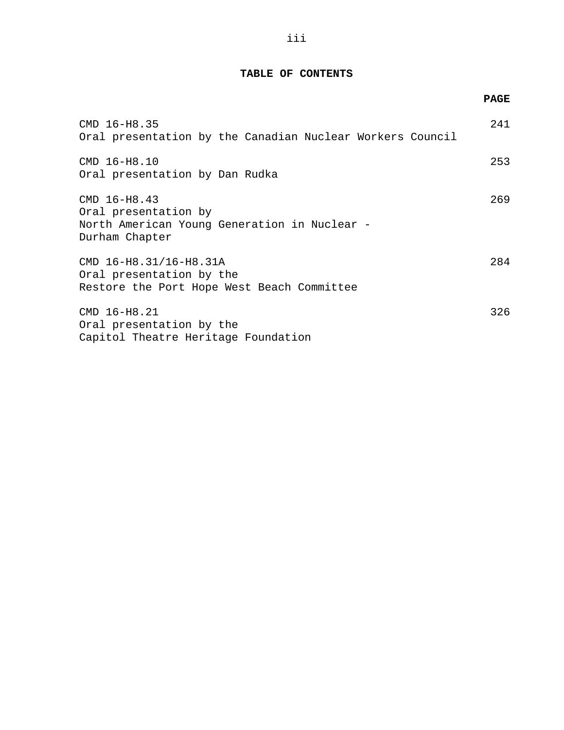## TABLE OF CONTENTS

| | PAGE |
| --- | --- |
| CMD 16-H8.35<br>Oral presentation by the Canadian Nuclear Workers Council | 241 |
| CMD 16-H8.10<br>Oral presentation by Dan Rudka | 253 |
| CMD 16-H8.43<br>Oral presentation by<br>North American Young Generation in Nuclear -<br>Durham Chapter | 269 |
| CMD 16-H8.31/16-H8.31A<br>Oral presentation by the<br>Restore the Port Hope West Beach Committee | 284 |
| CMD 16-H8.21<br>Oral presentation by the<br>Capitol Theatre Heritage Foundation | 326 |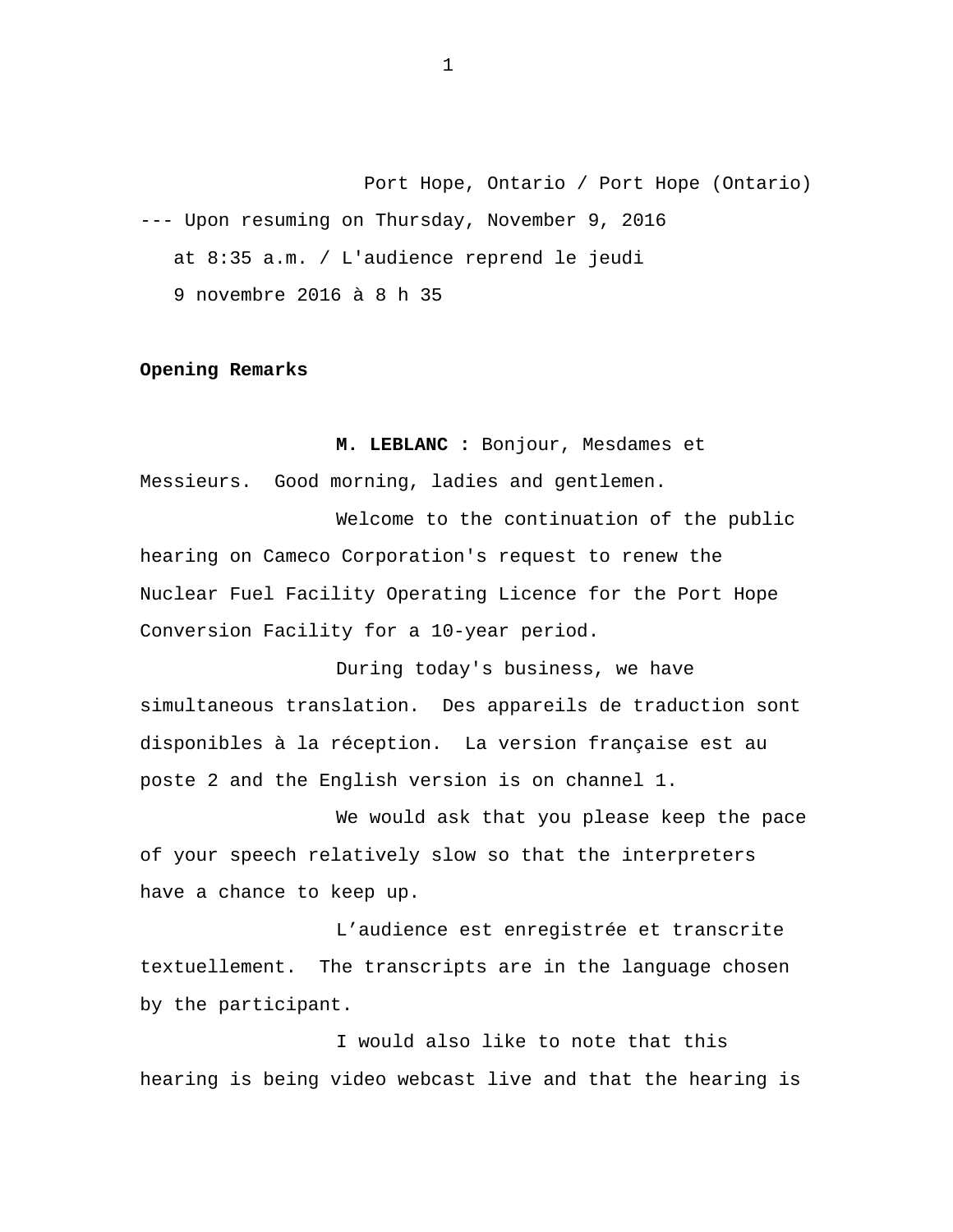Port Hope, Ontario / Port Hope (Ontario)

--- Upon resuming on Thursday, November 9, 2016 at 8:35 a.m. / L'audience reprend le jeudi 9 novembre 2016 à 8 h 35

**Opening Remarks**

**M. LEBLANC :** Bonjour, Mesdames et Messieurs. Good morning, ladies and gentlemen.

Welcome to the continuation of the public hearing on Cameco Corporation's request to renew the Nuclear Fuel Facility Operating Licence for the Port Hope Conversion Facility for a 10-year period.

During today's business, we have simultaneous translation. Des appareils de traduction sont disponibles à la réception. La version française est au poste 2 and the English version is on channel 1.

We would ask that you please keep the pace of your speech relatively slow so that the interpreters have a chance to keep up.

L'audience est enregistrée et transcrite textuellement. The transcripts are in the language chosen by the participant.

I would also like to note that this hearing is being video webcast live and that the hearing is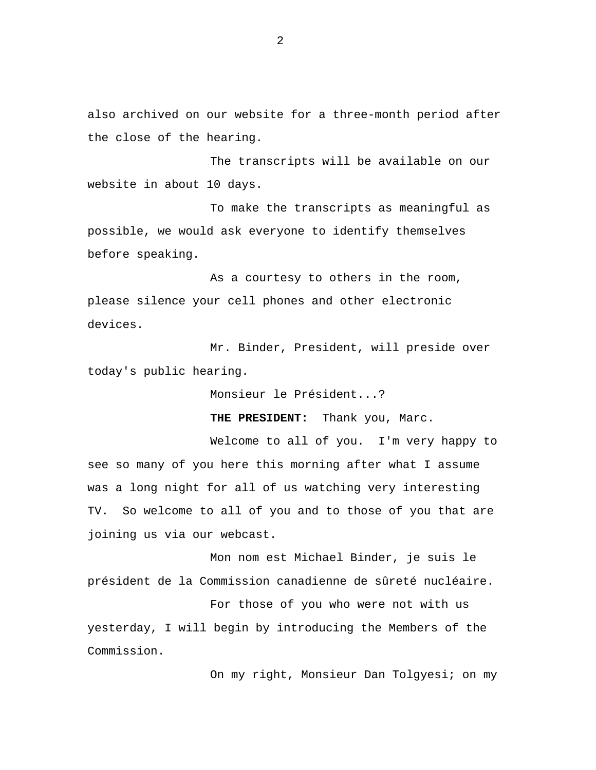also archived on our website for a three-month period after the close of the hearing.

The transcripts will be available on our website in about 10 days.

To make the transcripts as meaningful as possible, we would ask everyone to identify themselves before speaking.

As a courtesy to others in the room, please silence your cell phones and other electronic devices.

Mr. Binder, President, will preside over today's public hearing.

Monsieur le Président...?

**THE PRESIDENT:** Thank you, Marc.

Welcome to all of you. I'm very happy to see so many of you here this morning after what I assume was a long night for all of us watching very interesting TV. So welcome to all of you and to those of you that are joining us via our webcast.

Mon nom est Michael Binder, je suis le président de la Commission canadienne de sûreté nucléaire.

For those of you who were not with us yesterday, I will begin by introducing the Members of the Commission.

On my right, Monsieur Dan Tolgyesi; on my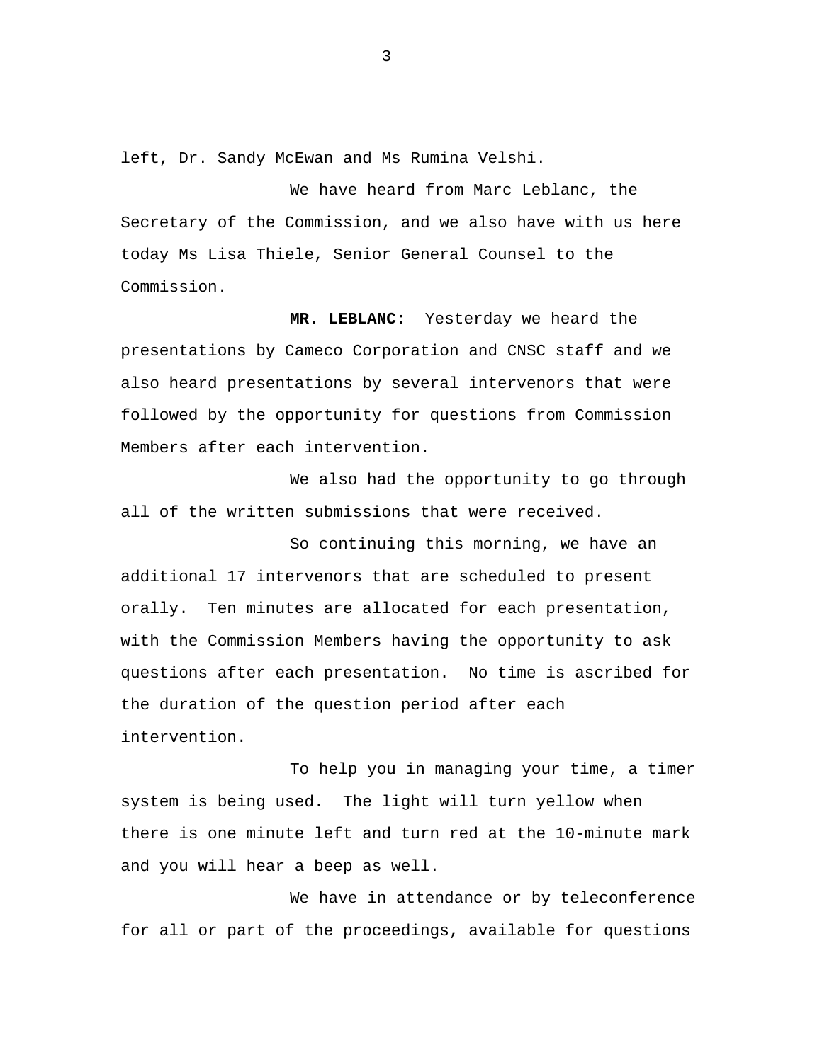left, Dr. Sandy McEwan and Ms Rumina Velshi.

We have heard from Marc Leblanc, the Secretary of the Commission, and we also have with us here today Ms Lisa Thiele, Senior General Counsel to the Commission.

**MR. LEBLANC:** Yesterday we heard the presentations by Cameco Corporation and CNSC staff and we also heard presentations by several intervenors that were followed by the opportunity for questions from Commission Members after each intervention.

We also had the opportunity to go through all of the written submissions that were received.

So continuing this morning, we have an additional 17 intervenors that are scheduled to present orally. Ten minutes are allocated for each presentation, with the Commission Members having the opportunity to ask questions after each presentation. No time is ascribed for the duration of the question period after each intervention.

To help you in managing your time, a timer system is being used. The light will turn yellow when there is one minute left and turn red at the 10-minute mark and you will hear a beep as well.

We have in attendance or by teleconference for all or part of the proceedings, available for questions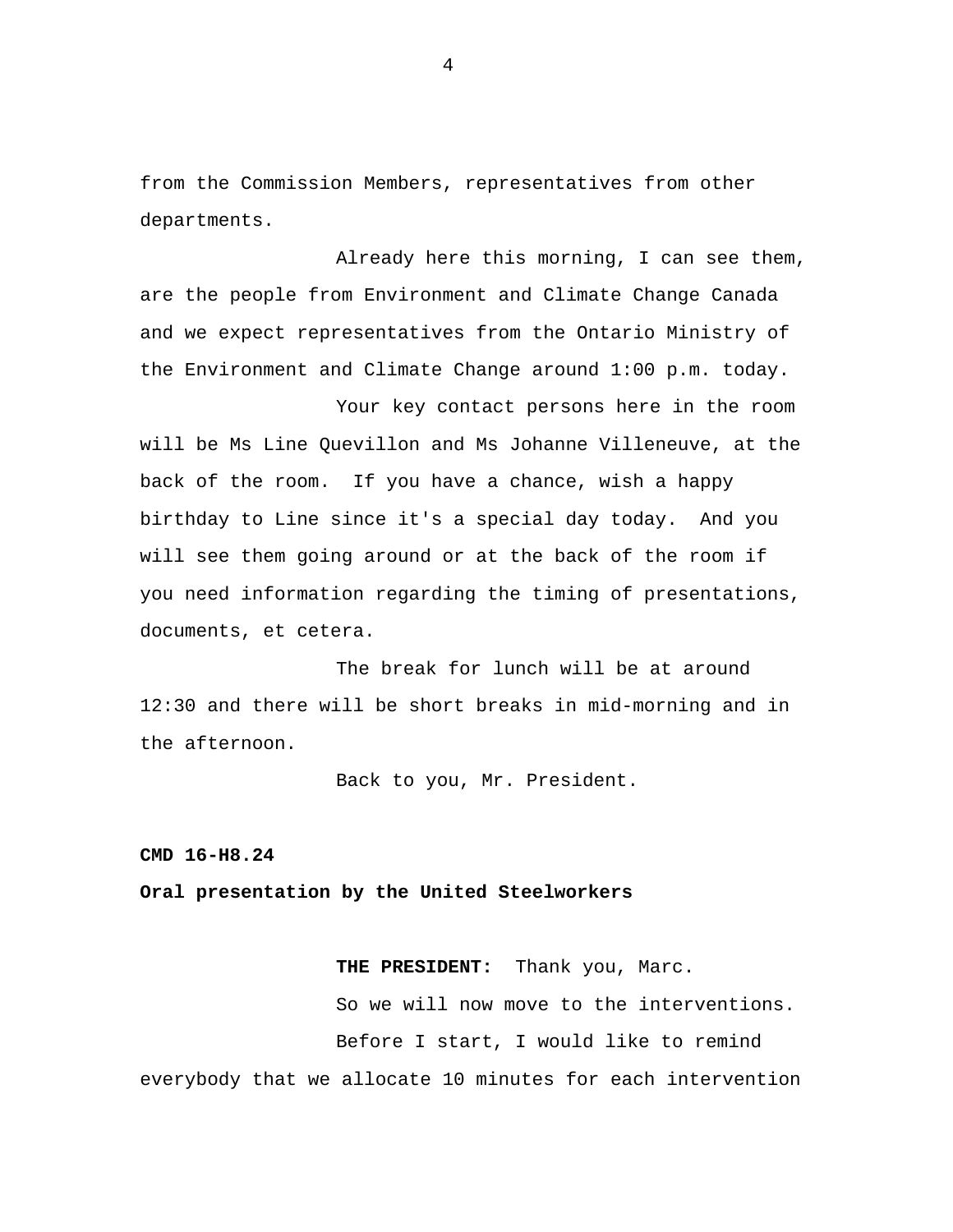from the Commission Members, representatives from other departments.

Already here this morning, I can see them, are the people from Environment and Climate Change Canada and we expect representatives from the Ontario Ministry of the Environment and Climate Change around 1:00 p.m. today.

Your key contact persons here in the room will be Ms Line Quevillon and Ms Johanne Villeneuve, at the back of the room. If you have a chance, wish a happy birthday to Line since it's a special day today. And you will see them going around or at the back of the room if you need information regarding the timing of presentations, documents, et cetera.

The break for lunch will be at around 12:30 and there will be short breaks in mid-morning and in the afternoon.

Back to you, Mr. President.

**CMD 16-H8.24**

**Oral presentation by the United Steelworkers**

**THE PRESIDENT:** Thank you, Marc.

So we will now move to the interventions.

Before I start, I would like to remind everybody that we allocate 10 minutes for each intervention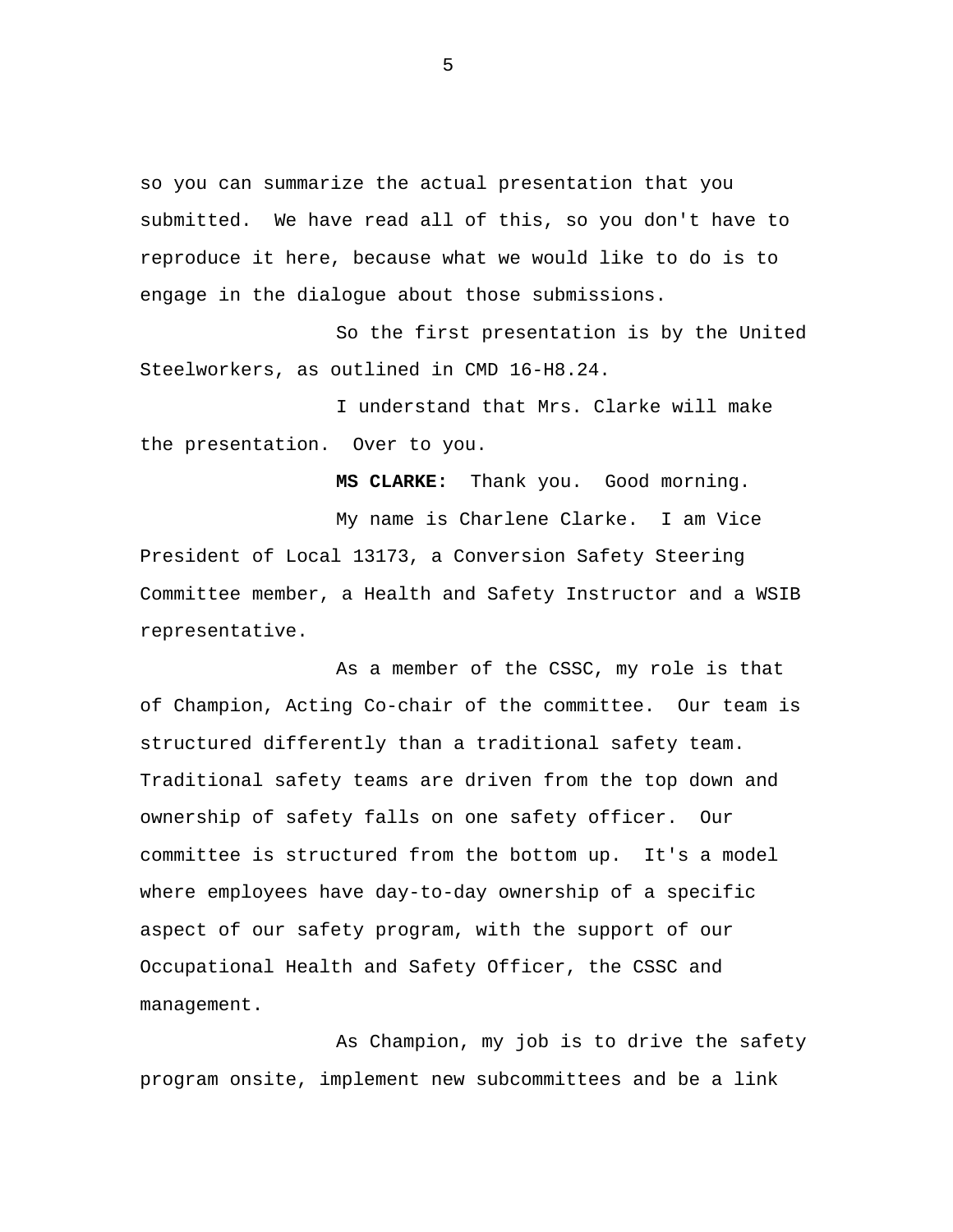so you can summarize the actual presentation that you submitted. We have read all of this, so you don't have to reproduce it here, because what we would like to do is to engage in the dialogue about those submissions.

So the first presentation is by the United Steelworkers, as outlined in CMD 16-H8.24.

I understand that Mrs. Clarke will make the presentation. Over to you.

**MS CLARKE:** Thank you. Good morning.

My name is Charlene Clarke. I am Vice President of Local 13173, a Conversion Safety Steering Committee member, a Health and Safety Instructor and a WSIB representative.

As a member of the CSSC, my role is that of Champion, Acting Co-chair of the committee. Our team is structured differently than a traditional safety team. Traditional safety teams are driven from the top down and ownership of safety falls on one safety officer. Our committee is structured from the bottom up. It's a model where employees have day-to-day ownership of a specific aspect of our safety program, with the support of our Occupational Health and Safety Officer, the CSSC and management.

As Champion, my job is to drive the safety program onsite, implement new subcommittees and be a link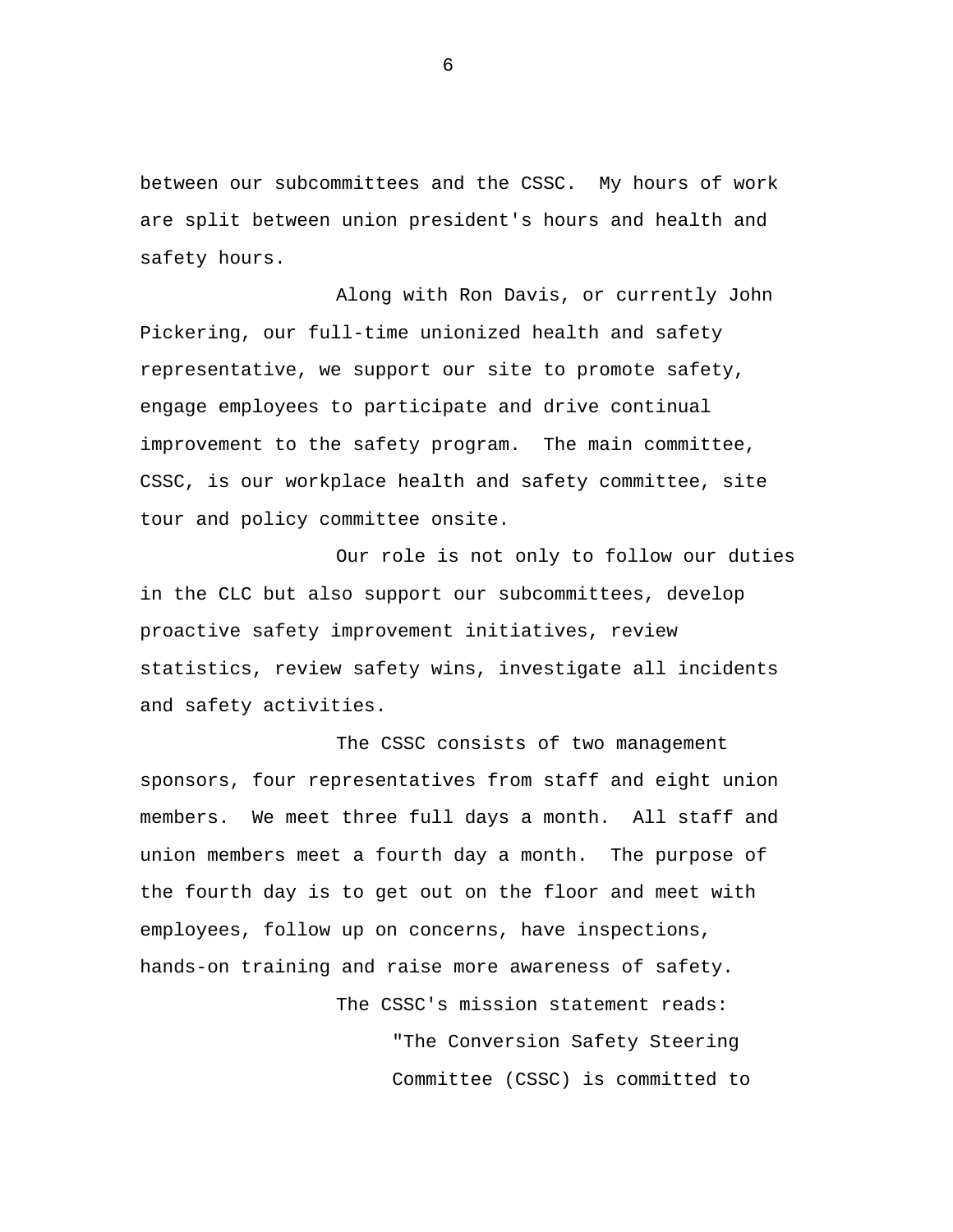between our subcommittees and the CSSC. My hours of work are split between union president's hours and health and safety hours.

Along with Ron Davis, or currently John Pickering, our full-time unionized health and safety representative, we support our site to promote safety, engage employees to participate and drive continual improvement to the safety program. The main committee, CSSC, is our workplace health and safety committee, site tour and policy committee onsite.

Our role is not only to follow our duties in the CLC but also support our subcommittees, develop proactive safety improvement initiatives, review statistics, review safety wins, investigate all incidents and safety activities.

The CSSC consists of two management sponsors, four representatives from staff and eight union members. We meet three full days a month. All staff and union members meet a fourth day a month. The purpose of the fourth day is to get out on the floor and meet with employees, follow up on concerns, have inspections, hands-on training and raise more awareness of safety.

The CSSC's mission statement reads:

> "The Conversion Safety Steering Committee (CSSC) is committed to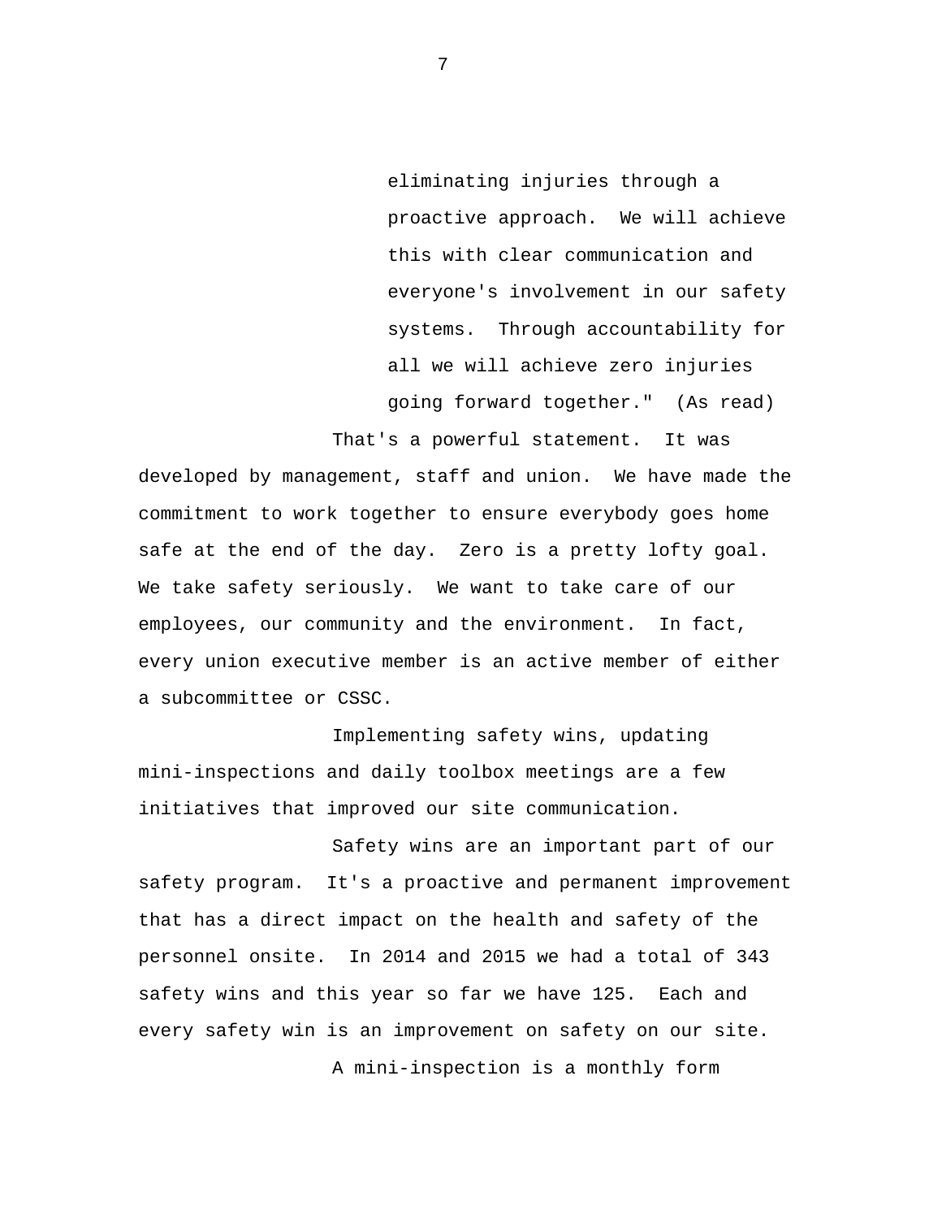> eliminating injuries through a proactive approach. We will achieve this with clear communication and everyone's involvement in our safety systems. Through accountability for all we will achieve zero injuries going forward together." (As read)

That's a powerful statement. It was developed by management, staff and union. We have made the commitment to work together to ensure everybody goes home safe at the end of the day. Zero is a pretty lofty goal. We take safety seriously. We want to take care of our employees, our community and the environment. In fact, every union executive member is an active member of either a subcommittee or CSSC.

Implementing safety wins, updating mini-inspections and daily toolbox meetings are a few initiatives that improved our site communication.

Safety wins are an important part of our safety program. It's a proactive and permanent improvement that has a direct impact on the health and safety of the personnel onsite. In 2014 and 2015 we had a total of 343 safety wins and this year so far we have 125. Each and every safety win is an improvement on safety on our site.

A mini-inspection is a monthly form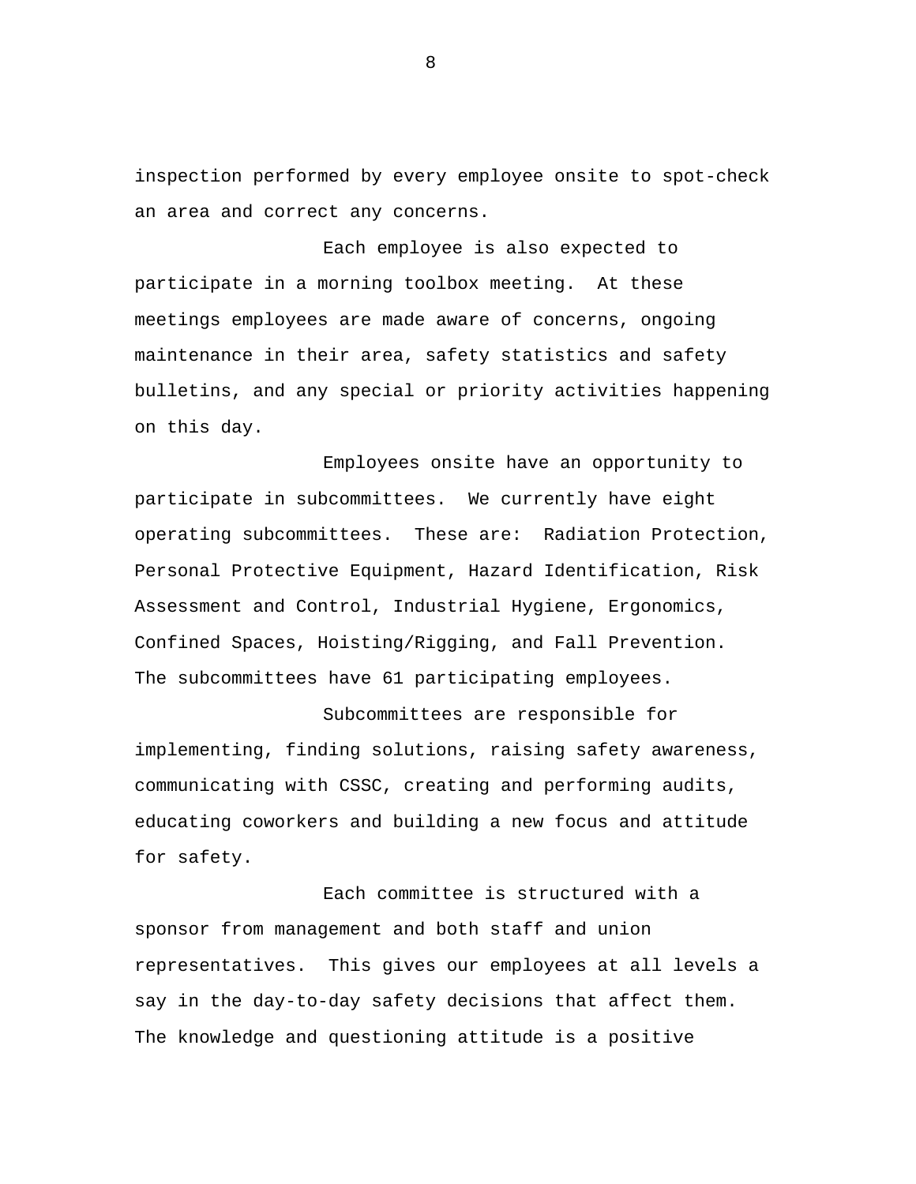inspection performed by every employee onsite to spot-check an area and correct any concerns.

Each employee is also expected to participate in a morning toolbox meeting. At these meetings employees are made aware of concerns, ongoing maintenance in their area, safety statistics and safety bulletins, and any special or priority activities happening on this day.

Employees onsite have an opportunity to participate in subcommittees. We currently have eight operating subcommittees. These are: Radiation Protection, Personal Protective Equipment, Hazard Identification, Risk Assessment and Control, Industrial Hygiene, Ergonomics, Confined Spaces, Hoisting/Rigging, and Fall Prevention. The subcommittees have 61 participating employees.

Subcommittees are responsible for implementing, finding solutions, raising safety awareness, communicating with CSSC, creating and performing audits, educating coworkers and building a new focus and attitude for safety.

Each committee is structured with a sponsor from management and both staff and union representatives. This gives our employees at all levels a say in the day-to-day safety decisions that affect them. The knowledge and questioning attitude is a positive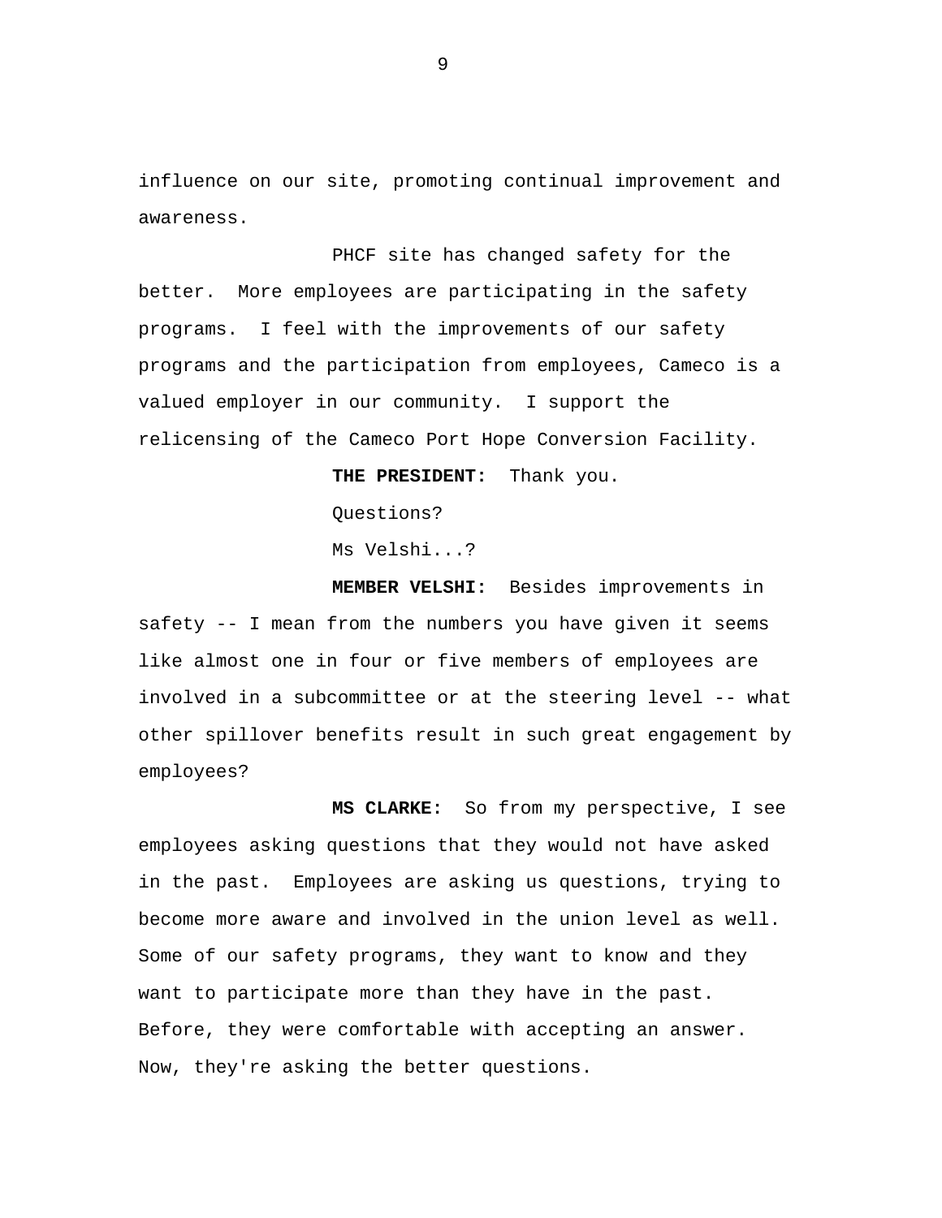influence on our site, promoting continual improvement and awareness.

PHCF site has changed safety for the better. More employees are participating in the safety programs. I feel with the improvements of our safety programs and the participation from employees, Cameco is a valued employer in our community. I support the relicensing of the Cameco Port Hope Conversion Facility.

**THE PRESIDENT:** Thank you.

Questions?

Ms Velshi...?

**MEMBER VELSHI:** Besides improvements in safety -- I mean from the numbers you have given it seems like almost one in four or five members of employees are involved in a subcommittee or at the steering level -- what other spillover benefits result in such great engagement by employees?

**MS CLARKE:** So from my perspective, I see employees asking questions that they would not have asked in the past. Employees are asking us questions, trying to become more aware and involved in the union level as well. Some of our safety programs, they want to know and they want to participate more than they have in the past. Before, they were comfortable with accepting an answer. Now, they're asking the better questions.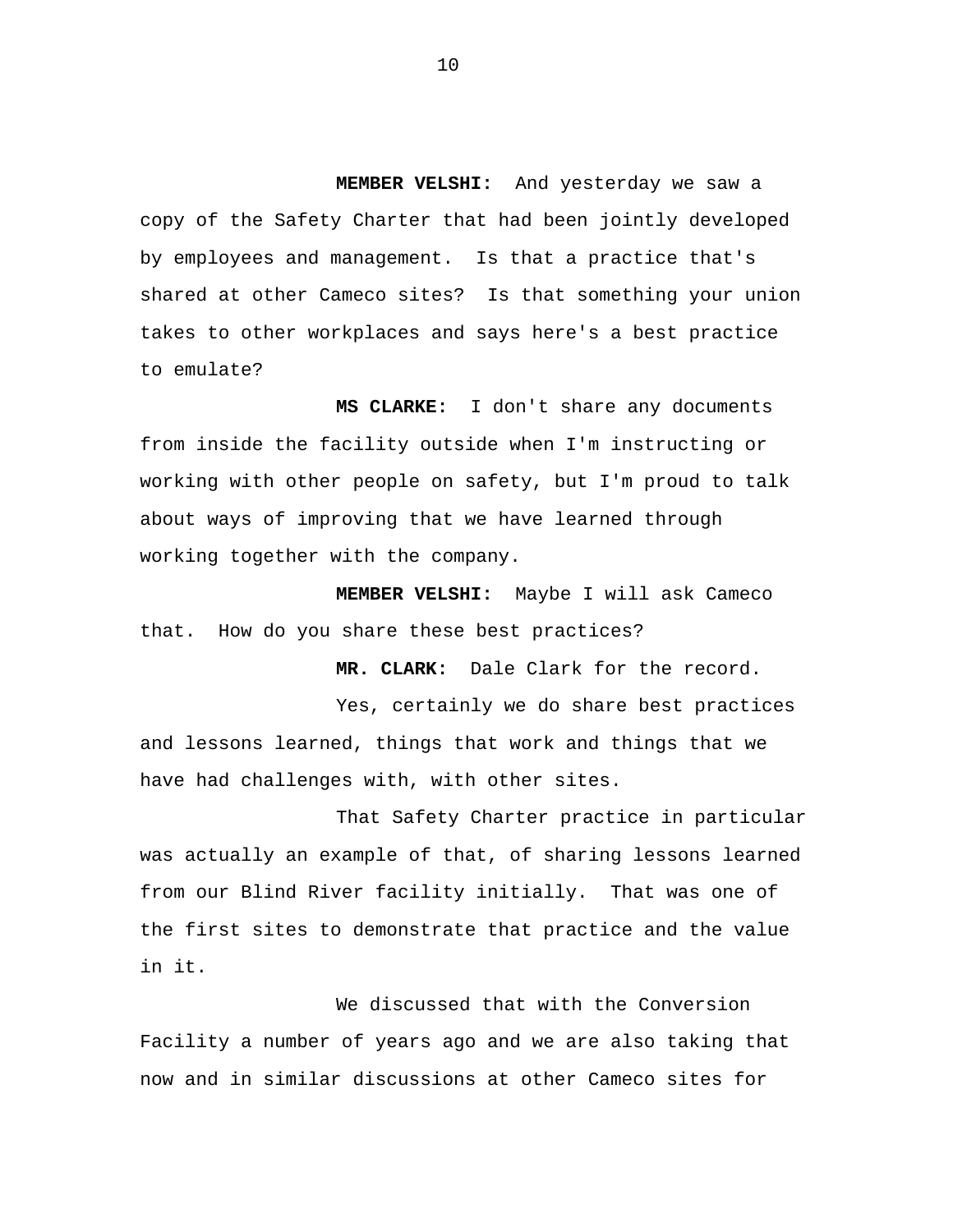**MEMBER VELSHI:** And yesterday we saw a copy of the Safety Charter that had been jointly developed by employees and management. Is that a practice that's shared at other Cameco sites? Is that something your union takes to other workplaces and says here's a best practice to emulate?

**MS CLARKE:** I don't share any documents from inside the facility outside when I'm instructing or working with other people on safety, but I'm proud to talk about ways of improving that we have learned through working together with the company.

**MEMBER VELSHI:** Maybe I will ask Cameco that. How do you share these best practices?

**MR. CLARK:** Dale Clark for the record.

Yes, certainly we do share best practices and lessons learned, things that work and things that we have had challenges with, with other sites.

That Safety Charter practice in particular was actually an example of that, of sharing lessons learned from our Blind River facility initially. That was one of the first sites to demonstrate that practice and the value in it.

We discussed that with the Conversion Facility a number of years ago and we are also taking that now and in similar discussions at other Cameco sites for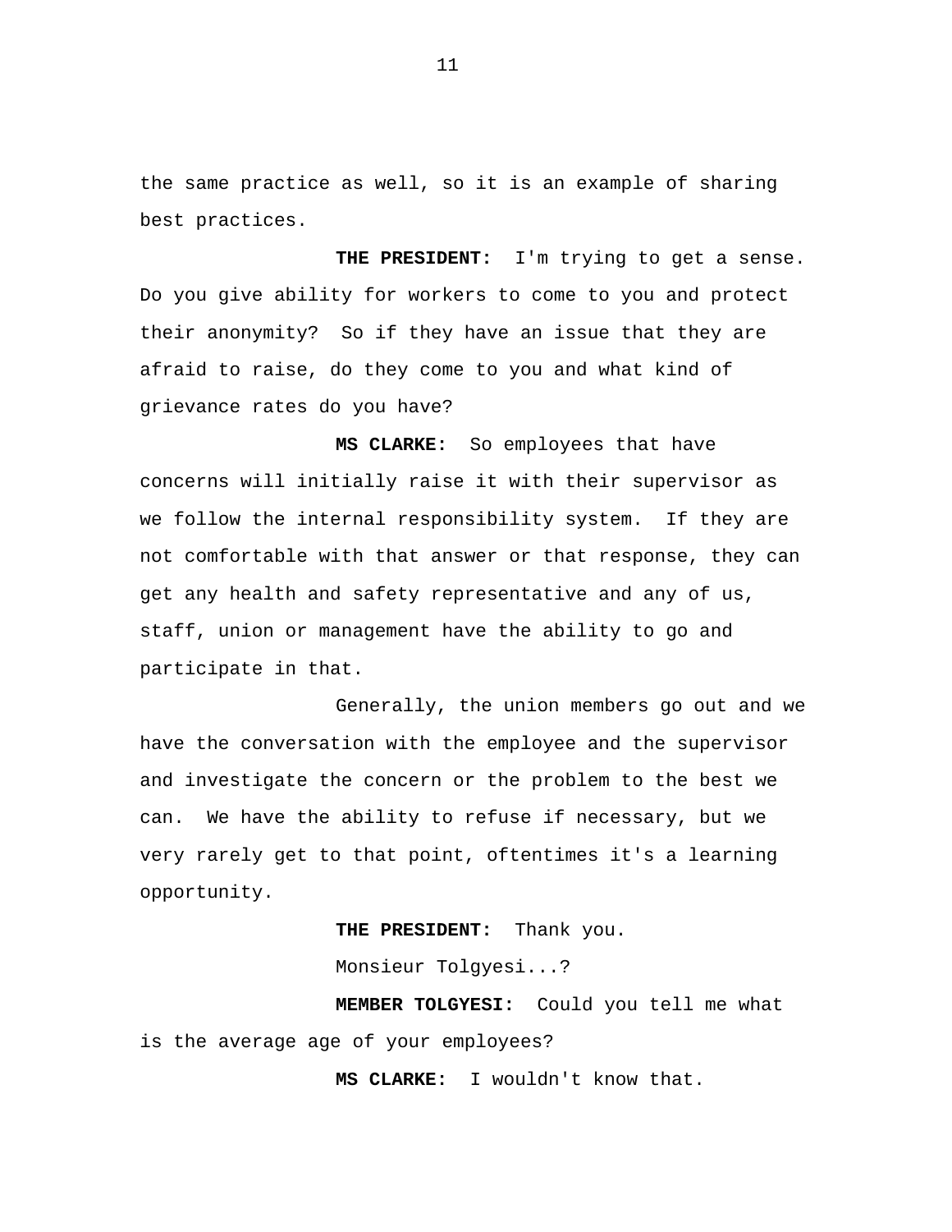the same practice as well, so it is an example of sharing best practices.

**THE PRESIDENT:** I'm trying to get a sense. Do you give ability for workers to come to you and protect their anonymity? So if they have an issue that they are afraid to raise, do they come to you and what kind of grievance rates do you have?

**MS CLARKE:** So employees that have concerns will initially raise it with their supervisor as we follow the internal responsibility system. If they are not comfortable with that answer or that response, they can get any health and safety representative and any of us, staff, union or management have the ability to go and participate in that.

Generally, the union members go out and we have the conversation with the employee and the supervisor and investigate the concern or the problem to the best we can. We have the ability to refuse if necessary, but we very rarely get to that point, oftentimes it's a learning opportunity.

**THE PRESIDENT:** Thank you.

Monsieur Tolgyesi...?

**MEMBER TOLGYESI:** Could you tell me what is the average age of your employees?

**MS CLARKE:** I wouldn't know that.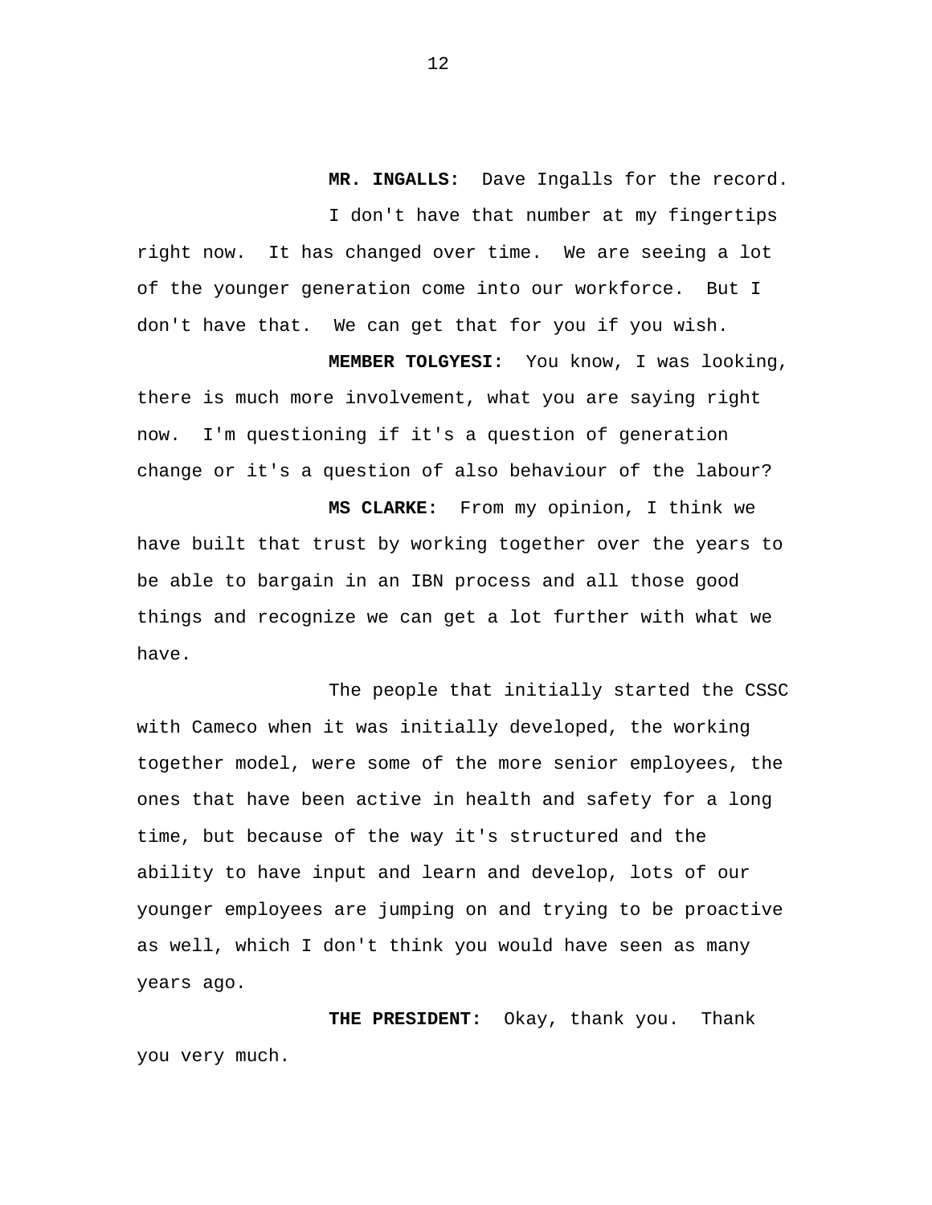**MR. INGALLS:** Dave Ingalls for the record.

I don't have that number at my fingertips right now. It has changed over time. We are seeing a lot of the younger generation come into our workforce. But I don't have that. We can get that for you if you wish.

**MEMBER TOLGYESI:** You know, I was looking, there is much more involvement, what you are saying right now. I'm questioning if it's a question of generation change or it's a question of also behaviour of the labour?

**MS CLARKE:** From my opinion, I think we have built that trust by working together over the years to be able to bargain in an IBN process and all those good things and recognize we can get a lot further with what we have.

The people that initially started the CSSC with Cameco when it was initially developed, the working together model, were some of the more senior employees, the ones that have been active in health and safety for a long time, but because of the way it's structured and the ability to have input and learn and develop, lots of our younger employees are jumping on and trying to be proactive as well, which I don't think you would have seen as many years ago.

**THE PRESIDENT:** Okay, thank you. Thank you very much.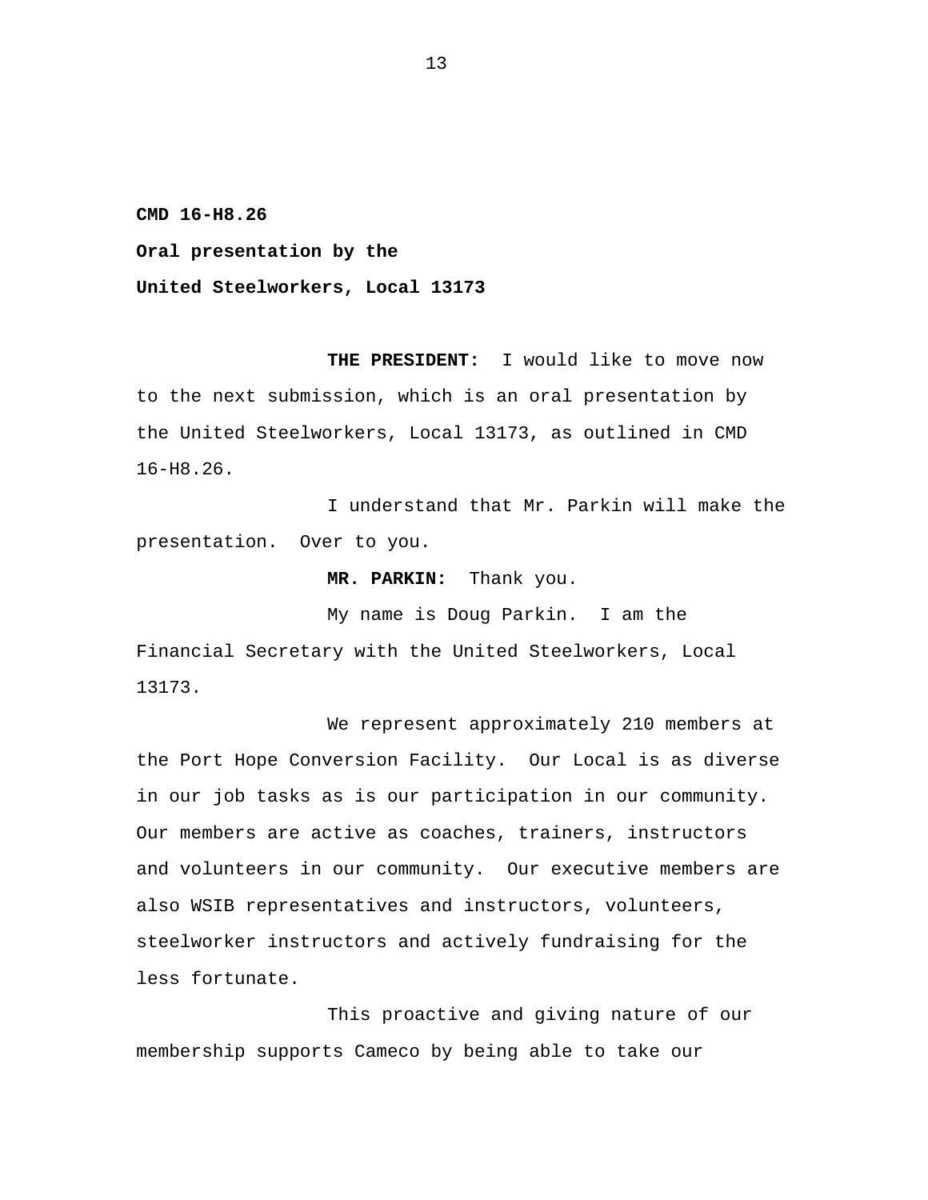**CMD 16-H8.26**

**Oral presentation by the**

**United Steelworkers, Local 13173**

**THE PRESIDENT:** I would like to move now to the next submission, which is an oral presentation by the United Steelworkers, Local 13173, as outlined in CMD 16-H8.26.

I understand that Mr. Parkin will make the presentation. Over to you.

**MR. PARKIN:** Thank you.

My name is Doug Parkin. I am the Financial Secretary with the United Steelworkers, Local 13173.

We represent approximately 210 members at the Port Hope Conversion Facility. Our Local is as diverse in our job tasks as is our participation in our community. Our members are active as coaches, trainers, instructors and volunteers in our community. Our executive members are also WSIB representatives and instructors, volunteers, steelworker instructors and actively fundraising for the less fortunate.

This proactive and giving nature of our membership supports Cameco by being able to take our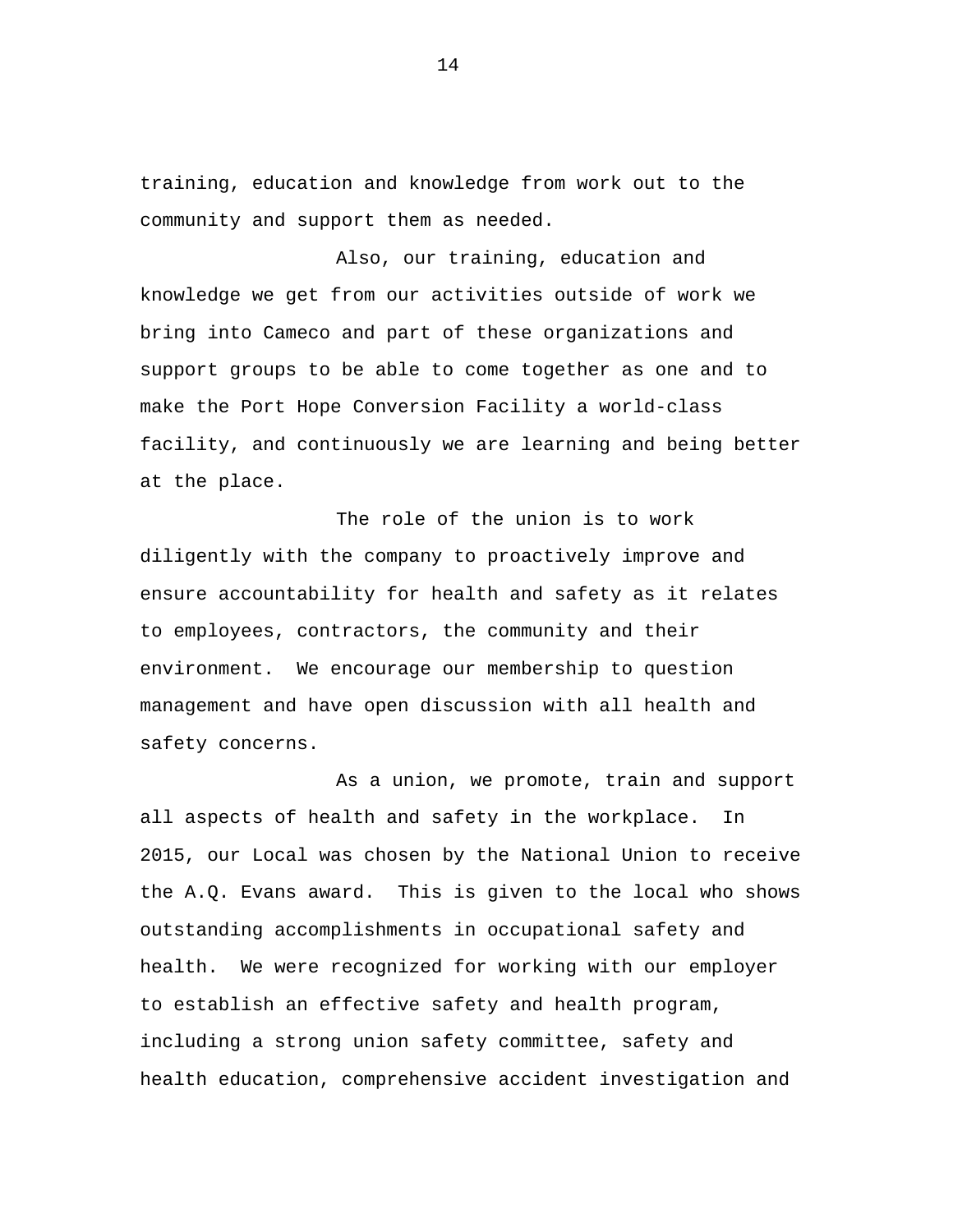training, education and knowledge from work out to the community and support them as needed.

Also, our training, education and knowledge we get from our activities outside of work we bring into Cameco and part of these organizations and support groups to be able to come together as one and to make the Port Hope Conversion Facility a world-class facility, and continuously we are learning and being better at the place.

The role of the union is to work diligently with the company to proactively improve and ensure accountability for health and safety as it relates to employees, contractors, the community and their environment. We encourage our membership to question management and have open discussion with all health and safety concerns.

As a union, we promote, train and support all aspects of health and safety in the workplace. In 2015, our Local was chosen by the National Union to receive the A.Q. Evans award. This is given to the local who shows outstanding accomplishments in occupational safety and health. We were recognized for working with our employer to establish an effective safety and health program, including a strong union safety committee, safety and health education, comprehensive accident investigation and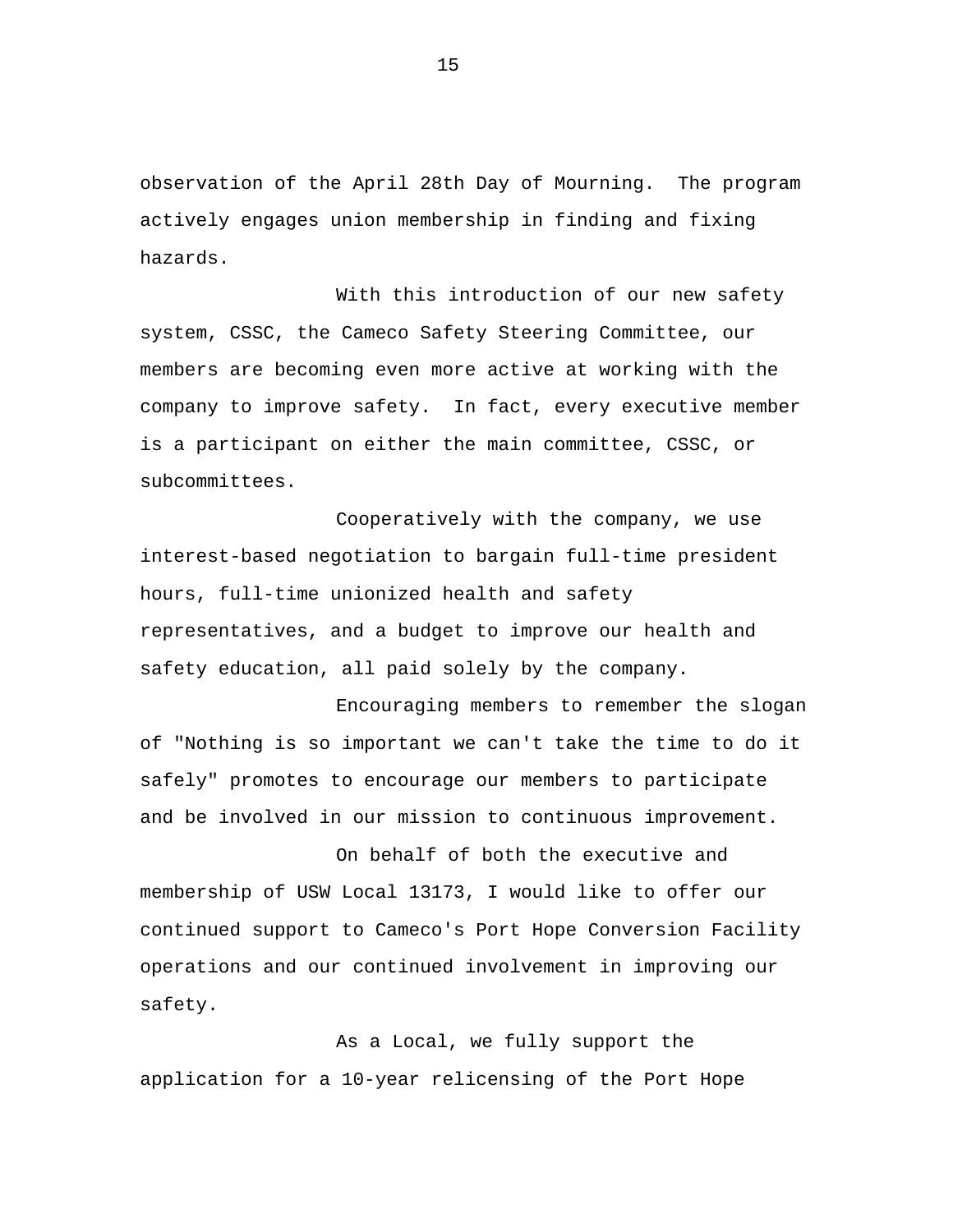observation of the April 28th Day of Mourning. The program actively engages union membership in finding and fixing hazards.

With this introduction of our new safety system, CSSC, the Cameco Safety Steering Committee, our members are becoming even more active at working with the company to improve safety. In fact, every executive member is a participant on either the main committee, CSSC, or subcommittees.

Cooperatively with the company, we use interest-based negotiation to bargain full-time president hours, full-time unionized health and safety representatives, and a budget to improve our health and safety education, all paid solely by the company.

Encouraging members to remember the slogan of "Nothing is so important we can't take the time to do it safely" promotes to encourage our members to participate and be involved in our mission to continuous improvement.

On behalf of both the executive and membership of USW Local 13173, I would like to offer our continued support to Cameco's Port Hope Conversion Facility operations and our continued involvement in improving our safety.

As a Local, we fully support the application for a 10-year relicensing of the Port Hope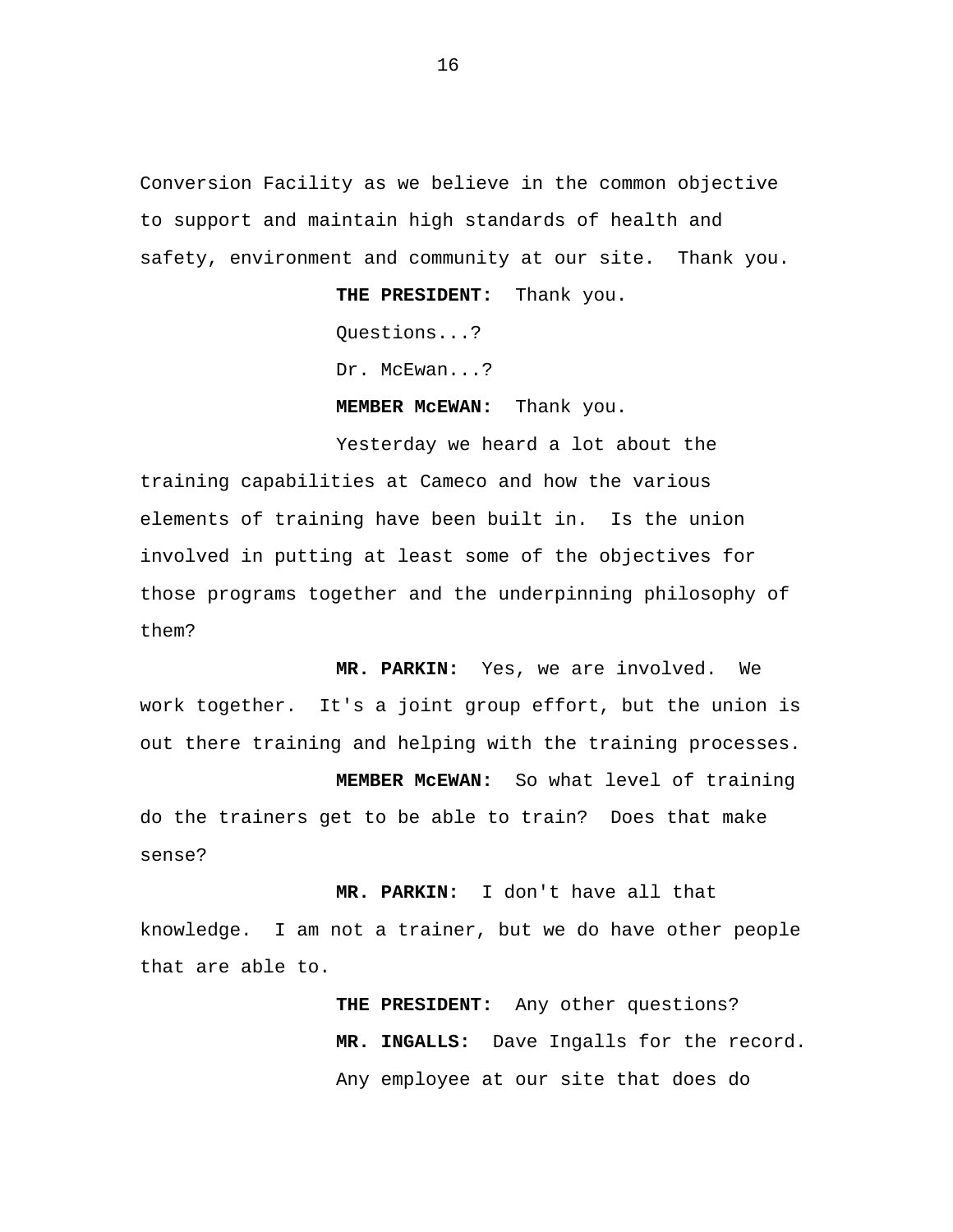Conversion Facility as we believe in the common objective to support and maintain high standards of health and safety, environment and community at our site. Thank you.

**THE PRESIDENT:** Thank you.

Questions...?

Dr. McEwan...?

**MEMBER McEWAN:** Thank you.

Yesterday we heard a lot about the training capabilities at Cameco and how the various elements of training have been built in. Is the union involved in putting at least some of the objectives for those programs together and the underpinning philosophy of them?

**MR. PARKIN:** Yes, we are involved. We work together. It's a joint group effort, but the union is out there training and helping with the training processes.

**MEMBER McEWAN:** So what level of training do the trainers get to be able to train? Does that make sense?

**MR. PARKIN:** I don't have all that knowledge. I am not a trainer, but we do have other people that are able to.

**THE PRESIDENT:** Any other questions?

**MR. INGALLS:** Dave Ingalls for the record.

Any employee at our site that does do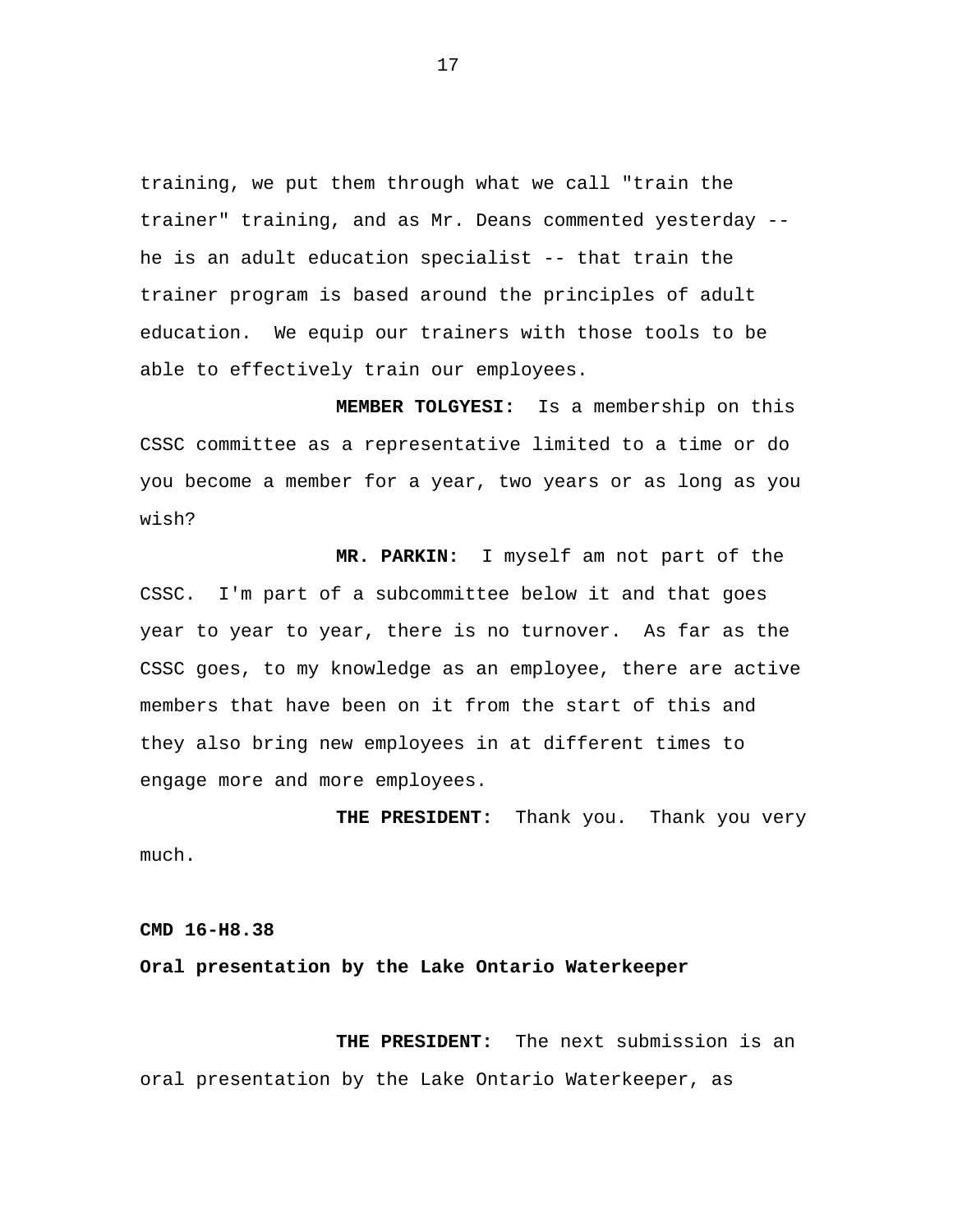training, we put them through what we call "train the trainer" training, and as Mr. Deans commented yesterday -- he is an adult education specialist -- that train the trainer program is based around the principles of adult education. We equip our trainers with those tools to be able to effectively train our employees.

**MEMBER TOLGYESI:** Is a membership on this CSSC committee as a representative limited to a time or do you become a member for a year, two years or as long as you wish?

**MR. PARKIN:** I myself am not part of the CSSC. I'm part of a subcommittee below it and that goes year to year to year, there is no turnover. As far as the CSSC goes, to my knowledge as an employee, there are active members that have been on it from the start of this and they also bring new employees in at different times to engage more and more employees.

**THE PRESIDENT:** Thank you. Thank you very much.

**CMD 16-H8.38**

**Oral presentation by the Lake Ontario Waterkeeper**

**THE PRESIDENT:** The next submission is an oral presentation by the Lake Ontario Waterkeeper, as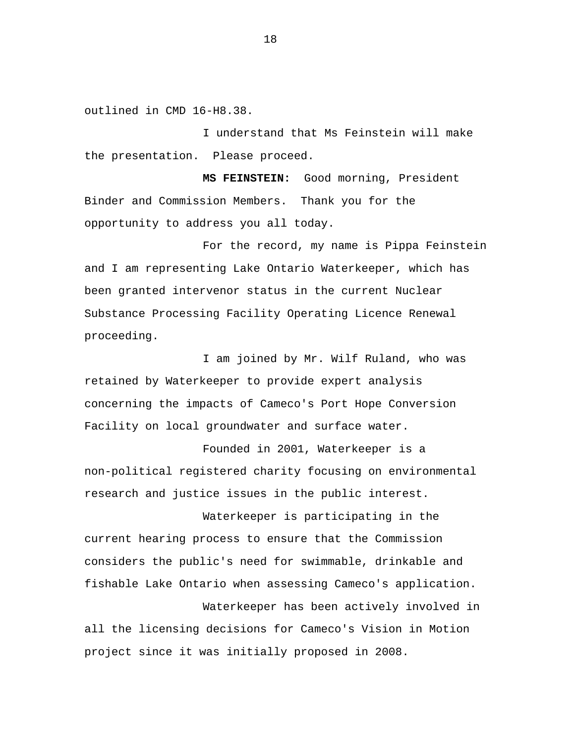outlined in CMD 16-H8.38.

I understand that Ms Feinstein will make the presentation. Please proceed.

**MS FEINSTEIN:** Good morning, President Binder and Commission Members. Thank you for the opportunity to address you all today.

For the record, my name is Pippa Feinstein and I am representing Lake Ontario Waterkeeper, which has been granted intervenor status in the current Nuclear Substance Processing Facility Operating Licence Renewal proceeding.

I am joined by Mr. Wilf Ruland, who was retained by Waterkeeper to provide expert analysis concerning the impacts of Cameco's Port Hope Conversion Facility on local groundwater and surface water.

Founded in 2001, Waterkeeper is a non-political registered charity focusing on environmental research and justice issues in the public interest.

Waterkeeper is participating in the current hearing process to ensure that the Commission considers the public's need for swimmable, drinkable and fishable Lake Ontario when assessing Cameco's application.

Waterkeeper has been actively involved in all the licensing decisions for Cameco's Vision in Motion project since it was initially proposed in 2008.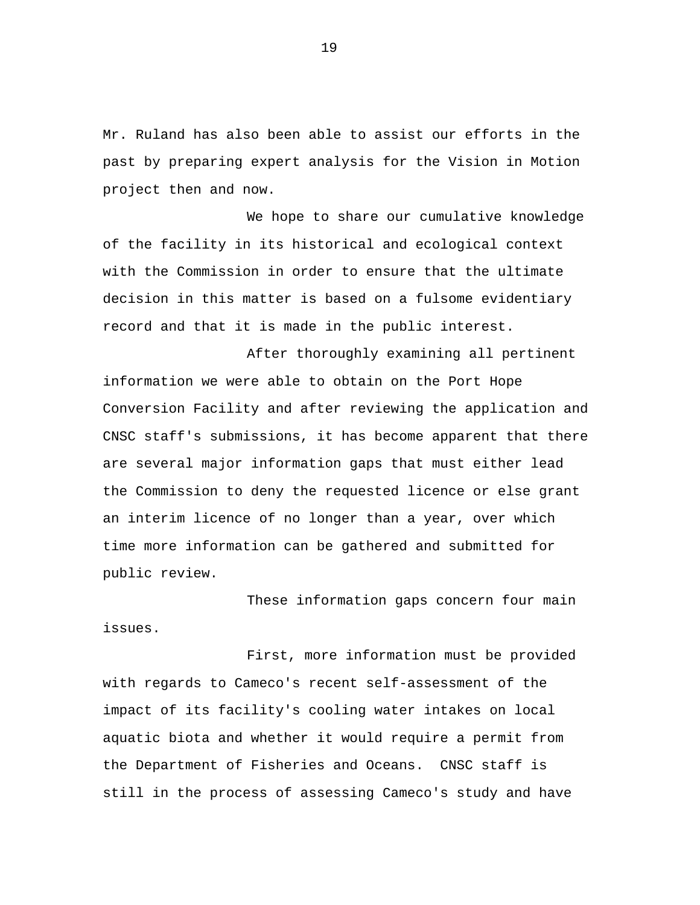Mr. Ruland has also been able to assist our efforts in the past by preparing expert analysis for the Vision in Motion project then and now.

We hope to share our cumulative knowledge of the facility in its historical and ecological context with the Commission in order to ensure that the ultimate decision in this matter is based on a fulsome evidentiary record and that it is made in the public interest.

After thoroughly examining all pertinent information we were able to obtain on the Port Hope Conversion Facility and after reviewing the application and CNSC staff's submissions, it has become apparent that there are several major information gaps that must either lead the Commission to deny the requested licence or else grant an interim licence of no longer than a year, over which time more information can be gathered and submitted for public review.

These information gaps concern four main issues.

First, more information must be provided with regards to Cameco's recent self-assessment of the impact of its facility's cooling water intakes on local aquatic biota and whether it would require a permit from the Department of Fisheries and Oceans. CNSC staff is still in the process of assessing Cameco's study and have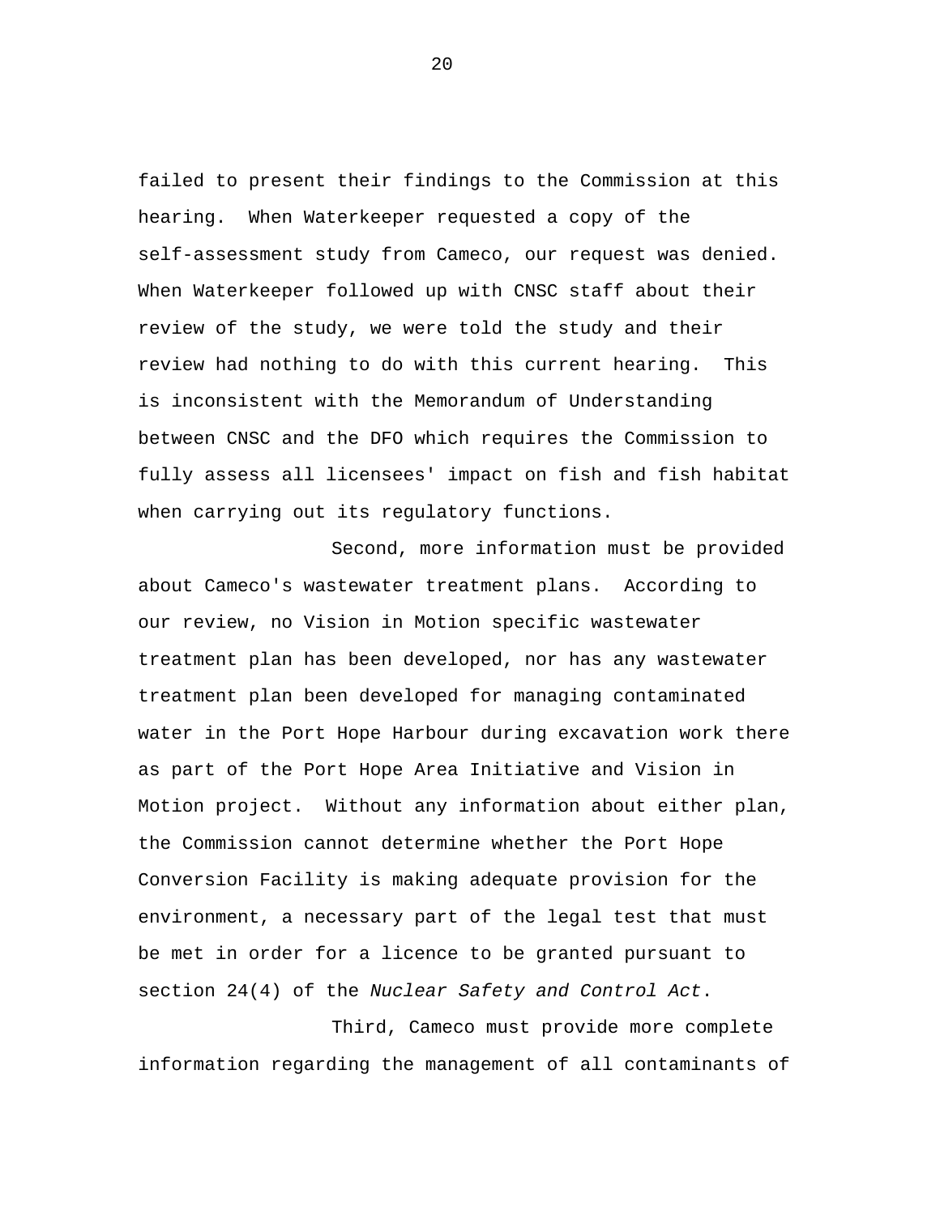failed to present their findings to the Commission at this hearing. When Waterkeeper requested a copy of the self-assessment study from Cameco, our request was denied. When Waterkeeper followed up with CNSC staff about their review of the study, we were told the study and their review had nothing to do with this current hearing. This is inconsistent with the Memorandum of Understanding between CNSC and the DFO which requires the Commission to fully assess all licensees' impact on fish and fish habitat when carrying out its regulatory functions.

Second, more information must be provided about Cameco's wastewater treatment plans. According to our review, no Vision in Motion specific wastewater treatment plan has been developed, nor has any wastewater treatment plan been developed for managing contaminated water in the Port Hope Harbour during excavation work there as part of the Port Hope Area Initiative and Vision in Motion project. Without any information about either plan, the Commission cannot determine whether the Port Hope Conversion Facility is making adequate provision for the environment, a necessary part of the legal test that must be met in order for a licence to be granted pursuant to section 24(4) of the *Nuclear Safety and Control Act*.

Third, Cameco must provide more complete information regarding the management of all contaminants of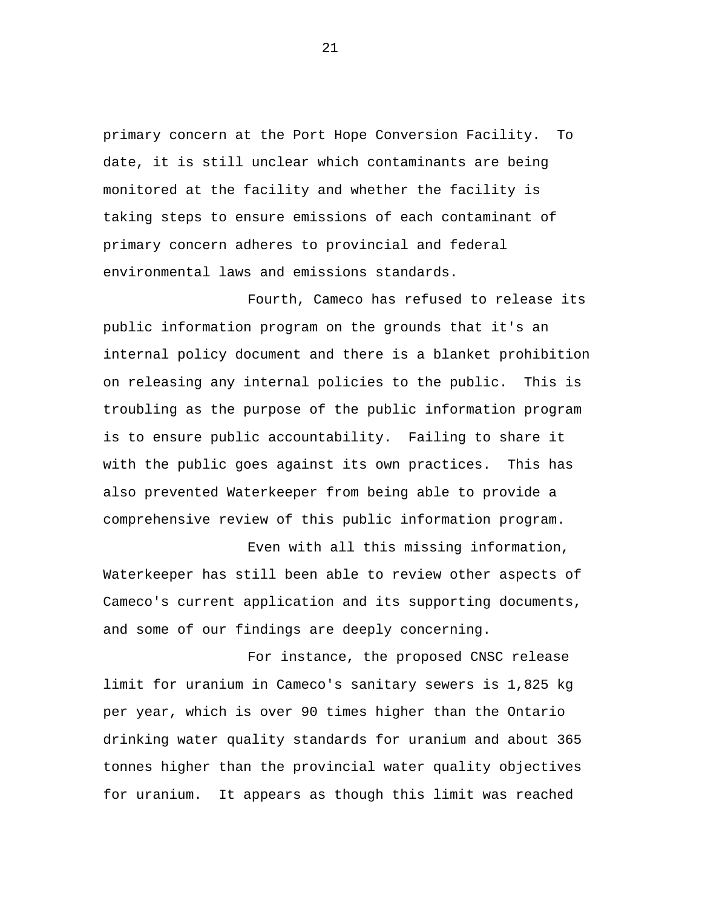primary concern at the Port Hope Conversion Facility. To date, it is still unclear which contaminants are being monitored at the facility and whether the facility is taking steps to ensure emissions of each contaminant of primary concern adheres to provincial and federal environmental laws and emissions standards.

Fourth, Cameco has refused to release its public information program on the grounds that it's an internal policy document and there is a blanket prohibition on releasing any internal policies to the public. This is troubling as the purpose of the public information program is to ensure public accountability. Failing to share it with the public goes against its own practices. This has also prevented Waterkeeper from being able to provide a comprehensive review of this public information program.

Even with all this missing information, Waterkeeper has still been able to review other aspects of Cameco's current application and its supporting documents, and some of our findings are deeply concerning.

For instance, the proposed CNSC release limit for uranium in Cameco's sanitary sewers is 1,825 kg per year, which is over 90 times higher than the Ontario drinking water quality standards for uranium and about 365 tonnes higher than the provincial water quality objectives for uranium. It appears as though this limit was reached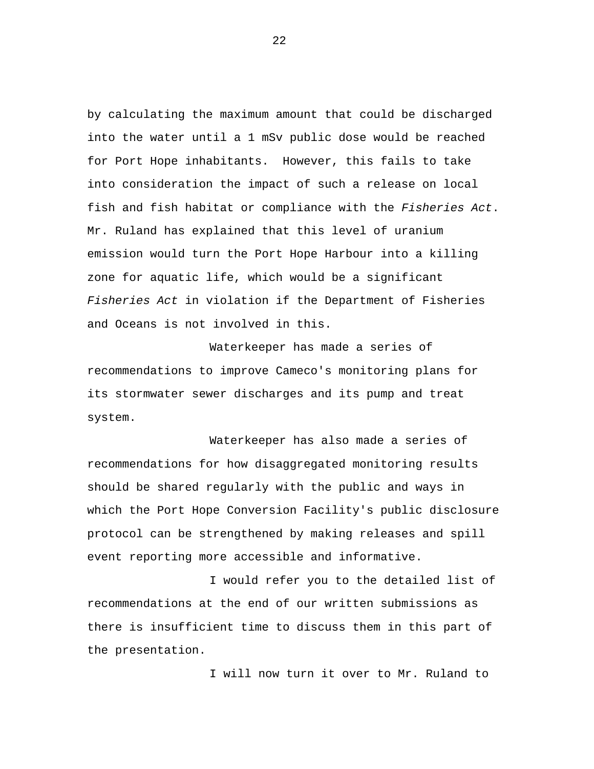by calculating the maximum amount that could be discharged into the water until a 1 mSv public dose would be reached for Port Hope inhabitants.  However, this fails to take into consideration the impact of such a release on local fish and fish habitat or compliance with the *Fisheries Act*. Mr. Ruland has explained that this level of uranium emission would turn the Port Hope Harbour into a killing zone for aquatic life, which would be a significant *Fisheries Act* in violation if the Department of Fisheries and Oceans is not involved in this.

Waterkeeper has made a series of recommendations to improve Cameco's monitoring plans for its stormwater sewer discharges and its pump and treat system.

Waterkeeper has also made a series of recommendations for how disaggregated monitoring results should be shared regularly with the public and ways in which the Port Hope Conversion Facility's public disclosure protocol can be strengthened by making releases and spill event reporting more accessible and informative.

I would refer you to the detailed list of recommendations at the end of our written submissions as there is insufficient time to discuss them in this part of the presentation.

I will now turn it over to Mr. Ruland to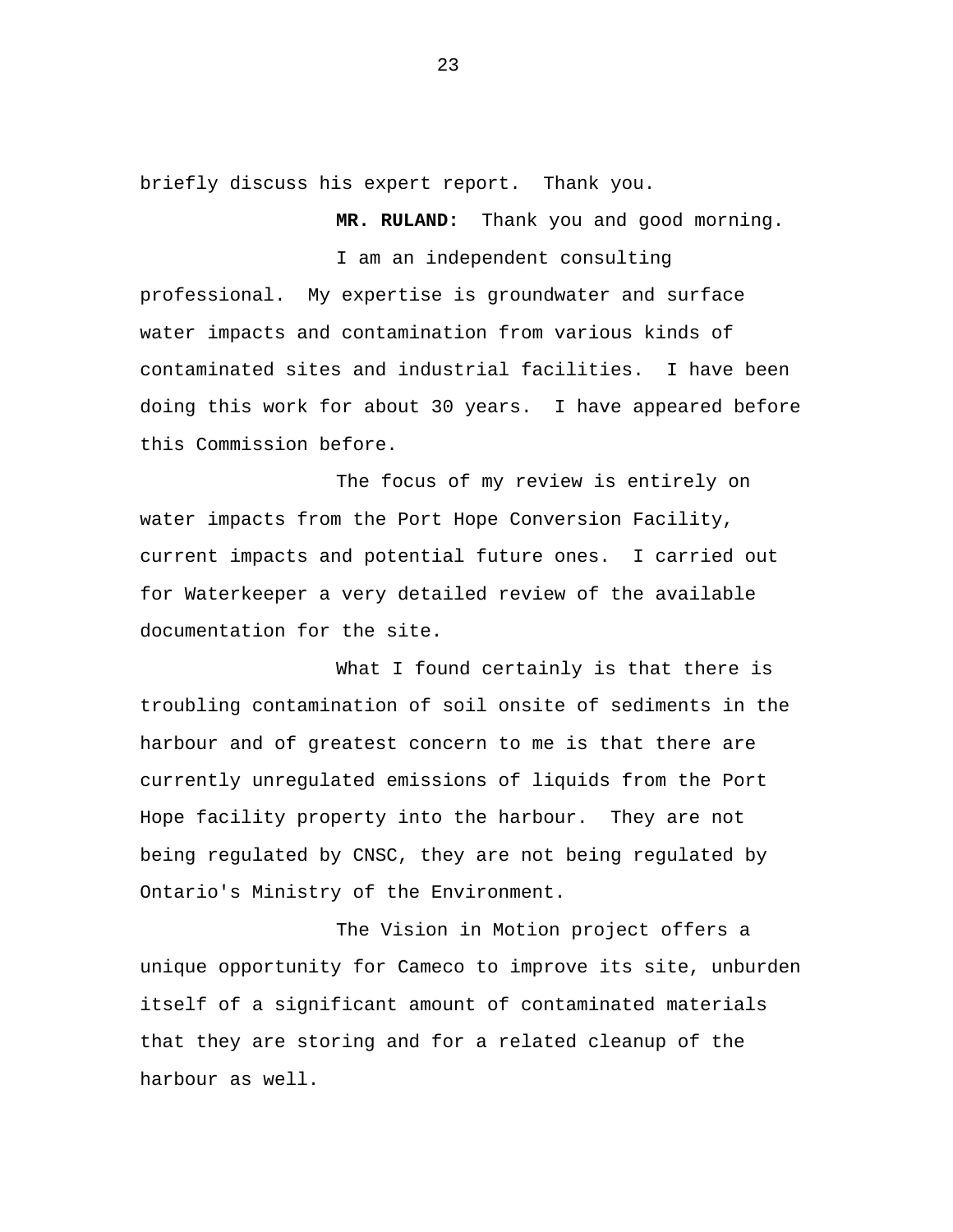briefly discuss his expert report. Thank you.

**MR. RULAND:** Thank you and good morning.

I am an independent consulting professional. My expertise is groundwater and surface water impacts and contamination from various kinds of contaminated sites and industrial facilities. I have been doing this work for about 30 years. I have appeared before this Commission before.

The focus of my review is entirely on water impacts from the Port Hope Conversion Facility, current impacts and potential future ones. I carried out for Waterkeeper a very detailed review of the available documentation for the site.

What I found certainly is that there is troubling contamination of soil onsite of sediments in the harbour and of greatest concern to me is that there are currently unregulated emissions of liquids from the Port Hope facility property into the harbour. They are not being regulated by CNSC, they are not being regulated by Ontario's Ministry of the Environment.

The Vision in Motion project offers a unique opportunity for Cameco to improve its site, unburden itself of a significant amount of contaminated materials that they are storing and for a related cleanup of the harbour as well.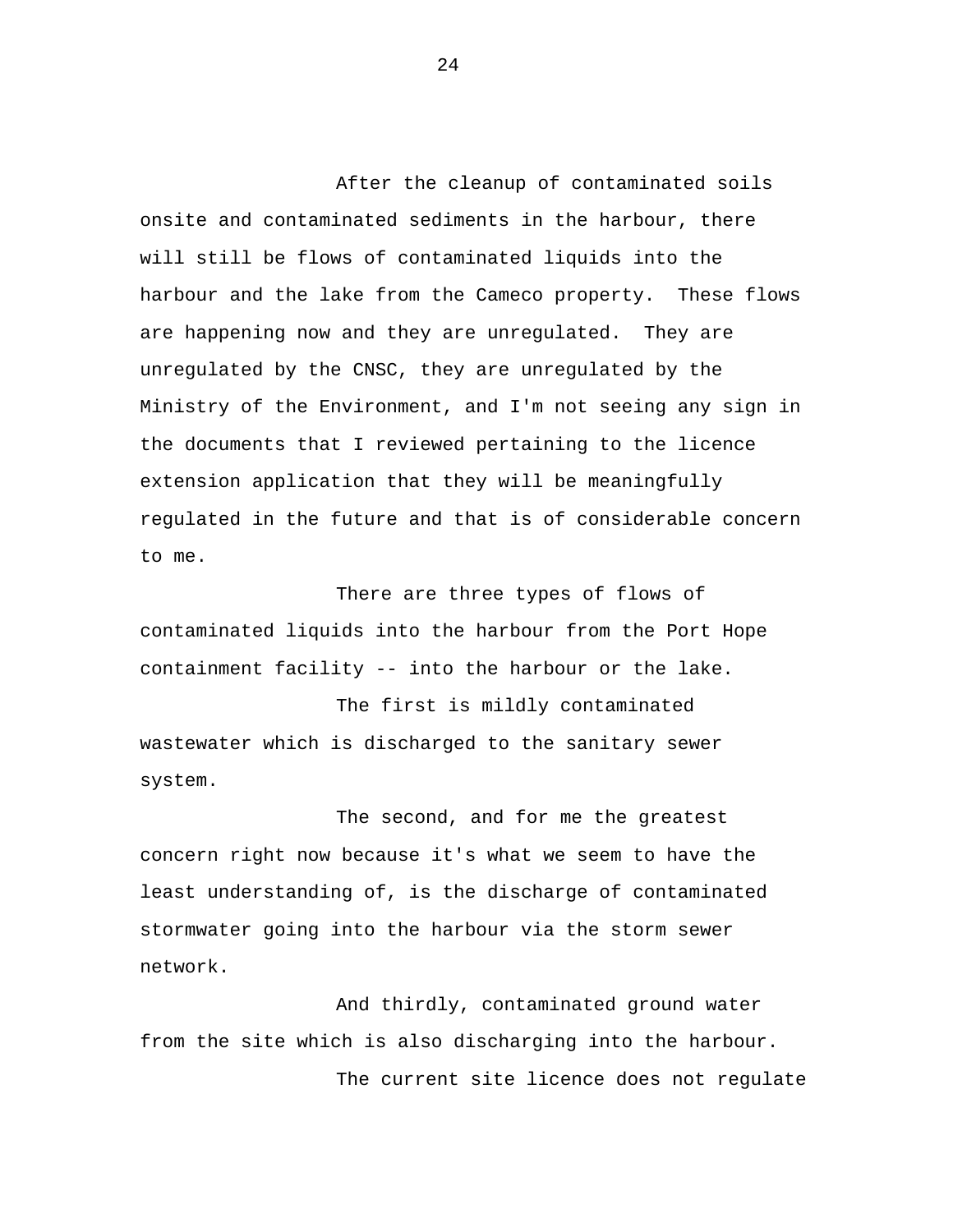After the cleanup of contaminated soils onsite and contaminated sediments in the harbour, there will still be flows of contaminated liquids into the harbour and the lake from the Cameco property. These flows are happening now and they are unregulated. They are unregulated by the CNSC, they are unregulated by the Ministry of the Environment, and I'm not seeing any sign in the documents that I reviewed pertaining to the licence extension application that they will be meaningfully regulated in the future and that is of considerable concern to me.

There are three types of flows of contaminated liquids into the harbour from the Port Hope containment facility -- into the harbour or the lake.

The first is mildly contaminated wastewater which is discharged to the sanitary sewer system.

The second, and for me the greatest concern right now because it's what we seem to have the least understanding of, is the discharge of contaminated stormwater going into the harbour via the storm sewer network.

And thirdly, contaminated ground water from the site which is also discharging into the harbour.

The current site licence does not regulate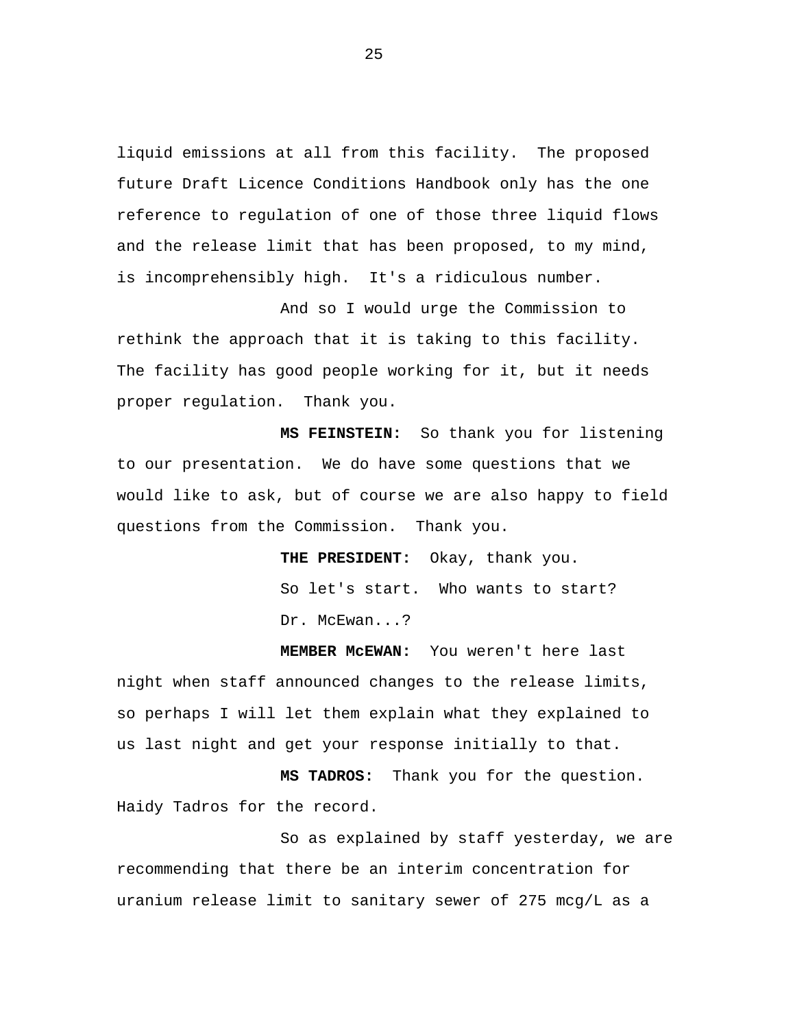liquid emissions at all from this facility. The proposed future Draft Licence Conditions Handbook only has the one reference to regulation of one of those three liquid flows and the release limit that has been proposed, to my mind, is incomprehensibly high. It's a ridiculous number.

And so I would urge the Commission to rethink the approach that it is taking to this facility. The facility has good people working for it, but it needs proper regulation. Thank you.

**MS FEINSTEIN:** So thank you for listening to our presentation. We do have some questions that we would like to ask, but of course we are also happy to field questions from the Commission. Thank you.

**THE PRESIDENT:** Okay, thank you.

So let's start. Who wants to start?

Dr. McEwan...?

**MEMBER McEWAN:** You weren't here last night when staff announced changes to the release limits, so perhaps I will let them explain what they explained to us last night and get your response initially to that.

**MS TADROS:** Thank you for the question. Haidy Tadros for the record.

So as explained by staff yesterday, we are recommending that there be an interim concentration for uranium release limit to sanitary sewer of 275 mcg/L as a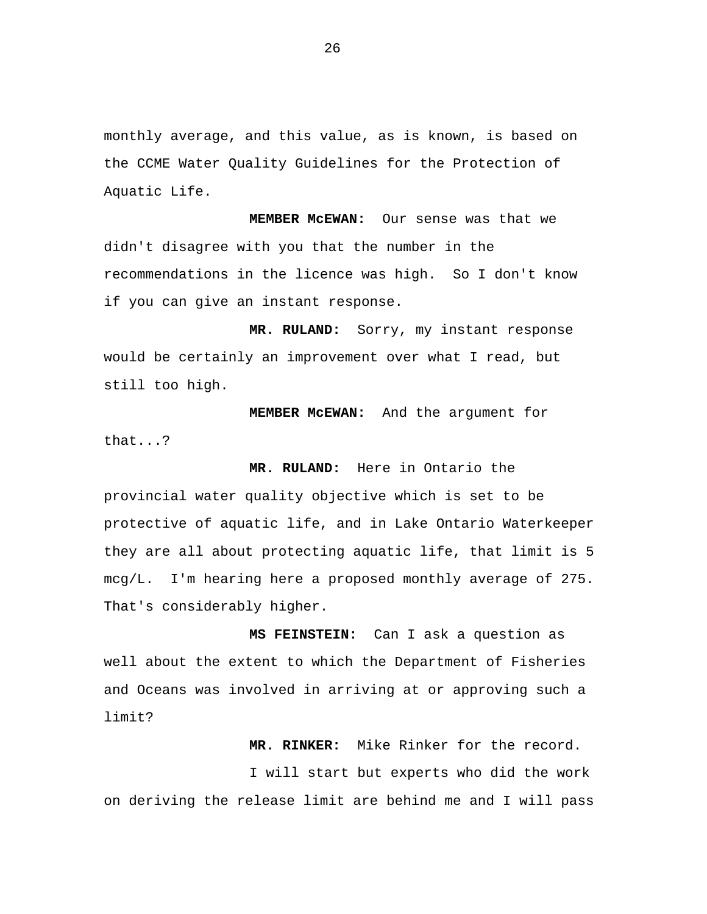monthly average, and this value, as is known, is based on the CCME Water Quality Guidelines for the Protection of Aquatic Life.

**MEMBER McEWAN:** Our sense was that we didn't disagree with you that the number in the recommendations in the licence was high. So I don't know if you can give an instant response.

**MR. RULAND:** Sorry, my instant response would be certainly an improvement over what I read, but still too high.

**MEMBER McEWAN:** And the argument for that...?

**MR. RULAND:** Here in Ontario the provincial water quality objective which is set to be protective of aquatic life, and in Lake Ontario Waterkeeper they are all about protecting aquatic life, that limit is 5 mcg/L. I'm hearing here a proposed monthly average of 275. That's considerably higher.

**MS FEINSTEIN:** Can I ask a question as well about the extent to which the Department of Fisheries and Oceans was involved in arriving at or approving such a limit?

**MR. RINKER:** Mike Rinker for the record.

I will start but experts who did the work on deriving the release limit are behind me and I will pass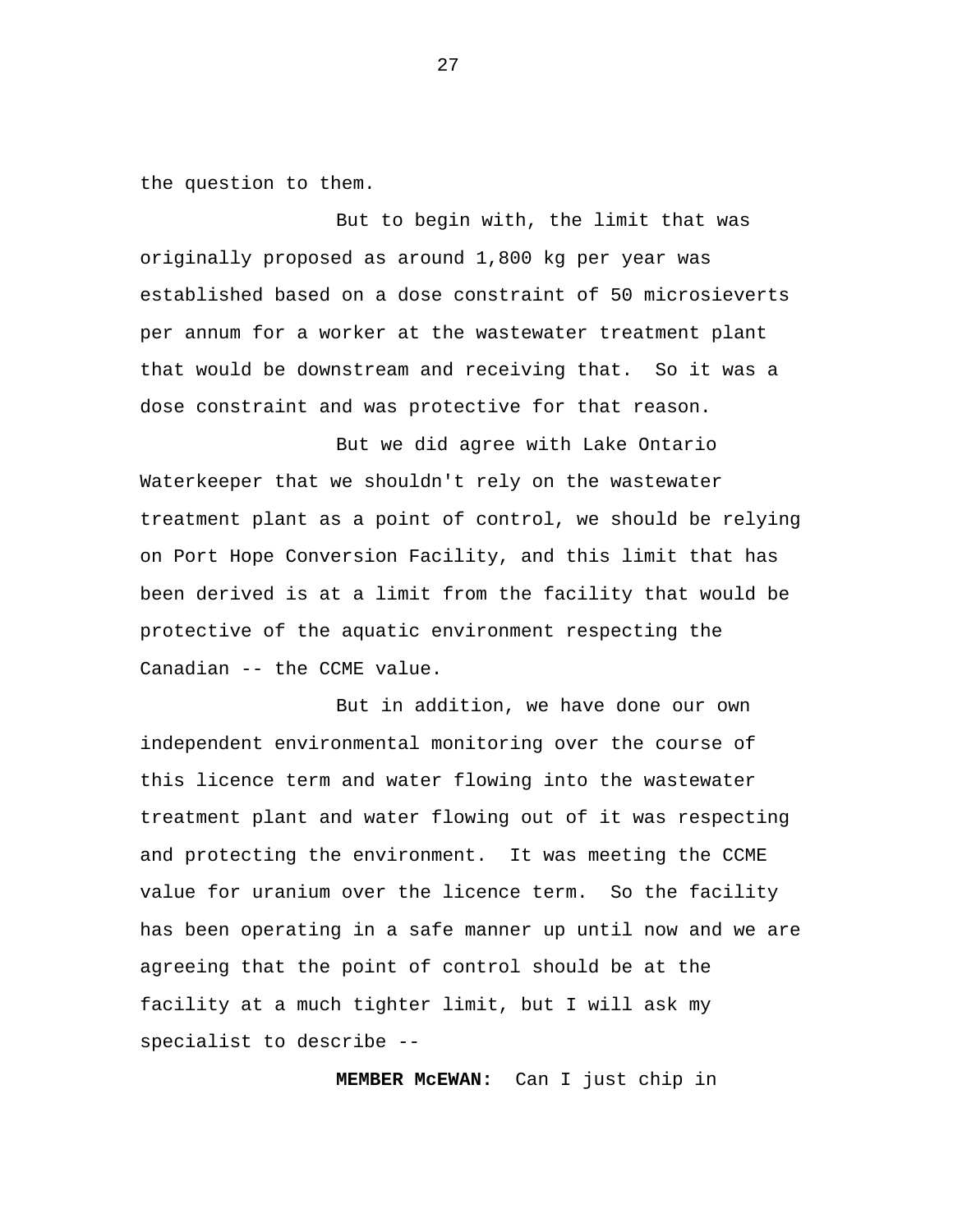the question to them.

But to begin with, the limit that was originally proposed as around 1,800 kg per year was established based on a dose constraint of 50 microsieverts per annum for a worker at the wastewater treatment plant that would be downstream and receiving that. So it was a dose constraint and was protective for that reason.

But we did agree with Lake Ontario Waterkeeper that we shouldn't rely on the wastewater treatment plant as a point of control, we should be relying on Port Hope Conversion Facility, and this limit that has been derived is at a limit from the facility that would be protective of the aquatic environment respecting the Canadian -- the CCME value.

But in addition, we have done our own independent environmental monitoring over the course of this licence term and water flowing into the wastewater treatment plant and water flowing out of it was respecting and protecting the environment. It was meeting the CCME value for uranium over the licence term. So the facility has been operating in a safe manner up until now and we are agreeing that the point of control should be at the facility at a much tighter limit, but I will ask my specialist to describe --

**MEMBER McEWAN:** Can I just chip in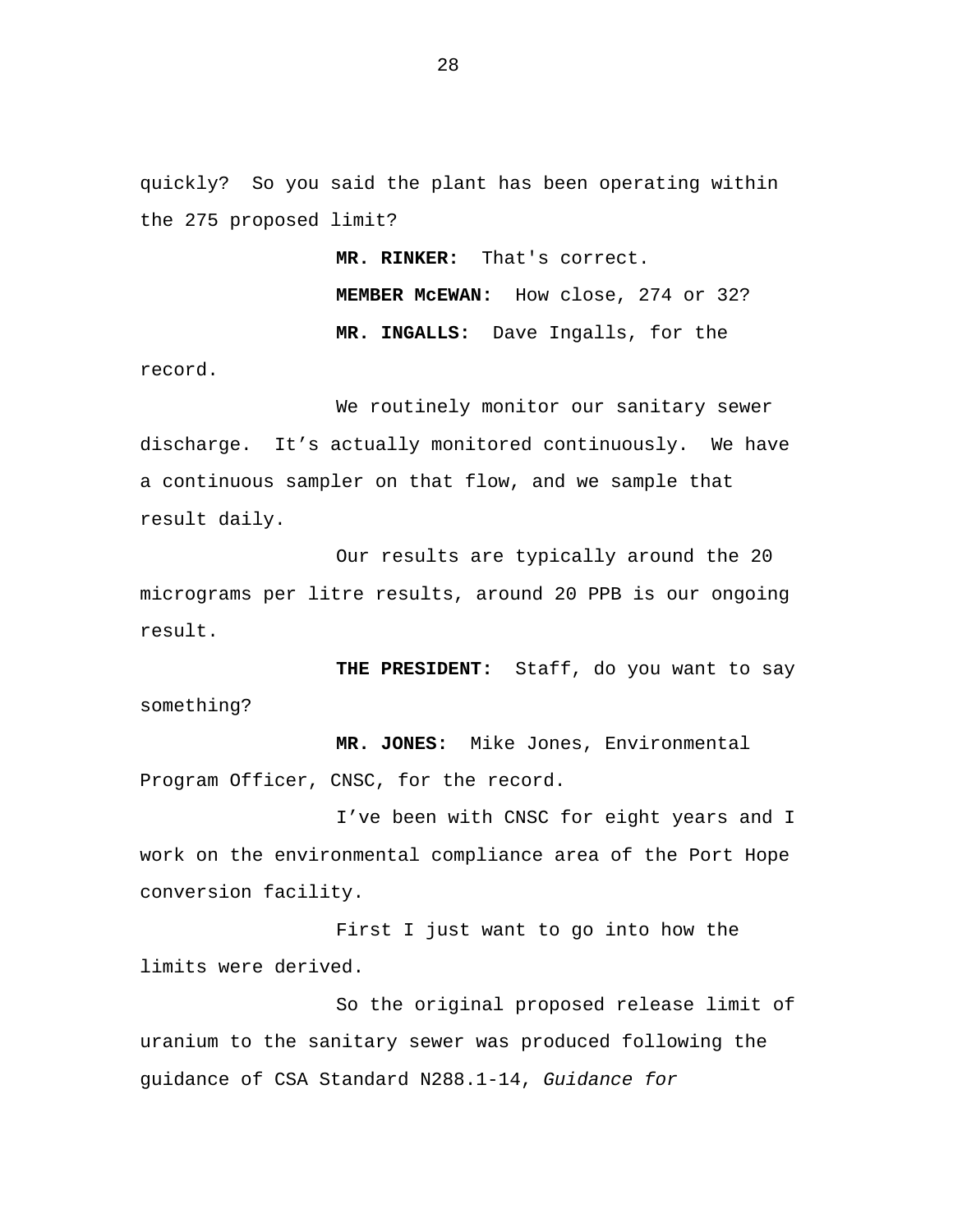quickly? So you said the plant has been operating within the 275 proposed limit?

**MR. RINKER:** That's correct.

**MEMBER McEWAN:** How close, 274 or 32?

**MR. INGALLS:** Dave Ingalls, for the record.

We routinely monitor our sanitary sewer discharge. It's actually monitored continuously. We have a continuous sampler on that flow, and we sample that result daily.

Our results are typically around the 20 micrograms per litre results, around 20 PPB is our ongoing result.

**THE PRESIDENT:** Staff, do you want to say something?

**MR. JONES:** Mike Jones, Environmental Program Officer, CNSC, for the record.

I've been with CNSC for eight years and I work on the environmental compliance area of the Port Hope conversion facility.

First I just want to go into how the limits were derived.

So the original proposed release limit of uranium to the sanitary sewer was produced following the guidance of CSA Standard N288.1-14, *Guidance for*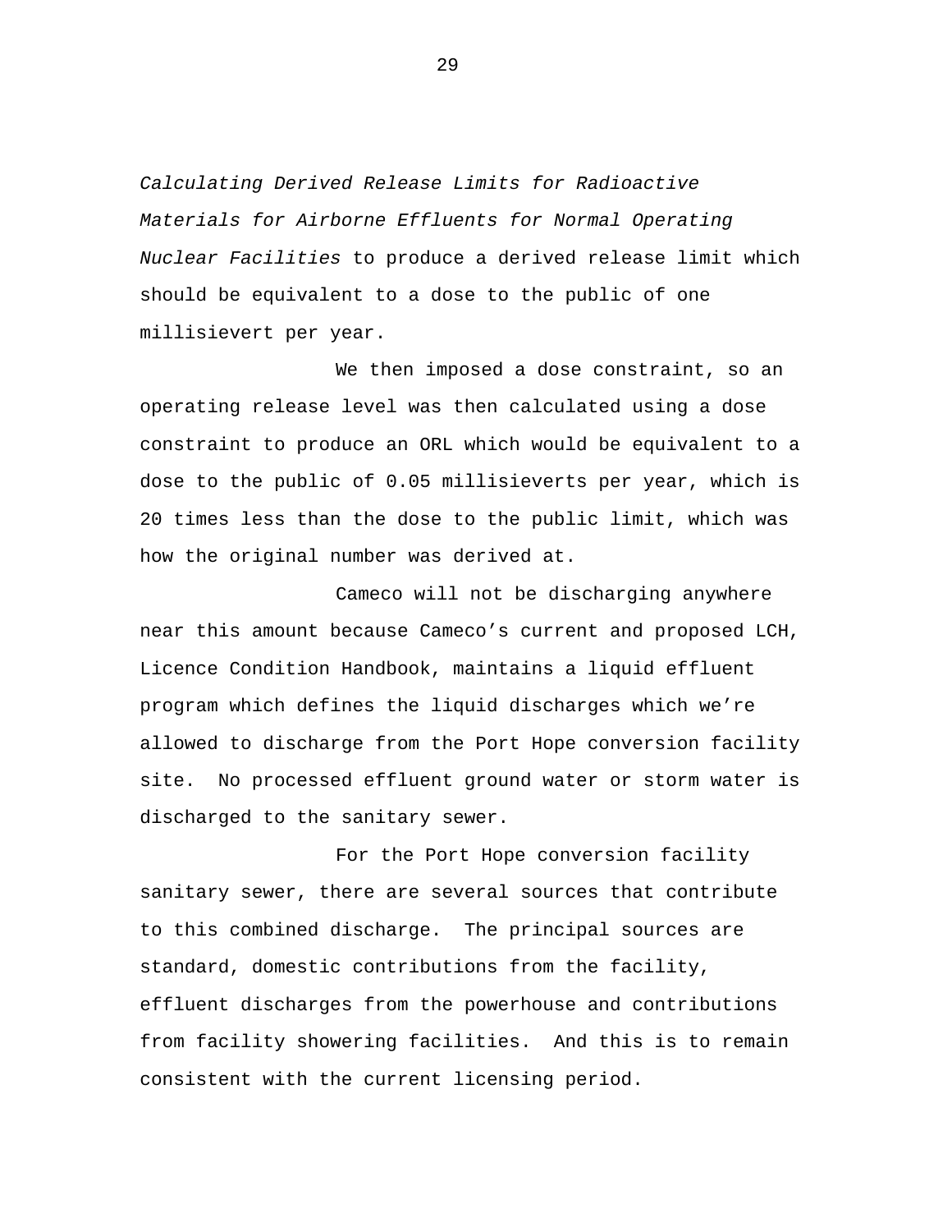*Calculating Derived Release Limits for Radioactive Materials for Airborne Effluents for Normal Operating Nuclear Facilities* to produce a derived release limit which should be equivalent to a dose to the public of one millisievert per year.

We then imposed a dose constraint, so an operating release level was then calculated using a dose constraint to produce an ORL which would be equivalent to a dose to the public of 0.05 millisieverts per year, which is 20 times less than the dose to the public limit, which was how the original number was derived at.

Cameco will not be discharging anywhere near this amount because Cameco’s current and proposed LCH, Licence Condition Handbook, maintains a liquid effluent program which defines the liquid discharges which we’re allowed to discharge from the Port Hope conversion facility site. No processed effluent ground water or storm water is discharged to the sanitary sewer.

For the Port Hope conversion facility sanitary sewer, there are several sources that contribute to this combined discharge. The principal sources are standard, domestic contributions from the facility, effluent discharges from the powerhouse and contributions from facility showering facilities. And this is to remain consistent with the current licensing period.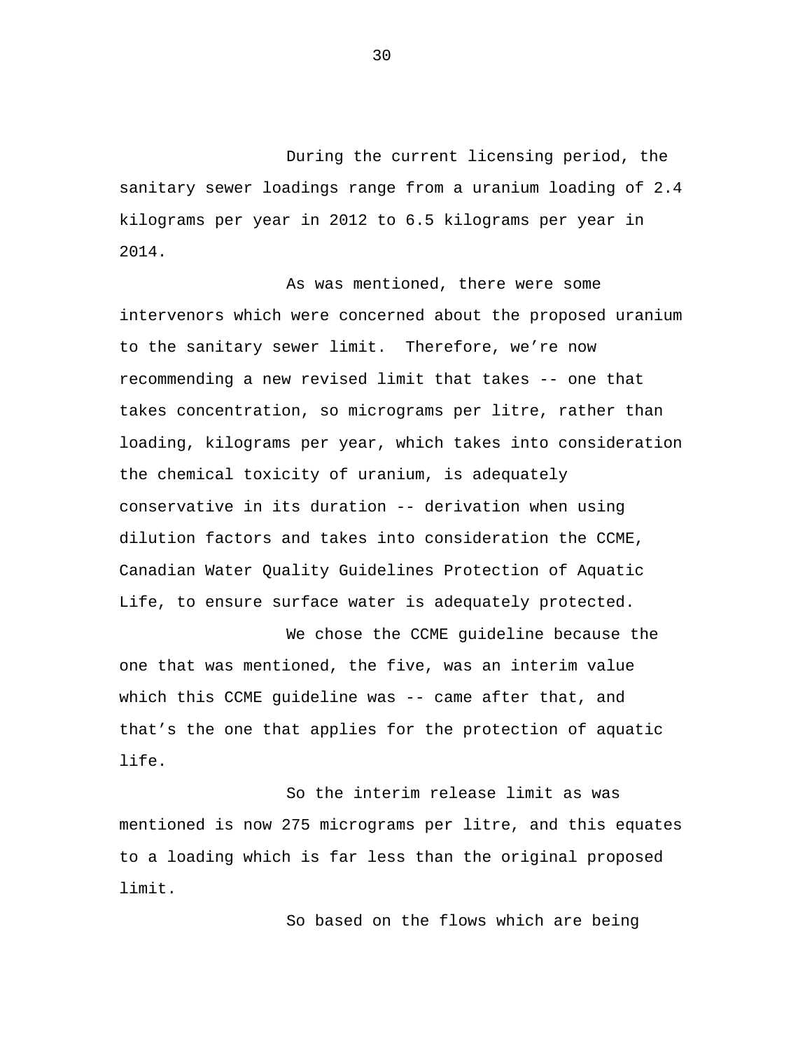During the current licensing period, the sanitary sewer loadings range from a uranium loading of 2.4 kilograms per year in 2012 to 6.5 kilograms per year in 2014.

As was mentioned, there were some intervenors which were concerned about the proposed uranium to the sanitary sewer limit. Therefore, we're now recommending a new revised limit that takes -- one that takes concentration, so micrograms per litre, rather than loading, kilograms per year, which takes into consideration the chemical toxicity of uranium, is adequately conservative in its duration -- derivation when using dilution factors and takes into consideration the CCME, Canadian Water Quality Guidelines Protection of Aquatic Life, to ensure surface water is adequately protected.

We chose the CCME guideline because the one that was mentioned, the five, was an interim value which this CCME guideline was -- came after that, and that's the one that applies for the protection of aquatic life.

So the interim release limit as was mentioned is now 275 micrograms per litre, and this equates to a loading which is far less than the original proposed limit.

So based on the flows which are being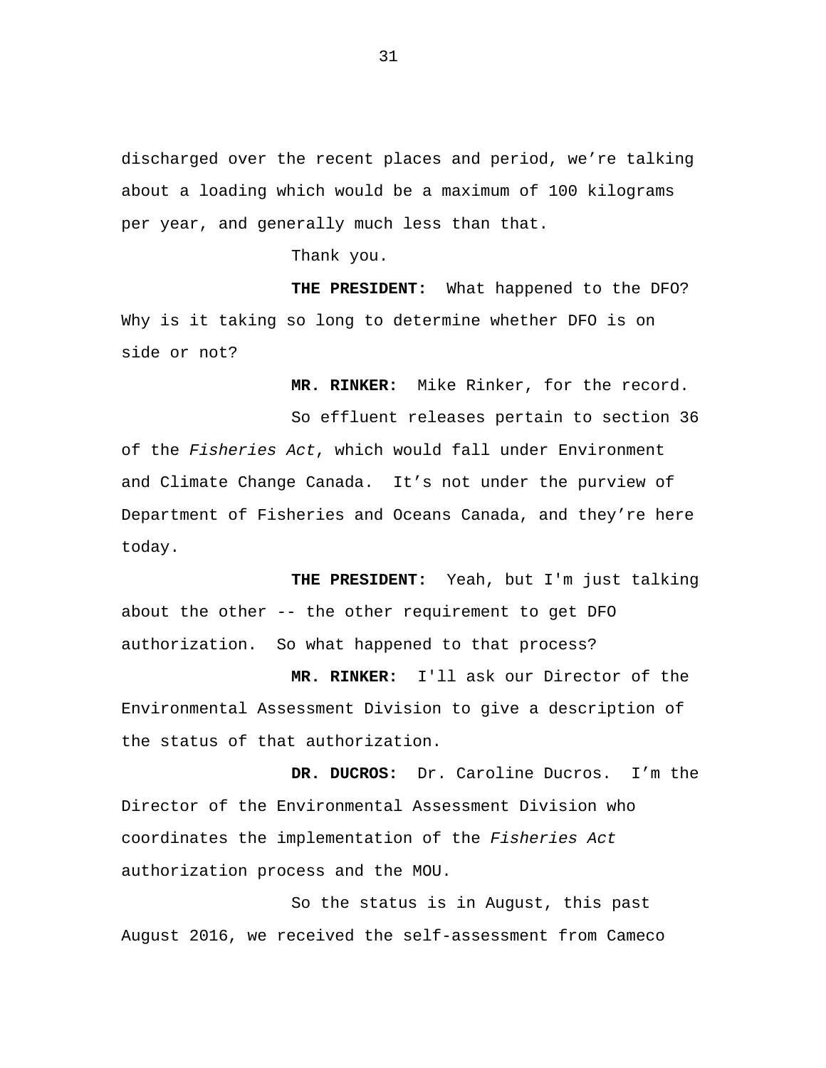discharged over the recent places and period, we’re talking about a loading which would be a maximum of 100 kilograms per year, and generally much less than that.

Thank you.

**THE PRESIDENT:** What happened to the DFO? Why is it taking so long to determine whether DFO is on side or not?

**MR. RINKER:** Mike Rinker, for the record.

So effluent releases pertain to section 36 of the *Fisheries Act*, which would fall under Environment and Climate Change Canada. It’s not under the purview of Department of Fisheries and Oceans Canada, and they’re here today.

**THE PRESIDENT:** Yeah, but I'm just talking about the other -- the other requirement to get DFO authorization. So what happened to that process?

**MR. RINKER:** I'll ask our Director of the Environmental Assessment Division to give a description of the status of that authorization.

**DR. DUCROS:** Dr. Caroline Ducros. I’m the Director of the Environmental Assessment Division who coordinates the implementation of the *Fisheries Act* authorization process and the MOU.

So the status is in August, this past August 2016, we received the self-assessment from Cameco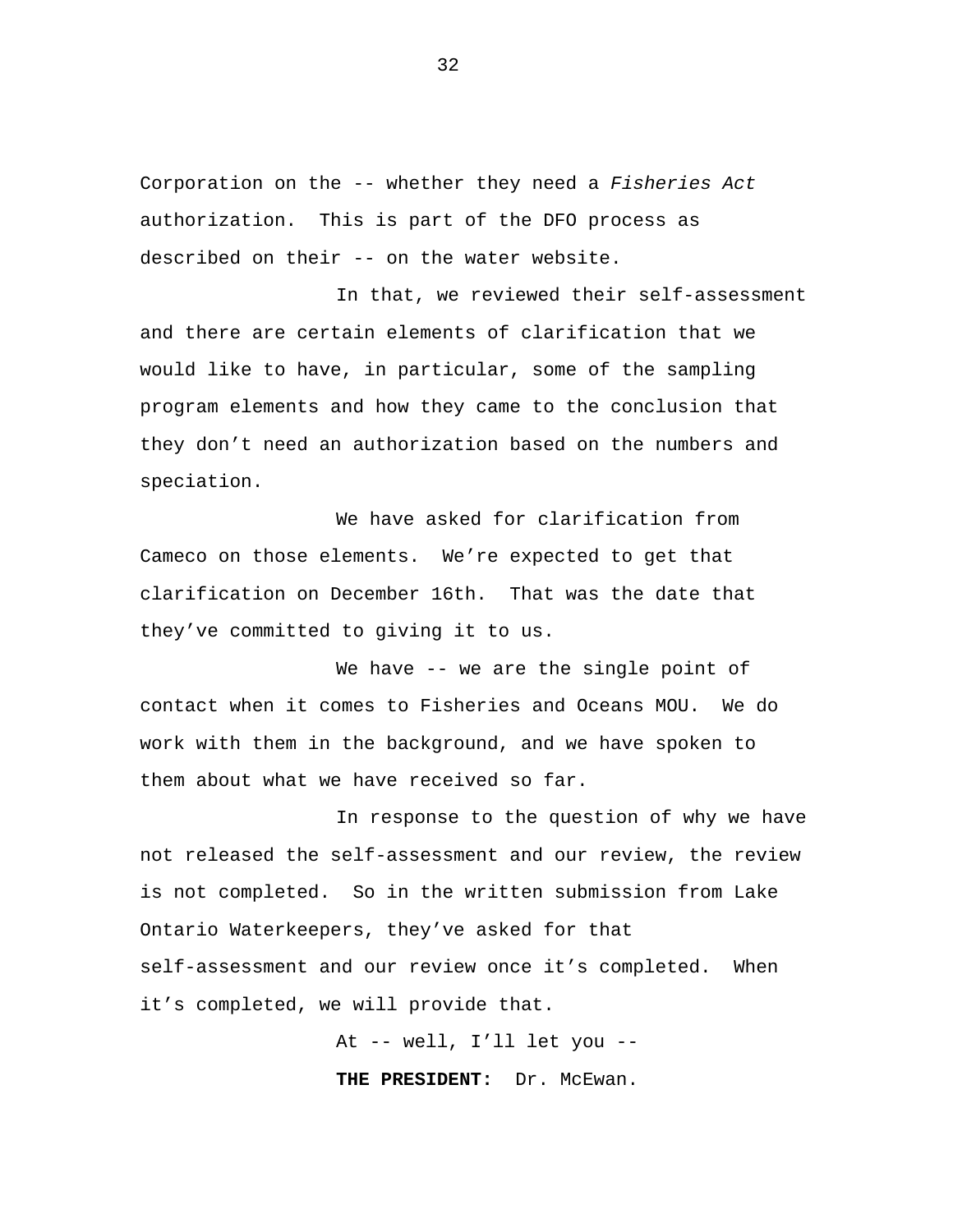Corporation on the -- whether they need a *Fisheries Act* authorization. This is part of the DFO process as described on their -- on the water website.

In that, we reviewed their self-assessment and there are certain elements of clarification that we would like to have, in particular, some of the sampling program elements and how they came to the conclusion that they don't need an authorization based on the numbers and speciation.

We have asked for clarification from Cameco on those elements. We're expected to get that clarification on December 16th. That was the date that they've committed to giving it to us.

We have -- we are the single point of contact when it comes to Fisheries and Oceans MOU. We do work with them in the background, and we have spoken to them about what we have received so far.

In response to the question of why we have not released the self-assessment and our review, the review is not completed. So in the written submission from Lake Ontario Waterkeepers, they've asked for that self-assessment and our review once it's completed. When it's completed, we will provide that.

At -- well, I'll let you --

**THE PRESIDENT:** Dr. McEwan.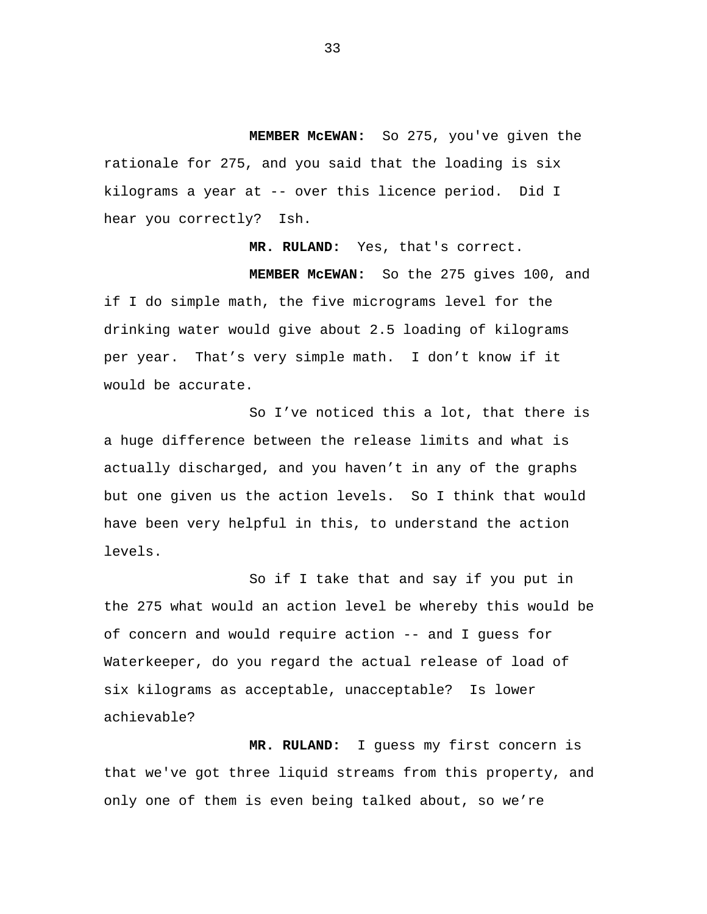**MEMBER McEWAN:** So 275, you've given the rationale for 275, and you said that the loading is six kilograms a year at -- over this licence period. Did I hear you correctly? Ish.

**MR. RULAND:** Yes, that's correct.

**MEMBER McEWAN:** So the 275 gives 100, and if I do simple math, the five micrograms level for the drinking water would give about 2.5 loading of kilograms per year. That’s very simple math. I don’t know if it would be accurate.

So I’ve noticed this a lot, that there is a huge difference between the release limits and what is actually discharged, and you haven’t in any of the graphs but one given us the action levels. So I think that would have been very helpful in this, to understand the action levels.

So if I take that and say if you put in the 275 what would an action level be whereby this would be of concern and would require action -- and I guess for Waterkeeper, do you regard the actual release of load of six kilograms as acceptable, unacceptable? Is lower achievable?

**MR. RULAND:** I guess my first concern is that we've got three liquid streams from this property, and only one of them is even being talked about, so we’re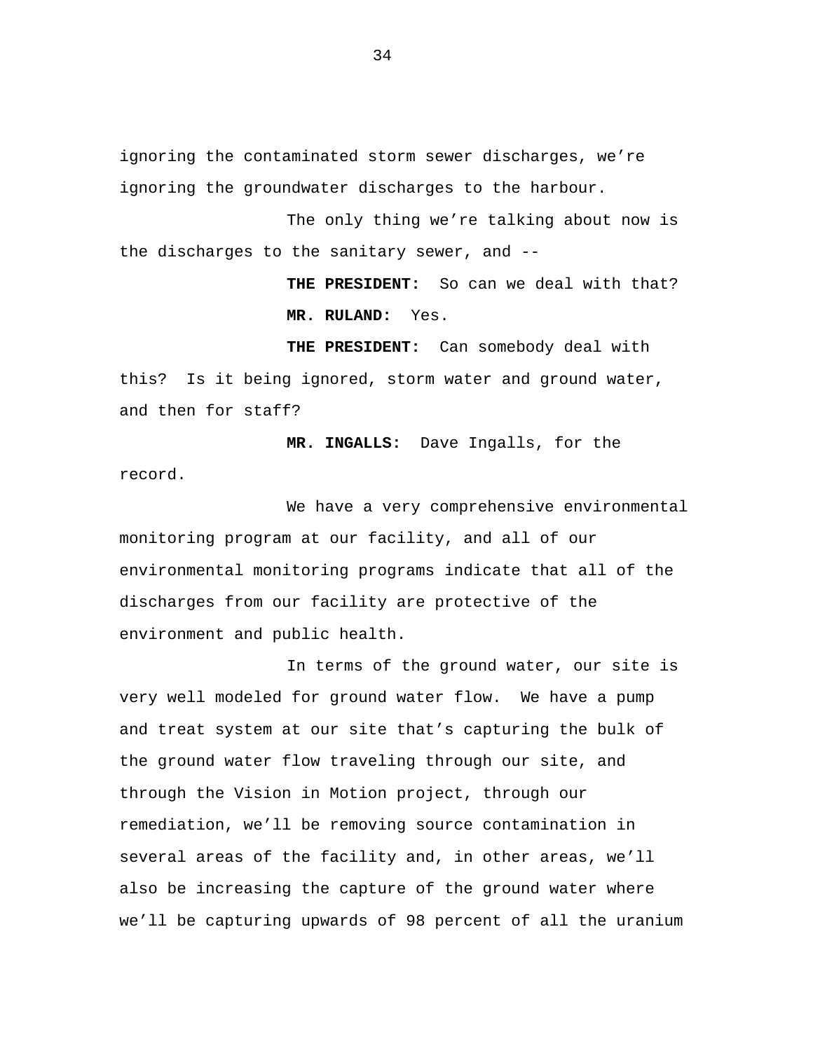ignoring the contaminated storm sewer discharges, we're ignoring the groundwater discharges to the harbour.

The only thing we're talking about now is the discharges to the sanitary sewer, and --

**THE PRESIDENT:** So can we deal with that?

**MR. RULAND:** Yes.

**THE PRESIDENT:** Can somebody deal with this? Is it being ignored, storm water and ground water, and then for staff?

**MR. INGALLS:** Dave Ingalls, for the record.

We have a very comprehensive environmental monitoring program at our facility, and all of our environmental monitoring programs indicate that all of the discharges from our facility are protective of the environment and public health.

In terms of the ground water, our site is very well modeled for ground water flow. We have a pump and treat system at our site that's capturing the bulk of the ground water flow traveling through our site, and through the Vision in Motion project, through our remediation, we'll be removing source contamination in several areas of the facility and, in other areas, we'll also be increasing the capture of the ground water where we'll be capturing upwards of 98 percent of all the uranium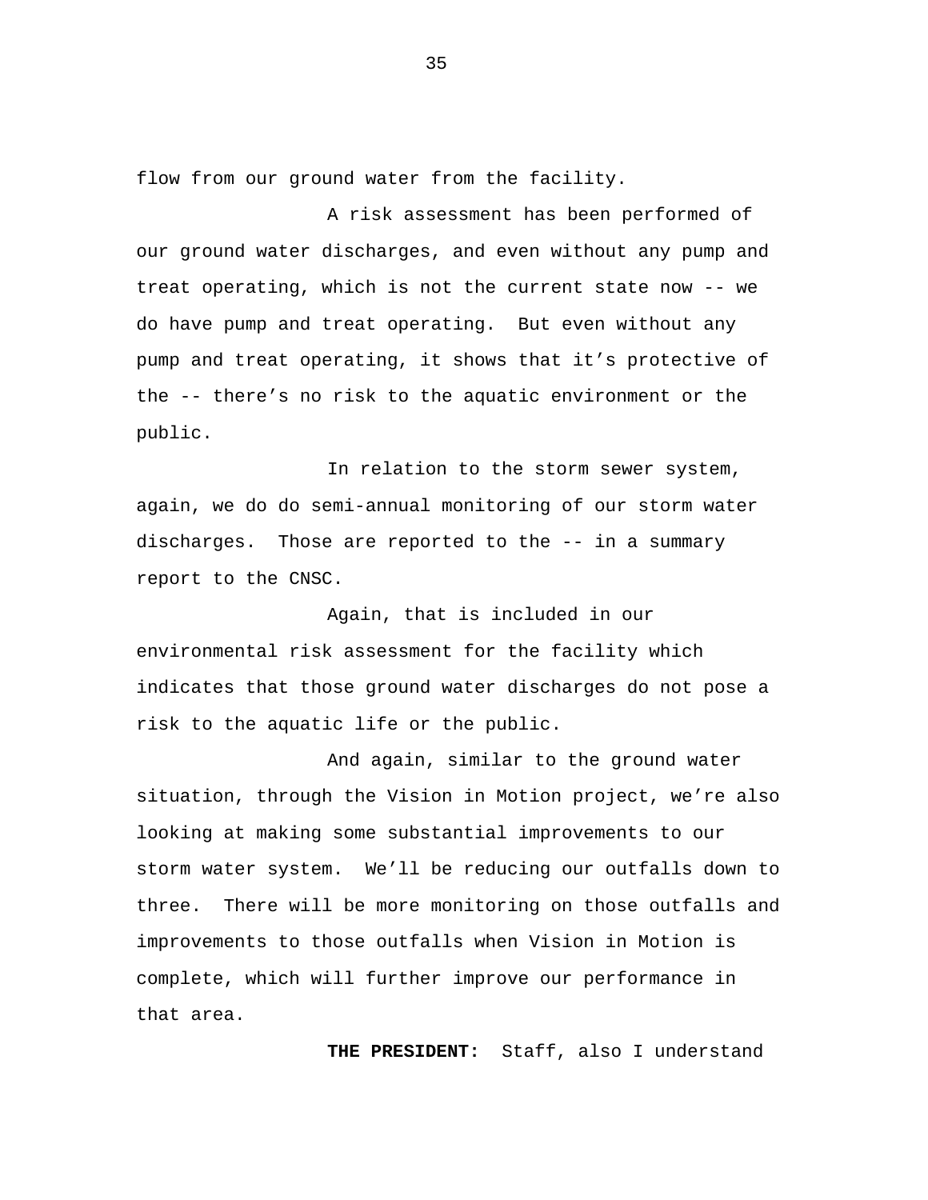flow from our ground water from the facility.

A risk assessment has been performed of our ground water discharges, and even without any pump and treat operating, which is not the current state now -- we do have pump and treat operating. But even without any pump and treat operating, it shows that it’s protective of the -- there’s no risk to the aquatic environment or the public.

In relation to the storm sewer system, again, we do do semi-annual monitoring of our storm water discharges. Those are reported to the -- in a summary report to the CNSC.

Again, that is included in our environmental risk assessment for the facility which indicates that those ground water discharges do not pose a risk to the aquatic life or the public.

And again, similar to the ground water situation, through the Vision in Motion project, we’re also looking at making some substantial improvements to our storm water system. We’ll be reducing our outfalls down to three. There will be more monitoring on those outfalls and improvements to those outfalls when Vision in Motion is complete, which will further improve our performance in that area.

**THE PRESIDENT:** Staff, also I understand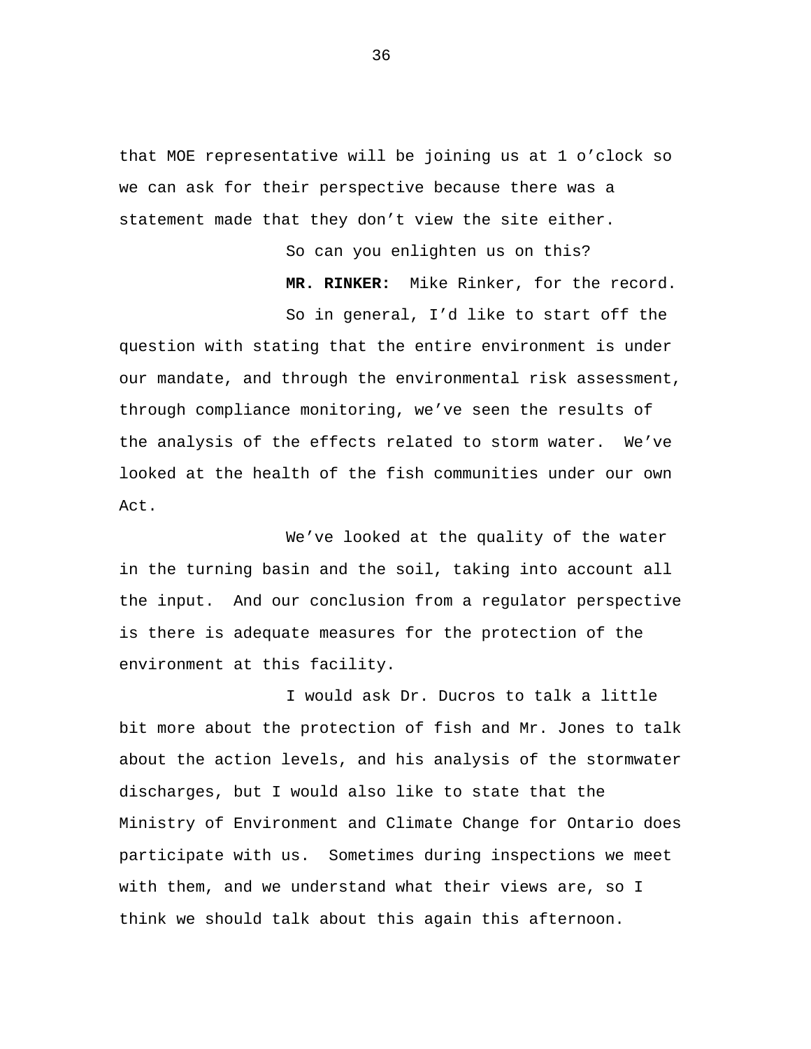that MOE representative will be joining us at 1 o'clock so we can ask for their perspective because there was a statement made that they don't view the site either.

So can you enlighten us on this?

**MR. RINKER:** Mike Rinker, for the record.

So in general, I'd like to start off the question with stating that the entire environment is under our mandate, and through the environmental risk assessment, through compliance monitoring, we've seen the results of the analysis of the effects related to storm water. We've looked at the health of the fish communities under our own Act.

We've looked at the quality of the water in the turning basin and the soil, taking into account all the input. And our conclusion from a regulator perspective is there is adequate measures for the protection of the environment at this facility.

I would ask Dr. Ducros to talk a little bit more about the protection of fish and Mr. Jones to talk about the action levels, and his analysis of the stormwater discharges, but I would also like to state that the Ministry of Environment and Climate Change for Ontario does participate with us. Sometimes during inspections we meet with them, and we understand what their views are, so I think we should talk about this again this afternoon.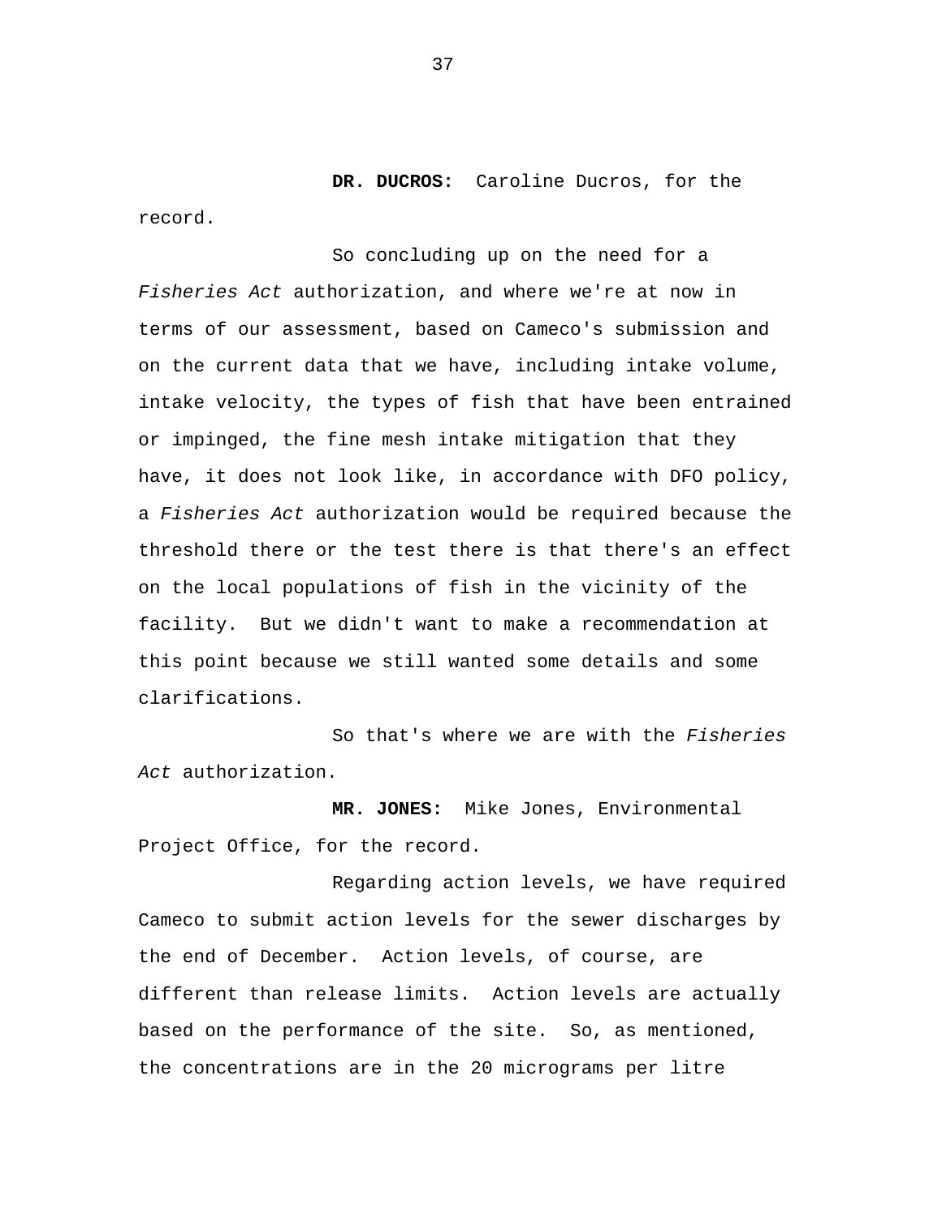**DR. DUCROS:** Caroline Ducros, for the record.

So concluding up on the need for a *Fisheries Act* authorization, and where we're at now in terms of our assessment, based on Cameco's submission and on the current data that we have, including intake volume, intake velocity, the types of fish that have been entrained or impinged, the fine mesh intake mitigation that they have, it does not look like, in accordance with DFO policy, a *Fisheries Act* authorization would be required because the threshold there or the test there is that there's an effect on the local populations of fish in the vicinity of the facility. But we didn't want to make a recommendation at this point because we still wanted some details and some clarifications.

So that's where we are with the *Fisheries Act* authorization.

**MR. JONES:** Mike Jones, Environmental Project Office, for the record.

Regarding action levels, we have required Cameco to submit action levels for the sewer discharges by the end of December. Action levels, of course, are different than release limits. Action levels are actually based on the performance of the site. So, as mentioned, the concentrations are in the 20 micrograms per litre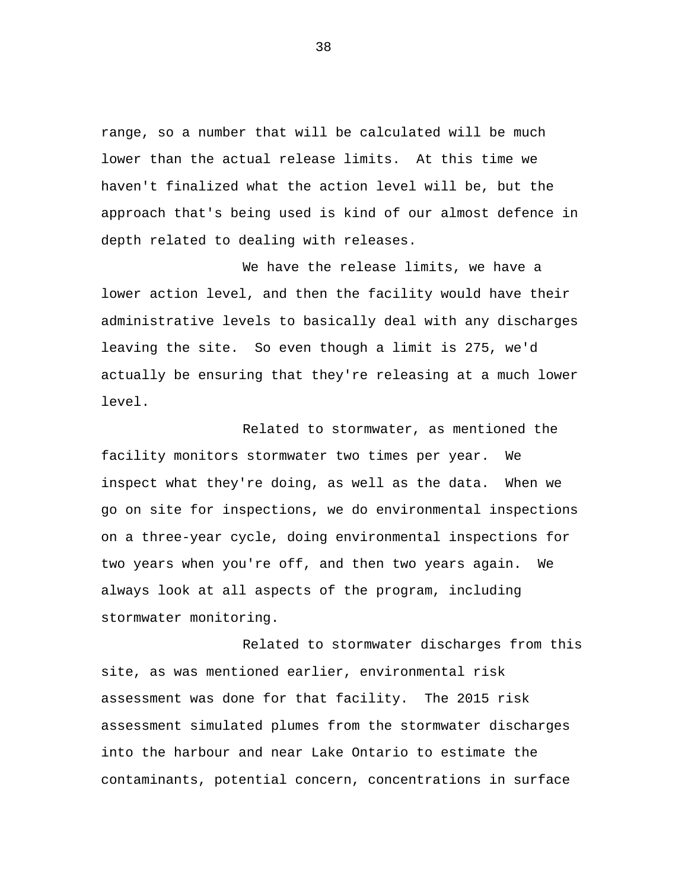range, so a number that will be calculated will be much lower than the actual release limits. At this time we haven't finalized what the action level will be, but the approach that's being used is kind of our almost defence in depth related to dealing with releases.

We have the release limits, we have a lower action level, and then the facility would have their administrative levels to basically deal with any discharges leaving the site. So even though a limit is 275, we'd actually be ensuring that they're releasing at a much lower level.

Related to stormwater, as mentioned the facility monitors stormwater two times per year. We inspect what they're doing, as well as the data. When we go on site for inspections, we do environmental inspections on a three-year cycle, doing environmental inspections for two years when you're off, and then two years again. We always look at all aspects of the program, including stormwater monitoring.

Related to stormwater discharges from this site, as was mentioned earlier, environmental risk assessment was done for that facility. The 2015 risk assessment simulated plumes from the stormwater discharges into the harbour and near Lake Ontario to estimate the contaminants, potential concern, concentrations in surface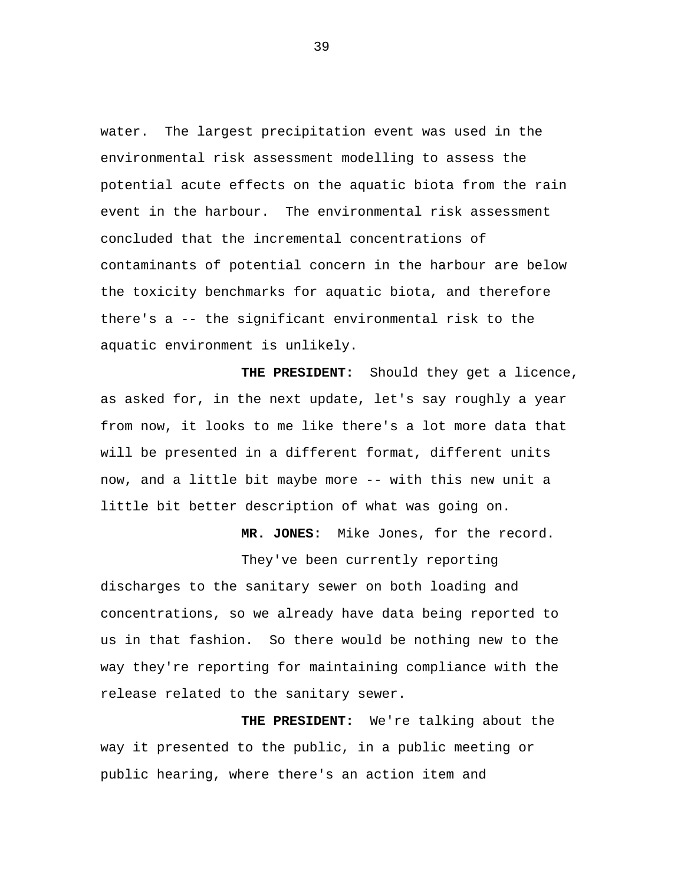water. The largest precipitation event was used in the environmental risk assessment modelling to assess the potential acute effects on the aquatic biota from the rain event in the harbour. The environmental risk assessment concluded that the incremental concentrations of contaminants of potential concern in the harbour are below the toxicity benchmarks for aquatic biota, and therefore there's a -- the significant environmental risk to the aquatic environment is unlikely.

**THE PRESIDENT:** Should they get a licence, as asked for, in the next update, let's say roughly a year from now, it looks to me like there's a lot more data that will be presented in a different format, different units now, and a little bit maybe more -- with this new unit a little bit better description of what was going on.

**MR. JONES:** Mike Jones, for the record.

They've been currently reporting discharges to the sanitary sewer on both loading and concentrations, so we already have data being reported to us in that fashion. So there would be nothing new to the way they're reporting for maintaining compliance with the release related to the sanitary sewer.

**THE PRESIDENT:** We're talking about the way it presented to the public, in a public meeting or public hearing, where there's an action item and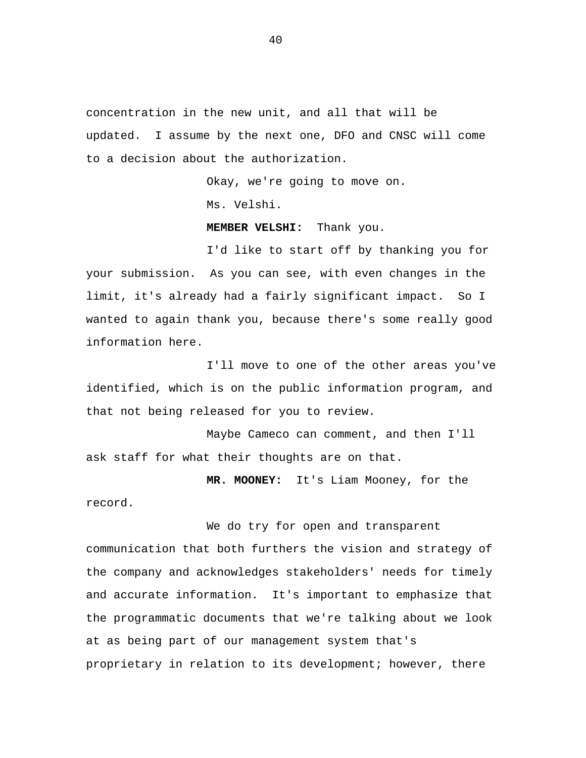concentration in the new unit, and all that will be updated. I assume by the next one, DFO and CNSC will come to a decision about the authorization.

Okay, we're going to move on.

Ms. Velshi.

**MEMBER VELSHI:** Thank you.

I'd like to start off by thanking you for your submission. As you can see, with even changes in the limit, it's already had a fairly significant impact. So I wanted to again thank you, because there's some really good information here.

I'll move to one of the other areas you've identified, which is on the public information program, and that not being released for you to review.

Maybe Cameco can comment, and then I'll ask staff for what their thoughts are on that.

**MR. MOONEY:** It's Liam Mooney, for the record.

We do try for open and transparent communication that both furthers the vision and strategy of the company and acknowledges stakeholders' needs for timely and accurate information. It's important to emphasize that the programmatic documents that we're talking about we look at as being part of our management system that's proprietary in relation to its development; however, there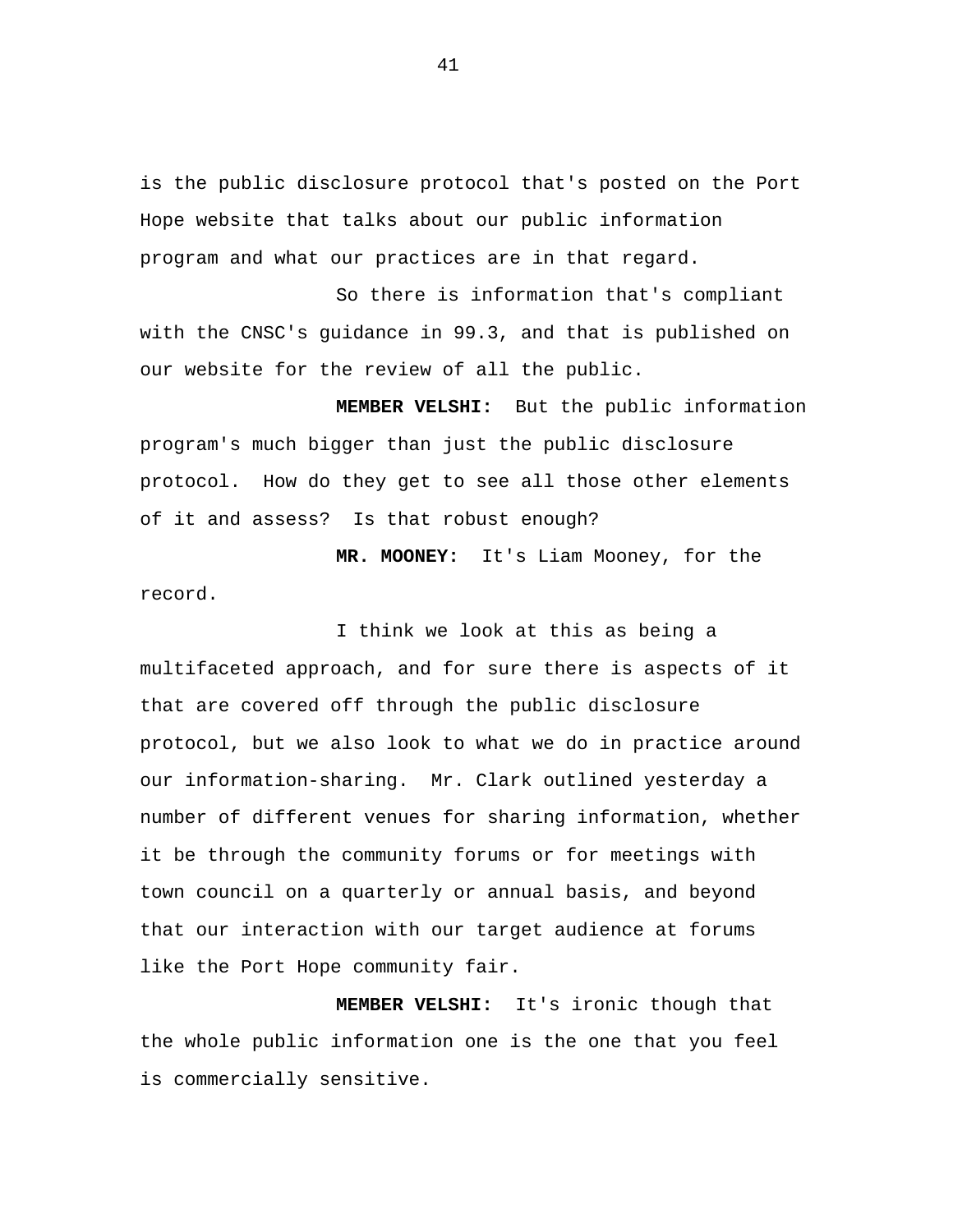is the public disclosure protocol that's posted on the Port Hope website that talks about our public information program and what our practices are in that regard.

So there is information that's compliant with the CNSC's guidance in 99.3, and that is published on our website for the review of all the public.

**MEMBER VELSHI:** But the public information program's much bigger than just the public disclosure protocol. How do they get to see all those other elements of it and assess? Is that robust enough?

**MR. MOONEY:** It's Liam Mooney, for the record.

I think we look at this as being a multifaceted approach, and for sure there is aspects of it that are covered off through the public disclosure protocol, but we also look to what we do in practice around our information-sharing. Mr. Clark outlined yesterday a number of different venues for sharing information, whether it be through the community forums or for meetings with town council on a quarterly or annual basis, and beyond that our interaction with our target audience at forums like the Port Hope community fair.

**MEMBER VELSHI:** It's ironic though that the whole public information one is the one that you feel is commercially sensitive.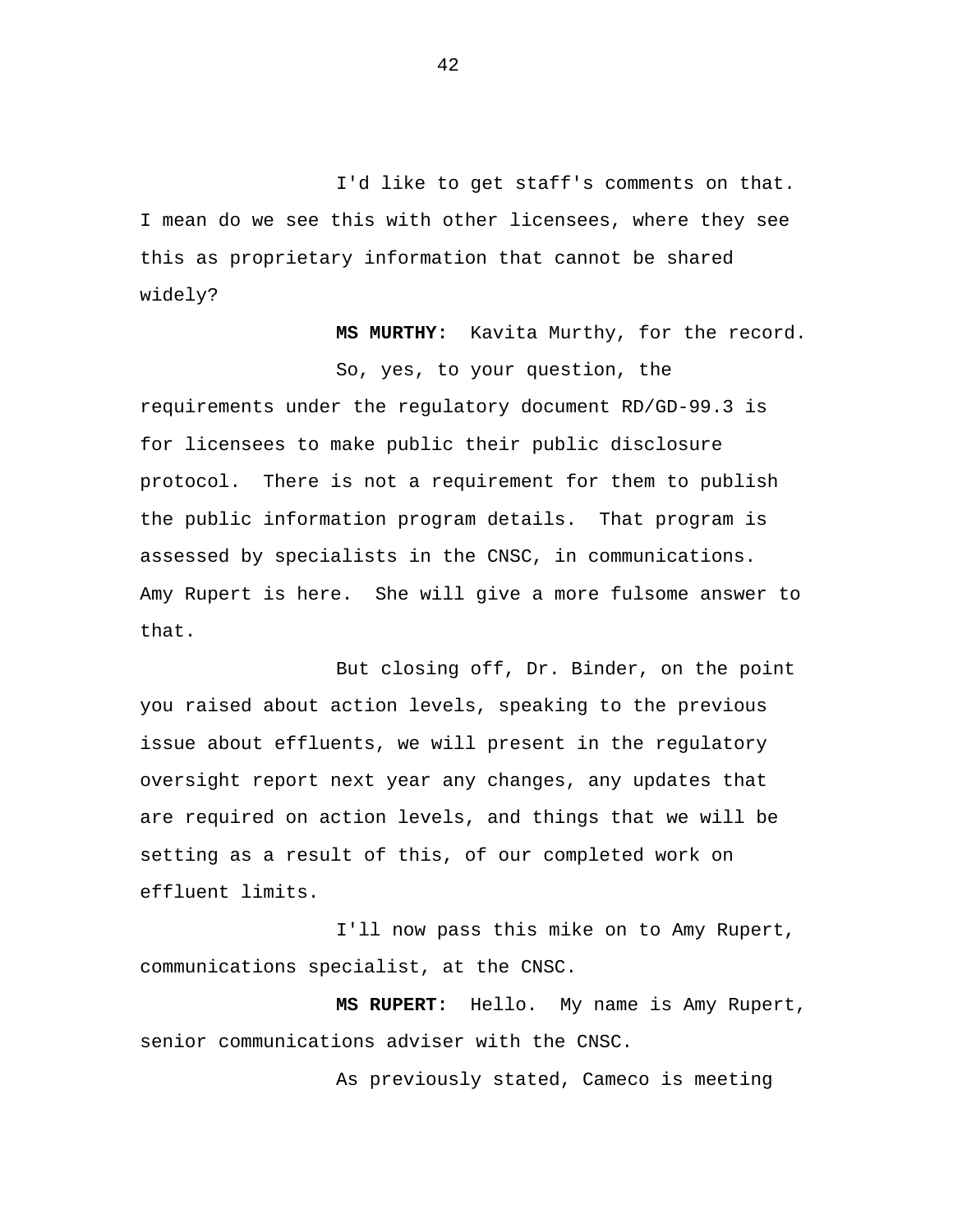I'd like to get staff's comments on that. I mean do we see this with other licensees, where they see this as proprietary information that cannot be shared widely?

**MS MURTHY:** Kavita Murthy, for the record.

So, yes, to your question, the requirements under the regulatory document RD/GD-99.3 is for licensees to make public their public disclosure protocol. There is not a requirement for them to publish the public information program details. That program is assessed by specialists in the CNSC, in communications. Amy Rupert is here. She will give a more fulsome answer to that.

But closing off, Dr. Binder, on the point you raised about action levels, speaking to the previous issue about effluents, we will present in the regulatory oversight report next year any changes, any updates that are required on action levels, and things that we will be setting as a result of this, of our completed work on effluent limits.

I'll now pass this mike on to Amy Rupert, communications specialist, at the CNSC.

**MS RUPERT:** Hello. My name is Amy Rupert, senior communications adviser with the CNSC.

As previously stated, Cameco is meeting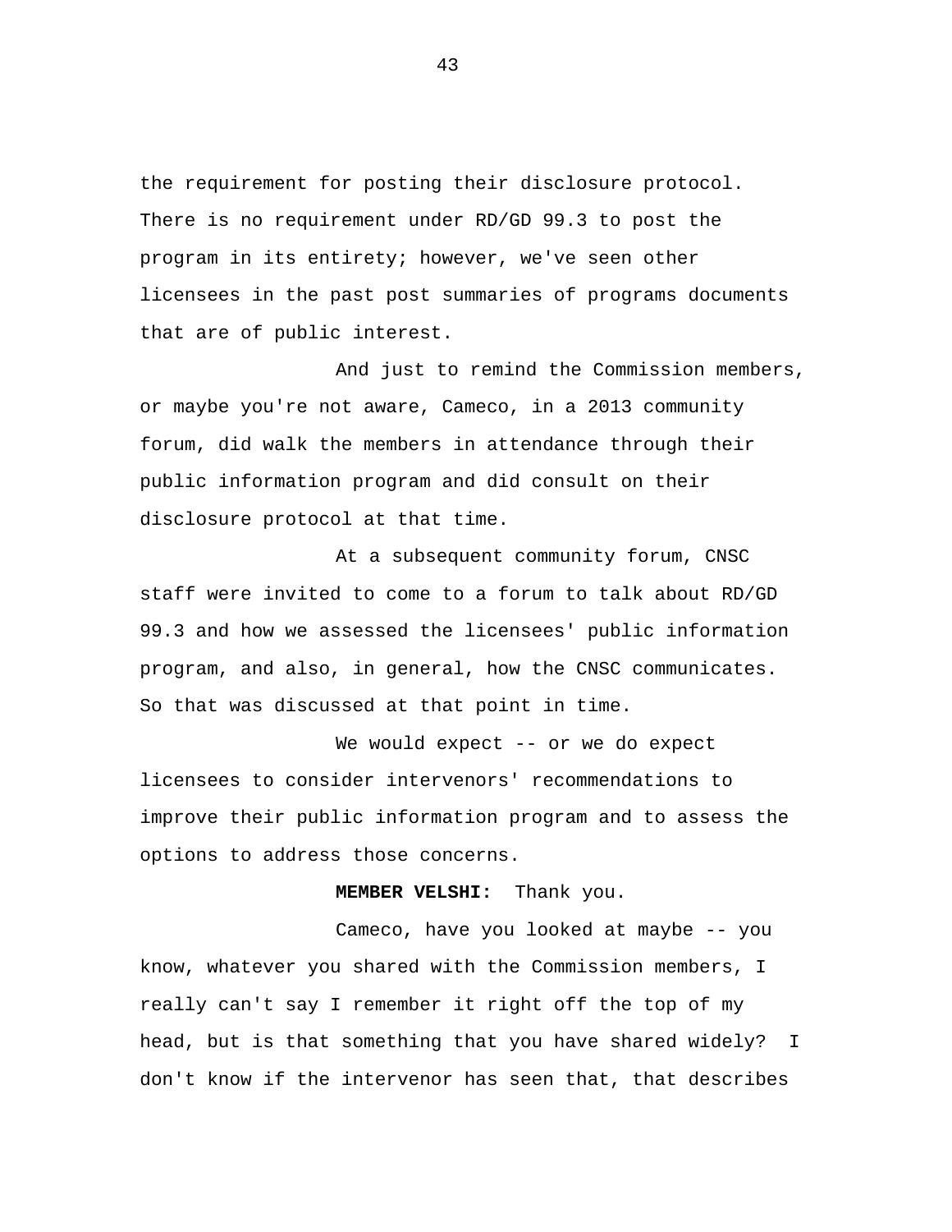the requirement for posting their disclosure protocol. There is no requirement under RD/GD 99.3 to post the program in its entirety; however, we've seen other licensees in the past post summaries of programs documents that are of public interest.

And just to remind the Commission members, or maybe you're not aware, Cameco, in a 2013 community forum, did walk the members in attendance through their public information program and did consult on their disclosure protocol at that time.

At a subsequent community forum, CNSC staff were invited to come to a forum to talk about RD/GD 99.3 and how we assessed the licensees' public information program, and also, in general, how the CNSC communicates. So that was discussed at that point in time.

We would expect -- or we do expect licensees to consider intervenors' recommendations to improve their public information program and to assess the options to address those concerns.

**MEMBER VELSHI:** Thank you.

Cameco, have you looked at maybe -- you know, whatever you shared with the Commission members, I really can't say I remember it right off the top of my head, but is that something that you have shared widely? I don't know if the intervenor has seen that, that describes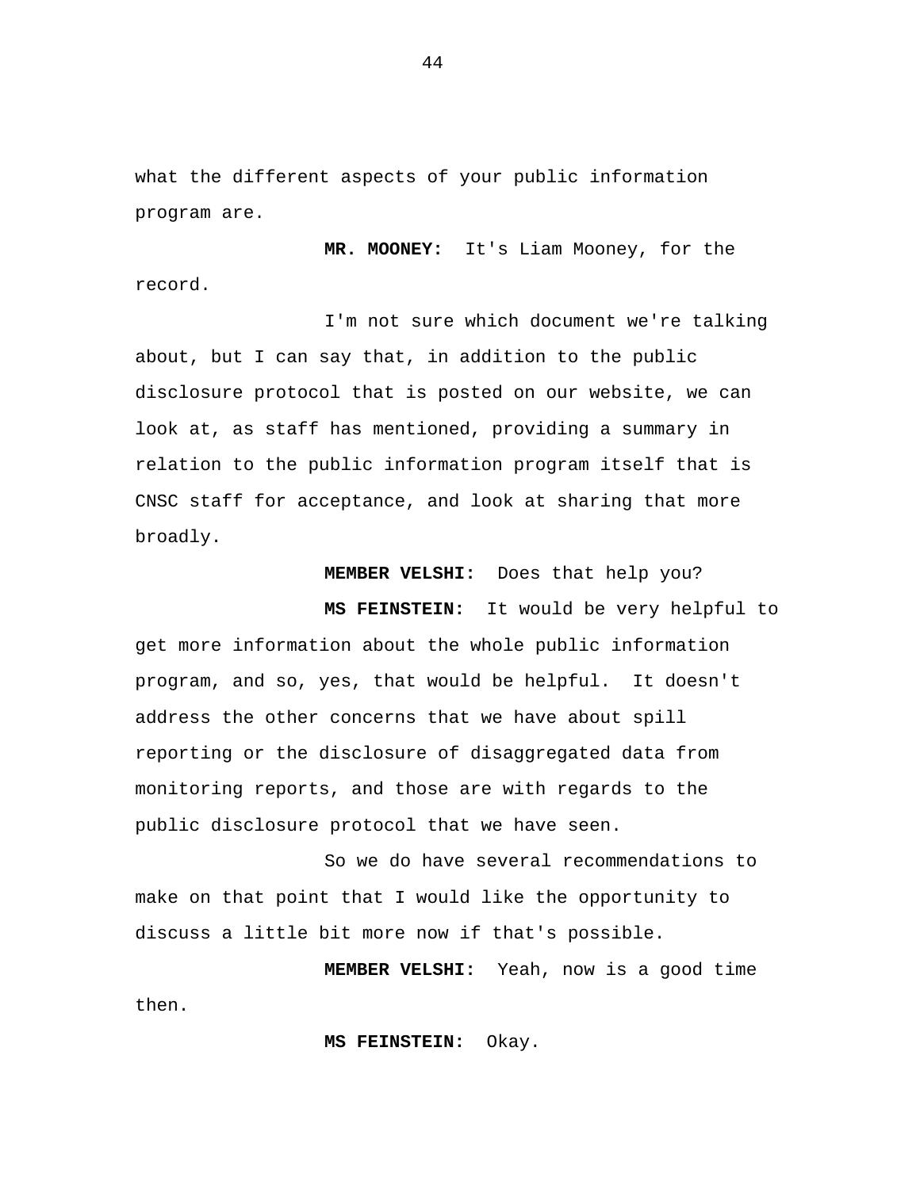what the different aspects of your public information program are.

**MR. MOONEY:** It's Liam Mooney, for the record.

I'm not sure which document we're talking about, but I can say that, in addition to the public disclosure protocol that is posted on our website, we can look at, as staff has mentioned, providing a summary in relation to the public information program itself that is CNSC staff for acceptance, and look at sharing that more broadly.

**MEMBER VELSHI:** Does that help you?

**MS FEINSTEIN:** It would be very helpful to get more information about the whole public information program, and so, yes, that would be helpful. It doesn't address the other concerns that we have about spill reporting or the disclosure of disaggregated data from monitoring reports, and those are with regards to the public disclosure protocol that we have seen.

So we do have several recommendations to make on that point that I would like the opportunity to discuss a little bit more now if that's possible.

**MEMBER VELSHI:** Yeah, now is a good time then.

**MS FEINSTEIN:** Okay.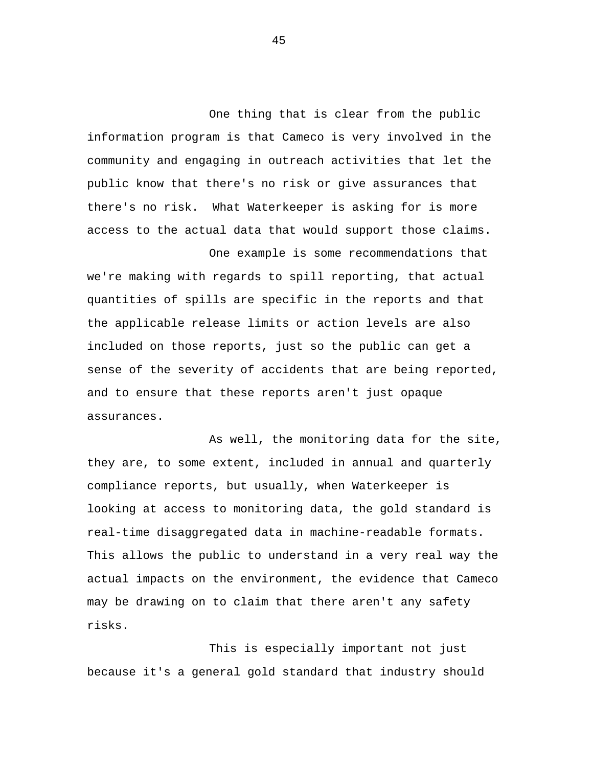One thing that is clear from the public information program is that Cameco is very involved in the community and engaging in outreach activities that let the public know that there's no risk or give assurances that there's no risk. What Waterkeeper is asking for is more access to the actual data that would support those claims.

One example is some recommendations that we're making with regards to spill reporting, that actual quantities of spills are specific in the reports and that the applicable release limits or action levels are also included on those reports, just so the public can get a sense of the severity of accidents that are being reported, and to ensure that these reports aren't just opaque assurances.

As well, the monitoring data for the site, they are, to some extent, included in annual and quarterly compliance reports, but usually, when Waterkeeper is looking at access to monitoring data, the gold standard is real-time disaggregated data in machine-readable formats. This allows the public to understand in a very real way the actual impacts on the environment, the evidence that Cameco may be drawing on to claim that there aren't any safety risks.

This is especially important not just because it's a general gold standard that industry should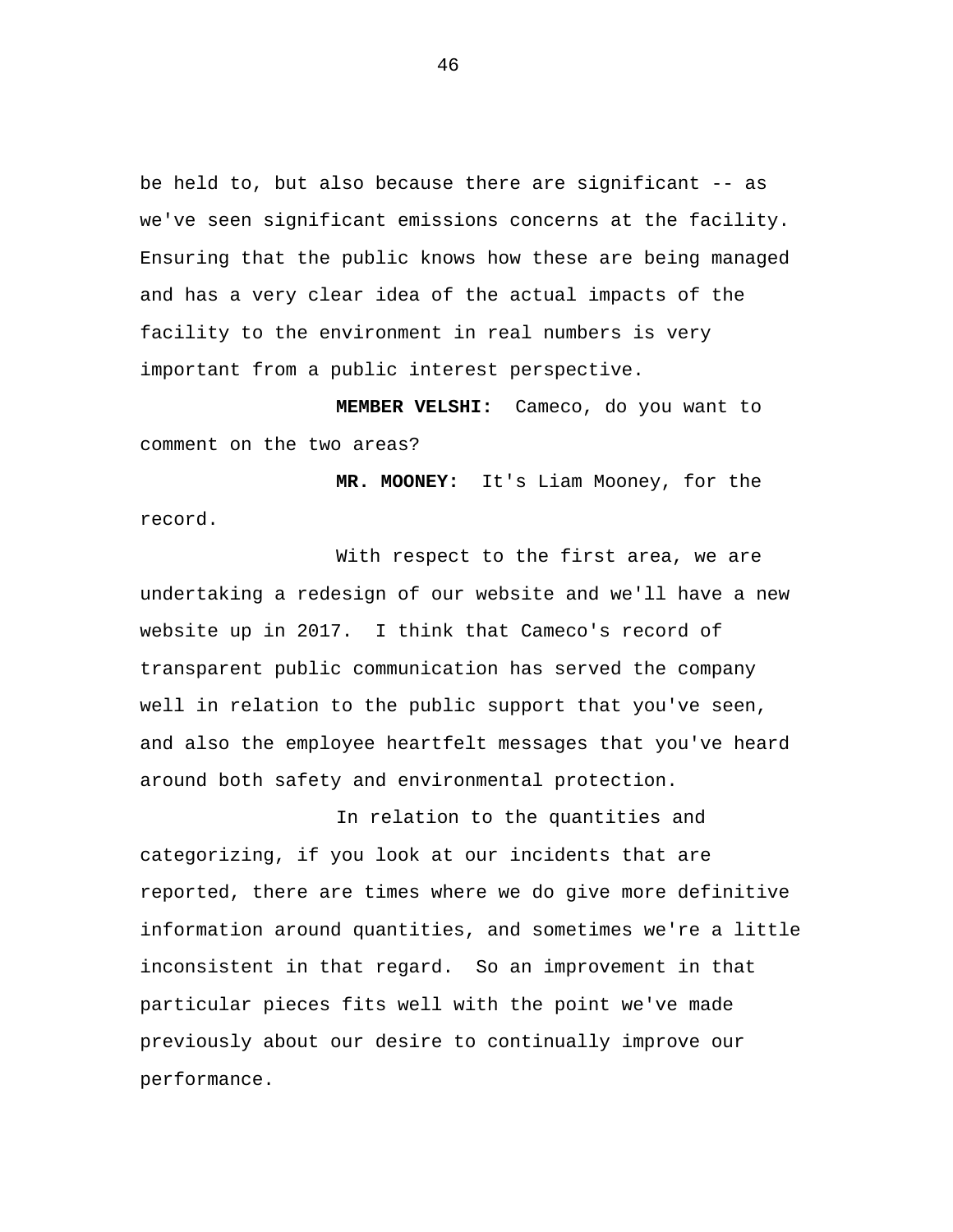be held to, but also because there are significant -- as we've seen significant emissions concerns at the facility. Ensuring that the public knows how these are being managed and has a very clear idea of the actual impacts of the facility to the environment in real numbers is very important from a public interest perspective.

**MEMBER VELSHI:** Cameco, do you want to comment on the two areas?

**MR. MOONEY:** It's Liam Mooney, for the record.

With respect to the first area, we are undertaking a redesign of our website and we'll have a new website up in 2017. I think that Cameco's record of transparent public communication has served the company well in relation to the public support that you've seen, and also the employee heartfelt messages that you've heard around both safety and environmental protection.

In relation to the quantities and categorizing, if you look at our incidents that are reported, there are times where we do give more definitive information around quantities, and sometimes we're a little inconsistent in that regard. So an improvement in that particular pieces fits well with the point we've made previously about our desire to continually improve our performance.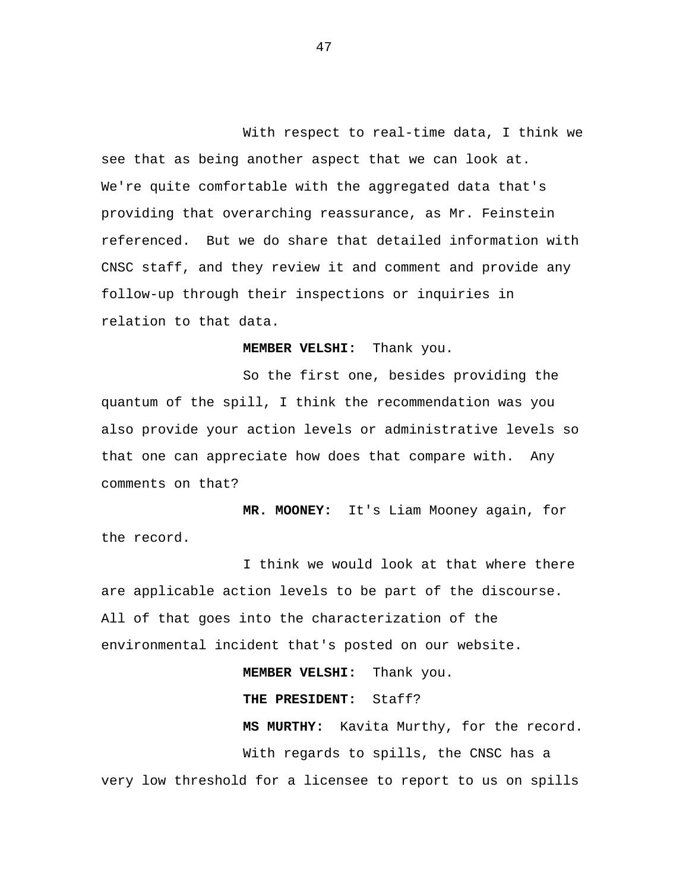With respect to real-time data, I think we see that as being another aspect that we can look at. We're quite comfortable with the aggregated data that's providing that overarching reassurance, as Mr. Feinstein referenced. But we do share that detailed information with CNSC staff, and they review it and comment and provide any follow-up through their inspections or inquiries in relation to that data.

**MEMBER VELSHI:** Thank you.

So the first one, besides providing the quantum of the spill, I think the recommendation was you also provide your action levels or administrative levels so that one can appreciate how does that compare with. Any comments on that?

**MR. MOONEY:** It's Liam Mooney again, for the record.

I think we would look at that where there are applicable action levels to be part of the discourse. All of that goes into the characterization of the environmental incident that's posted on our website.

**MEMBER VELSHI:** Thank you.

**THE PRESIDENT:** Staff?

**MS MURTHY:** Kavita Murthy, for the record.

With regards to spills, the CNSC has a very low threshold for a licensee to report to us on spills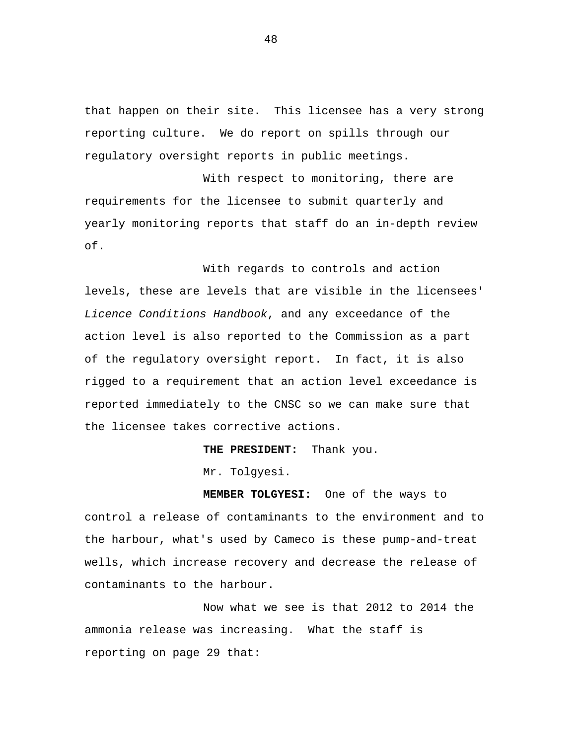that happen on their site.  This licensee has a very strong reporting culture.  We do report on spills through our regulatory oversight reports in public meetings.

With respect to monitoring, there are requirements for the licensee to submit quarterly and yearly monitoring reports that staff do an in-depth review of.

With regards to controls and action levels, these are levels that are visible in the licensees' *Licence Conditions Handbook*, and any exceedance of the action level is also reported to the Commission as a part of the regulatory oversight report.  In fact, it is also rigged to a requirement that an action level exceedance is reported immediately to the CNSC so we can make sure that the licensee takes corrective actions.

**THE PRESIDENT:**  Thank you.

Mr. Tolgyesi.

**MEMBER TOLGYESI:**  One of the ways to control a release of contaminants to the environment and to the harbour, what's used by Cameco is these pump-and-treat wells, which increase recovery and decrease the release of contaminants to the harbour.

Now what we see is that 2012 to 2014 the ammonia release was increasing.  What the staff is reporting on page 29 that: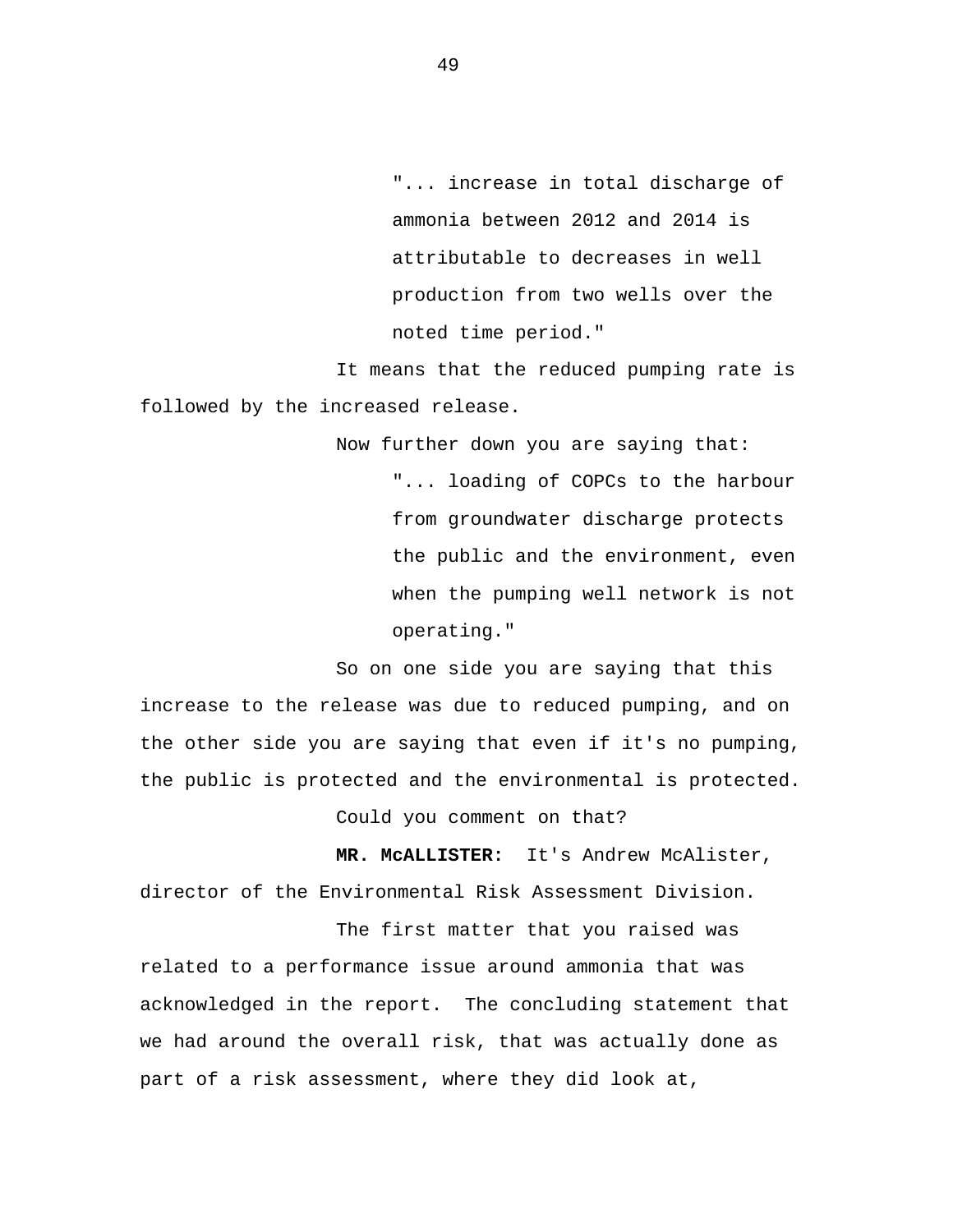> "... increase in total discharge of ammonia between 2012 and 2014 is attributable to decreases in well production from two wells over the noted time period."

It means that the reduced pumping rate is followed by the increased release.

Now further down you are saying that:

> "... loading of COPCs to the harbour from groundwater discharge protects the public and the environment, even when the pumping well network is not operating."

So on one side you are saying that this increase to the release was due to reduced pumping, and on the other side you are saying that even if it's no pumping, the public is protected and the environmental is protected.

Could you comment on that?

**MR. McALLISTER:** It's Andrew McAlister, director of the Environmental Risk Assessment Division.

The first matter that you raised was related to a performance issue around ammonia that was acknowledged in the report. The concluding statement that we had around the overall risk, that was actually done as part of a risk assessment, where they did look at,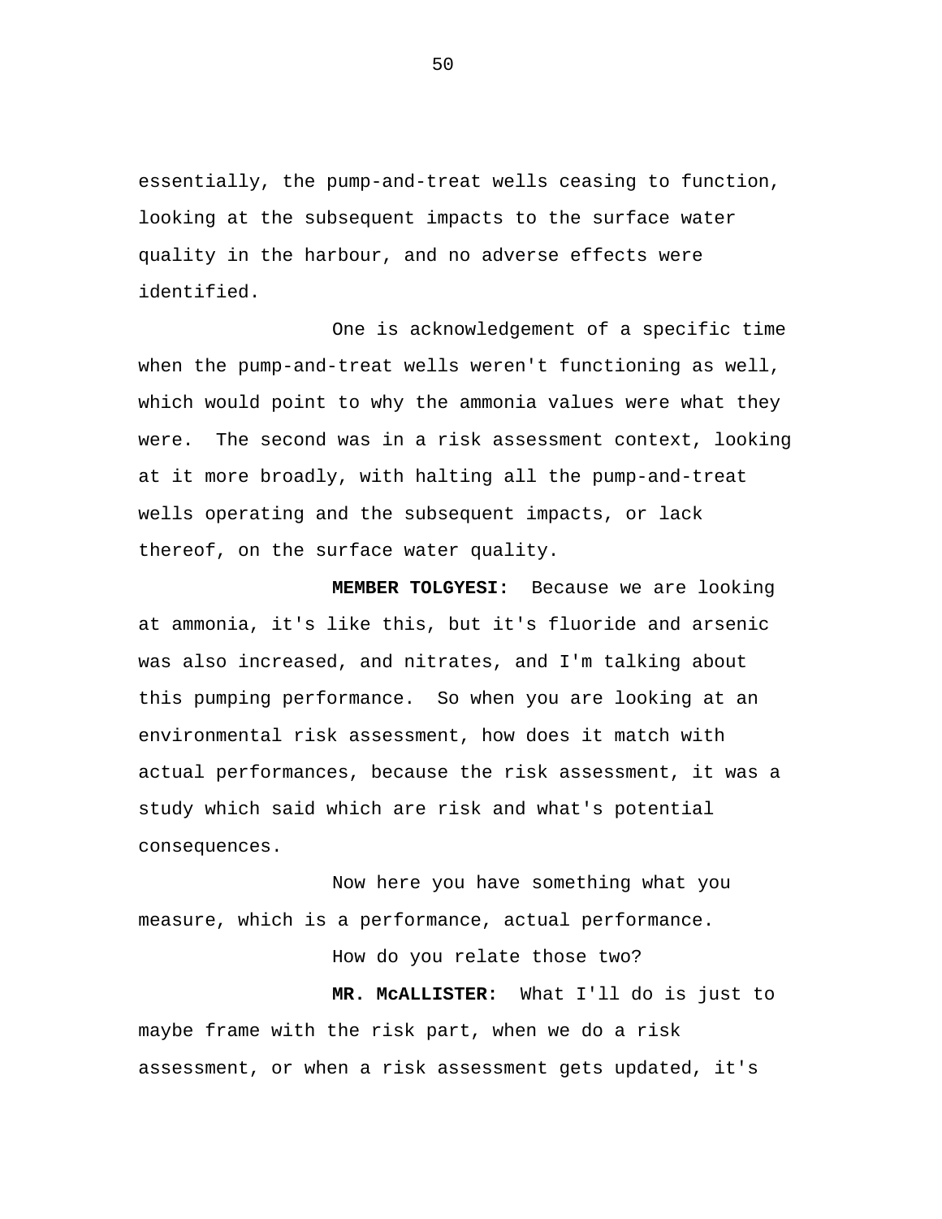essentially, the pump-and-treat wells ceasing to function, looking at the subsequent impacts to the surface water quality in the harbour, and no adverse effects were identified.

One is acknowledgement of a specific time when the pump-and-treat wells weren't functioning as well, which would point to why the ammonia values were what they were. The second was in a risk assessment context, looking at it more broadly, with halting all the pump-and-treat wells operating and the subsequent impacts, or lack thereof, on the surface water quality.

**MEMBER TOLGYESI:** Because we are looking at ammonia, it's like this, but it's fluoride and arsenic was also increased, and nitrates, and I'm talking about this pumping performance. So when you are looking at an environmental risk assessment, how does it match with actual performances, because the risk assessment, it was a study which said which are risk and what's potential consequences.

Now here you have something what you measure, which is a performance, actual performance.

How do you relate those two?

**MR. McALLISTER:** What I'll do is just to maybe frame with the risk part, when we do a risk assessment, or when a risk assessment gets updated, it's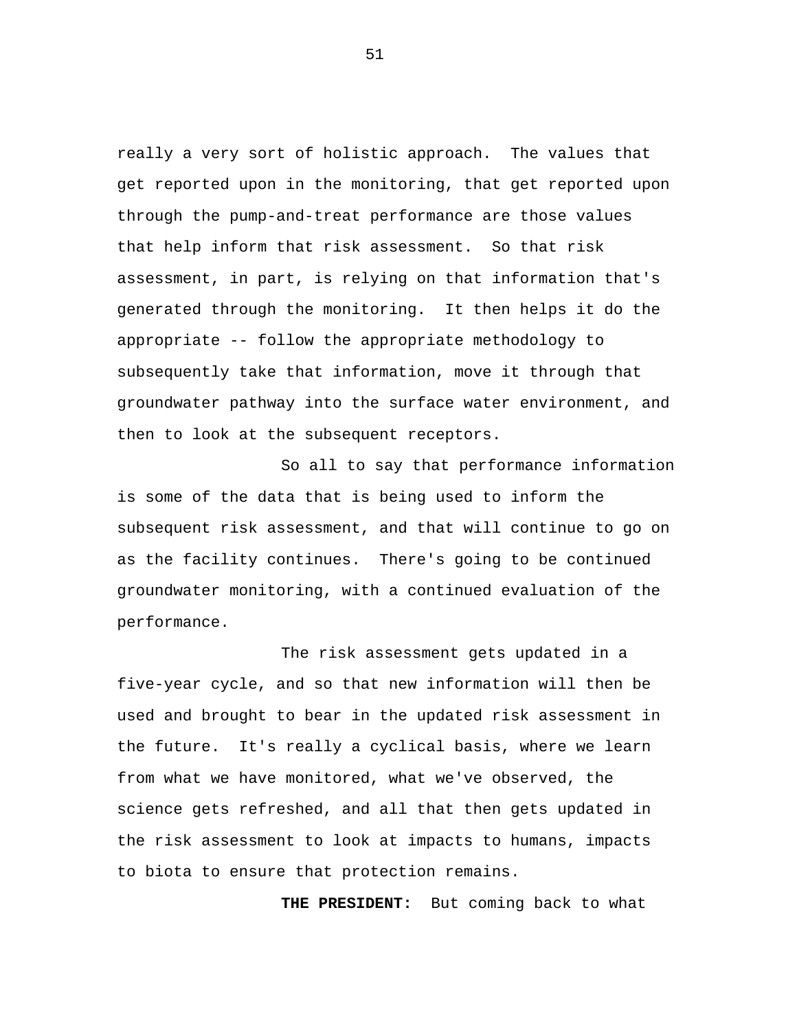really a very sort of holistic approach. The values that get reported upon in the monitoring, that get reported upon through the pump-and-treat performance are those values that help inform that risk assessment. So that risk assessment, in part, is relying on that information that's generated through the monitoring. It then helps it do the appropriate -- follow the appropriate methodology to subsequently take that information, move it through that groundwater pathway into the surface water environment, and then to look at the subsequent receptors.

So all to say that performance information is some of the data that is being used to inform the subsequent risk assessment, and that will continue to go on as the facility continues. There's going to be continued groundwater monitoring, with a continued evaluation of the performance.

The risk assessment gets updated in a five-year cycle, and so that new information will then be used and brought to bear in the updated risk assessment in the future. It's really a cyclical basis, where we learn from what we have monitored, what we've observed, the science gets refreshed, and all that then gets updated in the risk assessment to look at impacts to humans, impacts to biota to ensure that protection remains.

**THE PRESIDENT:** But coming back to what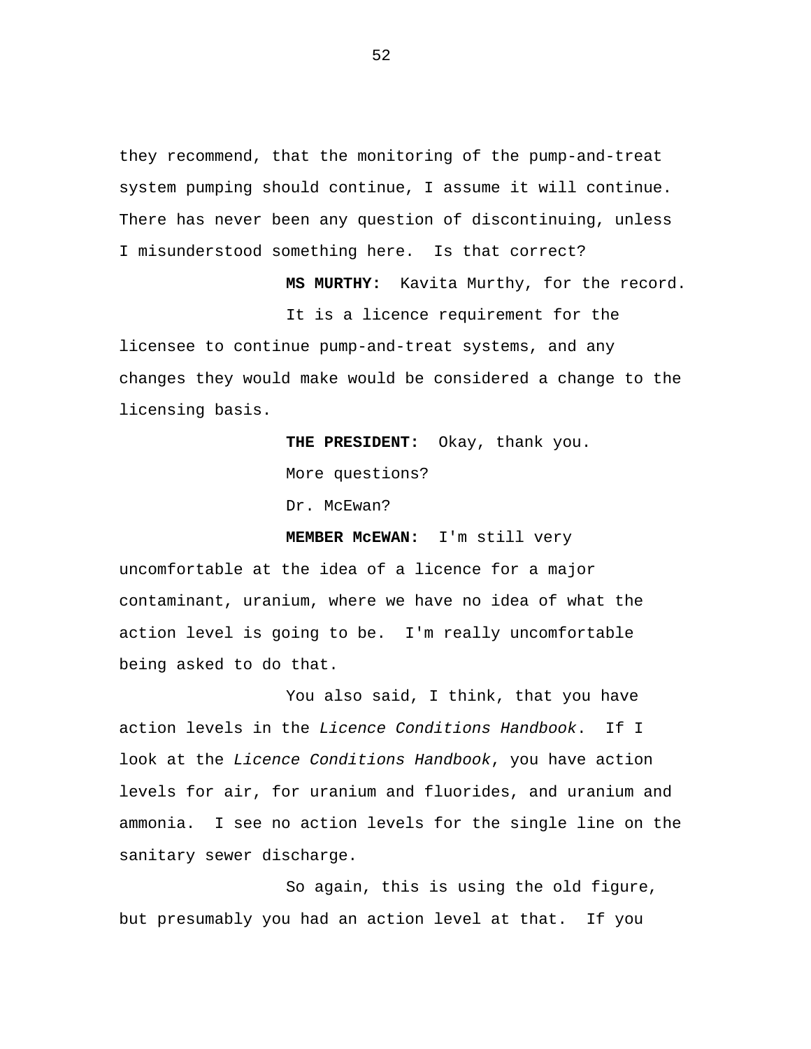they recommend, that the monitoring of the pump-and-treat system pumping should continue, I assume it will continue. There has never been any question of discontinuing, unless I misunderstood something here. Is that correct?

**MS MURTHY:** Kavita Murthy, for the record.

It is a licence requirement for the licensee to continue pump-and-treat systems, and any changes they would make would be considered a change to the licensing basis.

**THE PRESIDENT:** Okay, thank you.

More questions?

Dr. McEwan?

**MEMBER McEWAN:** I'm still very uncomfortable at the idea of a licence for a major contaminant, uranium, where we have no idea of what the action level is going to be. I'm really uncomfortable being asked to do that.

You also said, I think, that you have action levels in the *Licence Conditions Handbook*. If I look at the *Licence Conditions Handbook*, you have action levels for air, for uranium and fluorides, and uranium and ammonia. I see no action levels for the single line on the sanitary sewer discharge.

So again, this is using the old figure, but presumably you had an action level at that. If you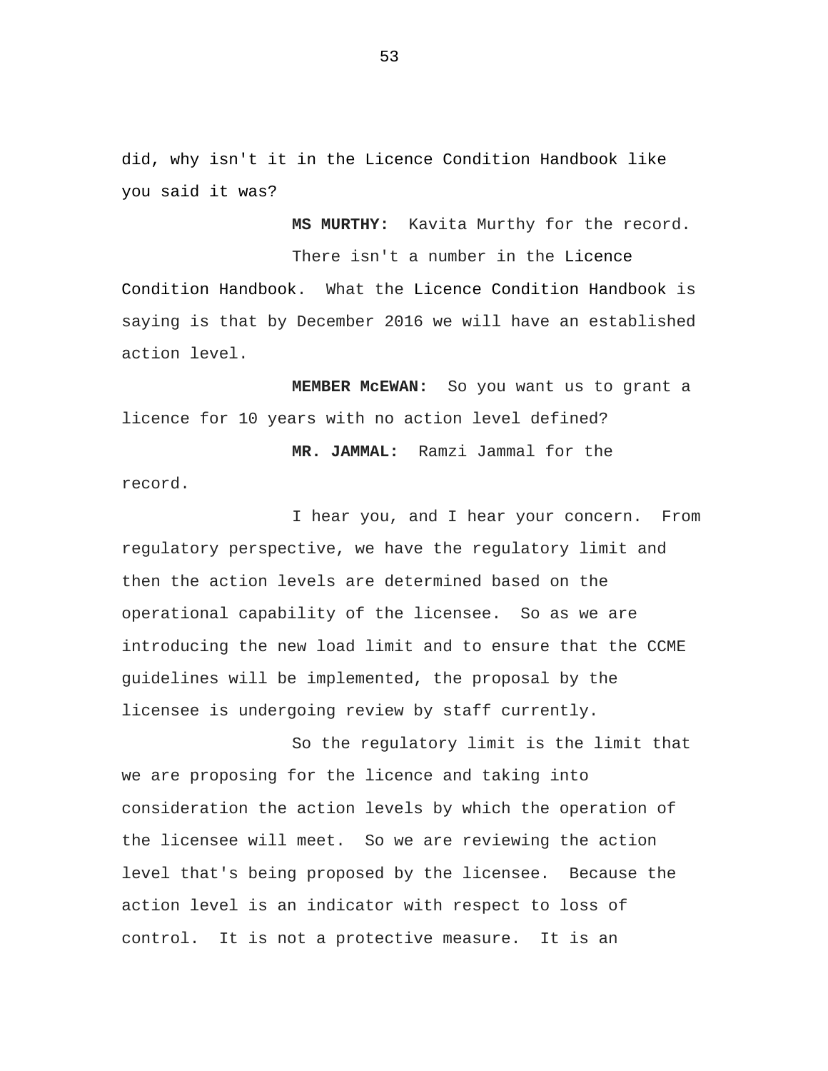did, why isn't it in the Licence Condition Handbook like you said it was?

**MS MURTHY:** Kavita Murthy for the record.

There isn't a number in the Licence Condition Handbook. What the Licence Condition Handbook is saying is that by December 2016 we will have an established action level.

**MEMBER McEWAN:** So you want us to grant a licence for 10 years with no action level defined?

**MR. JAMMAL:** Ramzi Jammal for the record.

I hear you, and I hear your concern. From regulatory perspective, we have the regulatory limit and then the action levels are determined based on the operational capability of the licensee. So as we are introducing the new load limit and to ensure that the CCME guidelines will be implemented, the proposal by the licensee is undergoing review by staff currently.

So the regulatory limit is the limit that we are proposing for the licence and taking into consideration the action levels by which the operation of the licensee will meet. So we are reviewing the action level that's being proposed by the licensee. Because the action level is an indicator with respect to loss of control. It is not a protective measure. It is an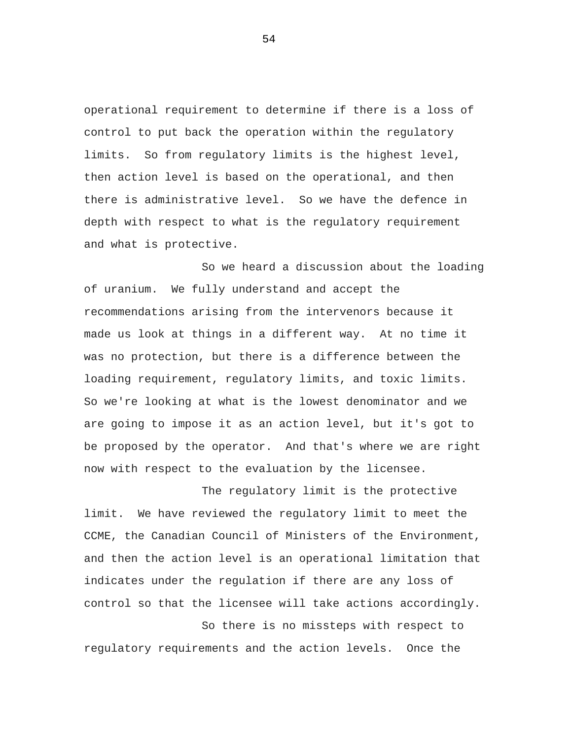operational requirement to determine if there is a loss of control to put back the operation within the regulatory limits. So from regulatory limits is the highest level, then action level is based on the operational, and then there is administrative level. So we have the defence in depth with respect to what is the regulatory requirement and what is protective.

So we heard a discussion about the loading of uranium. We fully understand and accept the recommendations arising from the intervenors because it made us look at things in a different way. At no time it was no protection, but there is a difference between the loading requirement, regulatory limits, and toxic limits. So we're looking at what is the lowest denominator and we are going to impose it as an action level, but it's got to be proposed by the operator. And that's where we are right now with respect to the evaluation by the licensee.

The regulatory limit is the protective limit. We have reviewed the regulatory limit to meet the CCME, the Canadian Council of Ministers of the Environment, and then the action level is an operational limitation that indicates under the regulation if there are any loss of control so that the licensee will take actions accordingly.

So there is no missteps with respect to regulatory requirements and the action levels. Once the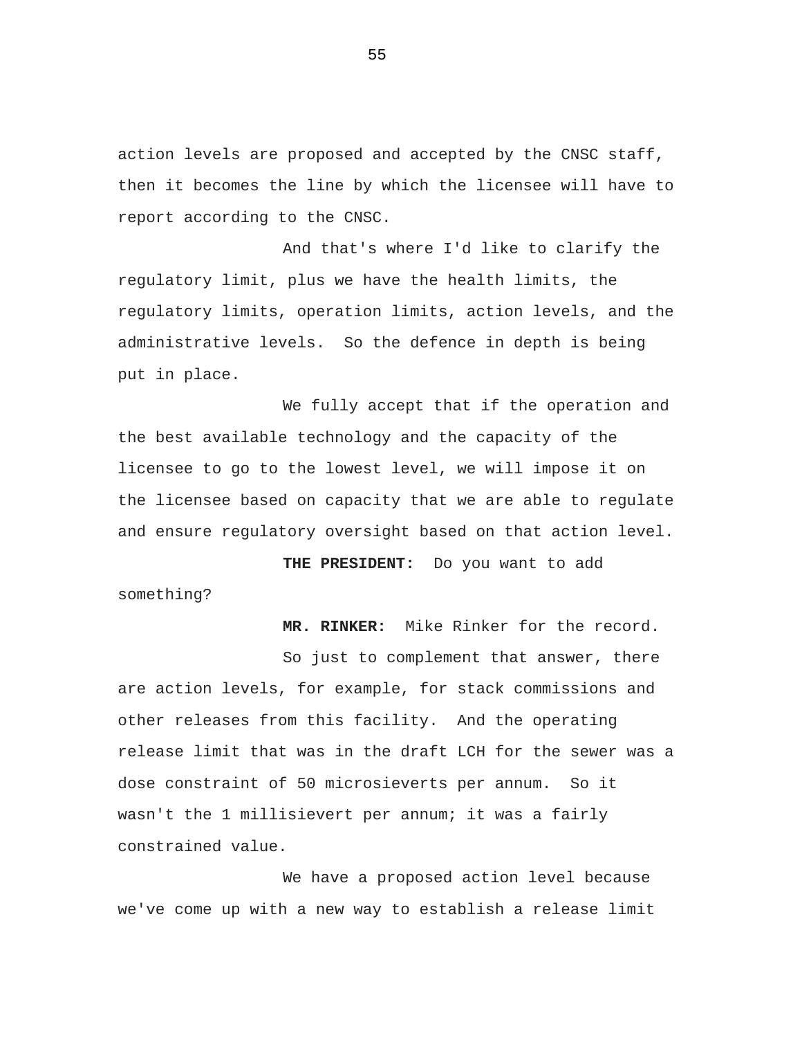action levels are proposed and accepted by the CNSC staff, then it becomes the line by which the licensee will have to report according to the CNSC.

And that's where I'd like to clarify the regulatory limit, plus we have the health limits, the regulatory limits, operation limits, action levels, and the administrative levels. So the defence in depth is being put in place.

We fully accept that if the operation and the best available technology and the capacity of the licensee to go to the lowest level, we will impose it on the licensee based on capacity that we are able to regulate and ensure regulatory oversight based on that action level.

**THE PRESIDENT:** Do you want to add something?

**MR. RINKER:** Mike Rinker for the record.

So just to complement that answer, there are action levels, for example, for stack commissions and other releases from this facility. And the operating release limit that was in the draft LCH for the sewer was a dose constraint of 50 microsieverts per annum. So it wasn't the 1 millisievert per annum; it was a fairly constrained value.

We have a proposed action level because we've come up with a new way to establish a release limit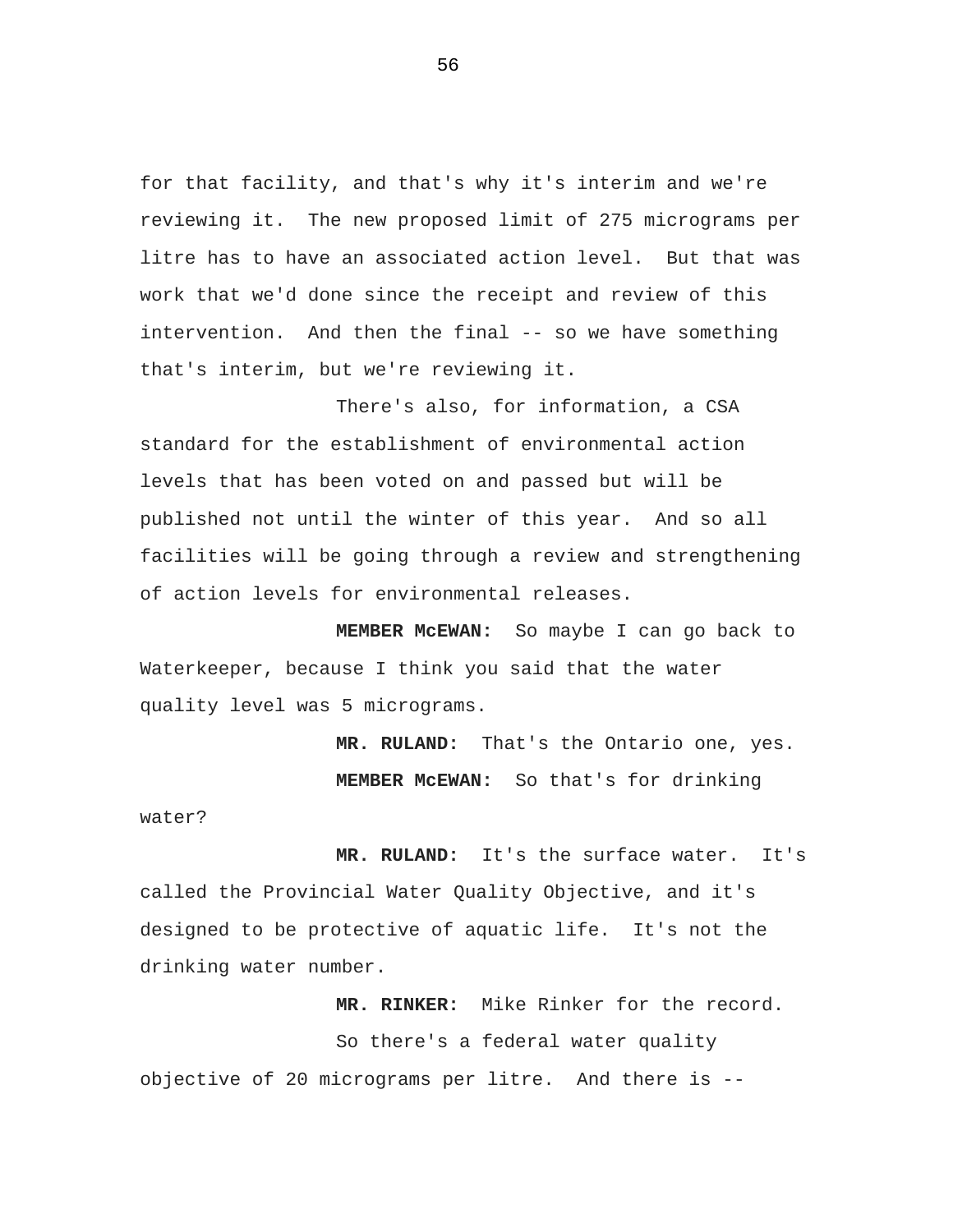for that facility, and that's why it's interim and we're reviewing it. The new proposed limit of 275 micrograms per litre has to have an associated action level. But that was work that we'd done since the receipt and review of this intervention. And then the final -- so we have something that's interim, but we're reviewing it.

There's also, for information, a CSA standard for the establishment of environmental action levels that has been voted on and passed but will be published not until the winter of this year. And so all facilities will be going through a review and strengthening of action levels for environmental releases.

**MEMBER McEWAN:** So maybe I can go back to Waterkeeper, because I think you said that the water quality level was 5 micrograms.

**MR. RULAND:** That's the Ontario one, yes.

**MEMBER McEWAN:** So that's for drinking water?

**MR. RULAND:** It's the surface water. It's called the Provincial Water Quality Objective, and it's designed to be protective of aquatic life. It's not the drinking water number.

**MR. RINKER:** Mike Rinker for the record.

So there's a federal water quality objective of 20 micrograms per litre. And there is --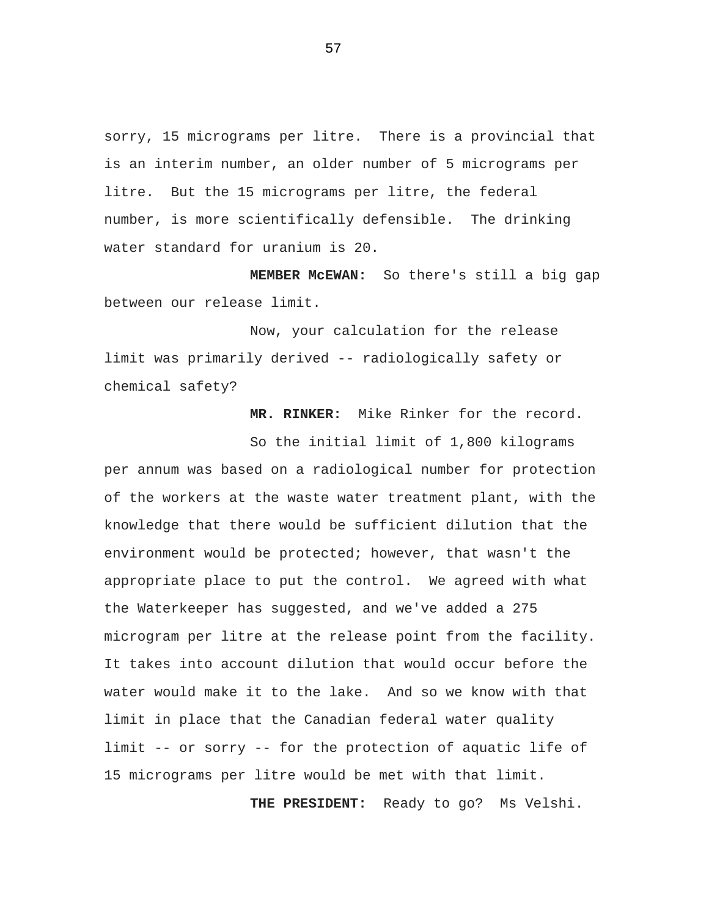sorry, 15 micrograms per litre. There is a provincial that is an interim number, an older number of 5 micrograms per litre. But the 15 micrograms per litre, the federal number, is more scientifically defensible. The drinking water standard for uranium is 20.

**MEMBER McEWAN:** So there's still a big gap between our release limit.

Now, your calculation for the release limit was primarily derived -- radiologically safety or chemical safety?

**MR. RINKER:** Mike Rinker for the record.

So the initial limit of 1,800 kilograms per annum was based on a radiological number for protection of the workers at the waste water treatment plant, with the knowledge that there would be sufficient dilution that the environment would be protected; however, that wasn't the appropriate place to put the control. We agreed with what the Waterkeeper has suggested, and we've added a 275 microgram per litre at the release point from the facility. It takes into account dilution that would occur before the water would make it to the lake. And so we know with that limit in place that the Canadian federal water quality limit -- or sorry -- for the protection of aquatic life of 15 micrograms per litre would be met with that limit.

**THE PRESIDENT:** Ready to go? Ms Velshi.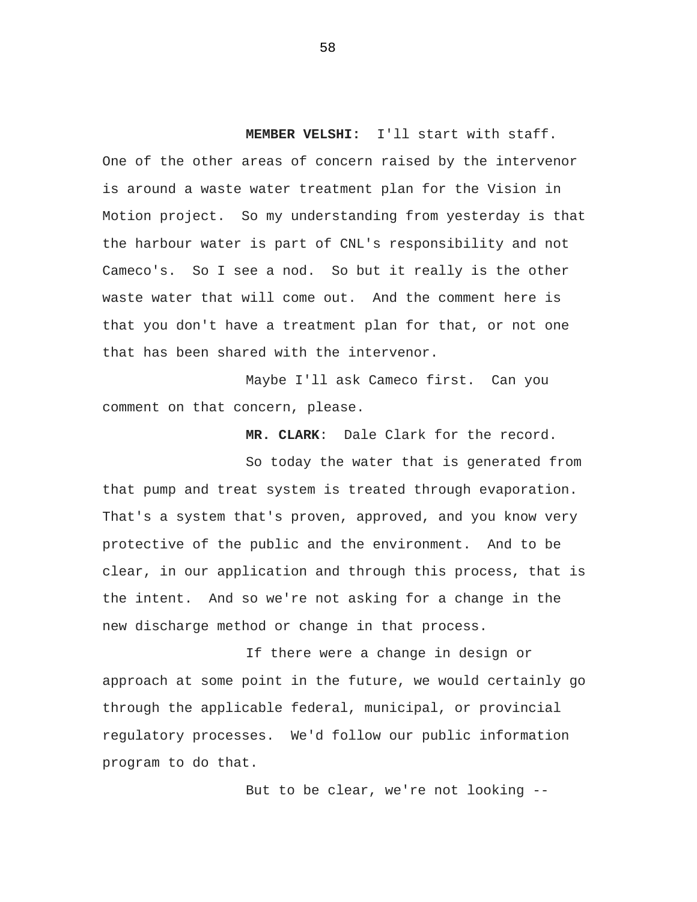**MEMBER VELSHI:** I'll start with staff. One of the other areas of concern raised by the intervenor is around a waste water treatment plan for the Vision in Motion project. So my understanding from yesterday is that the harbour water is part of CNL's responsibility and not Cameco's. So I see a nod. So but it really is the other waste water that will come out. And the comment here is that you don't have a treatment plan for that, or not one that has been shared with the intervenor.

Maybe I'll ask Cameco first. Can you comment on that concern, please.

**MR. CLARK**: Dale Clark for the record.

So today the water that is generated from that pump and treat system is treated through evaporation. That's a system that's proven, approved, and you know very protective of the public and the environment. And to be clear, in our application and through this process, that is the intent. And so we're not asking for a change in the new discharge method or change in that process.

If there were a change in design or approach at some point in the future, we would certainly go through the applicable federal, municipal, or provincial regulatory processes. We'd follow our public information program to do that.

But to be clear, we're not looking --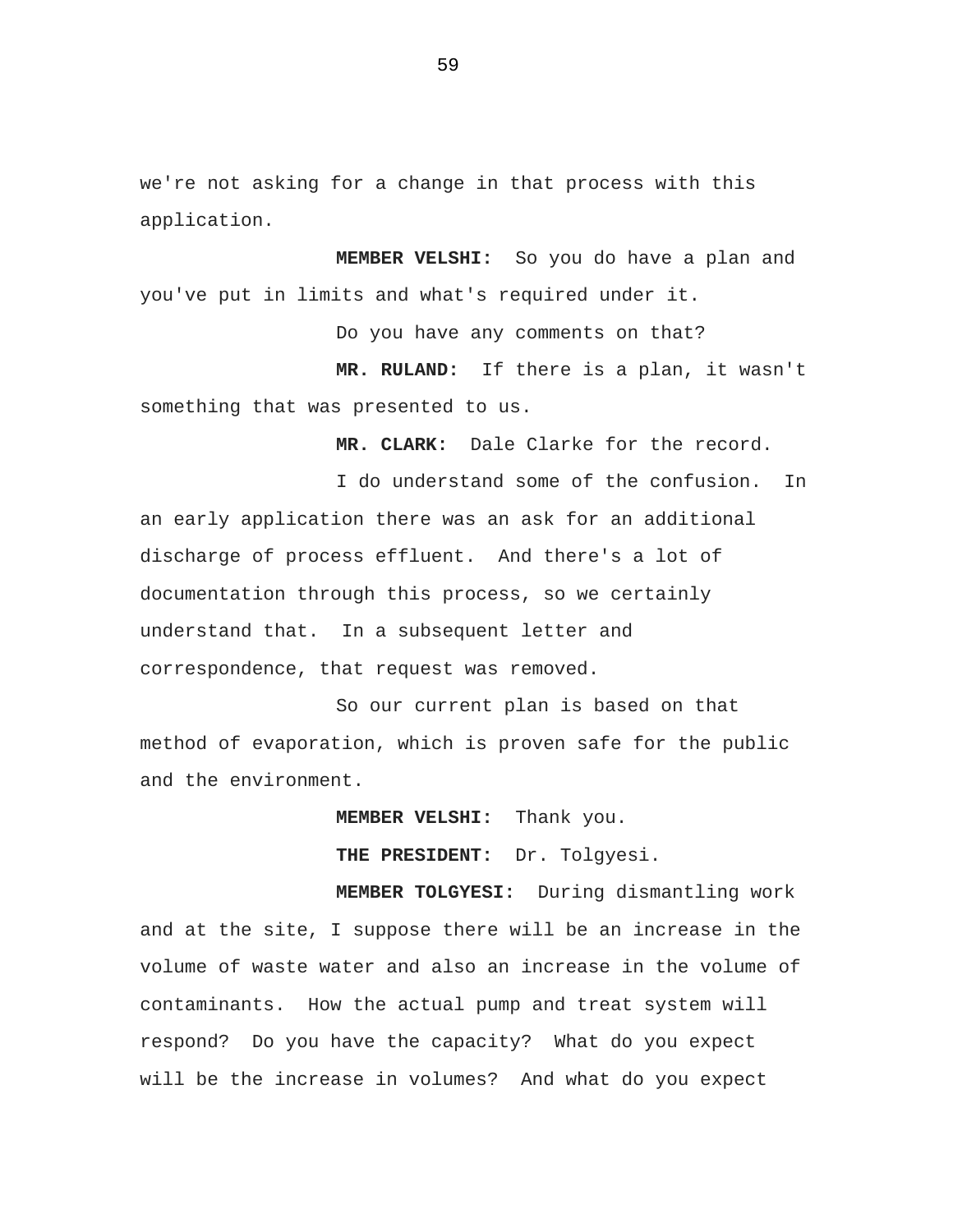we're not asking for a change in that process with this application.

**MEMBER VELSHI:** So you do have a plan and you've put in limits and what's required under it.

Do you have any comments on that?

**MR. RULAND:** If there is a plan, it wasn't something that was presented to us.

**MR. CLARK:** Dale Clarke for the record.

I do understand some of the confusion. In an early application there was an ask for an additional discharge of process effluent. And there's a lot of documentation through this process, so we certainly understand that. In a subsequent letter and correspondence, that request was removed.

So our current plan is based on that method of evaporation, which is proven safe for the public and the environment.

**MEMBER VELSHI:** Thank you.

**THE PRESIDENT:** Dr. Tolgyesi.

**MEMBER TOLGYESI:** During dismantling work and at the site, I suppose there will be an increase in the volume of waste water and also an increase in the volume of contaminants. How the actual pump and treat system will respond? Do you have the capacity? What do you expect will be the increase in volumes? And what do you expect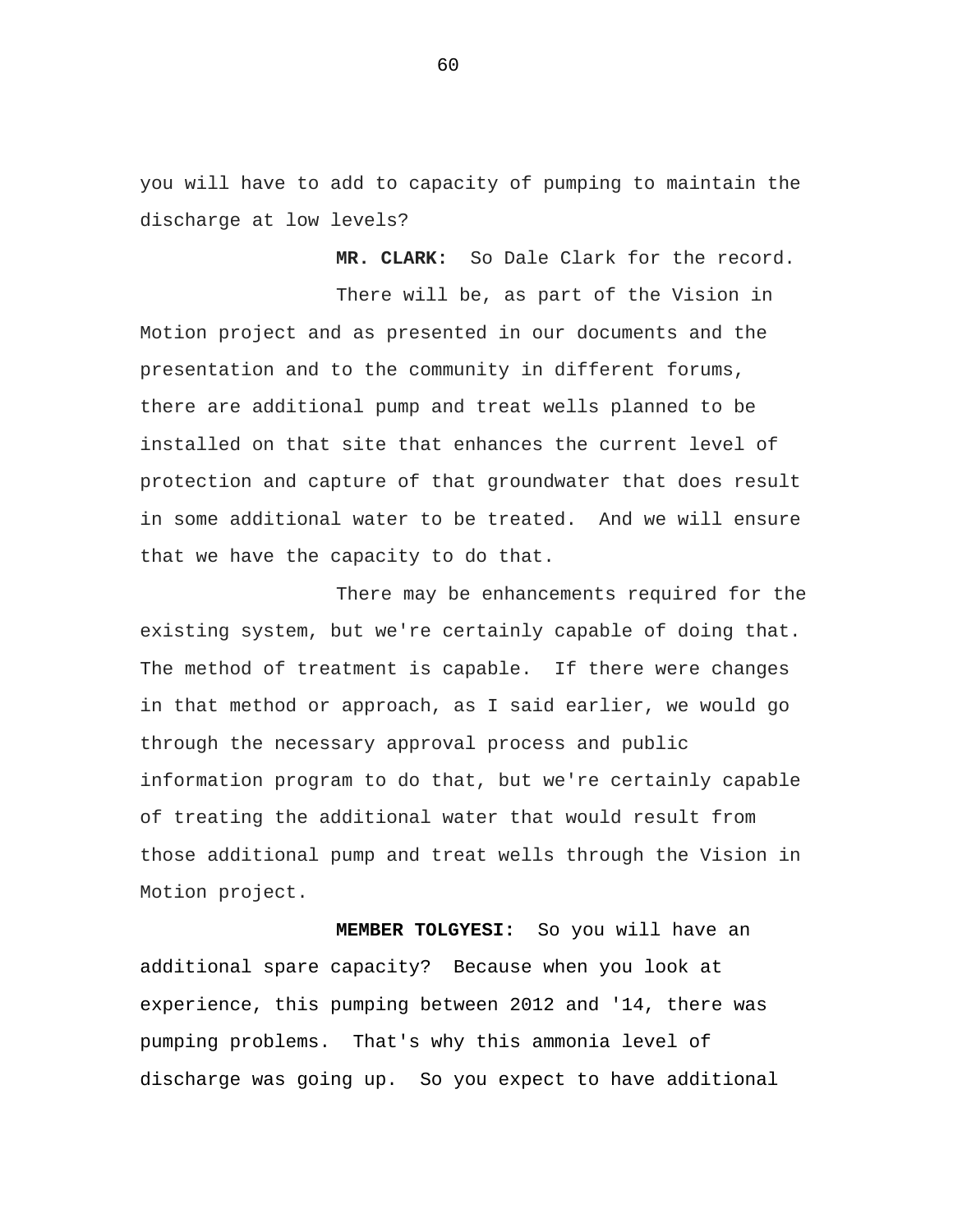you will have to add to capacity of pumping to maintain the discharge at low levels?

**MR. CLARK:** So Dale Clark for the record.

There will be, as part of the Vision in Motion project and as presented in our documents and the presentation and to the community in different forums, there are additional pump and treat wells planned to be installed on that site that enhances the current level of protection and capture of that groundwater that does result in some additional water to be treated. And we will ensure that we have the capacity to do that.

There may be enhancements required for the existing system, but we're certainly capable of doing that. The method of treatment is capable. If there were changes in that method or approach, as I said earlier, we would go through the necessary approval process and public information program to do that, but we're certainly capable of treating the additional water that would result from those additional pump and treat wells through the Vision in Motion project.

**MEMBER TOLGYESI:** So you will have an additional spare capacity? Because when you look at experience, this pumping between 2012 and '14, there was pumping problems. That's why this ammonia level of discharge was going up. So you expect to have additional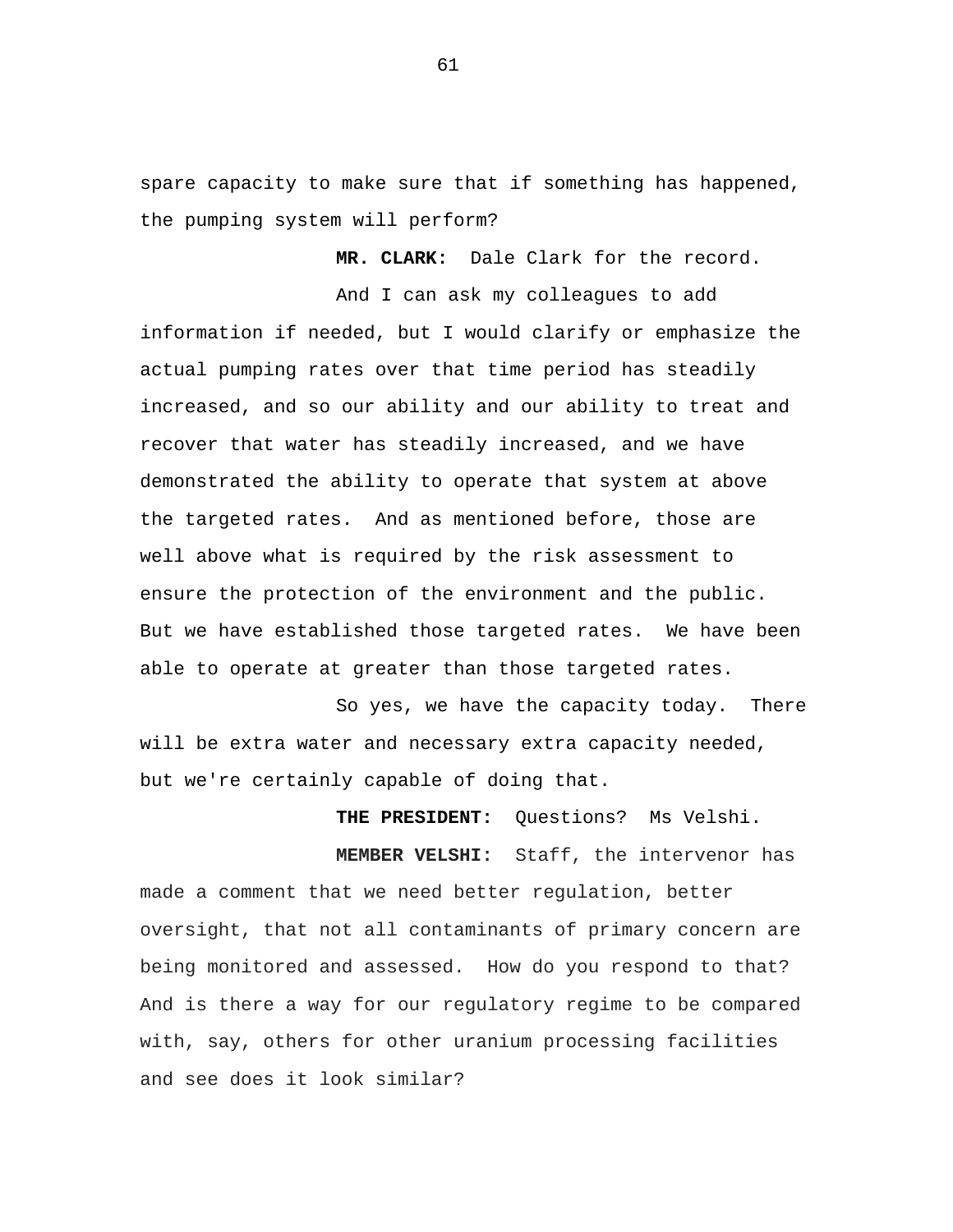spare capacity to make sure that if something has happened, the pumping system will perform?

**MR. CLARK:** Dale Clark for the record.

And I can ask my colleagues to add information if needed, but I would clarify or emphasize the actual pumping rates over that time period has steadily increased, and so our ability and our ability to treat and recover that water has steadily increased, and we have demonstrated the ability to operate that system at above the targeted rates. And as mentioned before, those are well above what is required by the risk assessment to ensure the protection of the environment and the public. But we have established those targeted rates. We have been able to operate at greater than those targeted rates.

So yes, we have the capacity today. There will be extra water and necessary extra capacity needed, but we're certainly capable of doing that.

**THE PRESIDENT:** Questions? Ms Velshi.

**MEMBER VELSHI:** Staff, the intervenor has made a comment that we need better regulation, better oversight, that not all contaminants of primary concern are being monitored and assessed. How do you respond to that? And is there a way for our regulatory regime to be compared with, say, others for other uranium processing facilities and see does it look similar?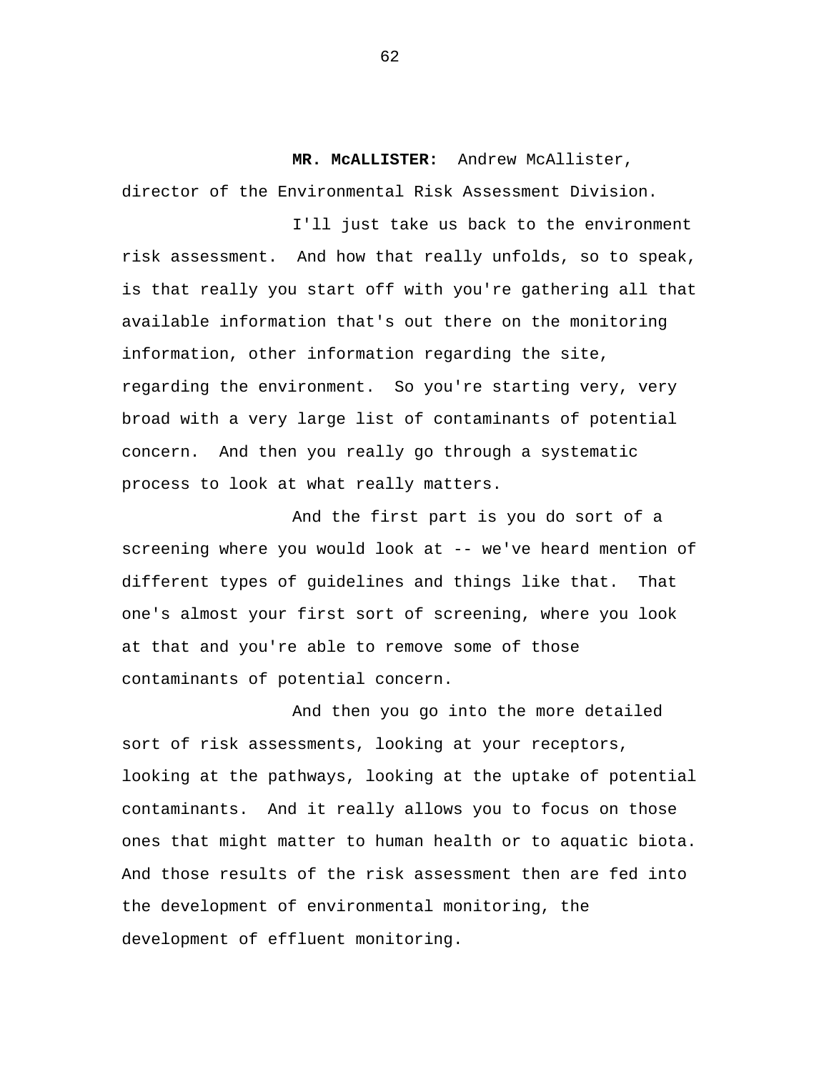**MR. McALLISTER:** Andrew McAllister, director of the Environmental Risk Assessment Division.

I'll just take us back to the environment risk assessment. And how that really unfolds, so to speak, is that really you start off with you're gathering all that available information that's out there on the monitoring information, other information regarding the site, regarding the environment. So you're starting very, very broad with a very large list of contaminants of potential concern. And then you really go through a systematic process to look at what really matters.

And the first part is you do sort of a screening where you would look at -- we've heard mention of different types of guidelines and things like that. That one's almost your first sort of screening, where you look at that and you're able to remove some of those contaminants of potential concern.

And then you go into the more detailed sort of risk assessments, looking at your receptors, looking at the pathways, looking at the uptake of potential contaminants. And it really allows you to focus on those ones that might matter to human health or to aquatic biota. And those results of the risk assessment then are fed into the development of environmental monitoring, the development of effluent monitoring.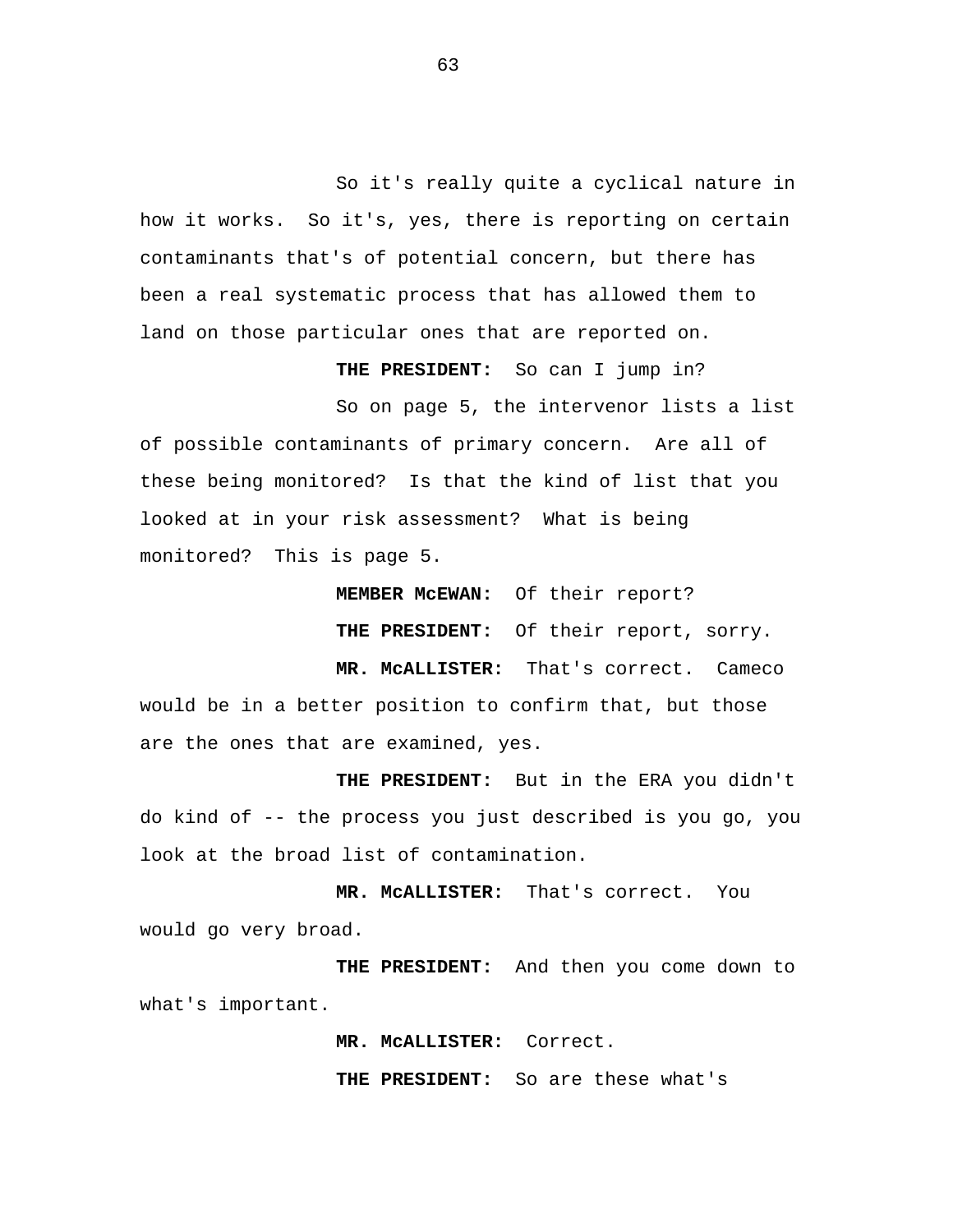So it's really quite a cyclical nature in how it works.  So it's, yes, there is reporting on certain contaminants that's of potential concern, but there has been a real systematic process that has allowed them to land on those particular ones that are reported on.

**THE PRESIDENT:**  So can I jump in?

So on page 5, the intervenor lists a list of possible contaminants of primary concern.  Are all of these being monitored?  Is that the kind of list that you looked at in your risk assessment?  What is being monitored?  This is page 5.

**MEMBER McEWAN:**  Of their report?

**THE PRESIDENT:**  Of their report, sorry.

**MR. McALLISTER:**  That's correct.  Cameco would be in a better position to confirm that, but those are the ones that are examined, yes.

**THE PRESIDENT:**  But in the ERA you didn't do kind of -- the process you just described is you go, you look at the broad list of contamination.

**MR. McALLISTER:**  That's correct.  You would go very broad.

**THE PRESIDENT:**  And then you come down to what's important.

**MR. McALLISTER:**  Correct.

**THE PRESIDENT:**  So are these what's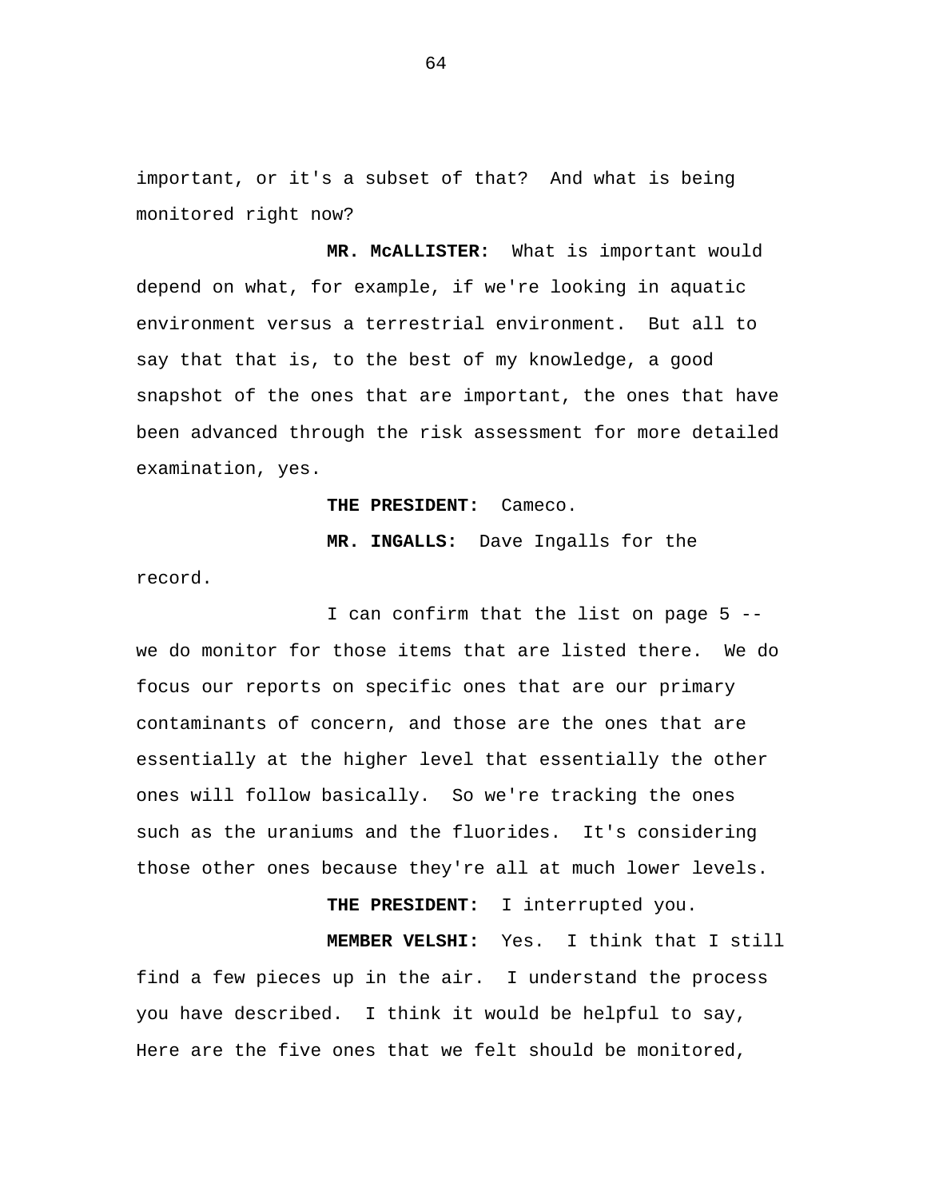important, or it's a subset of that? And what is being monitored right now?

**MR. McALLISTER:** What is important would depend on what, for example, if we're looking in aquatic environment versus a terrestrial environment. But all to say that that is, to the best of my knowledge, a good snapshot of the ones that are important, the ones that have been advanced through the risk assessment for more detailed examination, yes.

**THE PRESIDENT:** Cameco.

**MR. INGALLS:** Dave Ingalls for the record.

I can confirm that the list on page 5 -- we do monitor for those items that are listed there. We do focus our reports on specific ones that are our primary contaminants of concern, and those are the ones that are essentially at the higher level that essentially the other ones will follow basically. So we're tracking the ones such as the uraniums and the fluorides. It's considering those other ones because they're all at much lower levels.

**THE PRESIDENT:** I interrupted you.

**MEMBER VELSHI:** Yes. I think that I still find a few pieces up in the air. I understand the process you have described. I think it would be helpful to say, Here are the five ones that we felt should be monitored,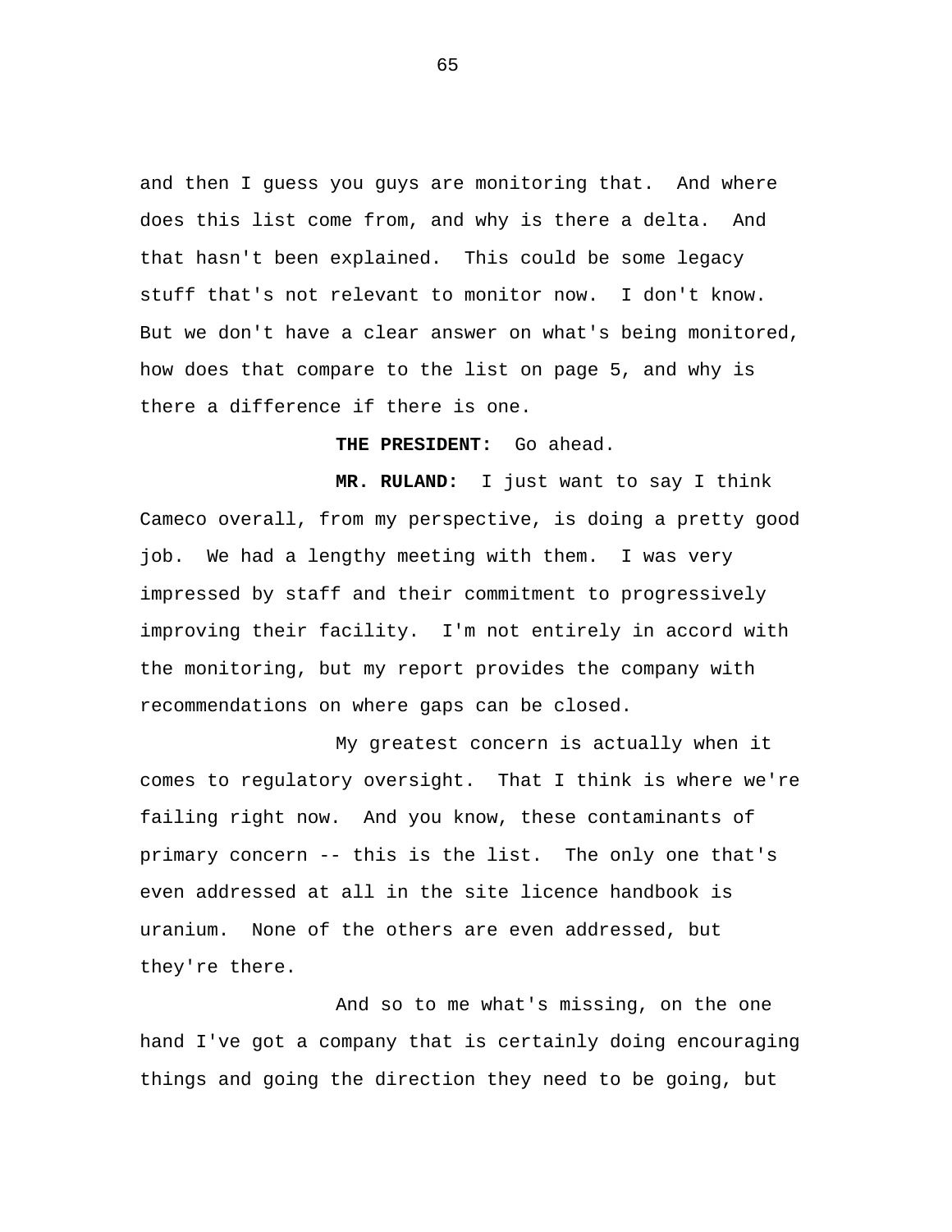and then I guess you guys are monitoring that. And where does this list come from, and why is there a delta. And that hasn't been explained. This could be some legacy stuff that's not relevant to monitor now. I don't know. But we don't have a clear answer on what's being monitored, how does that compare to the list on page 5, and why is there a difference if there is one.

**THE PRESIDENT:** Go ahead.

**MR. RULAND:** I just want to say I think Cameco overall, from my perspective, is doing a pretty good job. We had a lengthy meeting with them. I was very impressed by staff and their commitment to progressively improving their facility. I'm not entirely in accord with the monitoring, but my report provides the company with recommendations on where gaps can be closed.

My greatest concern is actually when it comes to regulatory oversight. That I think is where we're failing right now. And you know, these contaminants of primary concern -- this is the list. The only one that's even addressed at all in the site licence handbook is uranium. None of the others are even addressed, but they're there.

And so to me what's missing, on the one hand I've got a company that is certainly doing encouraging things and going the direction they need to be going, but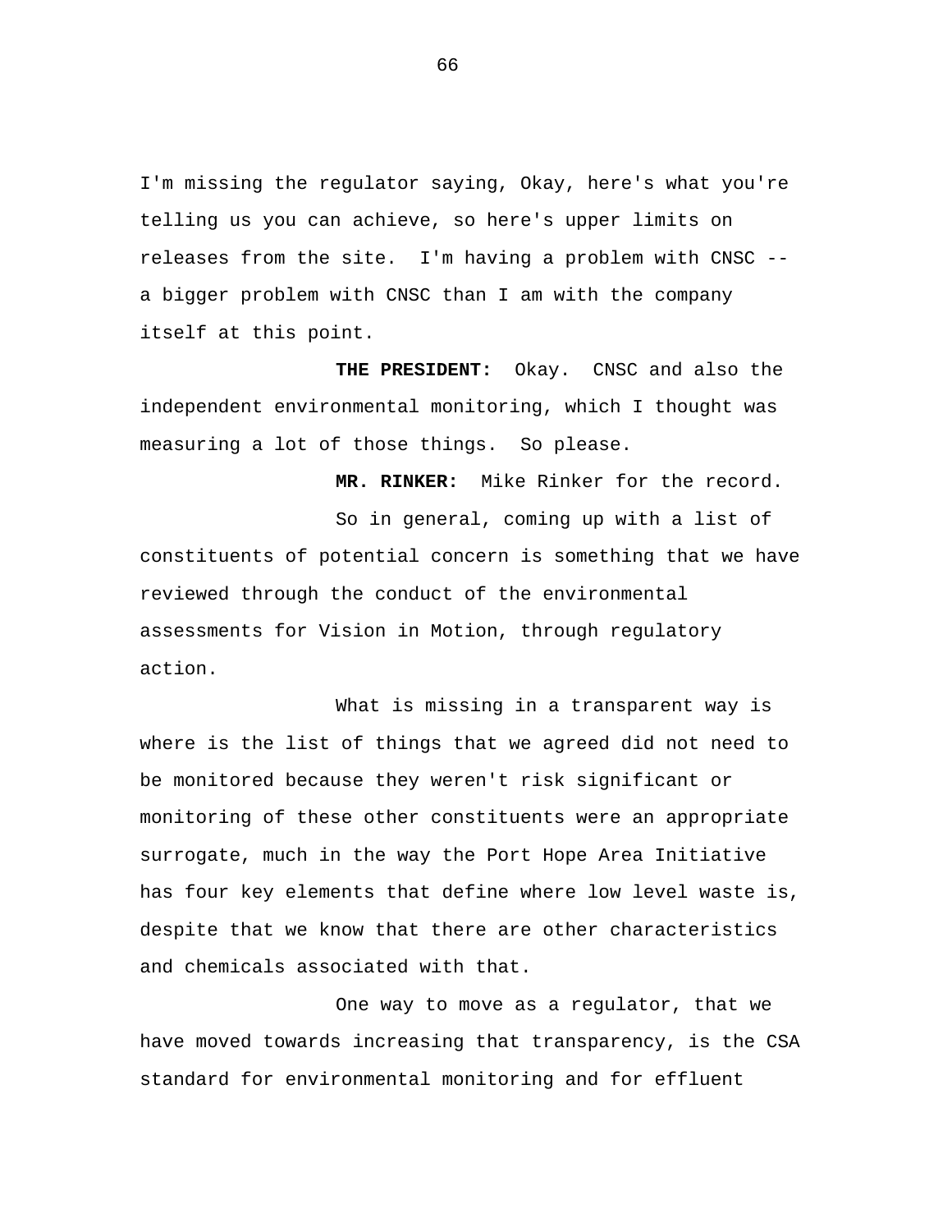I'm missing the regulator saying, Okay, here's what you're telling us you can achieve, so here's upper limits on releases from the site. I'm having a problem with CNSC -- a bigger problem with CNSC than I am with the company itself at this point.

**THE PRESIDENT:** Okay. CNSC and also the independent environmental monitoring, which I thought was measuring a lot of those things. So please.

**MR. RINKER:** Mike Rinker for the record.

So in general, coming up with a list of constituents of potential concern is something that we have reviewed through the conduct of the environmental assessments for Vision in Motion, through regulatory action.

What is missing in a transparent way is where is the list of things that we agreed did not need to be monitored because they weren't risk significant or monitoring of these other constituents were an appropriate surrogate, much in the way the Port Hope Area Initiative has four key elements that define where low level waste is, despite that we know that there are other characteristics and chemicals associated with that.

One way to move as a regulator, that we have moved towards increasing that transparency, is the CSA standard for environmental monitoring and for effluent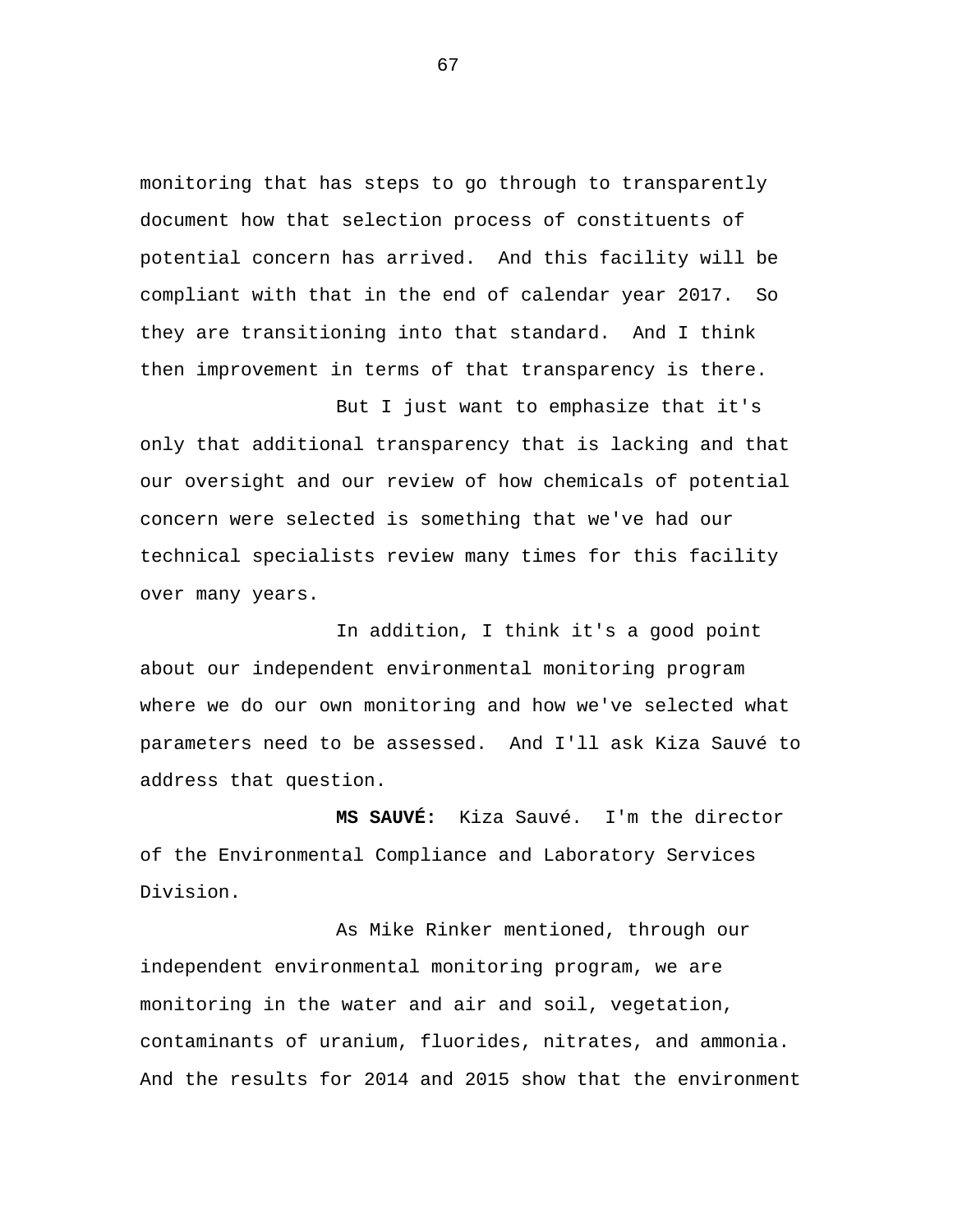monitoring that has steps to go through to transparently document how that selection process of constituents of potential concern has arrived. And this facility will be compliant with that in the end of calendar year 2017. So they are transitioning into that standard. And I think then improvement in terms of that transparency is there.

But I just want to emphasize that it's only that additional transparency that is lacking and that our oversight and our review of how chemicals of potential concern were selected is something that we've had our technical specialists review many times for this facility over many years.

In addition, I think it's a good point about our independent environmental monitoring program where we do our own monitoring and how we've selected what parameters need to be assessed. And I'll ask Kiza Sauvé to address that question.

**MS SAUVÉ:** Kiza Sauvé. I'm the director of the Environmental Compliance and Laboratory Services Division.

As Mike Rinker mentioned, through our independent environmental monitoring program, we are monitoring in the water and air and soil, vegetation, contaminants of uranium, fluorides, nitrates, and ammonia. And the results for 2014 and 2015 show that the environment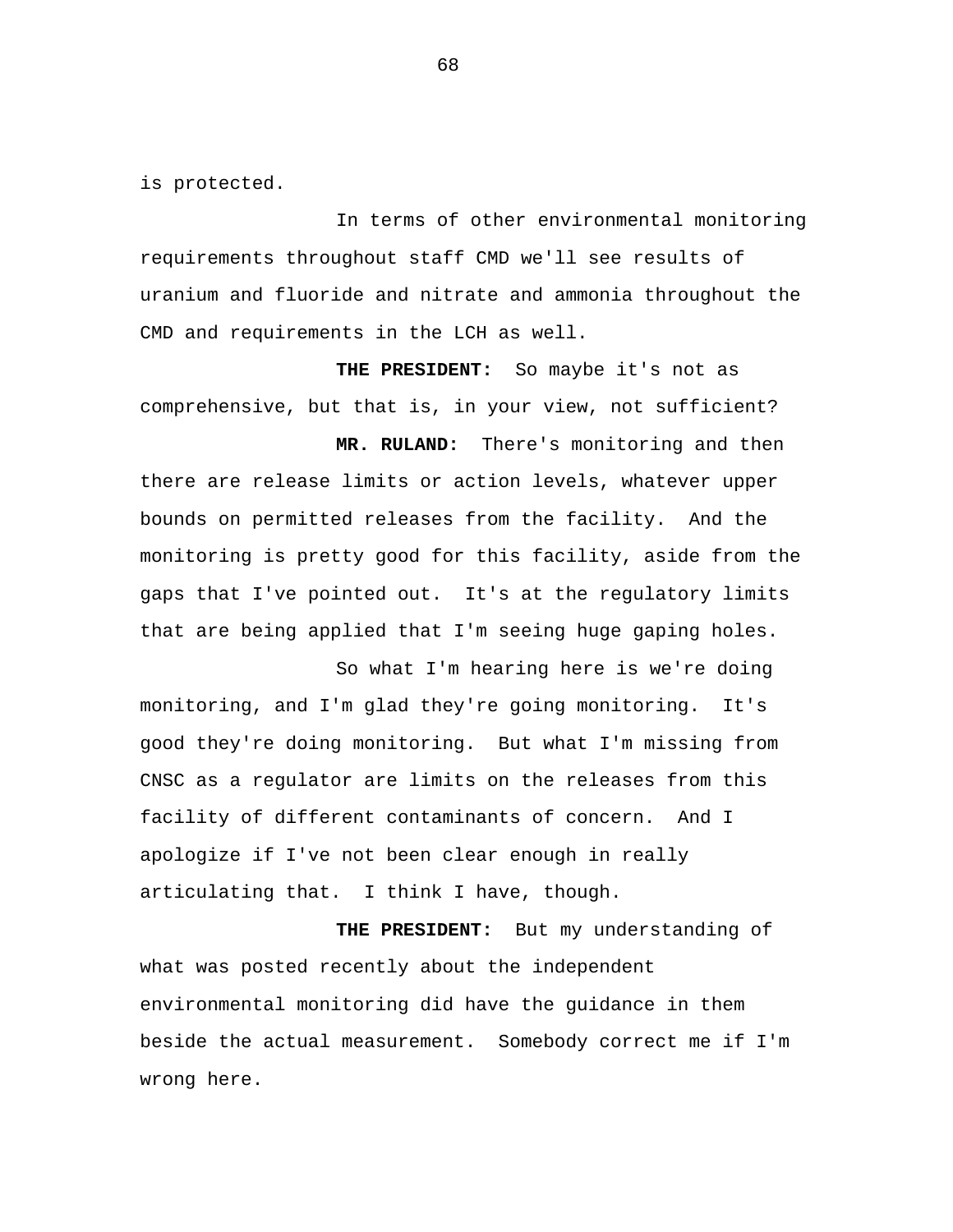is protected.

In terms of other environmental monitoring requirements throughout staff CMD we'll see results of uranium and fluoride and nitrate and ammonia throughout the CMD and requirements in the LCH as well.

**THE PRESIDENT:** So maybe it's not as comprehensive, but that is, in your view, not sufficient?

**MR. RULAND:** There's monitoring and then there are release limits or action levels, whatever upper bounds on permitted releases from the facility. And the monitoring is pretty good for this facility, aside from the gaps that I've pointed out. It's at the regulatory limits that are being applied that I'm seeing huge gaping holes.

So what I'm hearing here is we're doing monitoring, and I'm glad they're going monitoring. It's good they're doing monitoring. But what I'm missing from CNSC as a regulator are limits on the releases from this facility of different contaminants of concern. And I apologize if I've not been clear enough in really articulating that. I think I have, though.

**THE PRESIDENT:** But my understanding of what was posted recently about the independent environmental monitoring did have the guidance in them beside the actual measurement. Somebody correct me if I'm wrong here.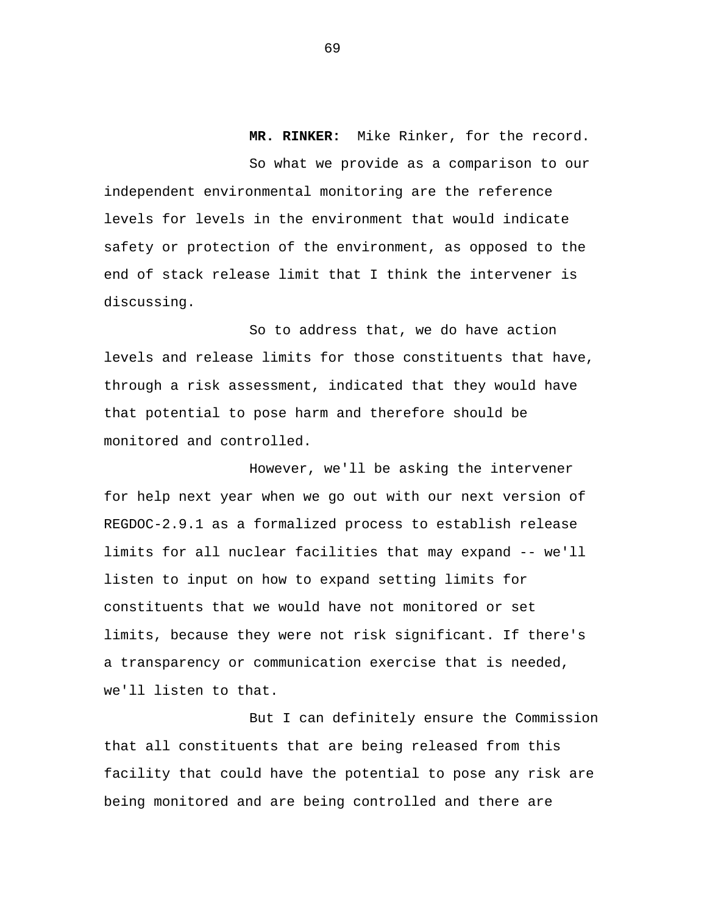**MR. RINKER:** Mike Rinker, for the record.

So what we provide as a comparison to our independent environmental monitoring are the reference levels for levels in the environment that would indicate safety or protection of the environment, as opposed to the end of stack release limit that I think the intervener is discussing.

So to address that, we do have action levels and release limits for those constituents that have, through a risk assessment, indicated that they would have that potential to pose harm and therefore should be monitored and controlled.

However, we'll be asking the intervener for help next year when we go out with our next version of REGDOC-2.9.1 as a formalized process to establish release limits for all nuclear facilities that may expand -- we'll listen to input on how to expand setting limits for constituents that we would have not monitored or set limits, because they were not risk significant. If there's a transparency or communication exercise that is needed, we'll listen to that.

But I can definitely ensure the Commission that all constituents that are being released from this facility that could have the potential to pose any risk are being monitored and are being controlled and there are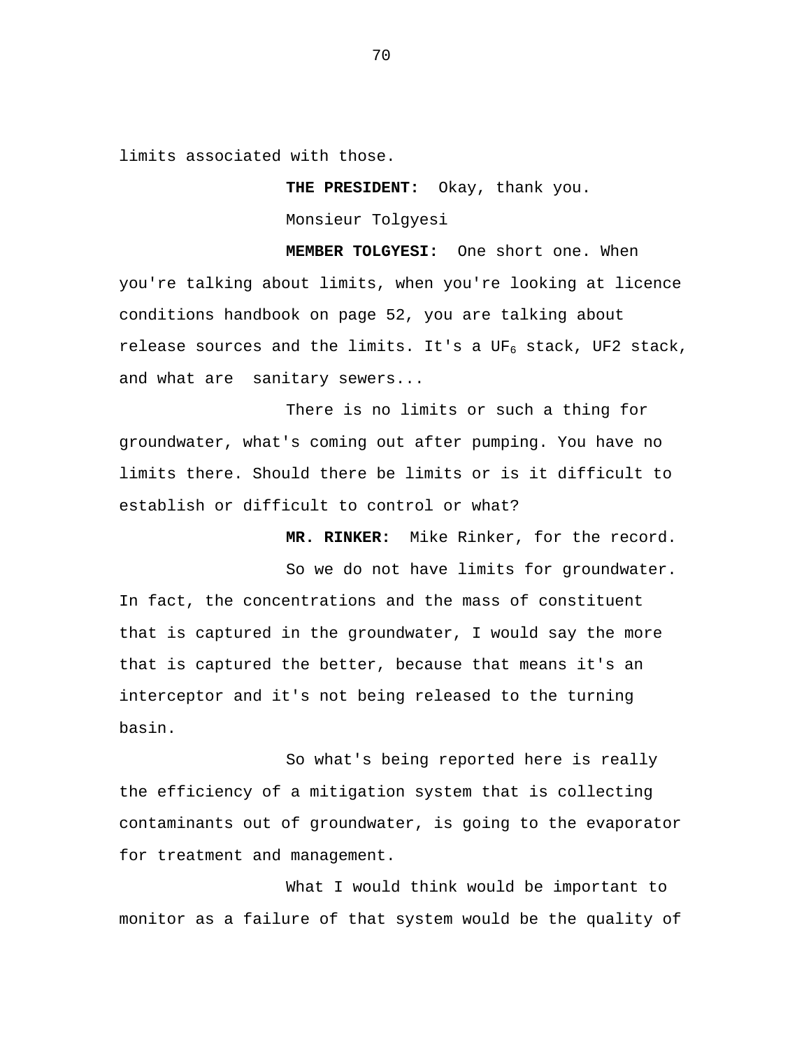limits associated with those.

**THE PRESIDENT:** Okay, thank you.

Monsieur Tolgyesi

**MEMBER TOLGYESI:** One short one. When you're talking about limits, when you're looking at licence conditions handbook on page 52, you are talking about release sources and the limits. It's a $UF_6$ stack, UF2 stack, and what are sanitary sewers...

There is no limits or such a thing for groundwater, what's coming out after pumping. You have no limits there. Should there be limits or is it difficult to establish or difficult to control or what?

**MR. RINKER:** Mike Rinker, for the record.

So we do not have limits for groundwater. In fact, the concentrations and the mass of constituent that is captured in the groundwater, I would say the more that is captured the better, because that means it's an interceptor and it's not being released to the turning basin.

So what's being reported here is really the efficiency of a mitigation system that is collecting contaminants out of groundwater, is going to the evaporator for treatment and management.

What I would think would be important to monitor as a failure of that system would be the quality of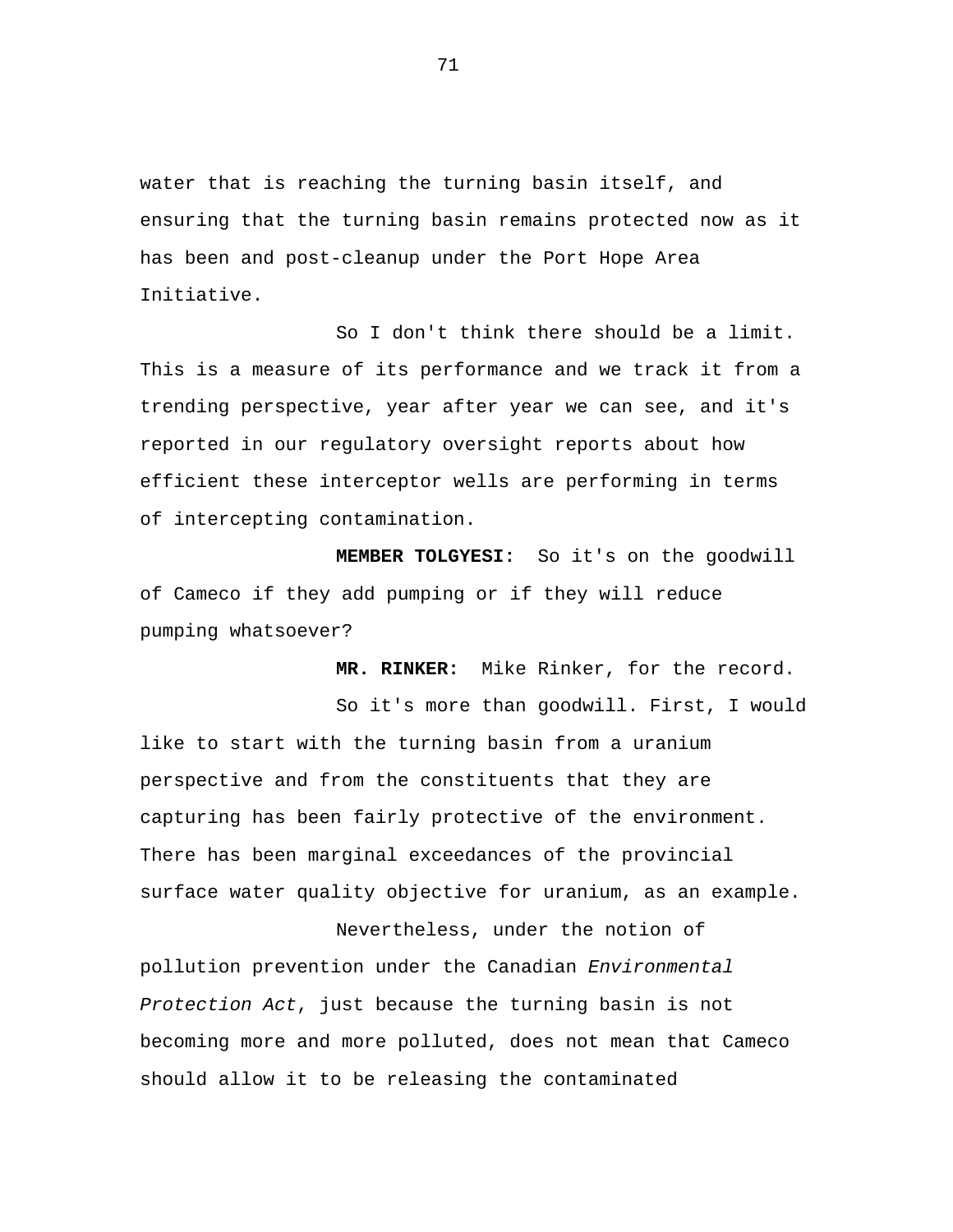water that is reaching the turning basin itself, and ensuring that the turning basin remains protected now as it has been and post-cleanup under the Port Hope Area Initiative.

So I don't think there should be a limit. This is a measure of its performance and we track it from a trending perspective, year after year we can see, and it's reported in our regulatory oversight reports about how efficient these interceptor wells are performing in terms of intercepting contamination.

**MEMBER TOLGYESI:** So it's on the goodwill of Cameco if they add pumping or if they will reduce pumping whatsoever?

**MR. RINKER:** Mike Rinker, for the record.

So it's more than goodwill. First, I would like to start with the turning basin from a uranium perspective and from the constituents that they are capturing has been fairly protective of the environment. There has been marginal exceedances of the provincial surface water quality objective for uranium, as an example.

Nevertheless, under the notion of pollution prevention under the Canadian *Environmental Protection Act*, just because the turning basin is not becoming more and more polluted, does not mean that Cameco should allow it to be releasing the contaminated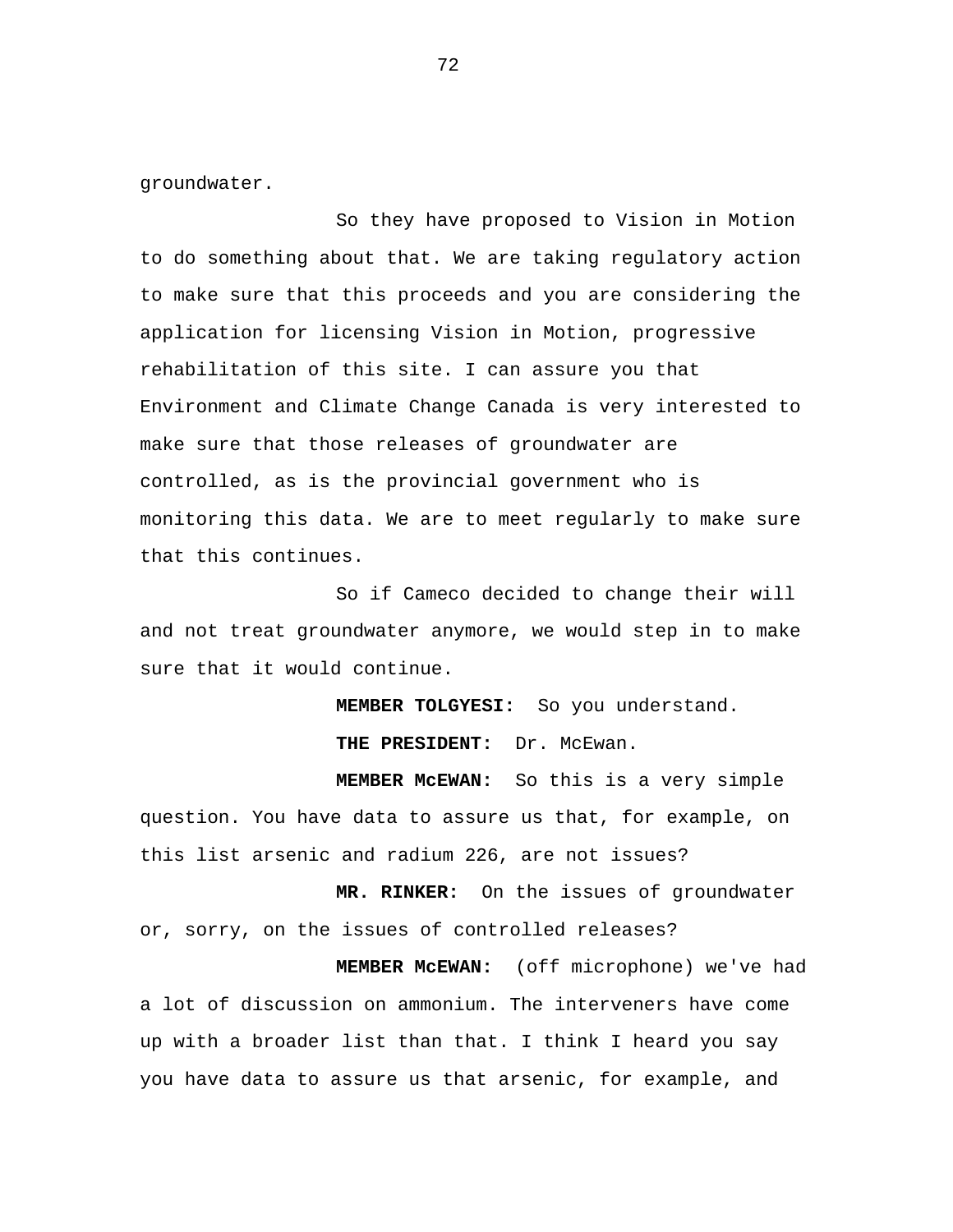groundwater.

So they have proposed to Vision in Motion to do something about that. We are taking regulatory action to make sure that this proceeds and you are considering the application for licensing Vision in Motion, progressive rehabilitation of this site. I can assure you that Environment and Climate Change Canada is very interested to make sure that those releases of groundwater are controlled, as is the provincial government who is monitoring this data. We are to meet regularly to make sure that this continues.

So if Cameco decided to change their will and not treat groundwater anymore, we would step in to make sure that it would continue.

**MEMBER TOLGYESI:** So you understand.

**THE PRESIDENT:** Dr. McEwan.

**MEMBER McEWAN:** So this is a very simple question. You have data to assure us that, for example, on this list arsenic and radium 226, are not issues?

**MR. RINKER:** On the issues of groundwater or, sorry, on the issues of controlled releases?

**MEMBER McEWAN:** (off microphone) we've had a lot of discussion on ammonium. The interveners have come up with a broader list than that. I think I heard you say you have data to assure us that arsenic, for example, and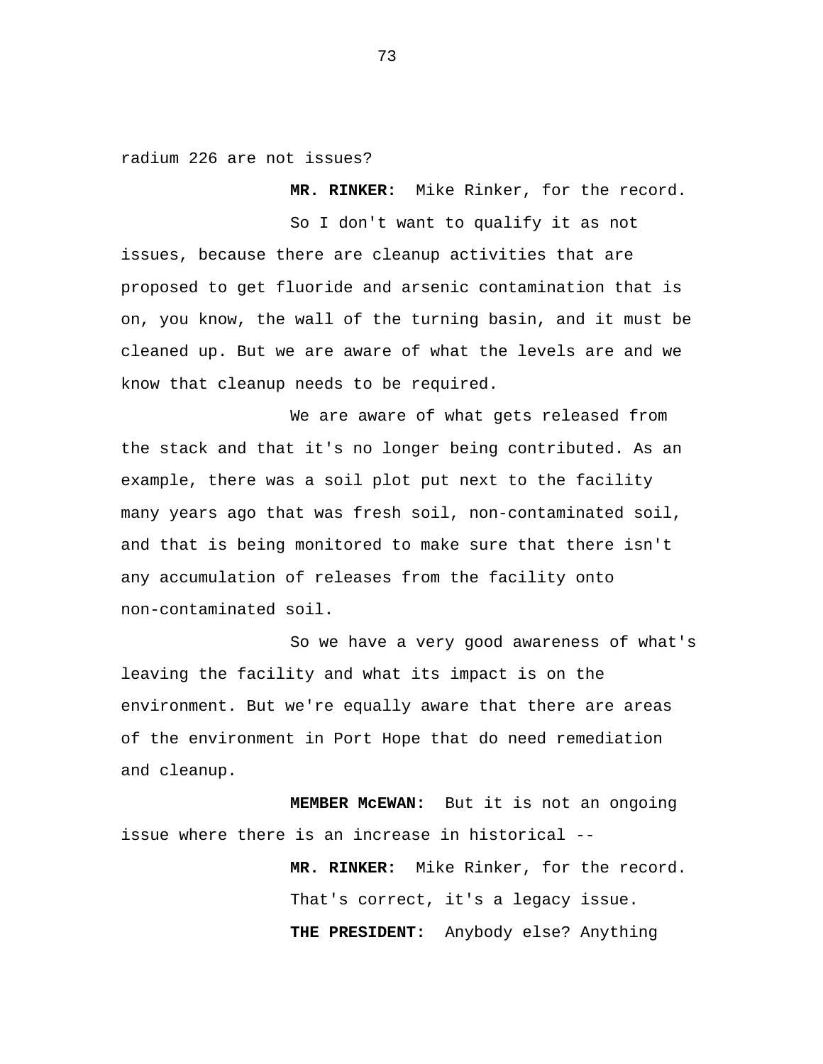radium 226 are not issues?

**MR. RINKER:** Mike Rinker, for the record.

So I don't want to qualify it as not issues, because there are cleanup activities that are proposed to get fluoride and arsenic contamination that is on, you know, the wall of the turning basin, and it must be cleaned up. But we are aware of what the levels are and we know that cleanup needs to be required.

We are aware of what gets released from the stack and that it's no longer being contributed. As an example, there was a soil plot put next to the facility many years ago that was fresh soil, non-contaminated soil, and that is being monitored to make sure that there isn't any accumulation of releases from the facility onto non-contaminated soil.

So we have a very good awareness of what's leaving the facility and what its impact is on the environment. But we're equally aware that there are areas of the environment in Port Hope that do need remediation and cleanup.

**MEMBER McEWAN:** But it is not an ongoing issue where there is an increase in historical --

**MR. RINKER:** Mike Rinker, for the record.

That's correct, it's a legacy issue.

**THE PRESIDENT:** Anybody else? Anything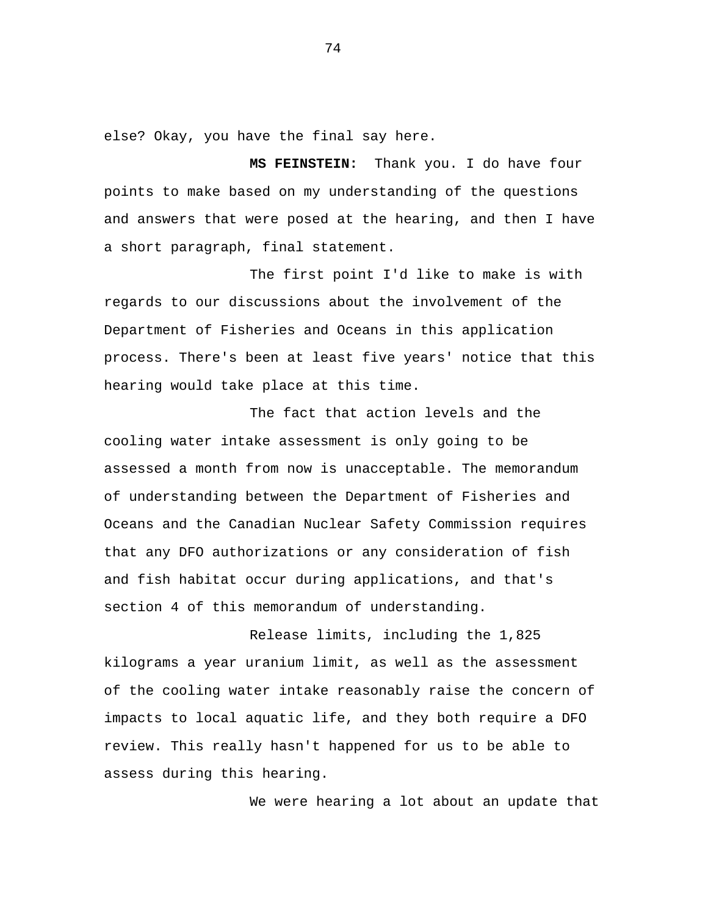else? Okay, you have the final say here.

**MS FEINSTEIN:** Thank you. I do have four points to make based on my understanding of the questions and answers that were posed at the hearing, and then I have a short paragraph, final statement.

The first point I'd like to make is with regards to our discussions about the involvement of the Department of Fisheries and Oceans in this application process. There's been at least five years' notice that this hearing would take place at this time.

The fact that action levels and the cooling water intake assessment is only going to be assessed a month from now is unacceptable. The memorandum of understanding between the Department of Fisheries and Oceans and the Canadian Nuclear Safety Commission requires that any DFO authorizations or any consideration of fish and fish habitat occur during applications, and that's section 4 of this memorandum of understanding.

Release limits, including the 1,825 kilograms a year uranium limit, as well as the assessment of the cooling water intake reasonably raise the concern of impacts to local aquatic life, and they both require a DFO review. This really hasn't happened for us to be able to assess during this hearing.

We were hearing a lot about an update that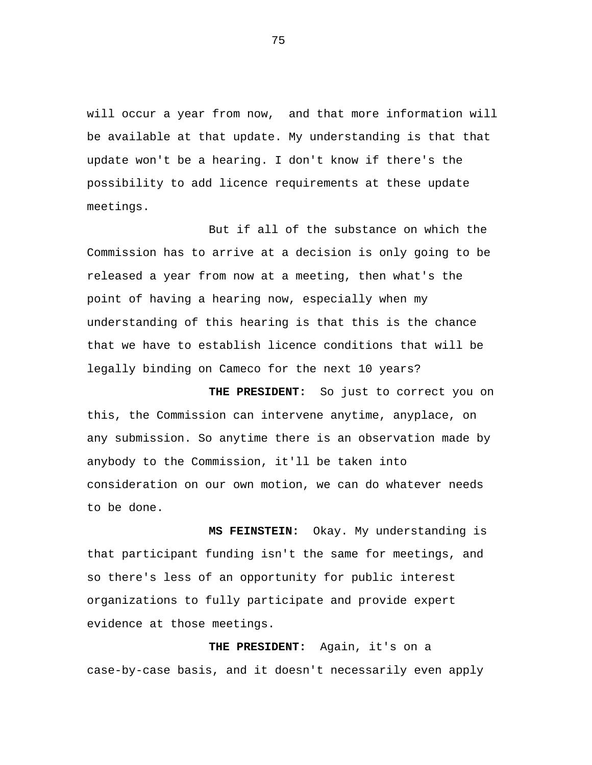will occur a year from now, and that more information will be available at that update. My understanding is that that update won't be a hearing. I don't know if there's the possibility to add licence requirements at these update meetings.

But if all of the substance on which the Commission has to arrive at a decision is only going to be released a year from now at a meeting, then what's the point of having a hearing now, especially when my understanding of this hearing is that this is the chance that we have to establish licence conditions that will be legally binding on Cameco for the next 10 years?

**THE PRESIDENT:** So just to correct you on this, the Commission can intervene anytime, anyplace, on any submission. So anytime there is an observation made by anybody to the Commission, it'll be taken into consideration on our own motion, we can do whatever needs to be done.

**MS FEINSTEIN:** Okay. My understanding is that participant funding isn't the same for meetings, and so there's less of an opportunity for public interest organizations to fully participate and provide expert evidence at those meetings.

**THE PRESIDENT:** Again, it's on a case-by-case basis, and it doesn't necessarily even apply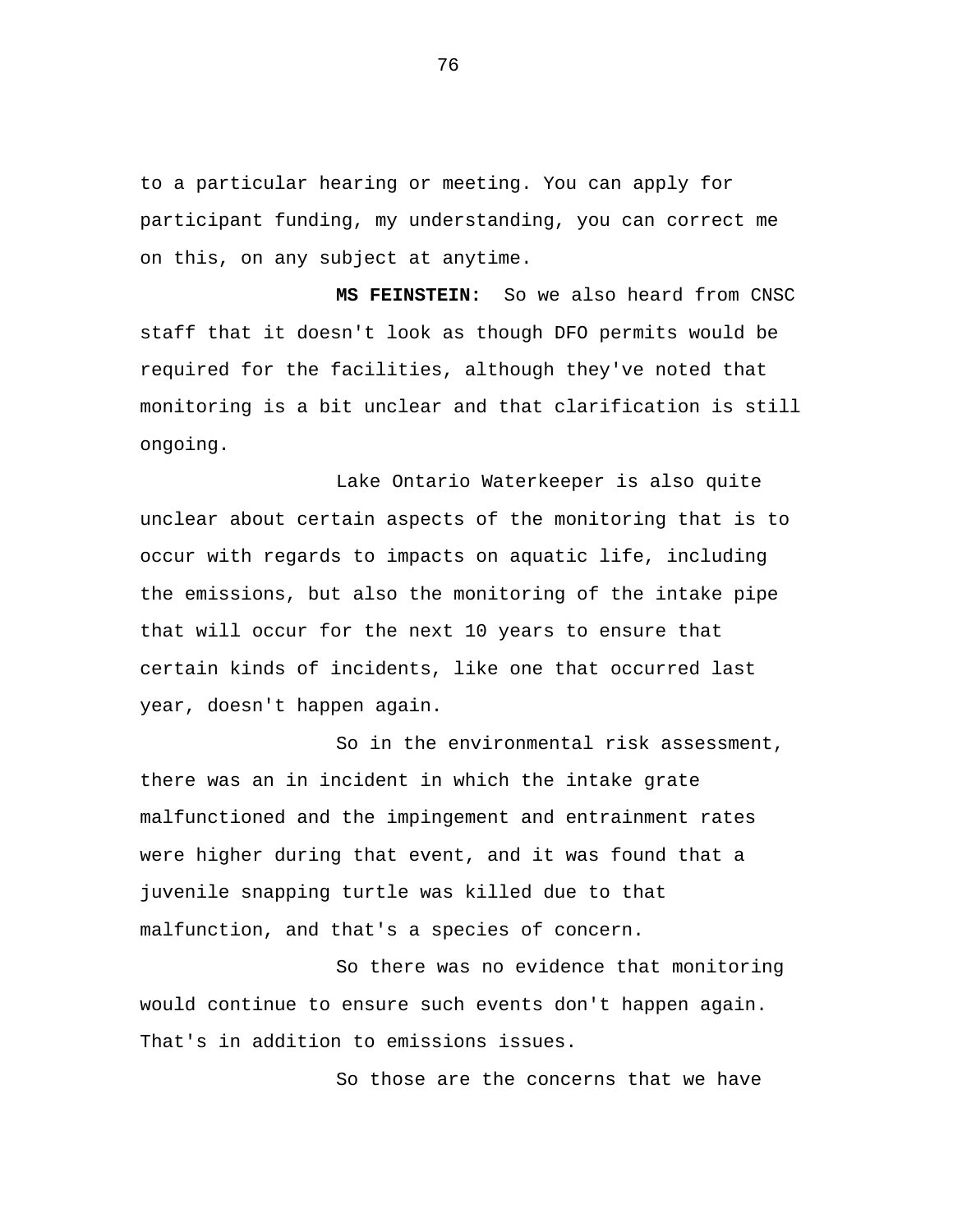to a particular hearing or meeting. You can apply for participant funding, my understanding, you can correct me on this, on any subject at anytime.

**MS FEINSTEIN:** So we also heard from CNSC staff that it doesn't look as though DFO permits would be required for the facilities, although they've noted that monitoring is a bit unclear and that clarification is still ongoing.

Lake Ontario Waterkeeper is also quite unclear about certain aspects of the monitoring that is to occur with regards to impacts on aquatic life, including the emissions, but also the monitoring of the intake pipe that will occur for the next 10 years to ensure that certain kinds of incidents, like one that occurred last year, doesn't happen again.

So in the environmental risk assessment, there was an in incident in which the intake grate malfunctioned and the impingement and entrainment rates were higher during that event, and it was found that a juvenile snapping turtle was killed due to that malfunction, and that's a species of concern.

So there was no evidence that monitoring would continue to ensure such events don't happen again. That's in addition to emissions issues.

So those are the concerns that we have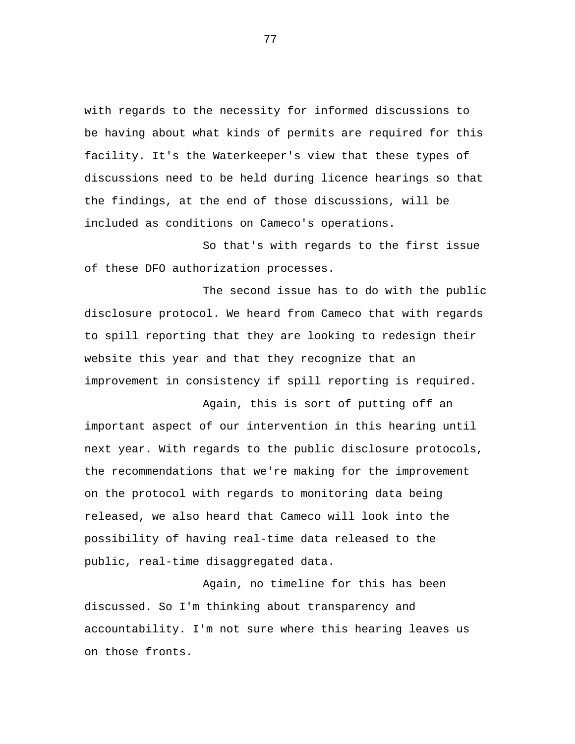with regards to the necessity for informed discussions to be having about what kinds of permits are required for this facility. It's the Waterkeeper's view that these types of discussions need to be held during licence hearings so that the findings, at the end of those discussions, will be included as conditions on Cameco's operations.

So that's with regards to the first issue of these DFO authorization processes.

The second issue has to do with the public disclosure protocol. We heard from Cameco that with regards to spill reporting that they are looking to redesign their website this year and that they recognize that an improvement in consistency if spill reporting is required.

Again, this is sort of putting off an important aspect of our intervention in this hearing until next year. With regards to the public disclosure protocols, the recommendations that we're making for the improvement on the protocol with regards to monitoring data being released, we also heard that Cameco will look into the possibility of having real-time data released to the public, real-time disaggregated data.

Again, no timeline for this has been discussed. So I'm thinking about transparency and accountability. I'm not sure where this hearing leaves us on those fronts.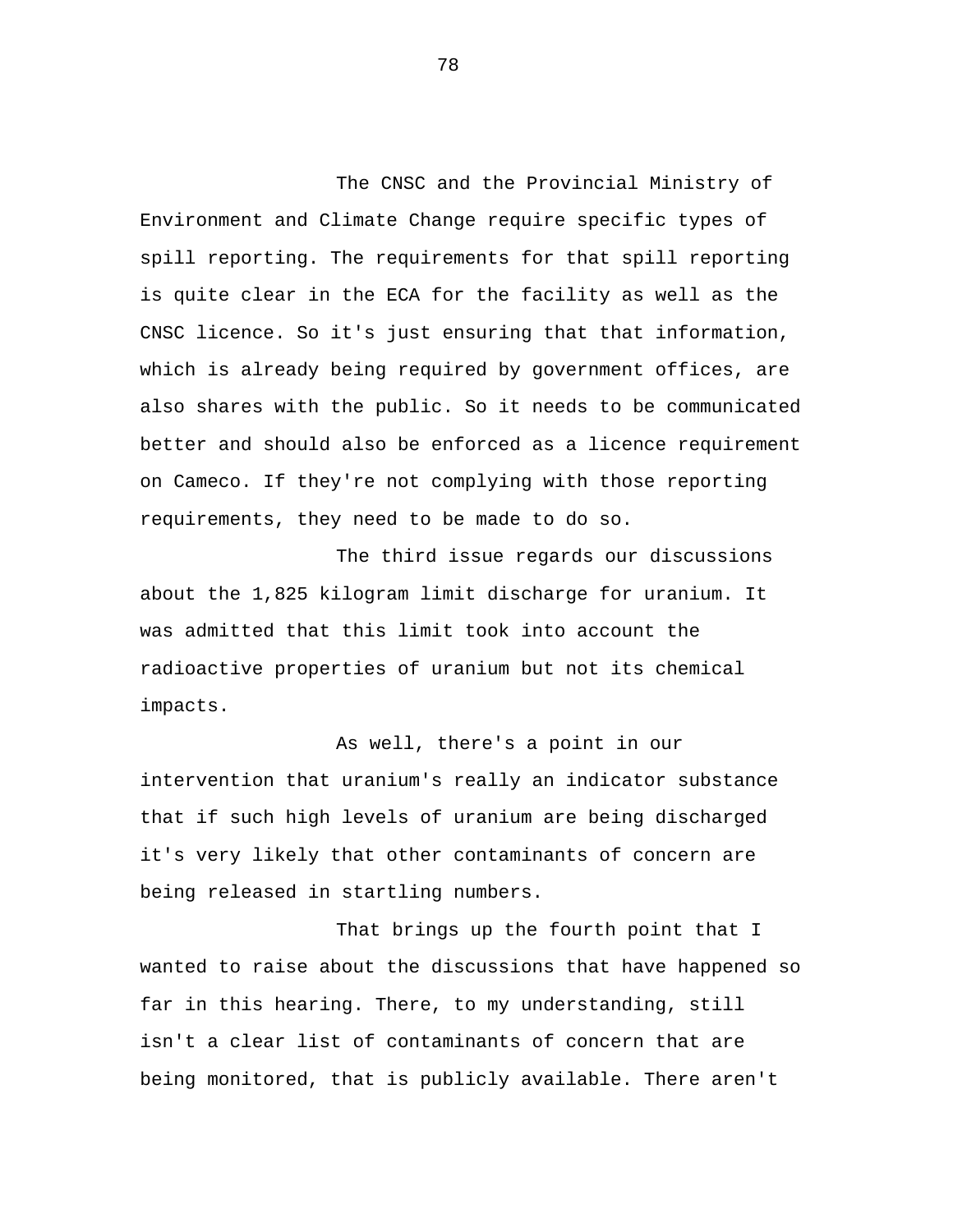The CNSC and the Provincial Ministry of Environment and Climate Change require specific types of spill reporting. The requirements for that spill reporting is quite clear in the ECA for the facility as well as the CNSC licence. So it's just ensuring that that information, which is already being required by government offices, are also shares with the public. So it needs to be communicated better and should also be enforced as a licence requirement on Cameco. If they're not complying with those reporting requirements, they need to be made to do so.

The third issue regards our discussions about the 1,825 kilogram limit discharge for uranium. It was admitted that this limit took into account the radioactive properties of uranium but not its chemical impacts.

As well, there's a point in our intervention that uranium's really an indicator substance that if such high levels of uranium are being discharged it's very likely that other contaminants of concern are being released in startling numbers.

That brings up the fourth point that I wanted to raise about the discussions that have happened so far in this hearing. There, to my understanding, still isn't a clear list of contaminants of concern that are being monitored, that is publicly available. There aren't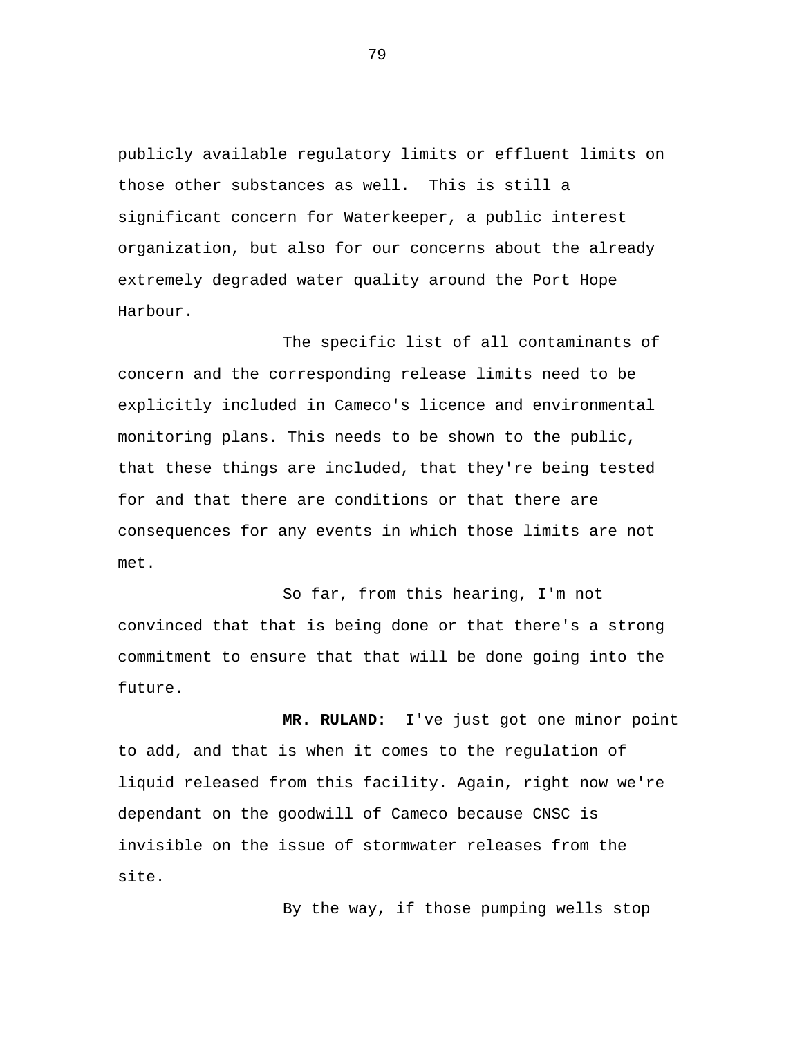publicly available regulatory limits or effluent limits on those other substances as well. This is still a significant concern for Waterkeeper, a public interest organization, but also for our concerns about the already extremely degraded water quality around the Port Hope Harbour.

The specific list of all contaminants of concern and the corresponding release limits need to be explicitly included in Cameco's licence and environmental monitoring plans. This needs to be shown to the public, that these things are included, that they're being tested for and that there are conditions or that there are consequences for any events in which those limits are not met.

So far, from this hearing, I'm not convinced that that is being done or that there's a strong commitment to ensure that that will be done going into the future.

**MR. RULAND:** I've just got one minor point to add, and that is when it comes to the regulation of liquid released from this facility. Again, right now we're dependant on the goodwill of Cameco because CNSC is invisible on the issue of stormwater releases from the site.

By the way, if those pumping wells stop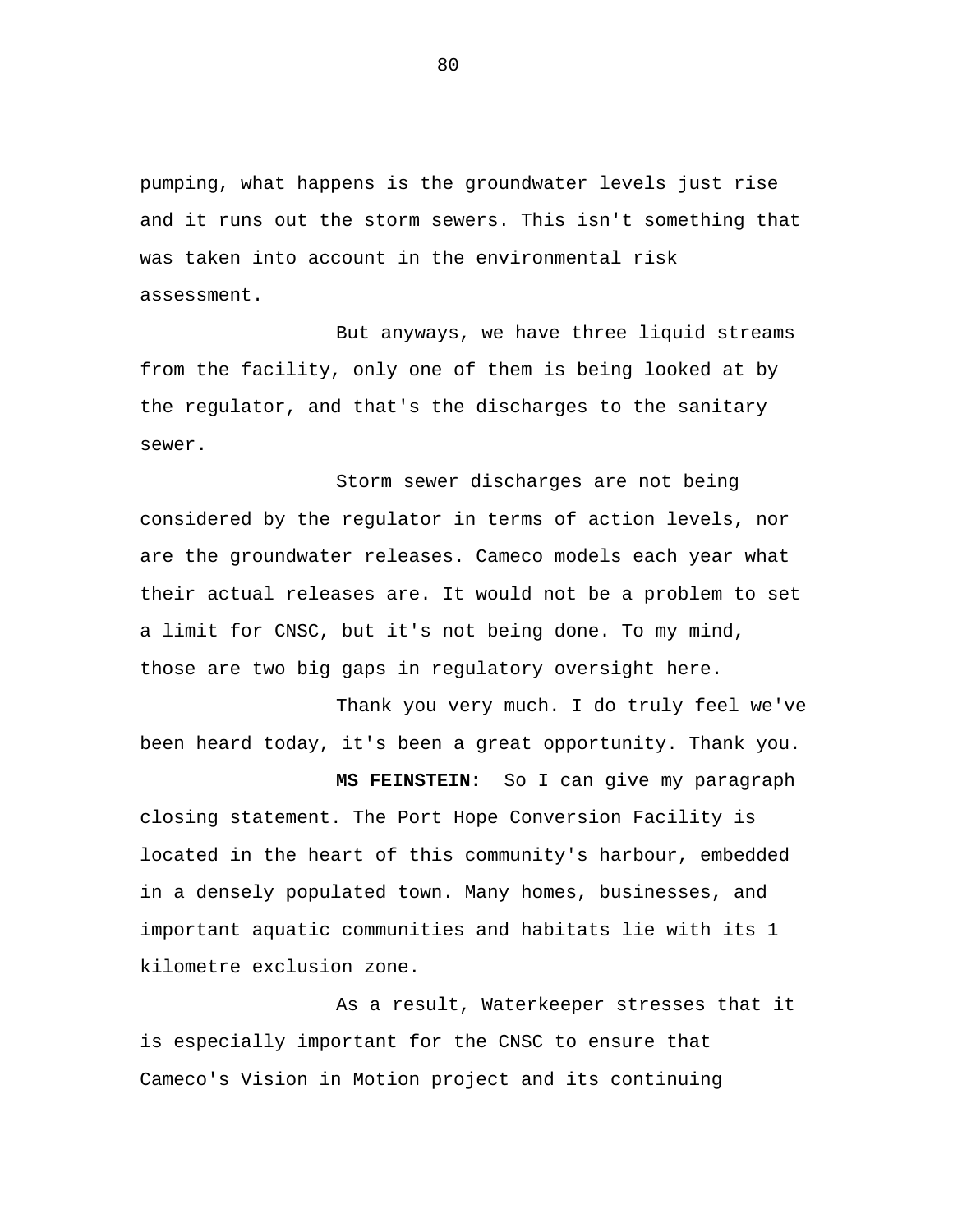pumping, what happens is the groundwater levels just rise and it runs out the storm sewers. This isn't something that was taken into account in the environmental risk assessment.

But anyways, we have three liquid streams from the facility, only one of them is being looked at by the regulator, and that's the discharges to the sanitary sewer.

Storm sewer discharges are not being considered by the regulator in terms of action levels, nor are the groundwater releases. Cameco models each year what their actual releases are. It would not be a problem to set a limit for CNSC, but it's not being done. To my mind, those are two big gaps in regulatory oversight here.

Thank you very much. I do truly feel we've been heard today, it's been a great opportunity. Thank you.

**MS FEINSTEIN:** So I can give my paragraph closing statement. The Port Hope Conversion Facility is located in the heart of this community's harbour, embedded in a densely populated town. Many homes, businesses, and important aquatic communities and habitats lie with its 1 kilometre exclusion zone.

As a result, Waterkeeper stresses that it is especially important for the CNSC to ensure that Cameco's Vision in Motion project and its continuing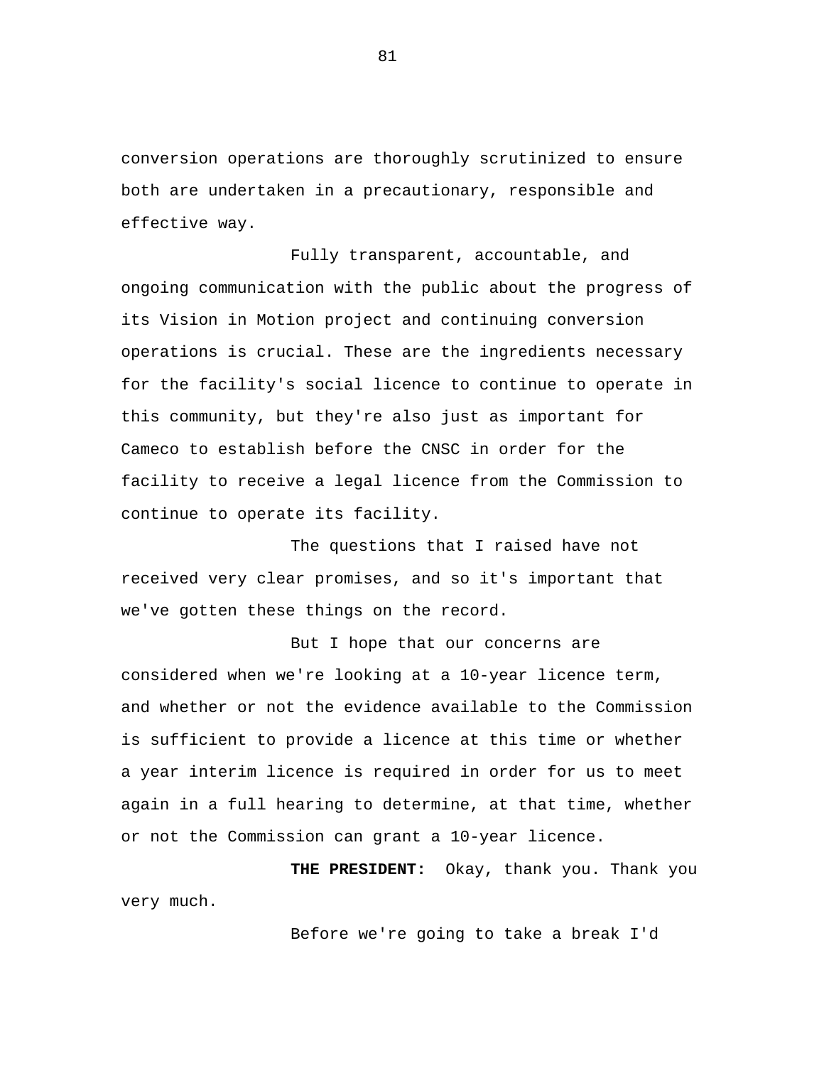conversion operations are thoroughly scrutinized to ensure both are undertaken in a precautionary, responsible and effective way.

Fully transparent, accountable, and ongoing communication with the public about the progress of its Vision in Motion project and continuing conversion operations is crucial. These are the ingredients necessary for the facility's social licence to continue to operate in this community, but they're also just as important for Cameco to establish before the CNSC in order for the facility to receive a legal licence from the Commission to continue to operate its facility.

The questions that I raised have not received very clear promises, and so it's important that we've gotten these things on the record.

But I hope that our concerns are considered when we're looking at a 10-year licence term, and whether or not the evidence available to the Commission is sufficient to provide a licence at this time or whether a year interim licence is required in order for us to meet again in a full hearing to determine, at that time, whether or not the Commission can grant a 10-year licence.

**THE PRESIDENT:** Okay, thank you. Thank you very much.

Before we're going to take a break I'd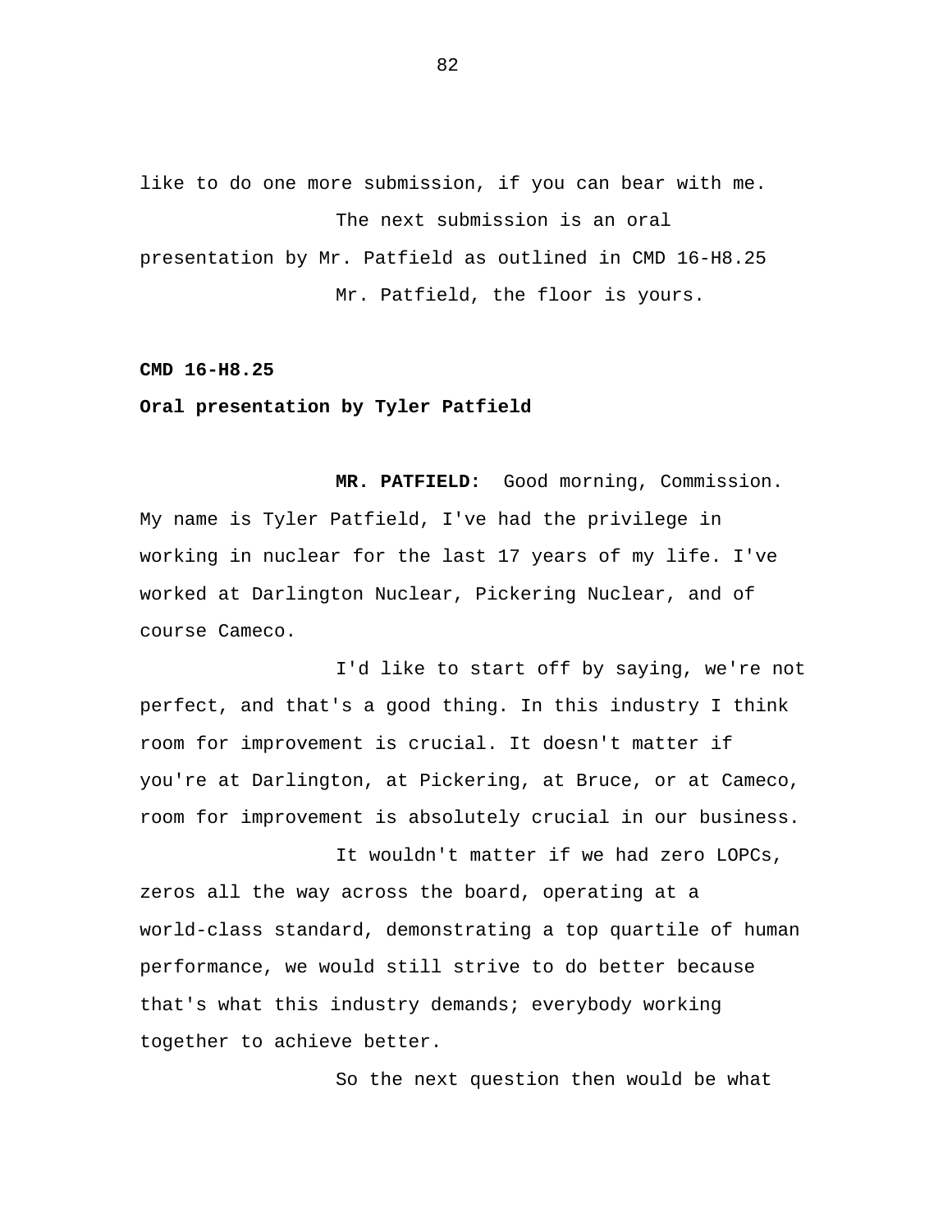like to do one more submission, if you can bear with me.

The next submission is an oral presentation by Mr. Patfield as outlined in CMD 16-H8.25

Mr. Patfield, the floor is yours.

**CMD 16-H8.25**

**Oral presentation by Tyler Patfield**

**MR. PATFIELD:** Good morning, Commission. My name is Tyler Patfield, I've had the privilege in working in nuclear for the last 17 years of my life. I've worked at Darlington Nuclear, Pickering Nuclear, and of course Cameco.

I'd like to start off by saying, we're not perfect, and that's a good thing. In this industry I think room for improvement is crucial. It doesn't matter if you're at Darlington, at Pickering, at Bruce, or at Cameco, room for improvement is absolutely crucial in our business.

It wouldn't matter if we had zero LOPCs, zeros all the way across the board, operating at a world-class standard, demonstrating a top quartile of human performance, we would still strive to do better because that's what this industry demands; everybody working together to achieve better.

So the next question then would be what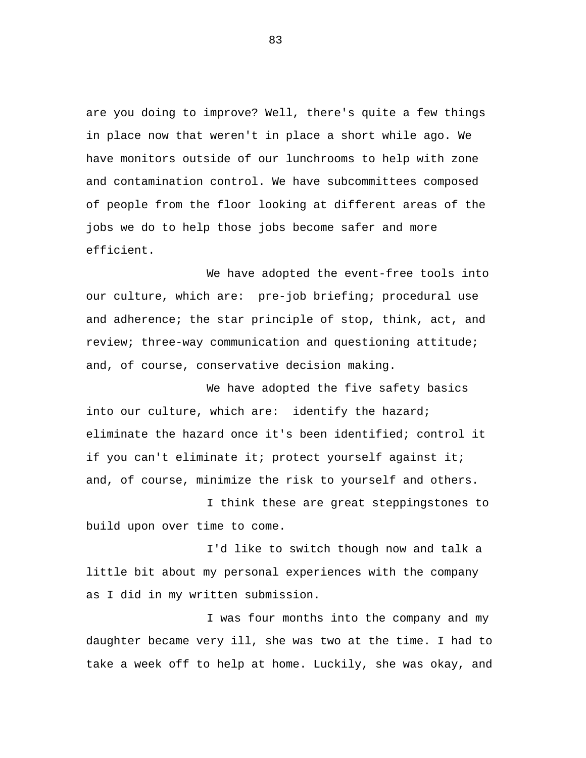are you doing to improve? Well, there's quite a few things in place now that weren't in place a short while ago. We have monitors outside of our lunchrooms to help with zone and contamination control. We have subcommittees composed of people from the floor looking at different areas of the jobs we do to help those jobs become safer and more efficient.

We have adopted the event-free tools into our culture, which are: pre-job briefing; procedural use and adherence; the star principle of stop, think, act, and review; three-way communication and questioning attitude; and, of course, conservative decision making.

We have adopted the five safety basics into our culture, which are: identify the hazard; eliminate the hazard once it's been identified; control it if you can't eliminate it; protect yourself against it; and, of course, minimize the risk to yourself and others.

I think these are great steppingstones to build upon over time to come.

I'd like to switch though now and talk a little bit about my personal experiences with the company as I did in my written submission.

I was four months into the company and my daughter became very ill, she was two at the time. I had to take a week off to help at home. Luckily, she was okay, and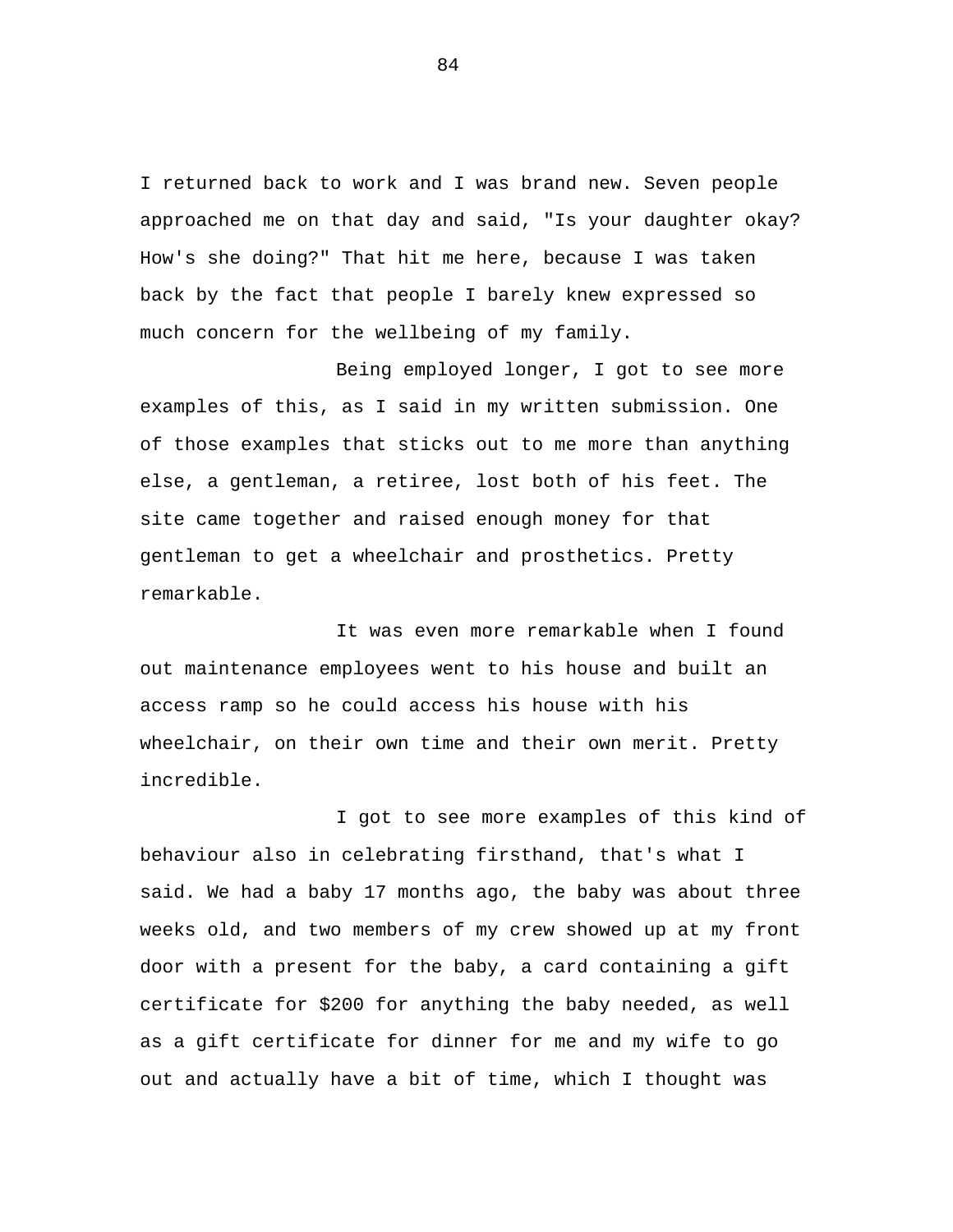I returned back to work and I was brand new. Seven people approached me on that day and said, "Is your daughter okay? How's she doing?" That hit me here, because I was taken back by the fact that people I barely knew expressed so much concern for the wellbeing of my family.

Being employed longer, I got to see more examples of this, as I said in my written submission. One of those examples that sticks out to me more than anything else, a gentleman, a retiree, lost both of his feet. The site came together and raised enough money for that gentleman to get a wheelchair and prosthetics. Pretty remarkable.

It was even more remarkable when I found out maintenance employees went to his house and built an access ramp so he could access his house with his wheelchair, on their own time and their own merit. Pretty incredible.

I got to see more examples of this kind of behaviour also in celebrating firsthand, that's what I said. We had a baby 17 months ago, the baby was about three weeks old, and two members of my crew showed up at my front door with a present for the baby, a card containing a gift certificate for $200 for anything the baby needed, as well as a gift certificate for dinner for me and my wife to go out and actually have a bit of time, which I thought was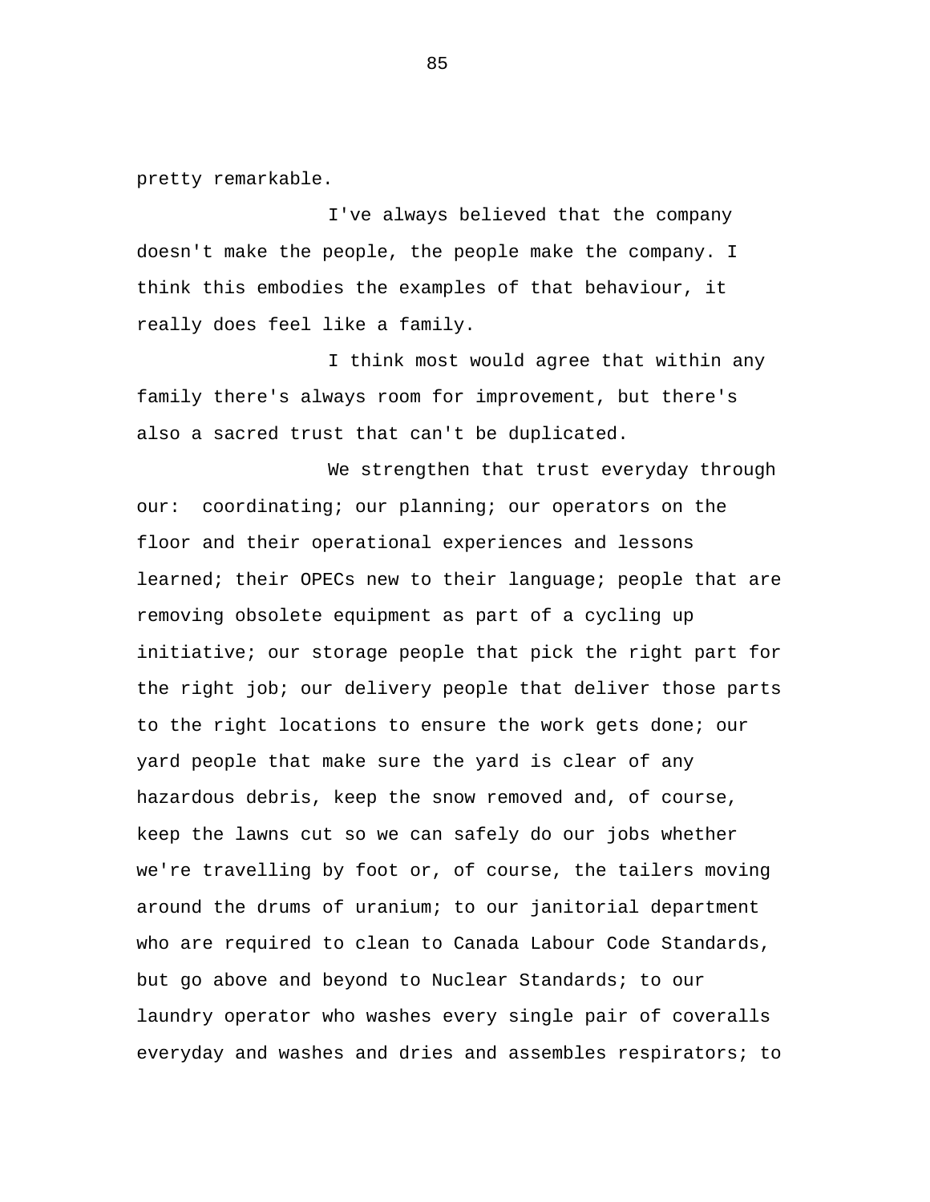pretty remarkable.

I've always believed that the company doesn't make the people, the people make the company. I think this embodies the examples of that behaviour, it really does feel like a family.

I think most would agree that within any family there's always room for improvement, but there's also a sacred trust that can't be duplicated.

We strengthen that trust everyday through our: coordinating; our planning; our operators on the floor and their operational experiences and lessons learned; their OPECs new to their language; people that are removing obsolete equipment as part of a cycling up initiative; our storage people that pick the right part for the right job; our delivery people that deliver those parts to the right locations to ensure the work gets done; our yard people that make sure the yard is clear of any hazardous debris, keep the snow removed and, of course, keep the lawns cut so we can safely do our jobs whether we're travelling by foot or, of course, the tailers moving around the drums of uranium; to our janitorial department who are required to clean to Canada Labour Code Standards, but go above and beyond to Nuclear Standards; to our laundry operator who washes every single pair of coveralls everyday and washes and dries and assembles respirators; to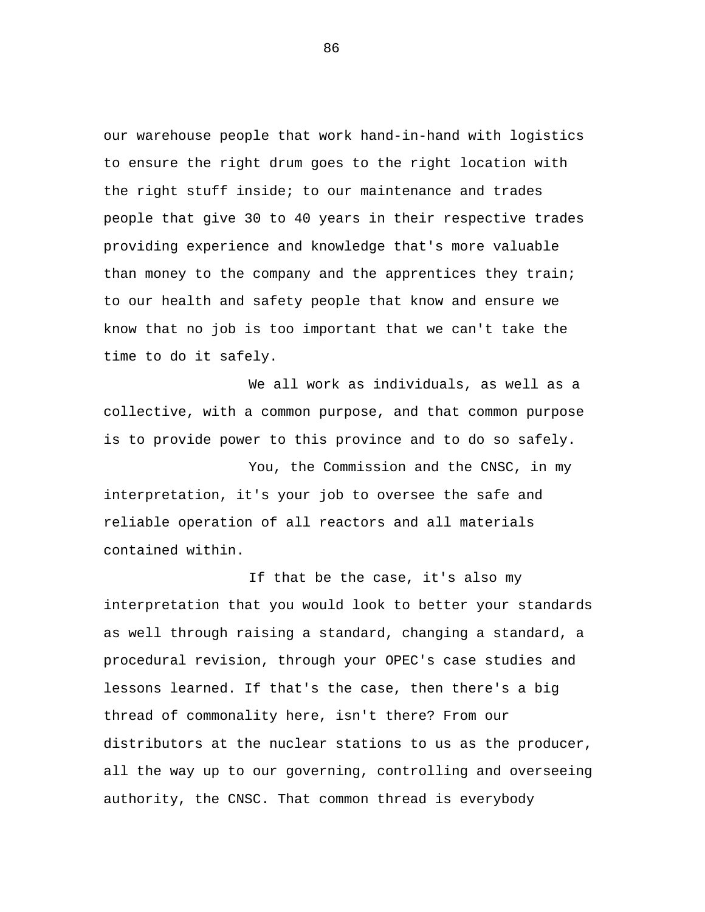our warehouse people that work hand-in-hand with logistics to ensure the right drum goes to the right location with the right stuff inside; to our maintenance and trades people that give 30 to 40 years in their respective trades providing experience and knowledge that's more valuable than money to the company and the apprentices they train; to our health and safety people that know and ensure we know that no job is too important that we can't take the time to do it safely.

We all work as individuals, as well as a collective, with a common purpose, and that common purpose is to provide power to this province and to do so safely.

You, the Commission and the CNSC, in my interpretation, it's your job to oversee the safe and reliable operation of all reactors and all materials contained within.

If that be the case, it's also my interpretation that you would look to better your standards as well through raising a standard, changing a standard, a procedural revision, through your OPEC's case studies and lessons learned. If that's the case, then there's a big thread of commonality here, isn't there? From our distributors at the nuclear stations to us as the producer, all the way up to our governing, controlling and overseeing authority, the CNSC. That common thread is everybody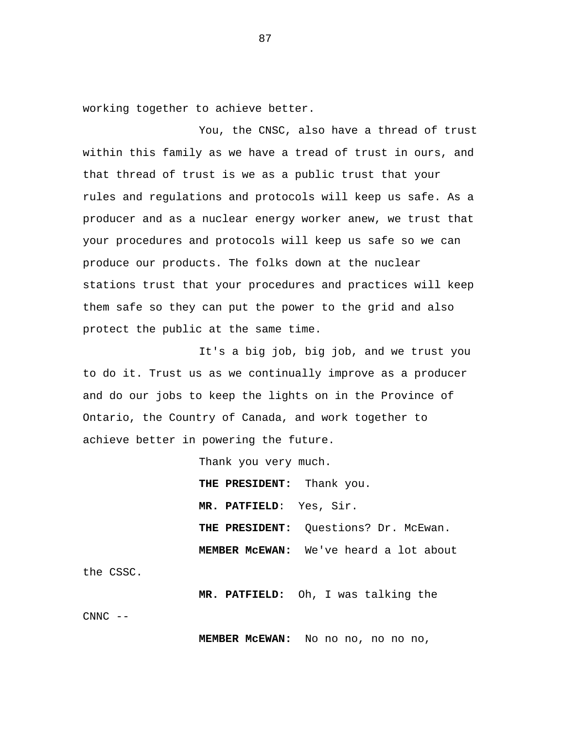working together to achieve better.

You, the CNSC, also have a thread of trust within this family as we have a tread of trust in ours, and that thread of trust is we as a public trust that your rules and regulations and protocols will keep us safe. As a producer and as a nuclear energy worker anew, we trust that your procedures and protocols will keep us safe so we can produce our products. The folks down at the nuclear stations trust that your procedures and practices will keep them safe so they can put the power to the grid and also protect the public at the same time.

It's a big job, big job, and we trust you to do it. Trust us as we continually improve as a producer and do our jobs to keep the lights on in the Province of Ontario, the Country of Canada, and work together to achieve better in powering the future.

Thank you very much.

**THE PRESIDENT:** Thank you.

**MR. PATFIELD**: Yes, Sir.

**THE PRESIDENT:** Questions? Dr. McEwan.

**MEMBER McEWAN:** We've heard a lot about the CSSC.

**MR. PATFIELD:** Oh, I was talking the CNNC --

**MEMBER McEWAN:** No no no, no no no,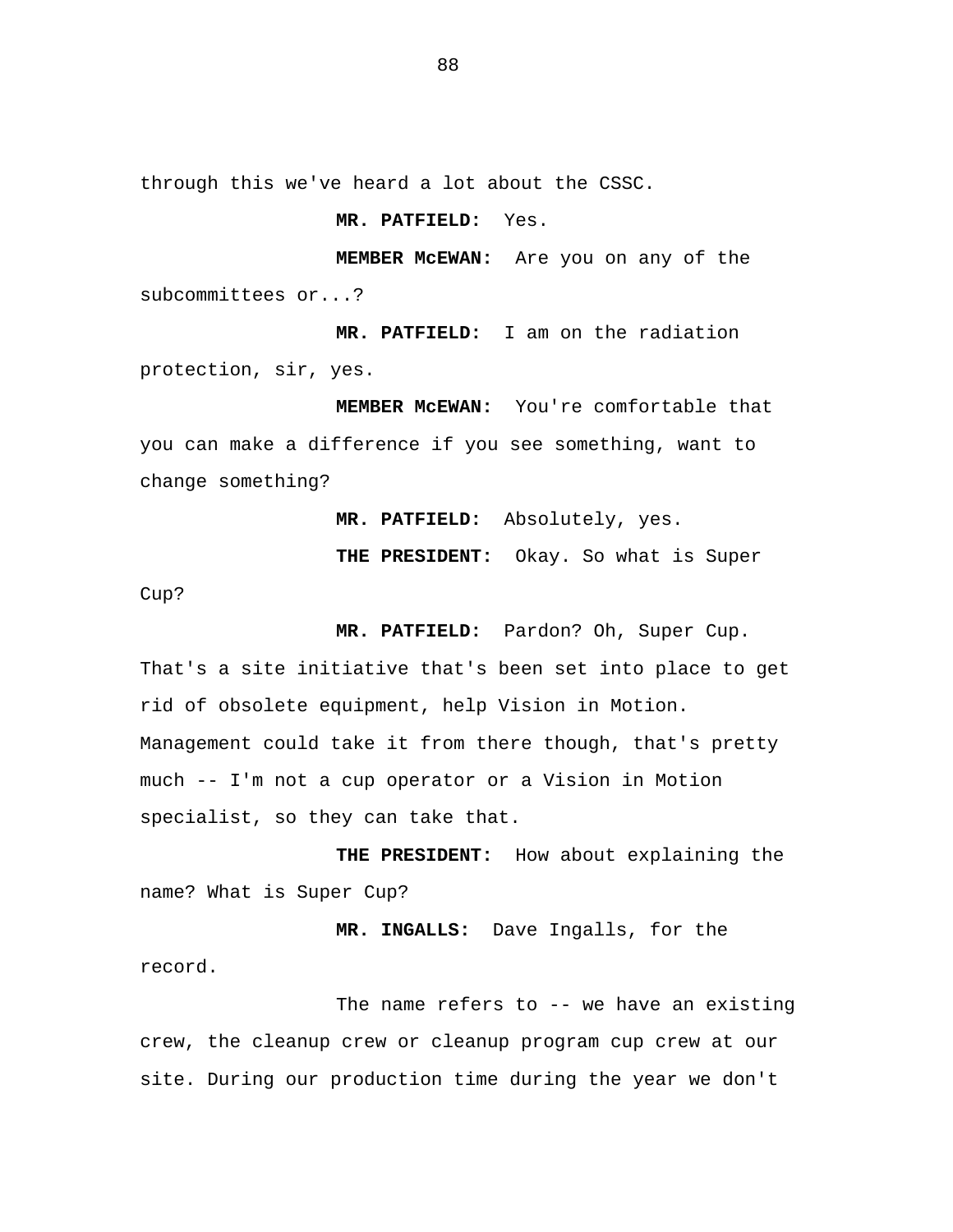through this we've heard a lot about the CSSC.

**MR. PATFIELD:** Yes.

**MEMBER McEWAN:** Are you on any of the subcommittees or...?

**MR. PATFIELD:** I am on the radiation protection, sir, yes.

**MEMBER McEWAN:** You're comfortable that you can make a difference if you see something, want to change something?

**MR. PATFIELD:** Absolutely, yes.

**THE PRESIDENT:** Okay. So what is Super Cup?

**MR. PATFIELD:** Pardon? Oh, Super Cup. That's a site initiative that's been set into place to get rid of obsolete equipment, help Vision in Motion. Management could take it from there though, that's pretty much -- I'm not a cup operator or a Vision in Motion specialist, so they can take that.

**THE PRESIDENT:** How about explaining the name? What is Super Cup?

**MR. INGALLS:** Dave Ingalls, for the record.

The name refers to -- we have an existing crew, the cleanup crew or cleanup program cup crew at our site. During our production time during the year we don't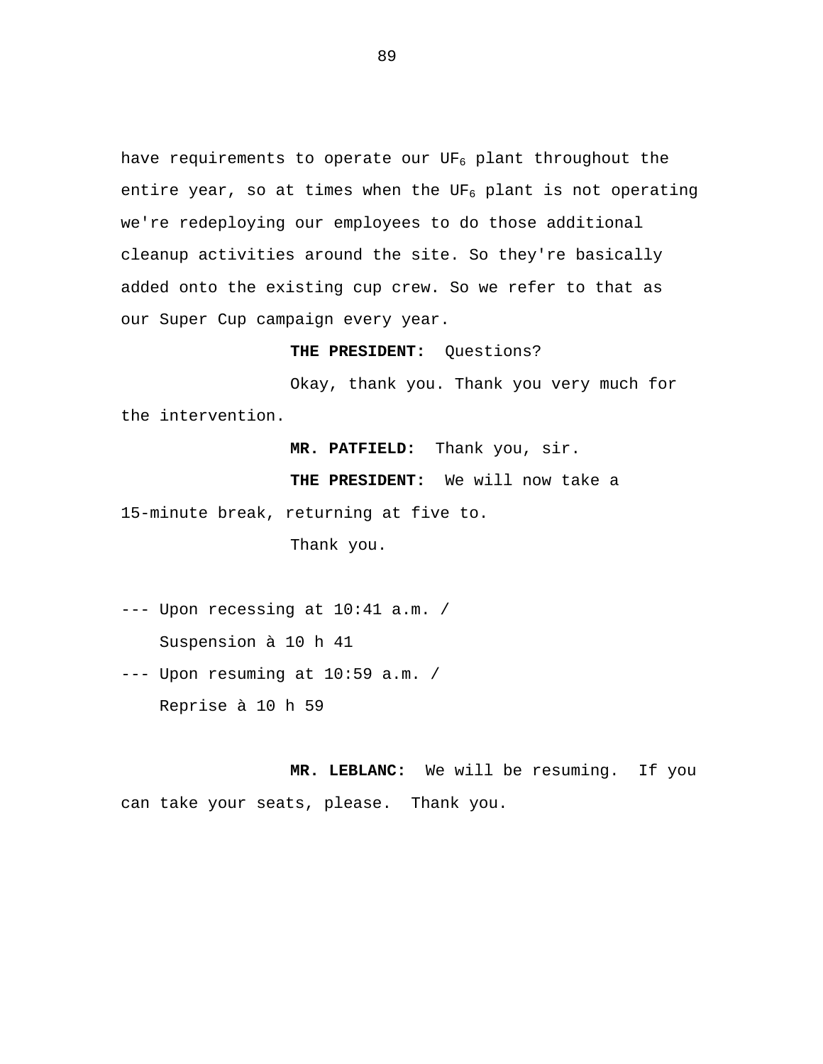have requirements to operate our $UF_6$ plant throughout the entire year, so at times when the $UF_6$ plant is not operating we're redeploying our employees to do those additional cleanup activities around the site. So they're basically added onto the existing cup crew. So we refer to that as our Super Cup campaign every year.

**THE PRESIDENT:** Questions?

Okay, thank you. Thank you very much for the intervention.

**MR. PATFIELD:** Thank you, sir.

**THE PRESIDENT:** We will now take a 15-minute break, returning at five to.

Thank you.

--- Upon recessing at 10:41 a.m. /
Suspension à 10 h 41

--- Upon resuming at 10:59 a.m. /
Reprise à 10 h 59

**MR. LEBLANC:** We will be resuming. If you can take your seats, please. Thank you.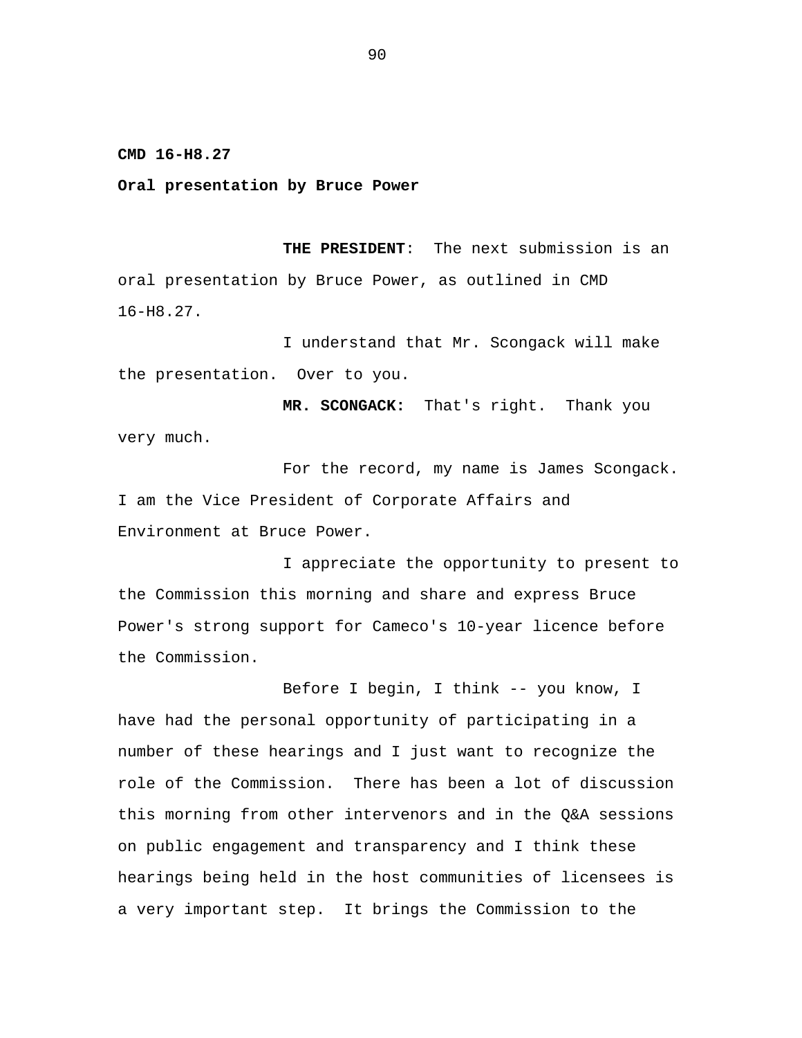**CMD 16-H8.27**

**Oral presentation by Bruce Power**

**THE PRESIDENT**: The next submission is an oral presentation by Bruce Power, as outlined in CMD 16-H8.27.

I understand that Mr. Scongack will make the presentation. Over to you.

**MR. SCONGACK:** That's right. Thank you very much.

For the record, my name is James Scongack. I am the Vice President of Corporate Affairs and Environment at Bruce Power.

I appreciate the opportunity to present to the Commission this morning and share and express Bruce Power's strong support for Cameco's 10-year licence before the Commission.

Before I begin, I think -- you know, I have had the personal opportunity of participating in a number of these hearings and I just want to recognize the role of the Commission. There has been a lot of discussion this morning from other intervenors and in the Q&A sessions on public engagement and transparency and I think these hearings being held in the host communities of licensees is a very important step. It brings the Commission to the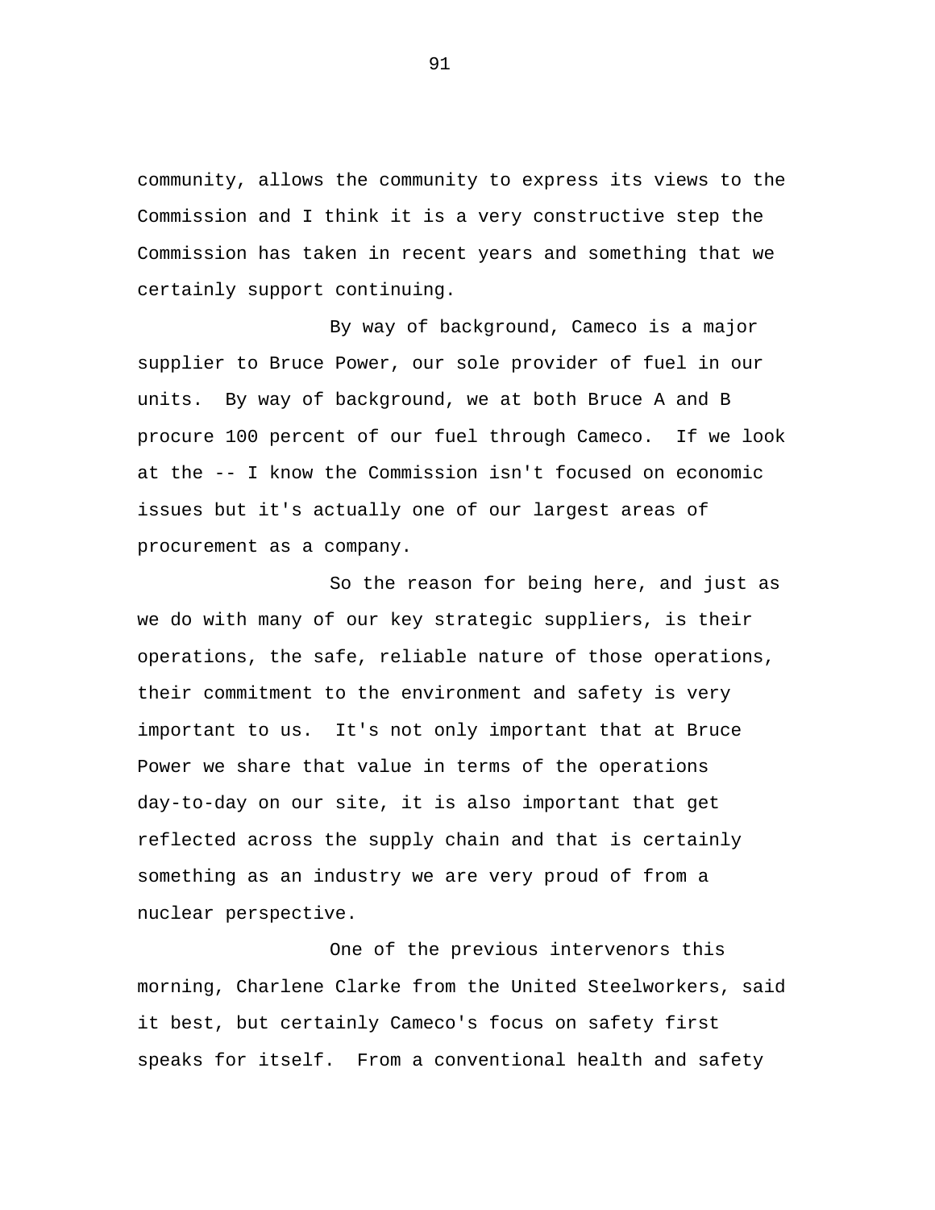community, allows the community to express its views to the Commission and I think it is a very constructive step the Commission has taken in recent years and something that we certainly support continuing.

By way of background, Cameco is a major supplier to Bruce Power, our sole provider of fuel in our units. By way of background, we at both Bruce A and B procure 100 percent of our fuel through Cameco. If we look at the -- I know the Commission isn't focused on economic issues but it's actually one of our largest areas of procurement as a company.

So the reason for being here, and just as we do with many of our key strategic suppliers, is their operations, the safe, reliable nature of those operations, their commitment to the environment and safety is very important to us. It's not only important that at Bruce Power we share that value in terms of the operations day-to-day on our site, it is also important that get reflected across the supply chain and that is certainly something as an industry we are very proud of from a nuclear perspective.

One of the previous intervenors this morning, Charlene Clarke from the United Steelworkers, said it best, but certainly Cameco's focus on safety first speaks for itself. From a conventional health and safety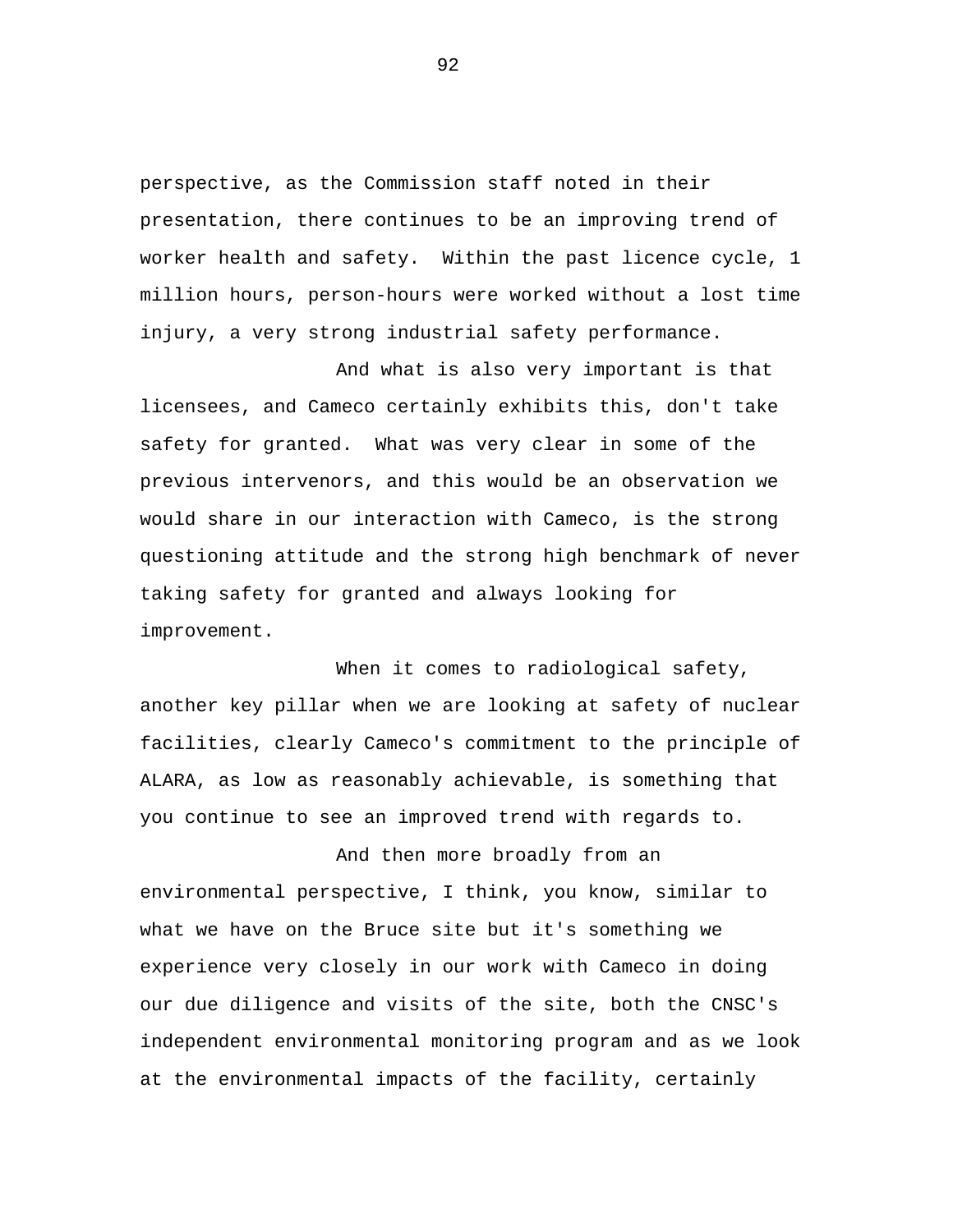perspective, as the Commission staff noted in their presentation, there continues to be an improving trend of worker health and safety. Within the past licence cycle, 1 million hours, person-hours were worked without a lost time injury, a very strong industrial safety performance.

And what is also very important is that licensees, and Cameco certainly exhibits this, don't take safety for granted. What was very clear in some of the previous intervenors, and this would be an observation we would share in our interaction with Cameco, is the strong questioning attitude and the strong high benchmark of never taking safety for granted and always looking for improvement.

When it comes to radiological safety, another key pillar when we are looking at safety of nuclear facilities, clearly Cameco's commitment to the principle of ALARA, as low as reasonably achievable, is something that you continue to see an improved trend with regards to.

And then more broadly from an environmental perspective, I think, you know, similar to what we have on the Bruce site but it's something we experience very closely in our work with Cameco in doing our due diligence and visits of the site, both the CNSC's independent environmental monitoring program and as we look at the environmental impacts of the facility, certainly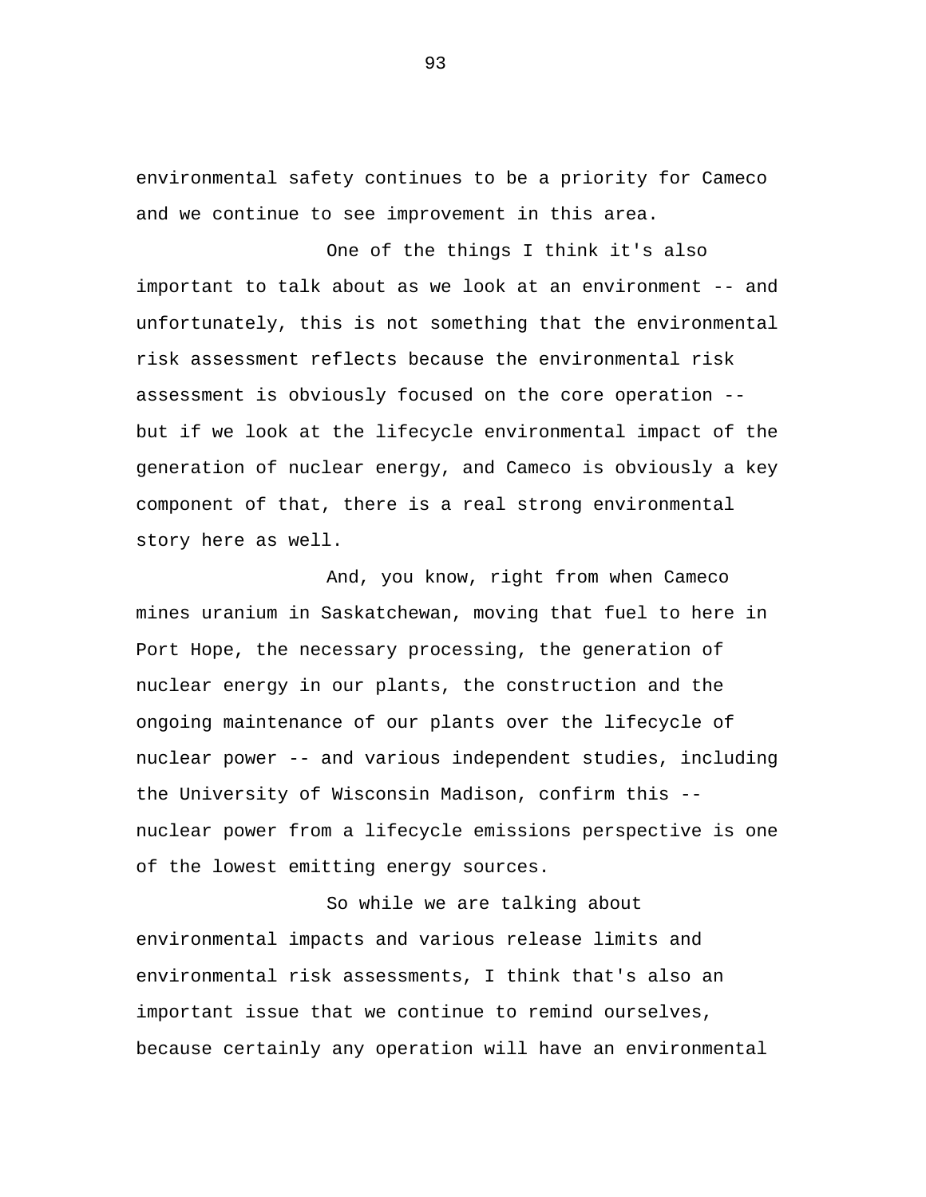environmental safety continues to be a priority for Cameco and we continue to see improvement in this area.

One of the things I think it's also important to talk about as we look at an environment -- and unfortunately, this is not something that the environmental risk assessment reflects because the environmental risk assessment is obviously focused on the core operation -- but if we look at the lifecycle environmental impact of the generation of nuclear energy, and Cameco is obviously a key component of that, there is a real strong environmental story here as well.

And, you know, right from when Cameco mines uranium in Saskatchewan, moving that fuel to here in Port Hope, the necessary processing, the generation of nuclear energy in our plants, the construction and the ongoing maintenance of our plants over the lifecycle of nuclear power -- and various independent studies, including the University of Wisconsin Madison, confirm this -- nuclear power from a lifecycle emissions perspective is one of the lowest emitting energy sources.

So while we are talking about environmental impacts and various release limits and environmental risk assessments, I think that's also an important issue that we continue to remind ourselves, because certainly any operation will have an environmental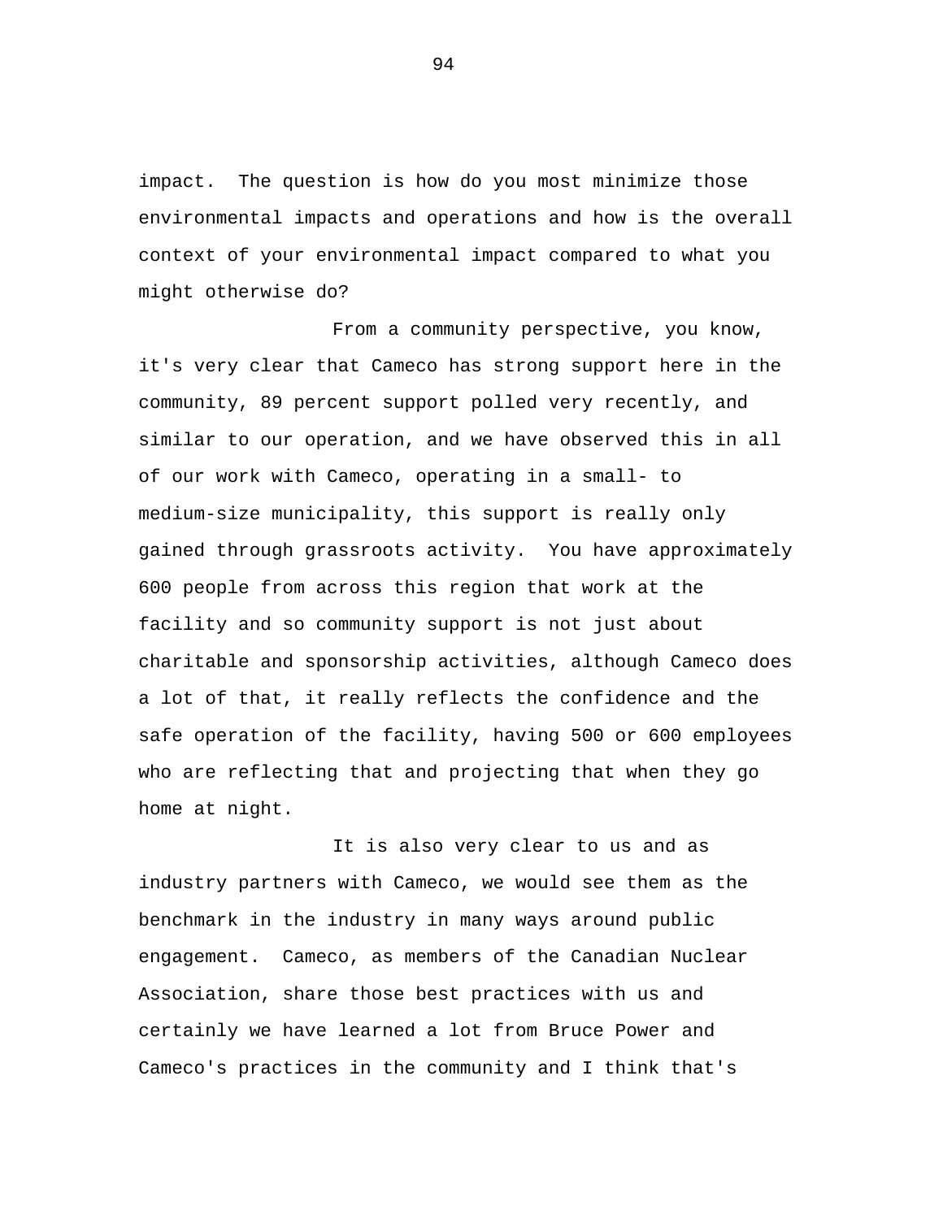impact. The question is how do you most minimize those environmental impacts and operations and how is the overall context of your environmental impact compared to what you might otherwise do?

From a community perspective, you know, it's very clear that Cameco has strong support here in the community, 89 percent support polled very recently, and similar to our operation, and we have observed this in all of our work with Cameco, operating in a small- to medium-size municipality, this support is really only gained through grassroots activity. You have approximately 600 people from across this region that work at the facility and so community support is not just about charitable and sponsorship activities, although Cameco does a lot of that, it really reflects the confidence and the safe operation of the facility, having 500 or 600 employees who are reflecting that and projecting that when they go home at night.

It is also very clear to us and as industry partners with Cameco, we would see them as the benchmark in the industry in many ways around public engagement. Cameco, as members of the Canadian Nuclear Association, share those best practices with us and certainly we have learned a lot from Bruce Power and Cameco's practices in the community and I think that's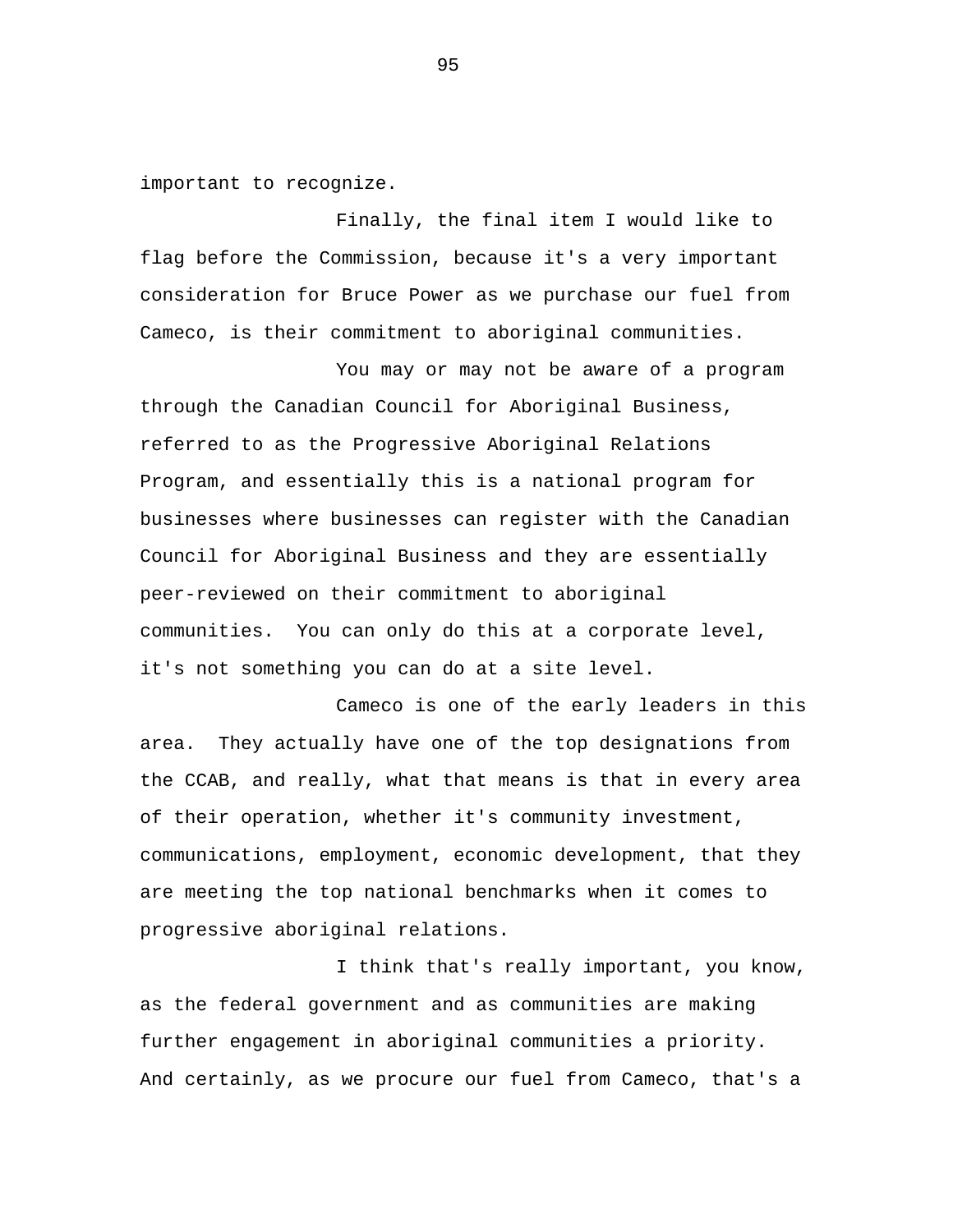important to recognize.

Finally, the final item I would like to flag before the Commission, because it's a very important consideration for Bruce Power as we purchase our fuel from Cameco, is their commitment to aboriginal communities.

You may or may not be aware of a program through the Canadian Council for Aboriginal Business, referred to as the Progressive Aboriginal Relations Program, and essentially this is a national program for businesses where businesses can register with the Canadian Council for Aboriginal Business and they are essentially peer-reviewed on their commitment to aboriginal communities.  You can only do this at a corporate level, it's not something you can do at a site level.

Cameco is one of the early leaders in this area.  They actually have one of the top designations from the CCAB, and really, what that means is that in every area of their operation, whether it's community investment, communications, employment, economic development, that they are meeting the top national benchmarks when it comes to progressive aboriginal relations.

I think that's really important, you know, as the federal government and as communities are making further engagement in aboriginal communities a priority. And certainly, as we procure our fuel from Cameco, that's a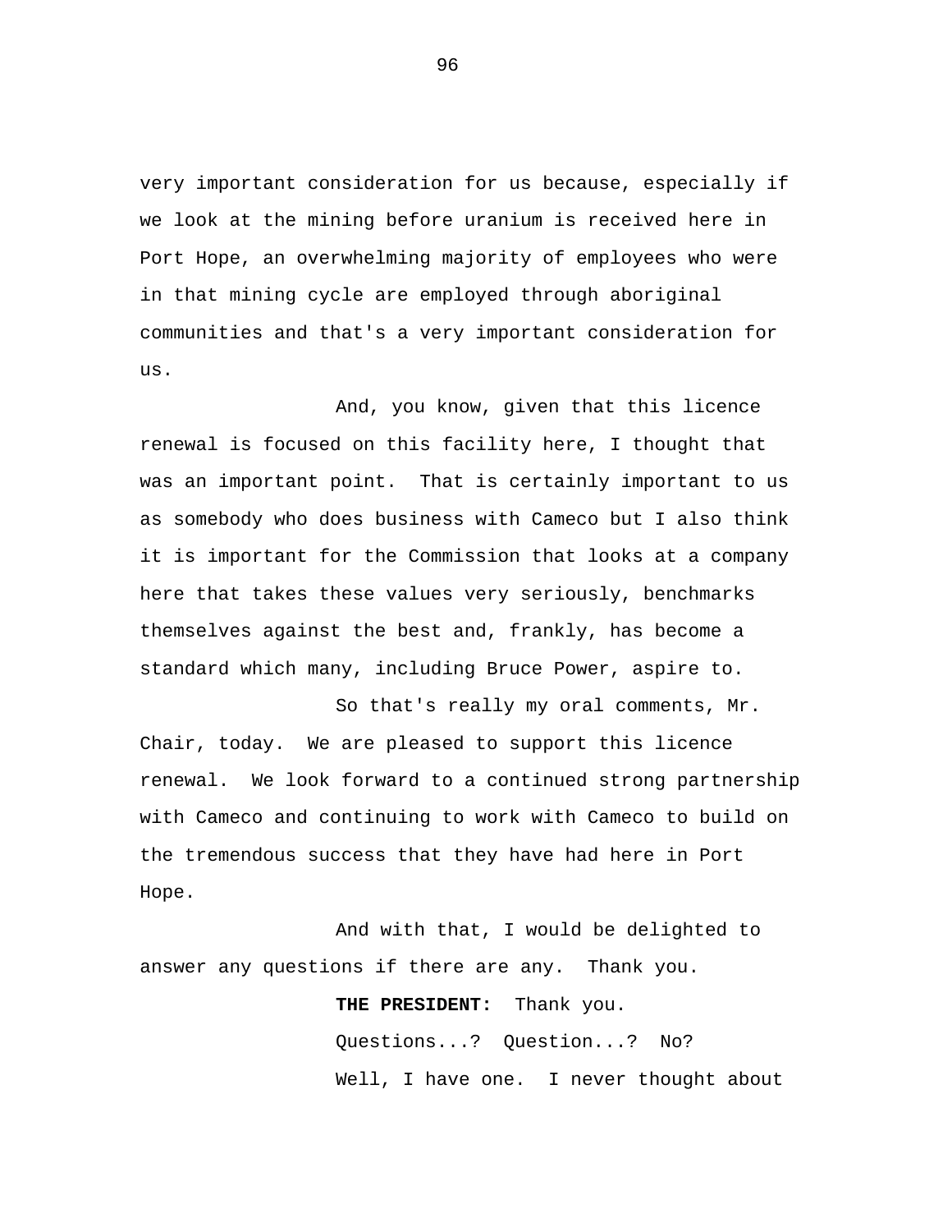very important consideration for us because, especially if we look at the mining before uranium is received here in Port Hope, an overwhelming majority of employees who were in that mining cycle are employed through aboriginal communities and that's a very important consideration for us.

And, you know, given that this licence renewal is focused on this facility here, I thought that was an important point. That is certainly important to us as somebody who does business with Cameco but I also think it is important for the Commission that looks at a company here that takes these values very seriously, benchmarks themselves against the best and, frankly, has become a standard which many, including Bruce Power, aspire to.

So that's really my oral comments, Mr. Chair, today. We are pleased to support this licence renewal. We look forward to a continued strong partnership with Cameco and continuing to work with Cameco to build on the tremendous success that they have had here in Port Hope.

And with that, I would be delighted to answer any questions if there are any. Thank you.

**THE PRESIDENT:** Thank you.

Questions...? Question...? No?

Well, I have one. I never thought about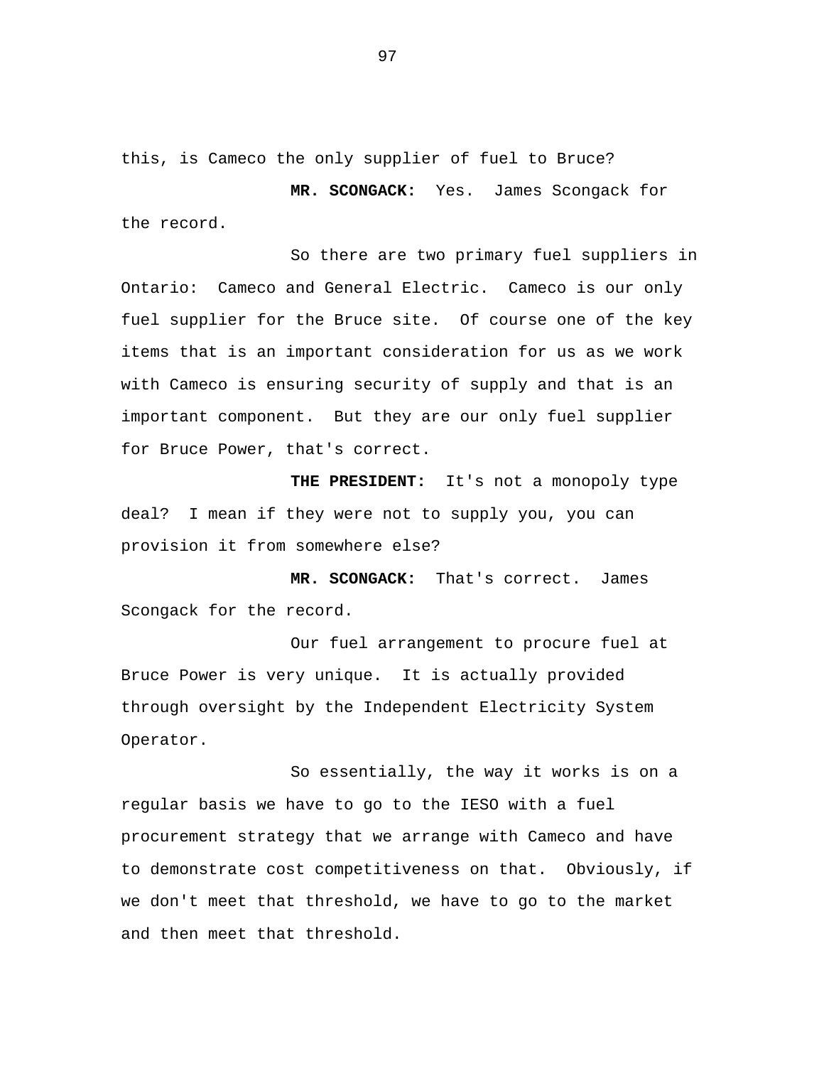this, is Cameco the only supplier of fuel to Bruce?

**MR. SCONGACK:** Yes. James Scongack for the record.

So there are two primary fuel suppliers in Ontario: Cameco and General Electric. Cameco is our only fuel supplier for the Bruce site. Of course one of the key items that is an important consideration for us as we work with Cameco is ensuring security of supply and that is an important component. But they are our only fuel supplier for Bruce Power, that's correct.

**THE PRESIDENT:** It's not a monopoly type deal? I mean if they were not to supply you, you can provision it from somewhere else?

**MR. SCONGACK:** That's correct. James Scongack for the record.

Our fuel arrangement to procure fuel at Bruce Power is very unique. It is actually provided through oversight by the Independent Electricity System Operator.

So essentially, the way it works is on a regular basis we have to go to the IESO with a fuel procurement strategy that we arrange with Cameco and have to demonstrate cost competitiveness on that. Obviously, if we don't meet that threshold, we have to go to the market and then meet that threshold.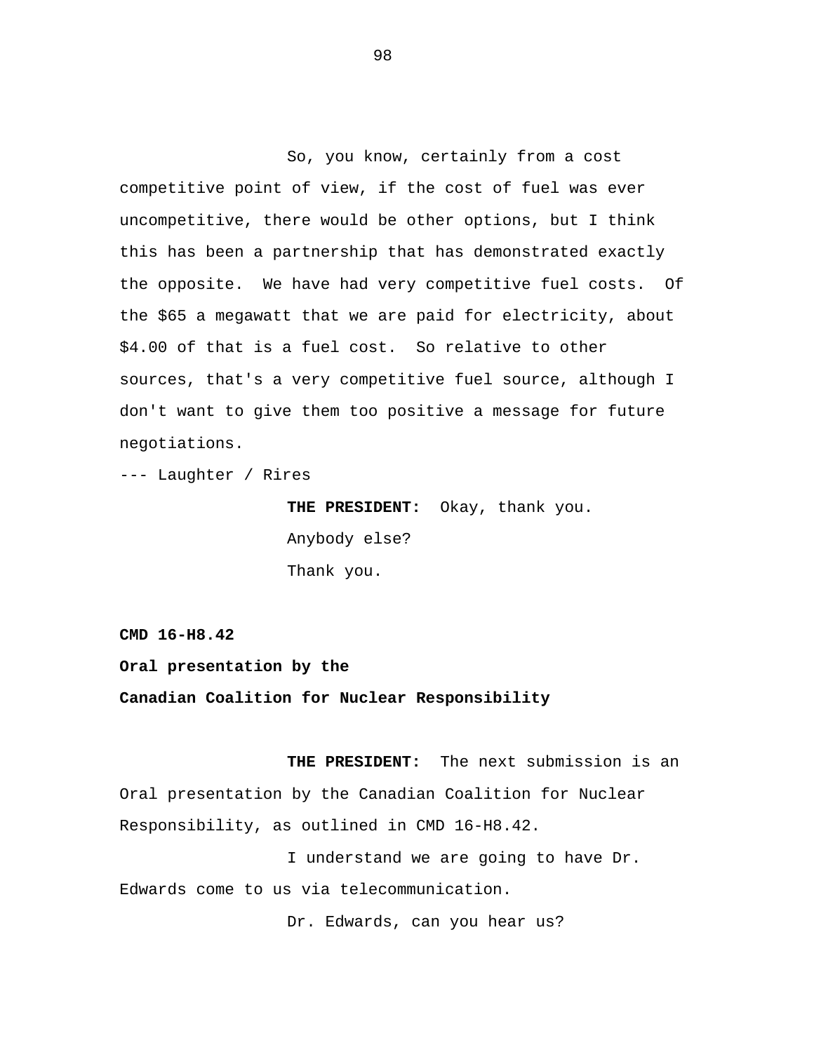So, you know, certainly from a cost competitive point of view, if the cost of fuel was ever uncompetitive, there would be other options, but I think this has been a partnership that has demonstrated exactly the opposite. We have had very competitive fuel costs. Of the $65 a megawatt that we are paid for electricity, about $4.00 of that is a fuel cost. So relative to other sources, that's a very competitive fuel source, although I don't want to give them too positive a message for future negotiations.

--- Laughter / Rires

**THE PRESIDENT:** Okay, thank you.

Anybody else?

Thank you.

**CMD 16-H8.42**

**Oral presentation by the**

**Canadian Coalition for Nuclear Responsibility**

**THE PRESIDENT:** The next submission is an Oral presentation by the Canadian Coalition for Nuclear Responsibility, as outlined in CMD 16-H8.42.

I understand we are going to have Dr. Edwards come to us via telecommunication.

Dr. Edwards, can you hear us?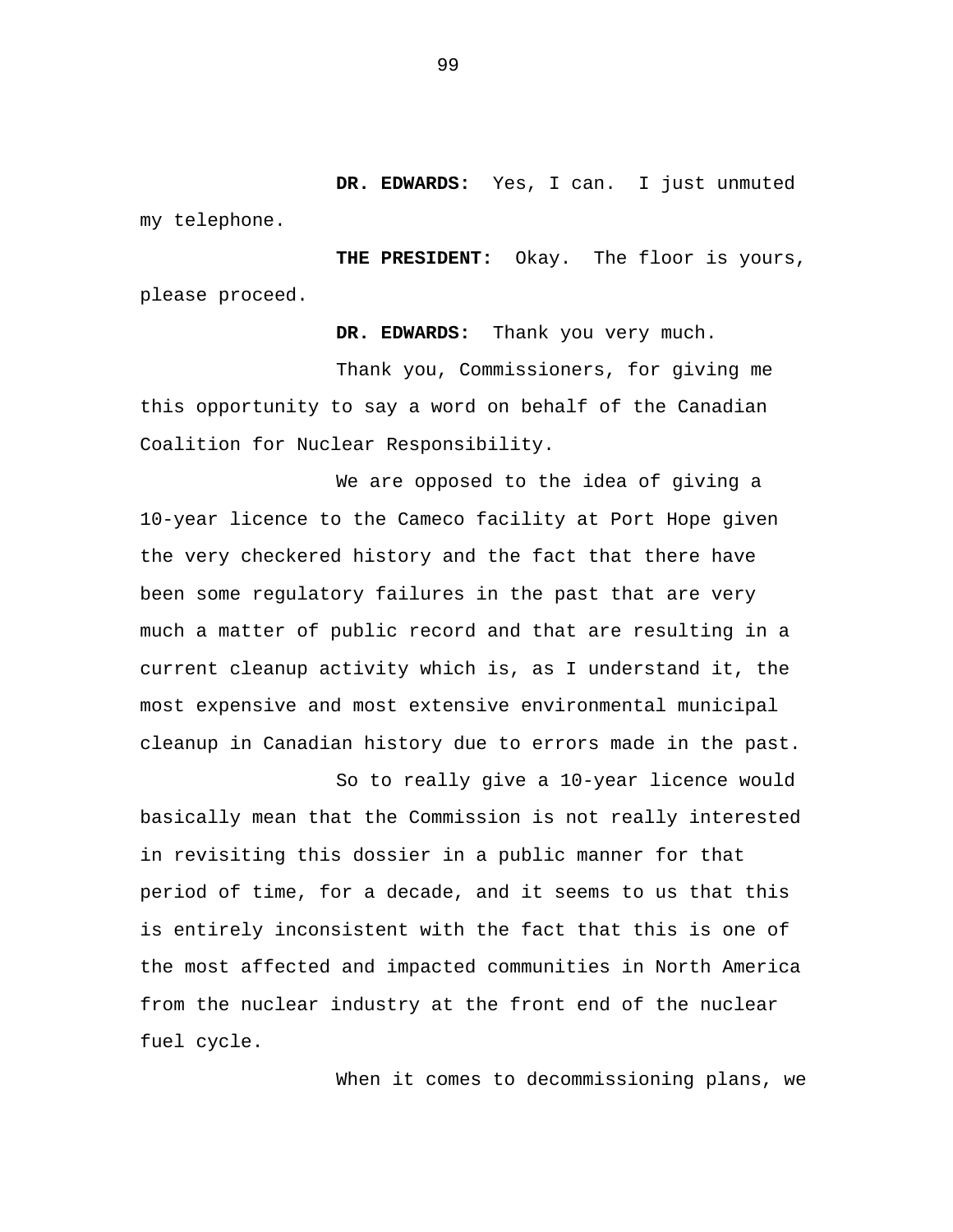**DR. EDWARDS:** Yes, I can. I just unmuted my telephone.

**THE PRESIDENT:** Okay. The floor is yours, please proceed.

**DR. EDWARDS:** Thank you very much.

Thank you, Commissioners, for giving me this opportunity to say a word on behalf of the Canadian Coalition for Nuclear Responsibility.

We are opposed to the idea of giving a 10-year licence to the Cameco facility at Port Hope given the very checkered history and the fact that there have been some regulatory failures in the past that are very much a matter of public record and that are resulting in a current cleanup activity which is, as I understand it, the most expensive and most extensive environmental municipal cleanup in Canadian history due to errors made in the past.

So to really give a 10-year licence would basically mean that the Commission is not really interested in revisiting this dossier in a public manner for that period of time, for a decade, and it seems to us that this is entirely inconsistent with the fact that this is one of the most affected and impacted communities in North America from the nuclear industry at the front end of the nuclear fuel cycle.

When it comes to decommissioning plans, we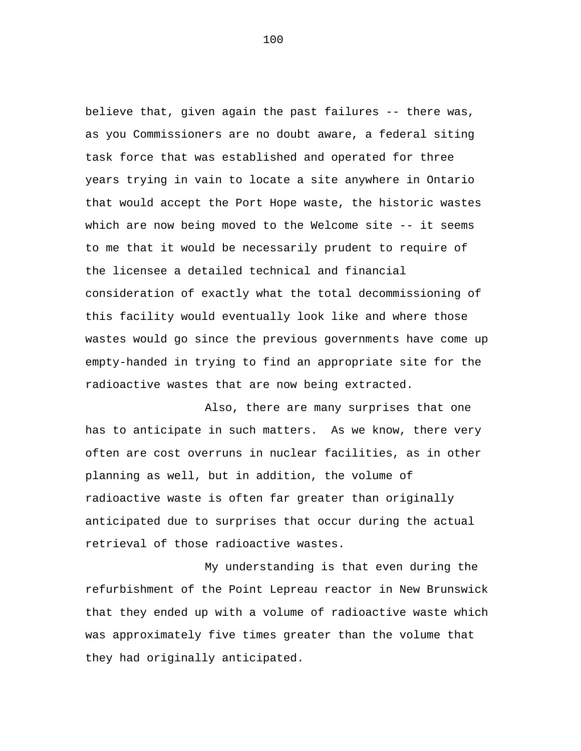believe that, given again the past failures -- there was, as you Commissioners are no doubt aware, a federal siting task force that was established and operated for three years trying in vain to locate a site anywhere in Ontario that would accept the Port Hope waste, the historic wastes which are now being moved to the Welcome site -- it seems to me that it would be necessarily prudent to require of the licensee a detailed technical and financial consideration of exactly what the total decommissioning of this facility would eventually look like and where those wastes would go since the previous governments have come up empty-handed in trying to find an appropriate site for the radioactive wastes that are now being extracted.

Also, there are many surprises that one has to anticipate in such matters. As we know, there very often are cost overruns in nuclear facilities, as in other planning as well, but in addition, the volume of radioactive waste is often far greater than originally anticipated due to surprises that occur during the actual retrieval of those radioactive wastes.

My understanding is that even during the refurbishment of the Point Lepreau reactor in New Brunswick that they ended up with a volume of radioactive waste which was approximately five times greater than the volume that they had originally anticipated.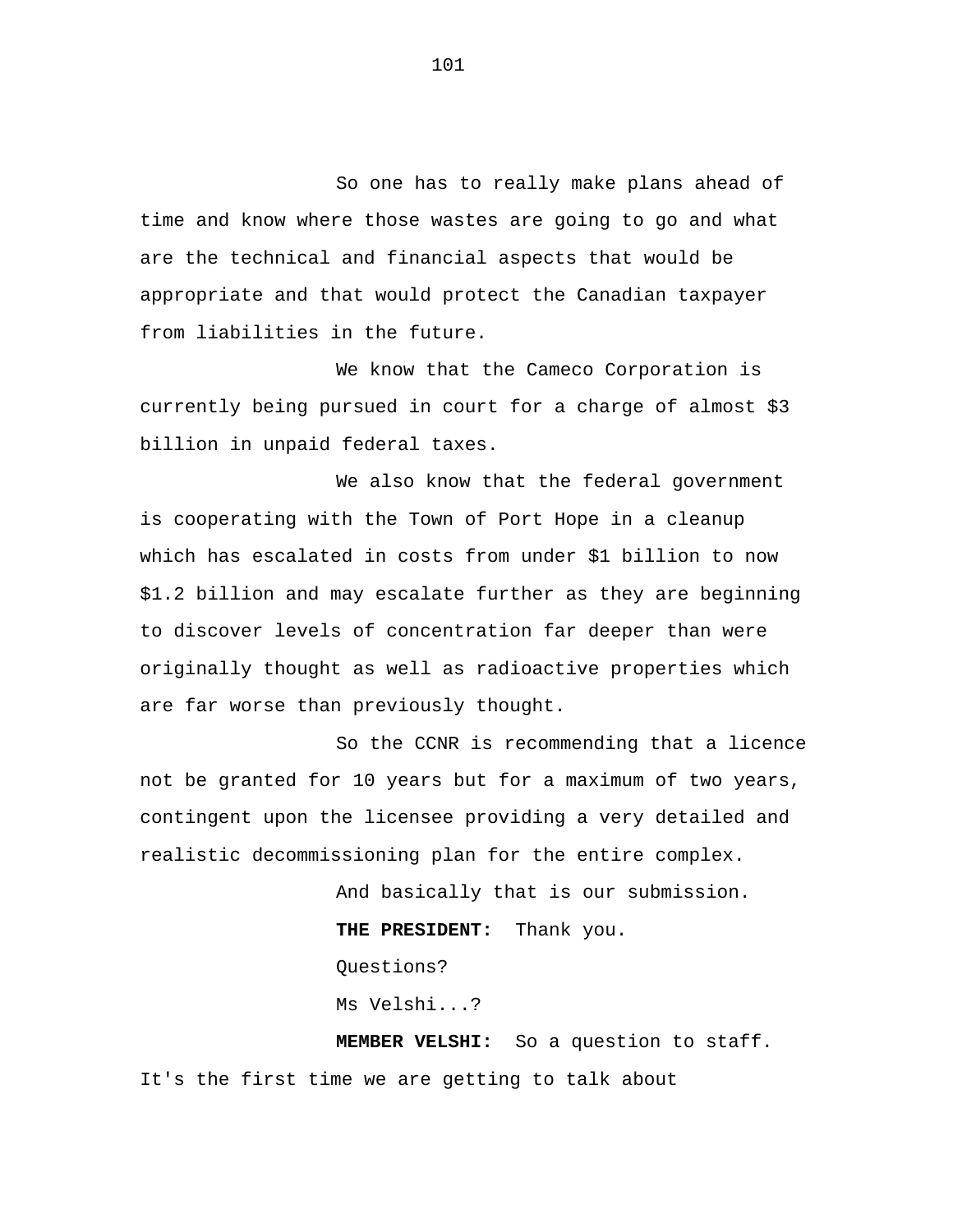So one has to really make plans ahead of time and know where those wastes are going to go and what are the technical and financial aspects that would be appropriate and that would protect the Canadian taxpayer from liabilities in the future.

We know that the Cameco Corporation is currently being pursued in court for a charge of almost $3 billion in unpaid federal taxes.

We also know that the federal government is cooperating with the Town of Port Hope in a cleanup which has escalated in costs from under $1 billion to now $1.2 billion and may escalate further as they are beginning to discover levels of concentration far deeper than were originally thought as well as radioactive properties which are far worse than previously thought.

So the CCNR is recommending that a licence not be granted for 10 years but for a maximum of two years, contingent upon the licensee providing a very detailed and realistic decommissioning plan for the entire complex.

And basically that is our submission.

**THE PRESIDENT:** Thank you.

Questions?

Ms Velshi...?

**MEMBER VELSHI:** So a question to staff. It's the first time we are getting to talk about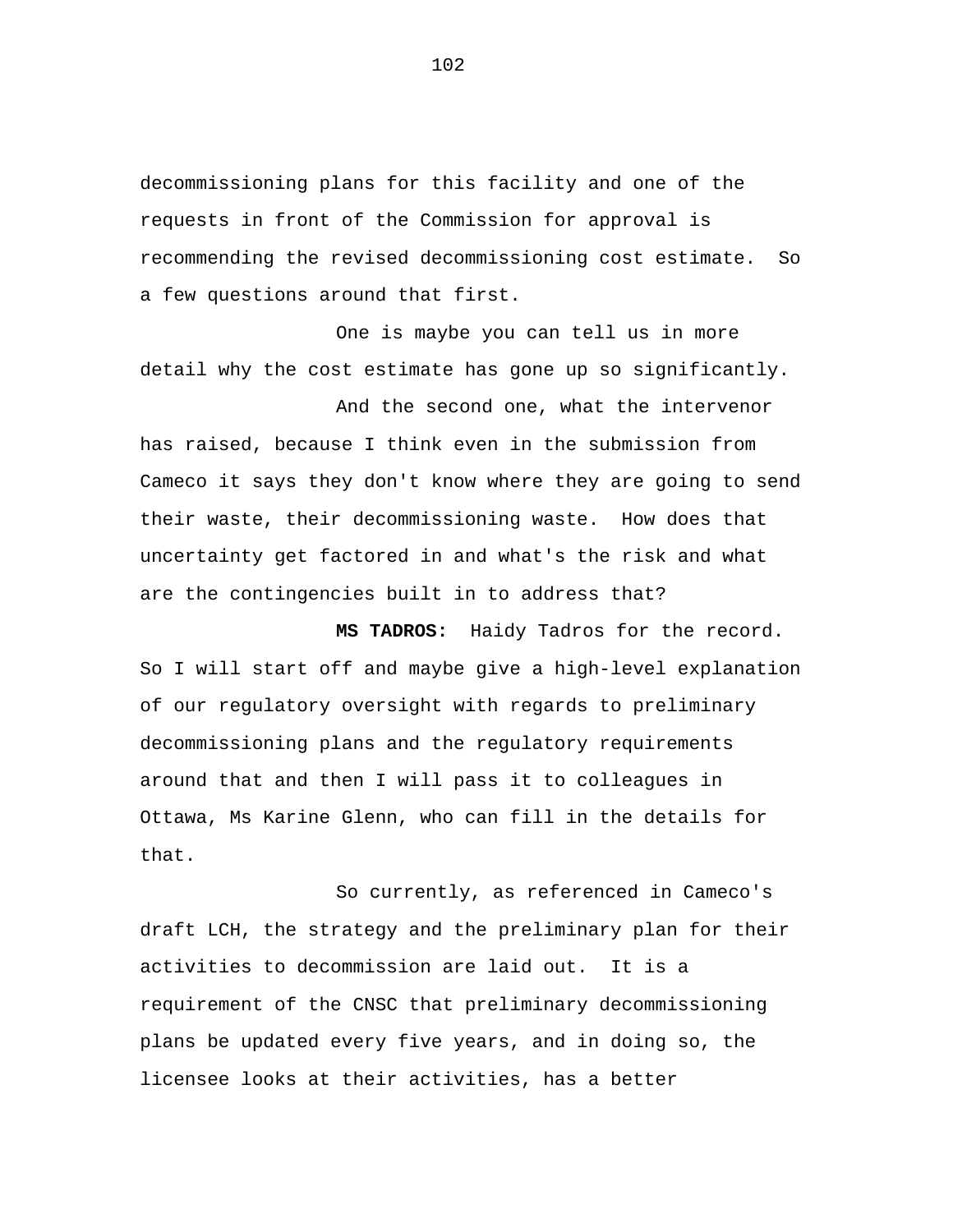decommissioning plans for this facility and one of the requests in front of the Commission for approval is recommending the revised decommissioning cost estimate. So a few questions around that first.

One is maybe you can tell us in more detail why the cost estimate has gone up so significantly.

And the second one, what the intervenor has raised, because I think even in the submission from Cameco it says they don't know where they are going to send their waste, their decommissioning waste. How does that uncertainty get factored in and what's the risk and what are the contingencies built in to address that?

**MS TADROS:** Haidy Tadros for the record. So I will start off and maybe give a high-level explanation of our regulatory oversight with regards to preliminary decommissioning plans and the regulatory requirements around that and then I will pass it to colleagues in Ottawa, Ms Karine Glenn, who can fill in the details for that.

So currently, as referenced in Cameco's draft LCH, the strategy and the preliminary plan for their activities to decommission are laid out. It is a requirement of the CNSC that preliminary decommissioning plans be updated every five years, and in doing so, the licensee looks at their activities, has a better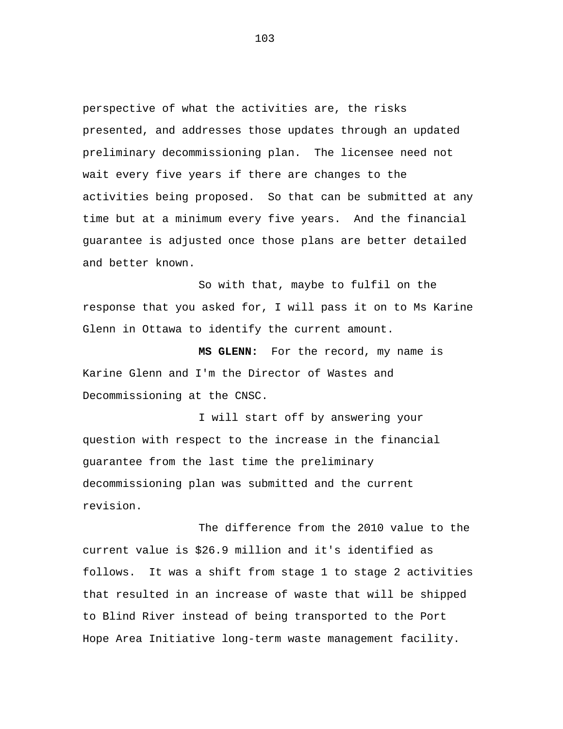perspective of what the activities are, the risks presented, and addresses those updates through an updated preliminary decommissioning plan. The licensee need not wait every five years if there are changes to the activities being proposed. So that can be submitted at any time but at a minimum every five years. And the financial guarantee is adjusted once those plans are better detailed and better known.

So with that, maybe to fulfil on the response that you asked for, I will pass it on to Ms Karine Glenn in Ottawa to identify the current amount.

**MS GLENN:** For the record, my name is Karine Glenn and I'm the Director of Wastes and Decommissioning at the CNSC.

I will start off by answering your question with respect to the increase in the financial guarantee from the last time the preliminary decommissioning plan was submitted and the current revision.

The difference from the 2010 value to the current value is $26.9 million and it's identified as follows. It was a shift from stage 1 to stage 2 activities that resulted in an increase of waste that will be shipped to Blind River instead of being transported to the Port Hope Area Initiative long-term waste management facility.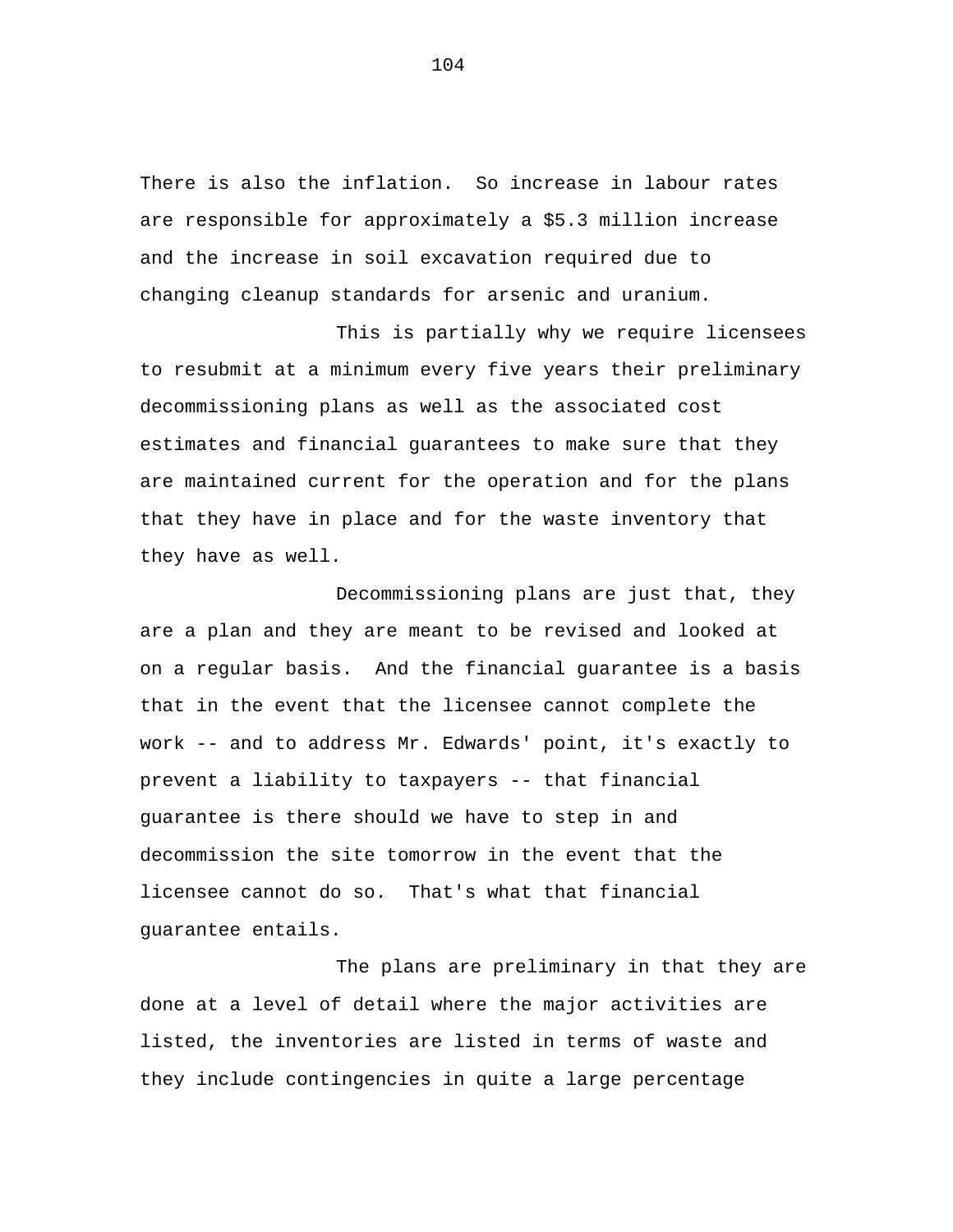There is also the inflation. So increase in labour rates are responsible for approximately a $5.3 million increase and the increase in soil excavation required due to changing cleanup standards for arsenic and uranium.

This is partially why we require licensees to resubmit at a minimum every five years their preliminary decommissioning plans as well as the associated cost estimates and financial guarantees to make sure that they are maintained current for the operation and for the plans that they have in place and for the waste inventory that they have as well.

Decommissioning plans are just that, they are a plan and they are meant to be revised and looked at on a regular basis. And the financial guarantee is a basis that in the event that the licensee cannot complete the work -- and to address Mr. Edwards' point, it's exactly to prevent a liability to taxpayers -- that financial guarantee is there should we have to step in and decommission the site tomorrow in the event that the licensee cannot do so. That's what that financial guarantee entails.

The plans are preliminary in that they are done at a level of detail where the major activities are listed, the inventories are listed in terms of waste and they include contingencies in quite a large percentage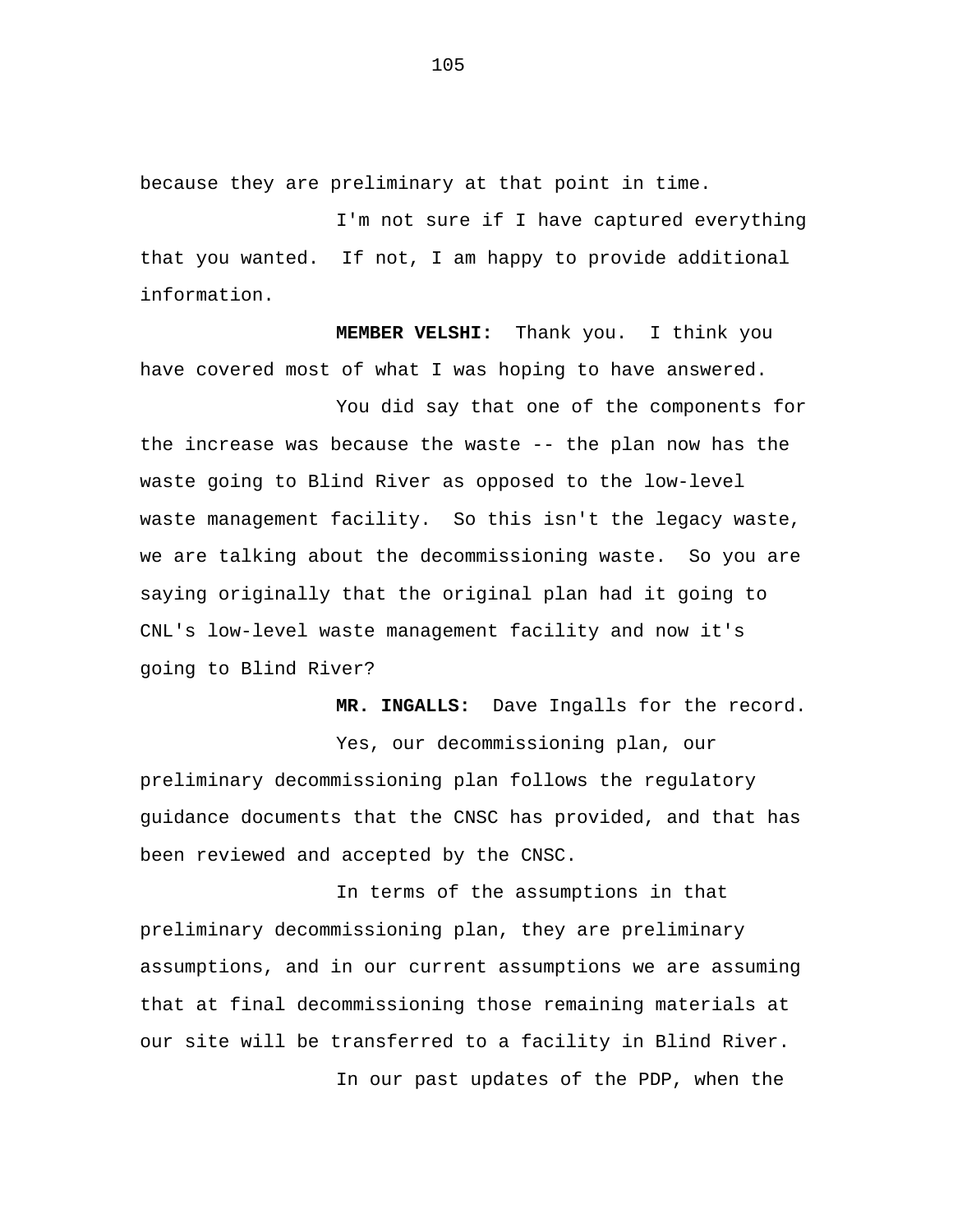because they are preliminary at that point in time.

I'm not sure if I have captured everything that you wanted. If not, I am happy to provide additional information.

**MEMBER VELSHI:** Thank you. I think you have covered most of what I was hoping to have answered.

You did say that one of the components for the increase was because the waste -- the plan now has the waste going to Blind River as opposed to the low-level waste management facility. So this isn't the legacy waste, we are talking about the decommissioning waste. So you are saying originally that the original plan had it going to CNL's low-level waste management facility and now it's going to Blind River?

**MR. INGALLS:** Dave Ingalls for the record.

Yes, our decommissioning plan, our preliminary decommissioning plan follows the regulatory guidance documents that the CNSC has provided, and that has been reviewed and accepted by the CNSC.

In terms of the assumptions in that preliminary decommissioning plan, they are preliminary assumptions, and in our current assumptions we are assuming that at final decommissioning those remaining materials at our site will be transferred to a facility in Blind River.

In our past updates of the PDP, when the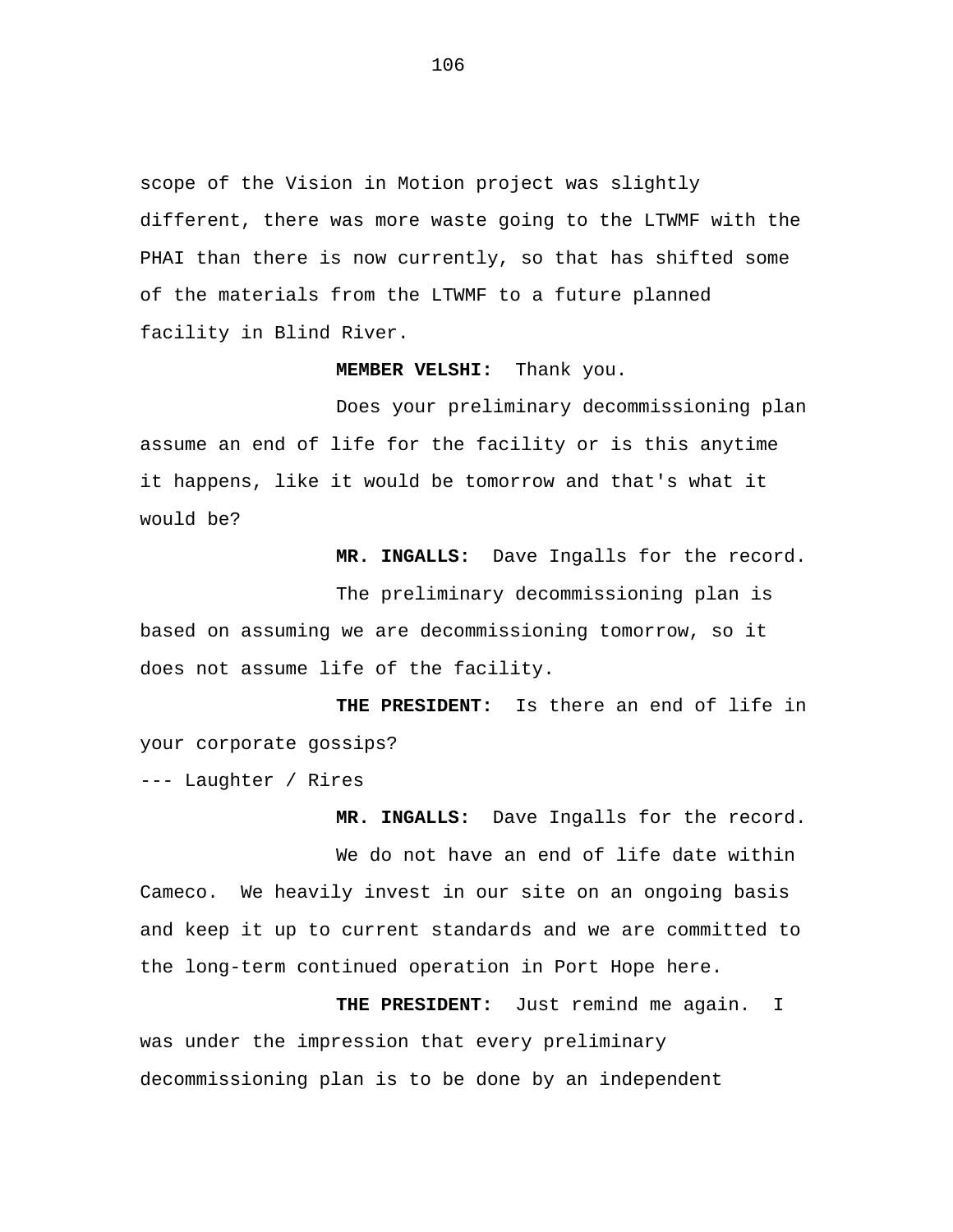scope of the Vision in Motion project was slightly different, there was more waste going to the LTWMF with the PHAI than there is now currently, so that has shifted some of the materials from the LTWMF to a future planned facility in Blind River.

**MEMBER VELSHI:** Thank you.

Does your preliminary decommissioning plan assume an end of life for the facility or is this anytime it happens, like it would be tomorrow and that's what it would be?

**MR. INGALLS:** Dave Ingalls for the record.

The preliminary decommissioning plan is based on assuming we are decommissioning tomorrow, so it does not assume life of the facility.

**THE PRESIDENT:** Is there an end of life in your corporate gossips?

--- Laughter / Rires

**MR. INGALLS:** Dave Ingalls for the record.

We do not have an end of life date within Cameco. We heavily invest in our site on an ongoing basis and keep it up to current standards and we are committed to the long-term continued operation in Port Hope here.

**THE PRESIDENT:** Just remind me again. I was under the impression that every preliminary decommissioning plan is to be done by an independent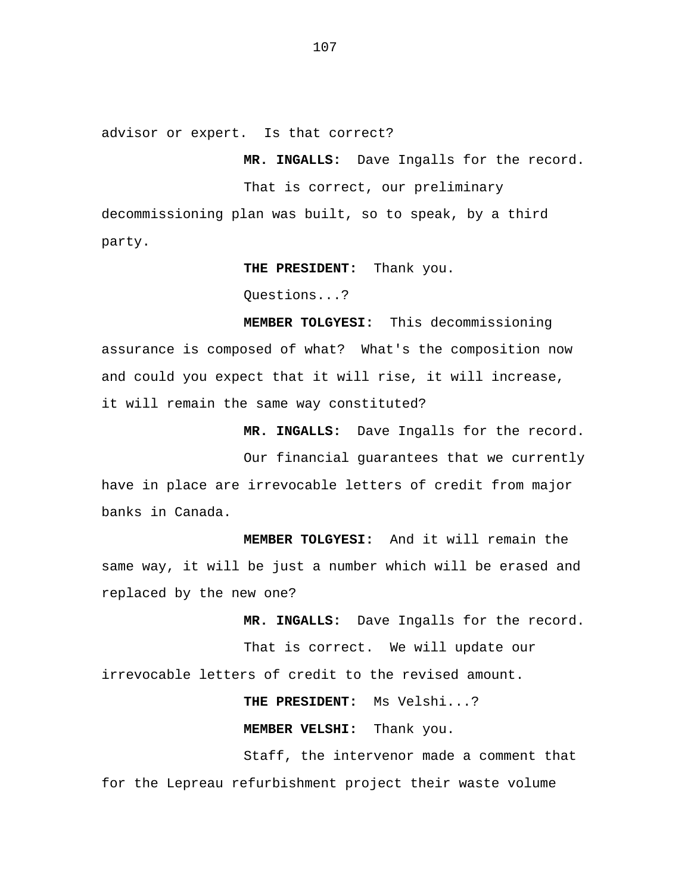advisor or expert. Is that correct?

**MR. INGALLS:** Dave Ingalls for the record.

That is correct, our preliminary decommissioning plan was built, so to speak, by a third party.

**THE PRESIDENT:** Thank you.

Questions...?

**MEMBER TOLGYESI:** This decommissioning assurance is composed of what? What's the composition now and could you expect that it will rise, it will increase, it will remain the same way constituted?

**MR. INGALLS:** Dave Ingalls for the record.

Our financial guarantees that we currently have in place are irrevocable letters of credit from major banks in Canada.

**MEMBER TOLGYESI:** And it will remain the same way, it will be just a number which will be erased and replaced by the new one?

**MR. INGALLS:** Dave Ingalls for the record.

That is correct. We will update our irrevocable letters of credit to the revised amount.

**THE PRESIDENT:** Ms Velshi...?

**MEMBER VELSHI:** Thank you.

Staff, the intervenor made a comment that for the Lepreau refurbishment project their waste volume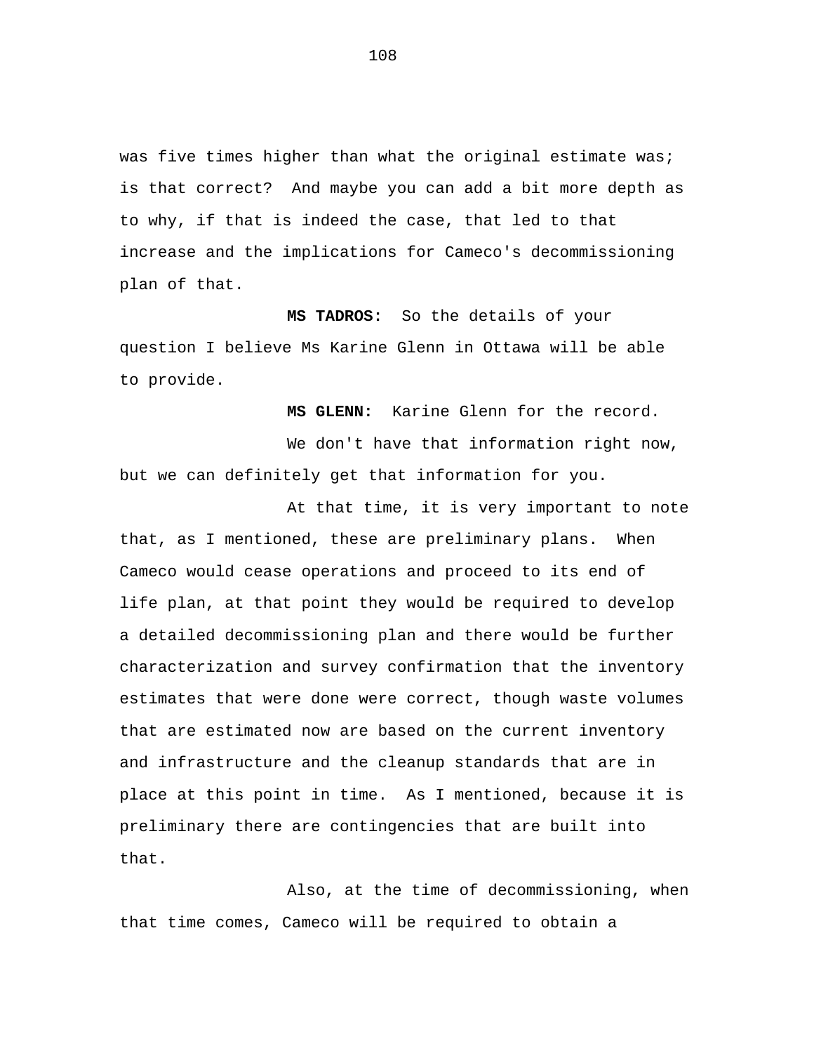was five times higher than what the original estimate was; is that correct? And maybe you can add a bit more depth as to why, if that is indeed the case, that led to that increase and the implications for Cameco's decommissioning plan of that.

**MS TADROS:** So the details of your question I believe Ms Karine Glenn in Ottawa will be able to provide.

**MS GLENN:** Karine Glenn for the record.

We don't have that information right now, but we can definitely get that information for you.

At that time, it is very important to note that, as I mentioned, these are preliminary plans. When Cameco would cease operations and proceed to its end of life plan, at that point they would be required to develop a detailed decommissioning plan and there would be further characterization and survey confirmation that the inventory estimates that were done were correct, though waste volumes that are estimated now are based on the current inventory and infrastructure and the cleanup standards that are in place at this point in time. As I mentioned, because it is preliminary there are contingencies that are built into that.

Also, at the time of decommissioning, when that time comes, Cameco will be required to obtain a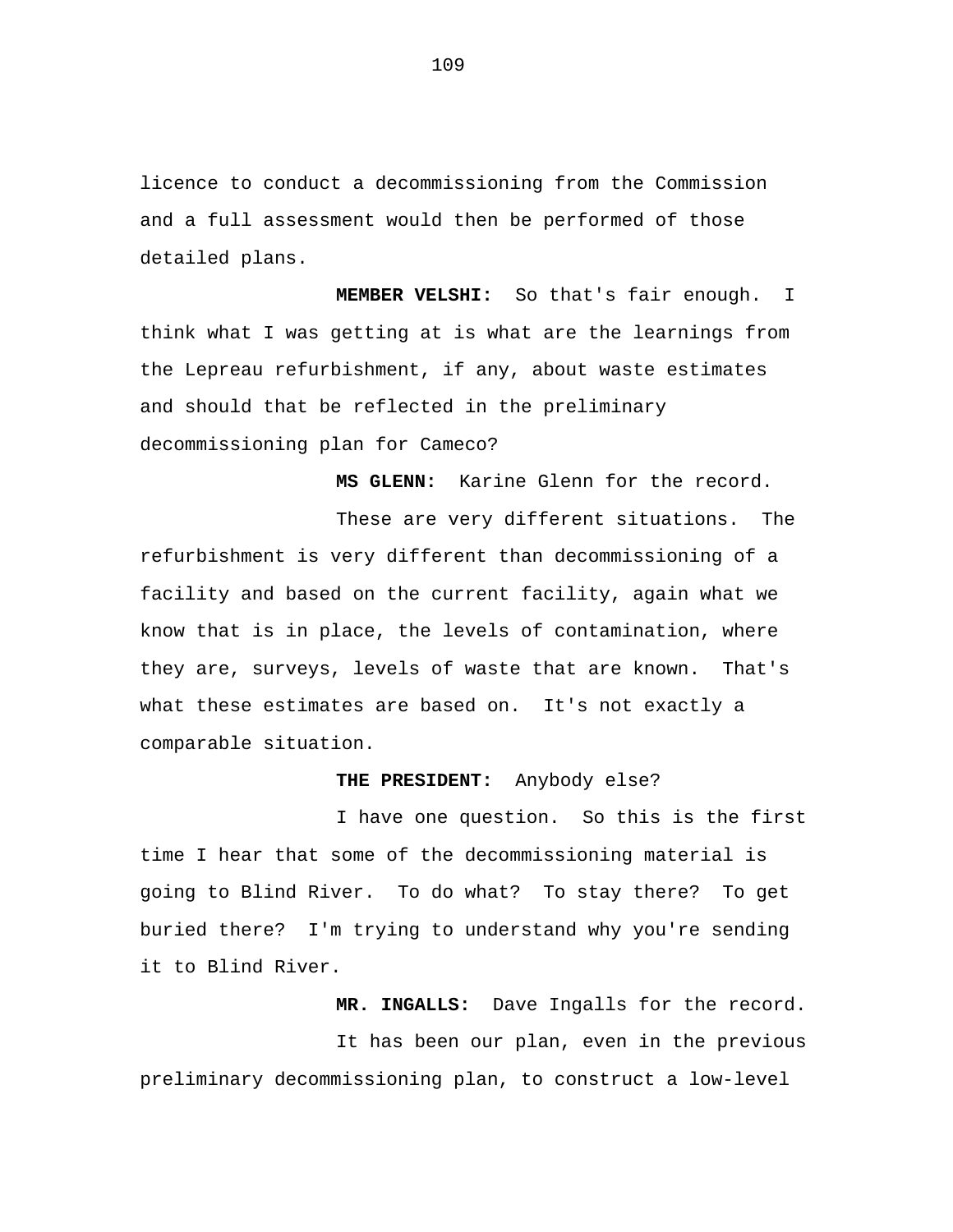licence to conduct a decommissioning from the Commission and a full assessment would then be performed of those detailed plans.

**MEMBER VELSHI:** So that's fair enough. I think what I was getting at is what are the learnings from the Lepreau refurbishment, if any, about waste estimates and should that be reflected in the preliminary decommissioning plan for Cameco?

**MS GLENN:** Karine Glenn for the record.

These are very different situations. The refurbishment is very different than decommissioning of a facility and based on the current facility, again what we know that is in place, the levels of contamination, where they are, surveys, levels of waste that are known. That's what these estimates are based on. It's not exactly a comparable situation.

**THE PRESIDENT:** Anybody else?

I have one question. So this is the first time I hear that some of the decommissioning material is going to Blind River. To do what? To stay there? To get buried there? I'm trying to understand why you're sending it to Blind River.

**MR. INGALLS:** Dave Ingalls for the record.

It has been our plan, even in the previous preliminary decommissioning plan, to construct a low-level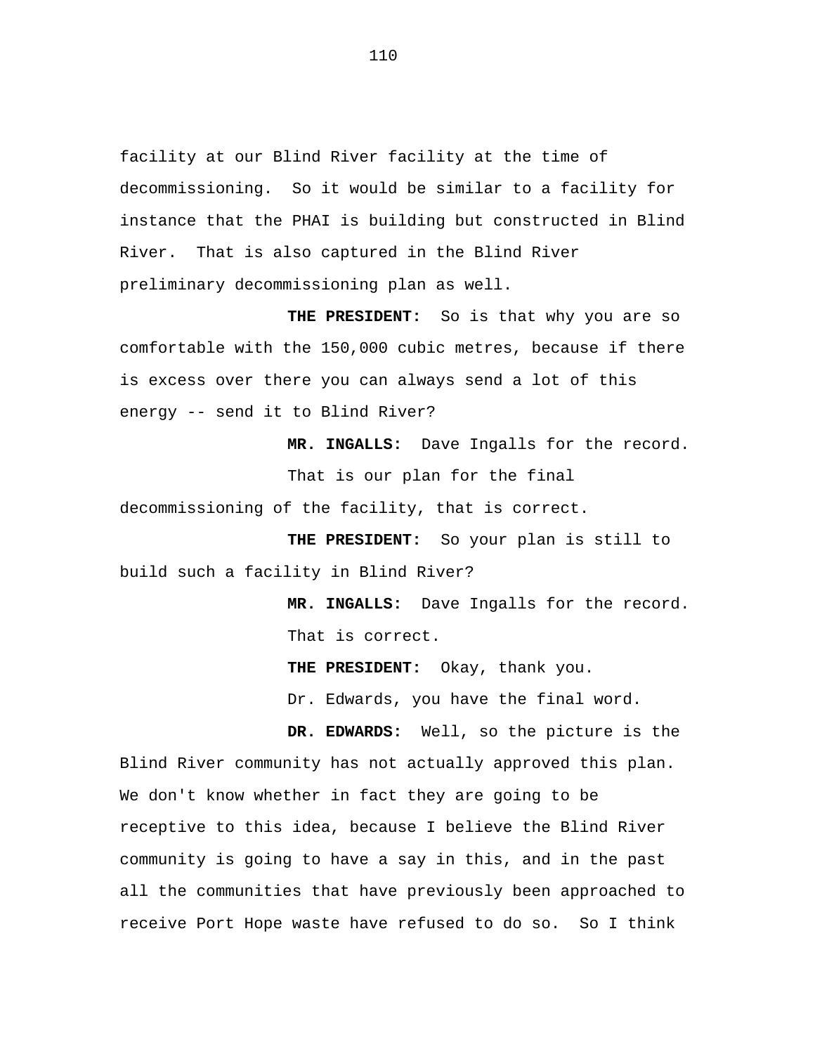facility at our Blind River facility at the time of decommissioning. So it would be similar to a facility for instance that the PHAI is building but constructed in Blind River. That is also captured in the Blind River preliminary decommissioning plan as well.

**THE PRESIDENT:** So is that why you are so comfortable with the 150,000 cubic metres, because if there is excess over there you can always send a lot of this energy -- send it to Blind River?

**MR. INGALLS:** Dave Ingalls for the record.

That is our plan for the final decommissioning of the facility, that is correct.

**THE PRESIDENT:** So your plan is still to build such a facility in Blind River?

**MR. INGALLS:** Dave Ingalls for the record.

That is correct.

**THE PRESIDENT:** Okay, thank you.

Dr. Edwards, you have the final word.

**DR. EDWARDS:** Well, so the picture is the Blind River community has not actually approved this plan. We don't know whether in fact they are going to be receptive to this idea, because I believe the Blind River community is going to have a say in this, and in the past all the communities that have previously been approached to receive Port Hope waste have refused to do so. So I think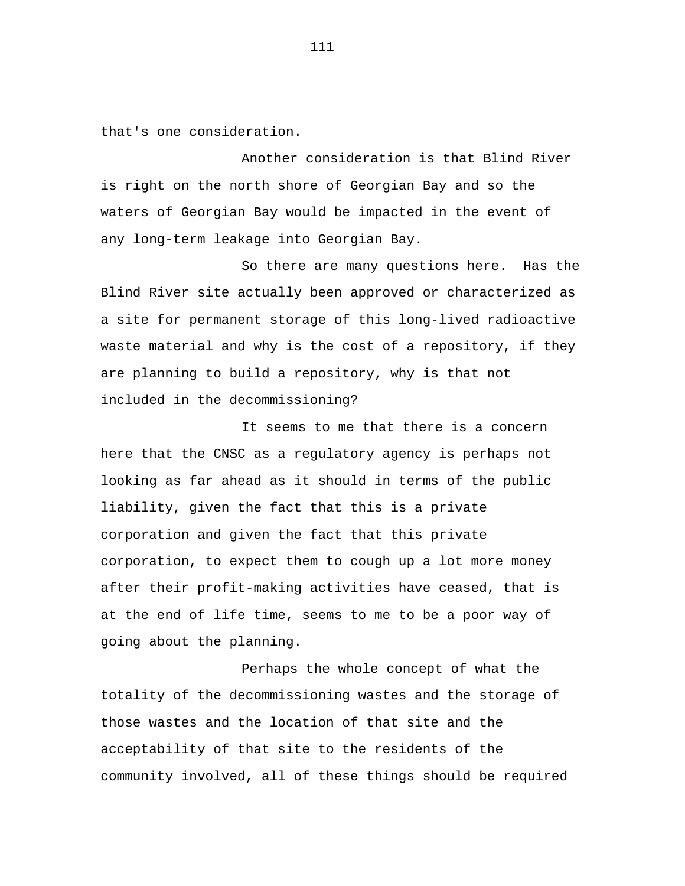that's one consideration.

Another consideration is that Blind River is right on the north shore of Georgian Bay and so the waters of Georgian Bay would be impacted in the event of any long-term leakage into Georgian Bay.

So there are many questions here. Has the Blind River site actually been approved or characterized as a site for permanent storage of this long-lived radioactive waste material and why is the cost of a repository, if they are planning to build a repository, why is that not included in the decommissioning?

It seems to me that there is a concern here that the CNSC as a regulatory agency is perhaps not looking as far ahead as it should in terms of the public liability, given the fact that this is a private corporation and given the fact that this private corporation, to expect them to cough up a lot more money after their profit-making activities have ceased, that is at the end of life time, seems to me to be a poor way of going about the planning.

Perhaps the whole concept of what the totality of the decommissioning wastes and the storage of those wastes and the location of that site and the acceptability of that site to the residents of the community involved, all of these things should be required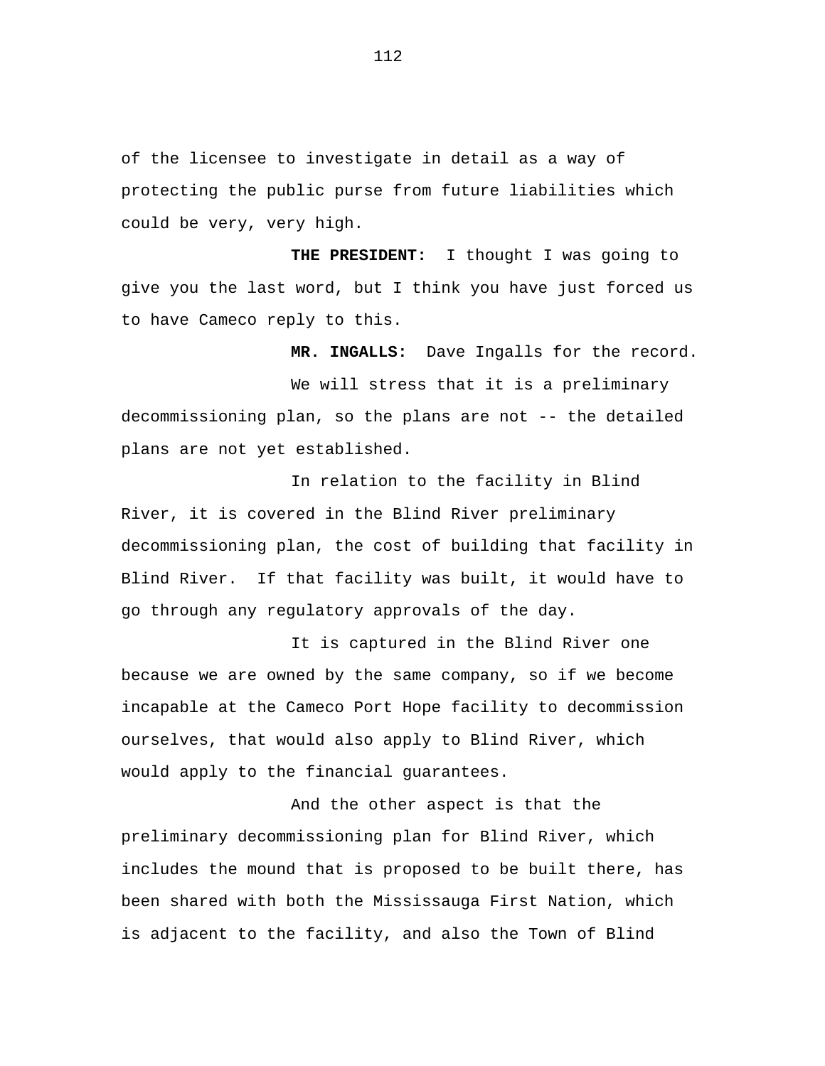of the licensee to investigate in detail as a way of protecting the public purse from future liabilities which could be very, very high.

**THE PRESIDENT:** I thought I was going to give you the last word, but I think you have just forced us to have Cameco reply to this.

**MR. INGALLS:** Dave Ingalls for the record.

We will stress that it is a preliminary decommissioning plan, so the plans are not -- the detailed plans are not yet established.

In relation to the facility in Blind River, it is covered in the Blind River preliminary decommissioning plan, the cost of building that facility in Blind River. If that facility was built, it would have to go through any regulatory approvals of the day.

It is captured in the Blind River one because we are owned by the same company, so if we become incapable at the Cameco Port Hope facility to decommission ourselves, that would also apply to Blind River, which would apply to the financial guarantees.

And the other aspect is that the preliminary decommissioning plan for Blind River, which includes the mound that is proposed to be built there, has been shared with both the Mississauga First Nation, which is adjacent to the facility, and also the Town of Blind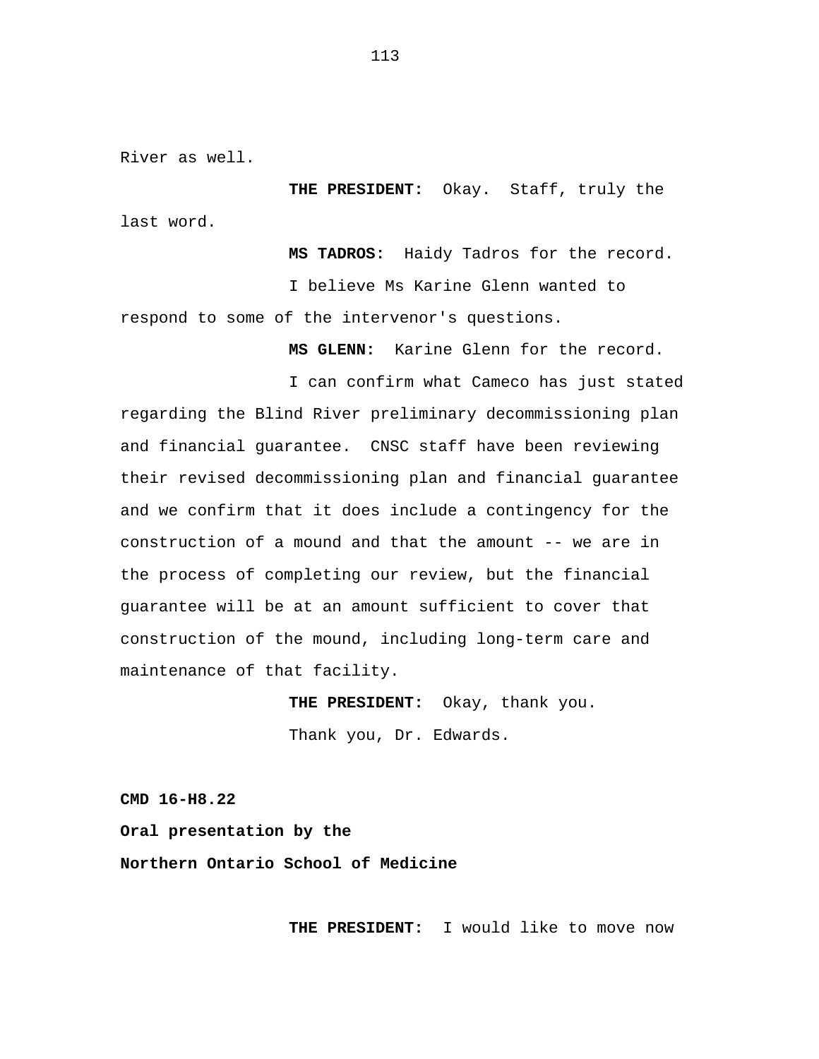River as well.

**THE PRESIDENT:** Okay. Staff, truly the last word.

**MS TADROS:** Haidy Tadros for the record.

I believe Ms Karine Glenn wanted to respond to some of the intervenor's questions.

**MS GLENN:** Karine Glenn for the record.

I can confirm what Cameco has just stated regarding the Blind River preliminary decommissioning plan and financial guarantee. CNSC staff have been reviewing their revised decommissioning plan and financial guarantee and we confirm that it does include a contingency for the construction of a mound and that the amount -- we are in the process of completing our review, but the financial guarantee will be at an amount sufficient to cover that construction of the mound, including long-term care and maintenance of that facility.

**THE PRESIDENT:** Okay, thank you.

Thank you, Dr. Edwards.

**CMD 16-H8.22**

**Oral presentation by the**

**Northern Ontario School of Medicine**

**THE PRESIDENT:** I would like to move now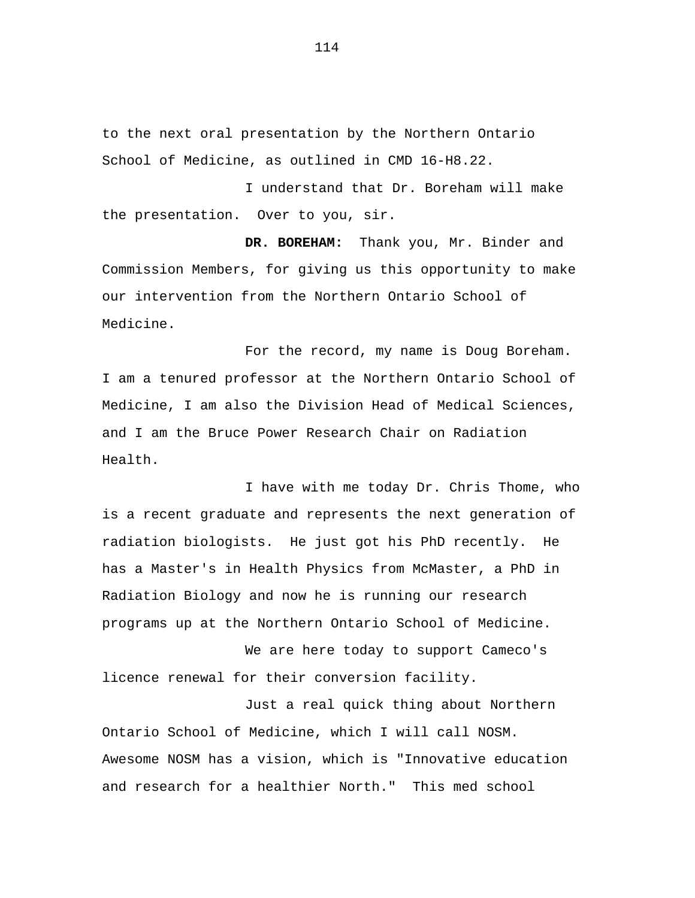to the next oral presentation by the Northern Ontario School of Medicine, as outlined in CMD 16-H8.22.

I understand that Dr. Boreham will make the presentation.  Over to you, sir.

**DR. BOREHAM:**  Thank you, Mr. Binder and Commission Members, for giving us this opportunity to make our intervention from the Northern Ontario School of Medicine.

For the record, my name is Doug Boreham. I am a tenured professor at the Northern Ontario School of Medicine, I am also the Division Head of Medical Sciences, and I am the Bruce Power Research Chair on Radiation Health.

I have with me today Dr. Chris Thome, who is a recent graduate and represents the next generation of radiation biologists.  He just got his PhD recently.  He has a Master's in Health Physics from McMaster, a PhD in Radiation Biology and now he is running our research programs up at the Northern Ontario School of Medicine.

We are here today to support Cameco's licence renewal for their conversion facility.

Just a real quick thing about Northern Ontario School of Medicine, which I will call NOSM. Awesome NOSM has a vision, which is "Innovative education and research for a healthier North."  This med school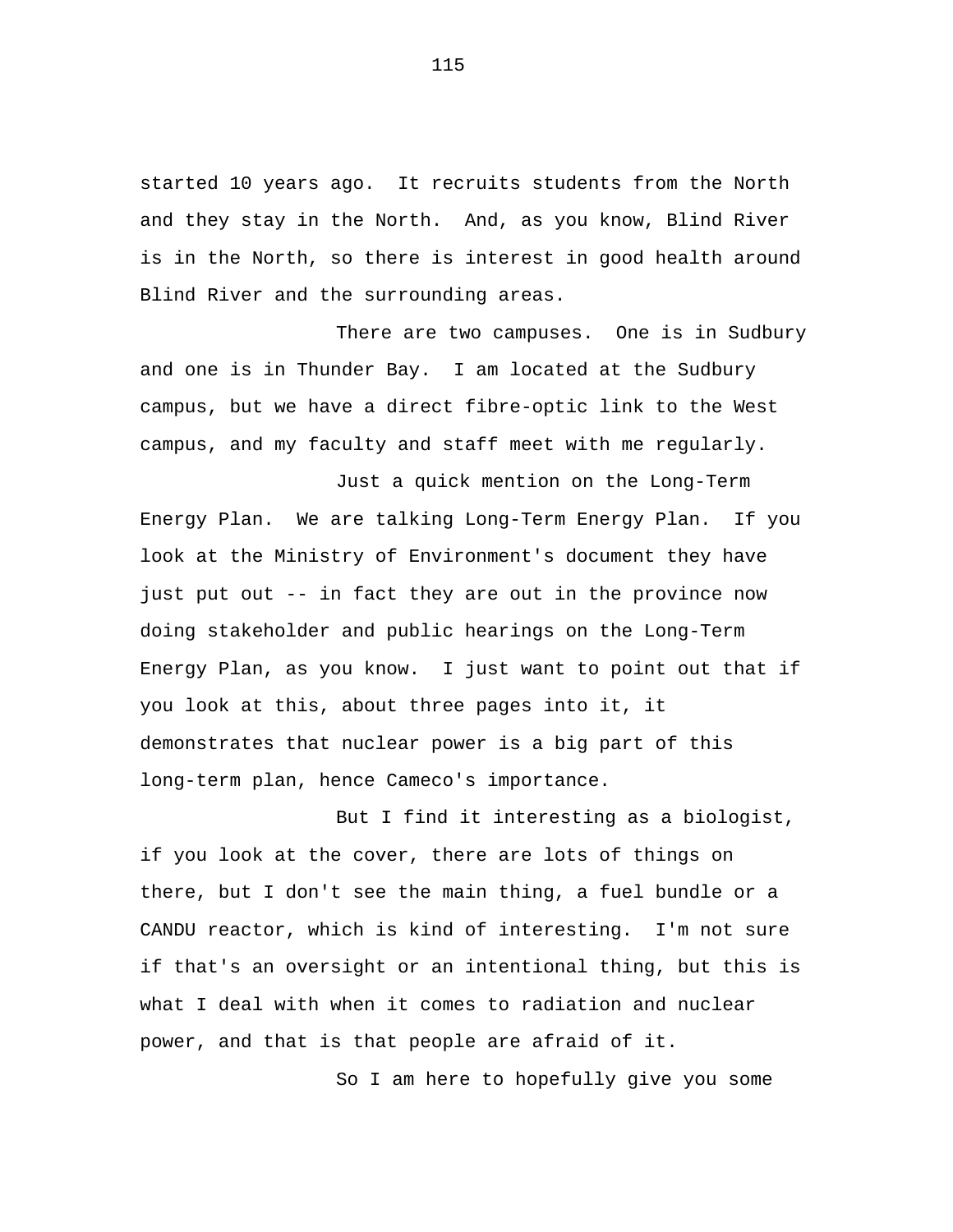started 10 years ago. It recruits students from the North and they stay in the North. And, as you know, Blind River is in the North, so there is interest in good health around Blind River and the surrounding areas.

There are two campuses. One is in Sudbury and one is in Thunder Bay. I am located at the Sudbury campus, but we have a direct fibre-optic link to the West campus, and my faculty and staff meet with me regularly.

Just a quick mention on the Long-Term Energy Plan. We are talking Long-Term Energy Plan. If you look at the Ministry of Environment's document they have just put out -- in fact they are out in the province now doing stakeholder and public hearings on the Long-Term Energy Plan, as you know. I just want to point out that if you look at this, about three pages into it, it demonstrates that nuclear power is a big part of this long-term plan, hence Cameco's importance.

But I find it interesting as a biologist, if you look at the cover, there are lots of things on there, but I don't see the main thing, a fuel bundle or a CANDU reactor, which is kind of interesting. I'm not sure if that's an oversight or an intentional thing, but this is what I deal with when it comes to radiation and nuclear power, and that is that people are afraid of it.

So I am here to hopefully give you some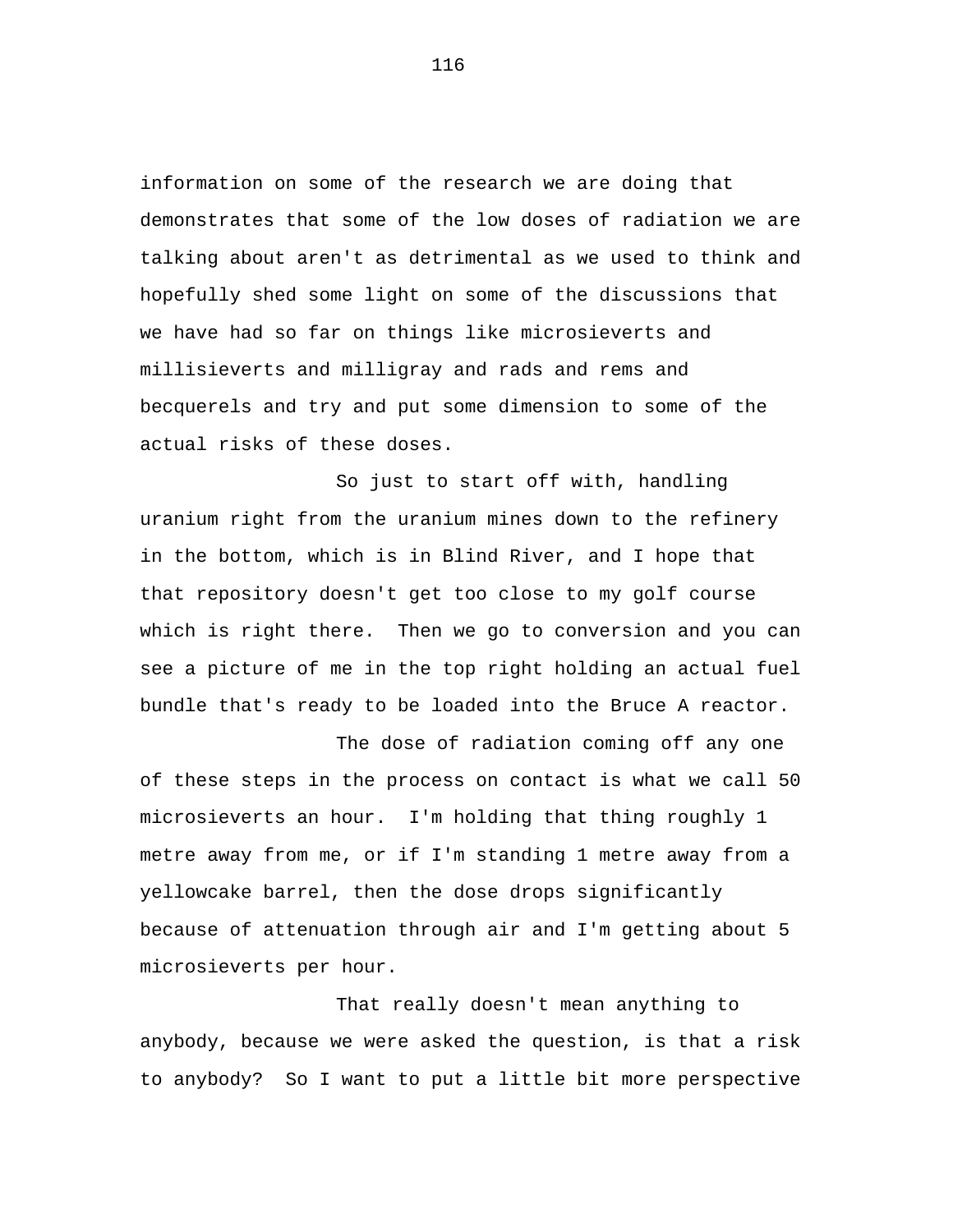information on some of the research we are doing that demonstrates that some of the low doses of radiation we are talking about aren't as detrimental as we used to think and hopefully shed some light on some of the discussions that we have had so far on things like microsieverts and millisieverts and milligray and rads and rems and becquerels and try and put some dimension to some of the actual risks of these doses.

So just to start off with, handling uranium right from the uranium mines down to the refinery in the bottom, which is in Blind River, and I hope that that repository doesn't get too close to my golf course which is right there. Then we go to conversion and you can see a picture of me in the top right holding an actual fuel bundle that's ready to be loaded into the Bruce A reactor.

The dose of radiation coming off any one of these steps in the process on contact is what we call 50 microsieverts an hour. I'm holding that thing roughly 1 metre away from me, or if I'm standing 1 metre away from a yellowcake barrel, then the dose drops significantly because of attenuation through air and I'm getting about 5 microsieverts per hour.

That really doesn't mean anything to anybody, because we were asked the question, is that a risk to anybody? So I want to put a little bit more perspective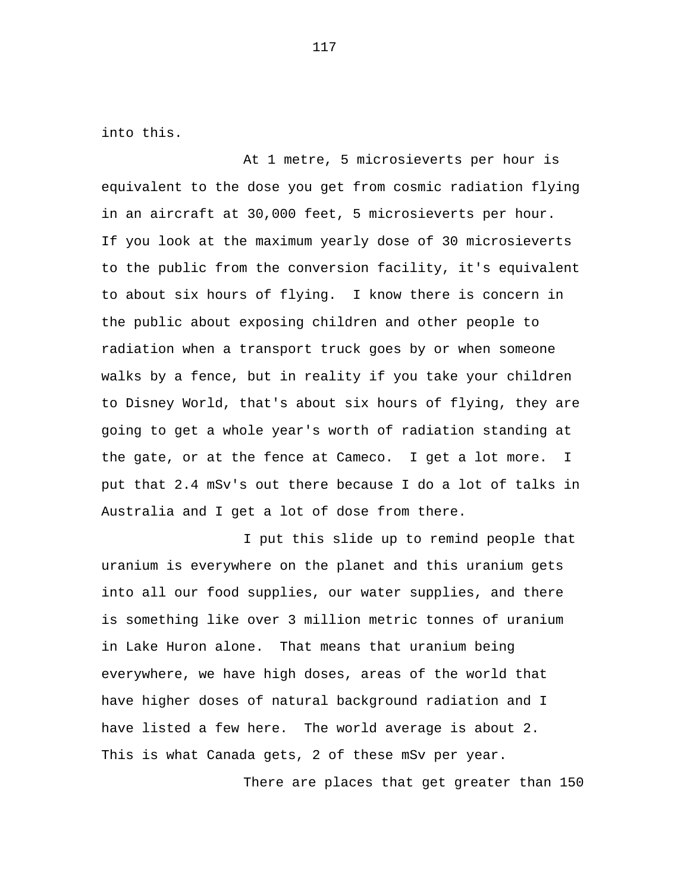into this.

At 1 metre, 5 microsieverts per hour is equivalent to the dose you get from cosmic radiation flying in an aircraft at 30,000 feet, 5 microsieverts per hour. If you look at the maximum yearly dose of 30 microsieverts to the public from the conversion facility, it's equivalent to about six hours of flying. I know there is concern in the public about exposing children and other people to radiation when a transport truck goes by or when someone walks by a fence, but in reality if you take your children to Disney World, that's about six hours of flying, they are going to get a whole year's worth of radiation standing at the gate, or at the fence at Cameco. I get a lot more. I put that 2.4 mSv's out there because I do a lot of talks in Australia and I get a lot of dose from there.

I put this slide up to remind people that uranium is everywhere on the planet and this uranium gets into all our food supplies, our water supplies, and there is something like over 3 million metric tonnes of uranium in Lake Huron alone. That means that uranium being everywhere, we have high doses, areas of the world that have higher doses of natural background radiation and I have listed a few here. The world average is about 2. This is what Canada gets, 2 of these mSv per year.

There are places that get greater than 150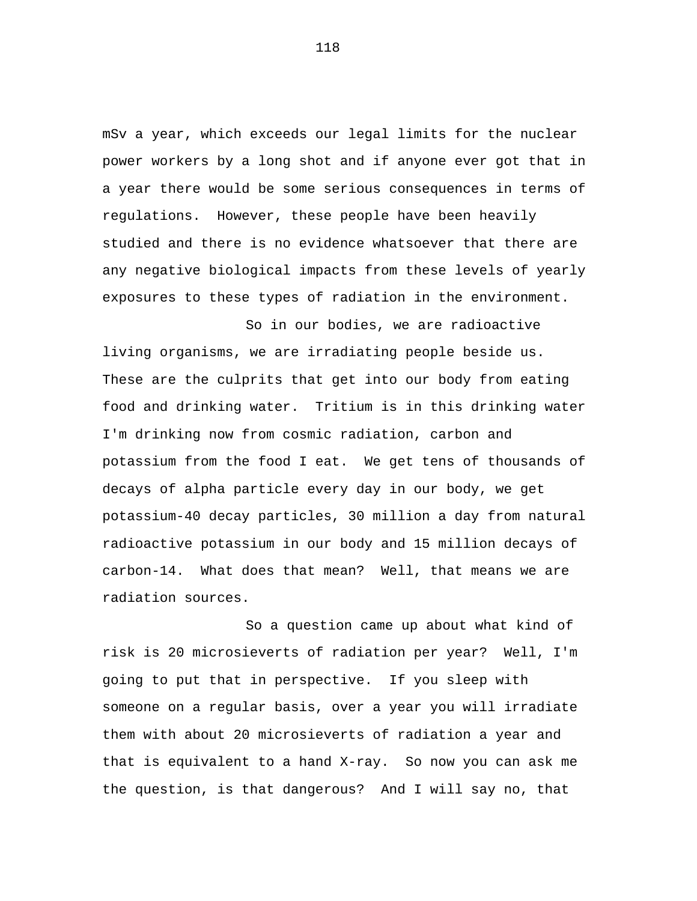mSv a year, which exceeds our legal limits for the nuclear power workers by a long shot and if anyone ever got that in a year there would be some serious consequences in terms of regulations. However, these people have been heavily studied and there is no evidence whatsoever that there are any negative biological impacts from these levels of yearly exposures to these types of radiation in the environment.

So in our bodies, we are radioactive living organisms, we are irradiating people beside us. These are the culprits that get into our body from eating food and drinking water. Tritium is in this drinking water I'm drinking now from cosmic radiation, carbon and potassium from the food I eat. We get tens of thousands of decays of alpha particle every day in our body, we get potassium-40 decay particles, 30 million a day from natural radioactive potassium in our body and 15 million decays of carbon-14. What does that mean? Well, that means we are radiation sources.

So a question came up about what kind of risk is 20 microsieverts of radiation per year? Well, I'm going to put that in perspective. If you sleep with someone on a regular basis, over a year you will irradiate them with about 20 microsieverts of radiation a year and that is equivalent to a hand X-ray. So now you can ask me the question, is that dangerous? And I will say no, that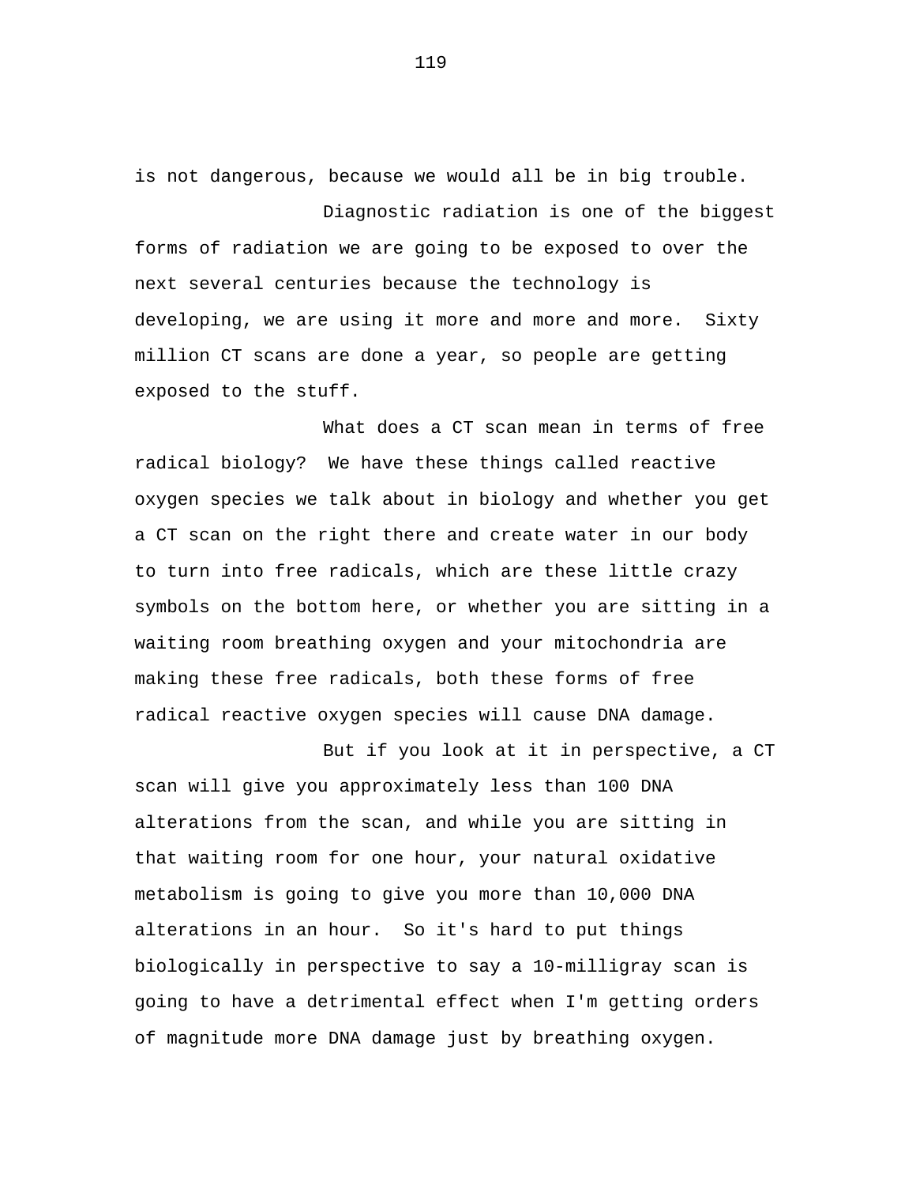is not dangerous, because we would all be in big trouble.

Diagnostic radiation is one of the biggest forms of radiation we are going to be exposed to over the next several centuries because the technology is developing, we are using it more and more and more. Sixty million CT scans are done a year, so people are getting exposed to the stuff.

What does a CT scan mean in terms of free radical biology? We have these things called reactive oxygen species we talk about in biology and whether you get a CT scan on the right there and create water in our body to turn into free radicals, which are these little crazy symbols on the bottom here, or whether you are sitting in a waiting room breathing oxygen and your mitochondria are making these free radicals, both these forms of free radical reactive oxygen species will cause DNA damage.

But if you look at it in perspective, a CT scan will give you approximately less than 100 DNA alterations from the scan, and while you are sitting in that waiting room for one hour, your natural oxidative metabolism is going to give you more than 10,000 DNA alterations in an hour. So it's hard to put things biologically in perspective to say a 10-milligray scan is going to have a detrimental effect when I'm getting orders of magnitude more DNA damage just by breathing oxygen.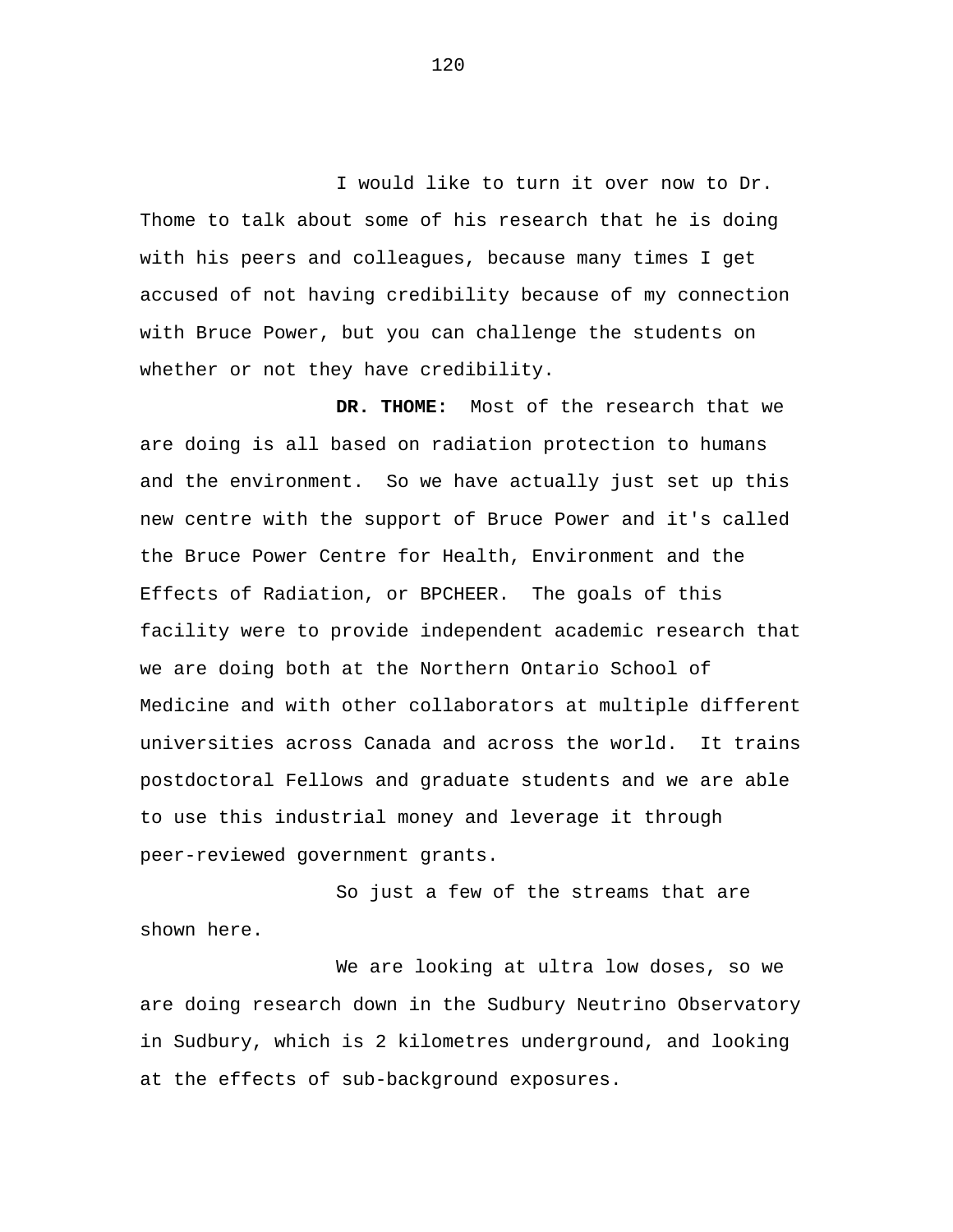I would like to turn it over now to Dr. Thome to talk about some of his research that he is doing with his peers and colleagues, because many times I get accused of not having credibility because of my connection with Bruce Power, but you can challenge the students on whether or not they have credibility.

**DR. THOME:** Most of the research that we are doing is all based on radiation protection to humans and the environment. So we have actually just set up this new centre with the support of Bruce Power and it's called the Bruce Power Centre for Health, Environment and the Effects of Radiation, or BPCHEER. The goals of this facility were to provide independent academic research that we are doing both at the Northern Ontario School of Medicine and with other collaborators at multiple different universities across Canada and across the world. It trains postdoctoral Fellows and graduate students and we are able to use this industrial money and leverage it through peer-reviewed government grants.

So just a few of the streams that are shown here.

We are looking at ultra low doses, so we are doing research down in the Sudbury Neutrino Observatory in Sudbury, which is 2 kilometres underground, and looking at the effects of sub-background exposures.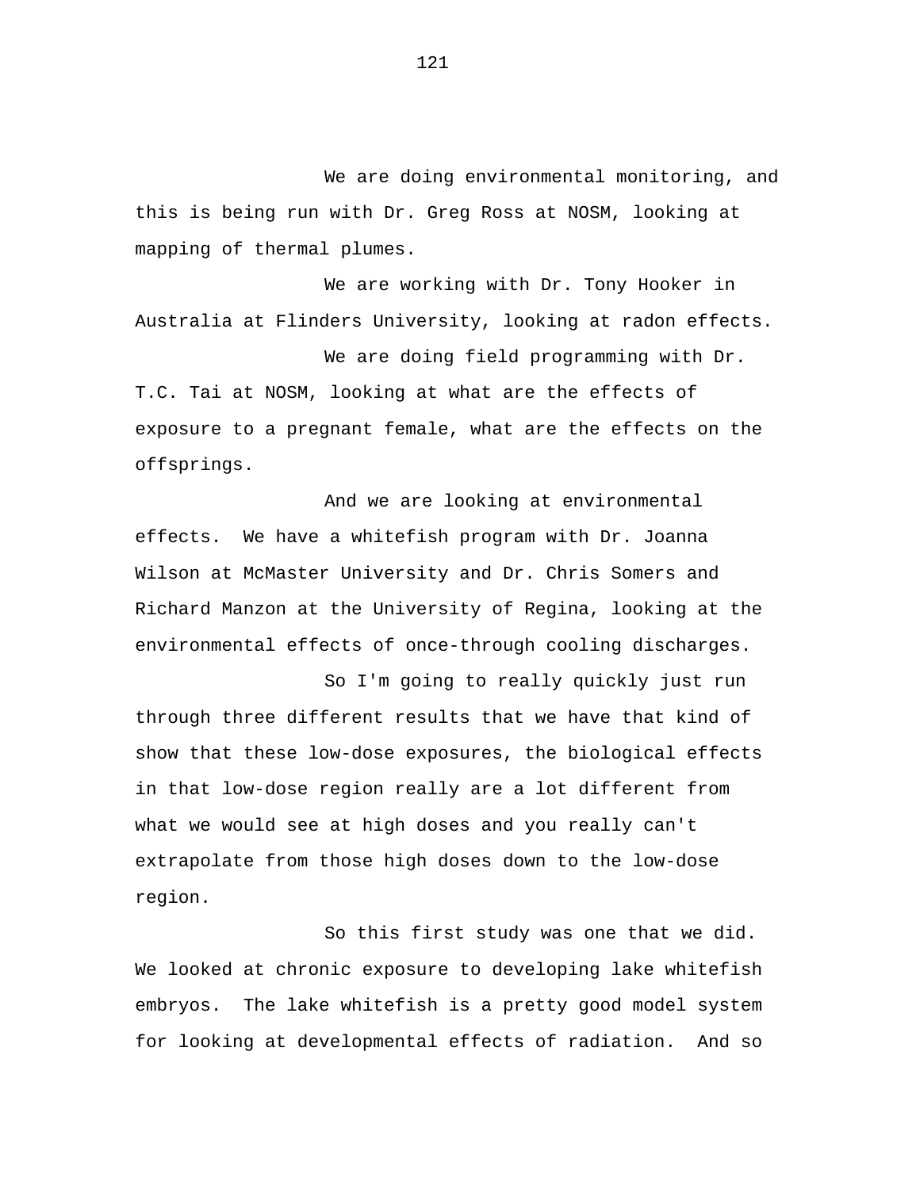We are doing environmental monitoring, and this is being run with Dr. Greg Ross at NOSM, looking at mapping of thermal plumes.

We are working with Dr. Tony Hooker in Australia at Flinders University, looking at radon effects.

We are doing field programming with Dr. T.C. Tai at NOSM, looking at what are the effects of exposure to a pregnant female, what are the effects on the offsprings.

And we are looking at environmental effects. We have a whitefish program with Dr. Joanna Wilson at McMaster University and Dr. Chris Somers and Richard Manzon at the University of Regina, looking at the environmental effects of once-through cooling discharges.

So I'm going to really quickly just run through three different results that we have that kind of show that these low-dose exposures, the biological effects in that low-dose region really are a lot different from what we would see at high doses and you really can't extrapolate from those high doses down to the low-dose region.

So this first study was one that we did. We looked at chronic exposure to developing lake whitefish embryos. The lake whitefish is a pretty good model system for looking at developmental effects of radiation. And so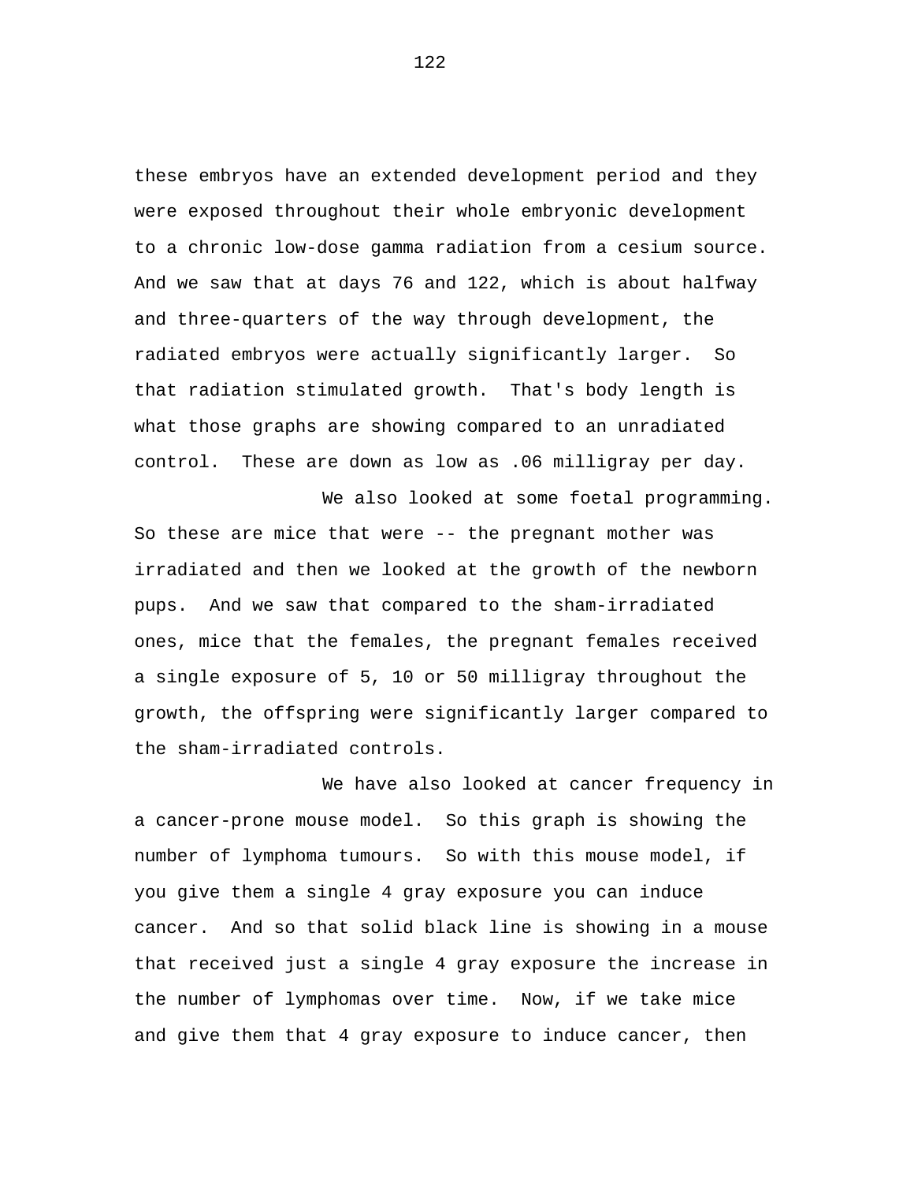these embryos have an extended development period and they were exposed throughout their whole embryonic development to a chronic low-dose gamma radiation from a cesium source. And we saw that at days 76 and 122, which is about halfway and three-quarters of the way through development, the radiated embryos were actually significantly larger. So that radiation stimulated growth. That's body length is what those graphs are showing compared to an unradiated control. These are down as low as .06 milligray per day.

We also looked at some foetal programming. So these are mice that were -- the pregnant mother was irradiated and then we looked at the growth of the newborn pups. And we saw that compared to the sham-irradiated ones, mice that the females, the pregnant females received a single exposure of 5, 10 or 50 milligray throughout the growth, the offspring were significantly larger compared to the sham-irradiated controls.

We have also looked at cancer frequency in a cancer-prone mouse model. So this graph is showing the number of lymphoma tumours. So with this mouse model, if you give them a single 4 gray exposure you can induce cancer. And so that solid black line is showing in a mouse that received just a single 4 gray exposure the increase in the number of lymphomas over time. Now, if we take mice and give them that 4 gray exposure to induce cancer, then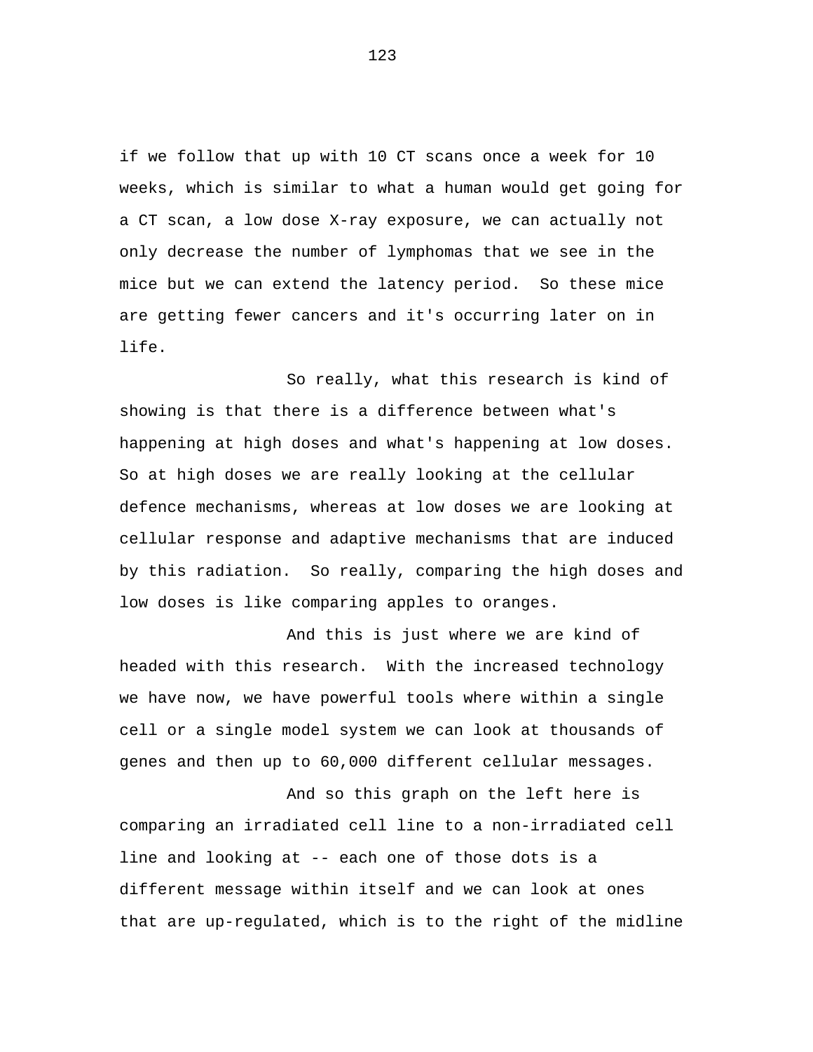if we follow that up with 10 CT scans once a week for 10 weeks, which is similar to what a human would get going for a CT scan, a low dose X-ray exposure, we can actually not only decrease the number of lymphomas that we see in the mice but we can extend the latency period. So these mice are getting fewer cancers and it's occurring later on in life.

So really, what this research is kind of showing is that there is a difference between what's happening at high doses and what's happening at low doses. So at high doses we are really looking at the cellular defence mechanisms, whereas at low doses we are looking at cellular response and adaptive mechanisms that are induced by this radiation. So really, comparing the high doses and low doses is like comparing apples to oranges.

And this is just where we are kind of headed with this research. With the increased technology we have now, we have powerful tools where within a single cell or a single model system we can look at thousands of genes and then up to 60,000 different cellular messages.

And so this graph on the left here is comparing an irradiated cell line to a non-irradiated cell line and looking at -- each one of those dots is a different message within itself and we can look at ones that are up-regulated, which is to the right of the midline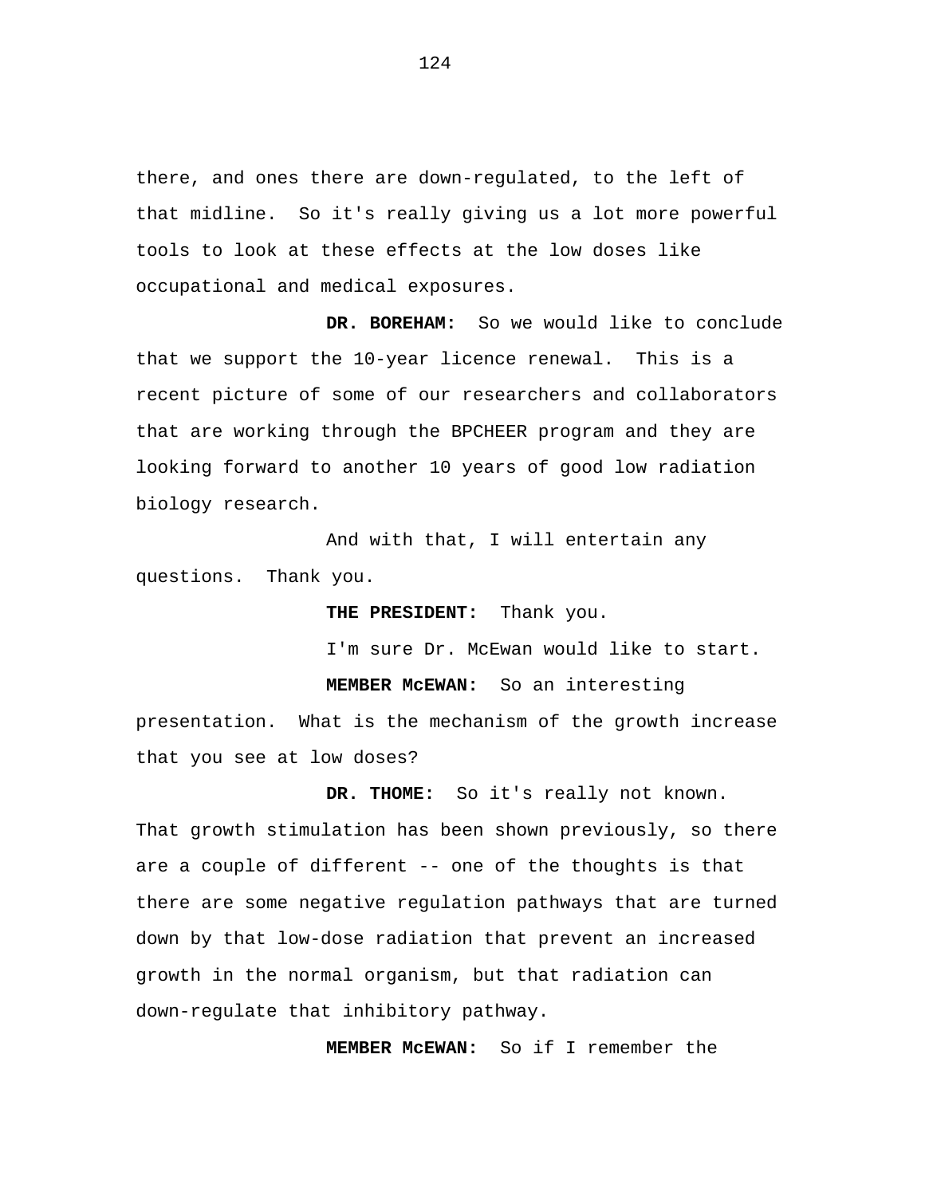there, and ones there are down-regulated, to the left of that midline. So it's really giving us a lot more powerful tools to look at these effects at the low doses like occupational and medical exposures.

**DR. BOREHAM:** So we would like to conclude that we support the 10-year licence renewal. This is a recent picture of some of our researchers and collaborators that are working through the BPCHEER program and they are looking forward to another 10 years of good low radiation biology research.

And with that, I will entertain any questions. Thank you.

**THE PRESIDENT:** Thank you.

I'm sure Dr. McEwan would like to start.

**MEMBER McEWAN:** So an interesting presentation. What is the mechanism of the growth increase that you see at low doses?

**DR. THOME:** So it's really not known. That growth stimulation has been shown previously, so there are a couple of different -- one of the thoughts is that there are some negative regulation pathways that are turned down by that low-dose radiation that prevent an increased growth in the normal organism, but that radiation can down-regulate that inhibitory pathway.

**MEMBER McEWAN:** So if I remember the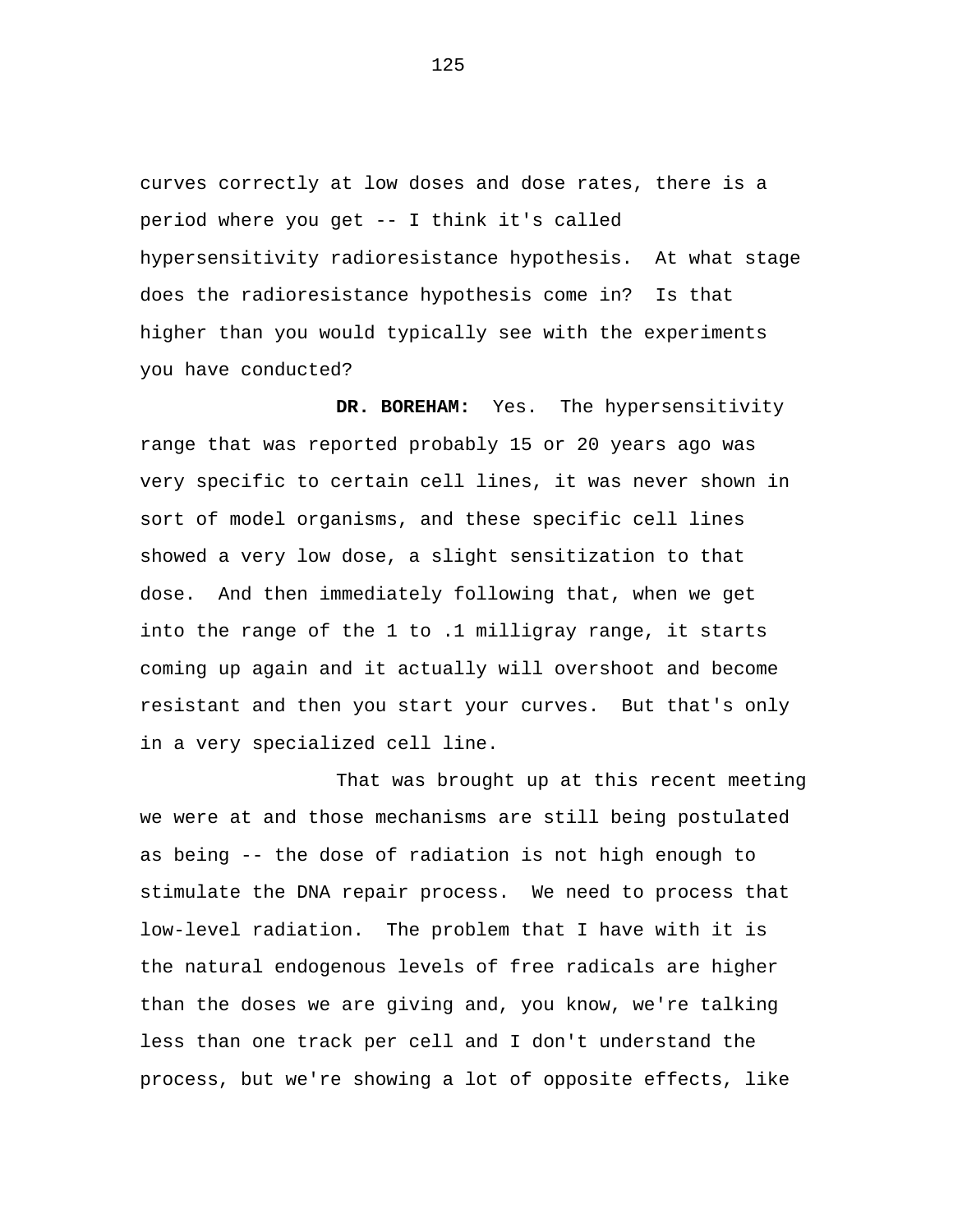curves correctly at low doses and dose rates, there is a period where you get -- I think it's called hypersensitivity radioresistance hypothesis. At what stage does the radioresistance hypothesis come in? Is that higher than you would typically see with the experiments you have conducted?

**DR. BOREHAM:** Yes. The hypersensitivity range that was reported probably 15 or 20 years ago was very specific to certain cell lines, it was never shown in sort of model organisms, and these specific cell lines showed a very low dose, a slight sensitization to that dose. And then immediately following that, when we get into the range of the 1 to .1 milligray range, it starts coming up again and it actually will overshoot and become resistant and then you start your curves. But that's only in a very specialized cell line.

That was brought up at this recent meeting we were at and those mechanisms are still being postulated as being -- the dose of radiation is not high enough to stimulate the DNA repair process. We need to process that low-level radiation. The problem that I have with it is the natural endogenous levels of free radicals are higher than the doses we are giving and, you know, we're talking less than one track per cell and I don't understand the process, but we're showing a lot of opposite effects, like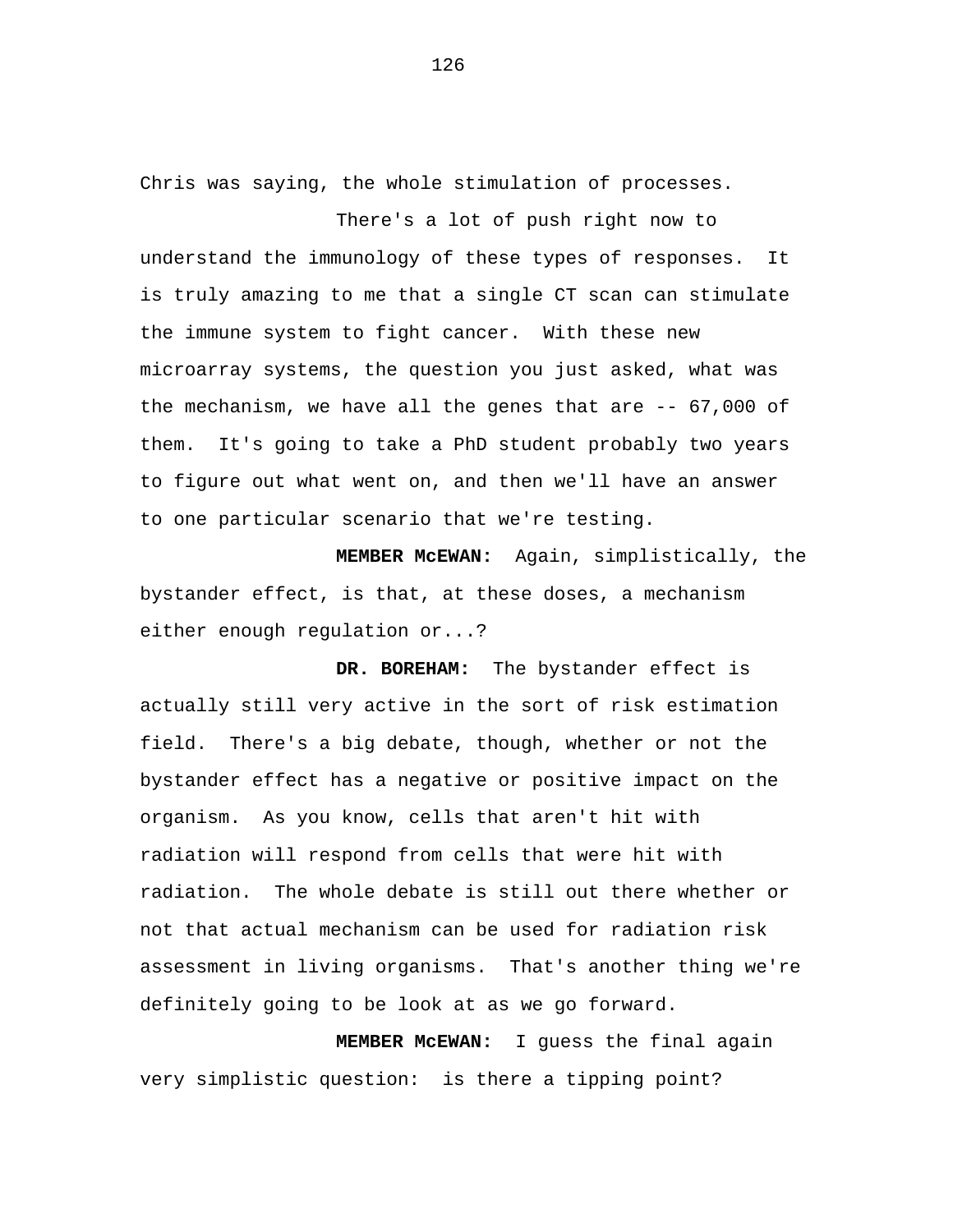Chris was saying, the whole stimulation of processes.

There's a lot of push right now to understand the immunology of these types of responses. It is truly amazing to me that a single CT scan can stimulate the immune system to fight cancer. With these new microarray systems, the question you just asked, what was the mechanism, we have all the genes that are -- 67,000 of them. It's going to take a PhD student probably two years to figure out what went on, and then we'll have an answer to one particular scenario that we're testing.

**MEMBER McEWAN:** Again, simplistically, the bystander effect, is that, at these doses, a mechanism either enough regulation or...?

**DR. BOREHAM:** The bystander effect is actually still very active in the sort of risk estimation field. There's a big debate, though, whether or not the bystander effect has a negative or positive impact on the organism. As you know, cells that aren't hit with radiation will respond from cells that were hit with radiation. The whole debate is still out there whether or not that actual mechanism can be used for radiation risk assessment in living organisms. That's another thing we're definitely going to be look at as we go forward.

**MEMBER McEWAN:** I guess the final again very simplistic question: is there a tipping point?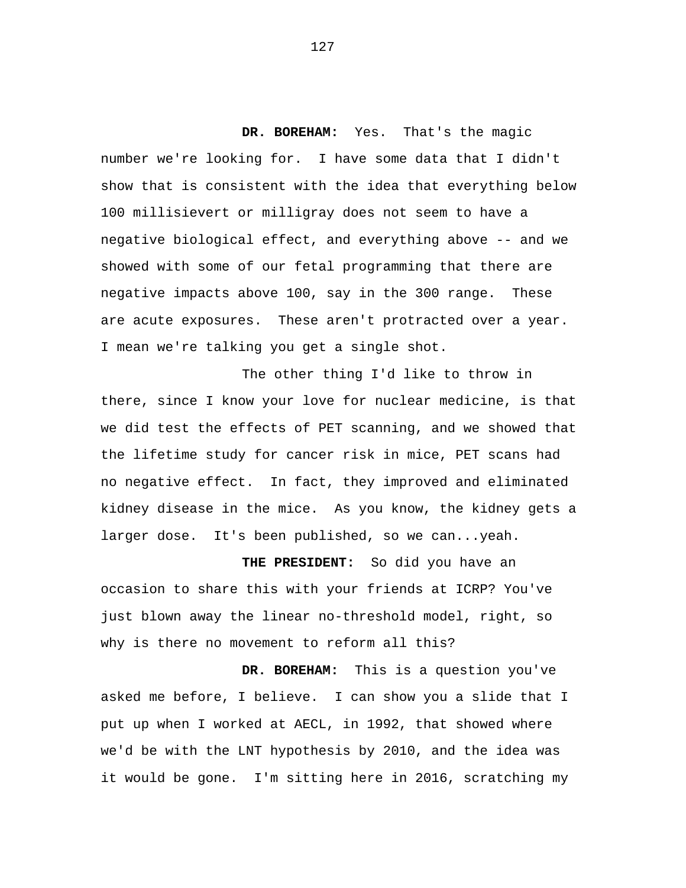**DR. BOREHAM:** Yes. That's the magic number we're looking for. I have some data that I didn't show that is consistent with the idea that everything below 100 millisievert or milligray does not seem to have a negative biological effect, and everything above -- and we showed with some of our fetal programming that there are negative impacts above 100, say in the 300 range. These are acute exposures. These aren't protracted over a year. I mean we're talking you get a single shot.

The other thing I'd like to throw in there, since I know your love for nuclear medicine, is that we did test the effects of PET scanning, and we showed that the lifetime study for cancer risk in mice, PET scans had no negative effect. In fact, they improved and eliminated kidney disease in the mice. As you know, the kidney gets a larger dose. It's been published, so we can...yeah.

**THE PRESIDENT:** So did you have an occasion to share this with your friends at ICRP? You've just blown away the linear no-threshold model, right, so why is there no movement to reform all this?

**DR. BOREHAM:** This is a question you've asked me before, I believe. I can show you a slide that I put up when I worked at AECL, in 1992, that showed where we'd be with the LNT hypothesis by 2010, and the idea was it would be gone. I'm sitting here in 2016, scratching my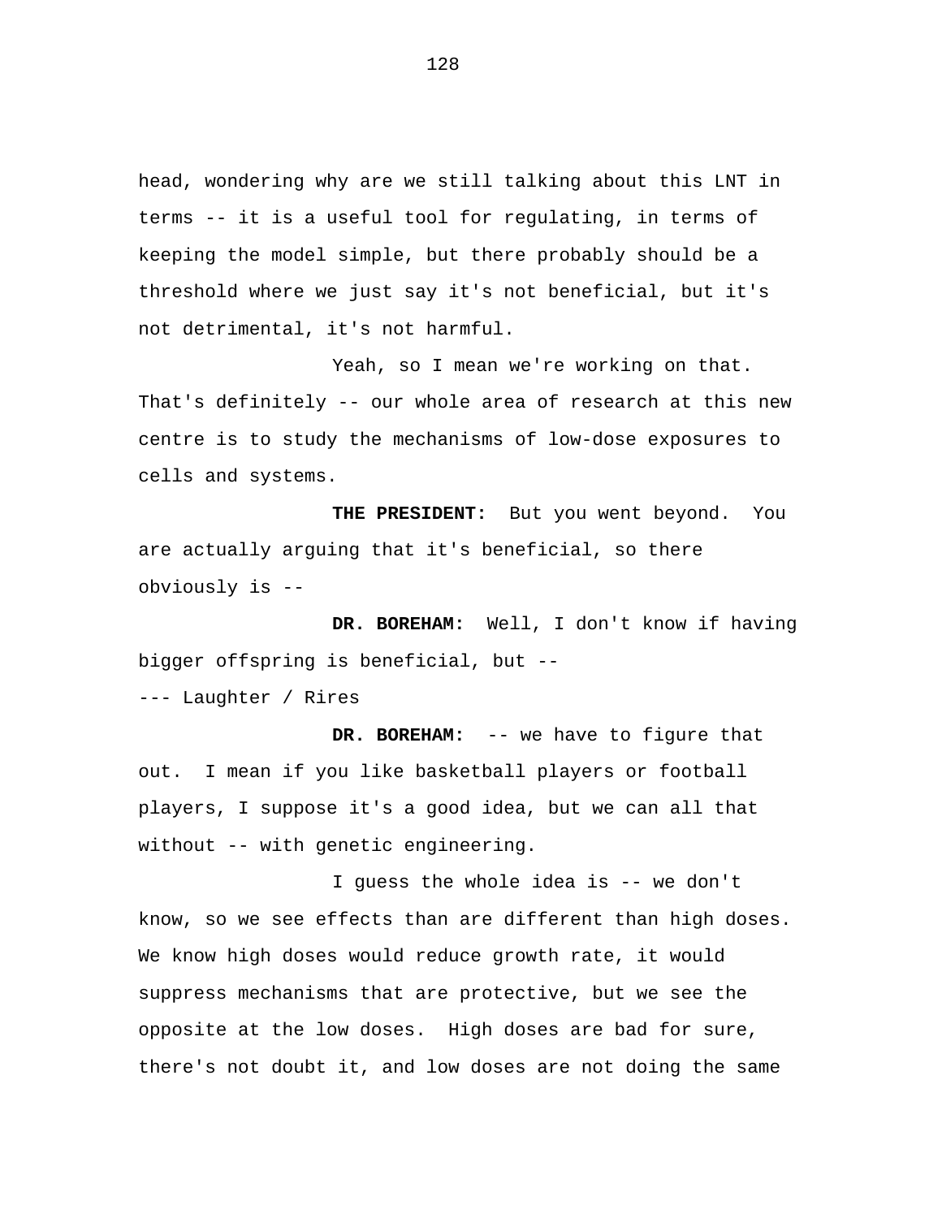head, wondering why are we still talking about this LNT in terms -- it is a useful tool for regulating, in terms of keeping the model simple, but there probably should be a threshold where we just say it's not beneficial, but it's not detrimental, it's not harmful.

Yeah, so I mean we're working on that. That's definitely -- our whole area of research at this new centre is to study the mechanisms of low-dose exposures to cells and systems.

**THE PRESIDENT:** But you went beyond. You are actually arguing that it's beneficial, so there obviously is --

**DR. BOREHAM:** Well, I don't know if having bigger offspring is beneficial, but --

--- Laughter / Rires

**DR. BOREHAM:** -- we have to figure that out. I mean if you like basketball players or football players, I suppose it's a good idea, but we can all that without -- with genetic engineering.

I guess the whole idea is -- we don't know, so we see effects than are different than high doses. We know high doses would reduce growth rate, it would suppress mechanisms that are protective, but we see the opposite at the low doses. High doses are bad for sure, there's not doubt it, and low doses are not doing the same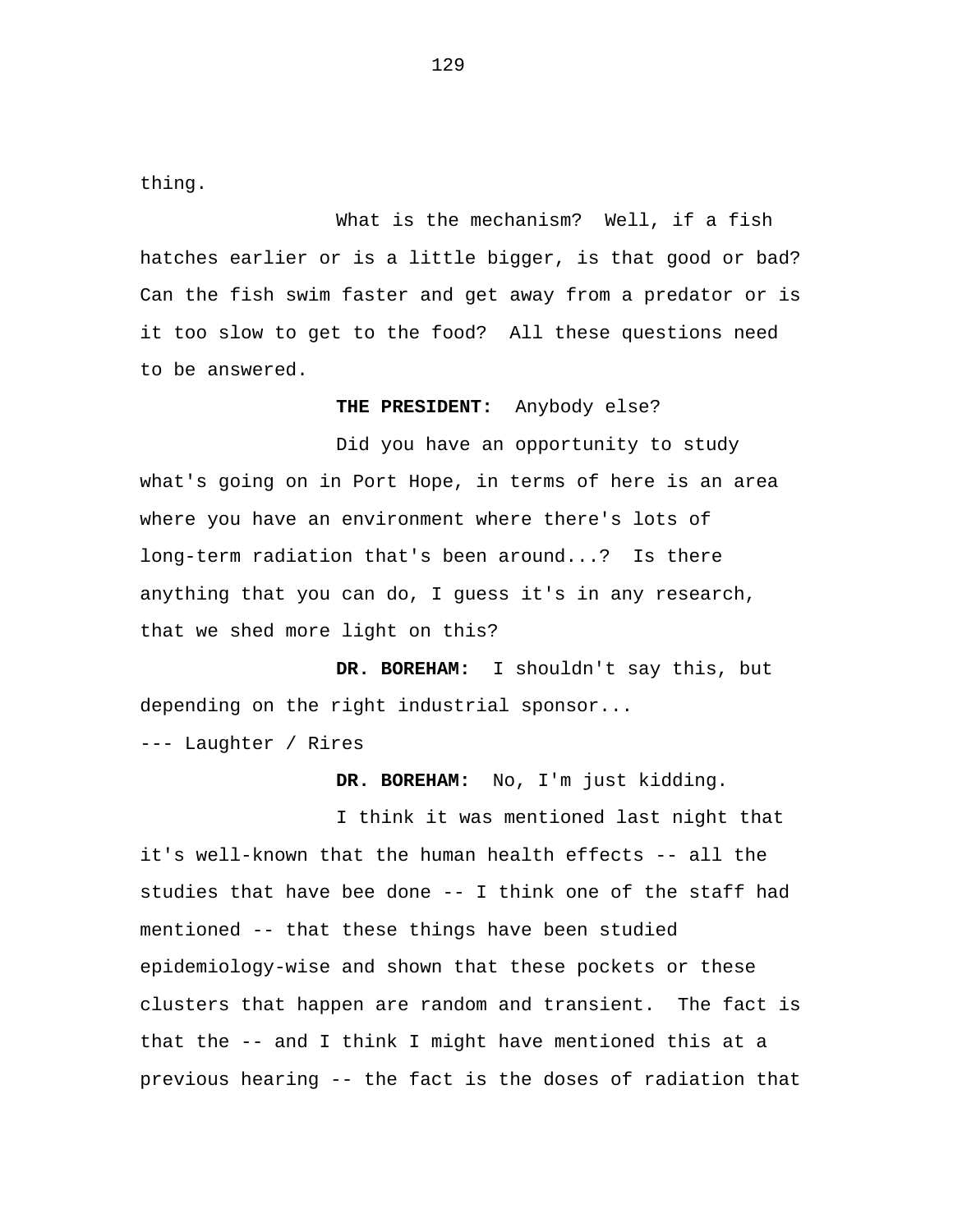thing.

What is the mechanism? Well, if a fish hatches earlier or is a little bigger, is that good or bad? Can the fish swim faster and get away from a predator or is it too slow to get to the food? All these questions need to be answered.

**THE PRESIDENT:** Anybody else?

Did you have an opportunity to study what's going on in Port Hope, in terms of here is an area where you have an environment where there's lots of long-term radiation that's been around...? Is there anything that you can do, I guess it's in any research, that we shed more light on this?

**DR. BOREHAM:** I shouldn't say this, but depending on the right industrial sponsor...

--- Laughter / Rires

**DR. BOREHAM:** No, I'm just kidding.

I think it was mentioned last night that it's well-known that the human health effects -- all the studies that have bee done -- I think one of the staff had mentioned -- that these things have been studied epidemiology-wise and shown that these pockets or these clusters that happen are random and transient. The fact is that the -- and I think I might have mentioned this at a previous hearing -- the fact is the doses of radiation that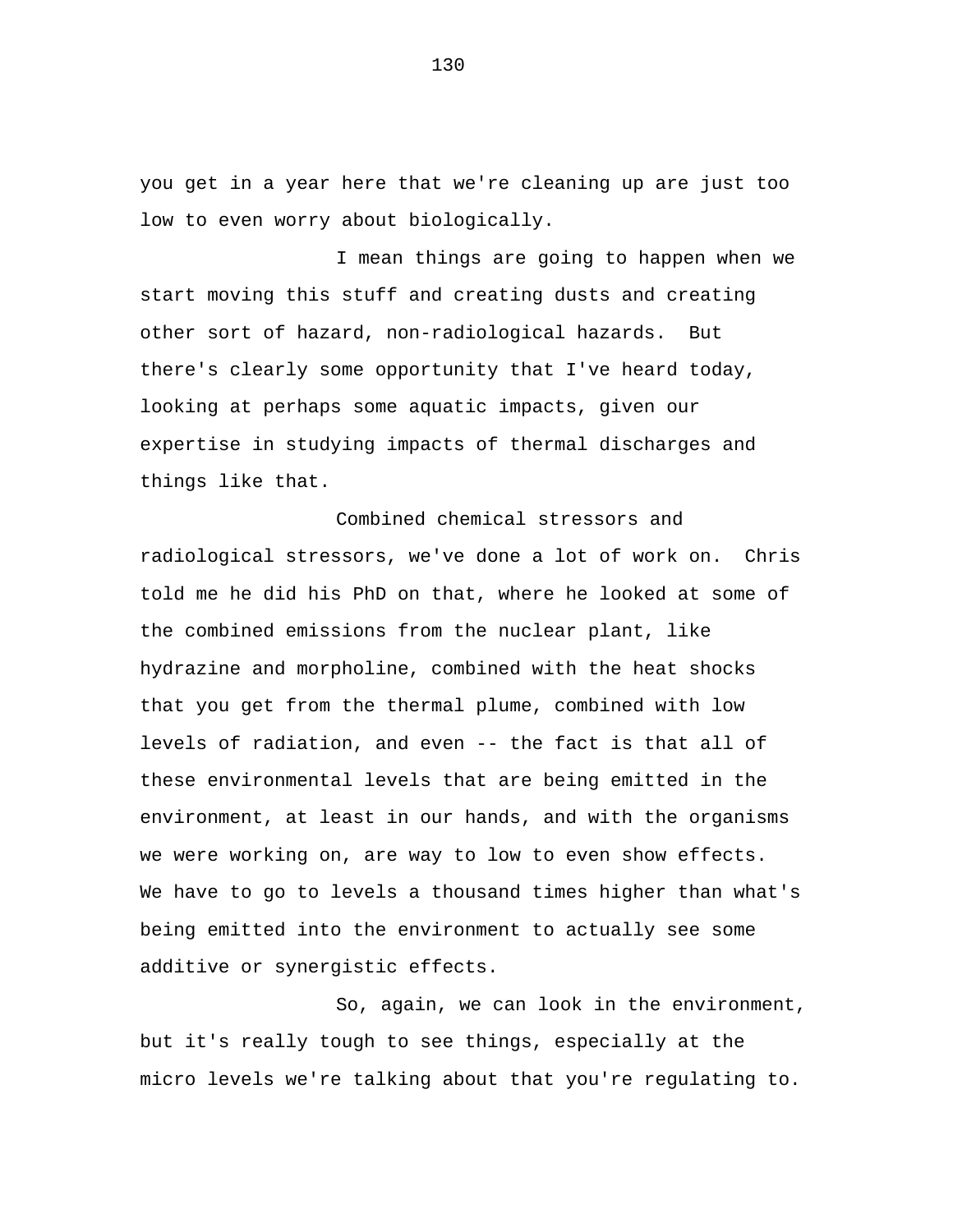you get in a year here that we're cleaning up are just too low to even worry about biologically.

I mean things are going to happen when we start moving this stuff and creating dusts and creating other sort of hazard, non-radiological hazards. But there's clearly some opportunity that I've heard today, looking at perhaps some aquatic impacts, given our expertise in studying impacts of thermal discharges and things like that.

Combined chemical stressors and radiological stressors, we've done a lot of work on. Chris told me he did his PhD on that, where he looked at some of the combined emissions from the nuclear plant, like hydrazine and morpholine, combined with the heat shocks that you get from the thermal plume, combined with low levels of radiation, and even -- the fact is that all of these environmental levels that are being emitted in the environment, at least in our hands, and with the organisms we were working on, are way to low to even show effects. We have to go to levels a thousand times higher than what's being emitted into the environment to actually see some additive or synergistic effects.

So, again, we can look in the environment, but it's really tough to see things, especially at the micro levels we're talking about that you're regulating to.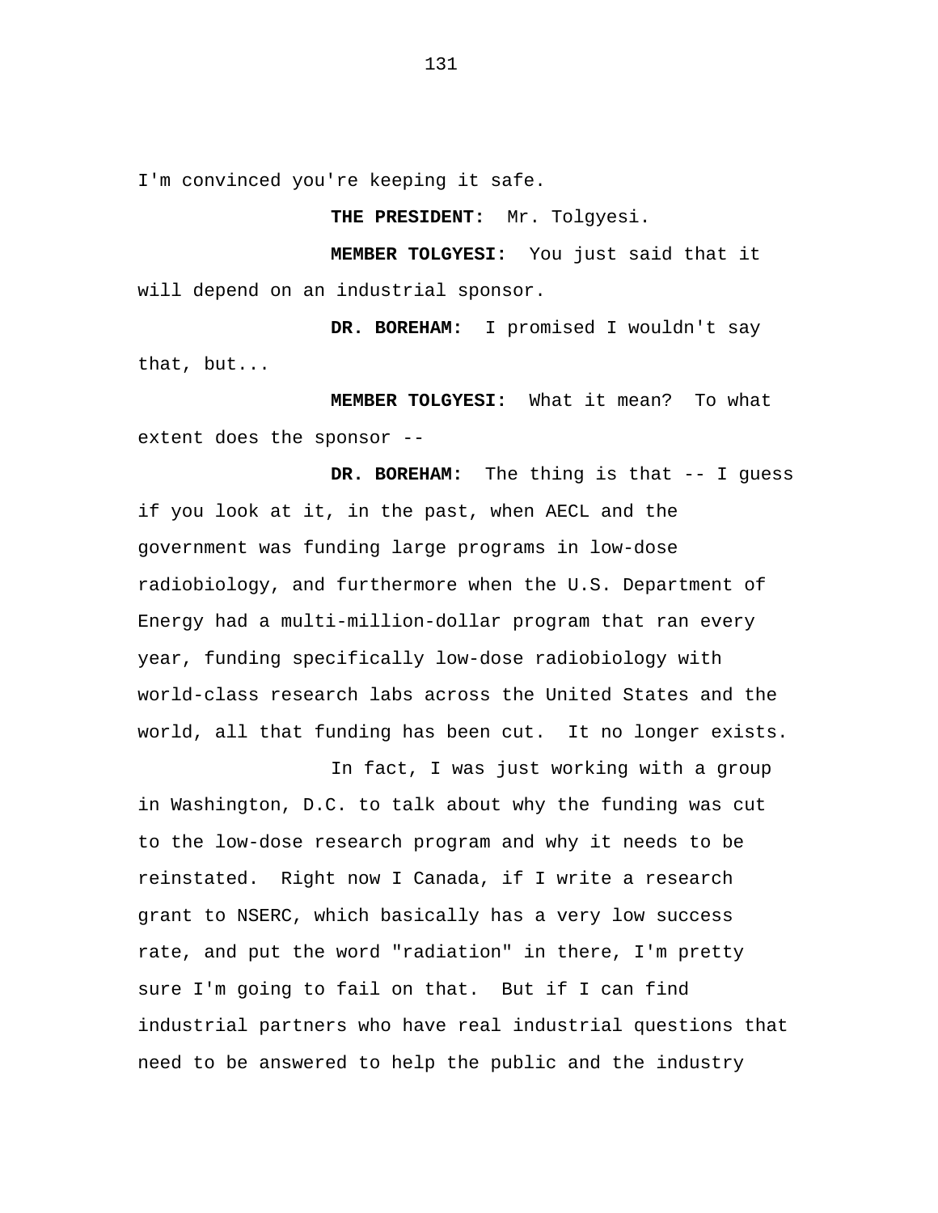I'm convinced you're keeping it safe.

**THE PRESIDENT:** Mr. Tolgyesi.

**MEMBER TOLGYESI:** You just said that it will depend on an industrial sponsor.

**DR. BOREHAM:** I promised I wouldn't say that, but...

**MEMBER TOLGYESI:** What it mean? To what extent does the sponsor --

**DR. BOREHAM:** The thing is that -- I guess if you look at it, in the past, when AECL and the government was funding large programs in low-dose radiobiology, and furthermore when the U.S. Department of Energy had a multi-million-dollar program that ran every year, funding specifically low-dose radiobiology with world-class research labs across the United States and the world, all that funding has been cut. It no longer exists.

In fact, I was just working with a group in Washington, D.C. to talk about why the funding was cut to the low-dose research program and why it needs to be reinstated. Right now I Canada, if I write a research grant to NSERC, which basically has a very low success rate, and put the word "radiation" in there, I'm pretty sure I'm going to fail on that. But if I can find industrial partners who have real industrial questions that need to be answered to help the public and the industry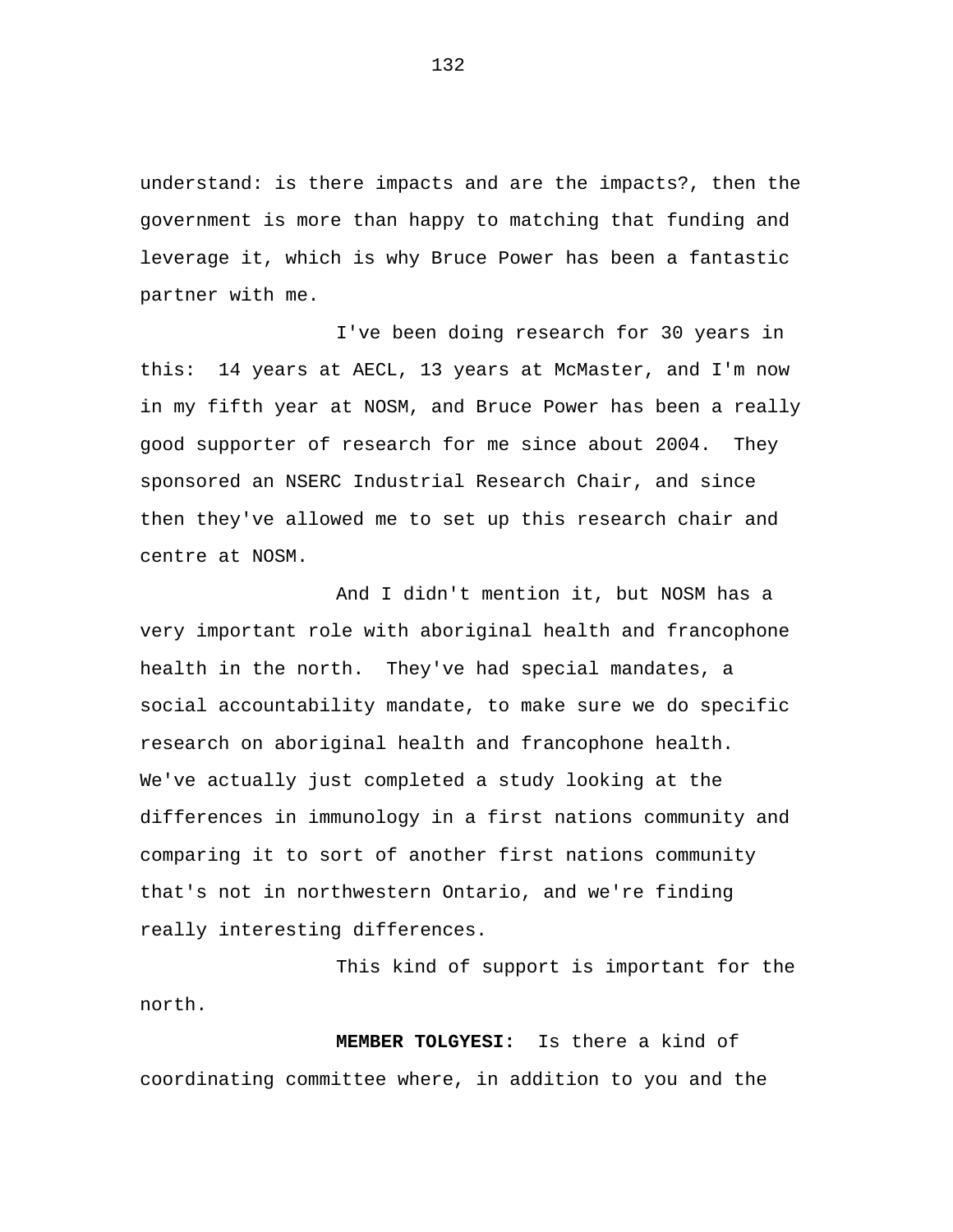understand: is there impacts and are the impacts?, then the government is more than happy to matching that funding and leverage it, which is why Bruce Power has been a fantastic partner with me.

I've been doing research for 30 years in this:  14 years at AECL, 13 years at McMaster, and I'm now in my fifth year at NOSM, and Bruce Power has been a really good supporter of research for me since about 2004.  They sponsored an NSERC Industrial Research Chair, and since then they've allowed me to set up this research chair and centre at NOSM.

And I didn't mention it, but NOSM has a very important role with aboriginal health and francophone health in the north.  They've had special mandates, a social accountability mandate, to make sure we do specific research on aboriginal health and francophone health. We've actually just completed a study looking at the differences in immunology in a first nations community and comparing it to sort of another first nations community that's not in northwestern Ontario, and we're finding really interesting differences.

This kind of support is important for the north.

**MEMBER TOLGYESI:**  Is there a kind of coordinating committee where, in addition to you and the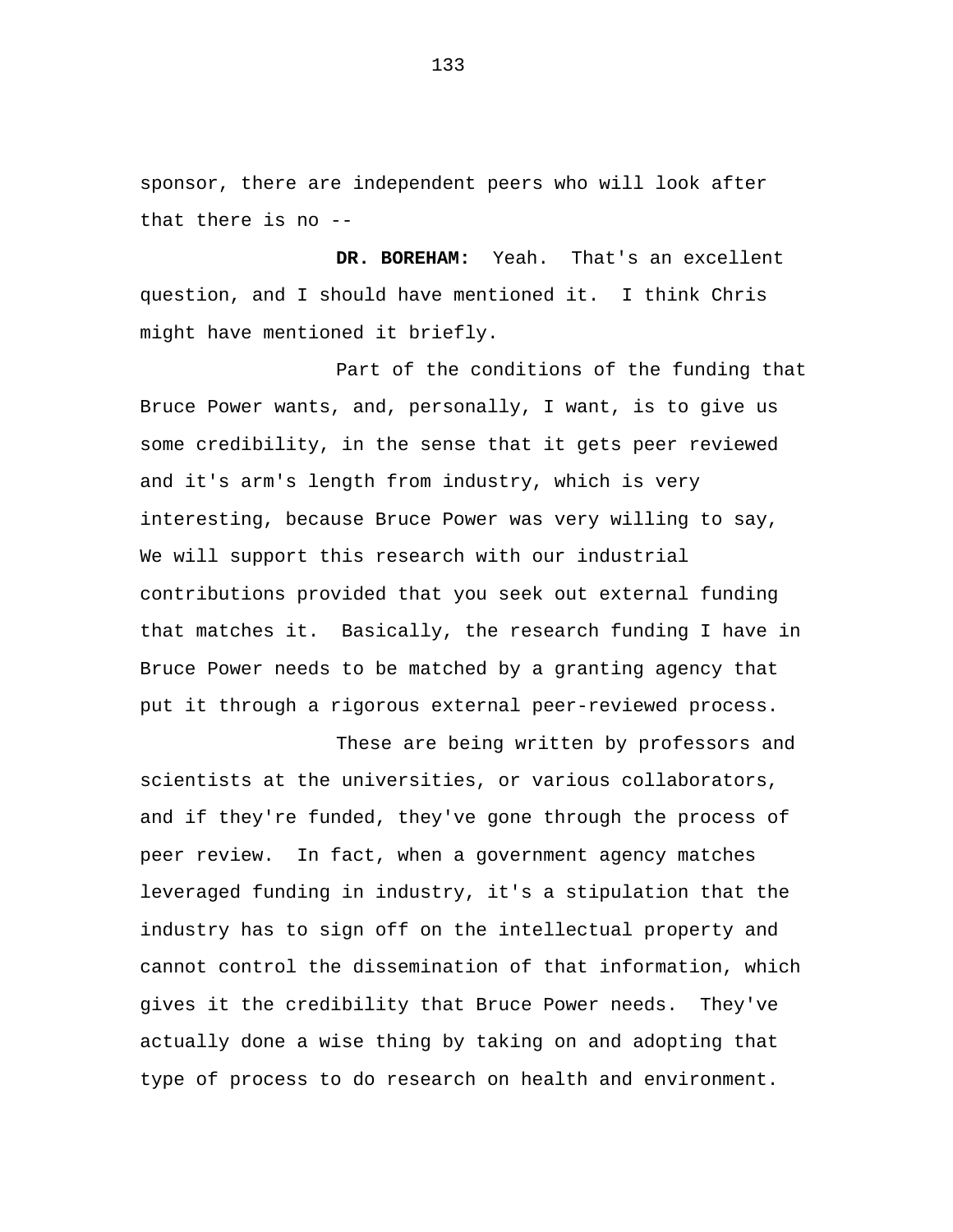sponsor, there are independent peers who will look after that there is no --

**DR. BOREHAM:** Yeah. That's an excellent question, and I should have mentioned it. I think Chris might have mentioned it briefly.

Part of the conditions of the funding that Bruce Power wants, and, personally, I want, is to give us some credibility, in the sense that it gets peer reviewed and it's arm's length from industry, which is very interesting, because Bruce Power was very willing to say, We will support this research with our industrial contributions provided that you seek out external funding that matches it. Basically, the research funding I have in Bruce Power needs to be matched by a granting agency that put it through a rigorous external peer-reviewed process.

These are being written by professors and scientists at the universities, or various collaborators, and if they're funded, they've gone through the process of peer review. In fact, when a government agency matches leveraged funding in industry, it's a stipulation that the industry has to sign off on the intellectual property and cannot control the dissemination of that information, which gives it the credibility that Bruce Power needs. They've actually done a wise thing by taking on and adopting that type of process to do research on health and environment.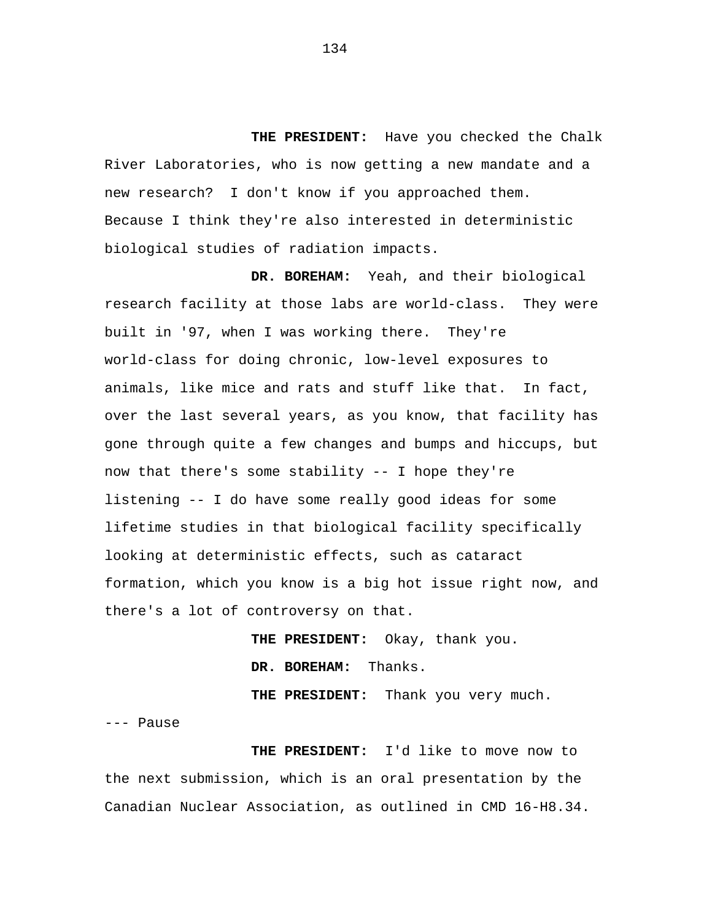**THE PRESIDENT:** Have you checked the Chalk River Laboratories, who is now getting a new mandate and a new research? I don't know if you approached them. Because I think they're also interested in deterministic biological studies of radiation impacts.

**DR. BOREHAM:** Yeah, and their biological research facility at those labs are world-class. They were built in '97, when I was working there. They're world-class for doing chronic, low-level exposures to animals, like mice and rats and stuff like that. In fact, over the last several years, as you know, that facility has gone through quite a few changes and bumps and hiccups, but now that there's some stability -- I hope they're listening -- I do have some really good ideas for some lifetime studies in that biological facility specifically looking at deterministic effects, such as cataract formation, which you know is a big hot issue right now, and there's a lot of controversy on that.

**THE PRESIDENT:** Okay, thank you.

**DR. BOREHAM:** Thanks.

**THE PRESIDENT:** Thank you very much.

--- Pause

**THE PRESIDENT:** I'd like to move now to the next submission, which is an oral presentation by the Canadian Nuclear Association, as outlined in CMD 16-H8.34.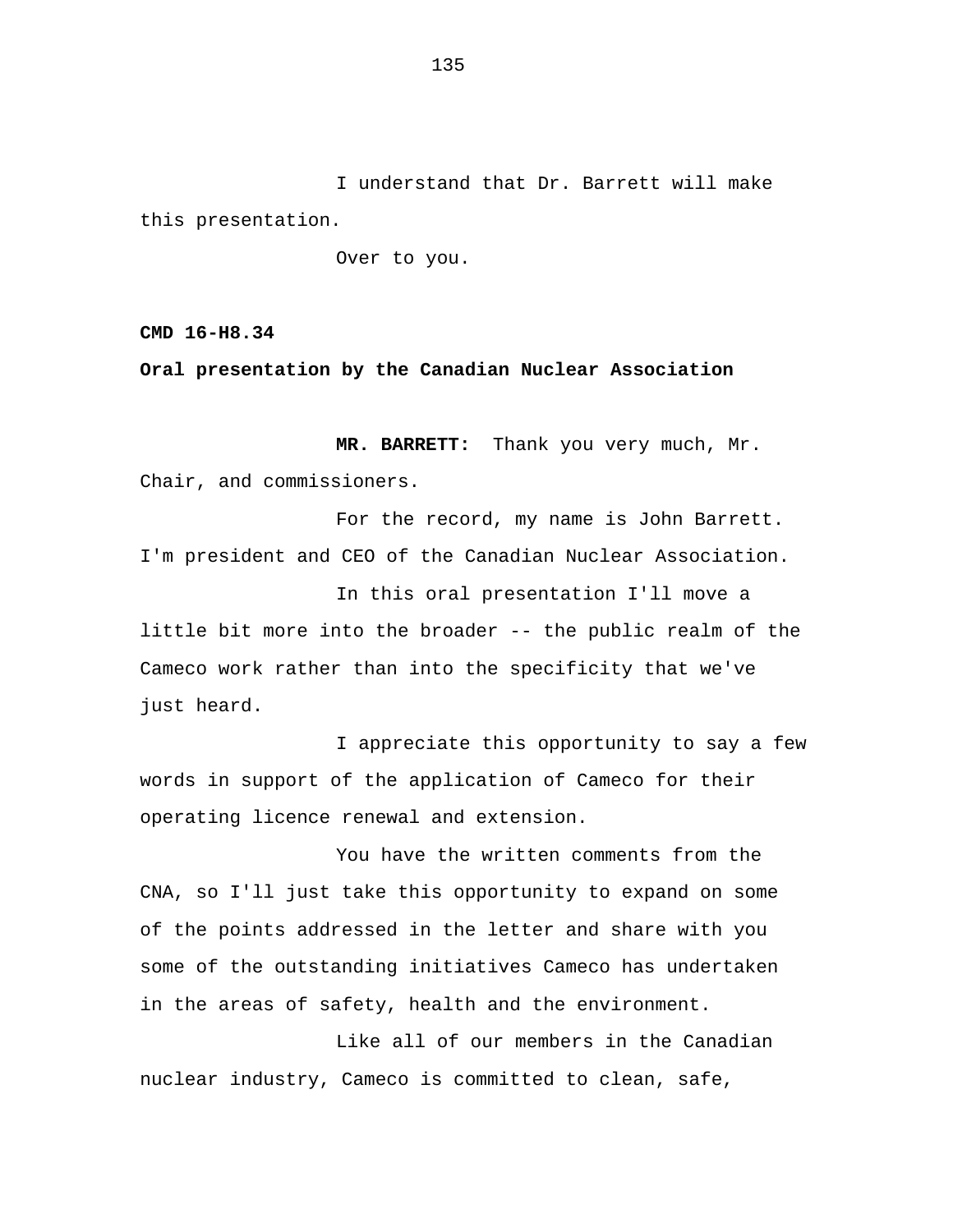I understand that Dr. Barrett will make this presentation.

Over to you.

**CMD 16-H8.34**

**Oral presentation by the Canadian Nuclear Association**

**MR. BARRETT:** Thank you very much, Mr. Chair, and commissioners.

For the record, my name is John Barrett. I'm president and CEO of the Canadian Nuclear Association.

In this oral presentation I'll move a little bit more into the broader -- the public realm of the Cameco work rather than into the specificity that we've just heard.

I appreciate this opportunity to say a few words in support of the application of Cameco for their operating licence renewal and extension.

You have the written comments from the CNA, so I'll just take this opportunity to expand on some of the points addressed in the letter and share with you some of the outstanding initiatives Cameco has undertaken in the areas of safety, health and the environment.

Like all of our members in the Canadian nuclear industry, Cameco is committed to clean, safe,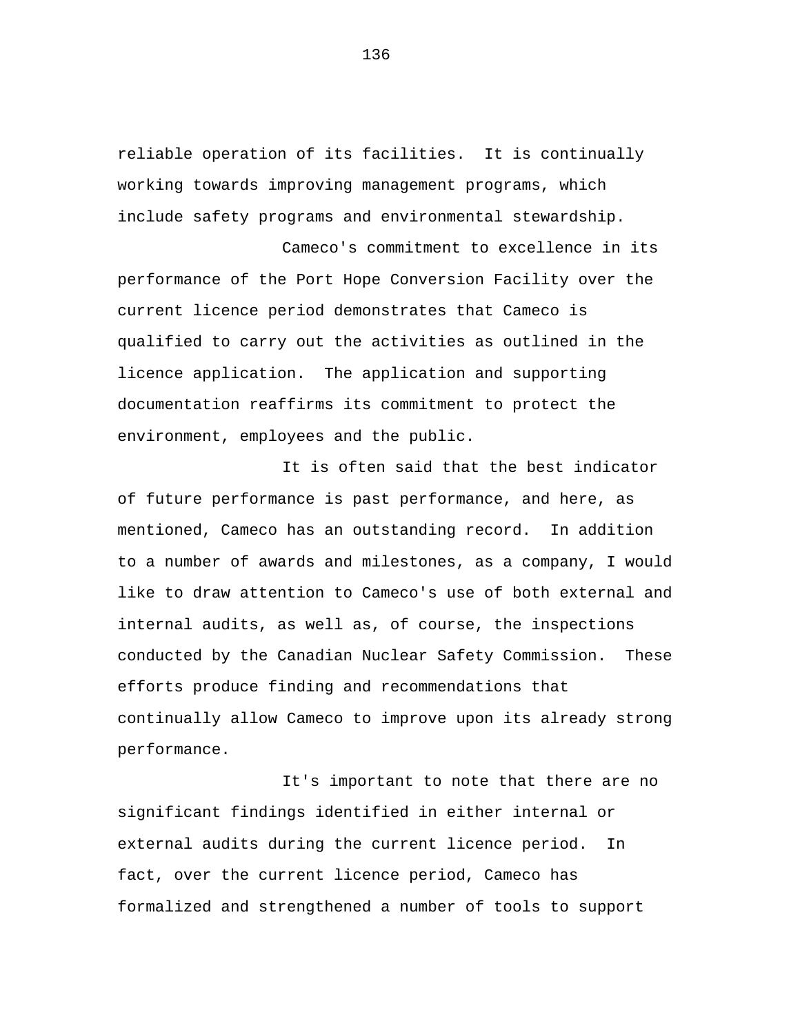reliable operation of its facilities. It is continually working towards improving management programs, which include safety programs and environmental stewardship.

Cameco's commitment to excellence in its performance of the Port Hope Conversion Facility over the current licence period demonstrates that Cameco is qualified to carry out the activities as outlined in the licence application. The application and supporting documentation reaffirms its commitment to protect the environment, employees and the public.

It is often said that the best indicator of future performance is past performance, and here, as mentioned, Cameco has an outstanding record. In addition to a number of awards and milestones, as a company, I would like to draw attention to Cameco's use of both external and internal audits, as well as, of course, the inspections conducted by the Canadian Nuclear Safety Commission. These efforts produce finding and recommendations that continually allow Cameco to improve upon its already strong performance.

It's important to note that there are no significant findings identified in either internal or external audits during the current licence period. In fact, over the current licence period, Cameco has formalized and strengthened a number of tools to support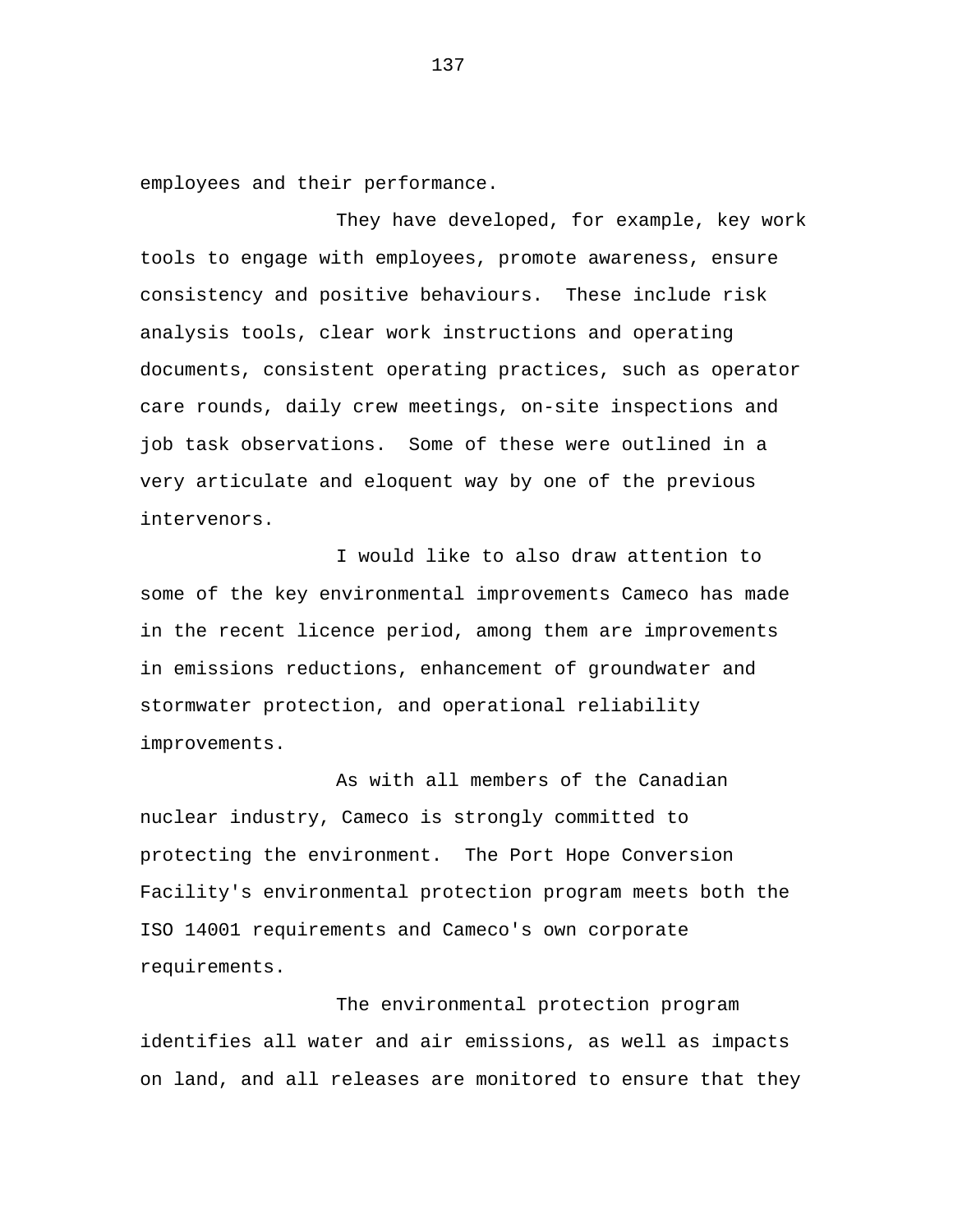employees and their performance.

They have developed, for example, key work tools to engage with employees, promote awareness, ensure consistency and positive behaviours. These include risk analysis tools, clear work instructions and operating documents, consistent operating practices, such as operator care rounds, daily crew meetings, on-site inspections and job task observations. Some of these were outlined in a very articulate and eloquent way by one of the previous intervenors.

I would like to also draw attention to some of the key environmental improvements Cameco has made in the recent licence period, among them are improvements in emissions reductions, enhancement of groundwater and stormwater protection, and operational reliability improvements.

As with all members of the Canadian nuclear industry, Cameco is strongly committed to protecting the environment. The Port Hope Conversion Facility's environmental protection program meets both the ISO 14001 requirements and Cameco's own corporate requirements.

The environmental protection program identifies all water and air emissions, as well as impacts on land, and all releases are monitored to ensure that they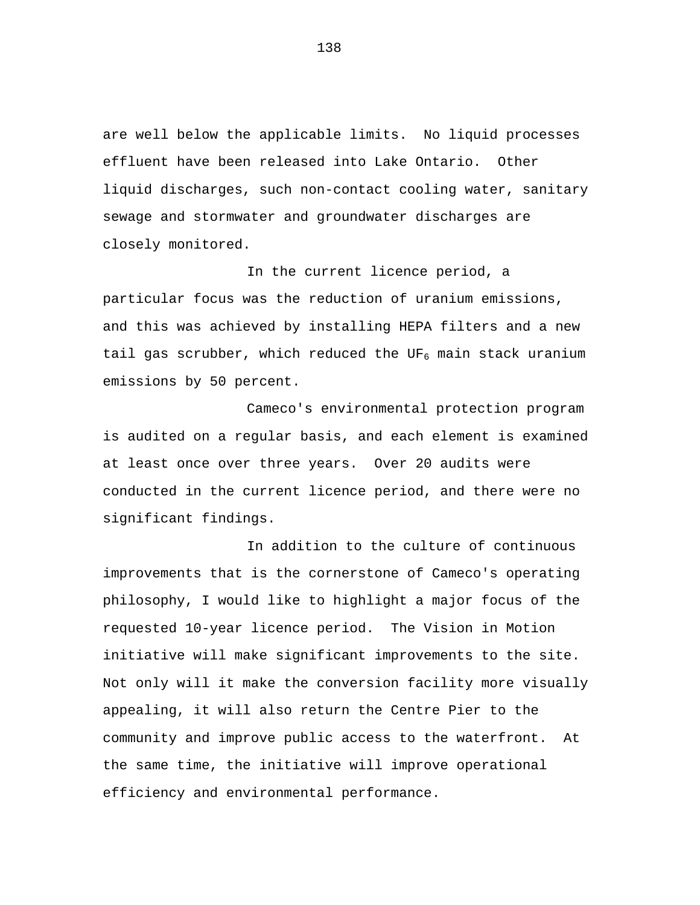are well below the applicable limits. No liquid processes effluent have been released into Lake Ontario. Other liquid discharges, such non-contact cooling water, sanitary sewage and stormwater and groundwater discharges are closely monitored.

In the current licence period, a particular focus was the reduction of uranium emissions, and this was achieved by installing HEPA filters and a new tail gas scrubber, which reduced the $UF_6$ main stack uranium emissions by 50 percent.

Cameco's environmental protection program is audited on a regular basis, and each element is examined at least once over three years. Over 20 audits were conducted in the current licence period, and there were no significant findings.

In addition to the culture of continuous improvements that is the cornerstone of Cameco's operating philosophy, I would like to highlight a major focus of the requested 10-year licence period. The Vision in Motion initiative will make significant improvements to the site. Not only will it make the conversion facility more visually appealing, it will also return the Centre Pier to the community and improve public access to the waterfront. At the same time, the initiative will improve operational efficiency and environmental performance.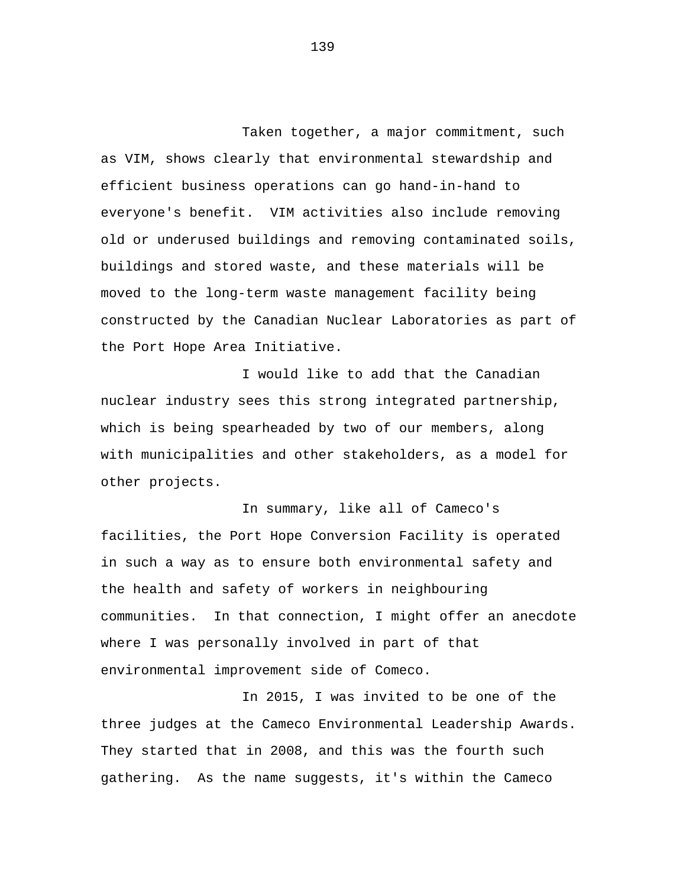Taken together, a major commitment, such as VIM, shows clearly that environmental stewardship and efficient business operations can go hand-in-hand to everyone's benefit. VIM activities also include removing old or underused buildings and removing contaminated soils, buildings and stored waste, and these materials will be moved to the long-term waste management facility being constructed by the Canadian Nuclear Laboratories as part of the Port Hope Area Initiative.

I would like to add that the Canadian nuclear industry sees this strong integrated partnership, which is being spearheaded by two of our members, along with municipalities and other stakeholders, as a model for other projects.

In summary, like all of Cameco's facilities, the Port Hope Conversion Facility is operated in such a way as to ensure both environmental safety and the health and safety of workers in neighbouring communities. In that connection, I might offer an anecdote where I was personally involved in part of that environmental improvement side of Comeco.

In 2015, I was invited to be one of the three judges at the Cameco Environmental Leadership Awards. They started that in 2008, and this was the fourth such gathering. As the name suggests, it's within the Cameco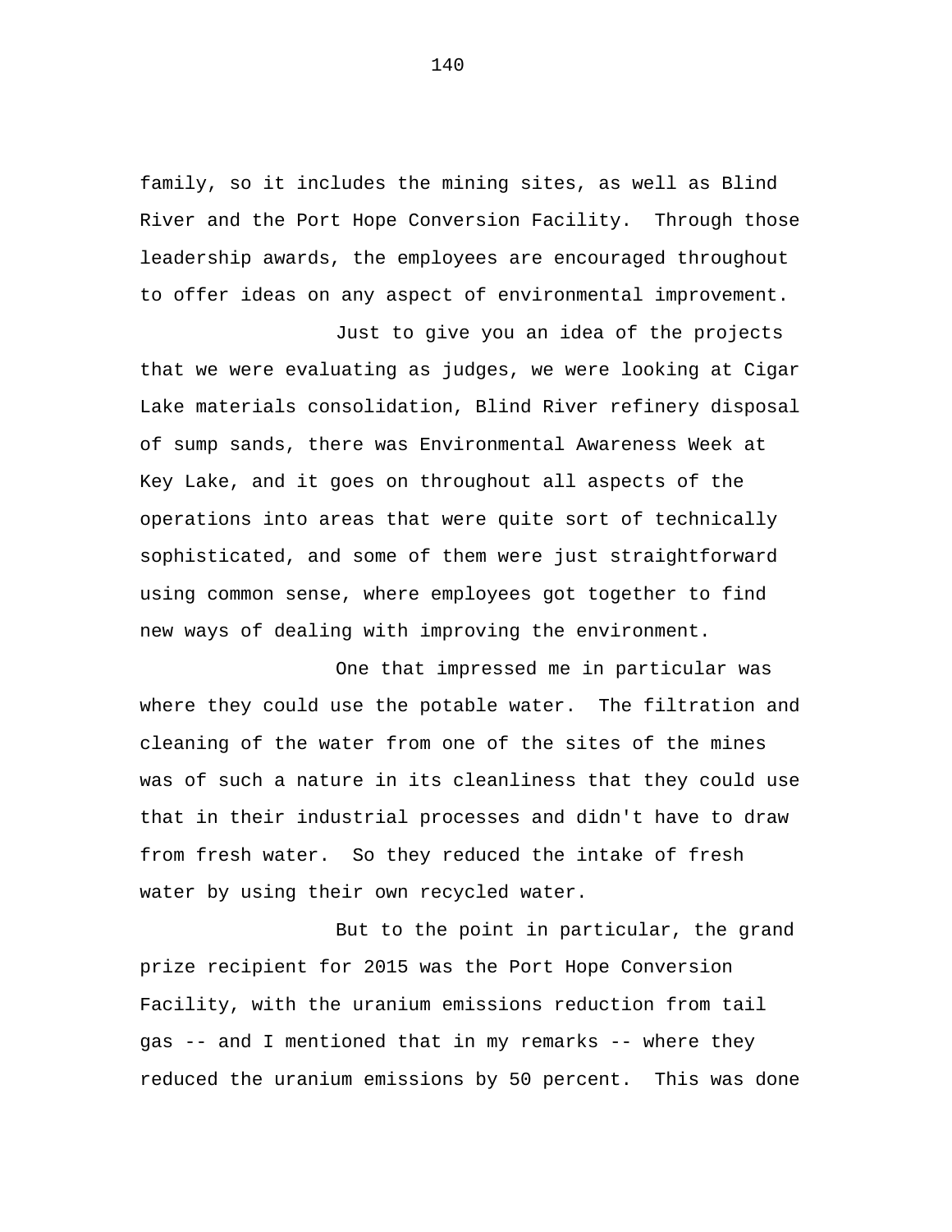family, so it includes the mining sites, as well as Blind River and the Port Hope Conversion Facility. Through those leadership awards, the employees are encouraged throughout to offer ideas on any aspect of environmental improvement.

Just to give you an idea of the projects that we were evaluating as judges, we were looking at Cigar Lake materials consolidation, Blind River refinery disposal of sump sands, there was Environmental Awareness Week at Key Lake, and it goes on throughout all aspects of the operations into areas that were quite sort of technically sophisticated, and some of them were just straightforward using common sense, where employees got together to find new ways of dealing with improving the environment.

One that impressed me in particular was where they could use the potable water. The filtration and cleaning of the water from one of the sites of the mines was of such a nature in its cleanliness that they could use that in their industrial processes and didn't have to draw from fresh water. So they reduced the intake of fresh water by using their own recycled water.

But to the point in particular, the grand prize recipient for 2015 was the Port Hope Conversion Facility, with the uranium emissions reduction from tail gas -- and I mentioned that in my remarks -- where they reduced the uranium emissions by 50 percent. This was done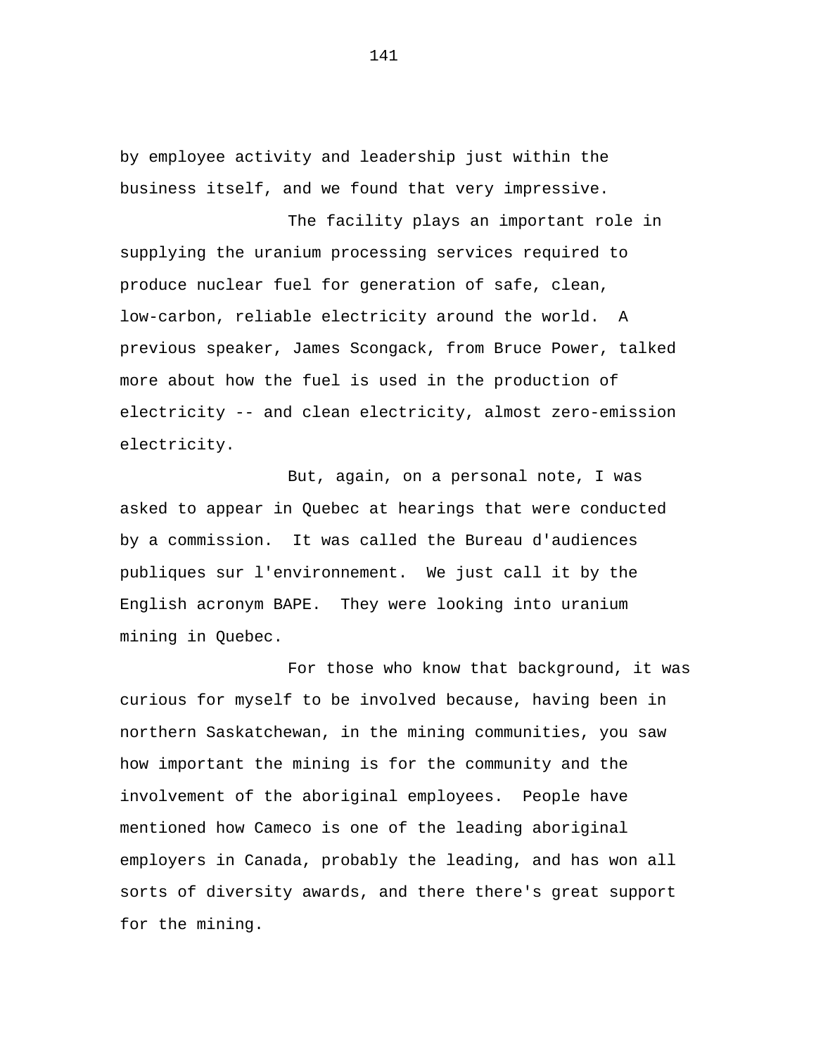by employee activity and leadership just within the business itself, and we found that very impressive.

The facility plays an important role in supplying the uranium processing services required to produce nuclear fuel for generation of safe, clean, low-carbon, reliable electricity around the world. A previous speaker, James Scongack, from Bruce Power, talked more about how the fuel is used in the production of electricity -- and clean electricity, almost zero-emission electricity.

But, again, on a personal note, I was asked to appear in Quebec at hearings that were conducted by a commission. It was called the Bureau d'audiences publiques sur l'environnement. We just call it by the English acronym BAPE. They were looking into uranium mining in Quebec.

For those who know that background, it was curious for myself to be involved because, having been in northern Saskatchewan, in the mining communities, you saw how important the mining is for the community and the involvement of the aboriginal employees. People have mentioned how Cameco is one of the leading aboriginal employers in Canada, probably the leading, and has won all sorts of diversity awards, and there there's great support for the mining.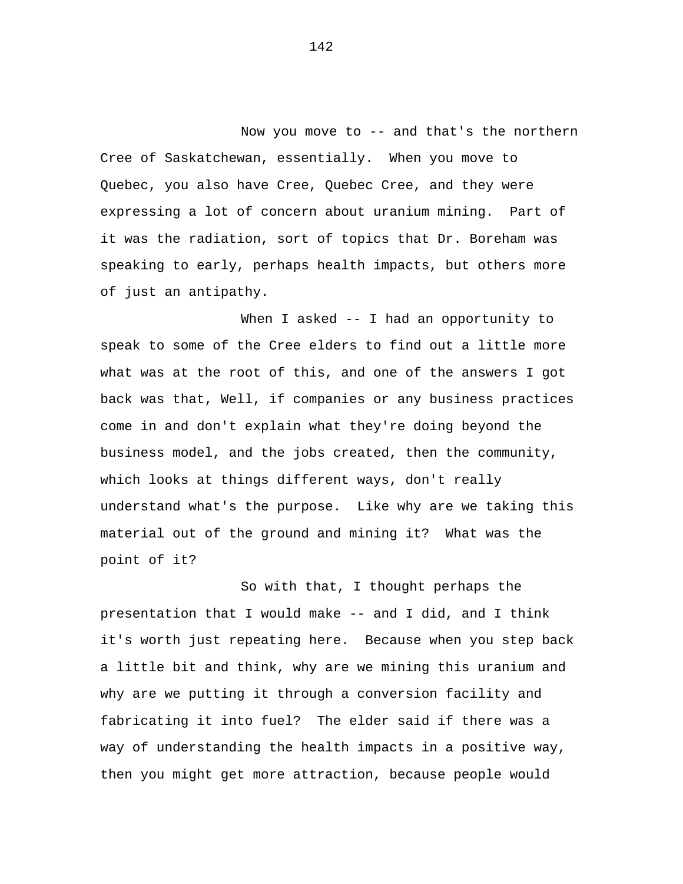Now you move to -- and that's the northern Cree of Saskatchewan, essentially. When you move to Quebec, you also have Cree, Quebec Cree, and they were expressing a lot of concern about uranium mining. Part of it was the radiation, sort of topics that Dr. Boreham was speaking to early, perhaps health impacts, but others more of just an antipathy.

When I asked -- I had an opportunity to speak to some of the Cree elders to find out a little more what was at the root of this, and one of the answers I got back was that, Well, if companies or any business practices come in and don't explain what they're doing beyond the business model, and the jobs created, then the community, which looks at things different ways, don't really understand what's the purpose. Like why are we taking this material out of the ground and mining it? What was the point of it?

So with that, I thought perhaps the presentation that I would make -- and I did, and I think it's worth just repeating here. Because when you step back a little bit and think, why are we mining this uranium and why are we putting it through a conversion facility and fabricating it into fuel? The elder said if there was a way of understanding the health impacts in a positive way, then you might get more attraction, because people would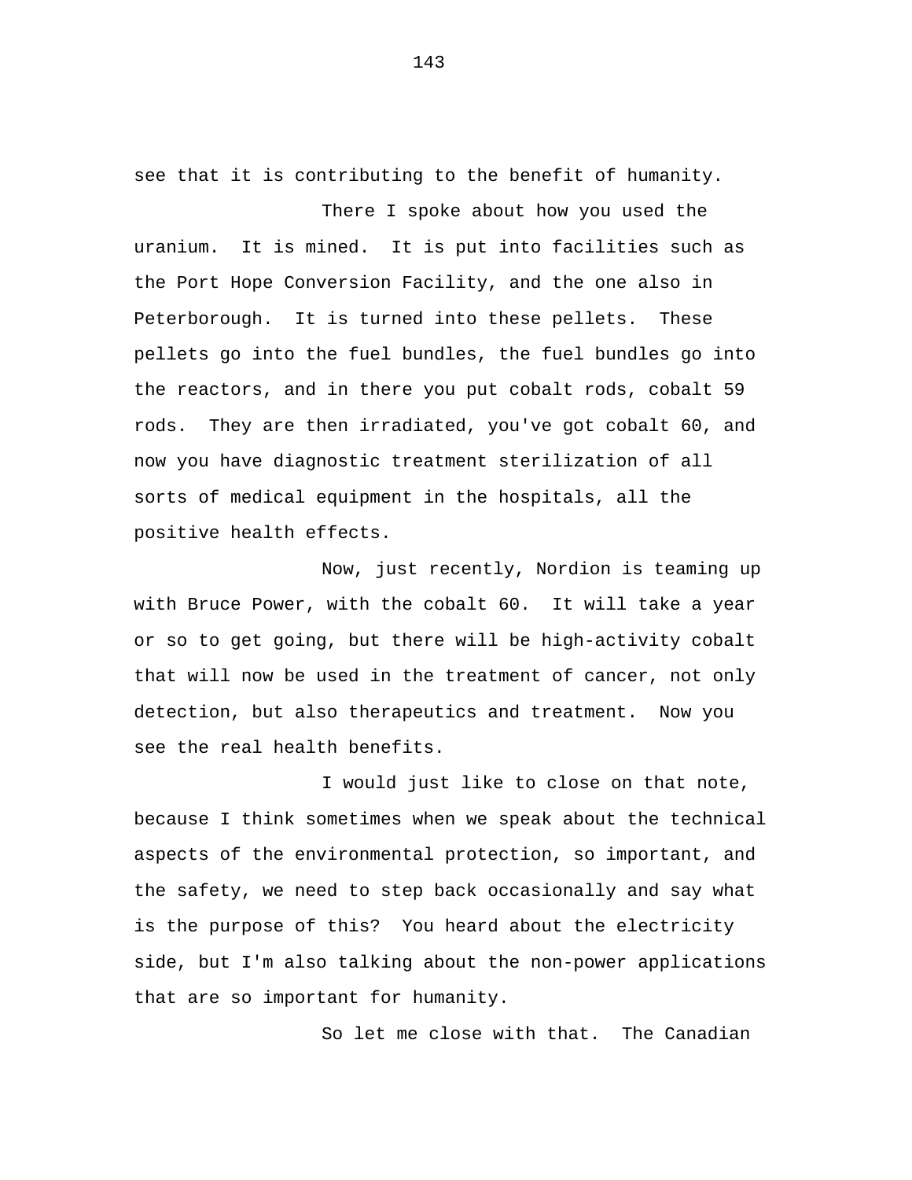see that it is contributing to the benefit of humanity.

There I spoke about how you used the uranium. It is mined. It is put into facilities such as the Port Hope Conversion Facility, and the one also in Peterborough. It is turned into these pellets. These pellets go into the fuel bundles, the fuel bundles go into the reactors, and in there you put cobalt rods, cobalt 59 rods. They are then irradiated, you've got cobalt 60, and now you have diagnostic treatment sterilization of all sorts of medical equipment in the hospitals, all the positive health effects.

Now, just recently, Nordion is teaming up with Bruce Power, with the cobalt 60. It will take a year or so to get going, but there will be high-activity cobalt that will now be used in the treatment of cancer, not only detection, but also therapeutics and treatment. Now you see the real health benefits.

I would just like to close on that note, because I think sometimes when we speak about the technical aspects of the environmental protection, so important, and the safety, we need to step back occasionally and say what is the purpose of this? You heard about the electricity side, but I'm also talking about the non-power applications that are so important for humanity.

So let me close with that. The Canadian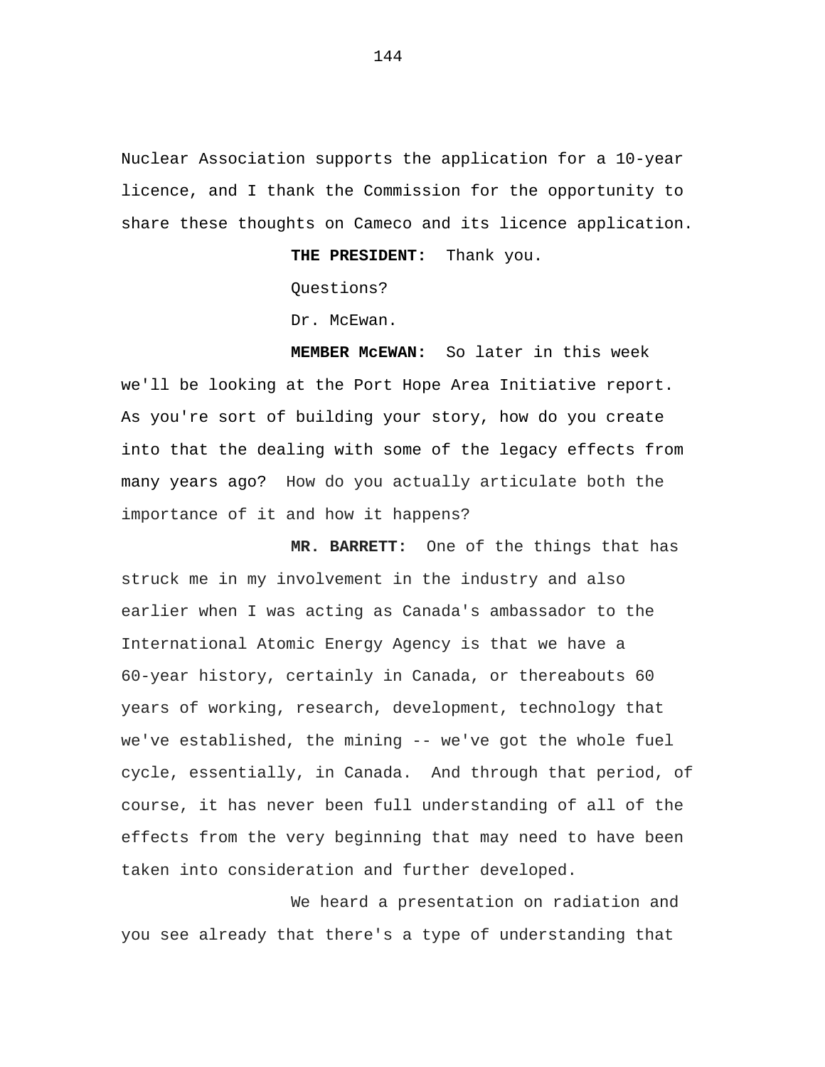Nuclear Association supports the application for a 10-year licence, and I thank the Commission for the opportunity to share these thoughts on Cameco and its licence application.

**THE PRESIDENT:** Thank you.

Questions?

Dr. McEwan.

**MEMBER McEWAN:** So later in this week we'll be looking at the Port Hope Area Initiative report. As you're sort of building your story, how do you create into that the dealing with some of the legacy effects from many years ago? How do you actually articulate both the importance of it and how it happens?

**MR. BARRETT:** One of the things that has struck me in my involvement in the industry and also earlier when I was acting as Canada's ambassador to the International Atomic Energy Agency is that we have a 60-year history, certainly in Canada, or thereabouts 60 years of working, research, development, technology that we've established, the mining -- we've got the whole fuel cycle, essentially, in Canada. And through that period, of course, it has never been full understanding of all of the effects from the very beginning that may need to have been taken into consideration and further developed.

We heard a presentation on radiation and you see already that there's a type of understanding that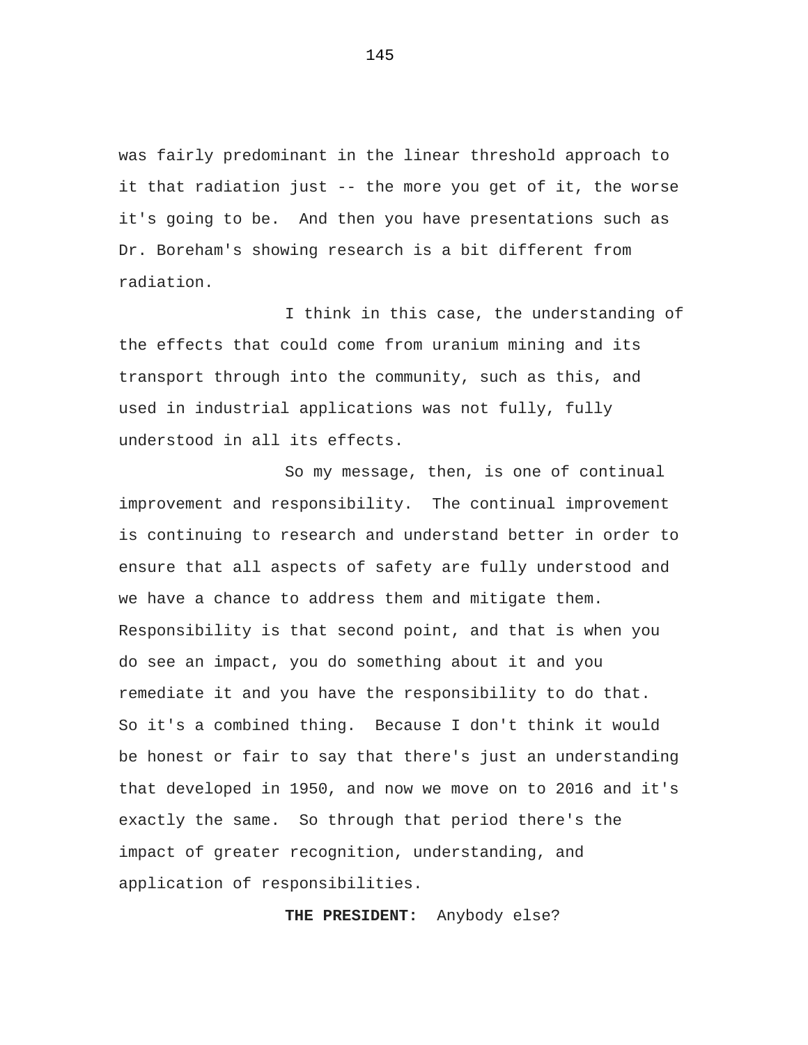was fairly predominant in the linear threshold approach to it that radiation just -- the more you get of it, the worse it's going to be. And then you have presentations such as Dr. Boreham's showing research is a bit different from radiation.

I think in this case, the understanding of the effects that could come from uranium mining and its transport through into the community, such as this, and used in industrial applications was not fully, fully understood in all its effects.

So my message, then, is one of continual improvement and responsibility. The continual improvement is continuing to research and understand better in order to ensure that all aspects of safety are fully understood and we have a chance to address them and mitigate them. Responsibility is that second point, and that is when you do see an impact, you do something about it and you remediate it and you have the responsibility to do that. So it's a combined thing. Because I don't think it would be honest or fair to say that there's just an understanding that developed in 1950, and now we move on to 2016 and it's exactly the same. So through that period there's the impact of greater recognition, understanding, and application of responsibilities.

**THE PRESIDENT:** Anybody else?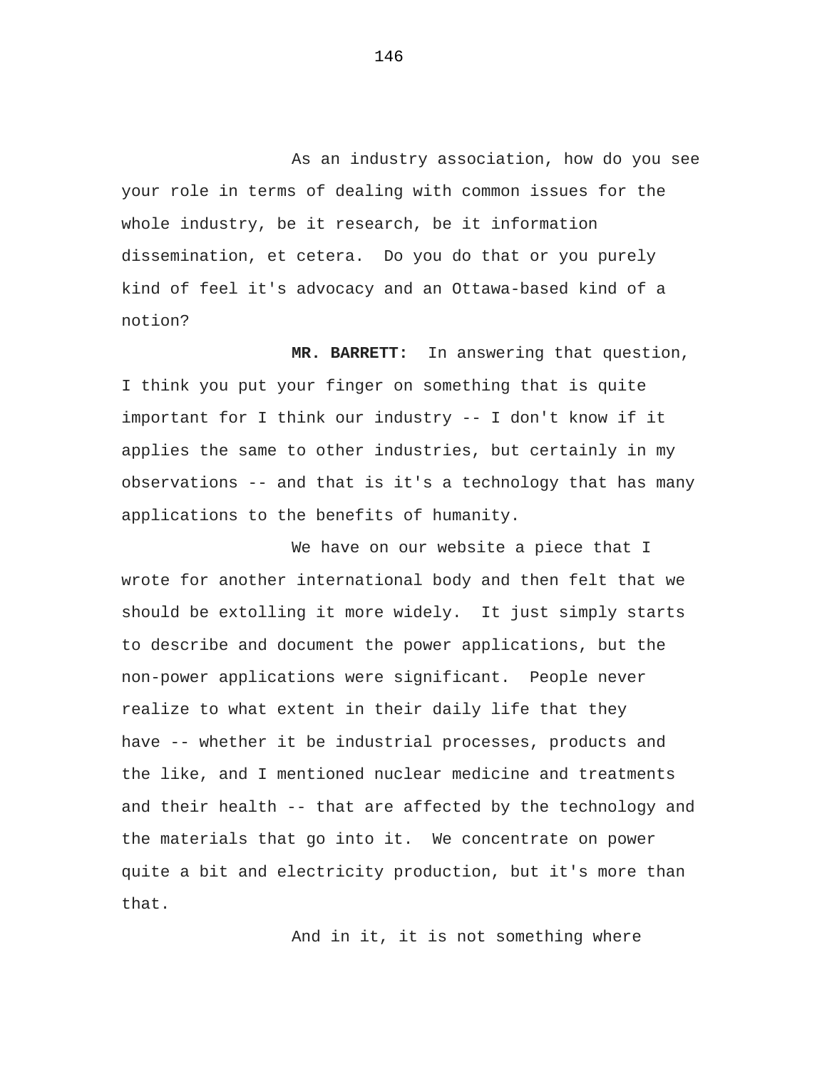As an industry association, how do you see your role in terms of dealing with common issues for the whole industry, be it research, be it information dissemination, et cetera. Do you do that or you purely kind of feel it's advocacy and an Ottawa-based kind of a notion?

**MR. BARRETT:** In answering that question, I think you put your finger on something that is quite important for I think our industry -- I don't know if it applies the same to other industries, but certainly in my observations -- and that is it's a technology that has many applications to the benefits of humanity.

We have on our website a piece that I wrote for another international body and then felt that we should be extolling it more widely. It just simply starts to describe and document the power applications, but the non-power applications were significant. People never realize to what extent in their daily life that they have -- whether it be industrial processes, products and the like, and I mentioned nuclear medicine and treatments and their health -- that are affected by the technology and the materials that go into it. We concentrate on power quite a bit and electricity production, but it's more than that.

And in it, it is not something where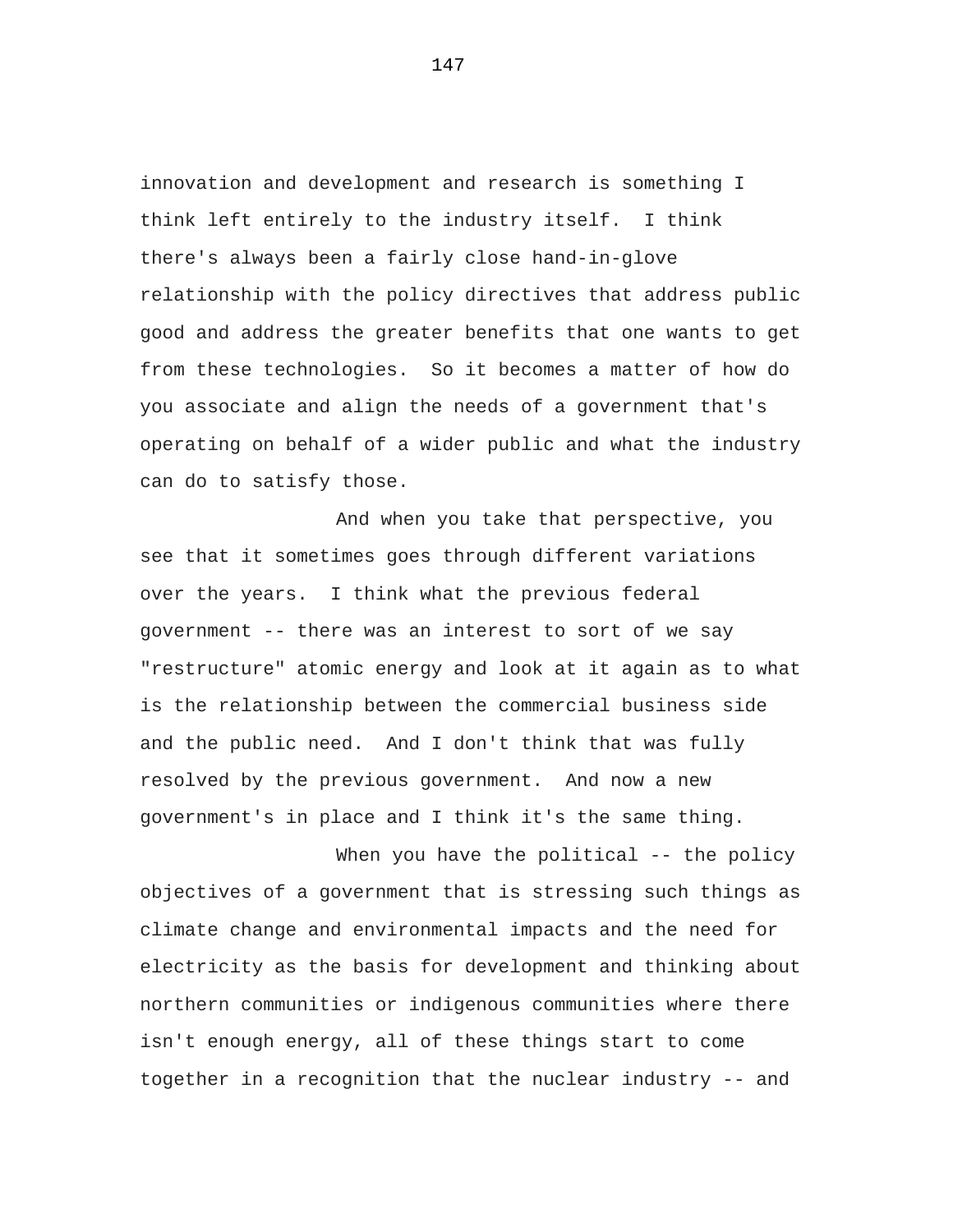innovation and development and research is something I think left entirely to the industry itself. I think there's always been a fairly close hand-in-glove relationship with the policy directives that address public good and address the greater benefits that one wants to get from these technologies. So it becomes a matter of how do you associate and align the needs of a government that's operating on behalf of a wider public and what the industry can do to satisfy those.

And when you take that perspective, you see that it sometimes goes through different variations over the years. I think what the previous federal government -- there was an interest to sort of we say "restructure" atomic energy and look at it again as to what is the relationship between the commercial business side and the public need. And I don't think that was fully resolved by the previous government. And now a new government's in place and I think it's the same thing.

When you have the political -- the policy objectives of a government that is stressing such things as climate change and environmental impacts and the need for electricity as the basis for development and thinking about northern communities or indigenous communities where there isn't enough energy, all of these things start to come together in a recognition that the nuclear industry -- and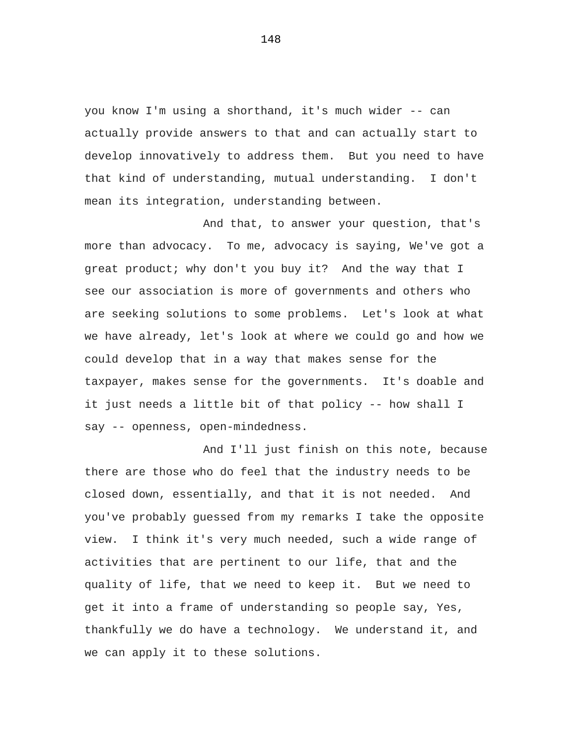you know I'm using a shorthand, it's much wider -- can actually provide answers to that and can actually start to develop innovatively to address them. But you need to have that kind of understanding, mutual understanding. I don't mean its integration, understanding between.

And that, to answer your question, that's more than advocacy. To me, advocacy is saying, We've got a great product; why don't you buy it? And the way that I see our association is more of governments and others who are seeking solutions to some problems. Let's look at what we have already, let's look at where we could go and how we could develop that in a way that makes sense for the taxpayer, makes sense for the governments. It's doable and it just needs a little bit of that policy -- how shall I say -- openness, open-mindedness.

And I'll just finish on this note, because there are those who do feel that the industry needs to be closed down, essentially, and that it is not needed. And you've probably guessed from my remarks I take the opposite view. I think it's very much needed, such a wide range of activities that are pertinent to our life, that and the quality of life, that we need to keep it. But we need to get it into a frame of understanding so people say, Yes, thankfully we do have a technology. We understand it, and we can apply it to these solutions.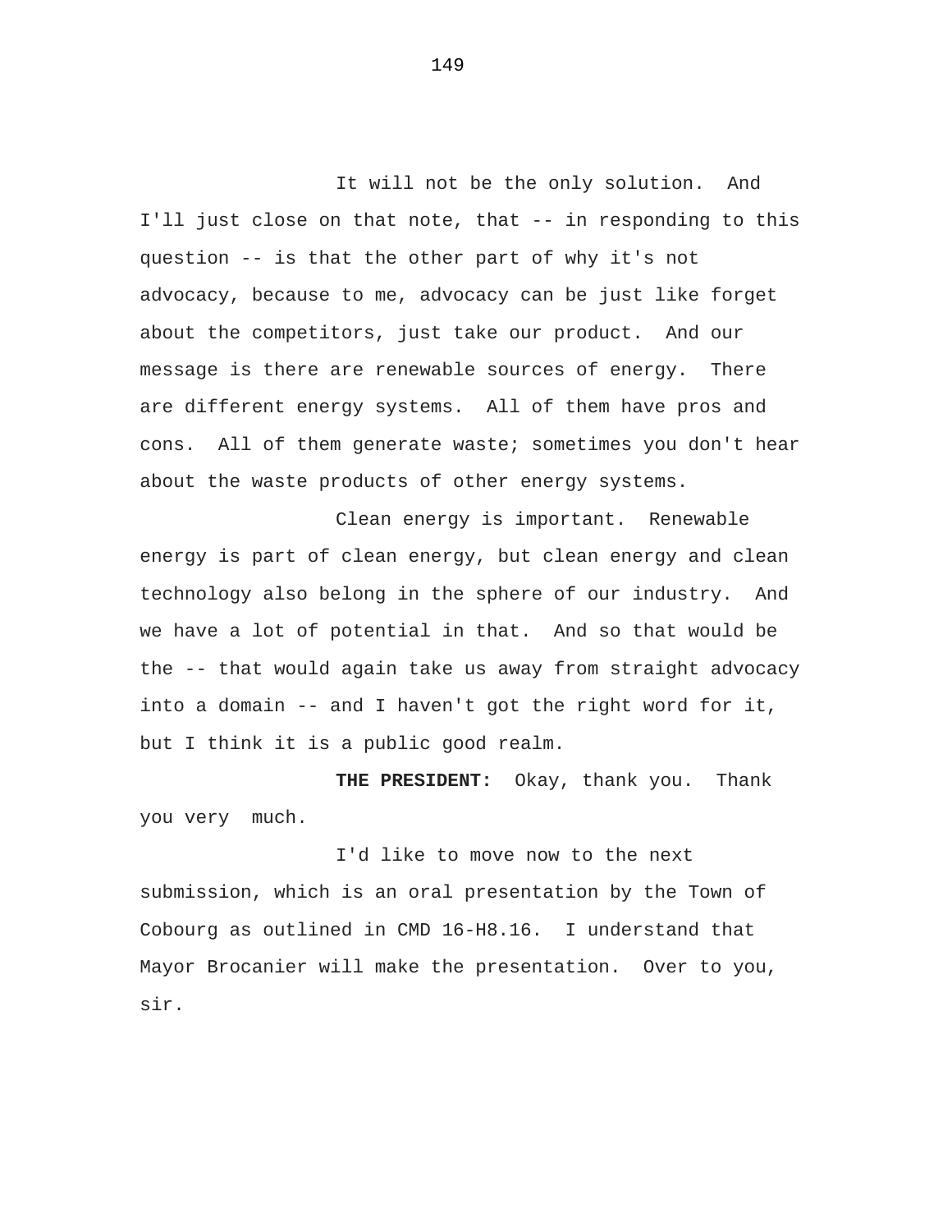It will not be the only solution. And I'll just close on that note, that -- in responding to this question -- is that the other part of why it's not advocacy, because to me, advocacy can be just like forget about the competitors, just take our product. And our message is there are renewable sources of energy. There are different energy systems. All of them have pros and cons. All of them generate waste; sometimes you don't hear about the waste products of other energy systems.

Clean energy is important. Renewable energy is part of clean energy, but clean energy and clean technology also belong in the sphere of our industry. And we have a lot of potential in that. And so that would be the -- that would again take us away from straight advocacy into a domain -- and I haven't got the right word for it, but I think it is a public good realm.

**THE PRESIDENT:** Okay, thank you. Thank you very much.

I'd like to move now to the next submission, which is an oral presentation by the Town of Cobourg as outlined in CMD 16-H8.16. I understand that Mayor Brocanier will make the presentation. Over to you, sir.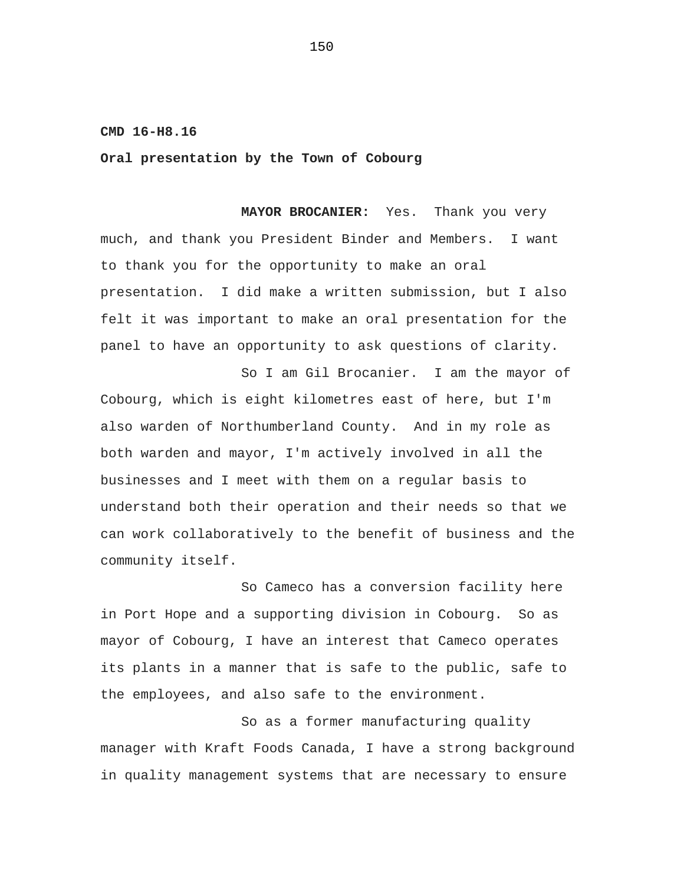**CMD 16-H8.16**

**Oral presentation by the Town of Cobourg**

**MAYOR BROCANIER:** Yes. Thank you very much, and thank you President Binder and Members. I want to thank you for the opportunity to make an oral presentation. I did make a written submission, but I also felt it was important to make an oral presentation for the panel to have an opportunity to ask questions of clarity.

So I am Gil Brocanier. I am the mayor of Cobourg, which is eight kilometres east of here, but I'm also warden of Northumberland County. And in my role as both warden and mayor, I'm actively involved in all the businesses and I meet with them on a regular basis to understand both their operation and their needs so that we can work collaboratively to the benefit of business and the community itself.

So Cameco has a conversion facility here in Port Hope and a supporting division in Cobourg. So as mayor of Cobourg, I have an interest that Cameco operates its plants in a manner that is safe to the public, safe to the employees, and also safe to the environment.

So as a former manufacturing quality manager with Kraft Foods Canada, I have a strong background in quality management systems that are necessary to ensure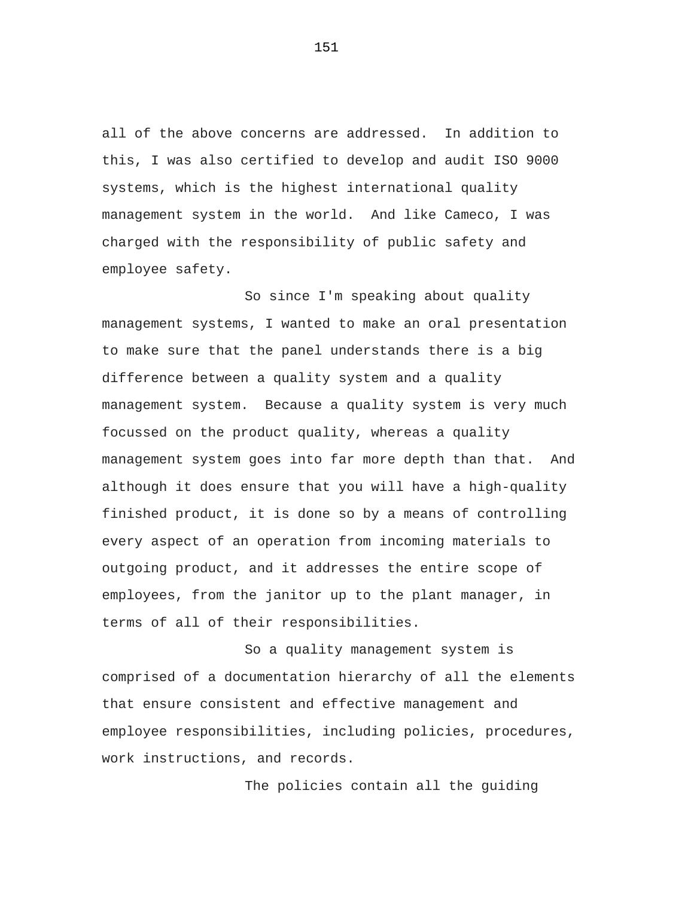all of the above concerns are addressed.  In addition to this, I was also certified to develop and audit ISO 9000 systems, which is the highest international quality management system in the world.  And like Cameco, I was charged with the responsibility of public safety and employee safety.

So since I'm speaking about quality management systems, I wanted to make an oral presentation to make sure that the panel understands there is a big difference between a quality system and a quality management system.  Because a quality system is very much focussed on the product quality, whereas a quality management system goes into far more depth than that.  And although it does ensure that you will have a high-quality finished product, it is done so by a means of controlling every aspect of an operation from incoming materials to outgoing product, and it addresses the entire scope of employees, from the janitor up to the plant manager, in terms of all of their responsibilities.

So a quality management system is comprised of a documentation hierarchy of all the elements that ensure consistent and effective management and employee responsibilities, including policies, procedures, work instructions, and records.

The policies contain all the guiding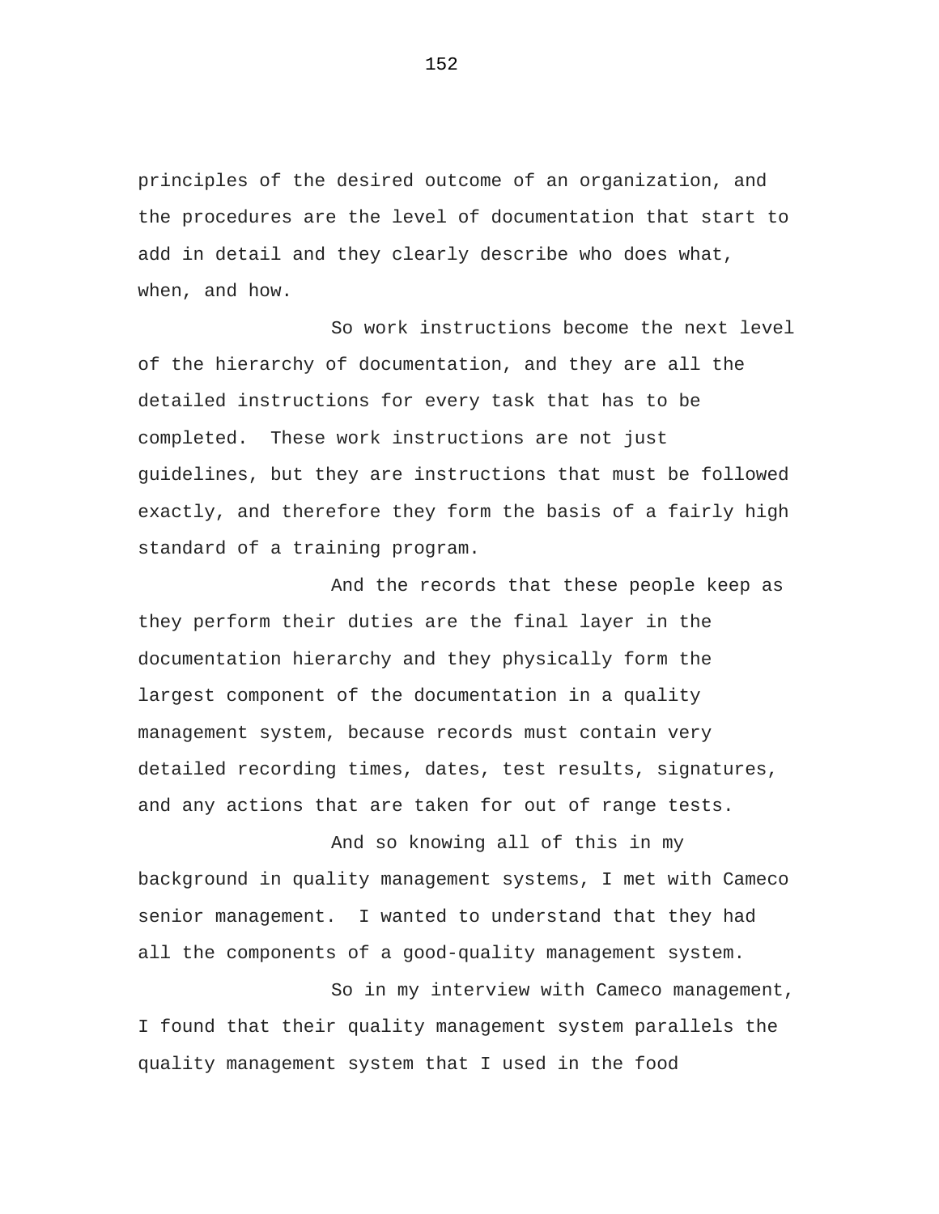principles of the desired outcome of an organization, and the procedures are the level of documentation that start to add in detail and they clearly describe who does what, when, and how.

So work instructions become the next level of the hierarchy of documentation, and they are all the detailed instructions for every task that has to be completed. These work instructions are not just guidelines, but they are instructions that must be followed exactly, and therefore they form the basis of a fairly high standard of a training program.

And the records that these people keep as they perform their duties are the final layer in the documentation hierarchy and they physically form the largest component of the documentation in a quality management system, because records must contain very detailed recording times, dates, test results, signatures, and any actions that are taken for out of range tests.

And so knowing all of this in my background in quality management systems, I met with Cameco senior management. I wanted to understand that they had all the components of a good-quality management system.

So in my interview with Cameco management, I found that their quality management system parallels the quality management system that I used in the food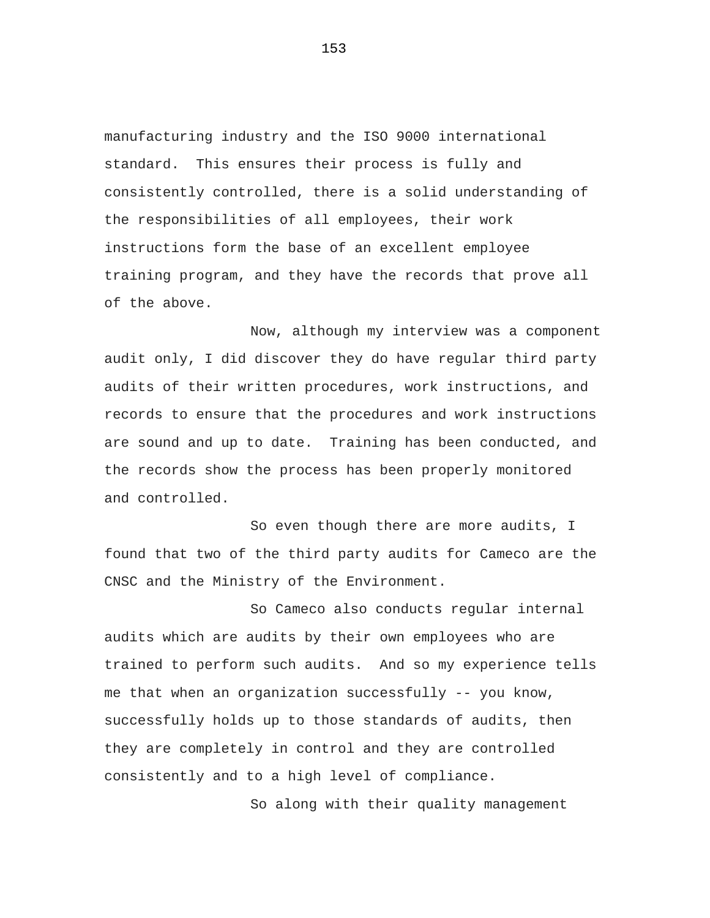manufacturing industry and the ISO 9000 international standard. This ensures their process is fully and consistently controlled, there is a solid understanding of the responsibilities of all employees, their work instructions form the base of an excellent employee training program, and they have the records that prove all of the above.

Now, although my interview was a component audit only, I did discover they do have regular third party audits of their written procedures, work instructions, and records to ensure that the procedures and work instructions are sound and up to date. Training has been conducted, and the records show the process has been properly monitored and controlled.

So even though there are more audits, I found that two of the third party audits for Cameco are the CNSC and the Ministry of the Environment.

So Cameco also conducts regular internal audits which are audits by their own employees who are trained to perform such audits. And so my experience tells me that when an organization successfully -- you know, successfully holds up to those standards of audits, then they are completely in control and they are controlled consistently and to a high level of compliance.

So along with their quality management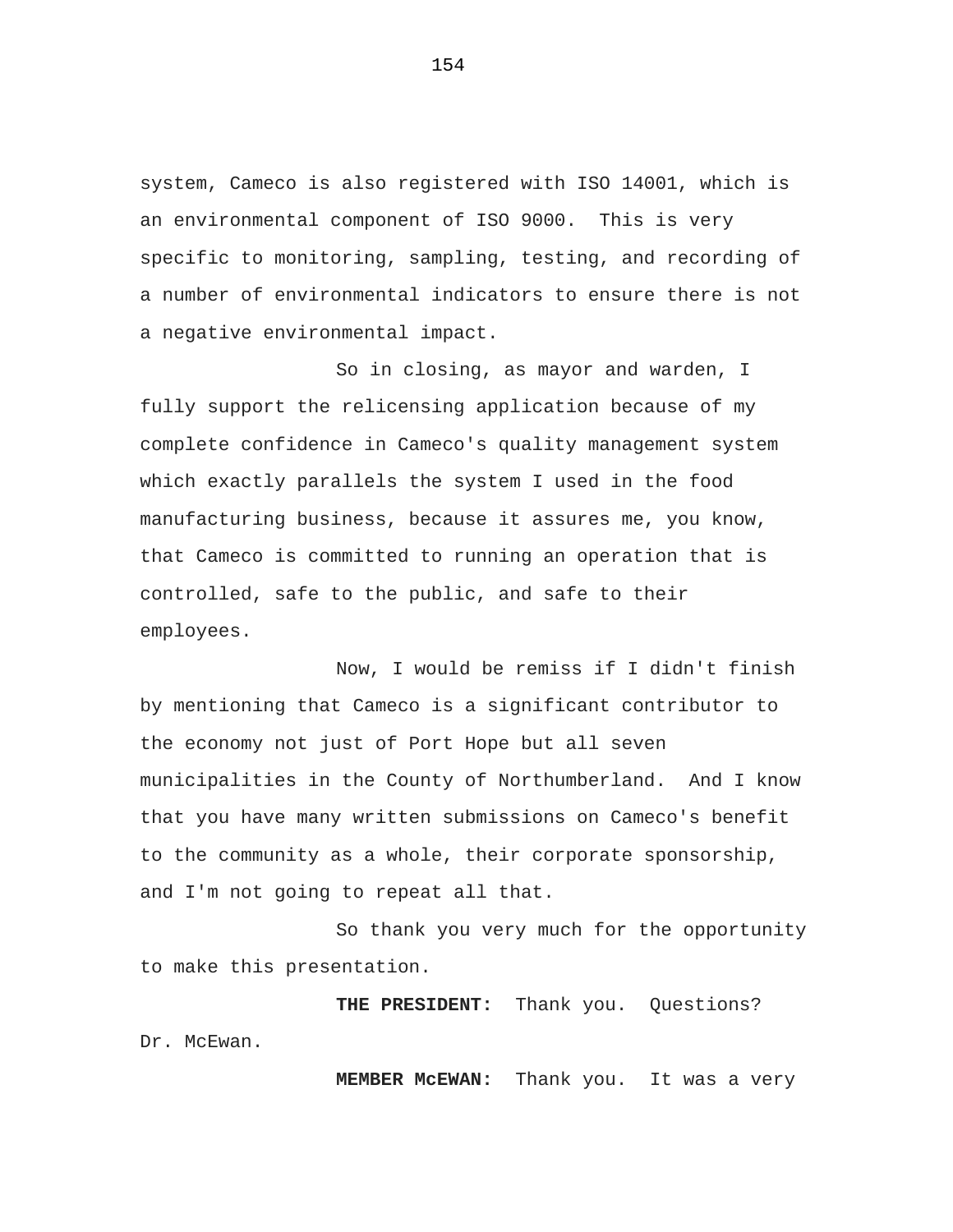system, Cameco is also registered with ISO 14001, which is an environmental component of ISO 9000. This is very specific to monitoring, sampling, testing, and recording of a number of environmental indicators to ensure there is not a negative environmental impact.

So in closing, as mayor and warden, I fully support the relicensing application because of my complete confidence in Cameco's quality management system which exactly parallels the system I used in the food manufacturing business, because it assures me, you know, that Cameco is committed to running an operation that is controlled, safe to the public, and safe to their employees.

Now, I would be remiss if I didn't finish by mentioning that Cameco is a significant contributor to the economy not just of Port Hope but all seven municipalities in the County of Northumberland. And I know that you have many written submissions on Cameco's benefit to the community as a whole, their corporate sponsorship, and I'm not going to repeat all that.

So thank you very much for the opportunity to make this presentation.

**THE PRESIDENT:** Thank you. Questions? Dr. McEwan.

**MEMBER McEWAN:** Thank you. It was a very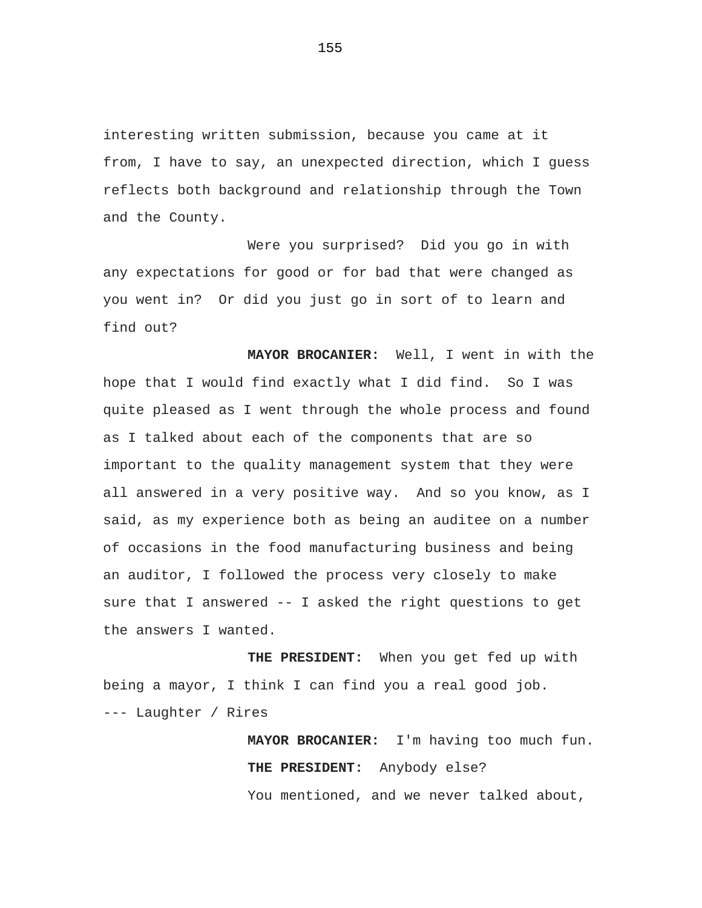interesting written submission, because you came at it from, I have to say, an unexpected direction, which I guess reflects both background and relationship through the Town and the County.

Were you surprised? Did you go in with any expectations for good or for bad that were changed as you went in? Or did you just go in sort of to learn and find out?

**MAYOR BROCANIER:** Well, I went in with the hope that I would find exactly what I did find. So I was quite pleased as I went through the whole process and found as I talked about each of the components that are so important to the quality management system that they were all answered in a very positive way. And so you know, as I said, as my experience both as being an auditee on a number of occasions in the food manufacturing business and being an auditor, I followed the process very closely to make sure that I answered -- I asked the right questions to get the answers I wanted.

**THE PRESIDENT:** When you get fed up with being a mayor, I think I can find you a real good job.

--- Laughter / Rires

**MAYOR BROCANIER:** I'm having too much fun.

**THE PRESIDENT:** Anybody else?

You mentioned, and we never talked about,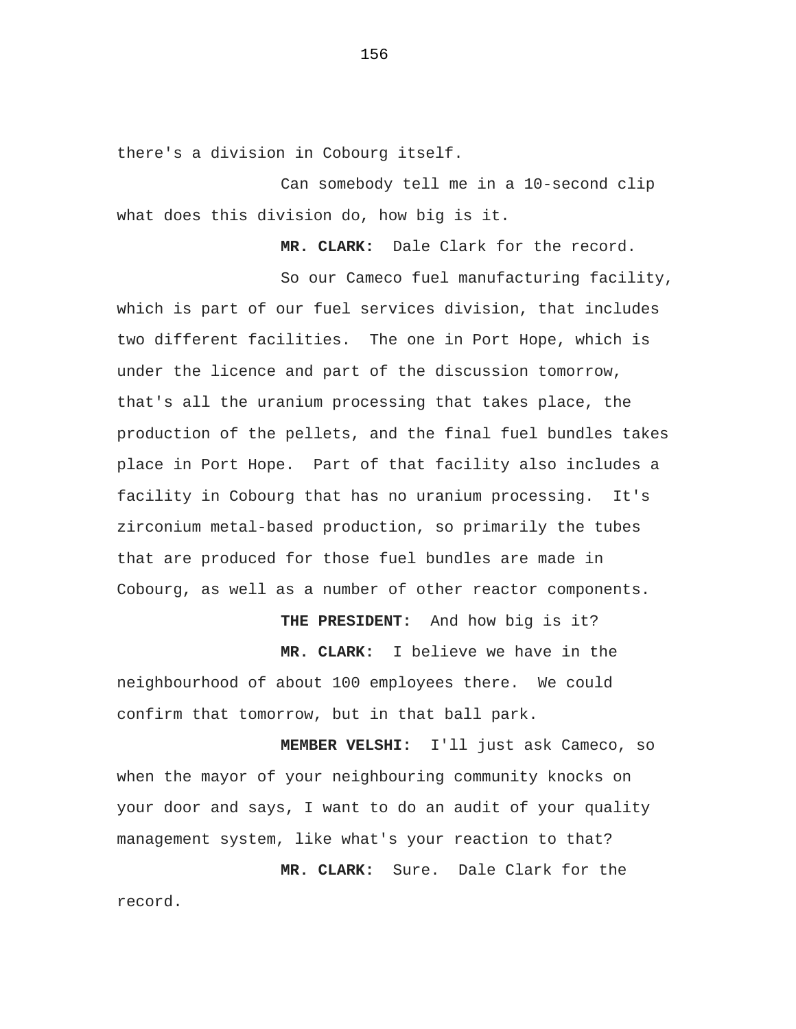there's a division in Cobourg itself.

Can somebody tell me in a 10-second clip what does this division do, how big is it.

**MR. CLARK:** Dale Clark for the record.

So our Cameco fuel manufacturing facility, which is part of our fuel services division, that includes two different facilities. The one in Port Hope, which is under the licence and part of the discussion tomorrow, that's all the uranium processing that takes place, the production of the pellets, and the final fuel bundles takes place in Port Hope. Part of that facility also includes a facility in Cobourg that has no uranium processing. It's zirconium metal-based production, so primarily the tubes that are produced for those fuel bundles are made in Cobourg, as well as a number of other reactor components.

**THE PRESIDENT:** And how big is it?

**MR. CLARK:** I believe we have in the neighbourhood of about 100 employees there. We could confirm that tomorrow, but in that ball park.

**MEMBER VELSHI:** I'll just ask Cameco, so when the mayor of your neighbouring community knocks on your door and says, I want to do an audit of your quality management system, like what's your reaction to that?

**MR. CLARK:** Sure. Dale Clark for the record.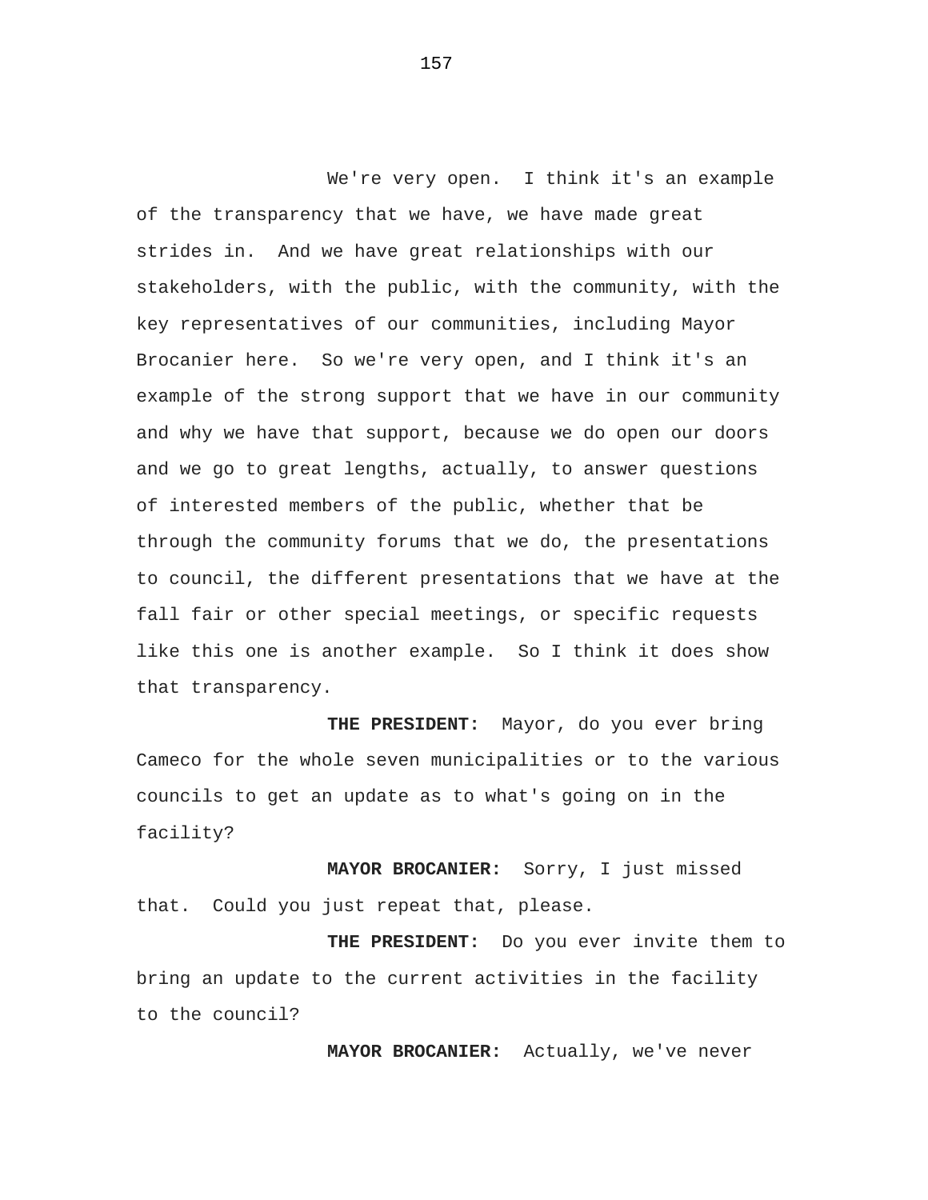We're very open. I think it's an example of the transparency that we have, we have made great strides in. And we have great relationships with our stakeholders, with the public, with the community, with the key representatives of our communities, including Mayor Brocanier here. So we're very open, and I think it's an example of the strong support that we have in our community and why we have that support, because we do open our doors and we go to great lengths, actually, to answer questions of interested members of the public, whether that be through the community forums that we do, the presentations to council, the different presentations that we have at the fall fair or other special meetings, or specific requests like this one is another example. So I think it does show that transparency.

**THE PRESIDENT:** Mayor, do you ever bring Cameco for the whole seven municipalities or to the various councils to get an update as to what's going on in the facility?

**MAYOR BROCANIER:** Sorry, I just missed that. Could you just repeat that, please.

**THE PRESIDENT:** Do you ever invite them to bring an update to the current activities in the facility to the council?

**MAYOR BROCANIER:** Actually, we've never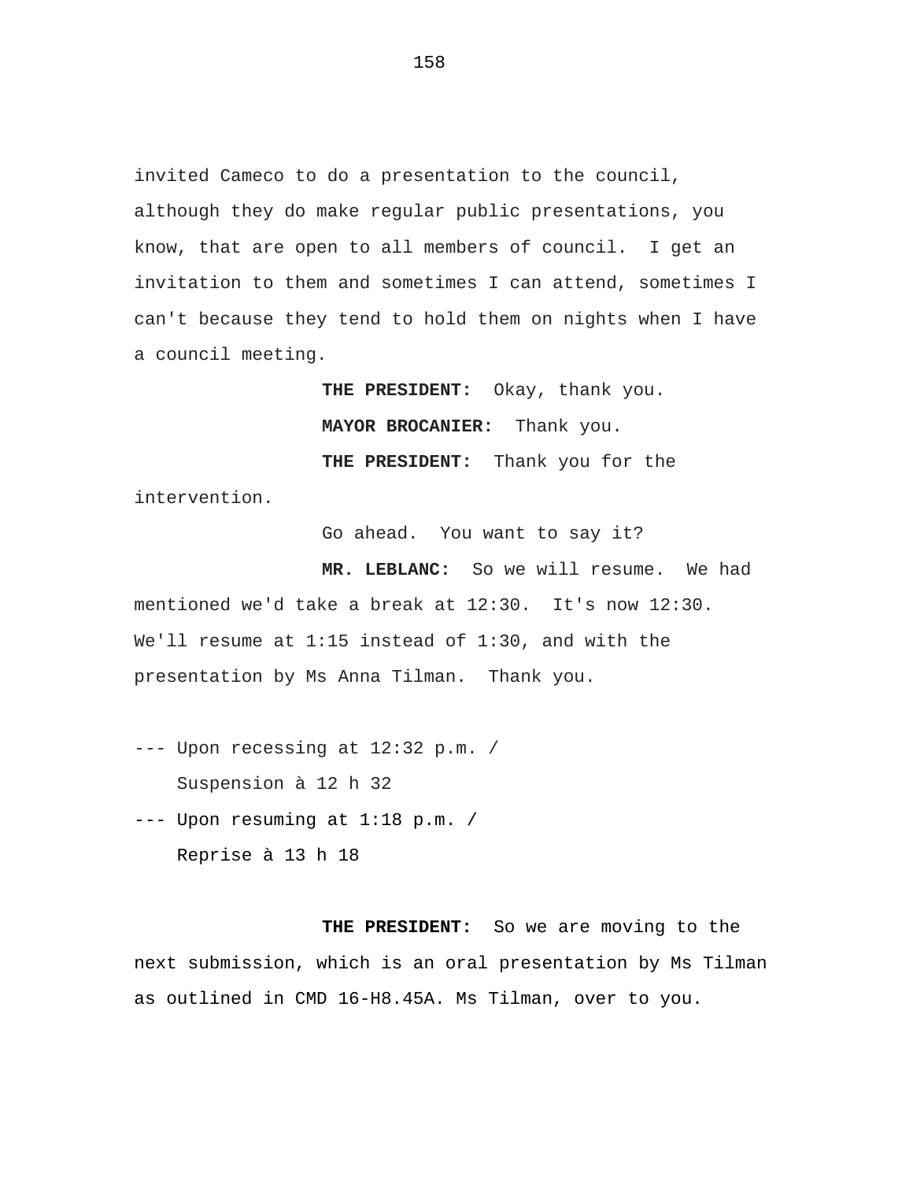invited Cameco to do a presentation to the council, although they do make regular public presentations, you know, that are open to all members of council. I get an invitation to them and sometimes I can attend, sometimes I can't because they tend to hold them on nights when I have a council meeting.

**THE PRESIDENT:** Okay, thank you.

**MAYOR BROCANIER:** Thank you.

**THE PRESIDENT:** Thank you for the intervention.

Go ahead. You want to say it?

**MR. LEBLANC:** So we will resume. We had mentioned we'd take a break at 12:30. It's now 12:30. We'll resume at 1:15 instead of 1:30, and with the presentation by Ms Anna Tilman. Thank you.

--- Upon recessing at 12:32 p.m. /
Suspension à 12 h 32

--- Upon resuming at 1:18 p.m. /
Reprise à 13 h 18

**THE PRESIDENT:** So we are moving to the next submission, which is an oral presentation by Ms Tilman as outlined in CMD 16-H8.45A. Ms Tilman, over to you.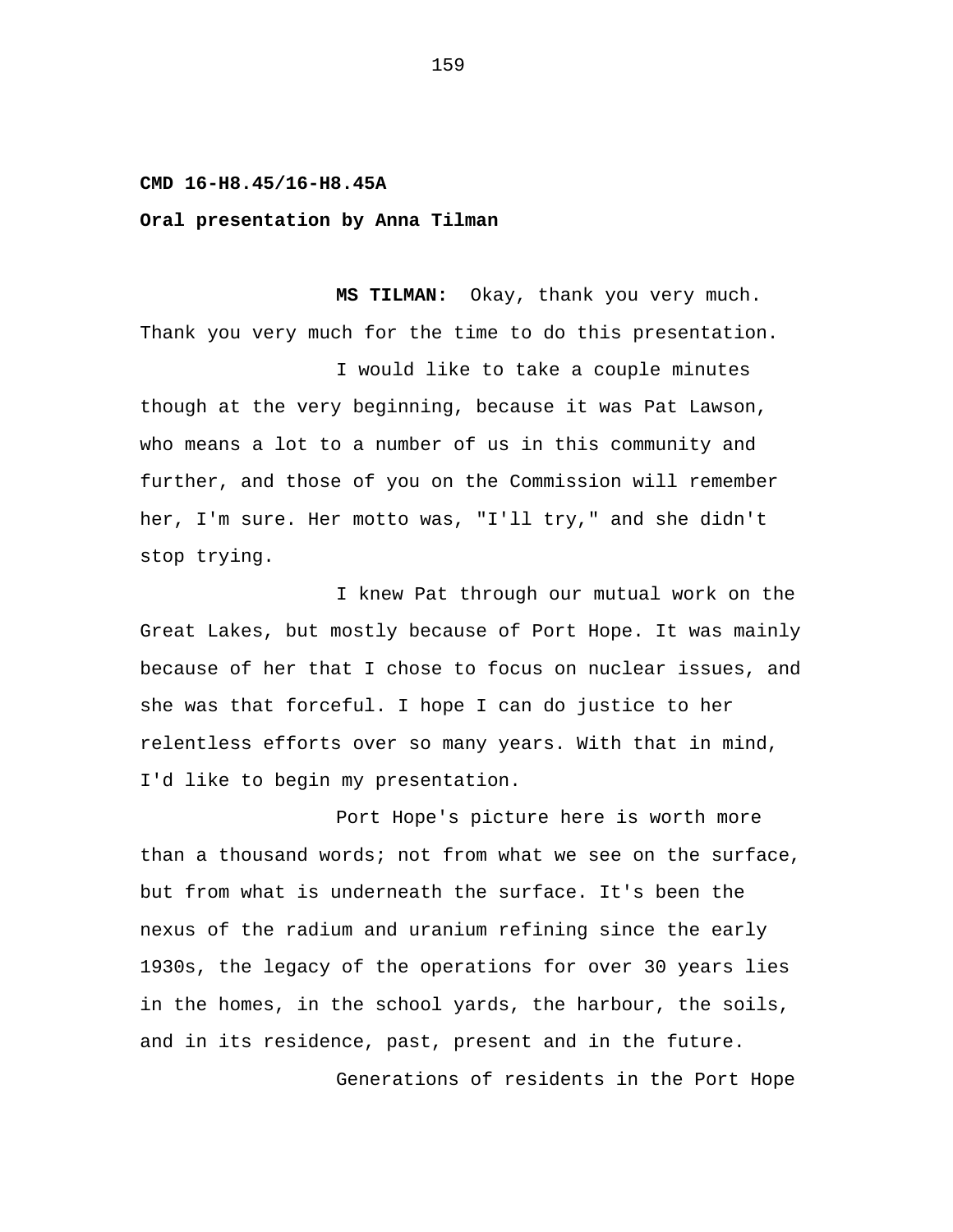**CMD 16-H8.45/16-H8.45A**

**Oral presentation by Anna Tilman**

**MS TILMAN:** Okay, thank you very much. Thank you very much for the time to do this presentation.

I would like to take a couple minutes though at the very beginning, because it was Pat Lawson, who means a lot to a number of us in this community and further, and those of you on the Commission will remember her, I'm sure. Her motto was, "I'll try," and she didn't stop trying.

I knew Pat through our mutual work on the Great Lakes, but mostly because of Port Hope. It was mainly because of her that I chose to focus on nuclear issues, and she was that forceful. I hope I can do justice to her relentless efforts over so many years. With that in mind, I'd like to begin my presentation.

Port Hope's picture here is worth more than a thousand words; not from what we see on the surface, but from what is underneath the surface. It's been the nexus of the radium and uranium refining since the early 1930s, the legacy of the operations for over 30 years lies in the homes, in the school yards, the harbour, the soils, and in its residence, past, present and in the future.

Generations of residents in the Port Hope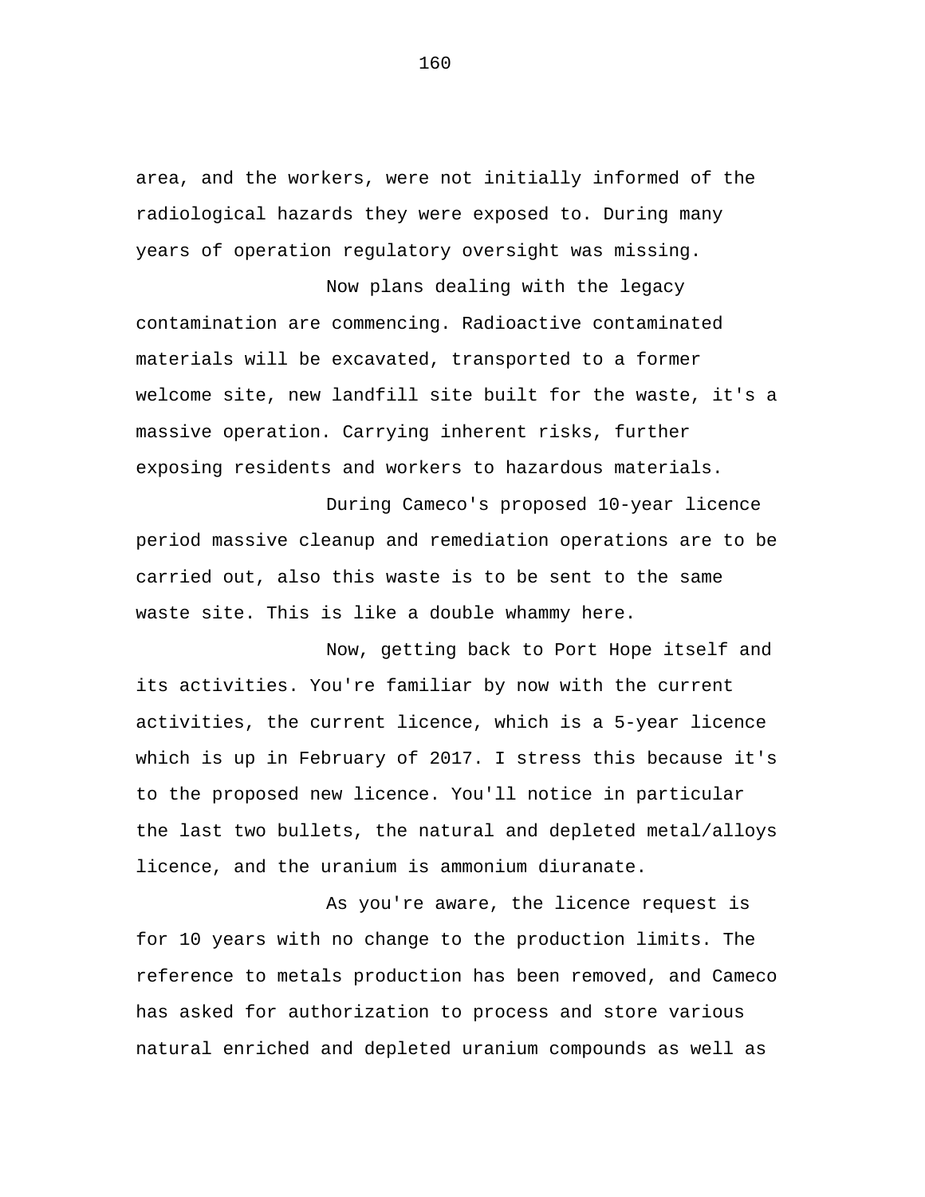area, and the workers, were not initially informed of the radiological hazards they were exposed to. During many years of operation regulatory oversight was missing.

Now plans dealing with the legacy contamination are commencing. Radioactive contaminated materials will be excavated, transported to a former welcome site, new landfill site built for the waste, it's a massive operation. Carrying inherent risks, further exposing residents and workers to hazardous materials.

During Cameco's proposed 10-year licence period massive cleanup and remediation operations are to be carried out, also this waste is to be sent to the same waste site. This is like a double whammy here.

Now, getting back to Port Hope itself and its activities. You're familiar by now with the current activities, the current licence, which is a 5-year licence which is up in February of 2017. I stress this because it's to the proposed new licence. You'll notice in particular the last two bullets, the natural and depleted metal/alloys licence, and the uranium is ammonium diuranate.

As you're aware, the licence request is for 10 years with no change to the production limits. The reference to metals production has been removed, and Cameco has asked for authorization to process and store various natural enriched and depleted uranium compounds as well as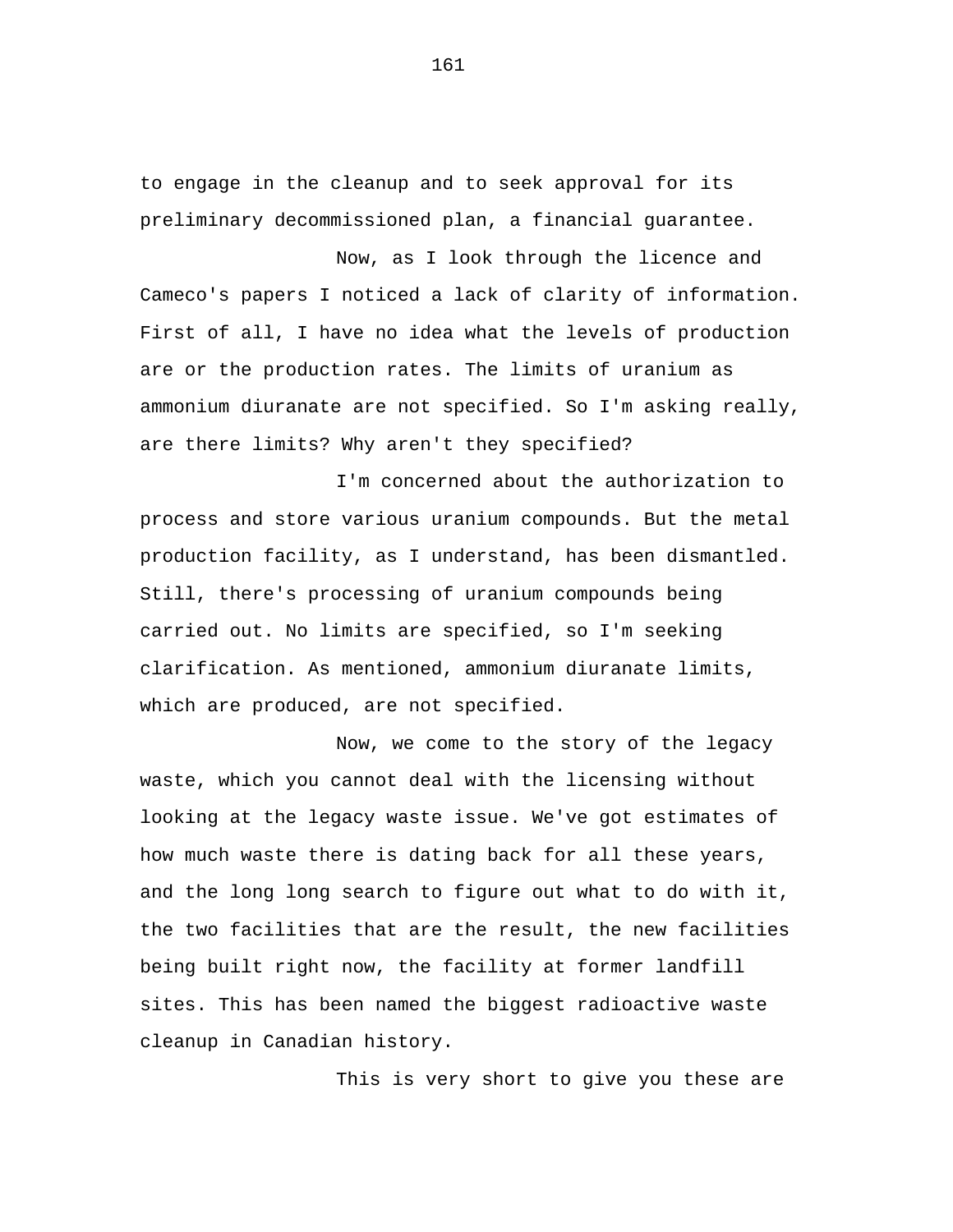to engage in the cleanup and to seek approval for its preliminary decommissioned plan, a financial guarantee.

Now, as I look through the licence and Cameco's papers I noticed a lack of clarity of information. First of all, I have no idea what the levels of production are or the production rates. The limits of uranium as ammonium diuranate are not specified. So I'm asking really, are there limits? Why aren't they specified?

I'm concerned about the authorization to process and store various uranium compounds. But the metal production facility, as I understand, has been dismantled. Still, there's processing of uranium compounds being carried out. No limits are specified, so I'm seeking clarification. As mentioned, ammonium diuranate limits, which are produced, are not specified.

Now, we come to the story of the legacy waste, which you cannot deal with the licensing without looking at the legacy waste issue. We've got estimates of how much waste there is dating back for all these years, and the long long search to figure out what to do with it, the two facilities that are the result, the new facilities being built right now, the facility at former landfill sites. This has been named the biggest radioactive waste cleanup in Canadian history.

This is very short to give you these are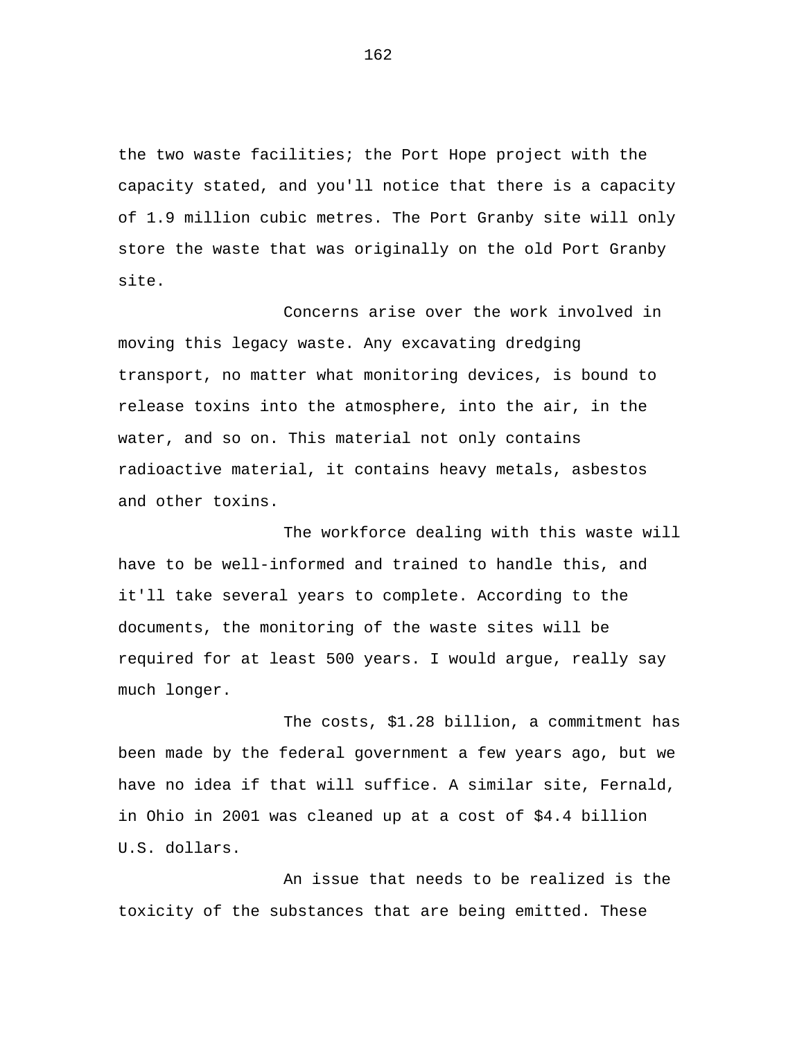the two waste facilities; the Port Hope project with the capacity stated, and you'll notice that there is a capacity of 1.9 million cubic metres. The Port Granby site will only store the waste that was originally on the old Port Granby site.

Concerns arise over the work involved in moving this legacy waste. Any excavating dredging transport, no matter what monitoring devices, is bound to release toxins into the atmosphere, into the air, in the water, and so on. This material not only contains radioactive material, it contains heavy metals, asbestos and other toxins.

The workforce dealing with this waste will have to be well-informed and trained to handle this, and it'll take several years to complete. According to the documents, the monitoring of the waste sites will be required for at least 500 years. I would argue, really say much longer.

The costs, $1.28 billion, a commitment has been made by the federal government a few years ago, but we have no idea if that will suffice. A similar site, Fernald, in Ohio in 2001 was cleaned up at a cost of $4.4 billion U.S. dollars.

An issue that needs to be realized is the toxicity of the substances that are being emitted. These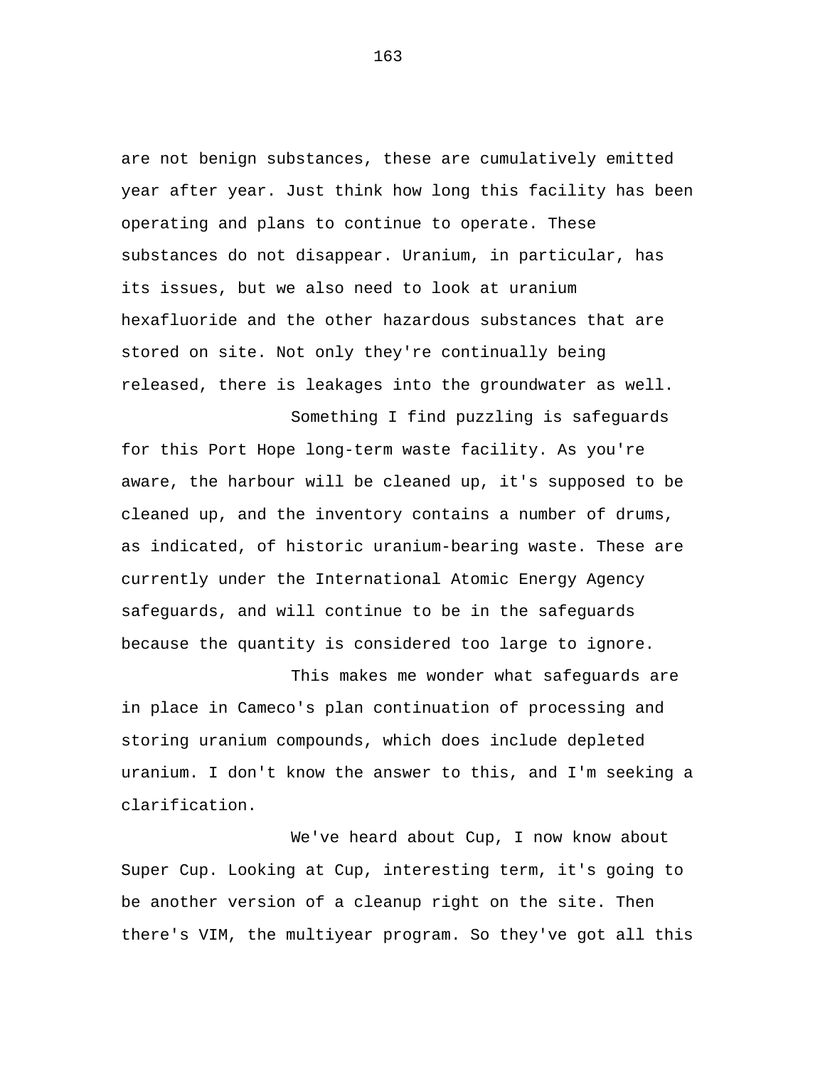are not benign substances, these are cumulatively emitted year after year. Just think how long this facility has been operating and plans to continue to operate. These substances do not disappear. Uranium, in particular, has its issues, but we also need to look at uranium hexafluoride and the other hazardous substances that are stored on site. Not only they're continually being released, there is leakages into the groundwater as well.

Something I find puzzling is safeguards for this Port Hope long-term waste facility. As you're aware, the harbour will be cleaned up, it's supposed to be cleaned up, and the inventory contains a number of drums, as indicated, of historic uranium-bearing waste. These are currently under the International Atomic Energy Agency safeguards, and will continue to be in the safeguards because the quantity is considered too large to ignore.

This makes me wonder what safeguards are in place in Cameco's plan continuation of processing and storing uranium compounds, which does include depleted uranium. I don't know the answer to this, and I'm seeking a clarification.

We've heard about Cup, I now know about Super Cup. Looking at Cup, interesting term, it's going to be another version of a cleanup right on the site. Then there's VIM, the multiyear program. So they've got all this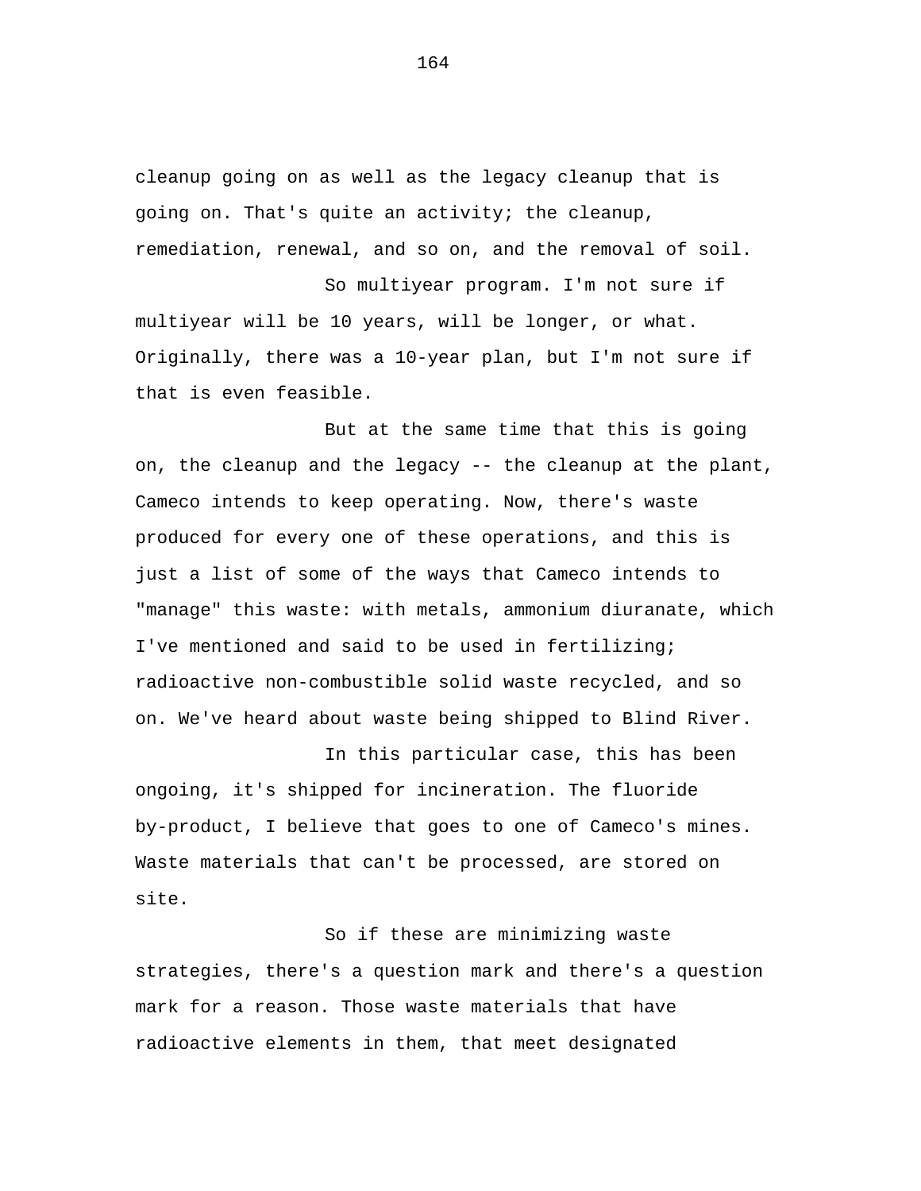cleanup going on as well as the legacy cleanup that is going on. That's quite an activity; the cleanup, remediation, renewal, and so on, and the removal of soil.

So multiyear program. I'm not sure if multiyear will be 10 years, will be longer, or what. Originally, there was a 10-year plan, but I'm not sure if that is even feasible.

But at the same time that this is going on, the cleanup and the legacy -- the cleanup at the plant, Cameco intends to keep operating. Now, there's waste produced for every one of these operations, and this is just a list of some of the ways that Cameco intends to "manage" this waste: with metals, ammonium diuranate, which I've mentioned and said to be used in fertilizing; radioactive non-combustible solid waste recycled, and so on. We've heard about waste being shipped to Blind River.

In this particular case, this has been ongoing, it's shipped for incineration. The fluoride by-product, I believe that goes to one of Cameco's mines. Waste materials that can't be processed, are stored on site.

So if these are minimizing waste strategies, there's a question mark and there's a question mark for a reason. Those waste materials that have radioactive elements in them, that meet designated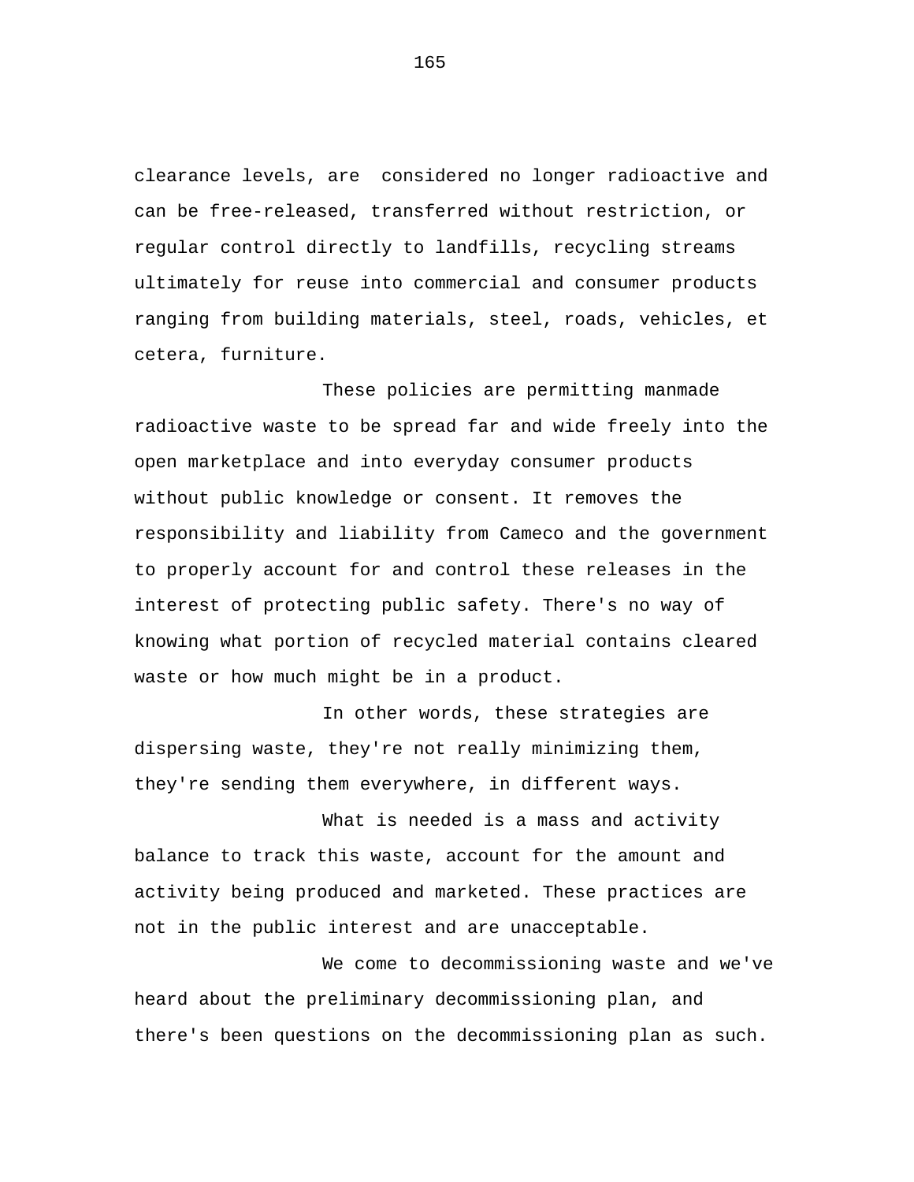clearance levels, are considered no longer radioactive and can be free-released, transferred without restriction, or regular control directly to landfills, recycling streams ultimately for reuse into commercial and consumer products ranging from building materials, steel, roads, vehicles, et cetera, furniture.

These policies are permitting manmade radioactive waste to be spread far and wide freely into the open marketplace and into everyday consumer products without public knowledge or consent. It removes the responsibility and liability from Cameco and the government to properly account for and control these releases in the interest of protecting public safety. There's no way of knowing what portion of recycled material contains cleared waste or how much might be in a product.

In other words, these strategies are dispersing waste, they're not really minimizing them, they're sending them everywhere, in different ways.

What is needed is a mass and activity balance to track this waste, account for the amount and activity being produced and marketed. These practices are not in the public interest and are unacceptable.

We come to decommissioning waste and we've heard about the preliminary decommissioning plan, and there's been questions on the decommissioning plan as such.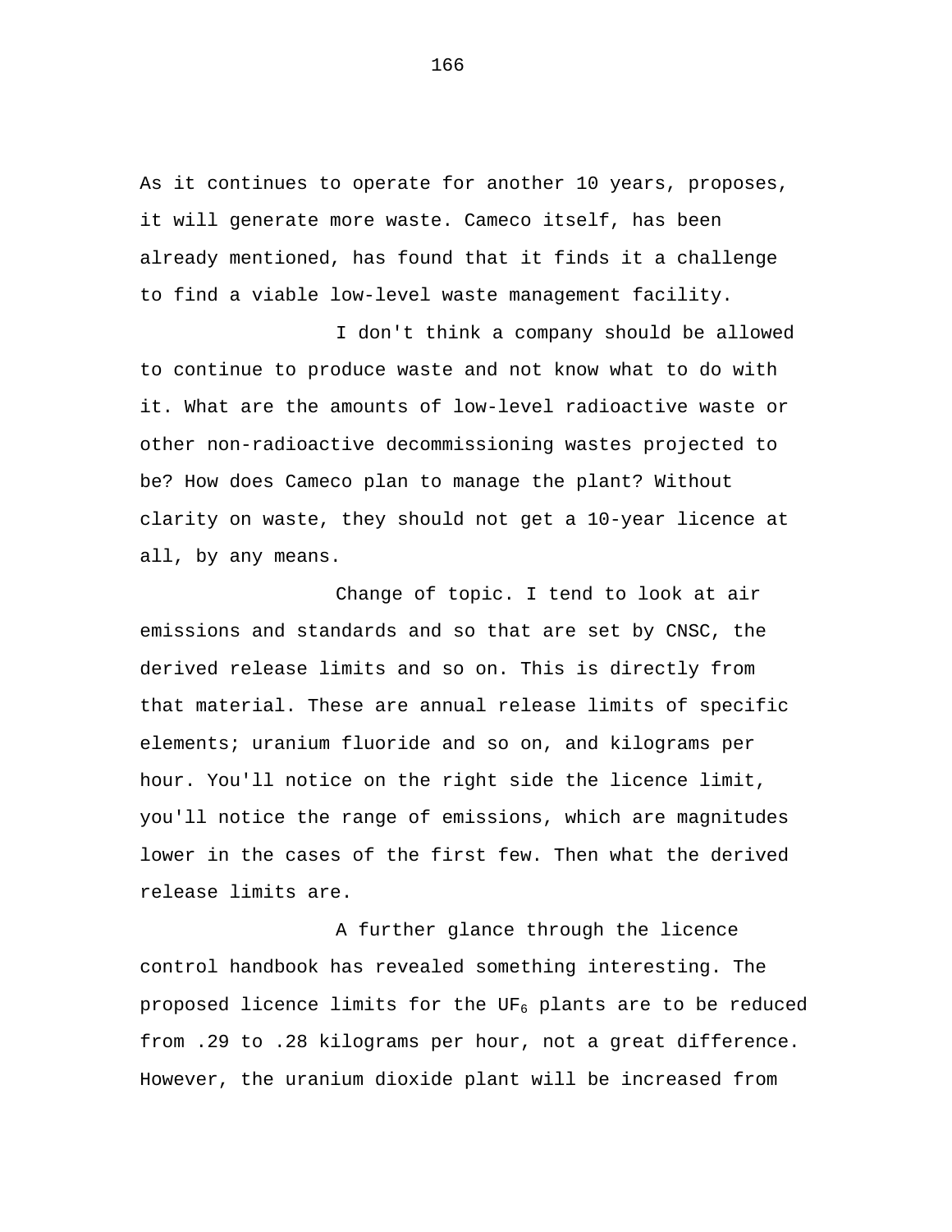As it continues to operate for another 10 years, proposes, it will generate more waste. Cameco itself, has been already mentioned, has found that it finds it a challenge to find a viable low-level waste management facility.

I don't think a company should be allowed to continue to produce waste and not know what to do with it. What are the amounts of low-level radioactive waste or other non-radioactive decommissioning wastes projected to be? How does Cameco plan to manage the plant? Without clarity on waste, they should not get a 10-year licence at all, by any means.

Change of topic. I tend to look at air emissions and standards and so that are set by CNSC, the derived release limits and so on. This is directly from that material. These are annual release limits of specific elements; uranium fluoride and so on, and kilograms per hour. You'll notice on the right side the licence limit, you'll notice the range of emissions, which are magnitudes lower in the cases of the first few. Then what the derived release limits are.

A further glance through the licence control handbook has revealed something interesting. The proposed licence limits for the $UF_6$ plants are to be reduced from .29 to .28 kilograms per hour, not a great difference. However, the uranium dioxide plant will be increased from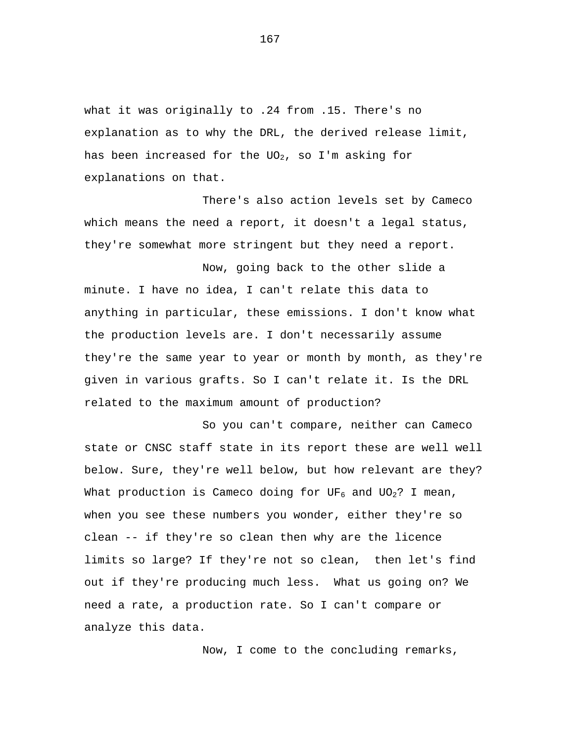what it was originally to .24 from .15. There's no explanation as to why the DRL, the derived release limit, has been increased for the $UO_2$, so I'm asking for explanations on that.

There's also action levels set by Cameco which means the need a report, it doesn't a legal status, they're somewhat more stringent but they need a report.

Now, going back to the other slide a minute. I have no idea, I can't relate this data to anything in particular, these emissions. I don't know what the production levels are. I don't necessarily assume they're the same year to year or month by month, as they're given in various grafts. So I can't relate it. Is the DRL related to the maximum amount of production?

So you can't compare, neither can Cameco state or CNSC staff state in its report these are well well below. Sure, they're well below, but how relevant are they? What production is Cameco doing for $UF_6$ and $UO_2$? I mean, when you see these numbers you wonder, either they're so clean -- if they're so clean then why are the licence limits so large? If they're not so clean, then let's find out if they're producing much less. What us going on? We need a rate, a production rate. So I can't compare or analyze this data.

Now, I come to the concluding remarks,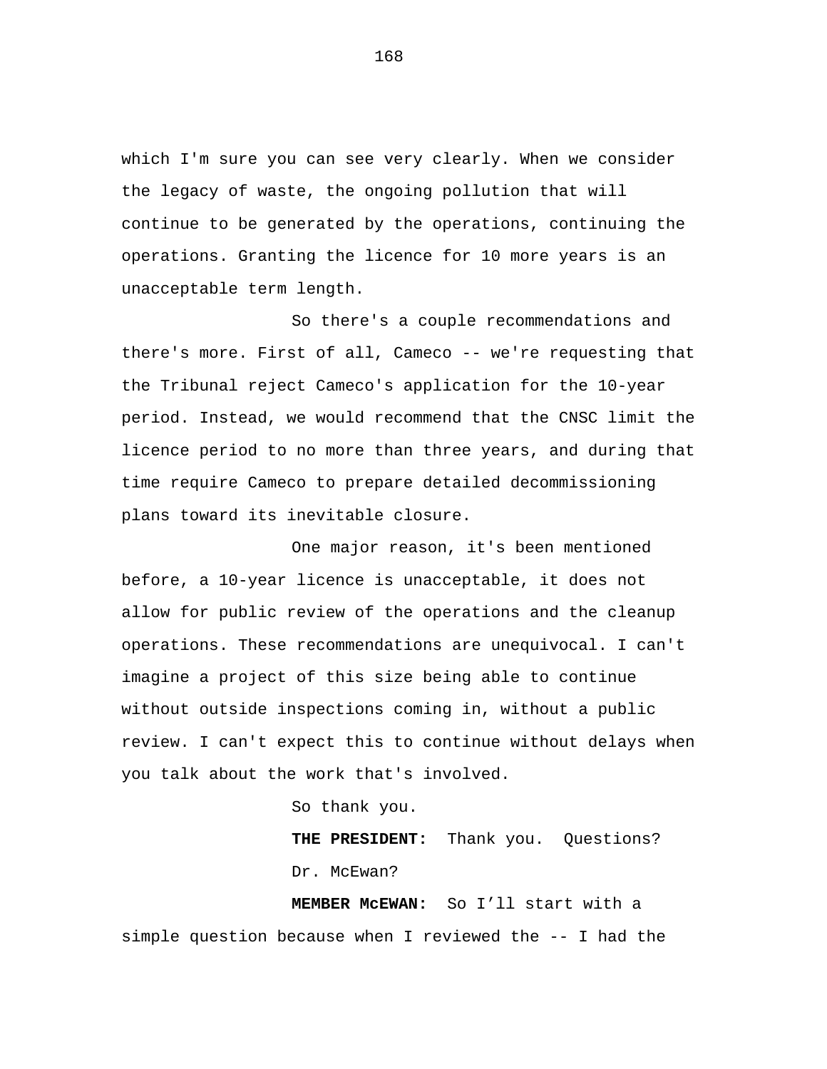which I'm sure you can see very clearly. When we consider the legacy of waste, the ongoing pollution that will continue to be generated by the operations, continuing the operations. Granting the licence for 10 more years is an unacceptable term length.

So there's a couple recommendations and there's more. First of all, Cameco -- we're requesting that the Tribunal reject Cameco's application for the 10-year period. Instead, we would recommend that the CNSC limit the licence period to no more than three years, and during that time require Cameco to prepare detailed decommissioning plans toward its inevitable closure.

One major reason, it's been mentioned before, a 10-year licence is unacceptable, it does not allow for public review of the operations and the cleanup operations. These recommendations are unequivocal. I can't imagine a project of this size being able to continue without outside inspections coming in, without a public review. I can't expect this to continue without delays when you talk about the work that's involved.

So thank you.

**THE PRESIDENT:** Thank you. Questions? Dr. McEwan?

**MEMBER McEWAN:** So I'll start with a simple question because when I reviewed the -- I had the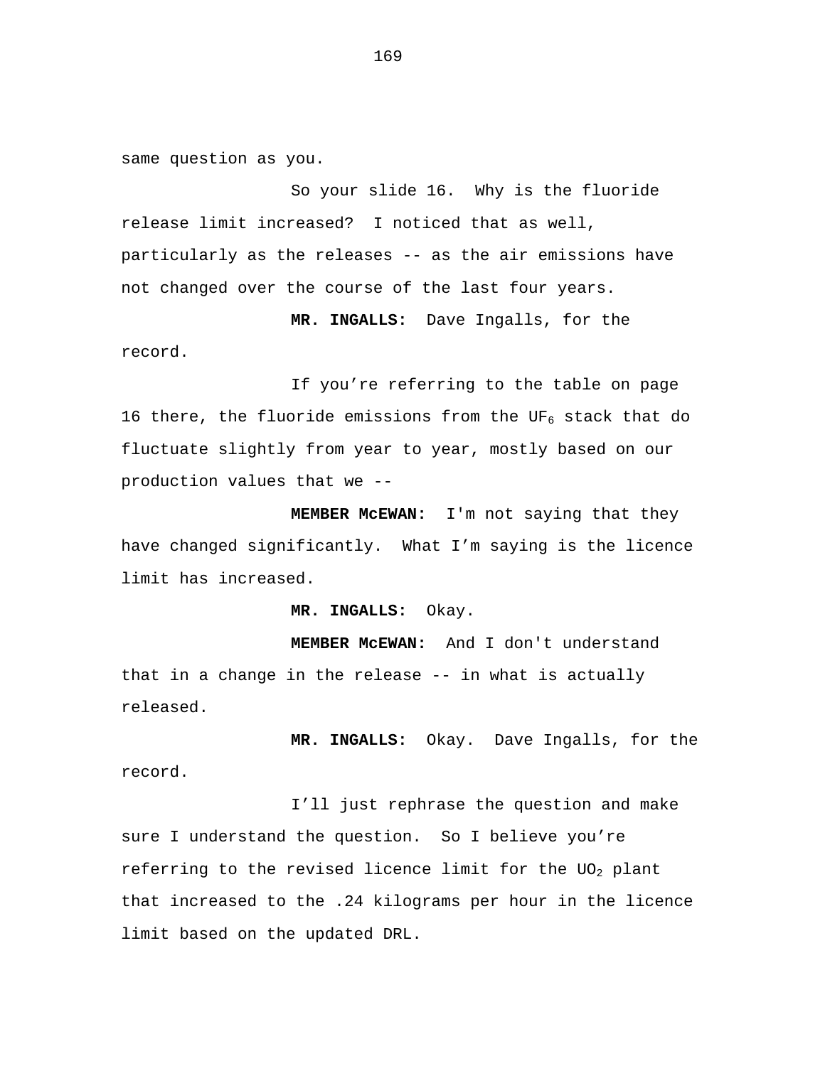same question as you.

So your slide 16. Why is the fluoride release limit increased? I noticed that as well, particularly as the releases -- as the air emissions have not changed over the course of the last four years.

**MR. INGALLS:** Dave Ingalls, for the record.

If you're referring to the table on page 16 there, the fluoride emissions from the $UF_6$ stack that do fluctuate slightly from year to year, mostly based on our production values that we --

**MEMBER McEWAN:** I'm not saying that they have changed significantly. What I'm saying is the licence limit has increased.

**MR. INGALLS:** Okay.

**MEMBER McEWAN:** And I don't understand that in a change in the release -- in what is actually released.

**MR. INGALLS:** Okay. Dave Ingalls, for the record.

I'll just rephrase the question and make sure I understand the question. So I believe you're referring to the revised licence limit for the $UO_2$ plant that increased to the .24 kilograms per hour in the licence limit based on the updated DRL.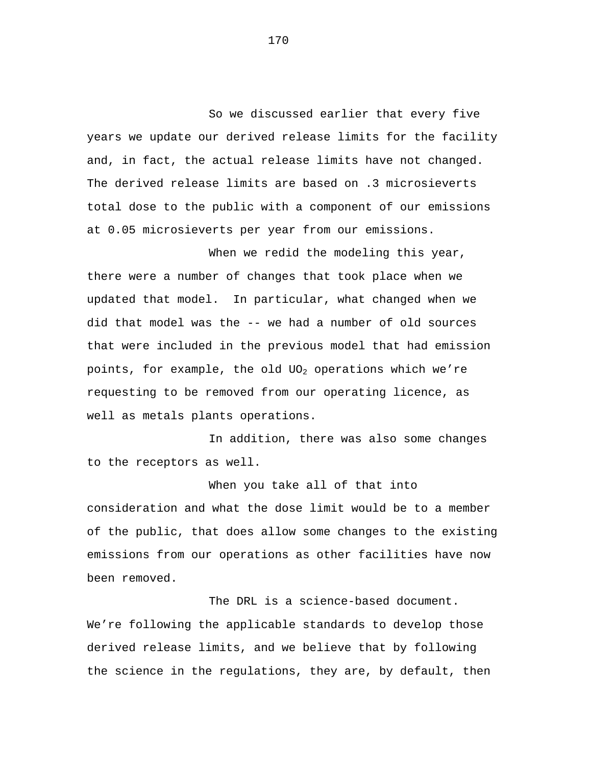So we discussed earlier that every five years we update our derived release limits for the facility and, in fact, the actual release limits have not changed. The derived release limits are based on .3 microsieverts total dose to the public with a component of our emissions at 0.05 microsieverts per year from our emissions.

When we redid the modeling this year, there were a number of changes that took place when we updated that model. In particular, what changed when we did that model was the -- we had a number of old sources that were included in the previous model that had emission points, for example, the old $UO_2$ operations which we're requesting to be removed from our operating licence, as well as metals plants operations.

In addition, there was also some changes to the receptors as well.

When you take all of that into consideration and what the dose limit would be to a member of the public, that does allow some changes to the existing emissions from our operations as other facilities have now been removed.

The DRL is a science-based document. We're following the applicable standards to develop those derived release limits, and we believe that by following the science in the regulations, they are, by default, then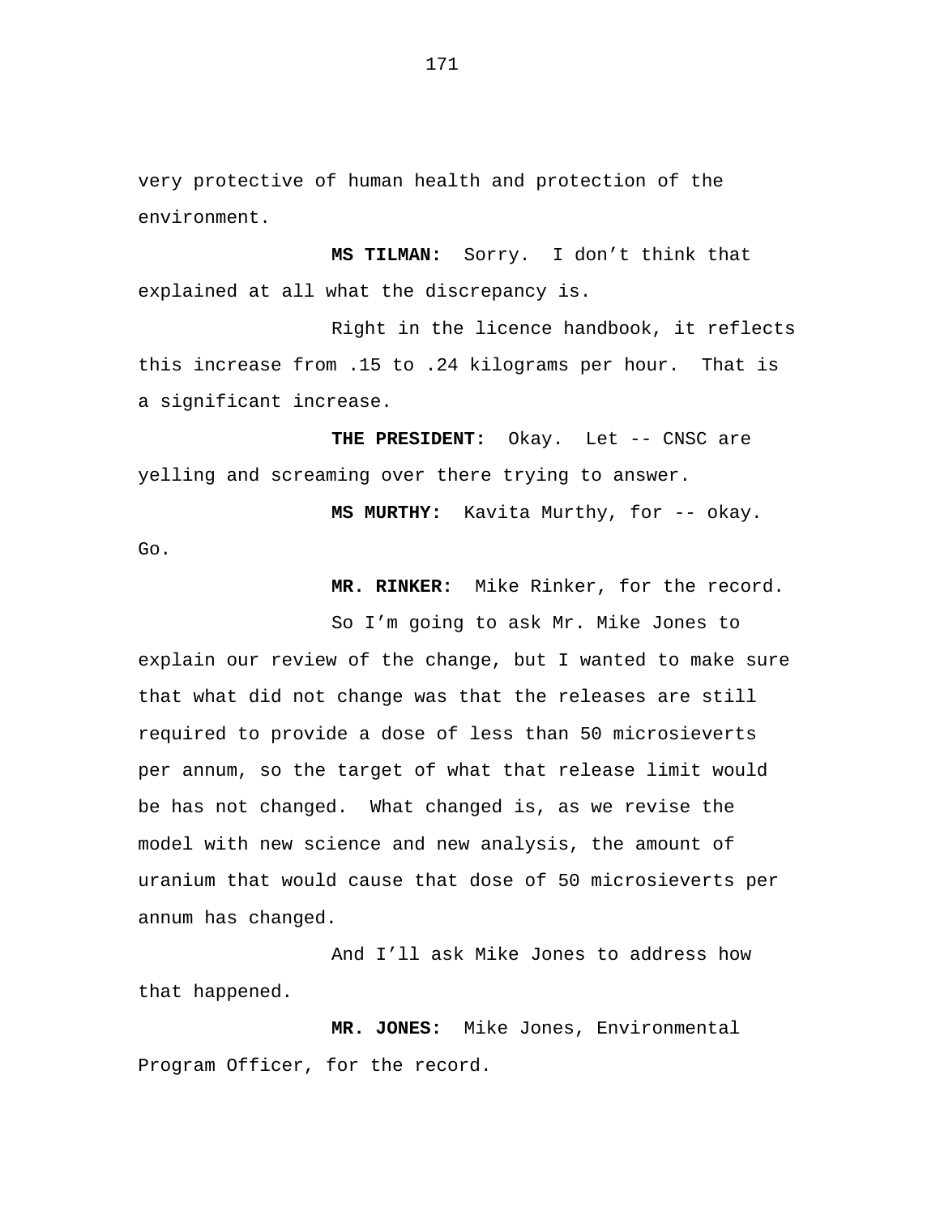very protective of human health and protection of the environment.

**MS TILMAN:** Sorry. I don't think that explained at all what the discrepancy is.

Right in the licence handbook, it reflects this increase from .15 to .24 kilograms per hour. That is a significant increase.

**THE PRESIDENT:** Okay. Let -- CNSC are yelling and screaming over there trying to answer.

**MS MURTHY:** Kavita Murthy, for -- okay. Go.

**MR. RINKER:** Mike Rinker, for the record.

So I'm going to ask Mr. Mike Jones to explain our review of the change, but I wanted to make sure that what did not change was that the releases are still required to provide a dose of less than 50 microsieverts per annum, so the target of what that release limit would be has not changed. What changed is, as we revise the model with new science and new analysis, the amount of uranium that would cause that dose of 50 microsieverts per annum has changed.

And I'll ask Mike Jones to address how that happened.

**MR. JONES:** Mike Jones, Environmental Program Officer, for the record.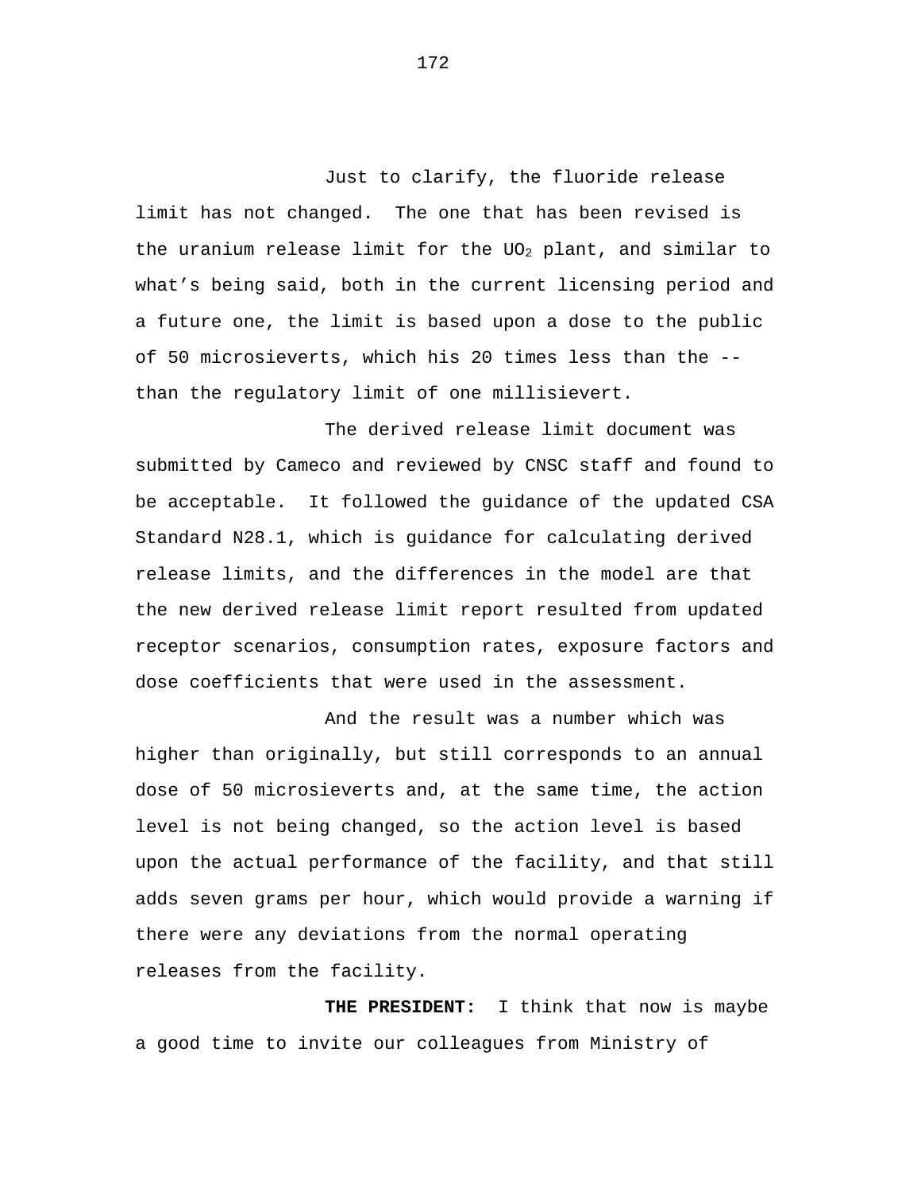Just to clarify, the fluoride release limit has not changed. The one that has been revised is the uranium release limit for the $UO_2$ plant, and similar to what's being said, both in the current licensing period and a future one, the limit is based upon a dose to the public of 50 microsieverts, which his 20 times less than the -- than the regulatory limit of one millisievert.

The derived release limit document was submitted by Cameco and reviewed by CNSC staff and found to be acceptable. It followed the guidance of the updated CSA Standard N28.1, which is guidance for calculating derived release limits, and the differences in the model are that the new derived release limit report resulted from updated receptor scenarios, consumption rates, exposure factors and dose coefficients that were used in the assessment.

And the result was a number which was higher than originally, but still corresponds to an annual dose of 50 microsieverts and, at the same time, the action level is not being changed, so the action level is based upon the actual performance of the facility, and that still adds seven grams per hour, which would provide a warning if there were any deviations from the normal operating releases from the facility.

**THE PRESIDENT:** I think that now is maybe a good time to invite our colleagues from Ministry of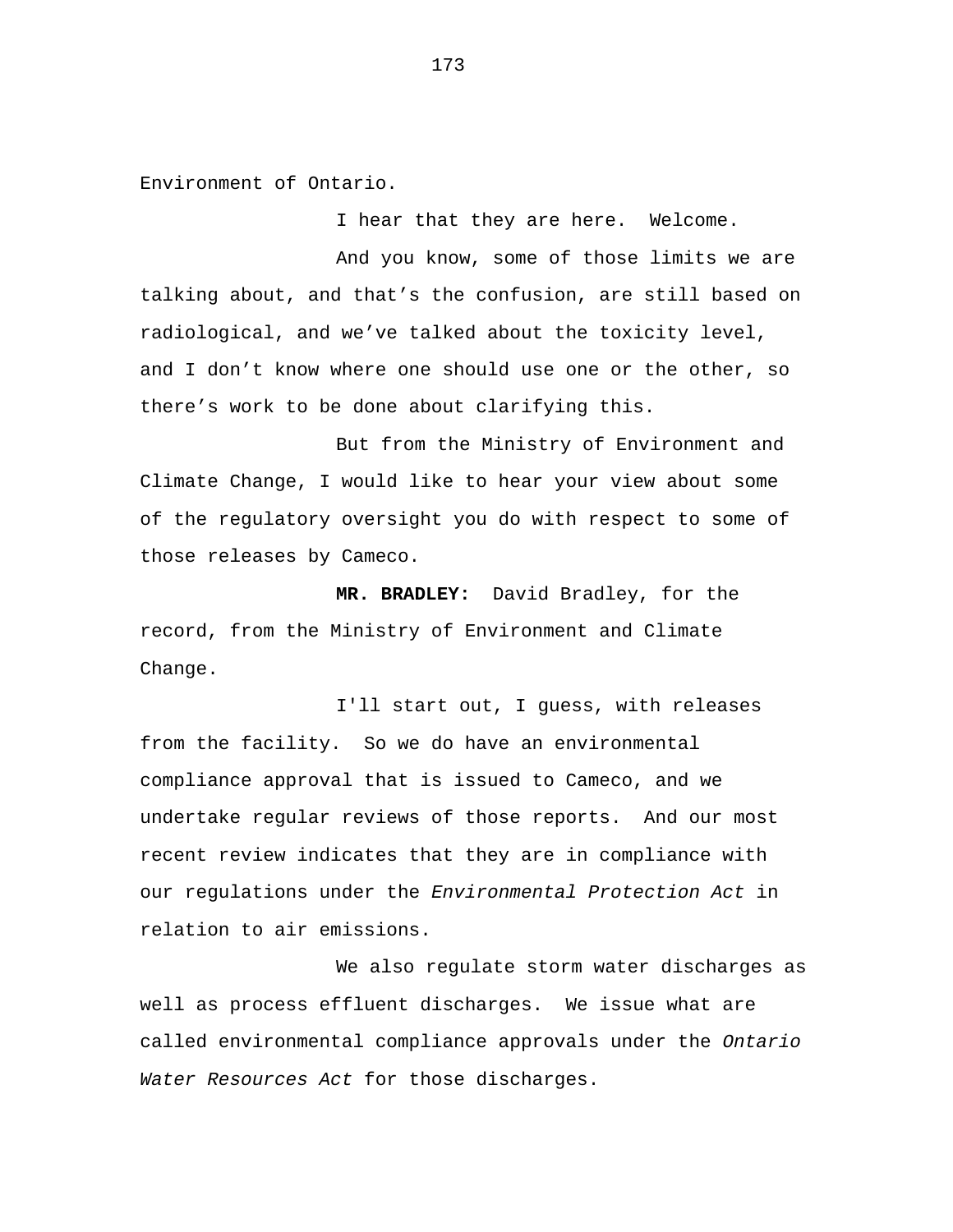Environment of Ontario.

I hear that they are here. Welcome.

And you know, some of those limits we are talking about, and that's the confusion, are still based on radiological, and we've talked about the toxicity level, and I don't know where one should use one or the other, so there's work to be done about clarifying this.

But from the Ministry of Environment and Climate Change, I would like to hear your view about some of the regulatory oversight you do with respect to some of those releases by Cameco.

**MR. BRADLEY:** David Bradley, for the record, from the Ministry of Environment and Climate Change.

I'll start out, I guess, with releases from the facility. So we do have an environmental compliance approval that is issued to Cameco, and we undertake regular reviews of those reports. And our most recent review indicates that they are in compliance with our regulations under the *Environmental Protection Act* in relation to air emissions.

We also regulate storm water discharges as well as process effluent discharges. We issue what are called environmental compliance approvals under the *Ontario Water Resources Act* for those discharges.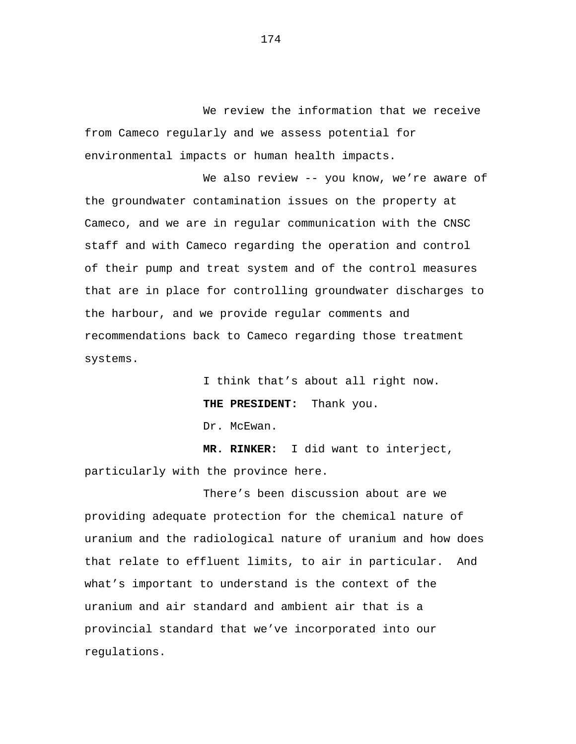We review the information that we receive from Cameco regularly and we assess potential for environmental impacts or human health impacts.

We also review -- you know, we're aware of the groundwater contamination issues on the property at Cameco, and we are in regular communication with the CNSC staff and with Cameco regarding the operation and control of their pump and treat system and of the control measures that are in place for controlling groundwater discharges to the harbour, and we provide regular comments and recommendations back to Cameco regarding those treatment systems.

I think that's about all right now.

**THE PRESIDENT:** Thank you.

Dr. McEwan.

**MR. RINKER:** I did want to interject, particularly with the province here.

There's been discussion about are we providing adequate protection for the chemical nature of uranium and the radiological nature of uranium and how does that relate to effluent limits, to air in particular. And what's important to understand is the context of the uranium and air standard and ambient air that is a provincial standard that we've incorporated into our regulations.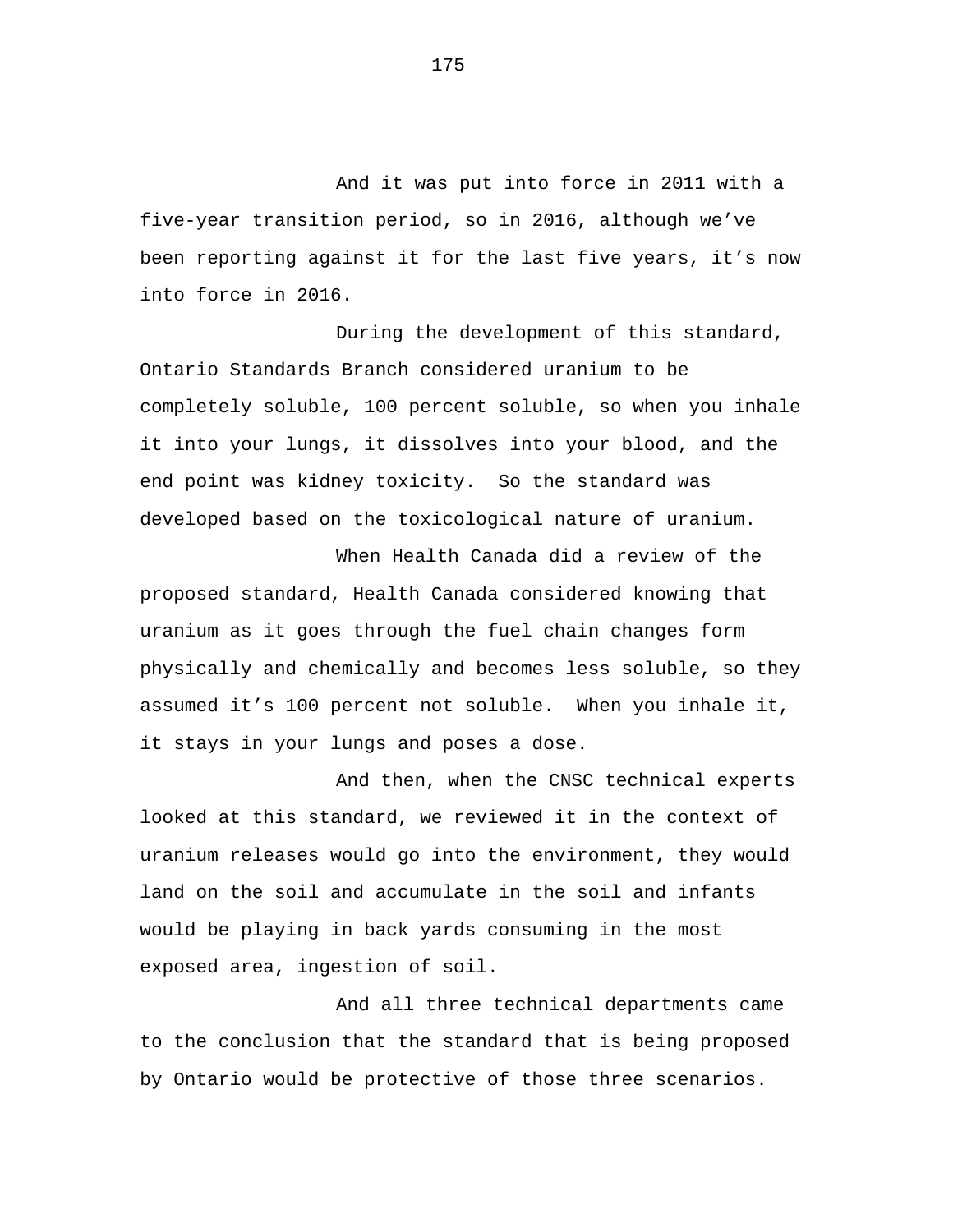And it was put into force in 2011 with a five-year transition period, so in 2016, although we've been reporting against it for the last five years, it's now into force in 2016.

During the development of this standard, Ontario Standards Branch considered uranium to be completely soluble, 100 percent soluble, so when you inhale it into your lungs, it dissolves into your blood, and the end point was kidney toxicity. So the standard was developed based on the toxicological nature of uranium.

When Health Canada did a review of the proposed standard, Health Canada considered knowing that uranium as it goes through the fuel chain changes form physically and chemically and becomes less soluble, so they assumed it's 100 percent not soluble. When you inhale it, it stays in your lungs and poses a dose.

And then, when the CNSC technical experts looked at this standard, we reviewed it in the context of uranium releases would go into the environment, they would land on the soil and accumulate in the soil and infants would be playing in back yards consuming in the most exposed area, ingestion of soil.

And all three technical departments came to the conclusion that the standard that is being proposed by Ontario would be protective of those three scenarios.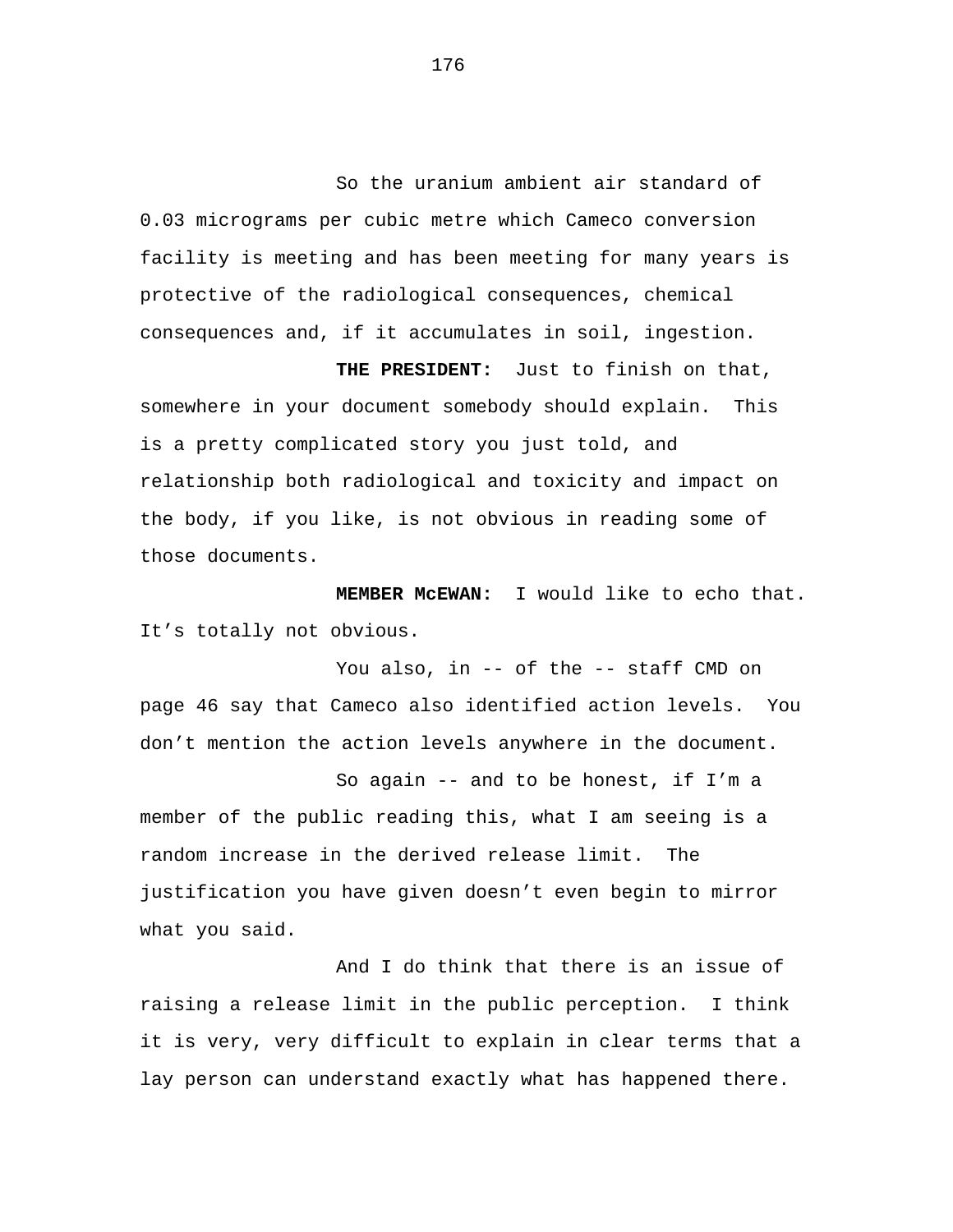So the uranium ambient air standard of 0.03 micrograms per cubic metre which Cameco conversion facility is meeting and has been meeting for many years is protective of the radiological consequences, chemical consequences and, if it accumulates in soil, ingestion.

**THE PRESIDENT:** Just to finish on that, somewhere in your document somebody should explain. This is a pretty complicated story you just told, and relationship both radiological and toxicity and impact on the body, if you like, is not obvious in reading some of those documents.

**MEMBER McEWAN:** I would like to echo that. It's totally not obvious.

You also, in -- of the -- staff CMD on page 46 say that Cameco also identified action levels. You don't mention the action levels anywhere in the document.

So again -- and to be honest, if I'm a member of the public reading this, what I am seeing is a random increase in the derived release limit. The justification you have given doesn't even begin to mirror what you said.

And I do think that there is an issue of raising a release limit in the public perception. I think it is very, very difficult to explain in clear terms that a lay person can understand exactly what has happened there.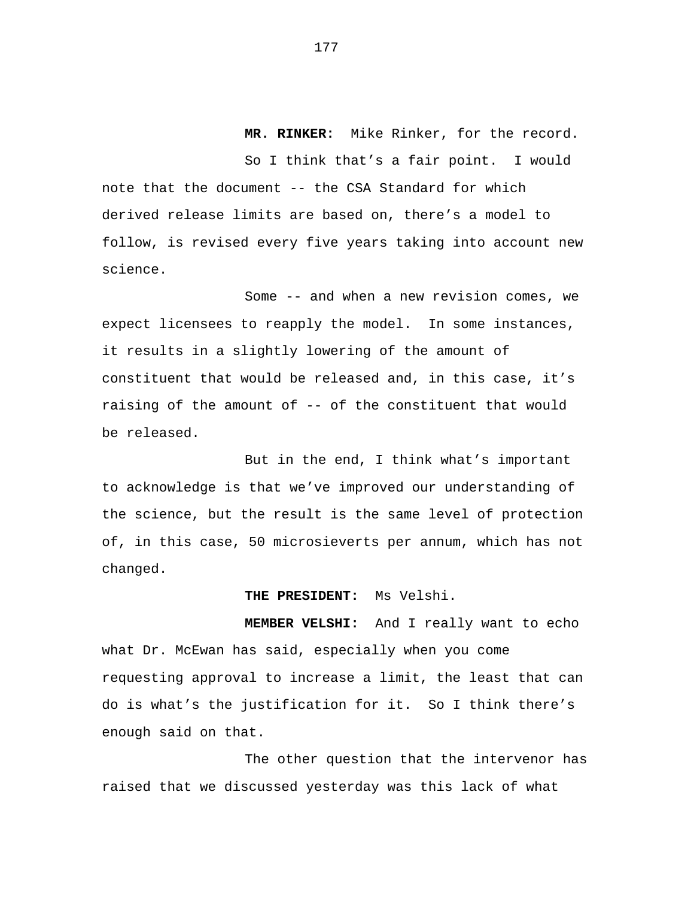**MR. RINKER:** Mike Rinker, for the record.

So I think that's a fair point. I would note that the document -- the CSA Standard for which derived release limits are based on, there's a model to follow, is revised every five years taking into account new science.

Some -- and when a new revision comes, we expect licensees to reapply the model. In some instances, it results in a slightly lowering of the amount of constituent that would be released and, in this case, it's raising of the amount of -- of the constituent that would be released.

But in the end, I think what's important to acknowledge is that we've improved our understanding of the science, but the result is the same level of protection of, in this case, 50 microsieverts per annum, which has not changed.

**THE PRESIDENT:** Ms Velshi.

**MEMBER VELSHI:** And I really want to echo what Dr. McEwan has said, especially when you come requesting approval to increase a limit, the least that can do is what's the justification for it. So I think there's enough said on that.

The other question that the intervenor has raised that we discussed yesterday was this lack of what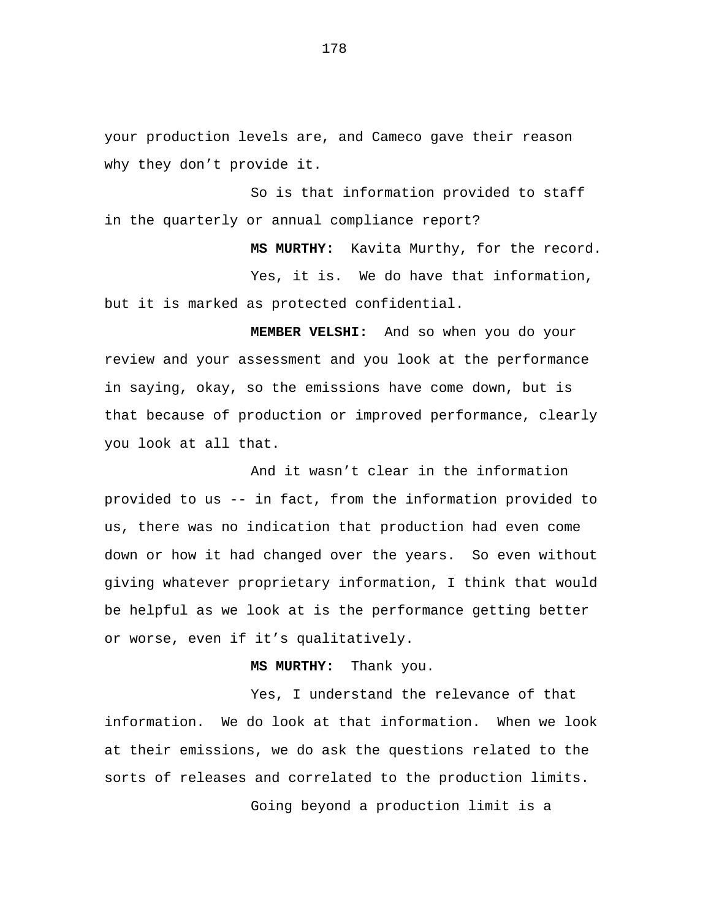your production levels are, and Cameco gave their reason why they don't provide it.

So is that information provided to staff in the quarterly or annual compliance report?

**MS MURTHY:** Kavita Murthy, for the record.

Yes, it is. We do have that information, but it is marked as protected confidential.

**MEMBER VELSHI:** And so when you do your review and your assessment and you look at the performance in saying, okay, so the emissions have come down, but is that because of production or improved performance, clearly you look at all that.

And it wasn't clear in the information provided to us -- in fact, from the information provided to us, there was no indication that production had even come down or how it had changed over the years. So even without giving whatever proprietary information, I think that would be helpful as we look at is the performance getting better or worse, even if it's qualitatively.

**MS MURTHY:** Thank you.

Yes, I understand the relevance of that information. We do look at that information. When we look at their emissions, we do ask the questions related to the sorts of releases and correlated to the production limits.

Going beyond a production limit is a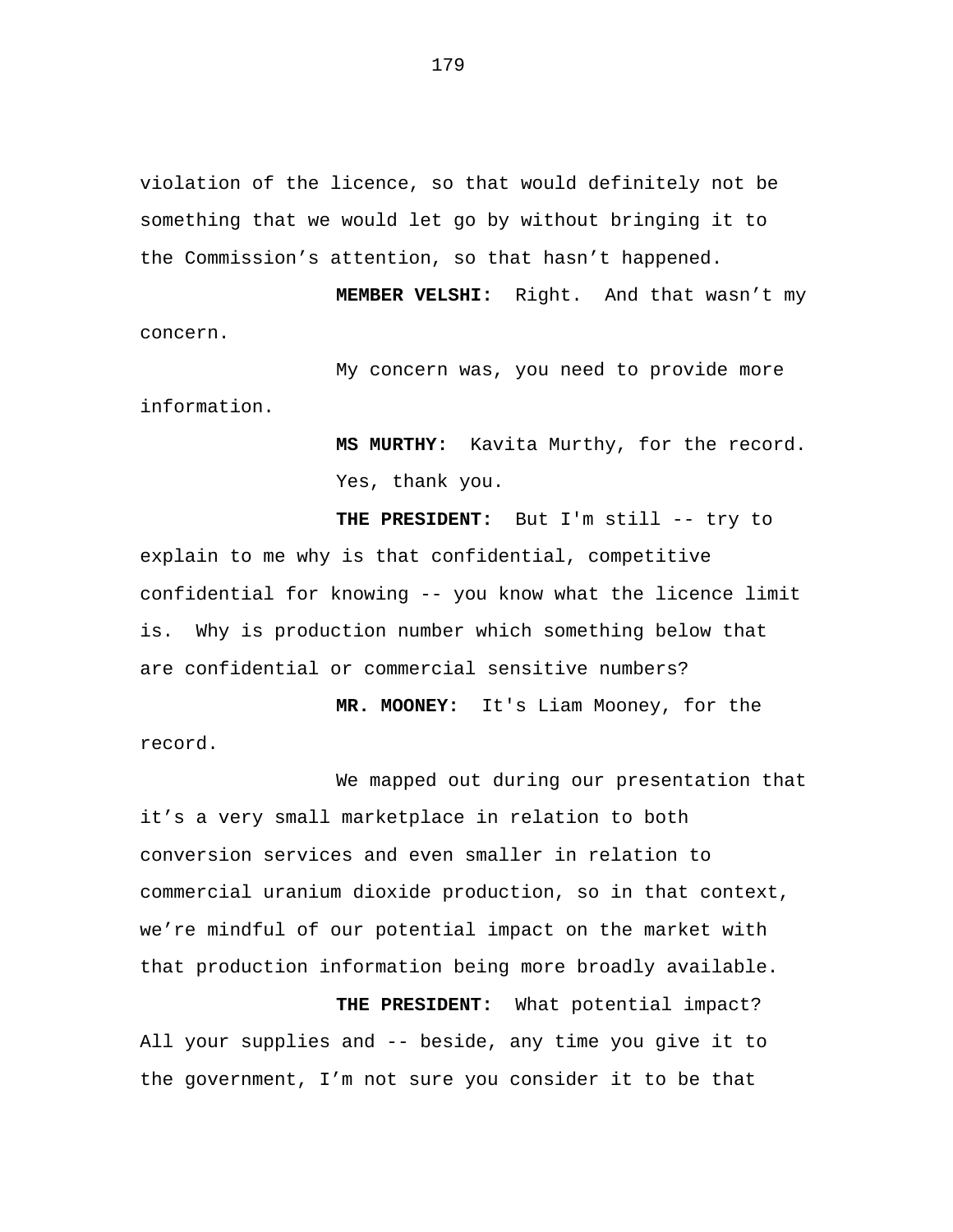violation of the licence, so that would definitely not be something that we would let go by without bringing it to the Commission's attention, so that hasn't happened.

**MEMBER VELSHI:** Right. And that wasn't my concern.

My concern was, you need to provide more information.

**MS MURTHY:** Kavita Murthy, for the record.

Yes, thank you.

**THE PRESIDENT:** But I'm still -- try to explain to me why is that confidential, competitive confidential for knowing -- you know what the licence limit is. Why is production number which something below that are confidential or commercial sensitive numbers?

**MR. MOONEY:** It's Liam Mooney, for the record.

We mapped out during our presentation that it's a very small marketplace in relation to both conversion services and even smaller in relation to commercial uranium dioxide production, so in that context, we're mindful of our potential impact on the market with that production information being more broadly available.

**THE PRESIDENT:** What potential impact? All your supplies and -- beside, any time you give it to the government, I'm not sure you consider it to be that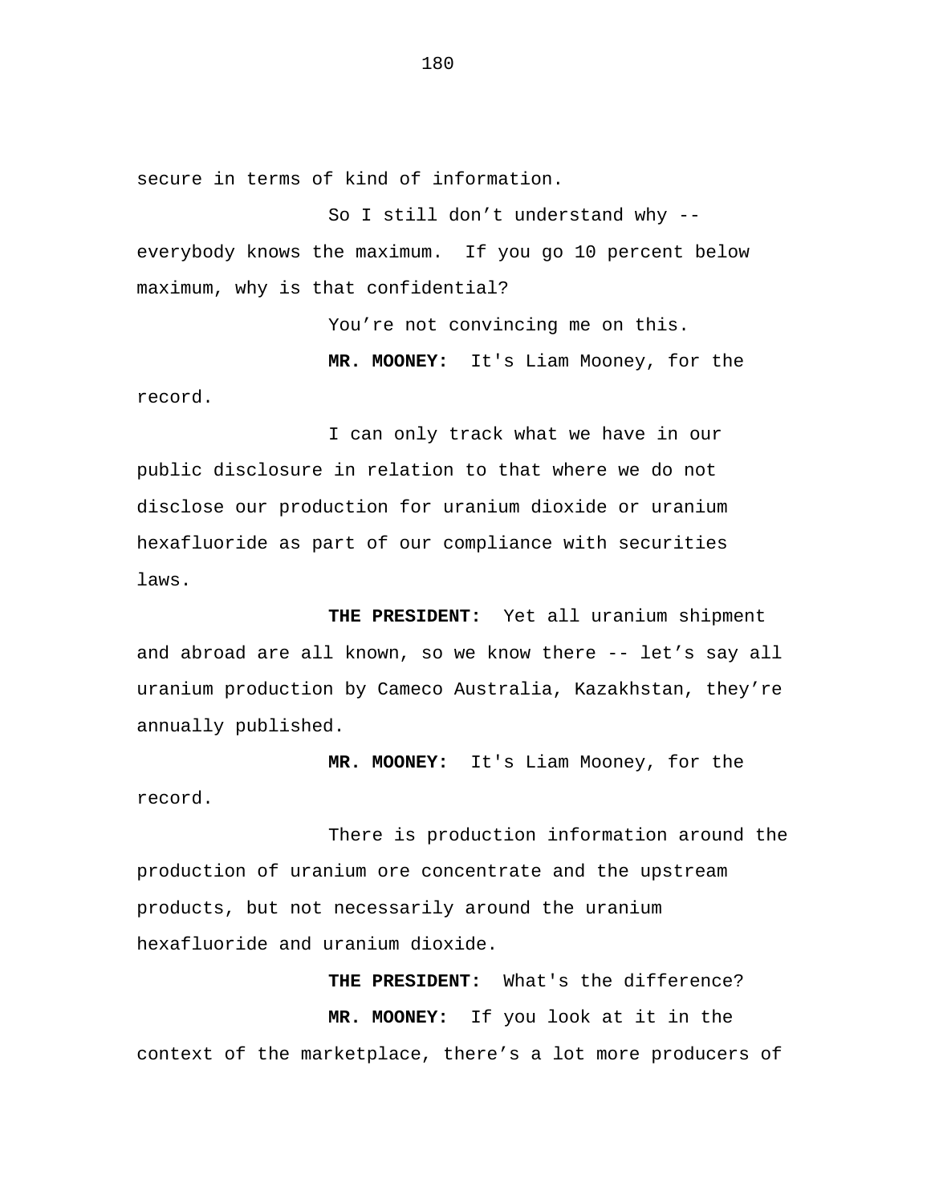secure in terms of kind of information.

So I still don't understand why -- everybody knows the maximum. If you go 10 percent below maximum, why is that confidential?

You're not convincing me on this.

**MR. MOONEY:** It's Liam Mooney, for the record.

I can only track what we have in our public disclosure in relation to that where we do not disclose our production for uranium dioxide or uranium hexafluoride as part of our compliance with securities laws.

**THE PRESIDENT:** Yet all uranium shipment and abroad are all known, so we know there -- let's say all uranium production by Cameco Australia, Kazakhstan, they're annually published.

**MR. MOONEY:** It's Liam Mooney, for the record.

There is production information around the production of uranium ore concentrate and the upstream products, but not necessarily around the uranium hexafluoride and uranium dioxide.

**THE PRESIDENT:** What's the difference?

**MR. MOONEY:** If you look at it in the context of the marketplace, there's a lot more producers of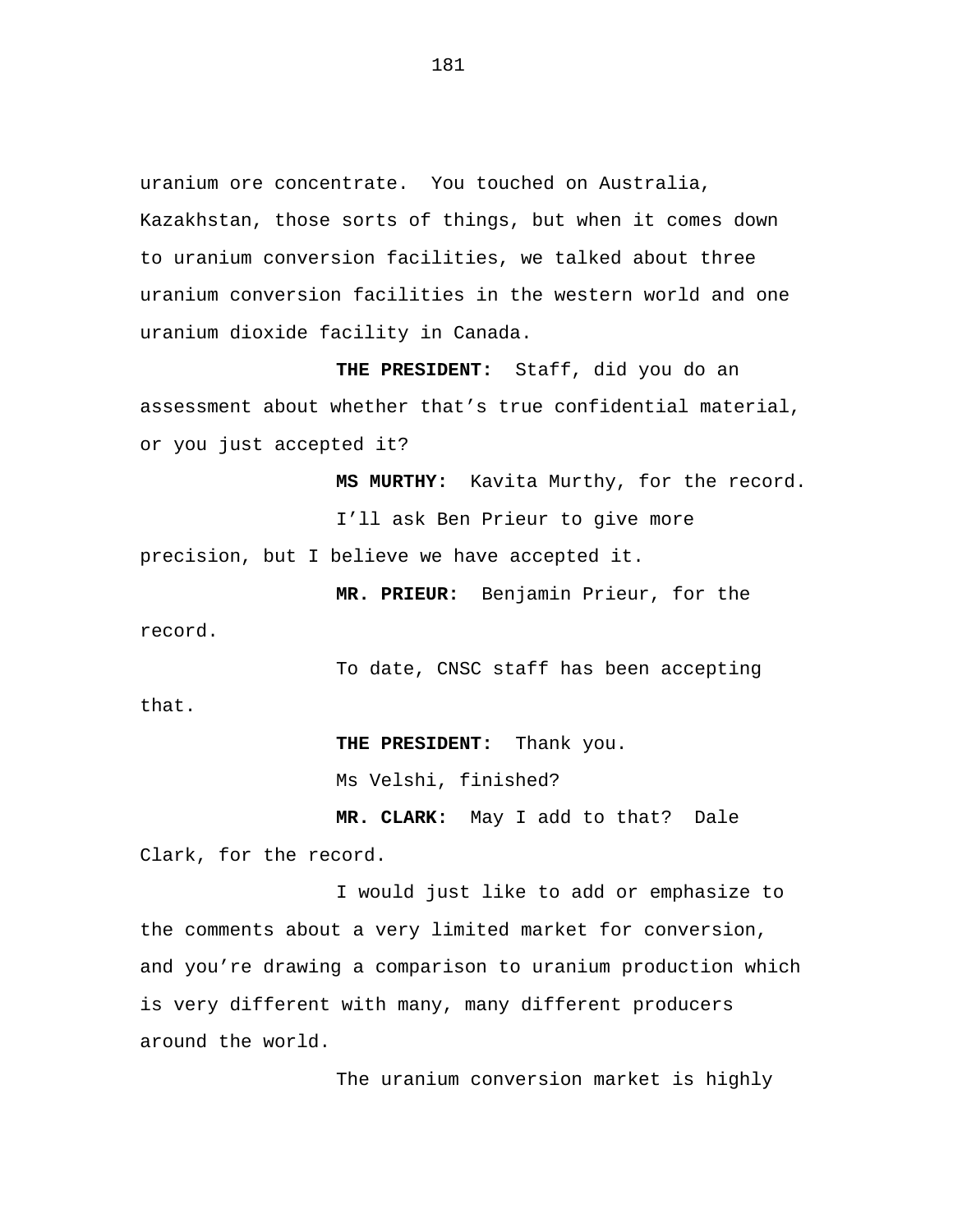uranium ore concentrate. You touched on Australia, Kazakhstan, those sorts of things, but when it comes down to uranium conversion facilities, we talked about three uranium conversion facilities in the western world and one uranium dioxide facility in Canada.

**THE PRESIDENT:** Staff, did you do an assessment about whether that's true confidential material, or you just accepted it?

**MS MURTHY:** Kavita Murthy, for the record.

I'll ask Ben Prieur to give more precision, but I believe we have accepted it.

**MR. PRIEUR:** Benjamin Prieur, for the record.

To date, CNSC staff has been accepting that.

**THE PRESIDENT:** Thank you.

Ms Velshi, finished?

**MR. CLARK:** May I add to that? Dale Clark, for the record.

I would just like to add or emphasize to the comments about a very limited market for conversion, and you're drawing a comparison to uranium production which is very different with many, many different producers around the world.

The uranium conversion market is highly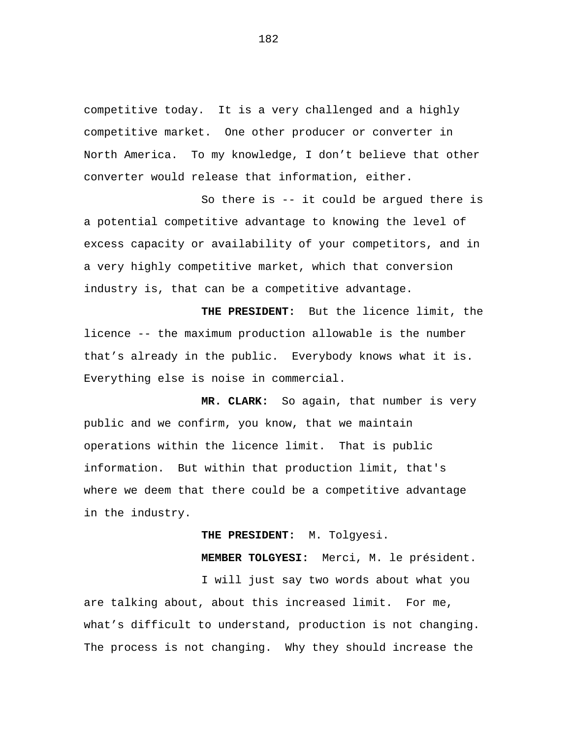competitive today. It is a very challenged and a highly competitive market. One other producer or converter in North America. To my knowledge, I don't believe that other converter would release that information, either.

So there is -- it could be argued there is a potential competitive advantage to knowing the level of excess capacity or availability of your competitors, and in a very highly competitive market, which that conversion industry is, that can be a competitive advantage.

**THE PRESIDENT:** But the licence limit, the licence -- the maximum production allowable is the number that's already in the public. Everybody knows what it is. Everything else is noise in commercial.

**MR. CLARK:** So again, that number is very public and we confirm, you know, that we maintain operations within the licence limit. That is public information. But within that production limit, that's where we deem that there could be a competitive advantage in the industry.

**THE PRESIDENT:** M. Tolgyesi.

**MEMBER TOLGYESI:** Merci, M. le président.

I will just say two words about what you are talking about, about this increased limit. For me, what's difficult to understand, production is not changing. The process is not changing. Why they should increase the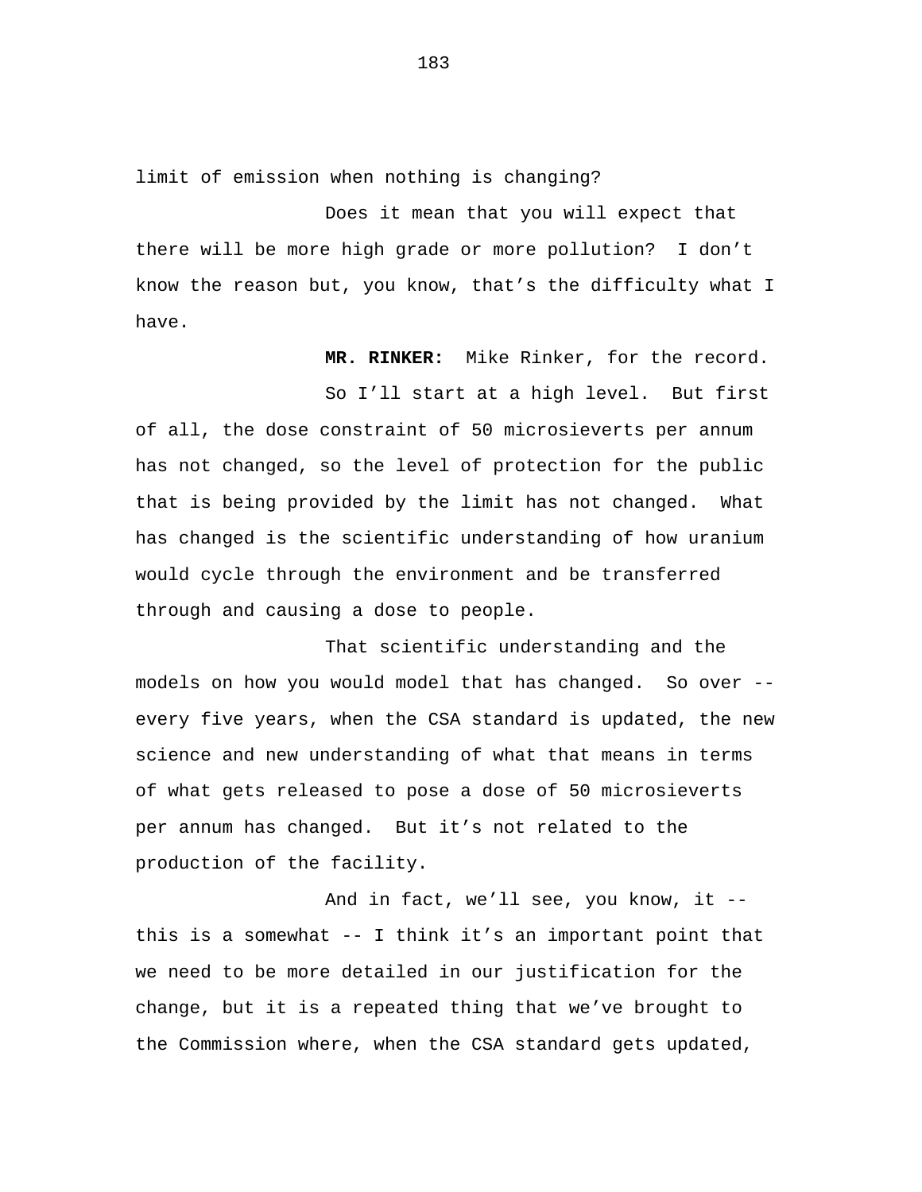limit of emission when nothing is changing?

Does it mean that you will expect that there will be more high grade or more pollution? I don't know the reason but, you know, that's the difficulty what I have.

**MR. RINKER:** Mike Rinker, for the record.

So I'll start at a high level. But first of all, the dose constraint of 50 microsieverts per annum has not changed, so the level of protection for the public that is being provided by the limit has not changed. What has changed is the scientific understanding of how uranium would cycle through the environment and be transferred through and causing a dose to people.

That scientific understanding and the models on how you would model that has changed. So over -- every five years, when the CSA standard is updated, the new science and new understanding of what that means in terms of what gets released to pose a dose of 50 microsieverts per annum has changed. But it's not related to the production of the facility.

And in fact, we'll see, you know, it -- this is a somewhat -- I think it's an important point that we need to be more detailed in our justification for the change, but it is a repeated thing that we've brought to the Commission where, when the CSA standard gets updated,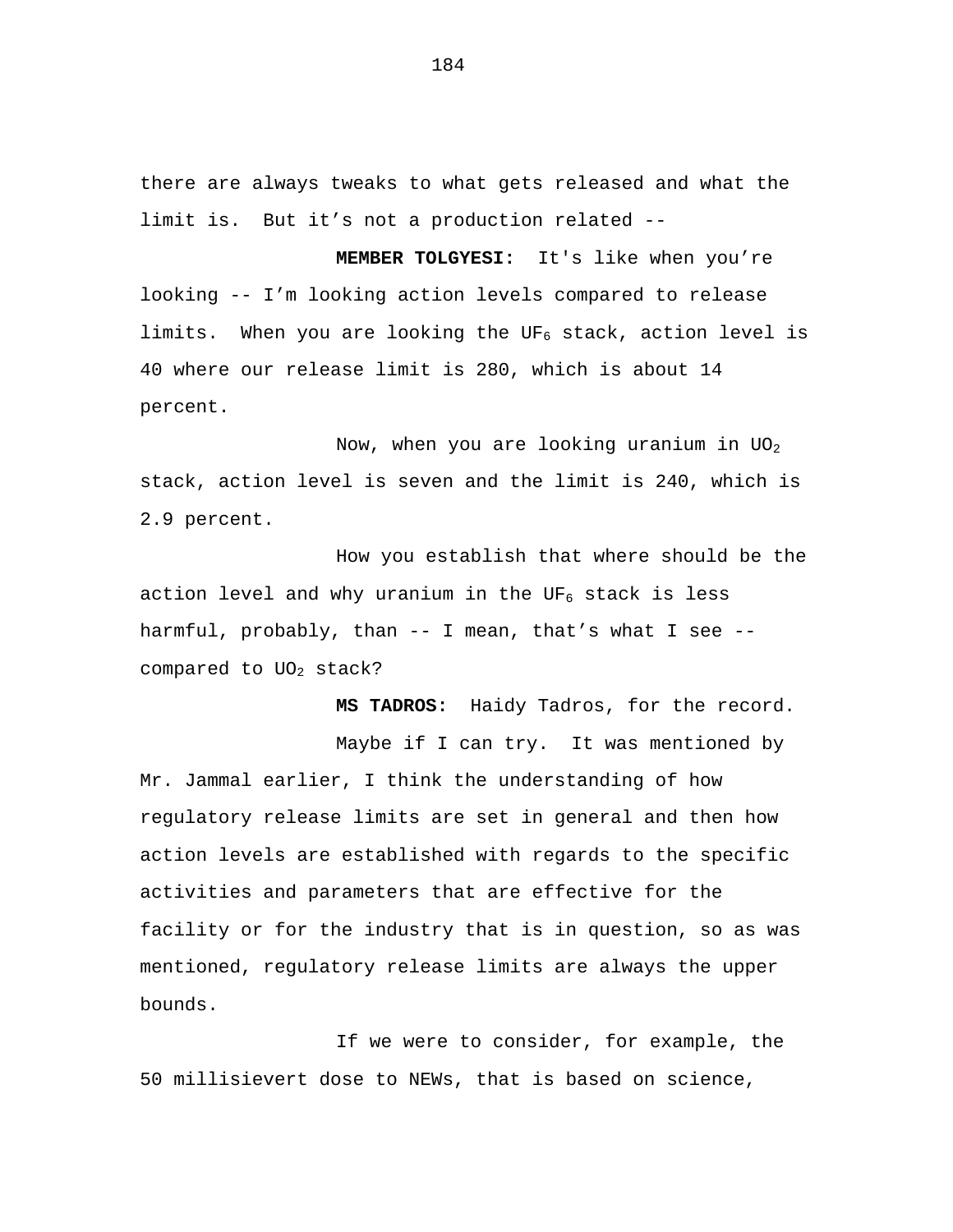there are always tweaks to what gets released and what the limit is. But it's not a production related --

**MEMBER TOLGYESI:** It's like when you're looking -- I'm looking action levels compared to release limits. When you are looking the $UF_6$ stack, action level is 40 where our release limit is 280, which is about 14 percent.

Now, when you are looking uranium in $UO_2$ stack, action level is seven and the limit is 240, which is 2.9 percent.

How you establish that where should be the action level and why uranium in the $UF_6$ stack is less harmful, probably, than -- I mean, that's what I see -- compared to $UO_2$ stack?

**MS TADROS:** Haidy Tadros, for the record.

Maybe if I can try. It was mentioned by Mr. Jammal earlier, I think the understanding of how regulatory release limits are set in general and then how action levels are established with regards to the specific activities and parameters that are effective for the facility or for the industry that is in question, so as was mentioned, regulatory release limits are always the upper bounds.

If we were to consider, for example, the 50 millisievert dose to NEWs, that is based on science,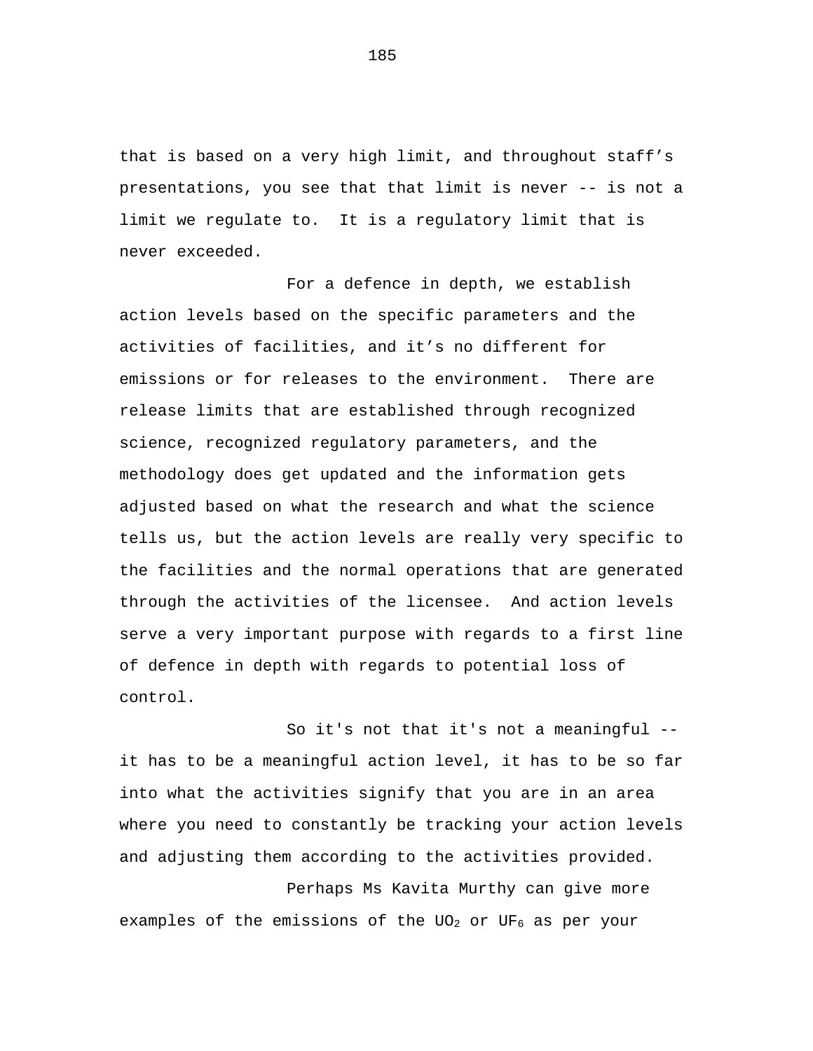that is based on a very high limit, and throughout staff's presentations, you see that that limit is never -- is not a limit we regulate to. It is a regulatory limit that is never exceeded.

For a defence in depth, we establish action levels based on the specific parameters and the activities of facilities, and it's no different for emissions or for releases to the environment. There are release limits that are established through recognized science, recognized regulatory parameters, and the methodology does get updated and the information gets adjusted based on what the research and what the science tells us, but the action levels are really very specific to the facilities and the normal operations that are generated through the activities of the licensee. And action levels serve a very important purpose with regards to a first line of defence in depth with regards to potential loss of control.

So it's not that it's not a meaningful -- it has to be a meaningful action level, it has to be so far into what the activities signify that you are in an area where you need to constantly be tracking your action levels and adjusting them according to the activities provided.

Perhaps Ms Kavita Murthy can give more examples of the emissions of the $UO_2$ or $UF_6$ as per your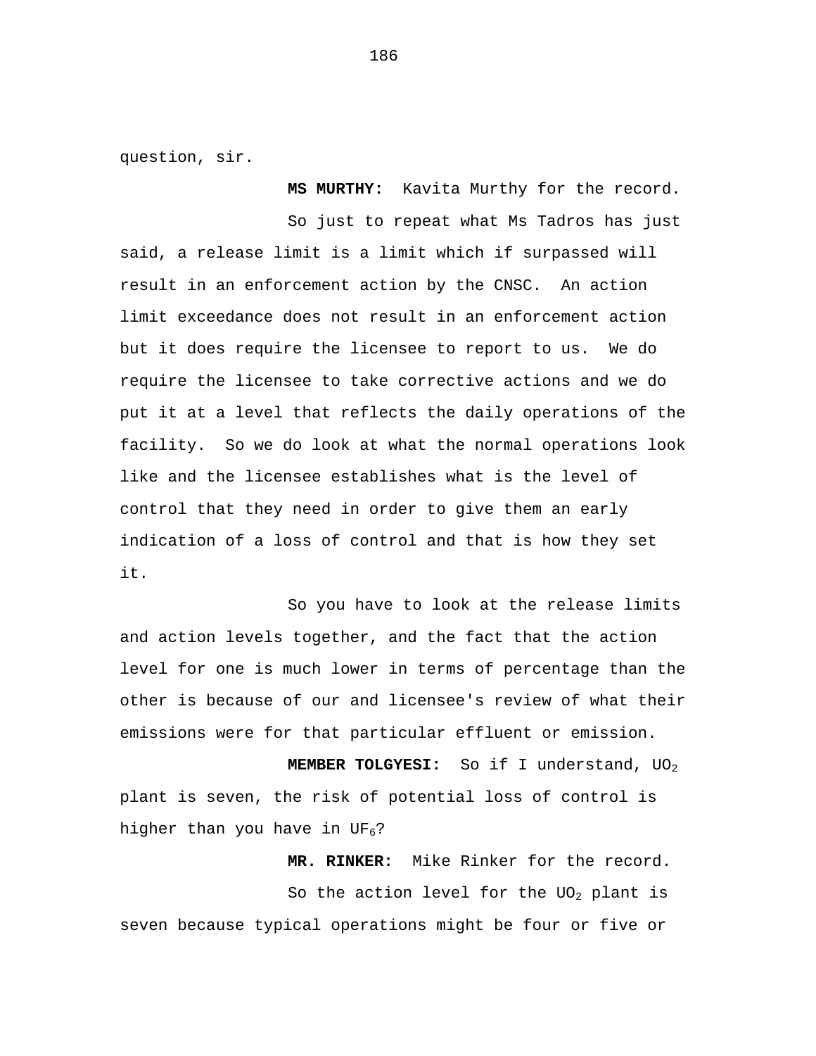question, sir.

**MS MURTHY:** Kavita Murthy for the record.

So just to repeat what Ms Tadros has just said, a release limit is a limit which if surpassed will result in an enforcement action by the CNSC. An action limit exceedance does not result in an enforcement action but it does require the licensee to report to us. We do require the licensee to take corrective actions and we do put it at a level that reflects the daily operations of the facility. So we do look at what the normal operations look like and the licensee establishes what is the level of control that they need in order to give them an early indication of a loss of control and that is how they set it.

So you have to look at the release limits and action levels together, and the fact that the action level for one is much lower in terms of percentage than the other is because of our and licensee's review of what their emissions were for that particular effluent or emission.

**MEMBER TOLGYESI:** So if I understand, $UO_2$ plant is seven, the risk of potential loss of control is higher than you have in $UF_6$?

**MR. RINKER:** Mike Rinker for the record.

So the action level for the $UO_2$ plant is seven because typical operations might be four or five or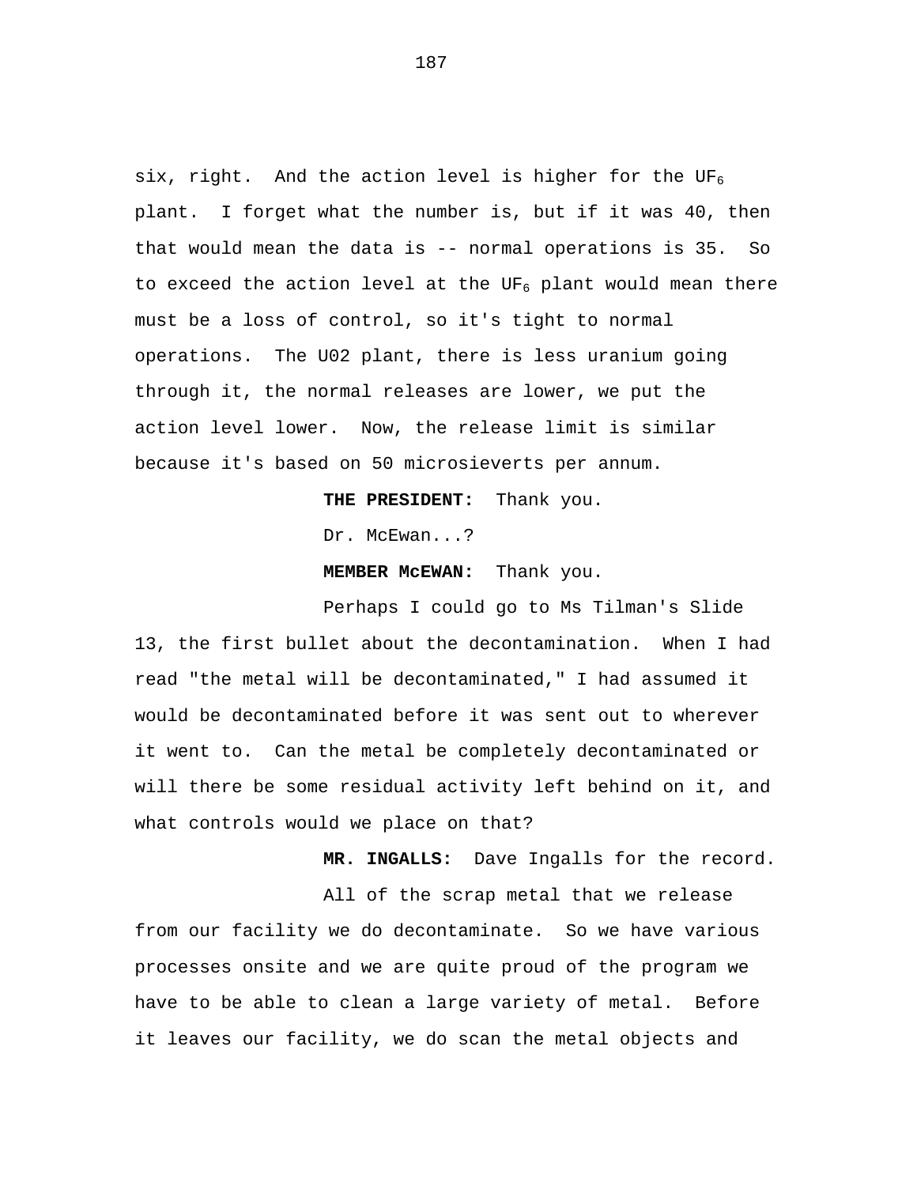six, right.  And the action level is higher for the $UF_6$ plant.  I forget what the number is, but if it was 40, then that would mean the data is -- normal operations is 35.  So to exceed the action level at the $UF_6$ plant would mean there must be a loss of control, so it's tight to normal operations.  The U02 plant, there is less uranium going through it, the normal releases are lower, we put the action level lower.  Now, the release limit is similar because it's based on 50 microsieverts per annum.

**THE PRESIDENT:**  Thank you.

Dr. McEwan...?

**MEMBER McEWAN:**  Thank you.

Perhaps I could go to Ms Tilman's Slide 13, the first bullet about the decontamination.  When I had read "the metal will be decontaminated," I had assumed it would be decontaminated before it was sent out to wherever it went to.  Can the metal be completely decontaminated or will there be some residual activity left behind on it, and what controls would we place on that?

**MR. INGALLS:**  Dave Ingalls for the record.

All of the scrap metal that we release from our facility we do decontaminate.  So we have various processes onsite and we are quite proud of the program we have to be able to clean a large variety of metal.  Before it leaves our facility, we do scan the metal objects and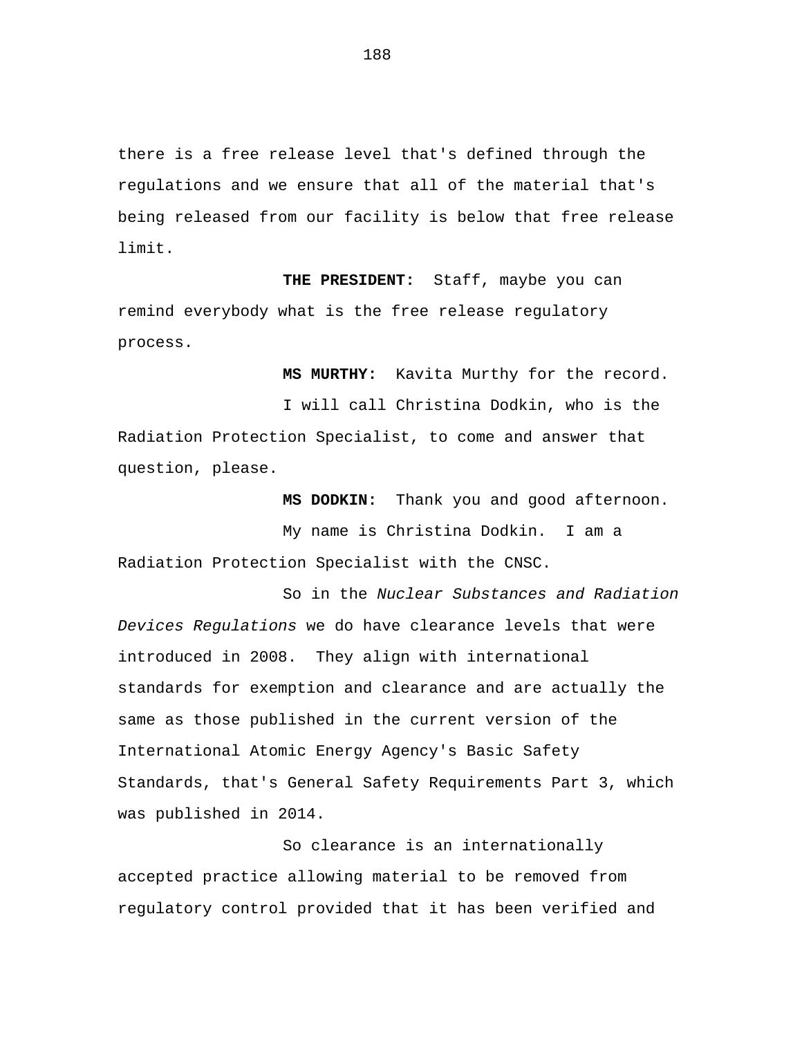there is a free release level that's defined through the regulations and we ensure that all of the material that's being released from our facility is below that free release limit.

**THE PRESIDENT:** Staff, maybe you can remind everybody what is the free release regulatory process.

**MS MURTHY:** Kavita Murthy for the record.

I will call Christina Dodkin, who is the Radiation Protection Specialist, to come and answer that question, please.

**MS DODKIN:** Thank you and good afternoon.

My name is Christina Dodkin. I am a Radiation Protection Specialist with the CNSC.

So in the *Nuclear Substances and Radiation Devices Regulations* we do have clearance levels that were introduced in 2008. They align with international standards for exemption and clearance and are actually the same as those published in the current version of the International Atomic Energy Agency's Basic Safety Standards, that's General Safety Requirements Part 3, which was published in 2014.

So clearance is an internationally accepted practice allowing material to be removed from regulatory control provided that it has been verified and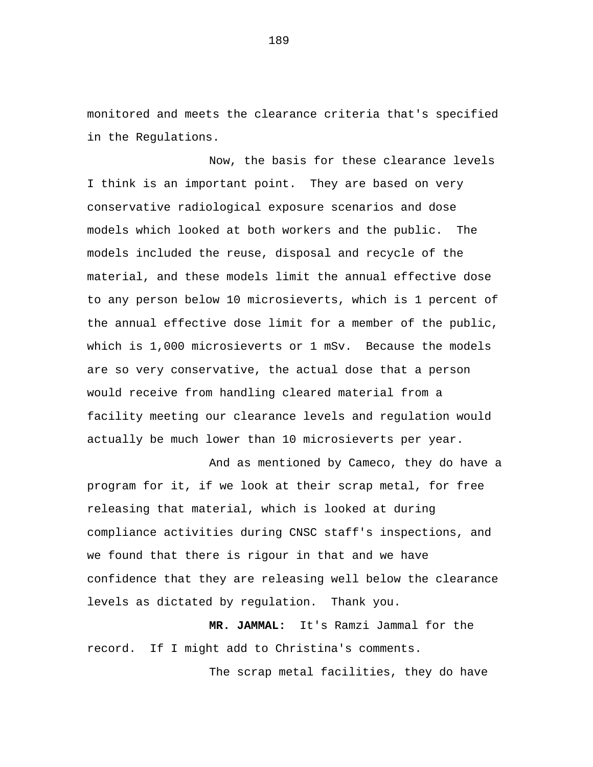monitored and meets the clearance criteria that's specified in the Regulations.

Now, the basis for these clearance levels I think is an important point. They are based on very conservative radiological exposure scenarios and dose models which looked at both workers and the public. The models included the reuse, disposal and recycle of the material, and these models limit the annual effective dose to any person below 10 microsieverts, which is 1 percent of the annual effective dose limit for a member of the public, which is 1,000 microsieverts or 1 mSv. Because the models are so very conservative, the actual dose that a person would receive from handling cleared material from a facility meeting our clearance levels and regulation would actually be much lower than 10 microsieverts per year.

And as mentioned by Cameco, they do have a program for it, if we look at their scrap metal, for free releasing that material, which is looked at during compliance activities during CNSC staff's inspections, and we found that there is rigour in that and we have confidence that they are releasing well below the clearance levels as dictated by regulation. Thank you.

**MR. JAMMAL:** It's Ramzi Jammal for the record. If I might add to Christina's comments.

The scrap metal facilities, they do have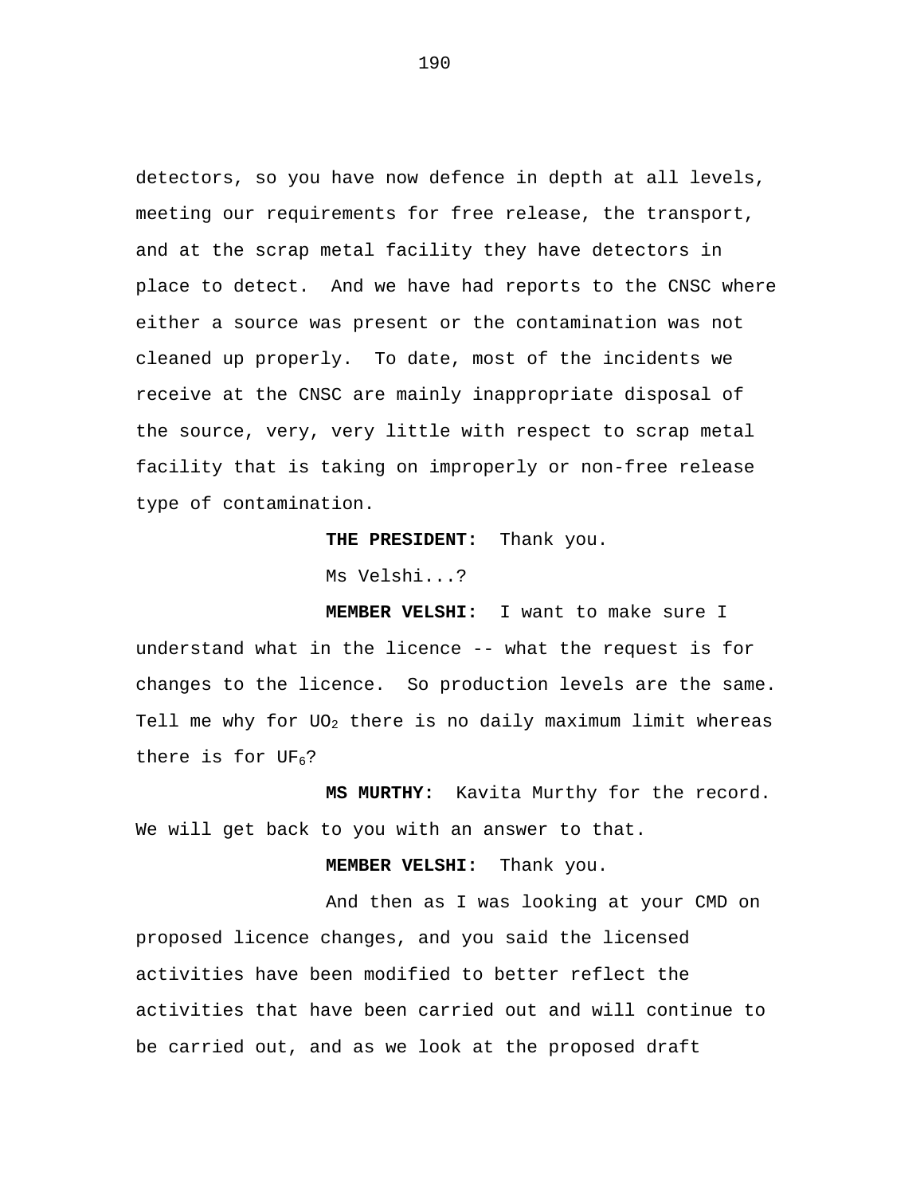detectors, so you have now defence in depth at all levels, meeting our requirements for free release, the transport, and at the scrap metal facility they have detectors in place to detect. And we have had reports to the CNSC where either a source was present or the contamination was not cleaned up properly. To date, most of the incidents we receive at the CNSC are mainly inappropriate disposal of the source, very, very little with respect to scrap metal facility that is taking on improperly or non-free release type of contamination.

**THE PRESIDENT:** Thank you.

Ms Velshi...?

**MEMBER VELSHI:** I want to make sure I understand what in the licence -- what the request is for changes to the licence. So production levels are the same. Tell me why for $UO_2$ there is no daily maximum limit whereas there is for $UF_6$?

**MS MURTHY:** Kavita Murthy for the record. We will get back to you with an answer to that.

**MEMBER VELSHI:** Thank you.

And then as I was looking at your CMD on proposed licence changes, and you said the licensed activities have been modified to better reflect the activities that have been carried out and will continue to be carried out, and as we look at the proposed draft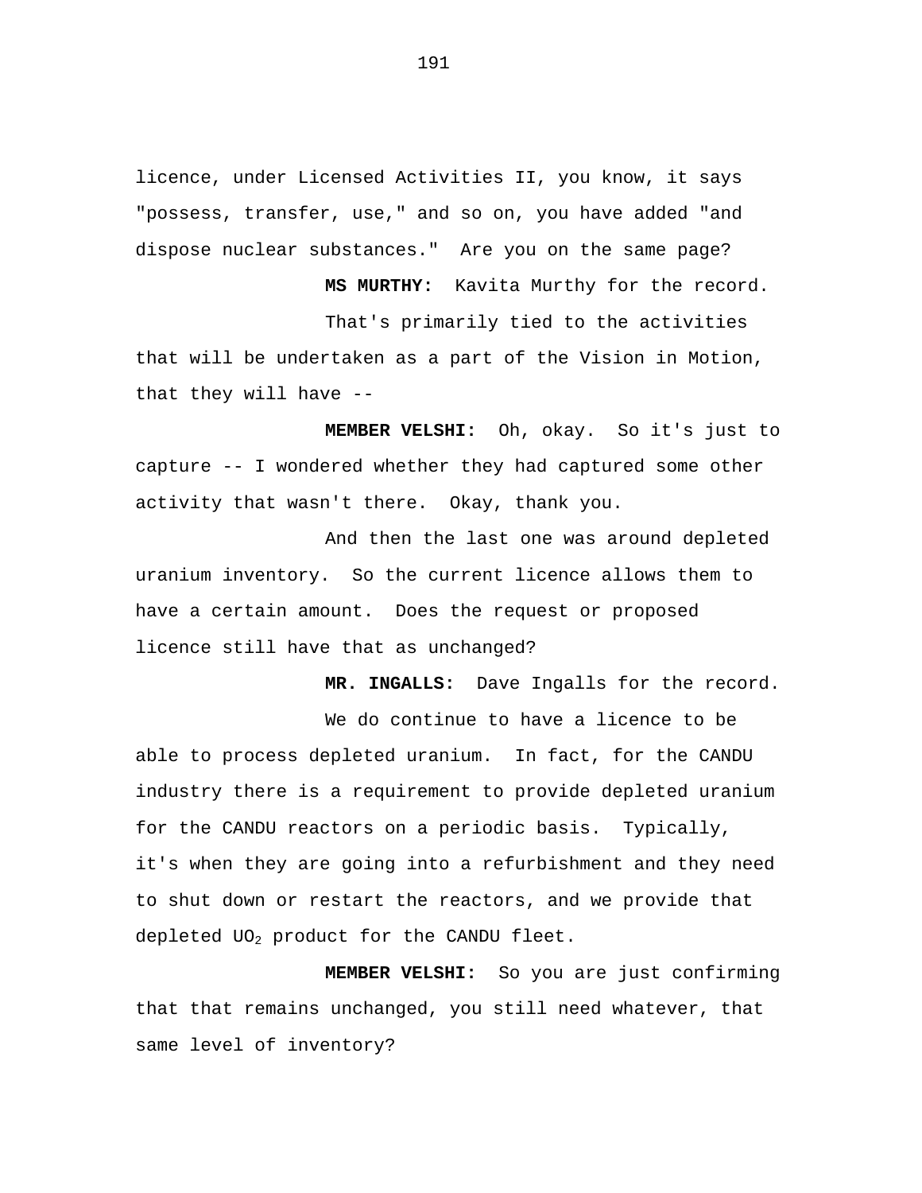licence, under Licensed Activities II, you know, it says "possess, transfer, use," and so on, you have added "and dispose nuclear substances." Are you on the same page?

**MS MURTHY:** Kavita Murthy for the record.

That's primarily tied to the activities that will be undertaken as a part of the Vision in Motion, that they will have --

**MEMBER VELSHI:** Oh, okay. So it's just to capture -- I wondered whether they had captured some other activity that wasn't there. Okay, thank you.

And then the last one was around depleted uranium inventory. So the current licence allows them to have a certain amount. Does the request or proposed licence still have that as unchanged?

**MR. INGALLS:** Dave Ingalls for the record.

We do continue to have a licence to be able to process depleted uranium. In fact, for the CANDU industry there is a requirement to provide depleted uranium for the CANDU reactors on a periodic basis. Typically, it's when they are going into a refurbishment and they need to shut down or restart the reactors, and we provide that depleted $UO_2$ product for the CANDU fleet.

**MEMBER VELSHI:** So you are just confirming that that remains unchanged, you still need whatever, that same level of inventory?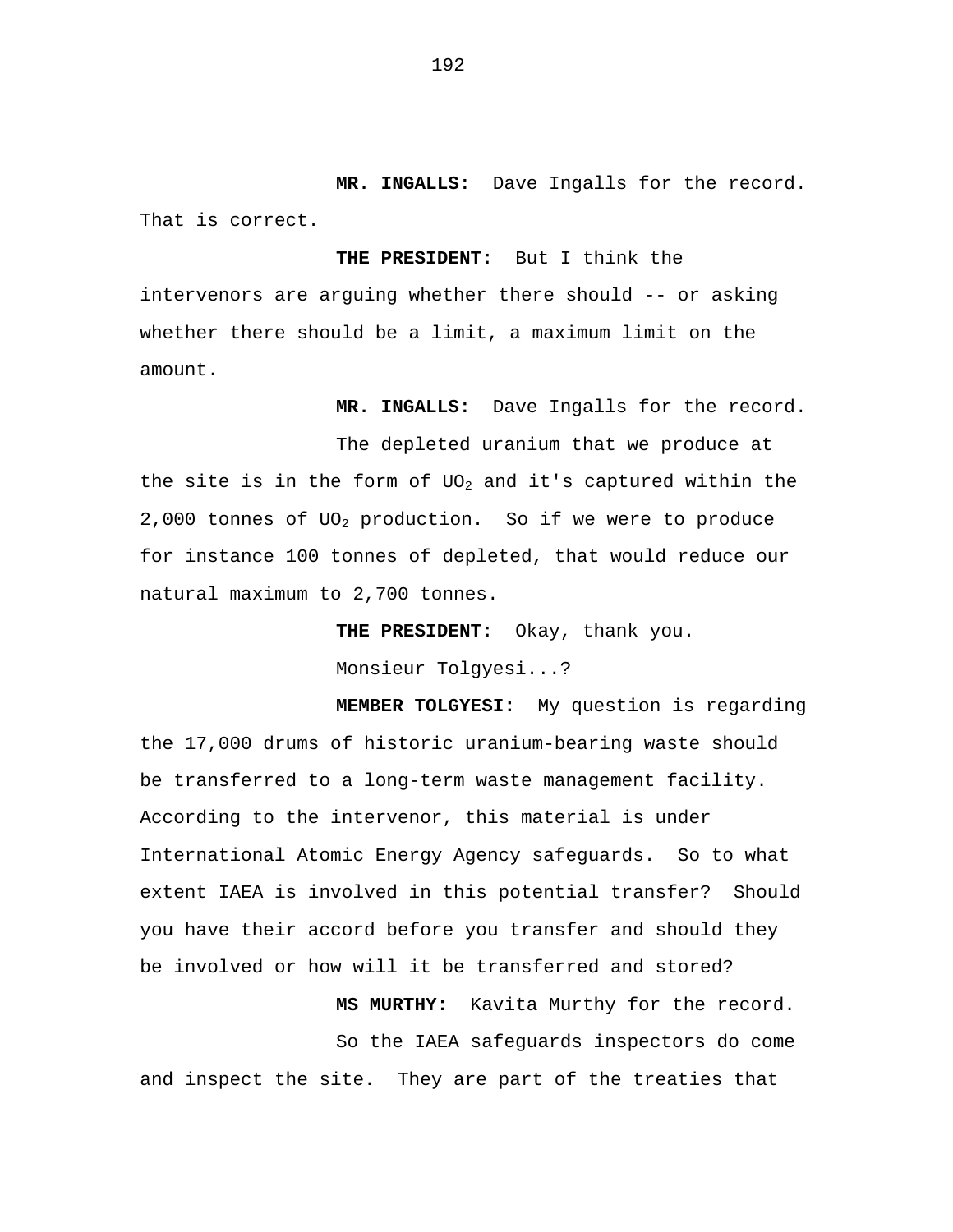**MR. INGALLS:** Dave Ingalls for the record. That is correct.

**THE PRESIDENT:** But I think the intervenors are arguing whether there should -- or asking whether there should be a limit, a maximum limit on the amount.

**MR. INGALLS:** Dave Ingalls for the record.

The depleted uranium that we produce at the site is in the form of $UO_2$ and it's captured within the 2,000 tonnes of $UO_2$ production. So if we were to produce for instance 100 tonnes of depleted, that would reduce our natural maximum to 2,700 tonnes.

**THE PRESIDENT:** Okay, thank you.

Monsieur Tolgyesi...?

**MEMBER TOLGYESI:** My question is regarding the 17,000 drums of historic uranium-bearing waste should be transferred to a long-term waste management facility. According to the intervenor, this material is under International Atomic Energy Agency safeguards. So to what extent IAEA is involved in this potential transfer? Should you have their accord before you transfer and should they be involved or how will it be transferred and stored?

**MS MURTHY:** Kavita Murthy for the record.

So the IAEA safeguards inspectors do come and inspect the site. They are part of the treaties that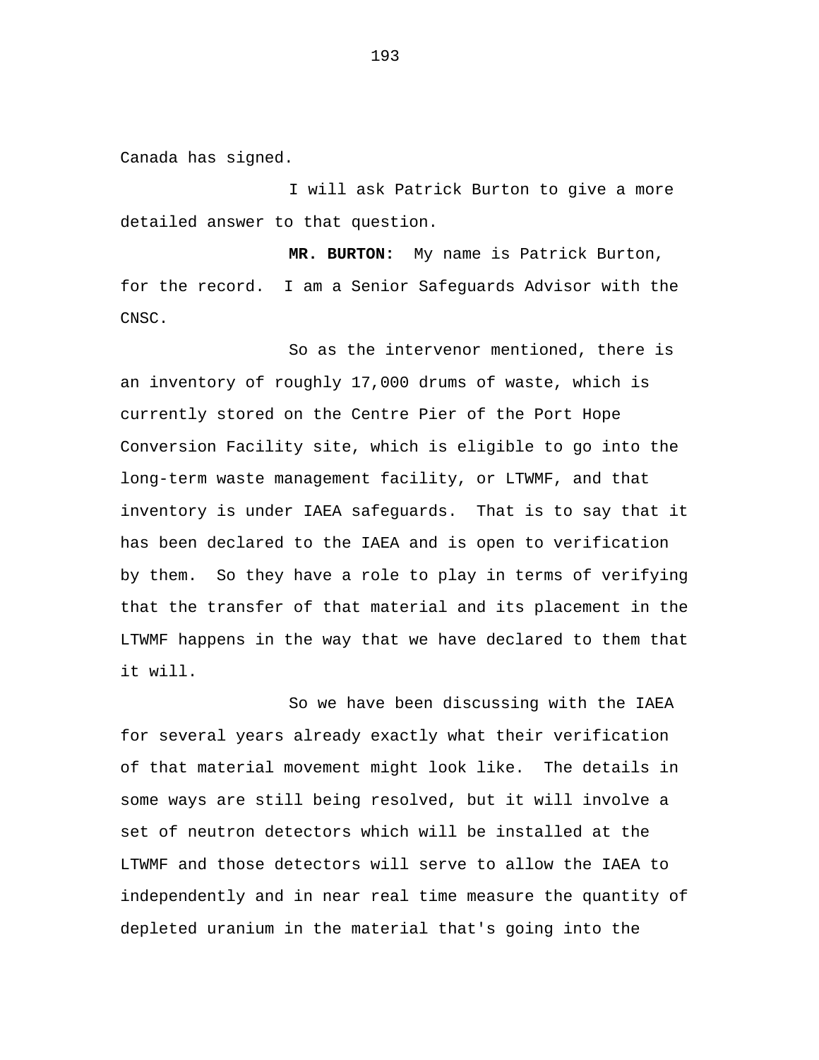Canada has signed.

I will ask Patrick Burton to give a more detailed answer to that question.

**MR. BURTON:** My name is Patrick Burton, for the record. I am a Senior Safeguards Advisor with the CNSC.

So as the intervenor mentioned, there is an inventory of roughly 17,000 drums of waste, which is currently stored on the Centre Pier of the Port Hope Conversion Facility site, which is eligible to go into the long-term waste management facility, or LTWMF, and that inventory is under IAEA safeguards. That is to say that it has been declared to the IAEA and is open to verification by them. So they have a role to play in terms of verifying that the transfer of that material and its placement in the LTWMF happens in the way that we have declared to them that it will.

So we have been discussing with the IAEA for several years already exactly what their verification of that material movement might look like. The details in some ways are still being resolved, but it will involve a set of neutron detectors which will be installed at the LTWMF and those detectors will serve to allow the IAEA to independently and in near real time measure the quantity of depleted uranium in the material that's going into the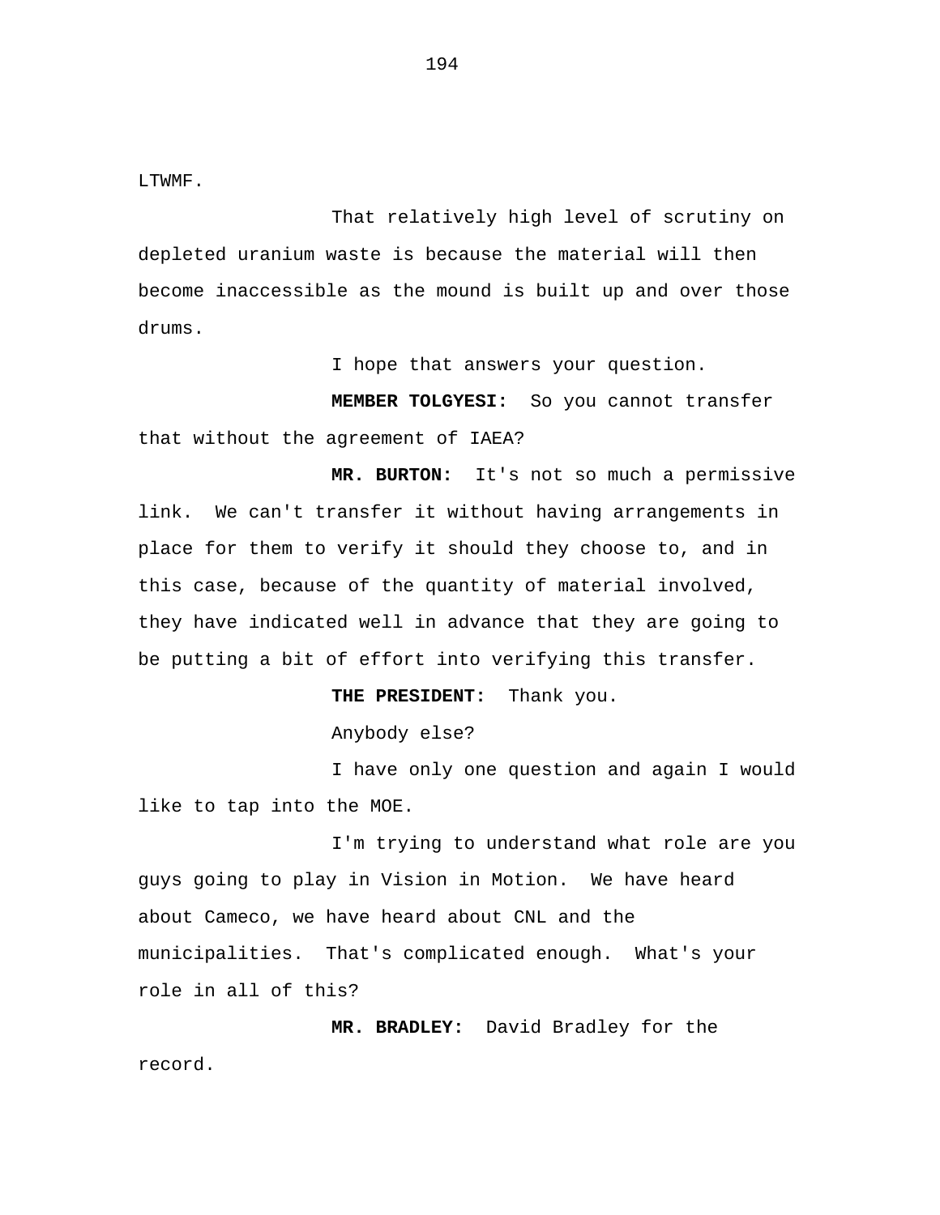LTWMF.

That relatively high level of scrutiny on depleted uranium waste is because the material will then become inaccessible as the mound is built up and over those drums.

I hope that answers your question.

**MEMBER TOLGYESI:** So you cannot transfer that without the agreement of IAEA?

**MR. BURTON:** It's not so much a permissive link. We can't transfer it without having arrangements in place for them to verify it should they choose to, and in this case, because of the quantity of material involved, they have indicated well in advance that they are going to be putting a bit of effort into verifying this transfer.

**THE PRESIDENT:** Thank you.

Anybody else?

I have only one question and again I would like to tap into the MOE.

I'm trying to understand what role are you guys going to play in Vision in Motion. We have heard about Cameco, we have heard about CNL and the municipalities. That's complicated enough. What's your role in all of this?

**MR. BRADLEY:** David Bradley for the record.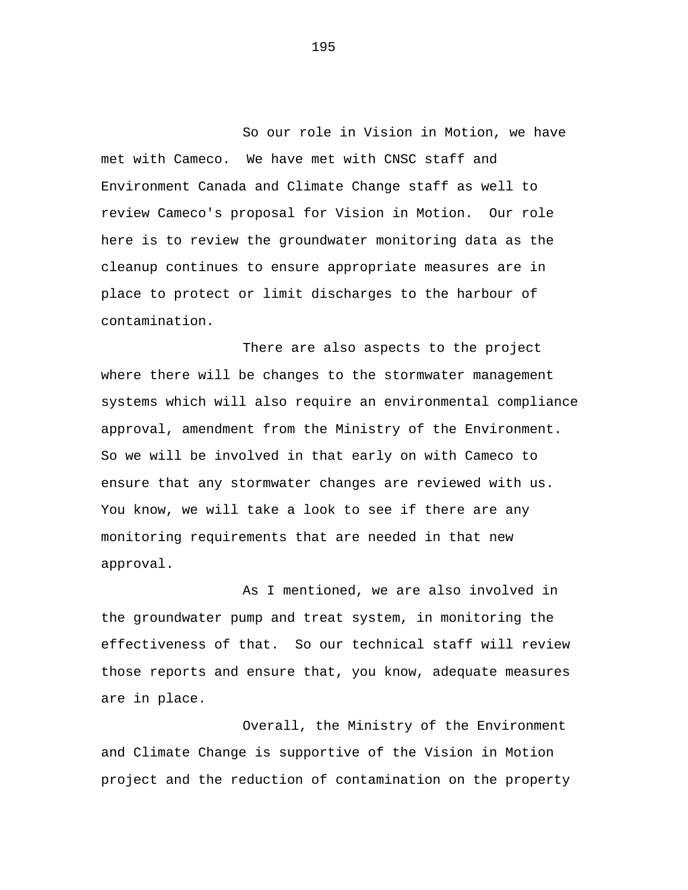So our role in Vision in Motion, we have met with Cameco. We have met with CNSC staff and Environment Canada and Climate Change staff as well to review Cameco's proposal for Vision in Motion. Our role here is to review the groundwater monitoring data as the cleanup continues to ensure appropriate measures are in place to protect or limit discharges to the harbour of contamination.

There are also aspects to the project where there will be changes to the stormwater management systems which will also require an environmental compliance approval, amendment from the Ministry of the Environment. So we will be involved in that early on with Cameco to ensure that any stormwater changes are reviewed with us. You know, we will take a look to see if there are any monitoring requirements that are needed in that new approval.

As I mentioned, we are also involved in the groundwater pump and treat system, in monitoring the effectiveness of that. So our technical staff will review those reports and ensure that, you know, adequate measures are in place.

Overall, the Ministry of the Environment and Climate Change is supportive of the Vision in Motion project and the reduction of contamination on the property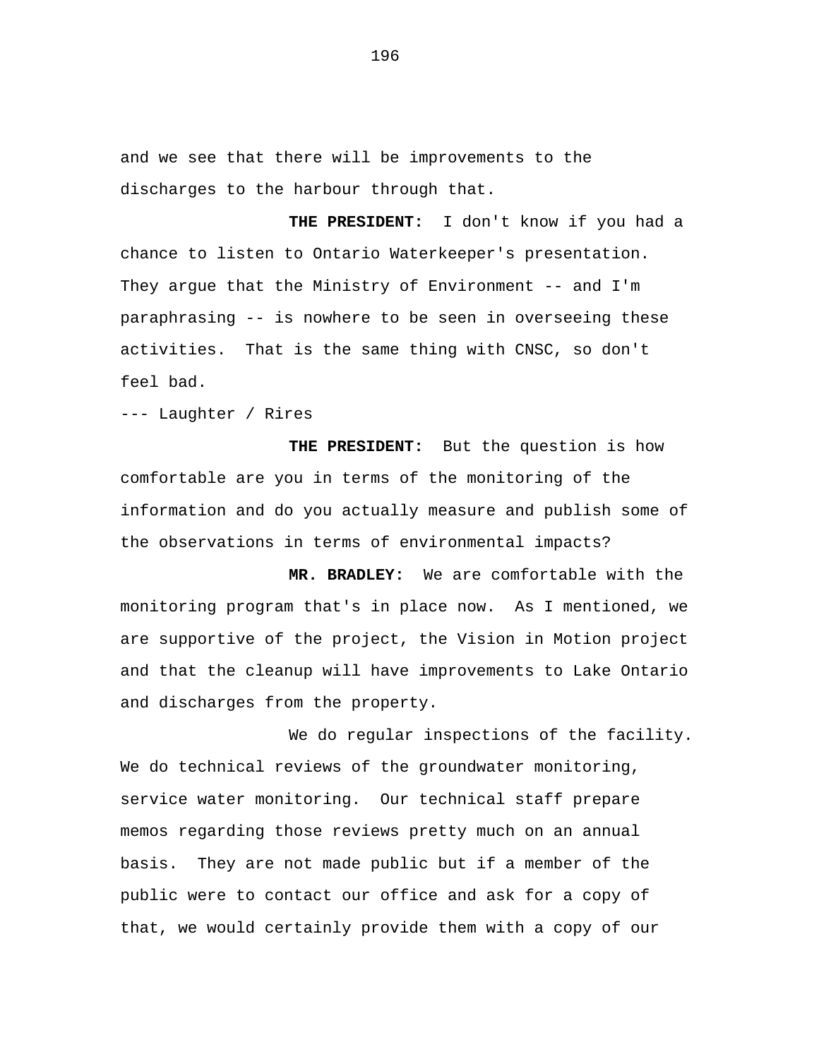and we see that there will be improvements to the discharges to the harbour through that.

**THE PRESIDENT:** I don't know if you had a chance to listen to Ontario Waterkeeper's presentation. They argue that the Ministry of Environment -- and I'm paraphrasing -- is nowhere to be seen in overseeing these activities. That is the same thing with CNSC, so don't feel bad.

--- Laughter / Rires

**THE PRESIDENT:** But the question is how comfortable are you in terms of the monitoring of the information and do you actually measure and publish some of the observations in terms of environmental impacts?

**MR. BRADLEY:** We are comfortable with the monitoring program that's in place now. As I mentioned, we are supportive of the project, the Vision in Motion project and that the cleanup will have improvements to Lake Ontario and discharges from the property.

We do regular inspections of the facility. We do technical reviews of the groundwater monitoring, service water monitoring. Our technical staff prepare memos regarding those reviews pretty much on an annual basis. They are not made public but if a member of the public were to contact our office and ask for a copy of that, we would certainly provide them with a copy of our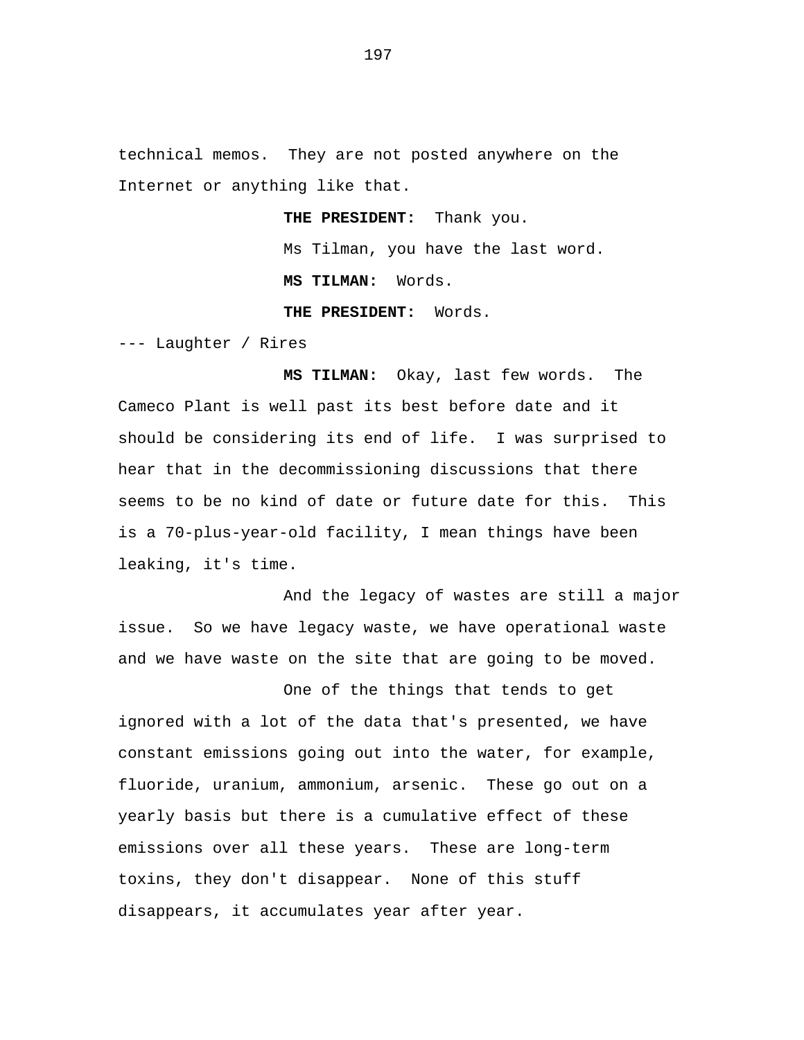technical memos. They are not posted anywhere on the Internet or anything like that.

**THE PRESIDENT:** Thank you.

Ms Tilman, you have the last word.

**MS TILMAN:** Words.

**THE PRESIDENT:** Words.

--- Laughter / Rires

**MS TILMAN:** Okay, last few words. The Cameco Plant is well past its best before date and it should be considering its end of life. I was surprised to hear that in the decommissioning discussions that there seems to be no kind of date or future date for this. This is a 70-plus-year-old facility, I mean things have been leaking, it's time.

And the legacy of wastes are still a major issue. So we have legacy waste, we have operational waste and we have waste on the site that are going to be moved.

One of the things that tends to get ignored with a lot of the data that's presented, we have constant emissions going out into the water, for example, fluoride, uranium, ammonium, arsenic. These go out on a yearly basis but there is a cumulative effect of these emissions over all these years. These are long-term toxins, they don't disappear. None of this stuff disappears, it accumulates year after year.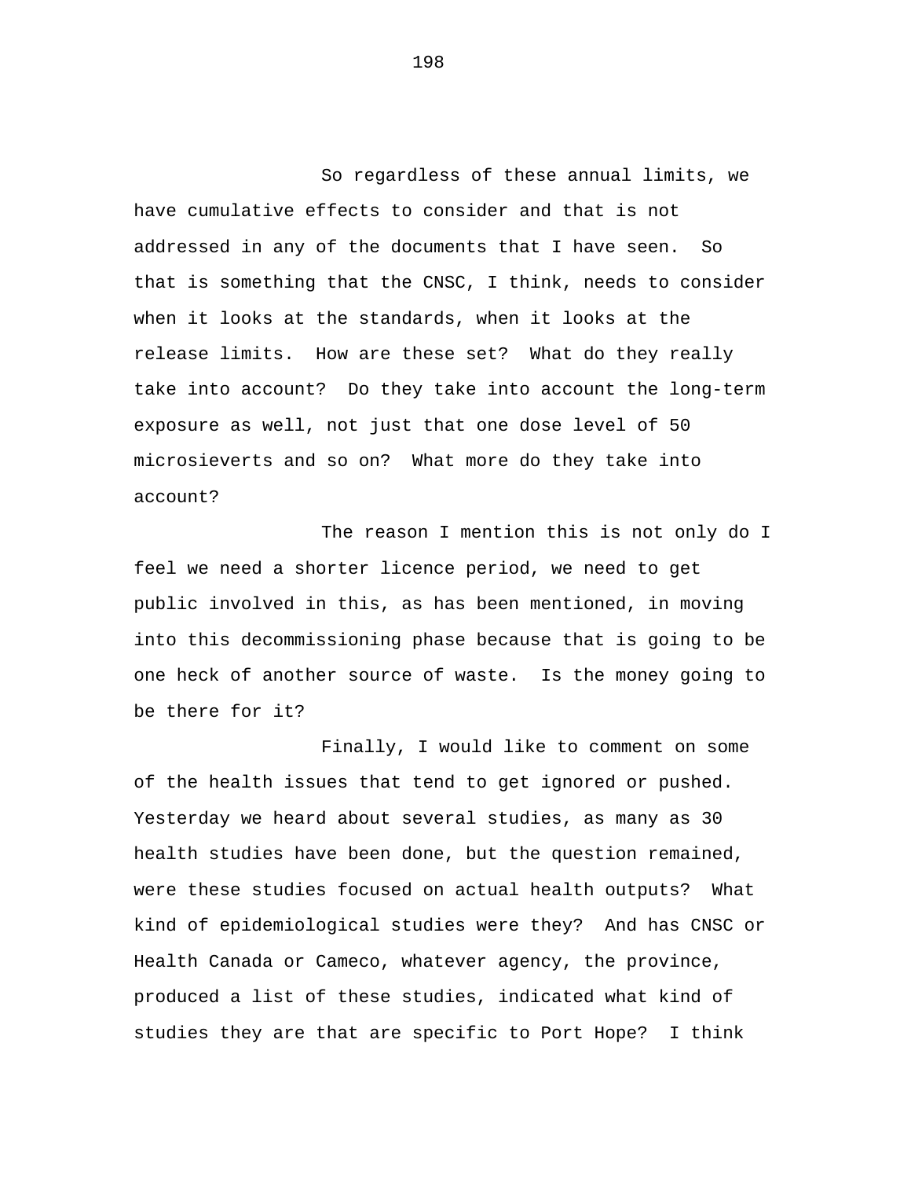So regardless of these annual limits, we have cumulative effects to consider and that is not addressed in any of the documents that I have seen. So that is something that the CNSC, I think, needs to consider when it looks at the standards, when it looks at the release limits. How are these set? What do they really take into account? Do they take into account the long-term exposure as well, not just that one dose level of 50 microsieverts and so on? What more do they take into account?

The reason I mention this is not only do I feel we need a shorter licence period, we need to get public involved in this, as has been mentioned, in moving into this decommissioning phase because that is going to be one heck of another source of waste. Is the money going to be there for it?

Finally, I would like to comment on some of the health issues that tend to get ignored or pushed. Yesterday we heard about several studies, as many as 30 health studies have been done, but the question remained, were these studies focused on actual health outputs? What kind of epidemiological studies were they? And has CNSC or Health Canada or Cameco, whatever agency, the province, produced a list of these studies, indicated what kind of studies they are that are specific to Port Hope? I think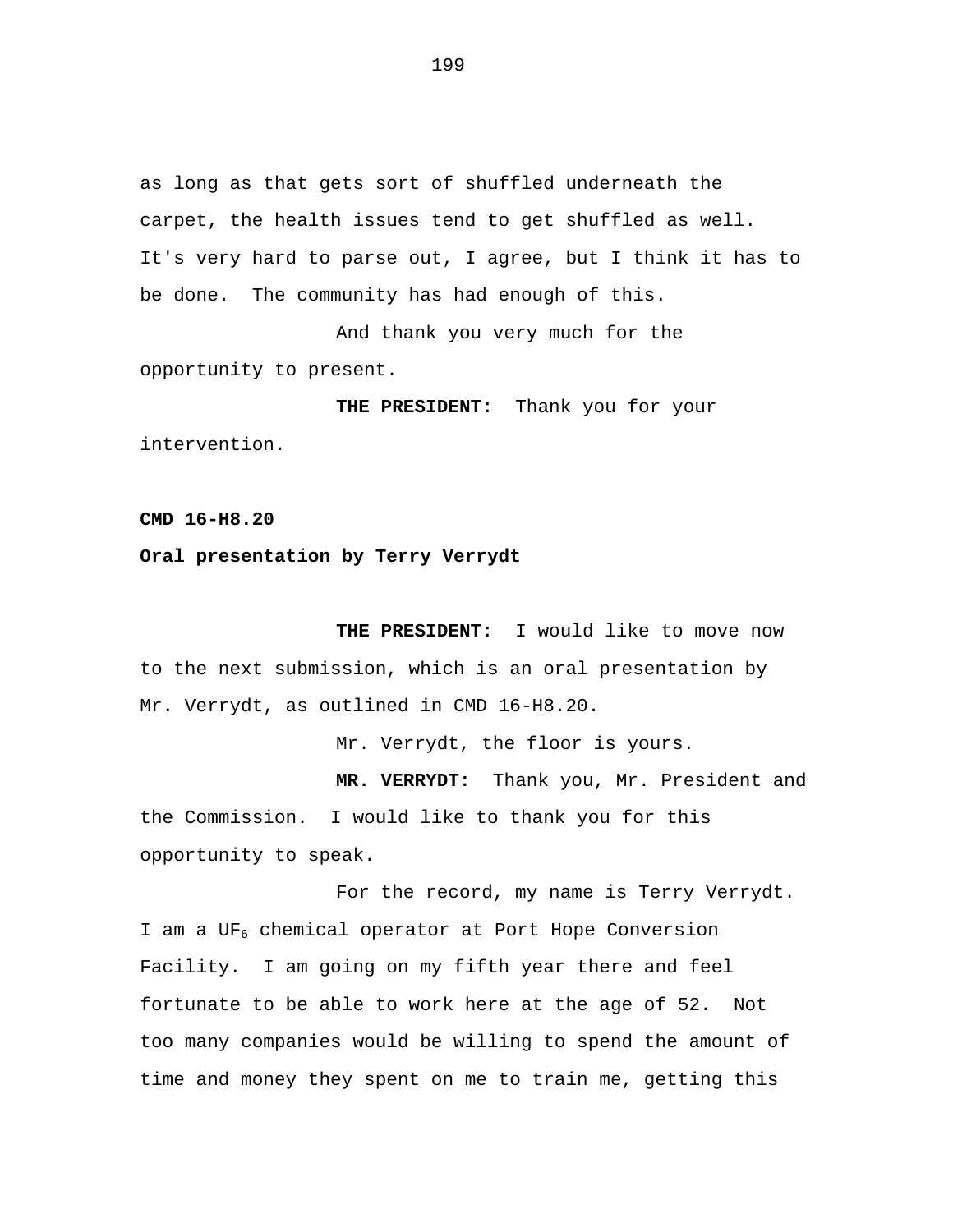as long as that gets sort of shuffled underneath the carpet, the health issues tend to get shuffled as well. It's very hard to parse out, I agree, but I think it has to be done. The community has had enough of this.

And thank you very much for the opportunity to present.

**THE PRESIDENT:** Thank you for your intervention.

**CMD 16-H8.20**

**Oral presentation by Terry Verrydt**

**THE PRESIDENT:** I would like to move now to the next submission, which is an oral presentation by Mr. Verrydt, as outlined in CMD 16-H8.20.

Mr. Verrydt, the floor is yours.

**MR. VERRYDT:** Thank you, Mr. President and the Commission. I would like to thank you for this opportunity to speak.

For the record, my name is Terry Verrydt. I am a $UF_6$ chemical operator at Port Hope Conversion Facility. I am going on my fifth year there and feel fortunate to be able to work here at the age of 52. Not too many companies would be willing to spend the amount of time and money they spent on me to train me, getting this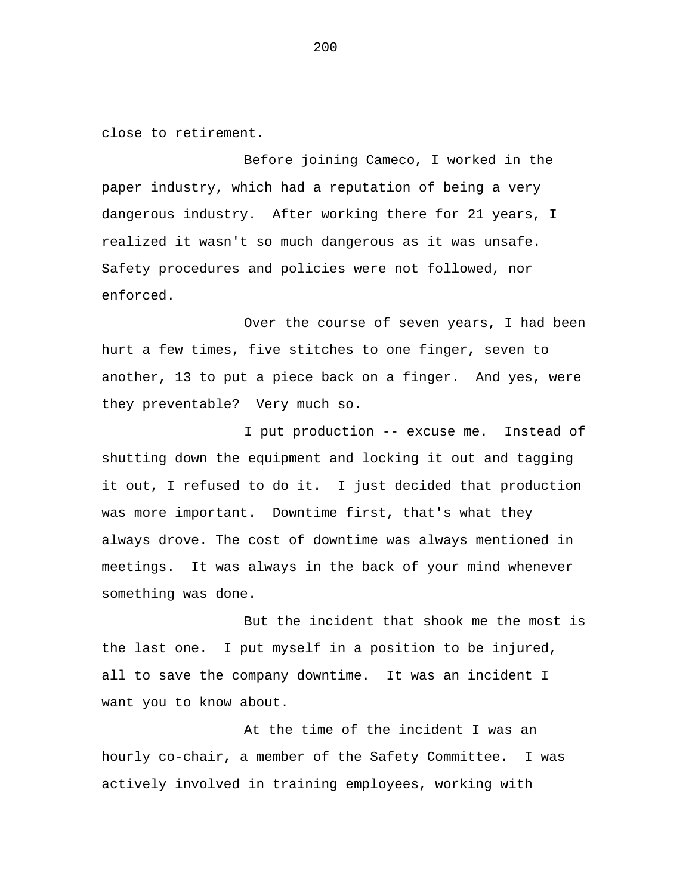close to retirement.

Before joining Cameco, I worked in the paper industry, which had a reputation of being a very dangerous industry. After working there for 21 years, I realized it wasn't so much dangerous as it was unsafe. Safety procedures and policies were not followed, nor enforced.

Over the course of seven years, I had been hurt a few times, five stitches to one finger, seven to another, 13 to put a piece back on a finger. And yes, were they preventable? Very much so.

I put production -- excuse me. Instead of shutting down the equipment and locking it out and tagging it out, I refused to do it. I just decided that production was more important. Downtime first, that's what they always drove. The cost of downtime was always mentioned in meetings. It was always in the back of your mind whenever something was done.

But the incident that shook me the most is the last one. I put myself in a position to be injured, all to save the company downtime. It was an incident I want you to know about.

At the time of the incident I was an hourly co-chair, a member of the Safety Committee. I was actively involved in training employees, working with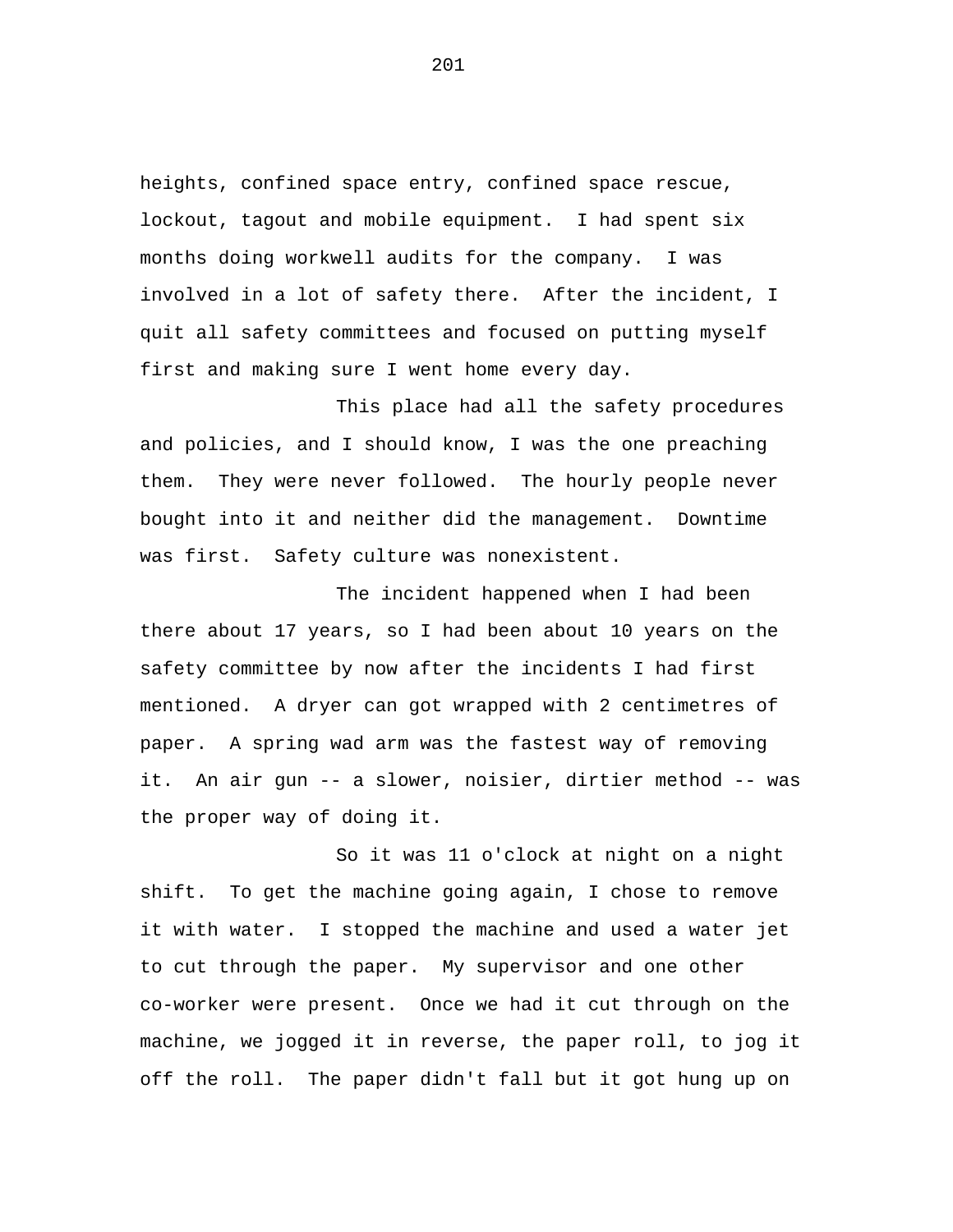heights, confined space entry, confined space rescue, lockout, tagout and mobile equipment. I had spent six months doing workwell audits for the company. I was involved in a lot of safety there. After the incident, I quit all safety committees and focused on putting myself first and making sure I went home every day.

This place had all the safety procedures and policies, and I should know, I was the one preaching them. They were never followed. The hourly people never bought into it and neither did the management. Downtime was first. Safety culture was nonexistent.

The incident happened when I had been there about 17 years, so I had been about 10 years on the safety committee by now after the incidents I had first mentioned. A dryer can got wrapped with 2 centimetres of paper. A spring wad arm was the fastest way of removing it. An air gun -- a slower, noisier, dirtier method -- was the proper way of doing it.

So it was 11 o'clock at night on a night shift. To get the machine going again, I chose to remove it with water. I stopped the machine and used a water jet to cut through the paper. My supervisor and one other co-worker were present. Once we had it cut through on the machine, we jogged it in reverse, the paper roll, to jog it off the roll. The paper didn't fall but it got hung up on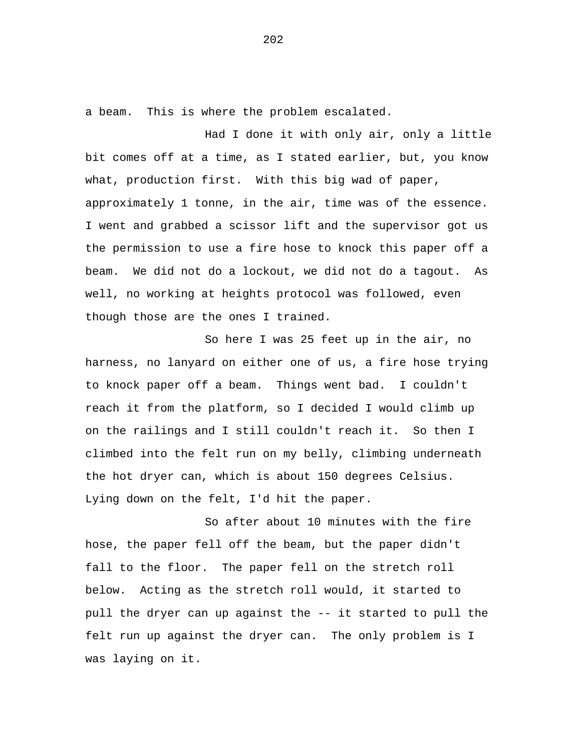a beam. This is where the problem escalated.

Had I done it with only air, only a little bit comes off at a time, as I stated earlier, but, you know what, production first. With this big wad of paper, approximately 1 tonne, in the air, time was of the essence. I went and grabbed a scissor lift and the supervisor got us the permission to use a fire hose to knock this paper off a beam. We did not do a lockout, we did not do a tagout. As well, no working at heights protocol was followed, even though those are the ones I trained.

So here I was 25 feet up in the air, no harness, no lanyard on either one of us, a fire hose trying to knock paper off a beam. Things went bad. I couldn't reach it from the platform, so I decided I would climb up on the railings and I still couldn't reach it. So then I climbed into the felt run on my belly, climbing underneath the hot dryer can, which is about 150 degrees Celsius. Lying down on the felt, I'd hit the paper.

So after about 10 minutes with the fire hose, the paper fell off the beam, but the paper didn't fall to the floor. The paper fell on the stretch roll below. Acting as the stretch roll would, it started to pull the dryer can up against the -- it started to pull the felt run up against the dryer can. The only problem is I was laying on it.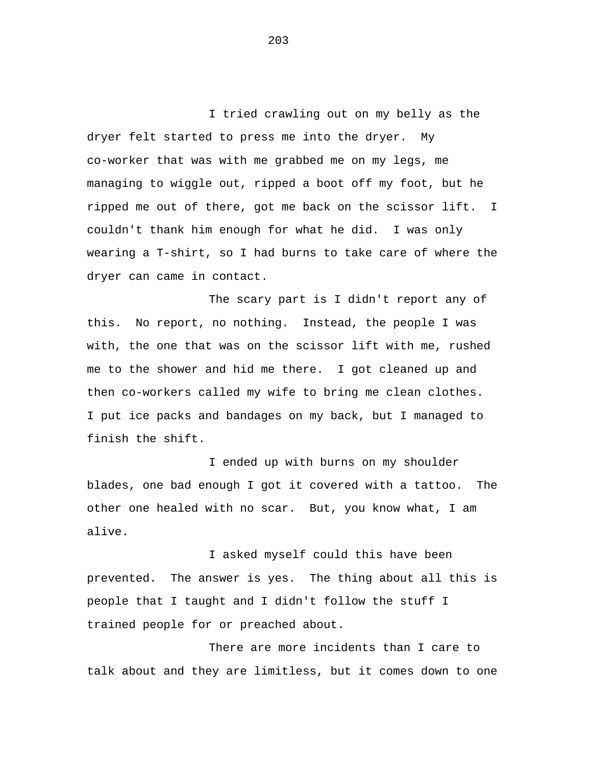I tried crawling out on my belly as the dryer felt started to press me into the dryer. My co-worker that was with me grabbed me on my legs, me managing to wiggle out, ripped a boot off my foot, but he ripped me out of there, got me back on the scissor lift. I couldn't thank him enough for what he did. I was only wearing a T-shirt, so I had burns to take care of where the dryer can came in contact.

The scary part is I didn't report any of this. No report, no nothing. Instead, the people I was with, the one that was on the scissor lift with me, rushed me to the shower and hid me there. I got cleaned up and then co-workers called my wife to bring me clean clothes. I put ice packs and bandages on my back, but I managed to finish the shift.

I ended up with burns on my shoulder blades, one bad enough I got it covered with a tattoo. The other one healed with no scar. But, you know what, I am alive.

I asked myself could this have been prevented. The answer is yes. The thing about all this is people that I taught and I didn't follow the stuff I trained people for or preached about.

There are more incidents than I care to talk about and they are limitless, but it comes down to one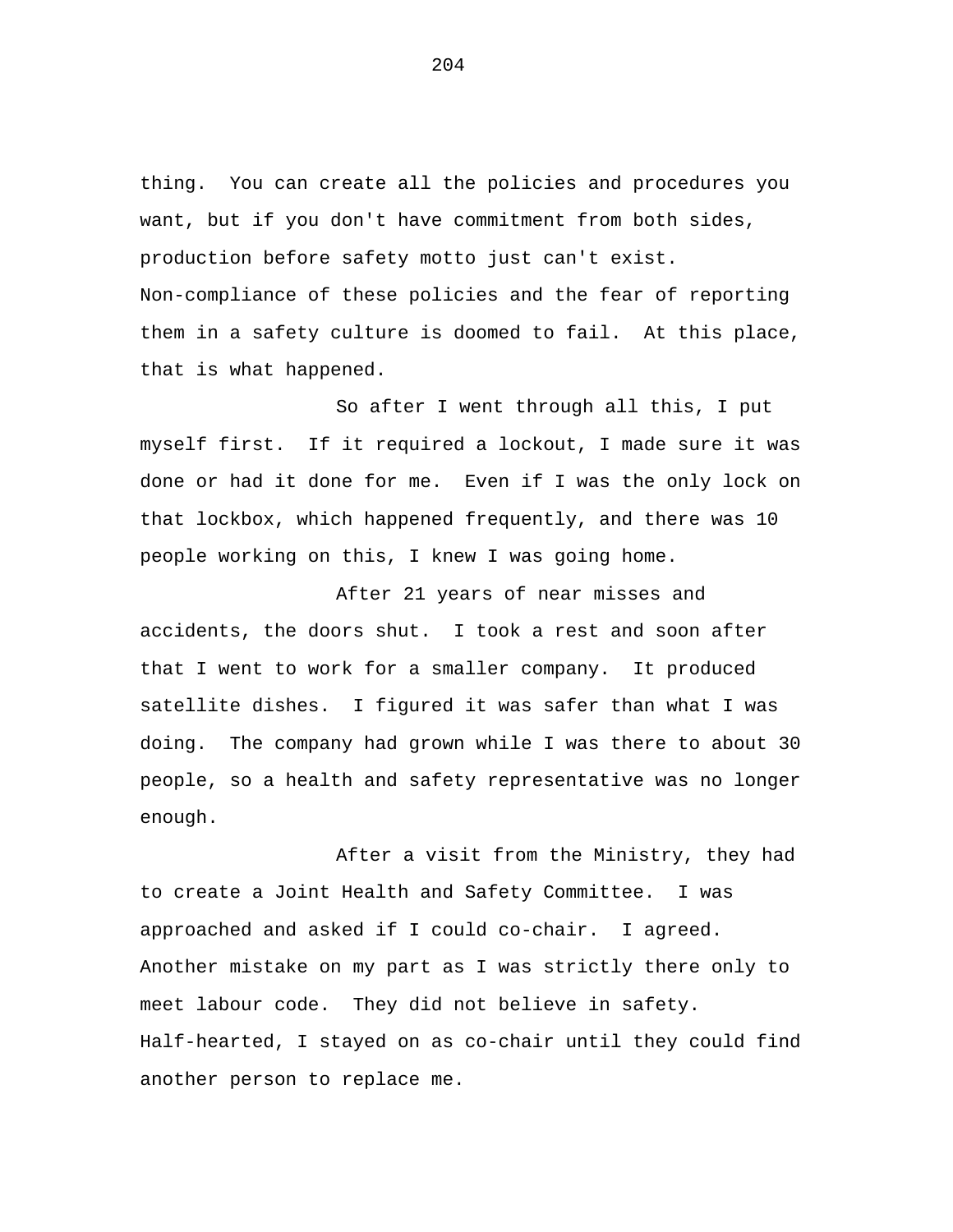thing. You can create all the policies and procedures you want, but if you don't have commitment from both sides, production before safety motto just can't exist. Non-compliance of these policies and the fear of reporting them in a safety culture is doomed to fail. At this place, that is what happened.

So after I went through all this, I put myself first. If it required a lockout, I made sure it was done or had it done for me. Even if I was the only lock on that lockbox, which happened frequently, and there was 10 people working on this, I knew I was going home.

After 21 years of near misses and accidents, the doors shut. I took a rest and soon after that I went to work for a smaller company. It produced satellite dishes. I figured it was safer than what I was doing. The company had grown while I was there to about 30 people, so a health and safety representative was no longer enough.

After a visit from the Ministry, they had to create a Joint Health and Safety Committee. I was approached and asked if I could co-chair. I agreed. Another mistake on my part as I was strictly there only to meet labour code. They did not believe in safety. Half-hearted, I stayed on as co-chair until they could find another person to replace me.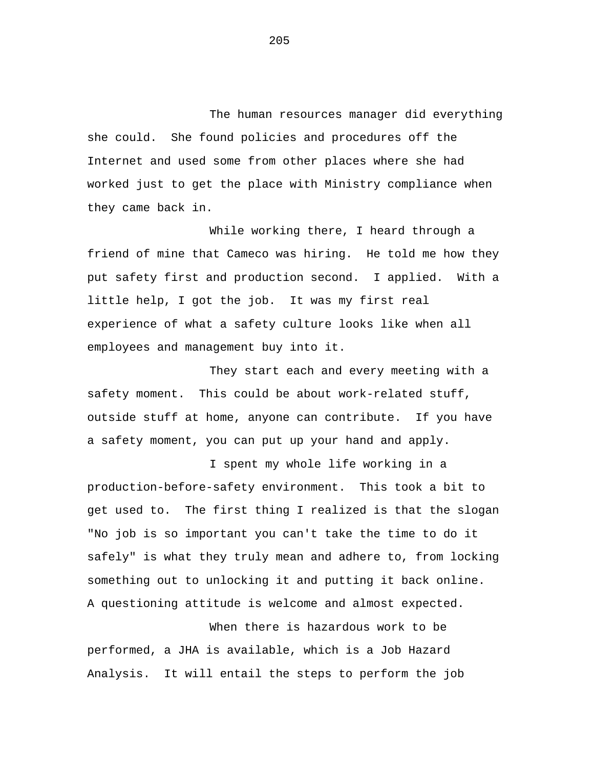The human resources manager did everything she could. She found policies and procedures off the Internet and used some from other places where she had worked just to get the place with Ministry compliance when they came back in.

While working there, I heard through a friend of mine that Cameco was hiring. He told me how they put safety first and production second. I applied. With a little help, I got the job. It was my first real experience of what a safety culture looks like when all employees and management buy into it.

They start each and every meeting with a safety moment. This could be about work-related stuff, outside stuff at home, anyone can contribute. If you have a safety moment, you can put up your hand and apply.

I spent my whole life working in a production-before-safety environment. This took a bit to get used to. The first thing I realized is that the slogan "No job is so important you can't take the time to do it safely" is what they truly mean and adhere to, from locking something out to unlocking it and putting it back online. A questioning attitude is welcome and almost expected.

When there is hazardous work to be performed, a JHA is available, which is a Job Hazard Analysis. It will entail the steps to perform the job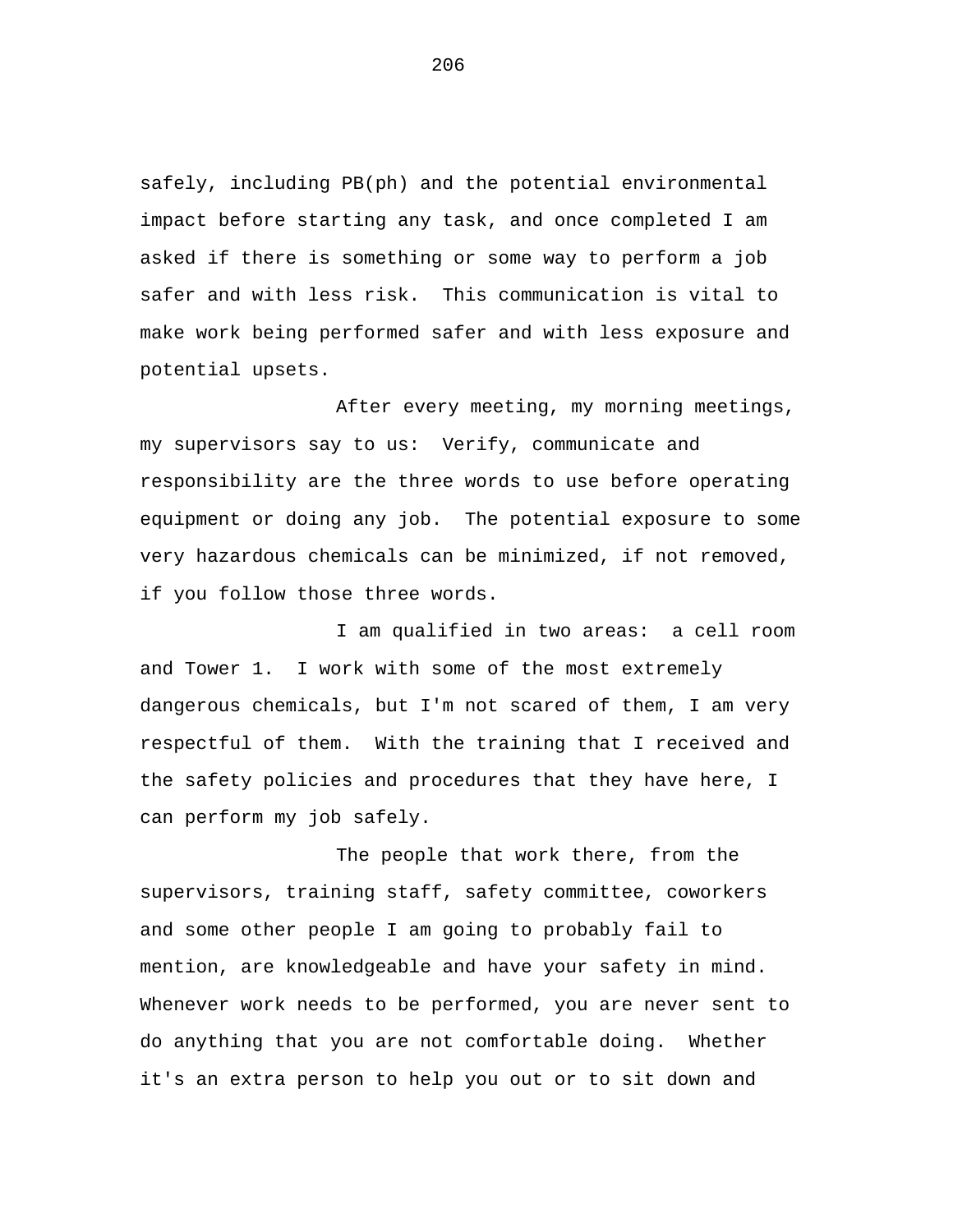safely, including PB(ph) and the potential environmental impact before starting any task, and once completed I am asked if there is something or some way to perform a job safer and with less risk. This communication is vital to make work being performed safer and with less exposure and potential upsets.

After every meeting, my morning meetings, my supervisors say to us: Verify, communicate and responsibility are the three words to use before operating equipment or doing any job. The potential exposure to some very hazardous chemicals can be minimized, if not removed, if you follow those three words.

I am qualified in two areas: a cell room and Tower 1. I work with some of the most extremely dangerous chemicals, but I'm not scared of them, I am very respectful of them. With the training that I received and the safety policies and procedures that they have here, I can perform my job safely.

The people that work there, from the supervisors, training staff, safety committee, coworkers and some other people I am going to probably fail to mention, are knowledgeable and have your safety in mind. Whenever work needs to be performed, you are never sent to do anything that you are not comfortable doing. Whether it's an extra person to help you out or to sit down and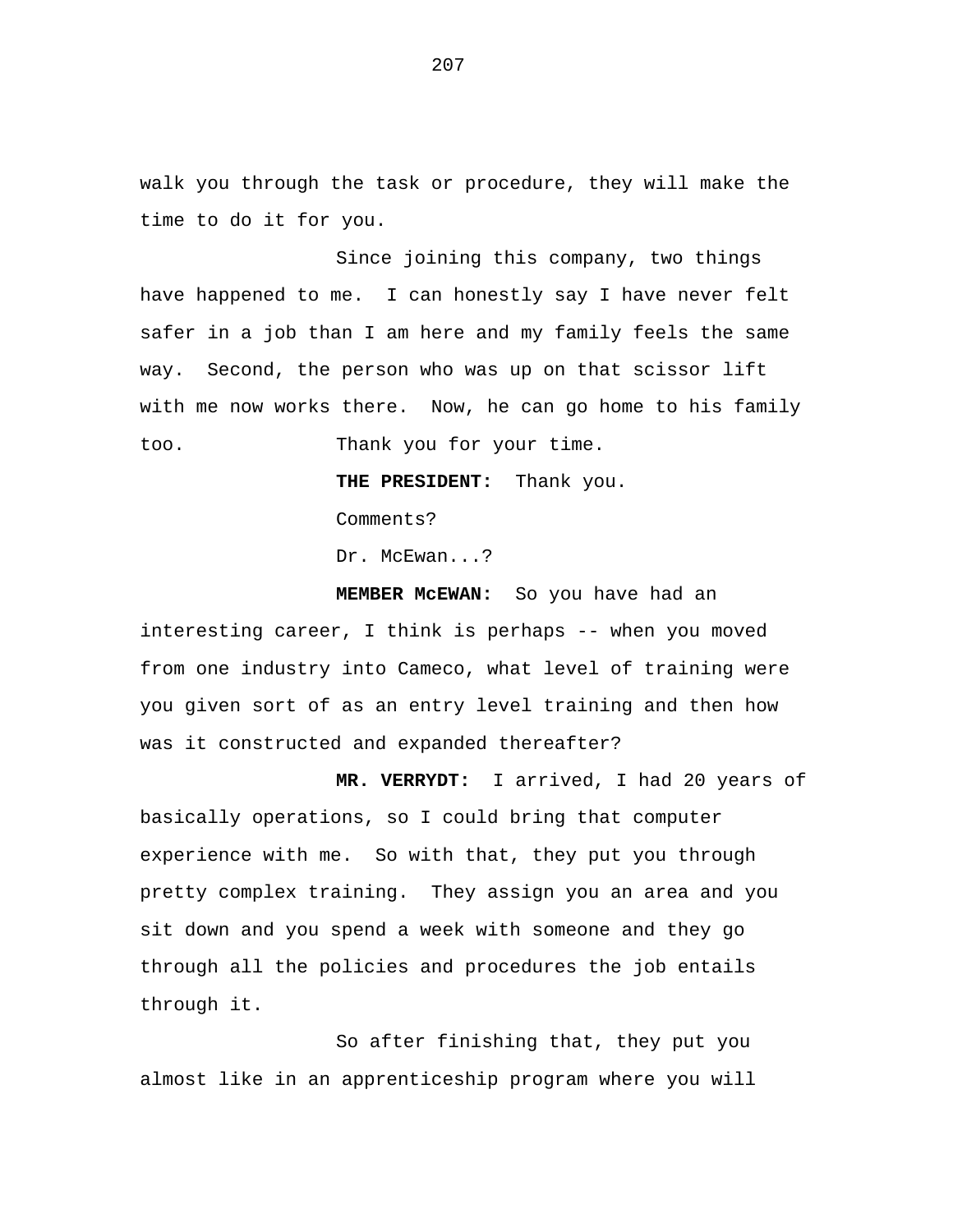walk you through the task or procedure, they will make the time to do it for you.

Since joining this company, two things have happened to me. I can honestly say I have never felt safer in a job than I am here and my family feels the same way. Second, the person who was up on that scissor lift with me now works there. Now, he can go home to his family too.

Thank you for your time.

**THE PRESIDENT:** Thank you.

Comments?

Dr. McEwan...?

**MEMBER McEWAN:** So you have had an interesting career, I think is perhaps -- when you moved from one industry into Cameco, what level of training were you given sort of as an entry level training and then how was it constructed and expanded thereafter?

**MR. VERRYDT:** I arrived, I had 20 years of basically operations, so I could bring that computer experience with me. So with that, they put you through pretty complex training. They assign you an area and you sit down and you spend a week with someone and they go through all the policies and procedures the job entails through it.

So after finishing that, they put you almost like in an apprenticeship program where you will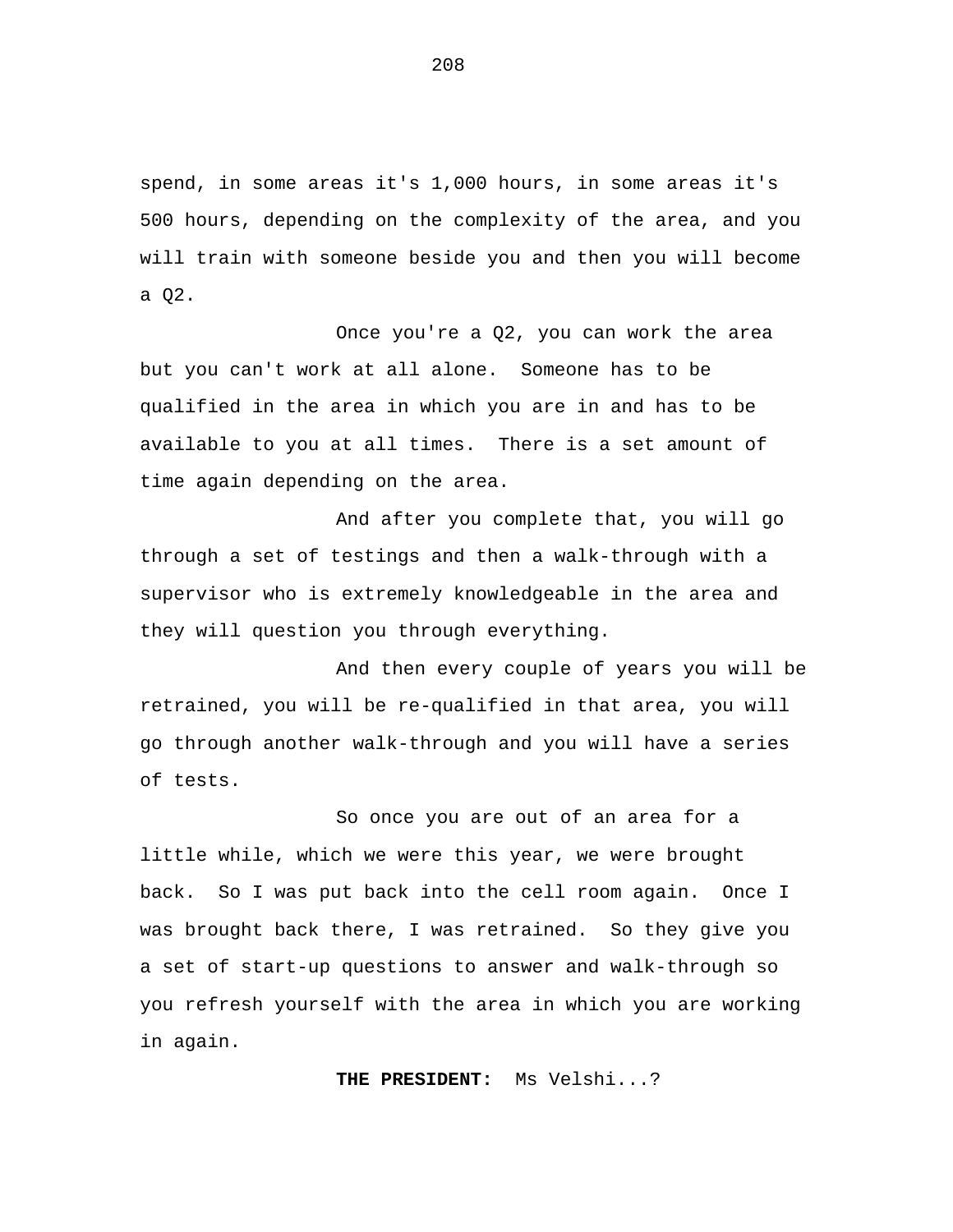spend, in some areas it's 1,000 hours, in some areas it's 500 hours, depending on the complexity of the area, and you will train with someone beside you and then you will become a Q2.

Once you're a Q2, you can work the area but you can't work at all alone. Someone has to be qualified in the area in which you are in and has to be available to you at all times. There is a set amount of time again depending on the area.

And after you complete that, you will go through a set of testings and then a walk-through with a supervisor who is extremely knowledgeable in the area and they will question you through everything.

And then every couple of years you will be retrained, you will be re-qualified in that area, you will go through another walk-through and you will have a series of tests.

So once you are out of an area for a little while, which we were this year, we were brought back. So I was put back into the cell room again. Once I was brought back there, I was retrained. So they give you a set of start-up questions to answer and walk-through so you refresh yourself with the area in which you are working in again.

**THE PRESIDENT:** Ms Velshi...?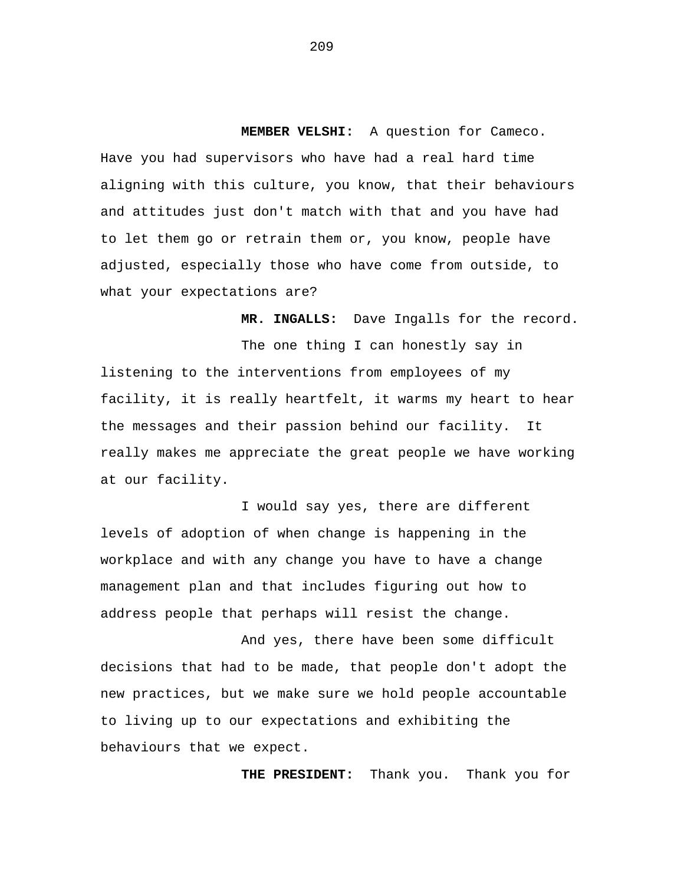**MEMBER VELSHI:** A question for Cameco. Have you had supervisors who have had a real hard time aligning with this culture, you know, that their behaviours and attitudes just don't match with that and you have had to let them go or retrain them or, you know, people have adjusted, especially those who have come from outside, to what your expectations are?

**MR. INGALLS:** Dave Ingalls for the record.

The one thing I can honestly say in listening to the interventions from employees of my facility, it is really heartfelt, it warms my heart to hear the messages and their passion behind our facility. It really makes me appreciate the great people we have working at our facility.

I would say yes, there are different levels of adoption of when change is happening in the workplace and with any change you have to have a change management plan and that includes figuring out how to address people that perhaps will resist the change.

And yes, there have been some difficult decisions that had to be made, that people don't adopt the new practices, but we make sure we hold people accountable to living up to our expectations and exhibiting the behaviours that we expect.

**THE PRESIDENT:** Thank you. Thank you for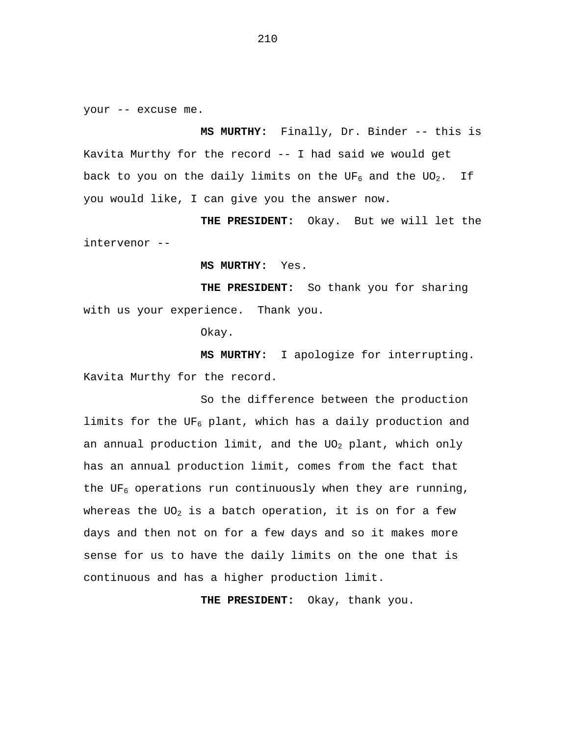your -- excuse me.

**MS MURTHY:** Finally, Dr. Binder -- this is Kavita Murthy for the record -- I had said we would get back to you on the daily limits on the $UF_6$ and the $UO_2$. If you would like, I can give you the answer now.

**THE PRESIDENT:** Okay. But we will let the intervenor --

**MS MURTHY:** Yes.

**THE PRESIDENT:** So thank you for sharing with us your experience. Thank you.

Okay.

**MS MURTHY:** I apologize for interrupting. Kavita Murthy for the record.

So the difference between the production limits for the $UF_6$ plant, which has a daily production and an annual production limit, and the $UO_2$ plant, which only has an annual production limit, comes from the fact that the $UF_6$ operations run continuously when they are running, whereas the $UO_2$ is a batch operation, it is on for a few days and then not on for a few days and so it makes more sense for us to have the daily limits on the one that is continuous and has a higher production limit.

**THE PRESIDENT:** Okay, thank you.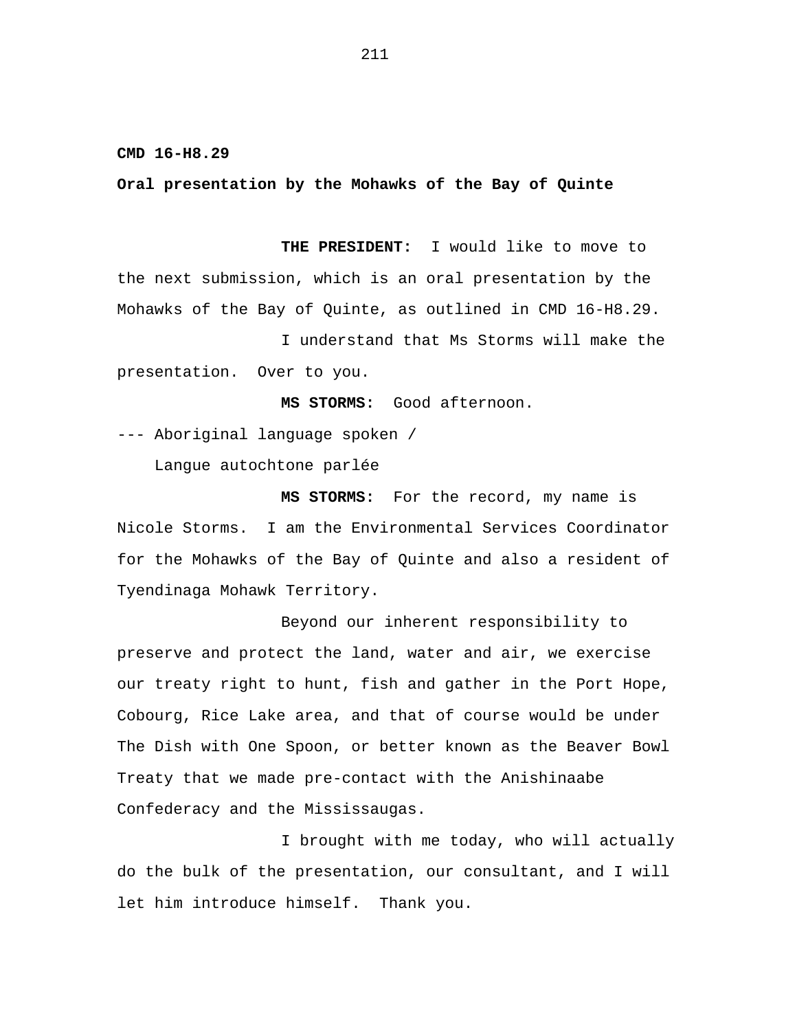**CMD 16-H8.29**

**Oral presentation by the Mohawks of the Bay of Quinte**

**THE PRESIDENT:** I would like to move to the next submission, which is an oral presentation by the Mohawks of the Bay of Quinte, as outlined in CMD 16-H8.29.

I understand that Ms Storms will make the presentation. Over to you.

**MS STORMS:** Good afternoon.

--- Aboriginal language spoken / Langue autochtone parlée

**MS STORMS:** For the record, my name is Nicole Storms. I am the Environmental Services Coordinator for the Mohawks of the Bay of Quinte and also a resident of Tyendinaga Mohawk Territory.

Beyond our inherent responsibility to preserve and protect the land, water and air, we exercise our treaty right to hunt, fish and gather in the Port Hope, Cobourg, Rice Lake area, and that of course would be under The Dish with One Spoon, or better known as the Beaver Bowl Treaty that we made pre-contact with the Anishinaabe Confederacy and the Mississaugas.

I brought with me today, who will actually do the bulk of the presentation, our consultant, and I will let him introduce himself. Thank you.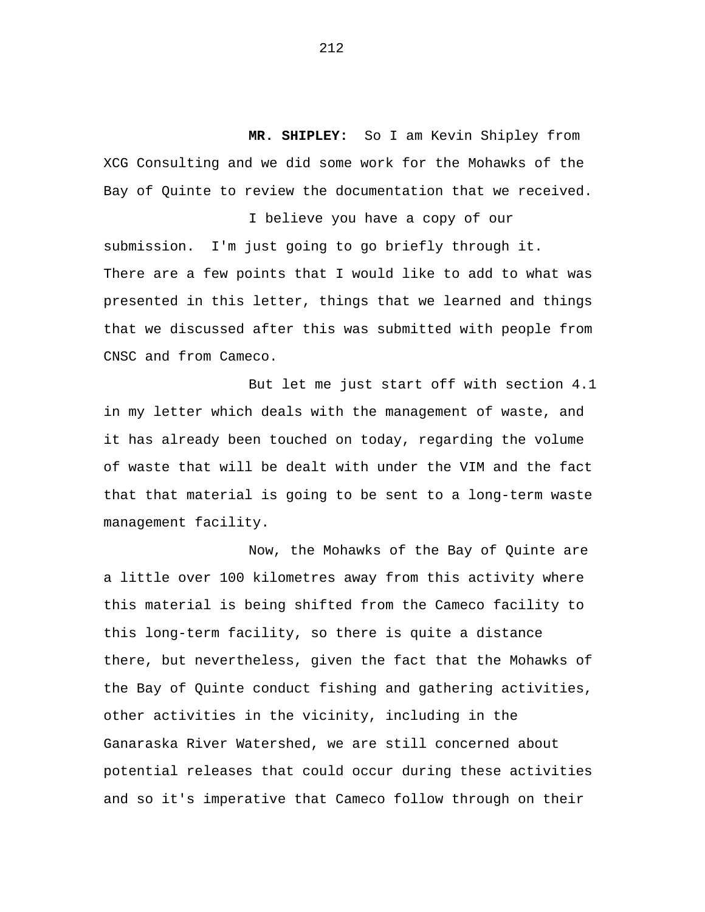**MR. SHIPLEY:** So I am Kevin Shipley from XCG Consulting and we did some work for the Mohawks of the Bay of Quinte to review the documentation that we received.

I believe you have a copy of our submission. I'm just going to go briefly through it. There are a few points that I would like to add to what was presented in this letter, things that we learned and things that we discussed after this was submitted with people from CNSC and from Cameco.

But let me just start off with section 4.1 in my letter which deals with the management of waste, and it has already been touched on today, regarding the volume of waste that will be dealt with under the VIM and the fact that that material is going to be sent to a long-term waste management facility.

Now, the Mohawks of the Bay of Quinte are a little over 100 kilometres away from this activity where this material is being shifted from the Cameco facility to this long-term facility, so there is quite a distance there, but nevertheless, given the fact that the Mohawks of the Bay of Quinte conduct fishing and gathering activities, other activities in the vicinity, including in the Ganaraska River Watershed, we are still concerned about potential releases that could occur during these activities and so it's imperative that Cameco follow through on their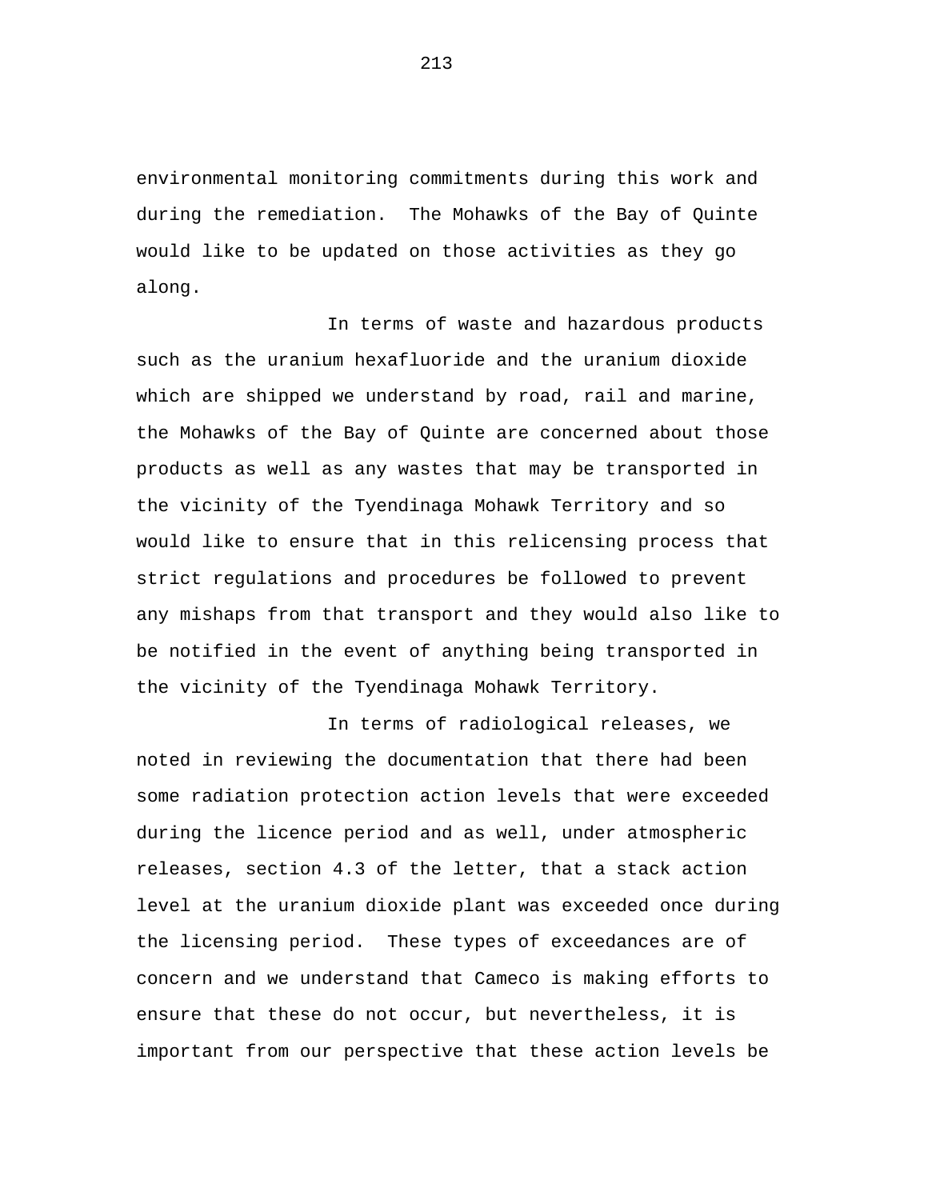environmental monitoring commitments during this work and during the remediation. The Mohawks of the Bay of Quinte would like to be updated on those activities as they go along.

In terms of waste and hazardous products such as the uranium hexafluoride and the uranium dioxide which are shipped we understand by road, rail and marine, the Mohawks of the Bay of Quinte are concerned about those products as well as any wastes that may be transported in the vicinity of the Tyendinaga Mohawk Territory and so would like to ensure that in this relicensing process that strict regulations and procedures be followed to prevent any mishaps from that transport and they would also like to be notified in the event of anything being transported in the vicinity of the Tyendinaga Mohawk Territory.

In terms of radiological releases, we noted in reviewing the documentation that there had been some radiation protection action levels that were exceeded during the licence period and as well, under atmospheric releases, section 4.3 of the letter, that a stack action level at the uranium dioxide plant was exceeded once during the licensing period. These types of exceedances are of concern and we understand that Cameco is making efforts to ensure that these do not occur, but nevertheless, it is important from our perspective that these action levels be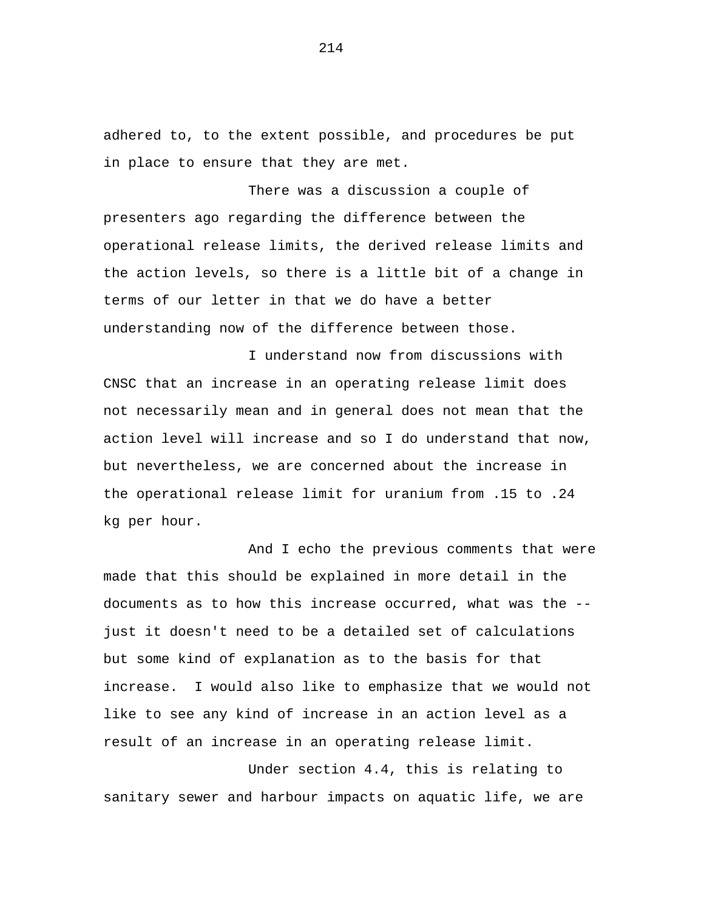adhered to, to the extent possible, and procedures be put in place to ensure that they are met.

There was a discussion a couple of presenters ago regarding the difference between the operational release limits, the derived release limits and the action levels, so there is a little bit of a change in terms of our letter in that we do have a better understanding now of the difference between those.

I understand now from discussions with CNSC that an increase in an operating release limit does not necessarily mean and in general does not mean that the action level will increase and so I do understand that now, but nevertheless, we are concerned about the increase in the operational release limit for uranium from .15 to .24 kg per hour.

And I echo the previous comments that were made that this should be explained in more detail in the documents as to how this increase occurred, what was the -- just it doesn't need to be a detailed set of calculations but some kind of explanation as to the basis for that increase. I would also like to emphasize that we would not like to see any kind of increase in an action level as a result of an increase in an operating release limit.

Under section 4.4, this is relating to sanitary sewer and harbour impacts on aquatic life, we are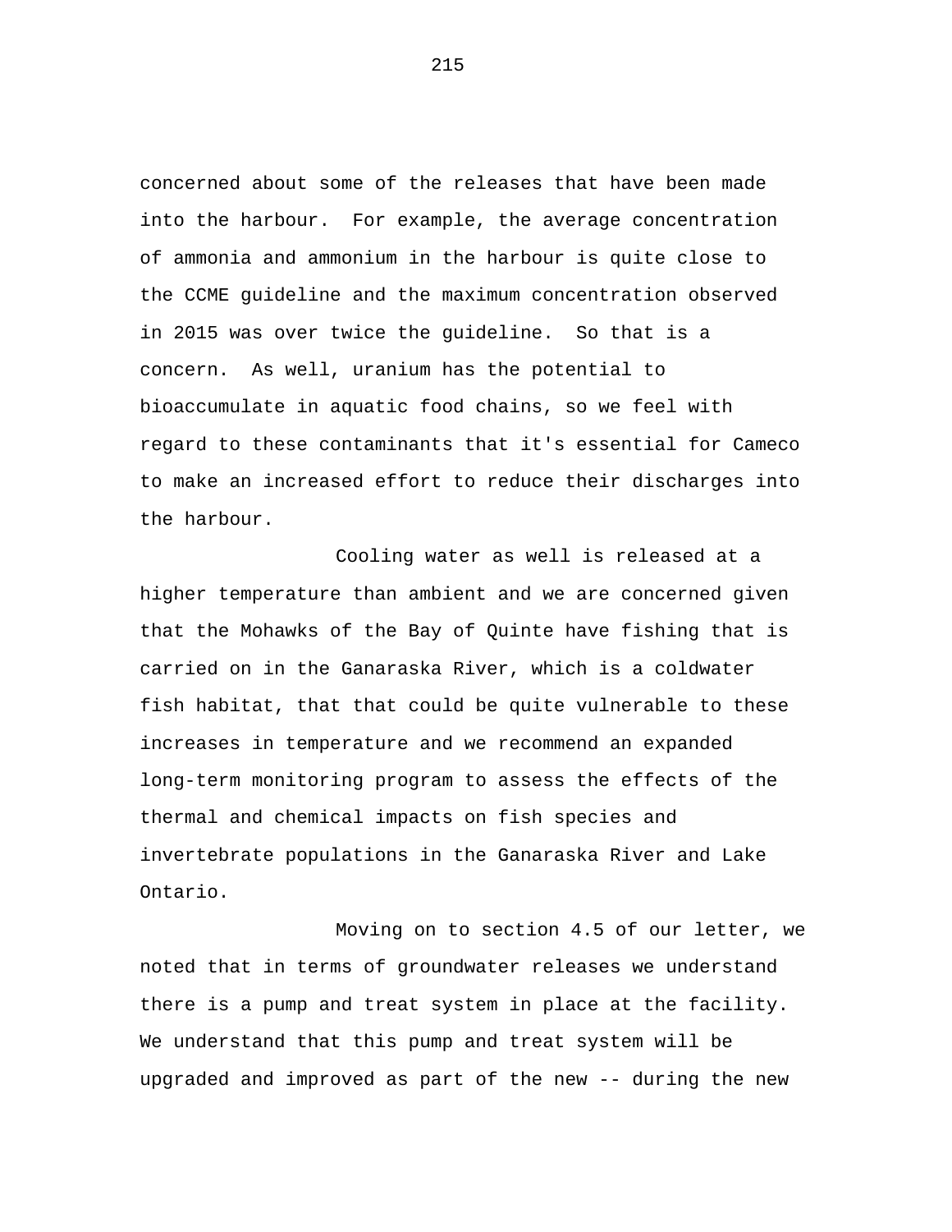concerned about some of the releases that have been made into the harbour. For example, the average concentration of ammonia and ammonium in the harbour is quite close to the CCME guideline and the maximum concentration observed in 2015 was over twice the guideline. So that is a concern. As well, uranium has the potential to bioaccumulate in aquatic food chains, so we feel with regard to these contaminants that it's essential for Cameco to make an increased effort to reduce their discharges into the harbour.

Cooling water as well is released at a higher temperature than ambient and we are concerned given that the Mohawks of the Bay of Quinte have fishing that is carried on in the Ganaraska River, which is a coldwater fish habitat, that that could be quite vulnerable to these increases in temperature and we recommend an expanded long-term monitoring program to assess the effects of the thermal and chemical impacts on fish species and invertebrate populations in the Ganaraska River and Lake Ontario.

Moving on to section 4.5 of our letter, we noted that in terms of groundwater releases we understand there is a pump and treat system in place at the facility. We understand that this pump and treat system will be upgraded and improved as part of the new -- during the new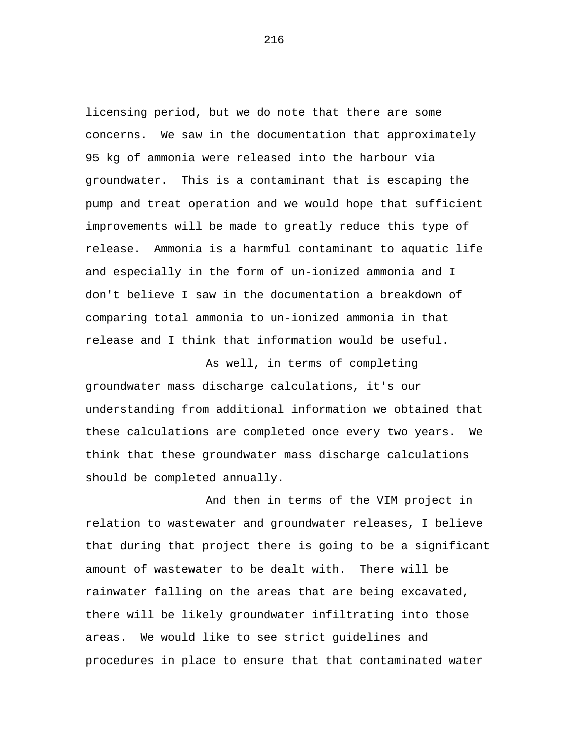licensing period, but we do note that there are some concerns. We saw in the documentation that approximately 95 kg of ammonia were released into the harbour via groundwater. This is a contaminant that is escaping the pump and treat operation and we would hope that sufficient improvements will be made to greatly reduce this type of release. Ammonia is a harmful contaminant to aquatic life and especially in the form of un-ionized ammonia and I don't believe I saw in the documentation a breakdown of comparing total ammonia to un-ionized ammonia in that release and I think that information would be useful.

As well, in terms of completing groundwater mass discharge calculations, it's our understanding from additional information we obtained that these calculations are completed once every two years. We think that these groundwater mass discharge calculations should be completed annually.

And then in terms of the VIM project in relation to wastewater and groundwater releases, I believe that during that project there is going to be a significant amount of wastewater to be dealt with. There will be rainwater falling on the areas that are being excavated, there will be likely groundwater infiltrating into those areas. We would like to see strict guidelines and procedures in place to ensure that that contaminated water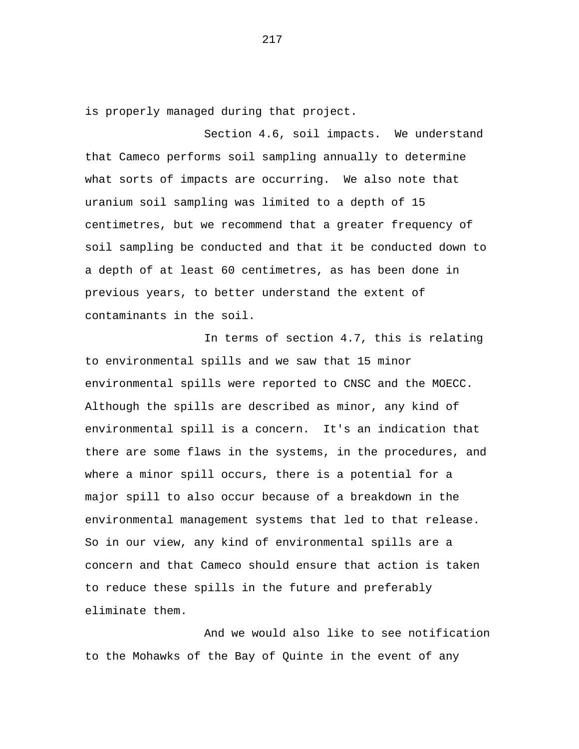is properly managed during that project.

Section 4.6, soil impacts. We understand that Cameco performs soil sampling annually to determine what sorts of impacts are occurring. We also note that uranium soil sampling was limited to a depth of 15 centimetres, but we recommend that a greater frequency of soil sampling be conducted and that it be conducted down to a depth of at least 60 centimetres, as has been done in previous years, to better understand the extent of contaminants in the soil.

In terms of section 4.7, this is relating to environmental spills and we saw that 15 minor environmental spills were reported to CNSC and the MOECC. Although the spills are described as minor, any kind of environmental spill is a concern. It's an indication that there are some flaws in the systems, in the procedures, and where a minor spill occurs, there is a potential for a major spill to also occur because of a breakdown in the environmental management systems that led to that release. So in our view, any kind of environmental spills are a concern and that Cameco should ensure that action is taken to reduce these spills in the future and preferably eliminate them.

And we would also like to see notification to the Mohawks of the Bay of Quinte in the event of any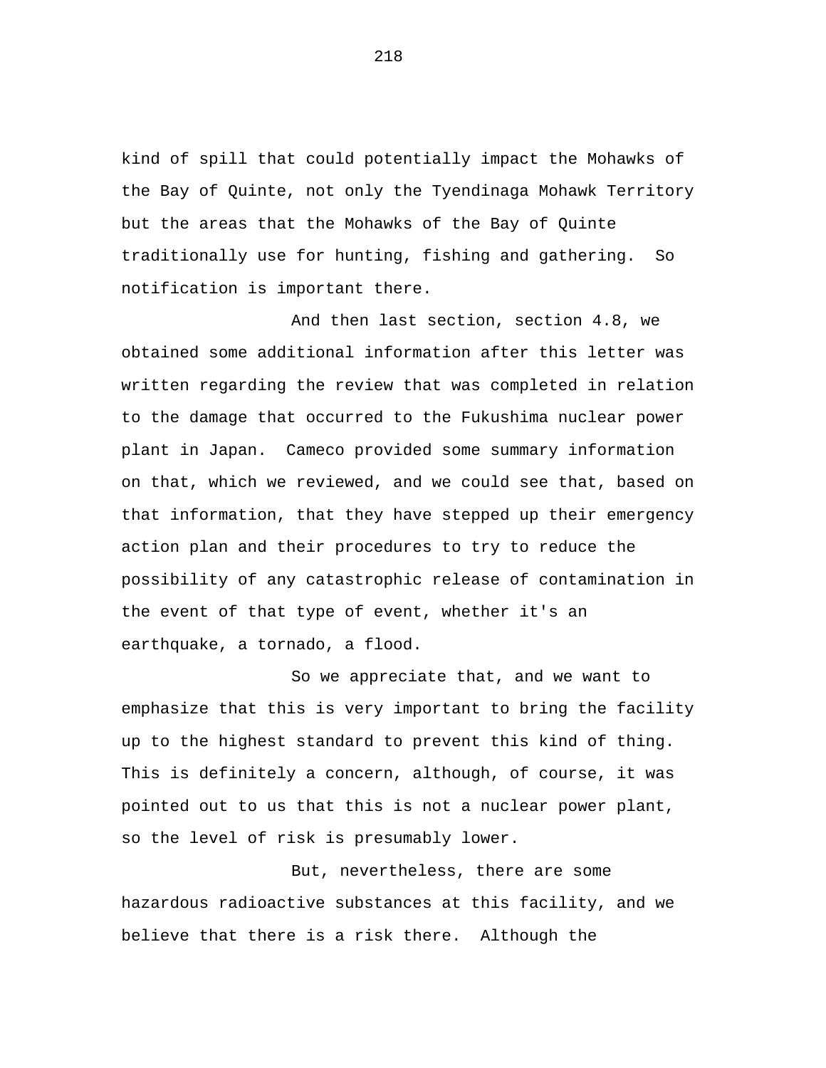kind of spill that could potentially impact the Mohawks of the Bay of Quinte, not only the Tyendinaga Mohawk Territory but the areas that the Mohawks of the Bay of Quinte traditionally use for hunting, fishing and gathering. So notification is important there.

And then last section, section 4.8, we obtained some additional information after this letter was written regarding the review that was completed in relation to the damage that occurred to the Fukushima nuclear power plant in Japan. Cameco provided some summary information on that, which we reviewed, and we could see that, based on that information, that they have stepped up their emergency action plan and their procedures to try to reduce the possibility of any catastrophic release of contamination in the event of that type of event, whether it's an earthquake, a tornado, a flood.

So we appreciate that, and we want to emphasize that this is very important to bring the facility up to the highest standard to prevent this kind of thing. This is definitely a concern, although, of course, it was pointed out to us that this is not a nuclear power plant, so the level of risk is presumably lower.

But, nevertheless, there are some hazardous radioactive substances at this facility, and we believe that there is a risk there. Although the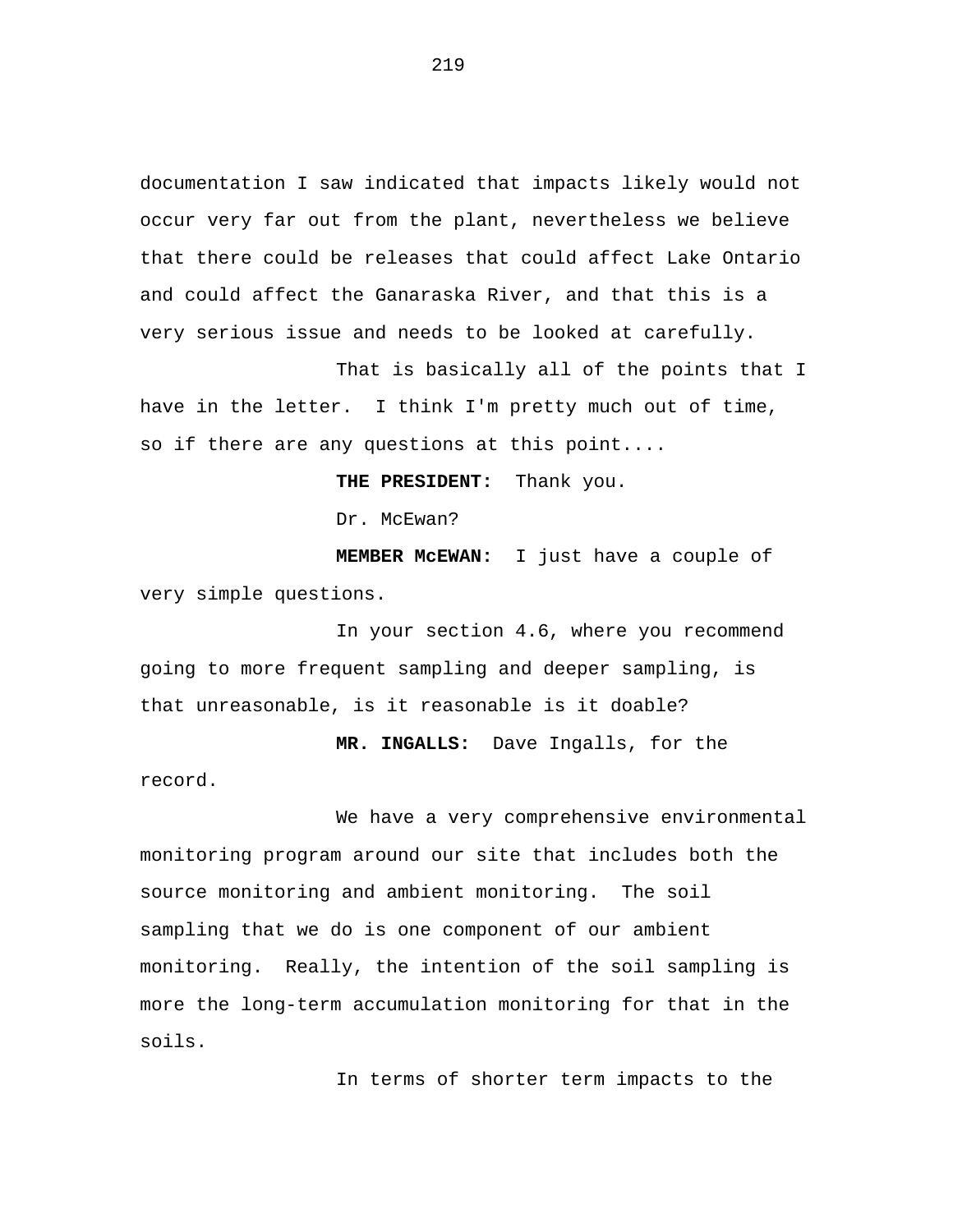documentation I saw indicated that impacts likely would not occur very far out from the plant, nevertheless we believe that there could be releases that could affect Lake Ontario and could affect the Ganaraska River, and that this is a very serious issue and needs to be looked at carefully.

That is basically all of the points that I have in the letter. I think I'm pretty much out of time, so if there are any questions at this point....

**THE PRESIDENT:** Thank you.

Dr. McEwan?

**MEMBER McEWAN:** I just have a couple of very simple questions.

In your section 4.6, where you recommend going to more frequent sampling and deeper sampling, is that unreasonable, is it reasonable is it doable?

**MR. INGALLS:** Dave Ingalls, for the record.

We have a very comprehensive environmental monitoring program around our site that includes both the source monitoring and ambient monitoring. The soil sampling that we do is one component of our ambient monitoring. Really, the intention of the soil sampling is more the long-term accumulation monitoring for that in the soils.

In terms of shorter term impacts to the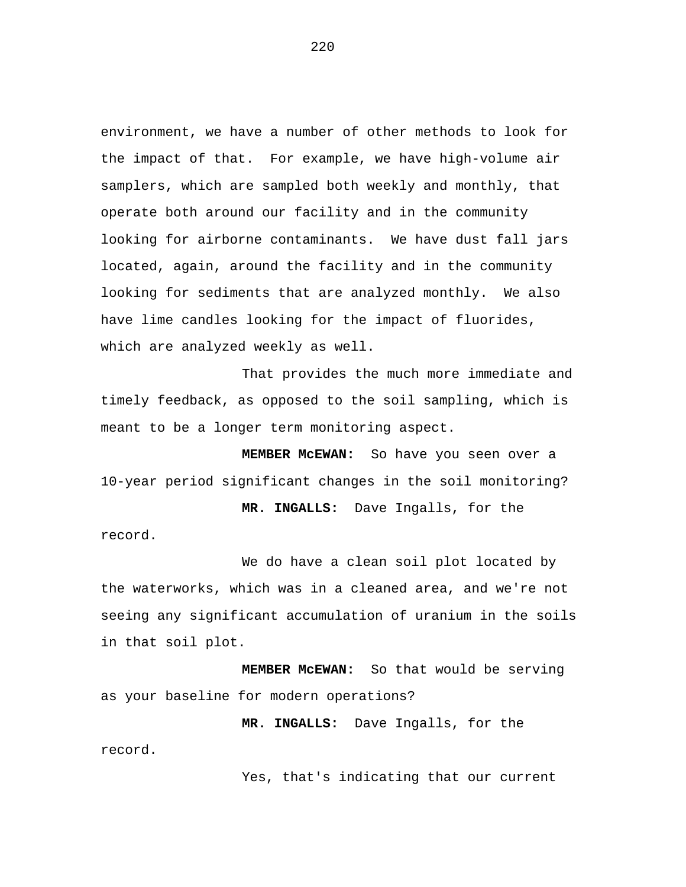environment, we have a number of other methods to look for the impact of that. For example, we have high-volume air samplers, which are sampled both weekly and monthly, that operate both around our facility and in the community looking for airborne contaminants. We have dust fall jars located, again, around the facility and in the community looking for sediments that are analyzed monthly. We also have lime candles looking for the impact of fluorides, which are analyzed weekly as well.

That provides the much more immediate and timely feedback, as opposed to the soil sampling, which is meant to be a longer term monitoring aspect.

**MEMBER McEWAN:** So have you seen over a 10-year period significant changes in the soil monitoring?

**MR. INGALLS:** Dave Ingalls, for the record.

We do have a clean soil plot located by the waterworks, which was in a cleaned area, and we're not seeing any significant accumulation of uranium in the soils in that soil plot.

**MEMBER McEWAN:** So that would be serving as your baseline for modern operations?

**MR. INGALLS:** Dave Ingalls, for the record.

Yes, that's indicating that our current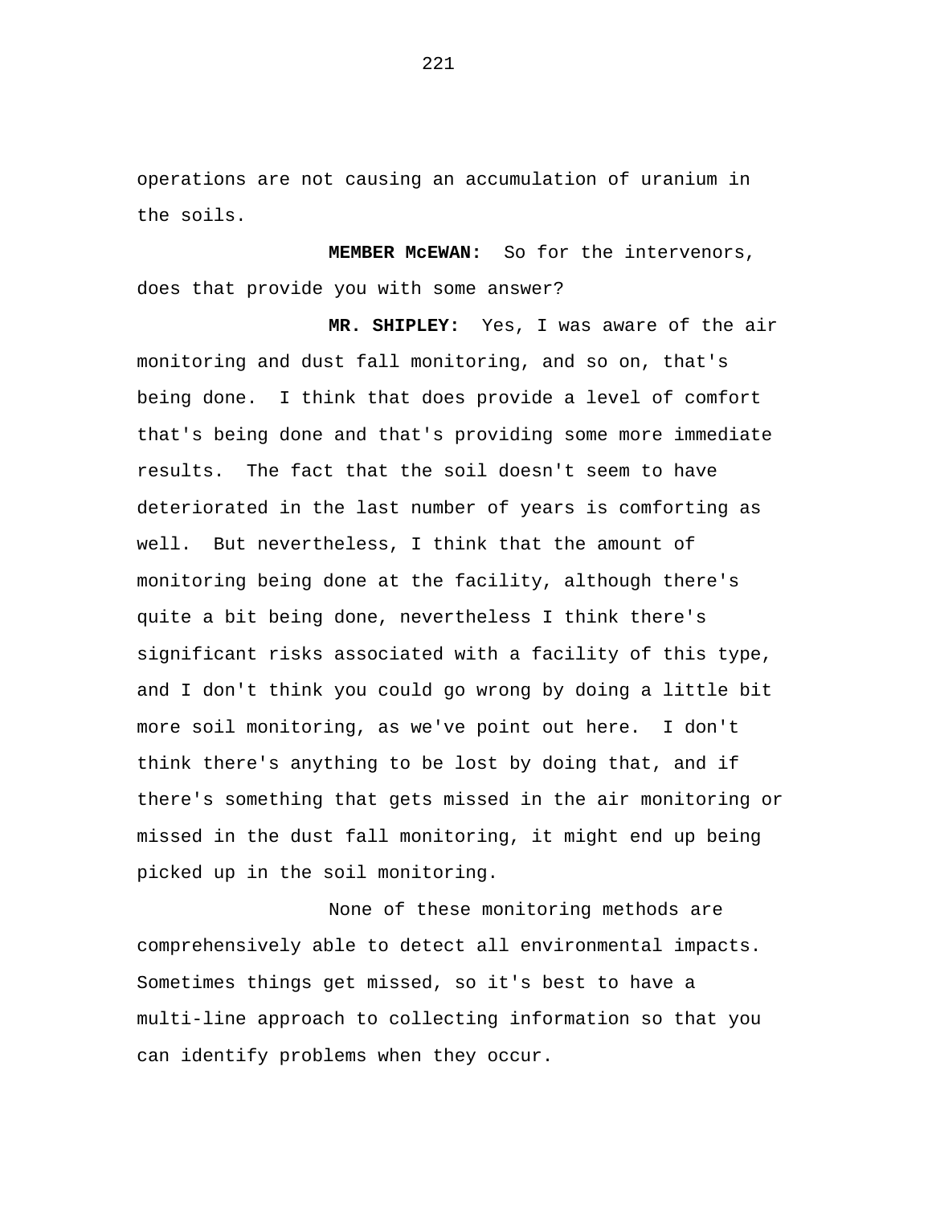operations are not causing an accumulation of uranium in the soils.

**MEMBER McEWAN:** So for the intervenors, does that provide you with some answer?

**MR. SHIPLEY:** Yes, I was aware of the air monitoring and dust fall monitoring, and so on, that's being done. I think that does provide a level of comfort that's being done and that's providing some more immediate results. The fact that the soil doesn't seem to have deteriorated in the last number of years is comforting as well. But nevertheless, I think that the amount of monitoring being done at the facility, although there's quite a bit being done, nevertheless I think there's significant risks associated with a facility of this type, and I don't think you could go wrong by doing a little bit more soil monitoring, as we've point out here. I don't think there's anything to be lost by doing that, and if there's something that gets missed in the air monitoring or missed in the dust fall monitoring, it might end up being picked up in the soil monitoring.

None of these monitoring methods are comprehensively able to detect all environmental impacts. Sometimes things get missed, so it's best to have a multi-line approach to collecting information so that you can identify problems when they occur.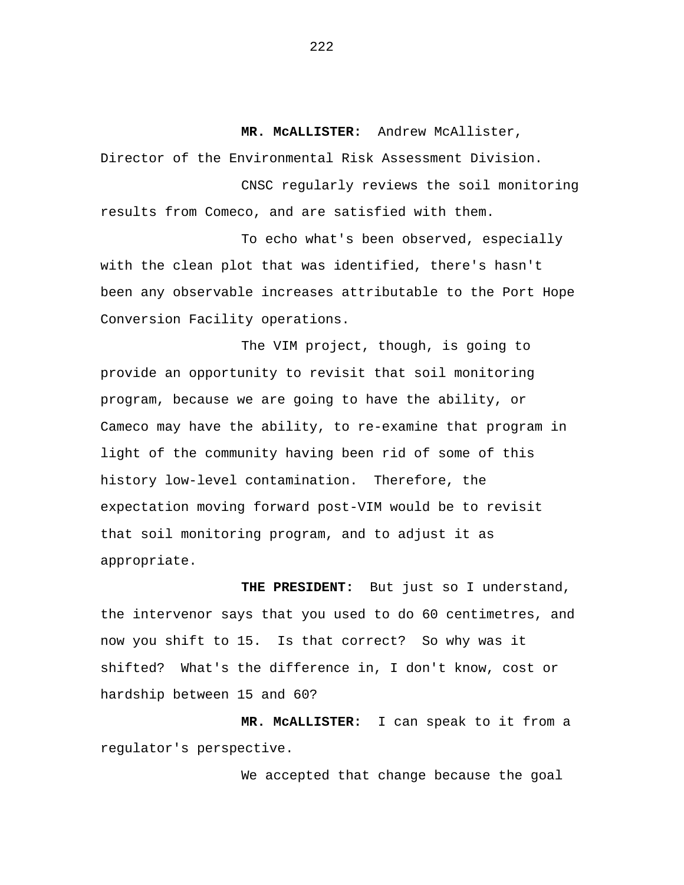**MR. McALLISTER:** Andrew McAllister, Director of the Environmental Risk Assessment Division.

CNSC regularly reviews the soil monitoring results from Comeco, and are satisfied with them.

To echo what's been observed, especially with the clean plot that was identified, there's hasn't been any observable increases attributable to the Port Hope Conversion Facility operations.

The VIM project, though, is going to provide an opportunity to revisit that soil monitoring program, because we are going to have the ability, or Cameco may have the ability, to re-examine that program in light of the community having been rid of some of this history low-level contamination. Therefore, the expectation moving forward post-VIM would be to revisit that soil monitoring program, and to adjust it as appropriate.

**THE PRESIDENT:** But just so I understand, the intervenor says that you used to do 60 centimetres, and now you shift to 15. Is that correct? So why was it shifted? What's the difference in, I don't know, cost or hardship between 15 and 60?

**MR. McALLISTER:** I can speak to it from a regulator's perspective.

We accepted that change because the goal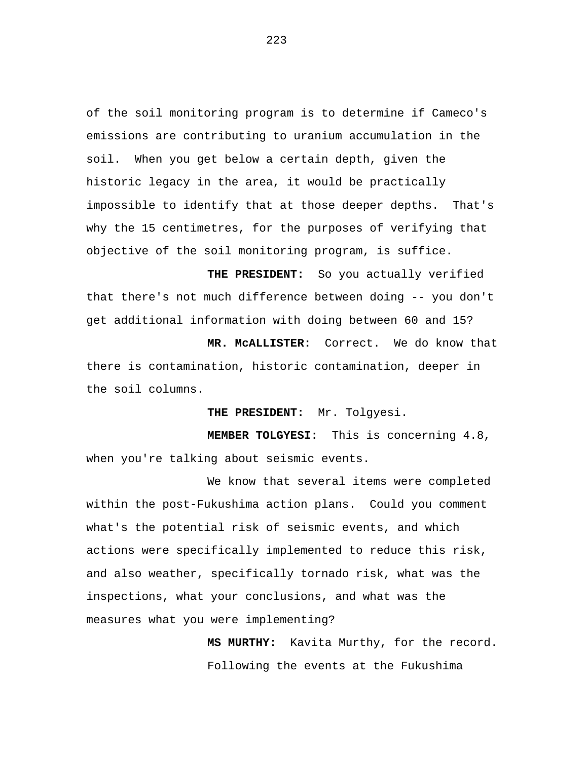of the soil monitoring program is to determine if Cameco's emissions are contributing to uranium accumulation in the soil. When you get below a certain depth, given the historic legacy in the area, it would be practically impossible to identify that at those deeper depths. That's why the 15 centimetres, for the purposes of verifying that objective of the soil monitoring program, is suffice.

**THE PRESIDENT:** So you actually verified that there's not much difference between doing -- you don't get additional information with doing between 60 and 15?

**MR. McALLISTER:** Correct. We do know that there is contamination, historic contamination, deeper in the soil columns.

**THE PRESIDENT:** Mr. Tolgyesi.

**MEMBER TOLGYESI:** This is concerning 4.8, when you're talking about seismic events.

We know that several items were completed within the post-Fukushima action plans. Could you comment what's the potential risk of seismic events, and which actions were specifically implemented to reduce this risk, and also weather, specifically tornado risk, what was the inspections, what your conclusions, and what was the measures what you were implementing?

**MS MURTHY:** Kavita Murthy, for the record.

Following the events at the Fukushima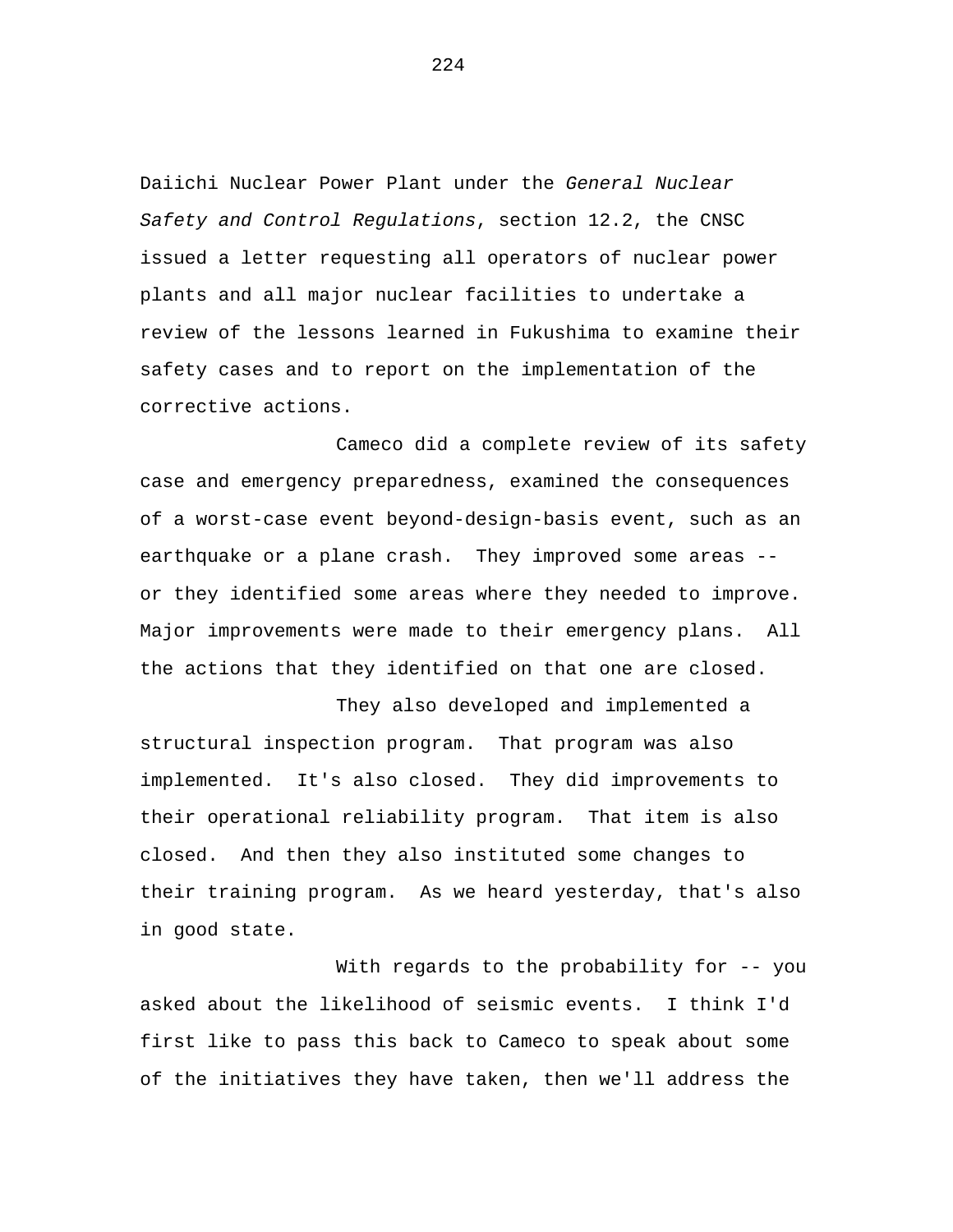Daiichi Nuclear Power Plant under the *General Nuclear Safety and Control Regulations*, section 12.2, the CNSC issued a letter requesting all operators of nuclear power plants and all major nuclear facilities to undertake a review of the lessons learned in Fukushima to examine their safety cases and to report on the implementation of the corrective actions.

Cameco did a complete review of its safety case and emergency preparedness, examined the consequences of a worst-case event beyond-design-basis event, such as an earthquake or a plane crash. They improved some areas -- or they identified some areas where they needed to improve. Major improvements were made to their emergency plans. All the actions that they identified on that one are closed.

They also developed and implemented a structural inspection program. That program was also implemented. It's also closed. They did improvements to their operational reliability program. That item is also closed. And then they also instituted some changes to their training program. As we heard yesterday, that's also in good state.

With regards to the probability for -- you asked about the likelihood of seismic events. I think I'd first like to pass this back to Cameco to speak about some of the initiatives they have taken, then we'll address the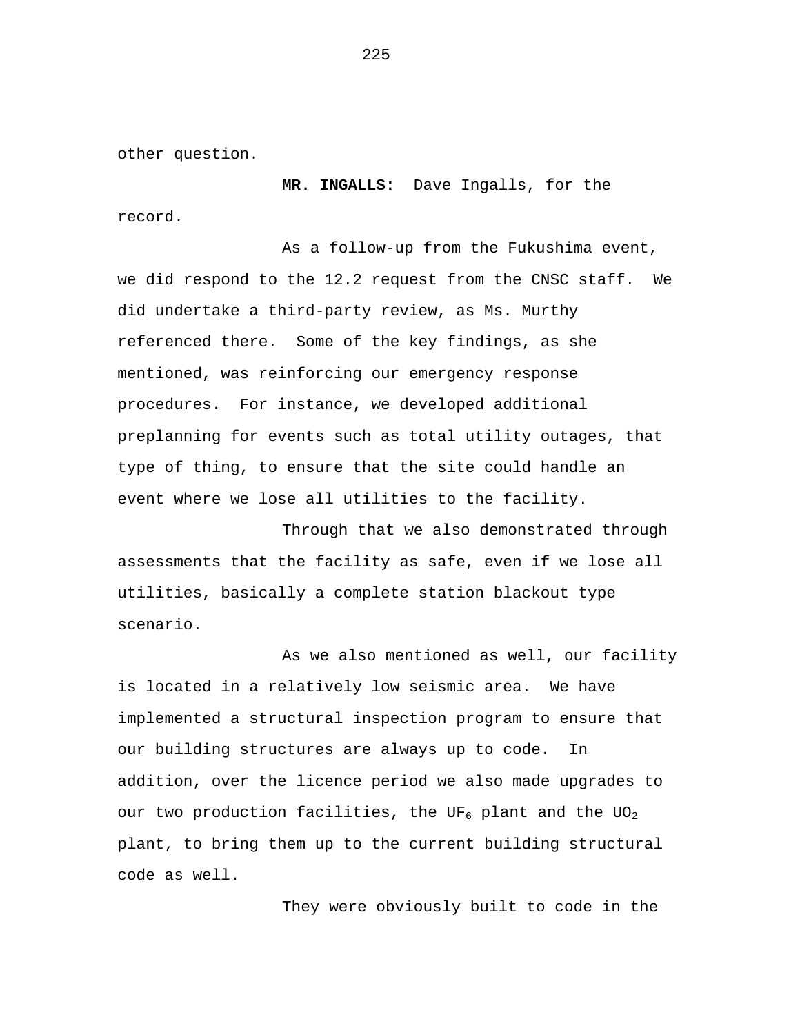other question.

**MR. INGALLS:** Dave Ingalls, for the record.

As a follow-up from the Fukushima event, we did respond to the 12.2 request from the CNSC staff. We did undertake a third-party review, as Ms. Murthy referenced there. Some of the key findings, as she mentioned, was reinforcing our emergency response procedures. For instance, we developed additional preplanning for events such as total utility outages, that type of thing, to ensure that the site could handle an event where we lose all utilities to the facility.

Through that we also demonstrated through assessments that the facility as safe, even if we lose all utilities, basically a complete station blackout type scenario.

As we also mentioned as well, our facility is located in a relatively low seismic area. We have implemented a structural inspection program to ensure that our building structures are always up to code. In addition, over the licence period we also made upgrades to our two production facilities, the $UF_6$ plant and the $UO_2$ plant, to bring them up to the current building structural code as well.

They were obviously built to code in the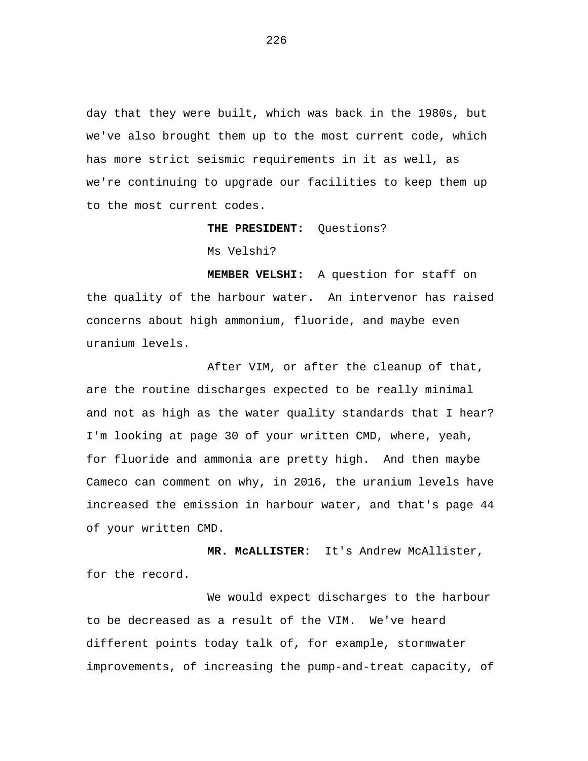day that they were built, which was back in the 1980s, but we've also brought them up to the most current code, which has more strict seismic requirements in it as well, as we're continuing to upgrade our facilities to keep them up to the most current codes.

**THE PRESIDENT:** Questions?

Ms Velshi?

**MEMBER VELSHI:** A question for staff on the quality of the harbour water. An intervenor has raised concerns about high ammonium, fluoride, and maybe even uranium levels.

After VIM, or after the cleanup of that, are the routine discharges expected to be really minimal and not as high as the water quality standards that I hear? I'm looking at page 30 of your written CMD, where, yeah, for fluoride and ammonia are pretty high. And then maybe Cameco can comment on why, in 2016, the uranium levels have increased the emission in harbour water, and that's page 44 of your written CMD.

**MR. McALLISTER:** It's Andrew McAllister, for the record.

We would expect discharges to the harbour to be decreased as a result of the VIM. We've heard different points today talk of, for example, stormwater improvements, of increasing the pump-and-treat capacity, of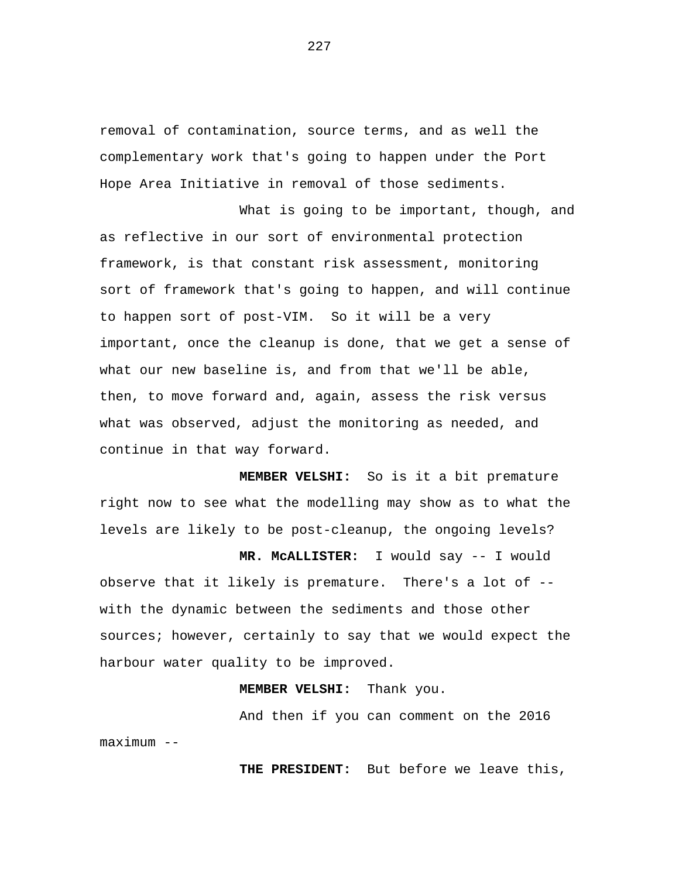removal of contamination, source terms, and as well the complementary work that's going to happen under the Port Hope Area Initiative in removal of those sediments.

What is going to be important, though, and as reflective in our sort of environmental protection framework, is that constant risk assessment, monitoring sort of framework that's going to happen, and will continue to happen sort of post-VIM. So it will be a very important, once the cleanup is done, that we get a sense of what our new baseline is, and from that we'll be able, then, to move forward and, again, assess the risk versus what was observed, adjust the monitoring as needed, and continue in that way forward.

**MEMBER VELSHI:** So is it a bit premature right now to see what the modelling may show as to what the levels are likely to be post-cleanup, the ongoing levels?

**MR. McALLISTER:** I would say -- I would observe that it likely is premature. There's a lot of -- with the dynamic between the sediments and those other sources; however, certainly to say that we would expect the harbour water quality to be improved.

**MEMBER VELSHI:** Thank you.

And then if you can comment on the 2016 maximum --

**THE PRESIDENT:** But before we leave this,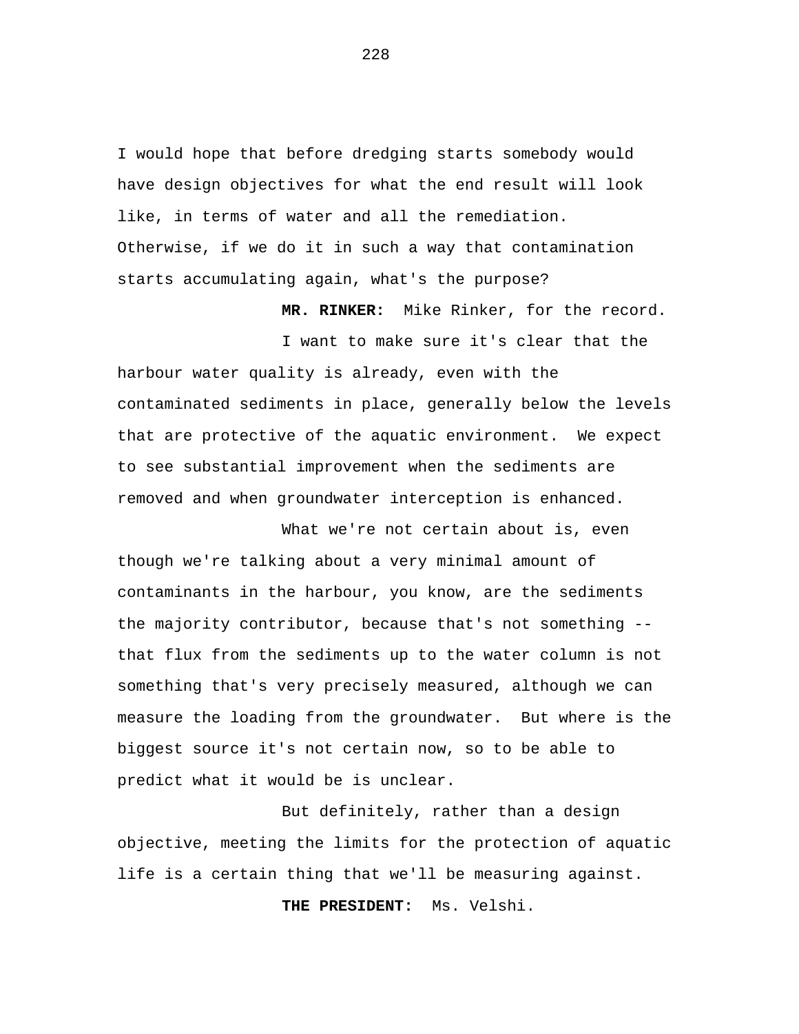I would hope that before dredging starts somebody would have design objectives for what the end result will look like, in terms of water and all the remediation. Otherwise, if we do it in such a way that contamination starts accumulating again, what's the purpose?

**MR. RINKER:** Mike Rinker, for the record.

I want to make sure it's clear that the harbour water quality is already, even with the contaminated sediments in place, generally below the levels that are protective of the aquatic environment. We expect to see substantial improvement when the sediments are removed and when groundwater interception is enhanced.

What we're not certain about is, even though we're talking about a very minimal amount of contaminants in the harbour, you know, are the sediments the majority contributor, because that's not something -- that flux from the sediments up to the water column is not something that's very precisely measured, although we can measure the loading from the groundwater. But where is the biggest source it's not certain now, so to be able to predict what it would be is unclear.

But definitely, rather than a design objective, meeting the limits for the protection of aquatic life is a certain thing that we'll be measuring against.

**THE PRESIDENT:** Ms. Velshi.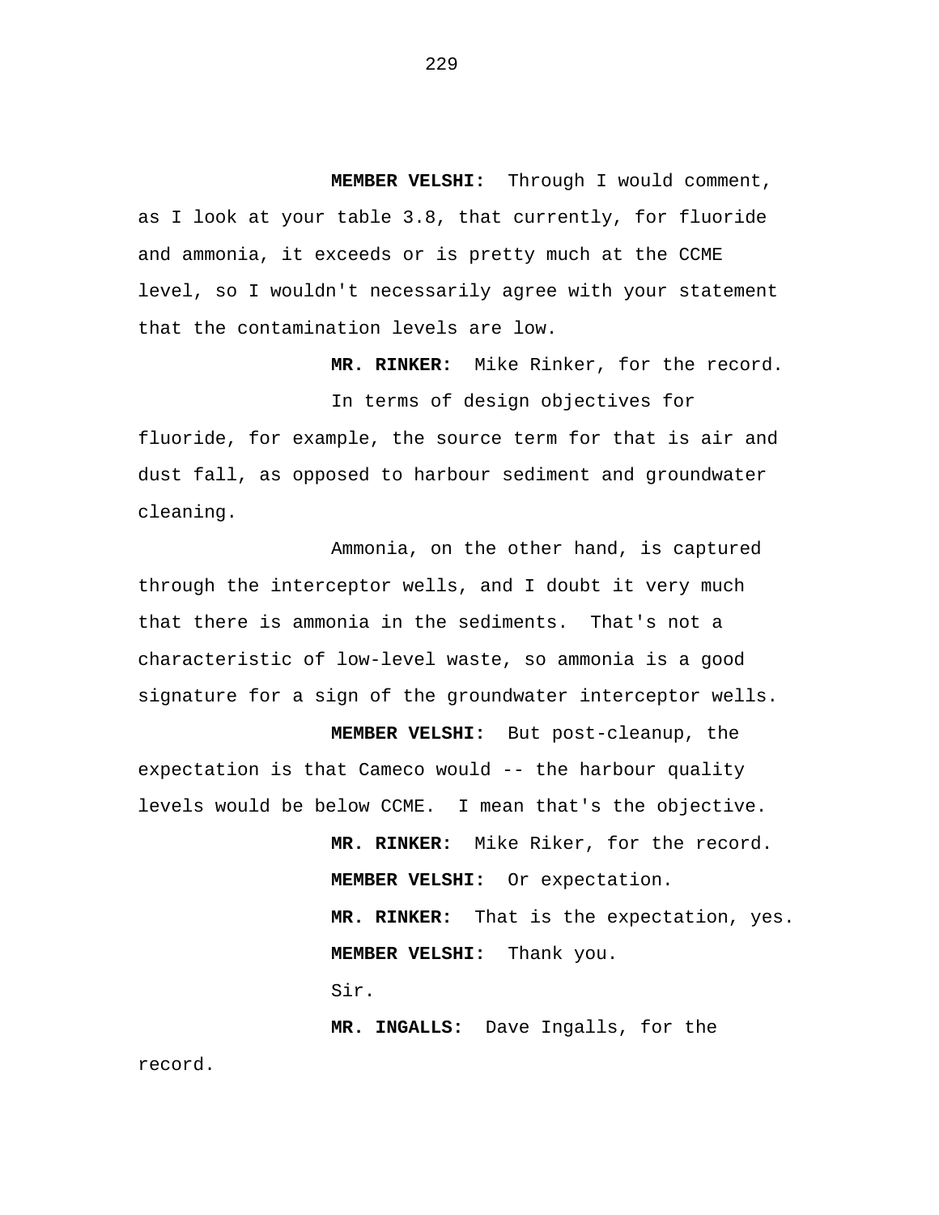**MEMBER VELSHI:** Through I would comment, as I look at your table 3.8, that currently, for fluoride and ammonia, it exceeds or is pretty much at the CCME level, so I wouldn't necessarily agree with your statement that the contamination levels are low.

**MR. RINKER:** Mike Rinker, for the record.

In terms of design objectives for fluoride, for example, the source term for that is air and dust fall, as opposed to harbour sediment and groundwater cleaning.

Ammonia, on the other hand, is captured through the interceptor wells, and I doubt it very much that there is ammonia in the sediments. That's not a characteristic of low-level waste, so ammonia is a good signature for a sign of the groundwater interceptor wells.

**MEMBER VELSHI:** But post-cleanup, the expectation is that Cameco would -- the harbour quality levels would be below CCME. I mean that's the objective.

**MR. RINKER:** Mike Riker, for the record.

**MEMBER VELSHI:** Or expectation.

**MR. RINKER:** That is the expectation, yes.

**MEMBER VELSHI:** Thank you.

Sir.

**MR. INGALLS:** Dave Ingalls, for the record.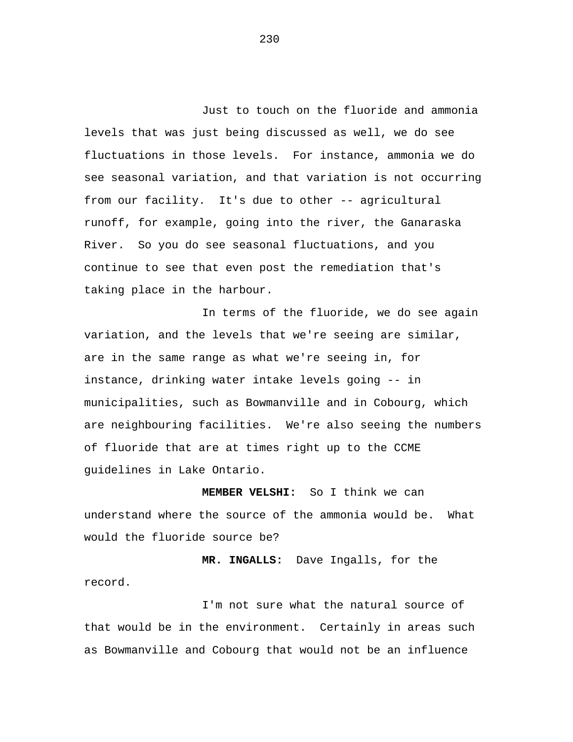Just to touch on the fluoride and ammonia levels that was just being discussed as well, we do see fluctuations in those levels. For instance, ammonia we do see seasonal variation, and that variation is not occurring from our facility. It's due to other -- agricultural runoff, for example, going into the river, the Ganaraska River. So you do see seasonal fluctuations, and you continue to see that even post the remediation that's taking place in the harbour.

In terms of the fluoride, we do see again variation, and the levels that we're seeing are similar, are in the same range as what we're seeing in, for instance, drinking water intake levels going -- in municipalities, such as Bowmanville and in Cobourg, which are neighbouring facilities. We're also seeing the numbers of fluoride that are at times right up to the CCME guidelines in Lake Ontario.

**MEMBER VELSHI:** So I think we can understand where the source of the ammonia would be. What would the fluoride source be?

**MR. INGALLS:** Dave Ingalls, for the record.

I'm not sure what the natural source of that would be in the environment. Certainly in areas such as Bowmanville and Cobourg that would not be an influence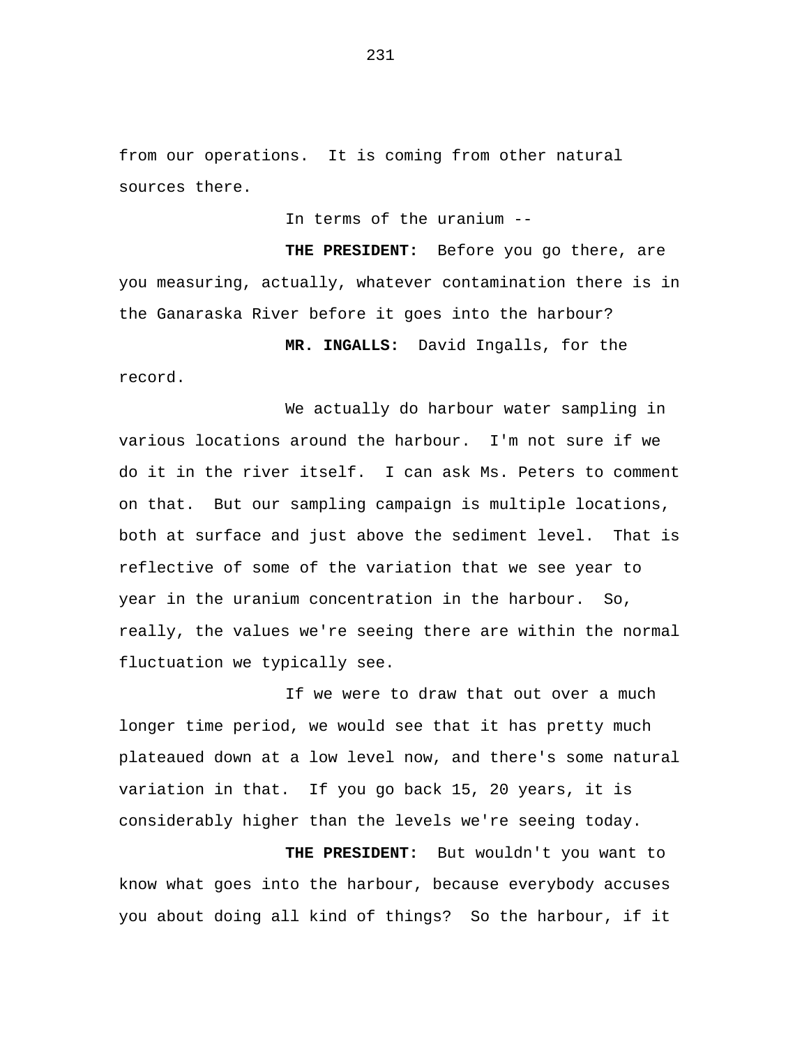from our operations. It is coming from other natural sources there.

In terms of the uranium --

**THE PRESIDENT:** Before you go there, are you measuring, actually, whatever contamination there is in the Ganaraska River before it goes into the harbour?

**MR. INGALLS:** David Ingalls, for the record.

We actually do harbour water sampling in various locations around the harbour. I'm not sure if we do it in the river itself. I can ask Ms. Peters to comment on that. But our sampling campaign is multiple locations, both at surface and just above the sediment level. That is reflective of some of the variation that we see year to year in the uranium concentration in the harbour. So, really, the values we're seeing there are within the normal fluctuation we typically see.

If we were to draw that out over a much longer time period, we would see that it has pretty much plateaued down at a low level now, and there's some natural variation in that. If you go back 15, 20 years, it is considerably higher than the levels we're seeing today.

**THE PRESIDENT:** But wouldn't you want to know what goes into the harbour, because everybody accuses you about doing all kind of things? So the harbour, if it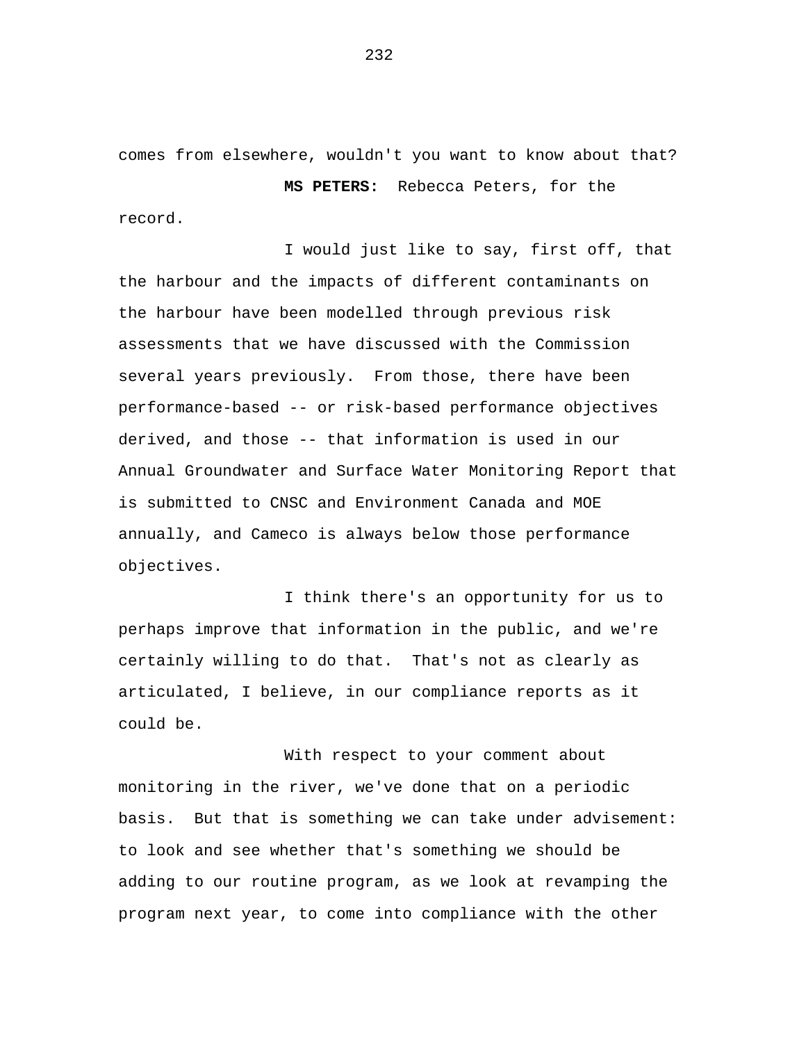comes from elsewhere, wouldn't you want to know about that?

**MS PETERS:** Rebecca Peters, for the record.

I would just like to say, first off, that the harbour and the impacts of different contaminants on the harbour have been modelled through previous risk assessments that we have discussed with the Commission several years previously. From those, there have been performance-based -- or risk-based performance objectives derived, and those -- that information is used in our Annual Groundwater and Surface Water Monitoring Report that is submitted to CNSC and Environment Canada and MOE annually, and Cameco is always below those performance objectives.

I think there's an opportunity for us to perhaps improve that information in the public, and we're certainly willing to do that. That's not as clearly as articulated, I believe, in our compliance reports as it could be.

With respect to your comment about monitoring in the river, we've done that on a periodic basis. But that is something we can take under advisement: to look and see whether that's something we should be adding to our routine program, as we look at revamping the program next year, to come into compliance with the other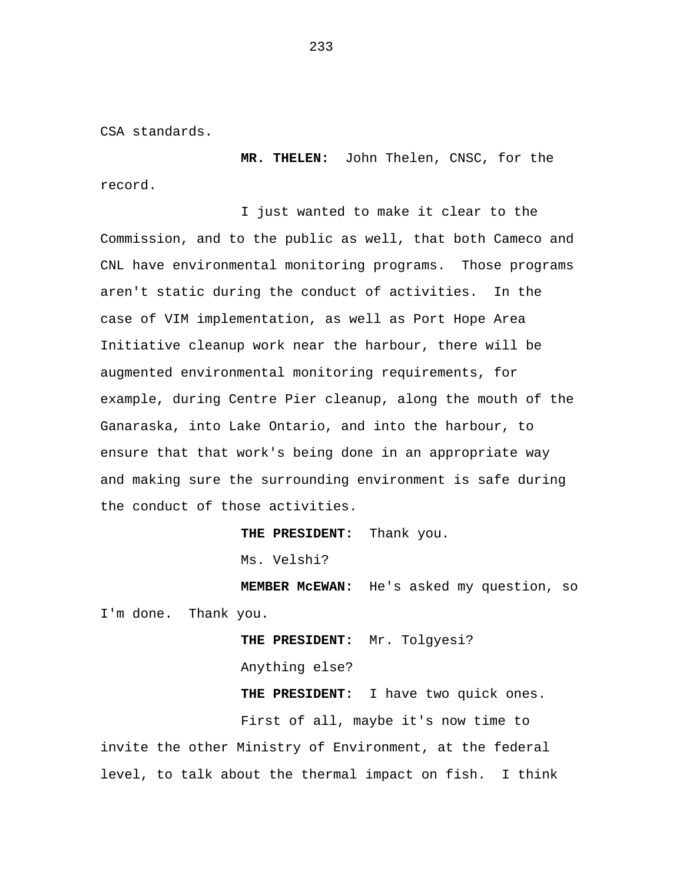CSA standards.

**MR. THELEN:** John Thelen, CNSC, for the record.

I just wanted to make it clear to the Commission, and to the public as well, that both Cameco and CNL have environmental monitoring programs. Those programs aren't static during the conduct of activities. In the case of VIM implementation, as well as Port Hope Area Initiative cleanup work near the harbour, there will be augmented environmental monitoring requirements, for example, during Centre Pier cleanup, along the mouth of the Ganaraska, into Lake Ontario, and into the harbour, to ensure that that work's being done in an appropriate way and making sure the surrounding environment is safe during the conduct of those activities.

**THE PRESIDENT:** Thank you.

Ms. Velshi?

**MEMBER McEWAN:** He's asked my question, so I'm done. Thank you.

**THE PRESIDENT:** Mr. Tolgyesi?

Anything else?

**THE PRESIDENT:** I have two quick ones.

First of all, maybe it's now time to invite the other Ministry of Environment, at the federal level, to talk about the thermal impact on fish. I think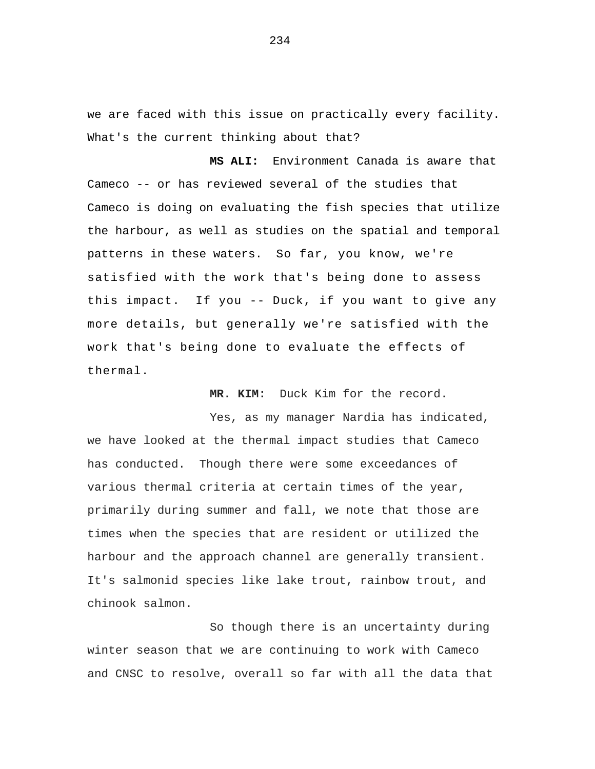we are faced with this issue on practically every facility. What's the current thinking about that?

**MS ALI:** Environment Canada is aware that Cameco -- or has reviewed several of the studies that Cameco is doing on evaluating the fish species that utilize the harbour, as well as studies on the spatial and temporal patterns in these waters. So far, you know, we're satisfied with the work that's being done to assess this impact. If you -- Duck, if you want to give any more details, but generally we're satisfied with the work that's being done to evaluate the effects of thermal.

**MR. KIM:** Duck Kim for the record.

Yes, as my manager Nardia has indicated, we have looked at the thermal impact studies that Cameco has conducted. Though there were some exceedances of various thermal criteria at certain times of the year, primarily during summer and fall, we note that those are times when the species that are resident or utilized the harbour and the approach channel are generally transient. It's salmonid species like lake trout, rainbow trout, and chinook salmon.

So though there is an uncertainty during winter season that we are continuing to work with Cameco and CNSC to resolve, overall so far with all the data that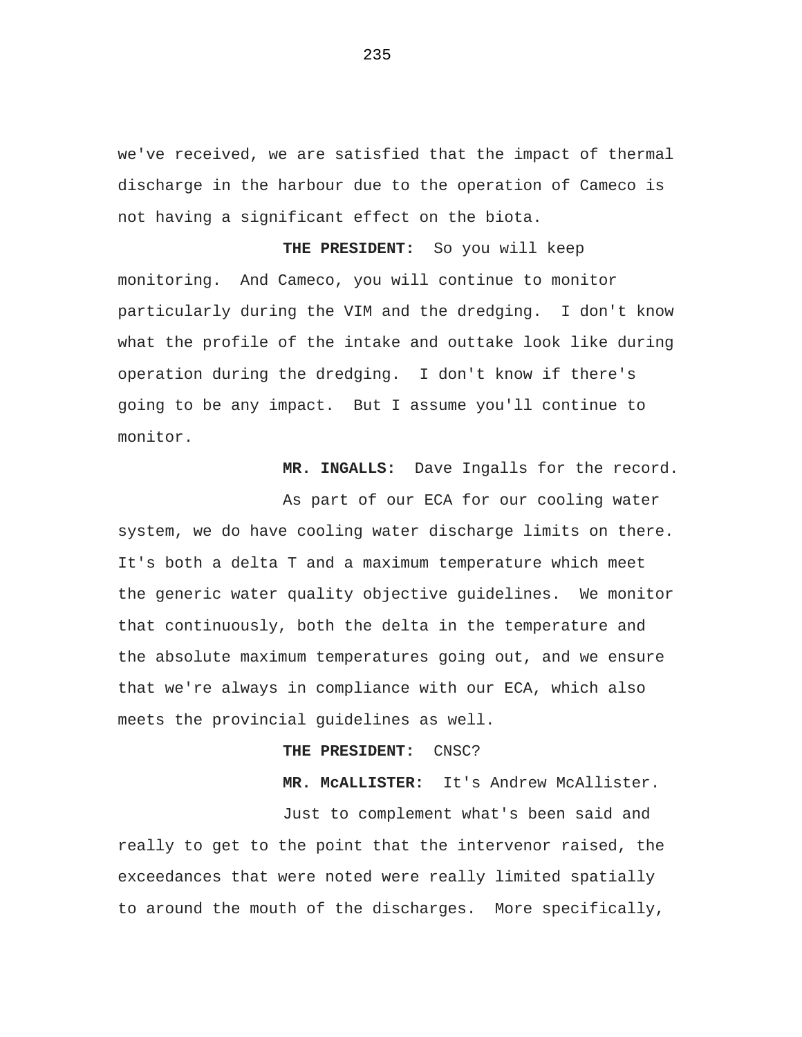we've received, we are satisfied that the impact of thermal discharge in the harbour due to the operation of Cameco is not having a significant effect on the biota.

**THE PRESIDENT:** So you will keep monitoring. And Cameco, you will continue to monitor particularly during the VIM and the dredging. I don't know what the profile of the intake and outtake look like during operation during the dredging. I don't know if there's going to be any impact. But I assume you'll continue to monitor.

**MR. INGALLS:** Dave Ingalls for the record.

As part of our ECA for our cooling water system, we do have cooling water discharge limits on there. It's both a delta T and a maximum temperature which meet the generic water quality objective guidelines. We monitor that continuously, both the delta in the temperature and the absolute maximum temperatures going out, and we ensure that we're always in compliance with our ECA, which also meets the provincial guidelines as well.

**THE PRESIDENT:** CNSC?

**MR. McALLISTER:** It's Andrew McAllister.

Just to complement what's been said and really to get to the point that the intervenor raised, the exceedances that were noted were really limited spatially to around the mouth of the discharges. More specifically,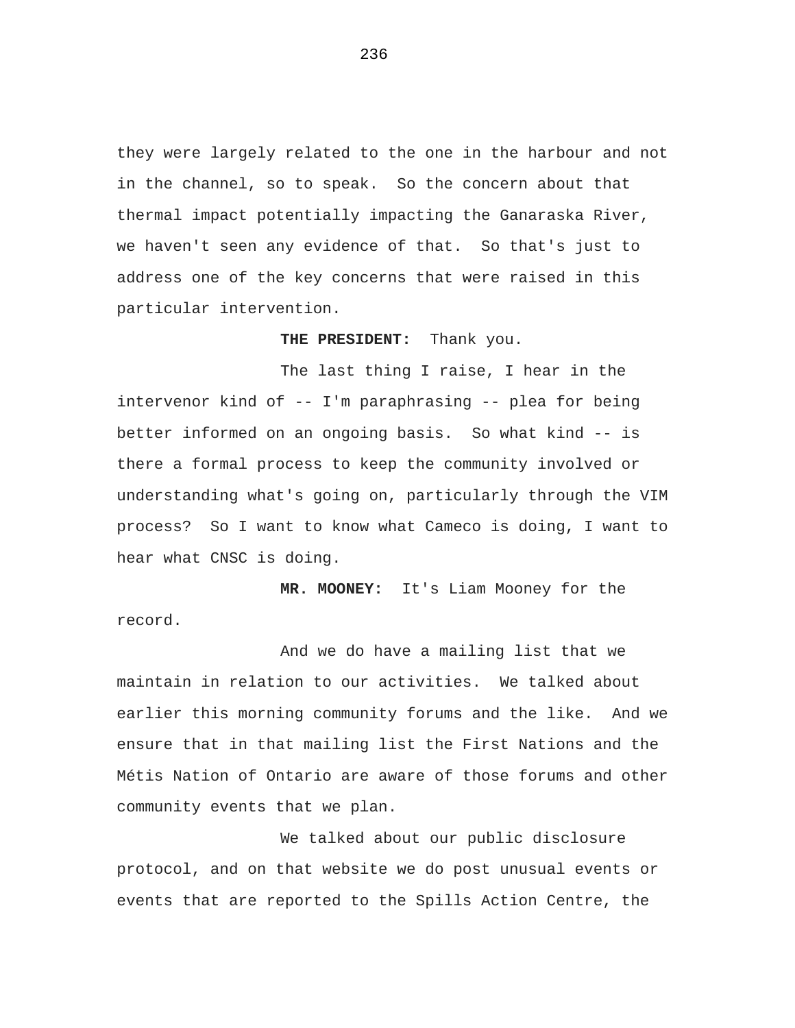they were largely related to the one in the harbour and not in the channel, so to speak. So the concern about that thermal impact potentially impacting the Ganaraska River, we haven't seen any evidence of that. So that's just to address one of the key concerns that were raised in this particular intervention.

**THE PRESIDENT:** Thank you.

The last thing I raise, I hear in the intervenor kind of -- I'm paraphrasing -- plea for being better informed on an ongoing basis. So what kind -- is there a formal process to keep the community involved or understanding what's going on, particularly through the VIM process? So I want to know what Cameco is doing, I want to hear what CNSC is doing.

**MR. MOONEY:** It's Liam Mooney for the record.

And we do have a mailing list that we maintain in relation to our activities. We talked about earlier this morning community forums and the like. And we ensure that in that mailing list the First Nations and the Métis Nation of Ontario are aware of those forums and other community events that we plan.

We talked about our public disclosure protocol, and on that website we do post unusual events or events that are reported to the Spills Action Centre, the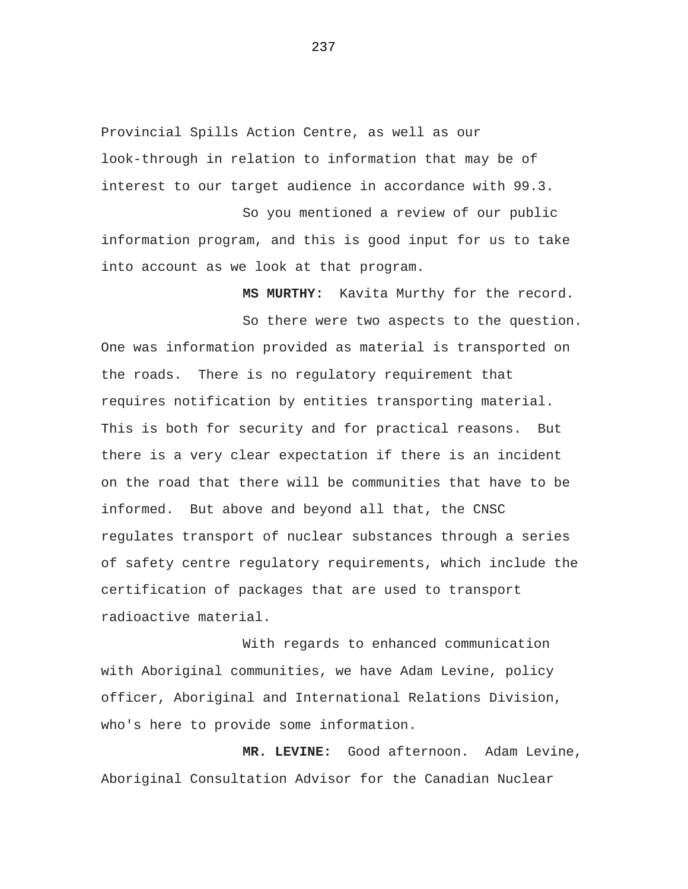Provincial Spills Action Centre, as well as our look-through in relation to information that may be of interest to our target audience in accordance with 99.3.

So you mentioned a review of our public information program, and this is good input for us to take into account as we look at that program.

**MS MURTHY:** Kavita Murthy for the record.

So there were two aspects to the question. One was information provided as material is transported on the roads. There is no regulatory requirement that requires notification by entities transporting material. This is both for security and for practical reasons. But there is a very clear expectation if there is an incident on the road that there will be communities that have to be informed. But above and beyond all that, the CNSC regulates transport of nuclear substances through a series of safety centre regulatory requirements, which include the certification of packages that are used to transport radioactive material.

With regards to enhanced communication with Aboriginal communities, we have Adam Levine, policy officer, Aboriginal and International Relations Division, who's here to provide some information.

**MR. LEVINE:** Good afternoon. Adam Levine, Aboriginal Consultation Advisor for the Canadian Nuclear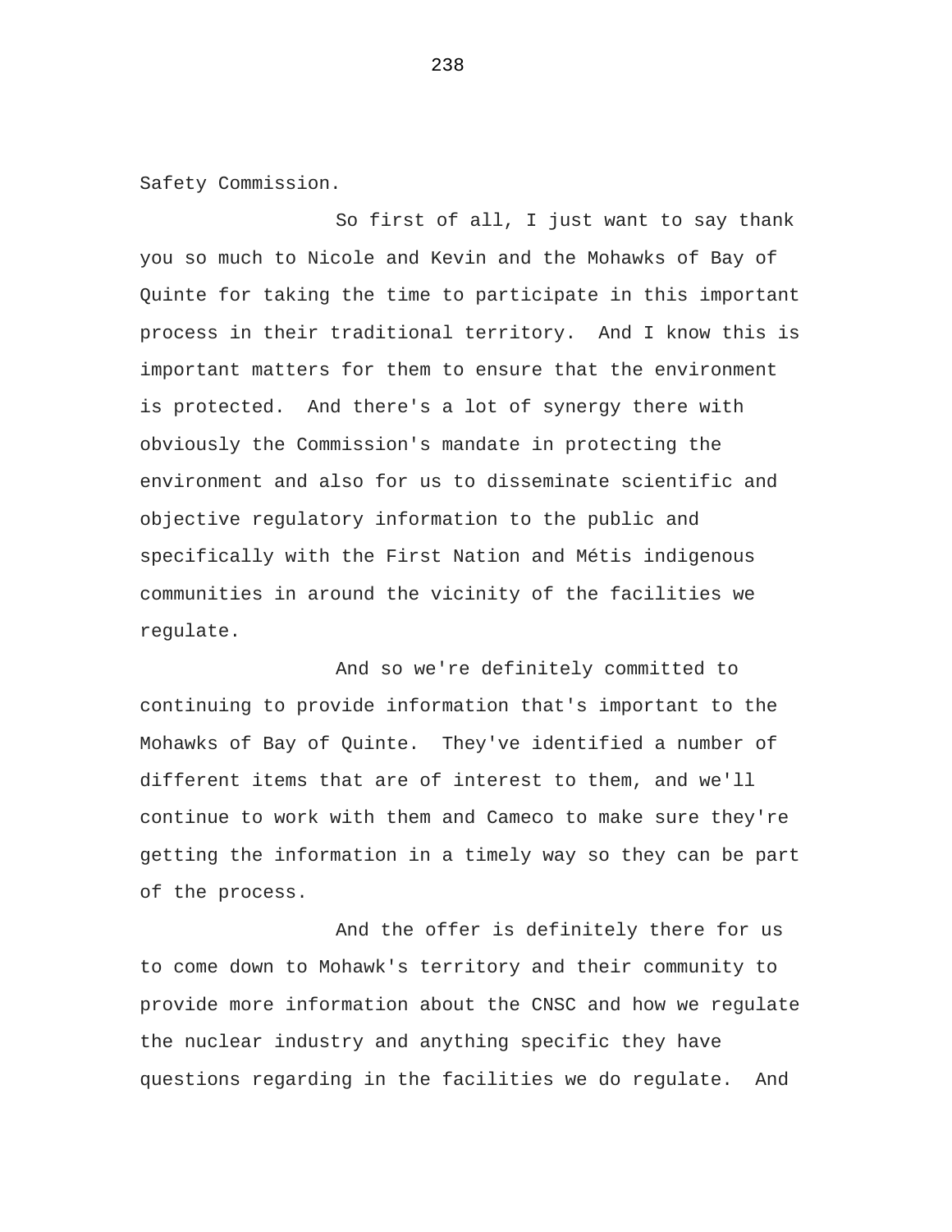Safety Commission.

So first of all, I just want to say thank you so much to Nicole and Kevin and the Mohawks of Bay of Quinte for taking the time to participate in this important process in their traditional territory. And I know this is important matters for them to ensure that the environment is protected. And there's a lot of synergy there with obviously the Commission's mandate in protecting the environment and also for us to disseminate scientific and objective regulatory information to the public and specifically with the First Nation and Métis indigenous communities in around the vicinity of the facilities we regulate.

And so we're definitely committed to continuing to provide information that's important to the Mohawks of Bay of Quinte. They've identified a number of different items that are of interest to them, and we'll continue to work with them and Cameco to make sure they're getting the information in a timely way so they can be part of the process.

And the offer is definitely there for us to come down to Mohawk's territory and their community to provide more information about the CNSC and how we regulate the nuclear industry and anything specific they have questions regarding in the facilities we do regulate. And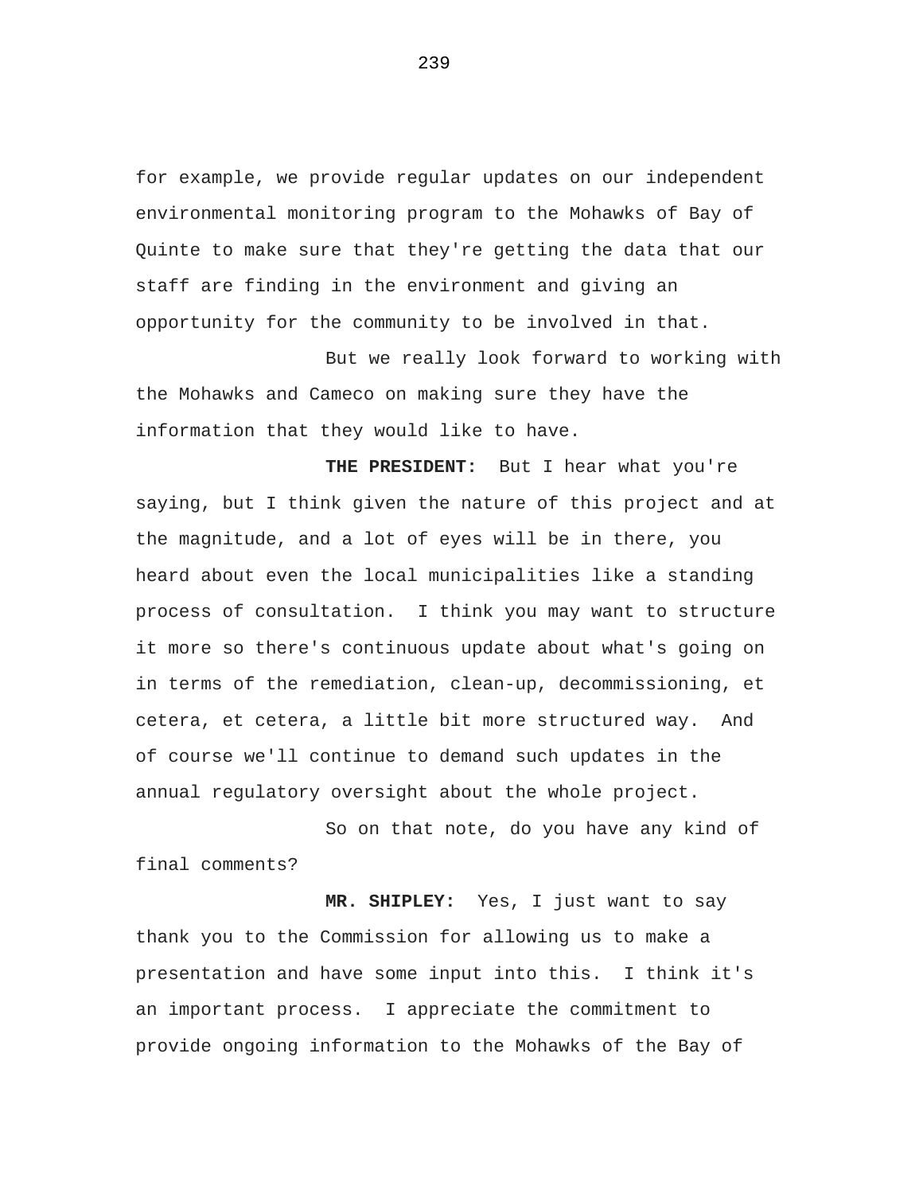for example, we provide regular updates on our independent environmental monitoring program to the Mohawks of Bay of Quinte to make sure that they're getting the data that our staff are finding in the environment and giving an opportunity for the community to be involved in that.

But we really look forward to working with the Mohawks and Cameco on making sure they have the information that they would like to have.

**THE PRESIDENT:** But I hear what you're saying, but I think given the nature of this project and at the magnitude, and a lot of eyes will be in there, you heard about even the local municipalities like a standing process of consultation. I think you may want to structure it more so there's continuous update about what's going on in terms of the remediation, clean-up, decommissioning, et cetera, et cetera, a little bit more structured way. And of course we'll continue to demand such updates in the annual regulatory oversight about the whole project.

So on that note, do you have any kind of final comments?

**MR. SHIPLEY:** Yes, I just want to say thank you to the Commission for allowing us to make a presentation and have some input into this. I think it's an important process. I appreciate the commitment to provide ongoing information to the Mohawks of the Bay of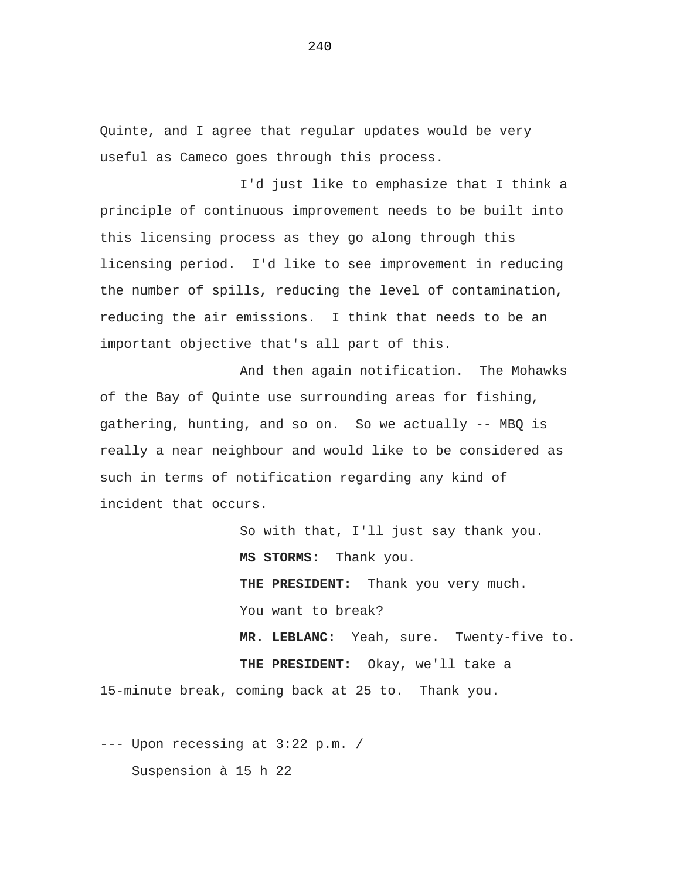Quinte, and I agree that regular updates would be very useful as Cameco goes through this process.

I'd just like to emphasize that I think a principle of continuous improvement needs to be built into this licensing process as they go along through this licensing period. I'd like to see improvement in reducing the number of spills, reducing the level of contamination, reducing the air emissions. I think that needs to be an important objective that's all part of this.

And then again notification. The Mohawks of the Bay of Quinte use surrounding areas for fishing, gathering, hunting, and so on. So we actually -- MBQ is really a near neighbour and would like to be considered as such in terms of notification regarding any kind of incident that occurs.

So with that, I'll just say thank you.

**MS STORMS:** Thank you.

**THE PRESIDENT:** Thank you very much.

You want to break?

**MR. LEBLANC:** Yeah, sure. Twenty-five to.

**THE PRESIDENT:** Okay, we'll take a 15-minute break, coming back at 25 to. Thank you.

--- Upon recessing at 3:22 p.m. /
Suspension à 15 h 22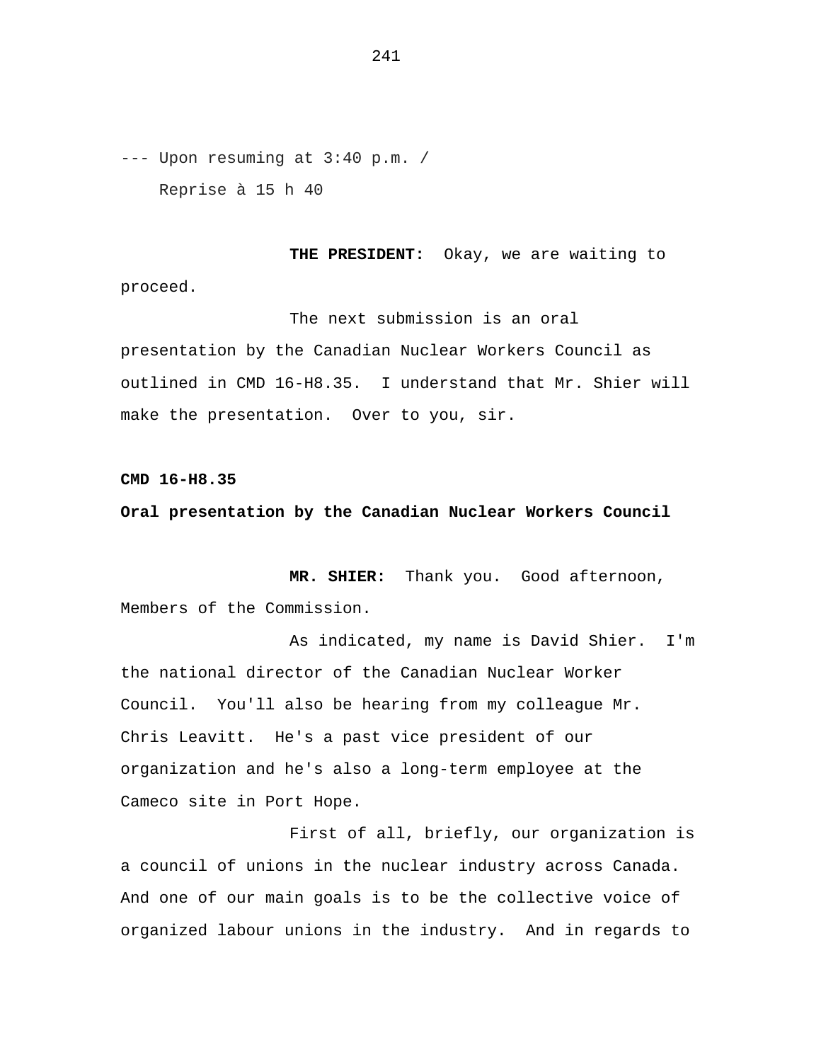--- Upon resuming at 3:40 p.m. /
    Reprise à 15 h 40

**THE PRESIDENT:** Okay, we are waiting to proceed.

The next submission is an oral presentation by the Canadian Nuclear Workers Council as outlined in CMD 16-H8.35. I understand that Mr. Shier will make the presentation. Over to you, sir.

**CMD 16-H8.35**

**Oral presentation by the Canadian Nuclear Workers Council**

**MR. SHIER:** Thank you. Good afternoon, Members of the Commission.

As indicated, my name is David Shier. I'm the national director of the Canadian Nuclear Worker Council. You'll also be hearing from my colleague Mr. Chris Leavitt. He's a past vice president of our organization and he's also a long-term employee at the Cameco site in Port Hope.

First of all, briefly, our organization is a council of unions in the nuclear industry across Canada. And one of our main goals is to be the collective voice of organized labour unions in the industry. And in regards to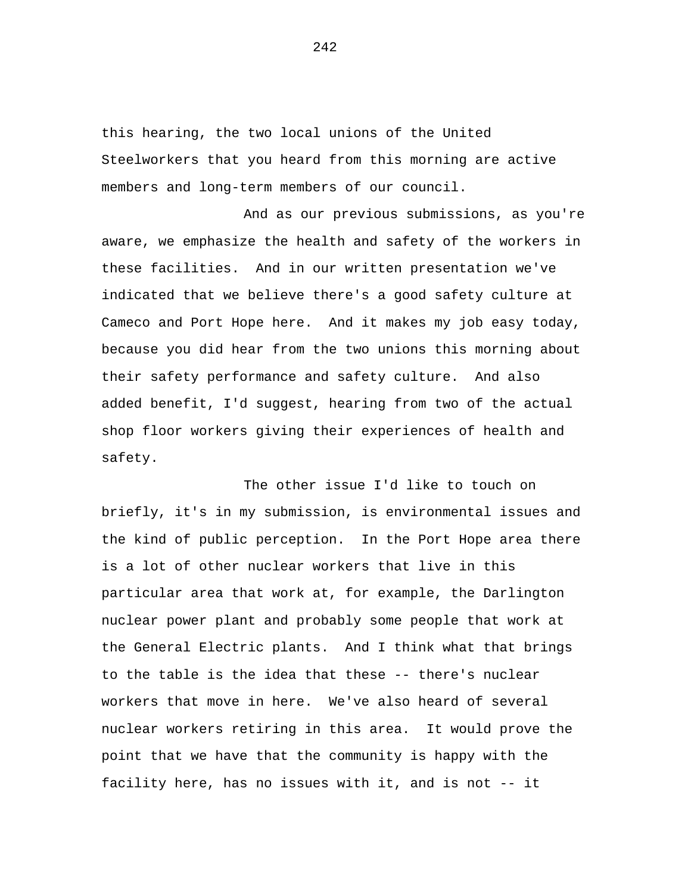this hearing, the two local unions of the United Steelworkers that you heard from this morning are active members and long-term members of our council.

And as our previous submissions, as you're aware, we emphasize the health and safety of the workers in these facilities. And in our written presentation we've indicated that we believe there's a good safety culture at Cameco and Port Hope here. And it makes my job easy today, because you did hear from the two unions this morning about their safety performance and safety culture. And also added benefit, I'd suggest, hearing from two of the actual shop floor workers giving their experiences of health and safety.

The other issue I'd like to touch on briefly, it's in my submission, is environmental issues and the kind of public perception. In the Port Hope area there is a lot of other nuclear workers that live in this particular area that work at, for example, the Darlington nuclear power plant and probably some people that work at the General Electric plants. And I think what that brings to the table is the idea that these -- there's nuclear workers that move in here. We've also heard of several nuclear workers retiring in this area. It would prove the point that we have that the community is happy with the facility here, has no issues with it, and is not -- it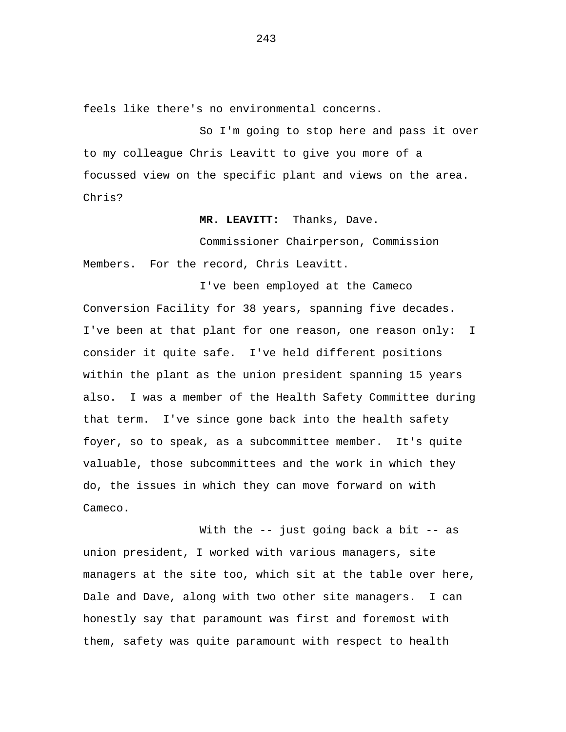feels like there's no environmental concerns.

So I'm going to stop here and pass it over to my colleague Chris Leavitt to give you more of a focussed view on the specific plant and views on the area. Chris?

**MR. LEAVITT:** Thanks, Dave.

Commissioner Chairperson, Commission Members. For the record, Chris Leavitt.

I've been employed at the Cameco Conversion Facility for 38 years, spanning five decades. I've been at that plant for one reason, one reason only: I consider it quite safe. I've held different positions within the plant as the union president spanning 15 years also. I was a member of the Health Safety Committee during that term. I've since gone back into the health safety foyer, so to speak, as a subcommittee member. It's quite valuable, those subcommittees and the work in which they do, the issues in which they can move forward on with Cameco.

With the -- just going back a bit -- as union president, I worked with various managers, site managers at the site too, which sit at the table over here, Dale and Dave, along with two other site managers. I can honestly say that paramount was first and foremost with them, safety was quite paramount with respect to health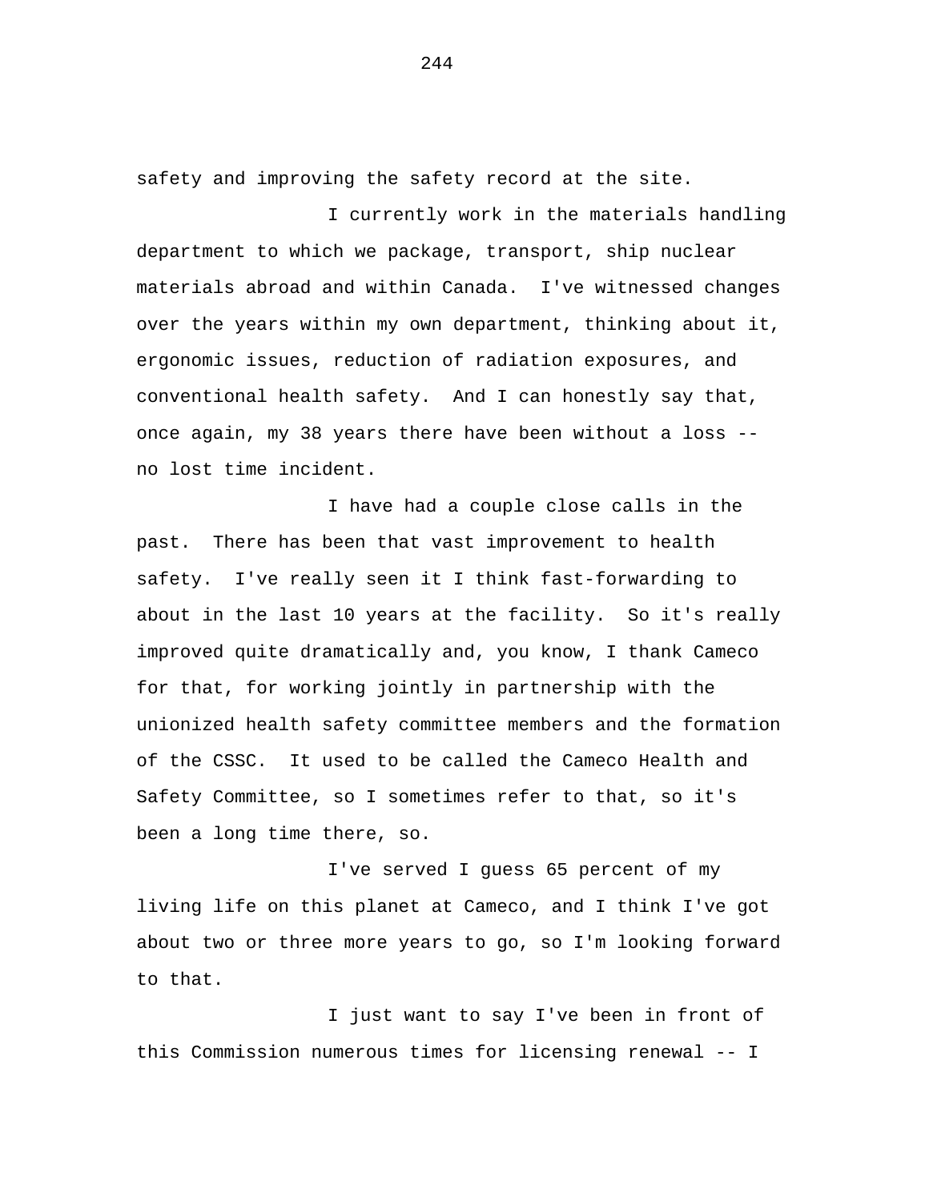safety and improving the safety record at the site.

I currently work in the materials handling department to which we package, transport, ship nuclear materials abroad and within Canada. I've witnessed changes over the years within my own department, thinking about it, ergonomic issues, reduction of radiation exposures, and conventional health safety. And I can honestly say that, once again, my 38 years there have been without a loss -- no lost time incident.

I have had a couple close calls in the past. There has been that vast improvement to health safety. I've really seen it I think fast-forwarding to about in the last 10 years at the facility. So it's really improved quite dramatically and, you know, I thank Cameco for that, for working jointly in partnership with the unionized health safety committee members and the formation of the CSSC. It used to be called the Cameco Health and Safety Committee, so I sometimes refer to that, so it's been a long time there, so.

I've served I guess 65 percent of my living life on this planet at Cameco, and I think I've got about two or three more years to go, so I'm looking forward to that.

I just want to say I've been in front of this Commission numerous times for licensing renewal -- I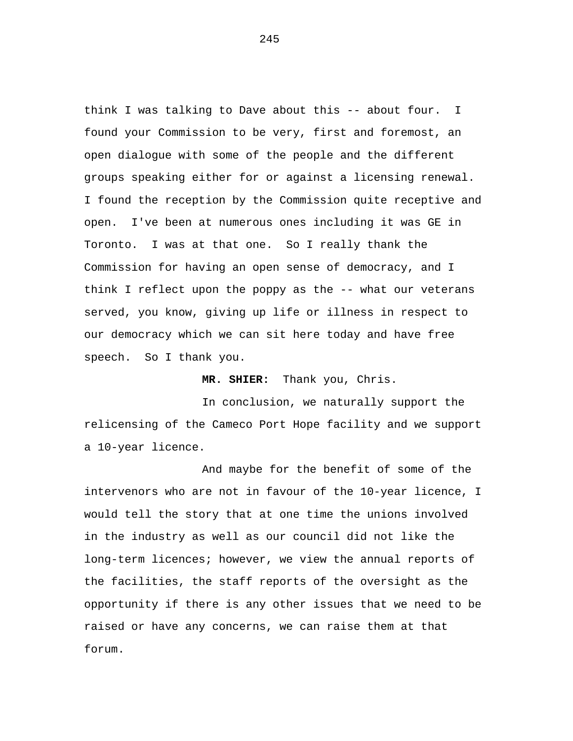think I was talking to Dave about this -- about four. I found your Commission to be very, first and foremost, an open dialogue with some of the people and the different groups speaking either for or against a licensing renewal. I found the reception by the Commission quite receptive and open. I've been at numerous ones including it was GE in Toronto. I was at that one. So I really thank the Commission for having an open sense of democracy, and I think I reflect upon the poppy as the -- what our veterans served, you know, giving up life or illness in respect to our democracy which we can sit here today and have free speech. So I thank you.

**MR. SHIER:** Thank you, Chris.

In conclusion, we naturally support the relicensing of the Cameco Port Hope facility and we support a 10-year licence.

And maybe for the benefit of some of the intervenors who are not in favour of the 10-year licence, I would tell the story that at one time the unions involved in the industry as well as our council did not like the long-term licences; however, we view the annual reports of the facilities, the staff reports of the oversight as the opportunity if there is any other issues that we need to be raised or have any concerns, we can raise them at that forum.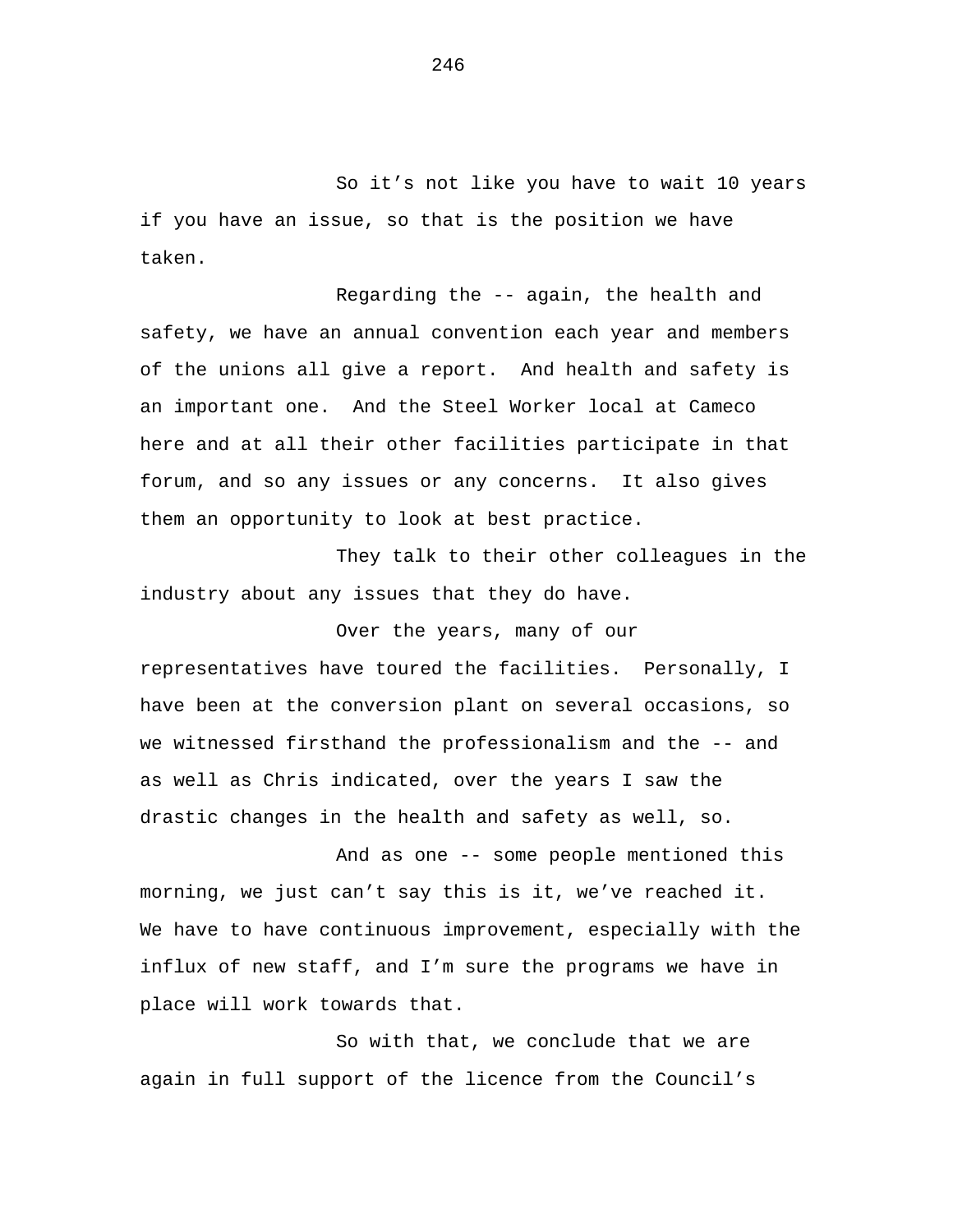So it's not like you have to wait 10 years if you have an issue, so that is the position we have taken.

Regarding the -- again, the health and safety, we have an annual convention each year and members of the unions all give a report. And health and safety is an important one. And the Steel Worker local at Cameco here and at all their other facilities participate in that forum, and so any issues or any concerns. It also gives them an opportunity to look at best practice.

They talk to their other colleagues in the industry about any issues that they do have.

Over the years, many of our representatives have toured the facilities. Personally, I have been at the conversion plant on several occasions, so we witnessed firsthand the professionalism and the -- and as well as Chris indicated, over the years I saw the drastic changes in the health and safety as well, so.

And as one -- some people mentioned this morning, we just can't say this is it, we've reached it. We have to have continuous improvement, especially with the influx of new staff, and I'm sure the programs we have in place will work towards that.

So with that, we conclude that we are again in full support of the licence from the Council's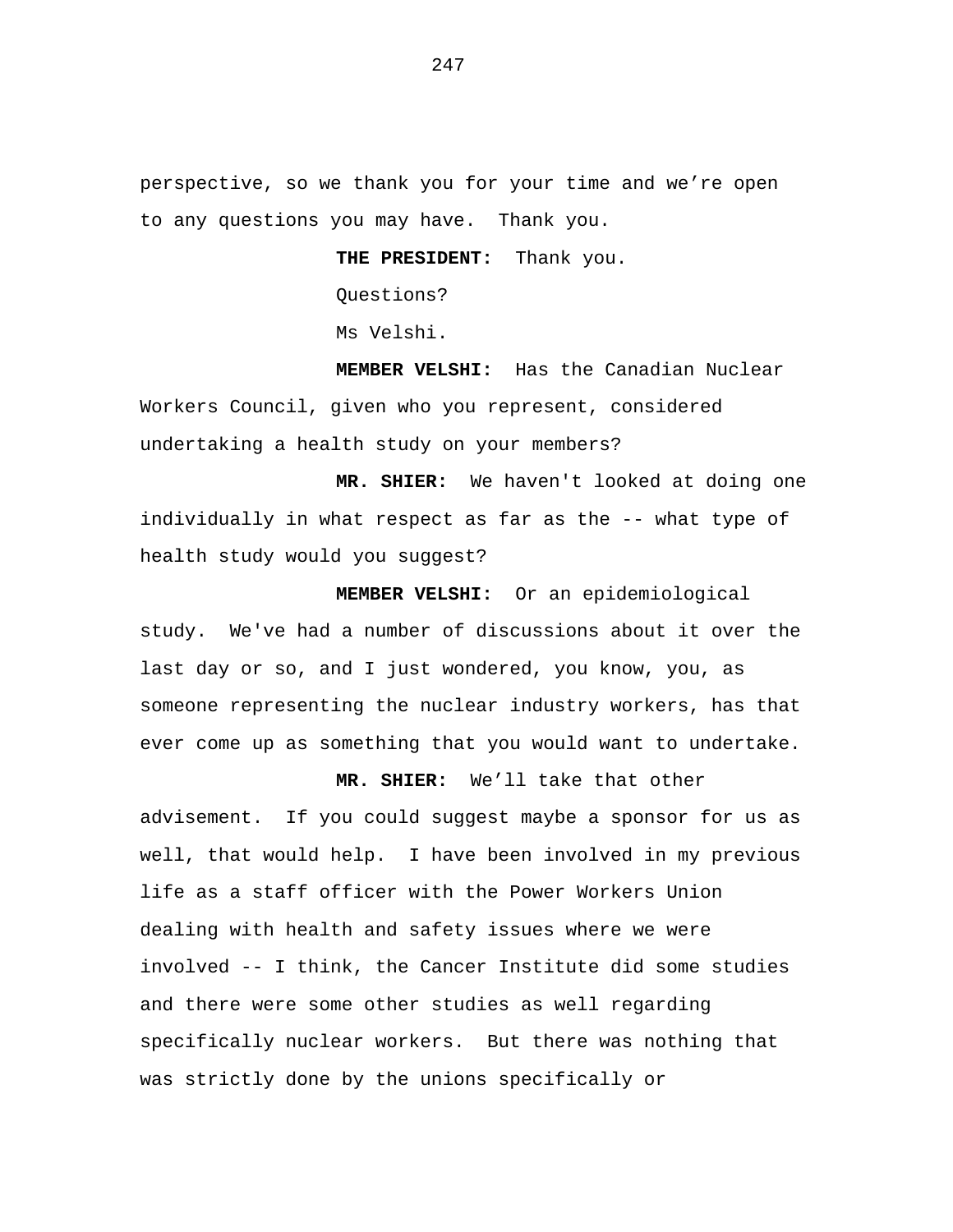perspective, so we thank you for your time and we're open to any questions you may have. Thank you.

**THE PRESIDENT:** Thank you.

Questions?

Ms Velshi.

**MEMBER VELSHI:** Has the Canadian Nuclear Workers Council, given who you represent, considered undertaking a health study on your members?

**MR. SHIER:** We haven't looked at doing one individually in what respect as far as the -- what type of health study would you suggest?

**MEMBER VELSHI:** Or an epidemiological study. We've had a number of discussions about it over the last day or so, and I just wondered, you know, you, as someone representing the nuclear industry workers, has that ever come up as something that you would want to undertake.

**MR. SHIER:** We'll take that other advisement. If you could suggest maybe a sponsor for us as well, that would help. I have been involved in my previous life as a staff officer with the Power Workers Union dealing with health and safety issues where we were involved -- I think, the Cancer Institute did some studies and there were some other studies as well regarding specifically nuclear workers. But there was nothing that was strictly done by the unions specifically or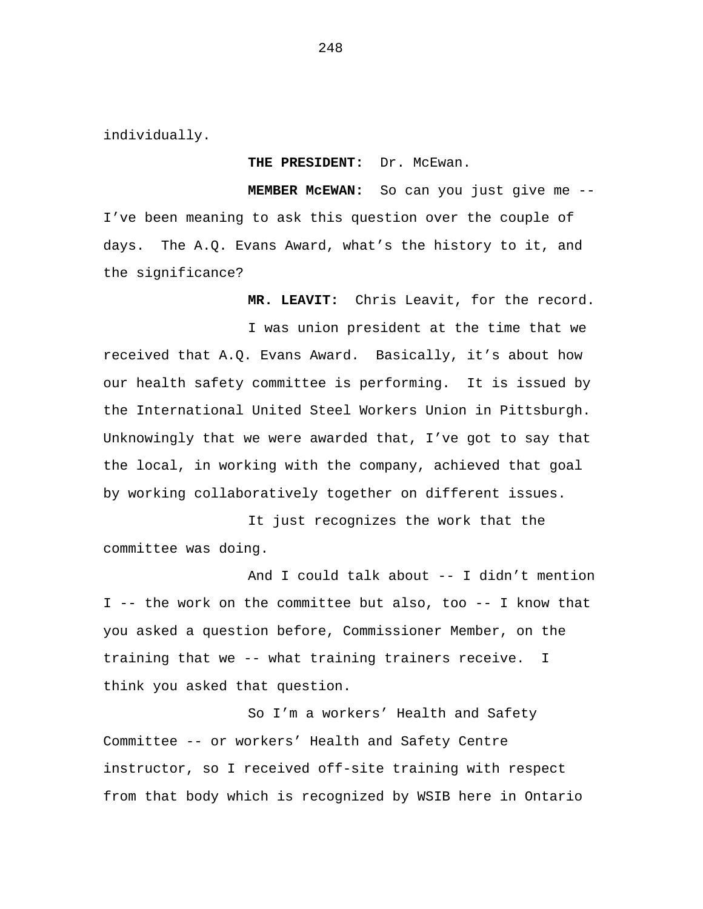individually.

**THE PRESIDENT:** Dr. McEwan.

**MEMBER McEWAN:** So can you just give me -- I've been meaning to ask this question over the couple of days. The A.Q. Evans Award, what's the history to it, and the significance?

**MR. LEAVIT:** Chris Leavit, for the record.

I was union president at the time that we received that A.Q. Evans Award. Basically, it's about how our health safety committee is performing. It is issued by the International United Steel Workers Union in Pittsburgh. Unknowingly that we were awarded that, I've got to say that the local, in working with the company, achieved that goal by working collaboratively together on different issues.

It just recognizes the work that the committee was doing.

And I could talk about -- I didn't mention I -- the work on the committee but also, too -- I know that you asked a question before, Commissioner Member, on the training that we -- what training trainers receive. I think you asked that question.

So I'm a workers' Health and Safety Committee -- or workers' Health and Safety Centre instructor, so I received off-site training with respect from that body which is recognized by WSIB here in Ontario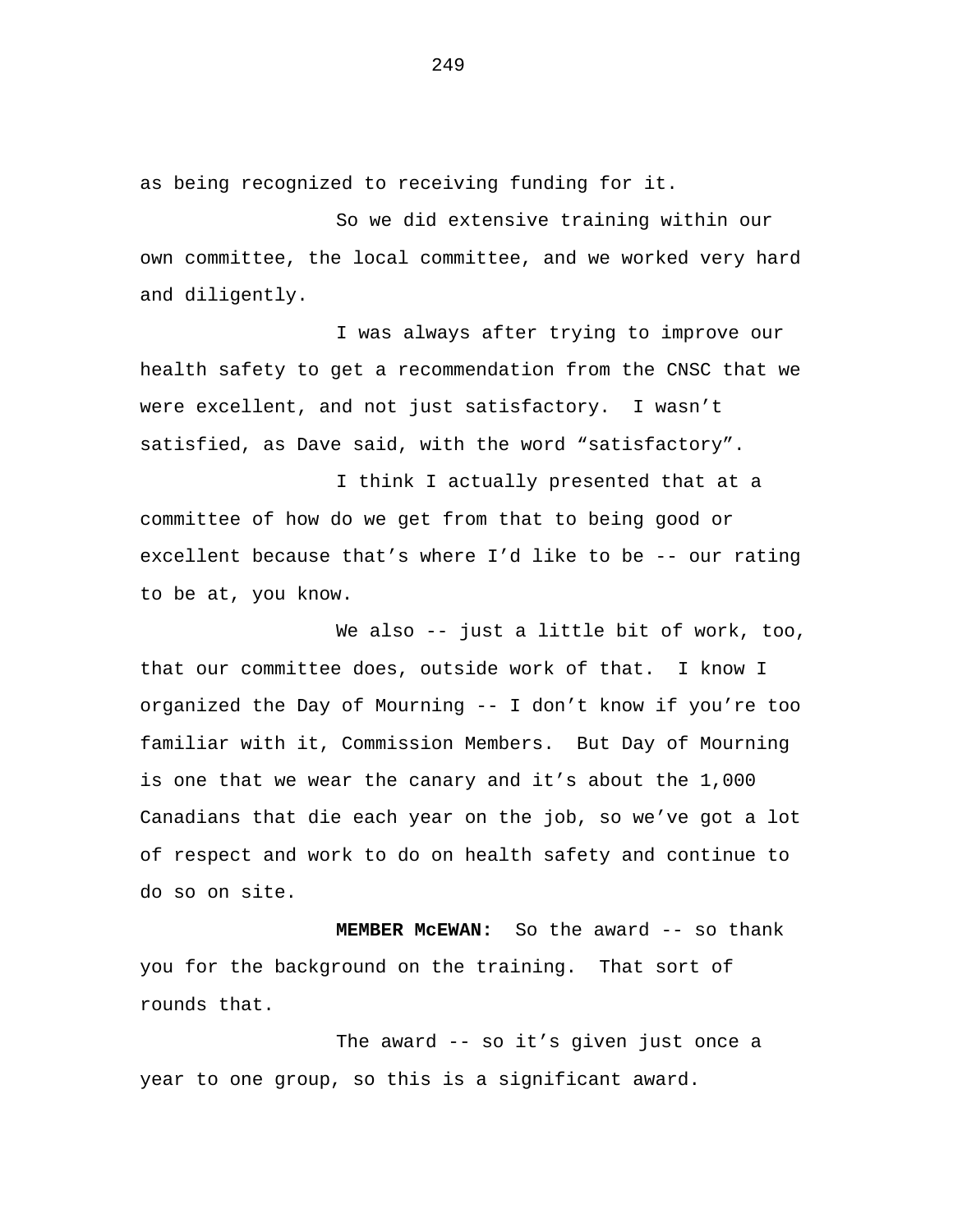as being recognized to receiving funding for it.

So we did extensive training within our own committee, the local committee, and we worked very hard and diligently.

I was always after trying to improve our health safety to get a recommendation from the CNSC that we were excellent, and not just satisfactory. I wasn't satisfied, as Dave said, with the word "satisfactory".

I think I actually presented that at a committee of how do we get from that to being good or excellent because that's where I'd like to be -- our rating to be at, you know.

We also -- just a little bit of work, too, that our committee does, outside work of that. I know I organized the Day of Mourning -- I don't know if you're too familiar with it, Commission Members. But Day of Mourning is one that we wear the canary and it's about the 1,000 Canadians that die each year on the job, so we've got a lot of respect and work to do on health safety and continue to do so on site.

**MEMBER McEWAN:** So the award -- so thank you for the background on the training. That sort of rounds that.

The award -- so it's given just once a year to one group, so this is a significant award.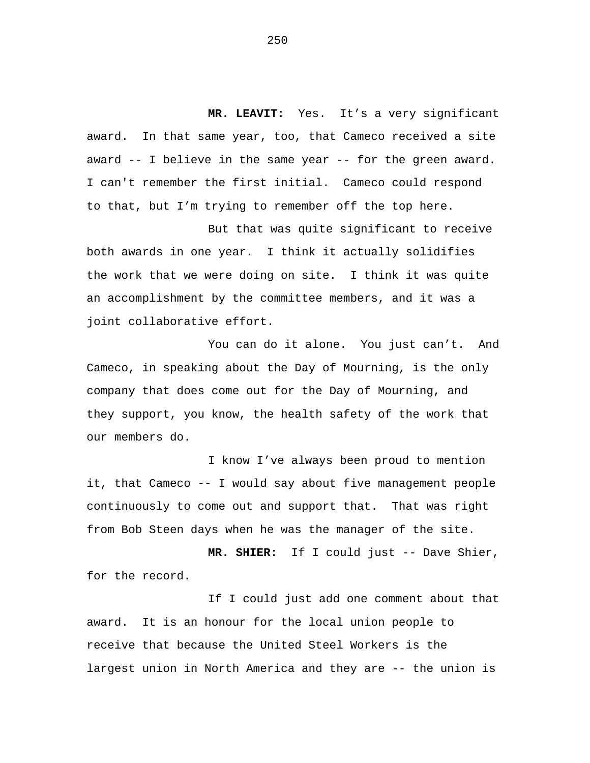**MR. LEAVIT:** Yes. It's a very significant award. In that same year, too, that Cameco received a site award -- I believe in the same year -- for the green award. I can't remember the first initial. Cameco could respond to that, but I'm trying to remember off the top here.

But that was quite significant to receive both awards in one year. I think it actually solidifies the work that we were doing on site. I think it was quite an accomplishment by the committee members, and it was a joint collaborative effort.

You can do it alone. You just can't. And Cameco, in speaking about the Day of Mourning, is the only company that does come out for the Day of Mourning, and they support, you know, the health safety of the work that our members do.

I know I've always been proud to mention it, that Cameco -- I would say about five management people continuously to come out and support that. That was right from Bob Steen days when he was the manager of the site.

**MR. SHIER:** If I could just -- Dave Shier, for the record.

If I could just add one comment about that award. It is an honour for the local union people to receive that because the United Steel Workers is the largest union in North America and they are -- the union is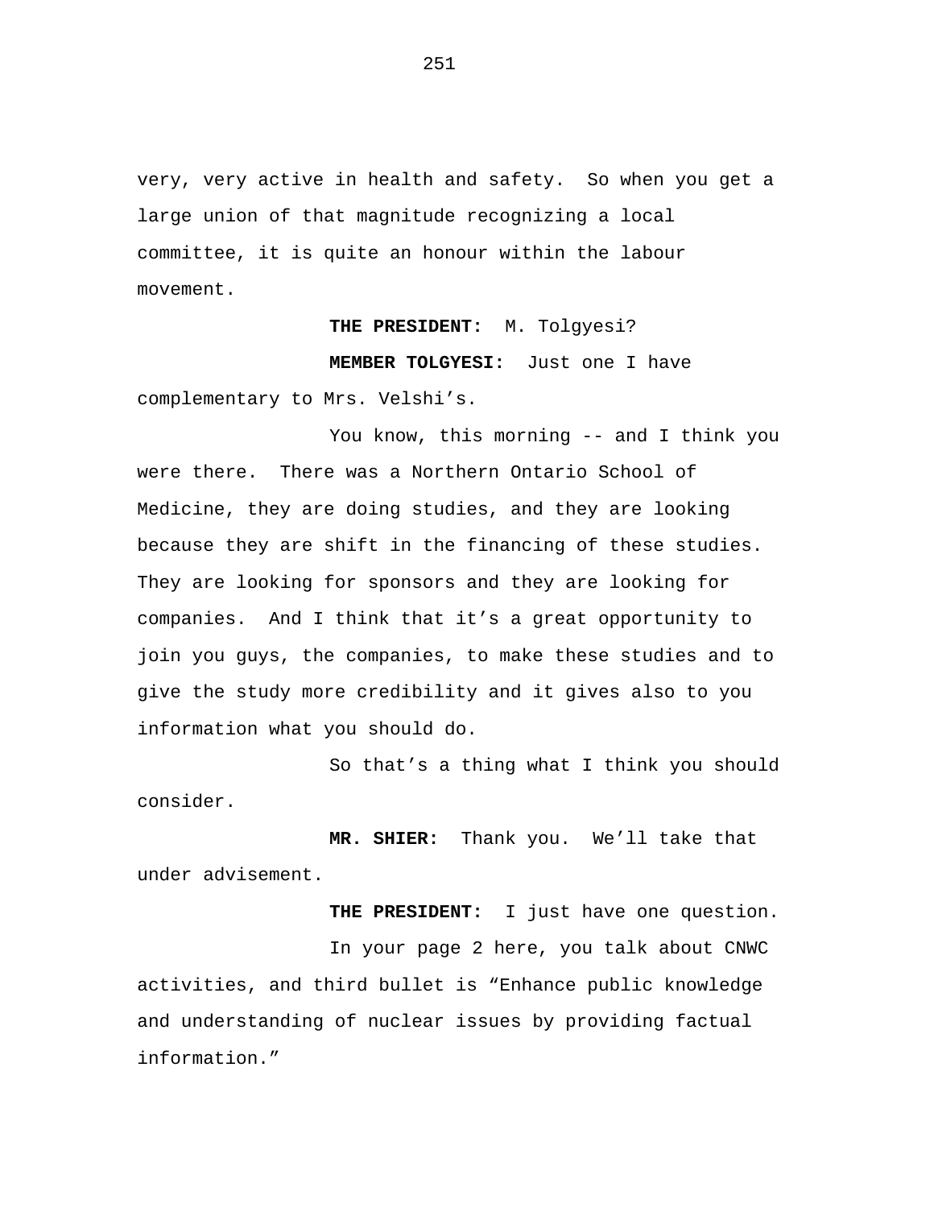very, very active in health and safety. So when you get a large union of that magnitude recognizing a local committee, it is quite an honour within the labour movement.

**THE PRESIDENT:** M. Tolgyesi?

**MEMBER TOLGYESI:** Just one I have complementary to Mrs. Velshi's.

You know, this morning -- and I think you were there. There was a Northern Ontario School of Medicine, they are doing studies, and they are looking because they are shift in the financing of these studies. They are looking for sponsors and they are looking for companies. And I think that it's a great opportunity to join you guys, the companies, to make these studies and to give the study more credibility and it gives also to you information what you should do.

So that's a thing what I think you should consider.

**MR. SHIER:** Thank you. We'll take that under advisement.

**THE PRESIDENT:** I just have one question.

In your page 2 here, you talk about CNWC activities, and third bullet is "Enhance public knowledge and understanding of nuclear issues by providing factual information."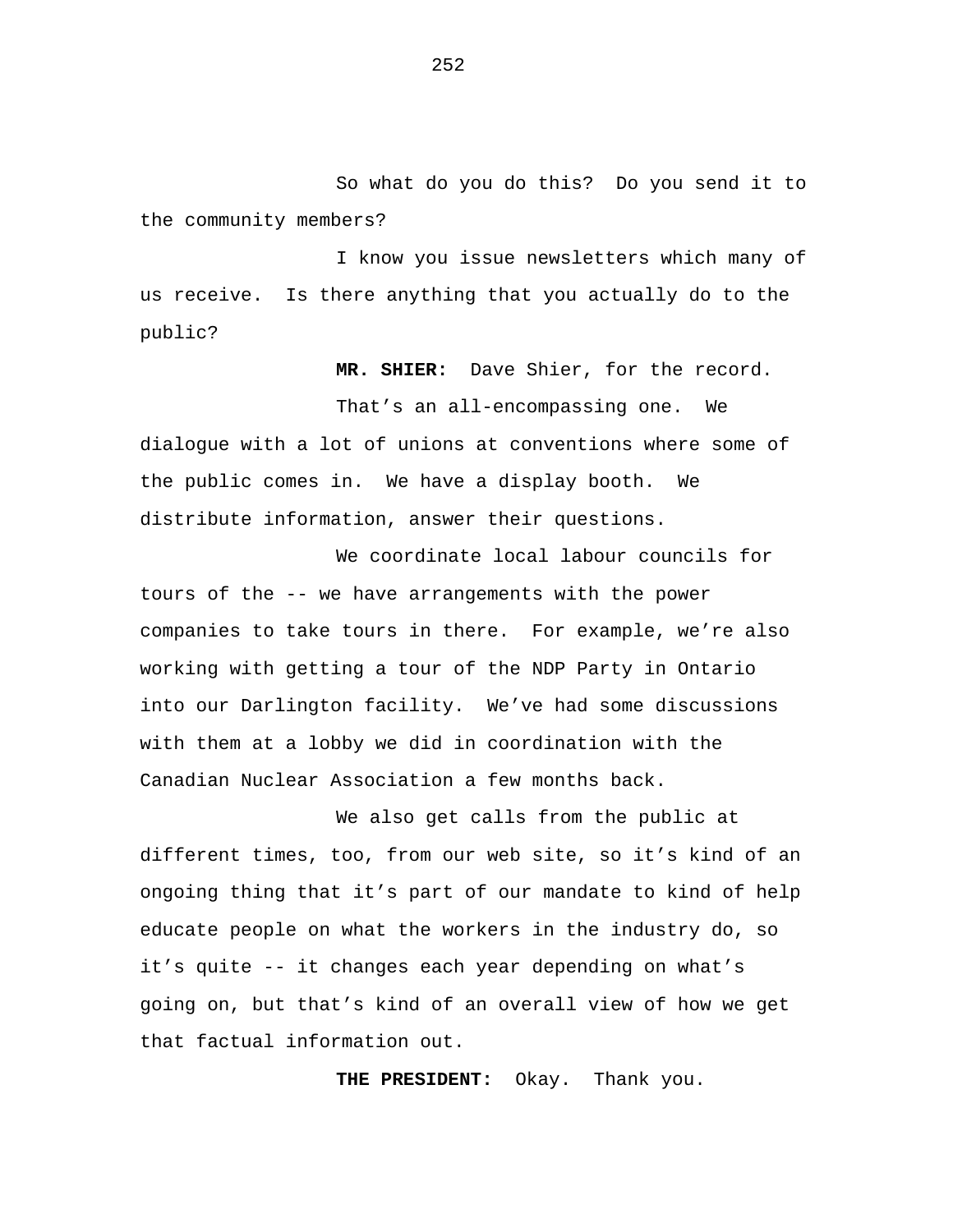So what do you do this? Do you send it to the community members?

I know you issue newsletters which many of us receive. Is there anything that you actually do to the public?

**MR. SHIER:** Dave Shier, for the record.

That’s an all-encompassing one. We dialogue with a lot of unions at conventions where some of the public comes in. We have a display booth. We distribute information, answer their questions.

We coordinate local labour councils for tours of the -- we have arrangements with the power companies to take tours in there. For example, we’re also working with getting a tour of the NDP Party in Ontario into our Darlington facility. We’ve had some discussions with them at a lobby we did in coordination with the Canadian Nuclear Association a few months back.

We also get calls from the public at different times, too, from our web site, so it’s kind of an ongoing thing that it’s part of our mandate to kind of help educate people on what the workers in the industry do, so it’s quite -- it changes each year depending on what’s going on, but that’s kind of an overall view of how we get that factual information out.

**THE PRESIDENT:** Okay. Thank you.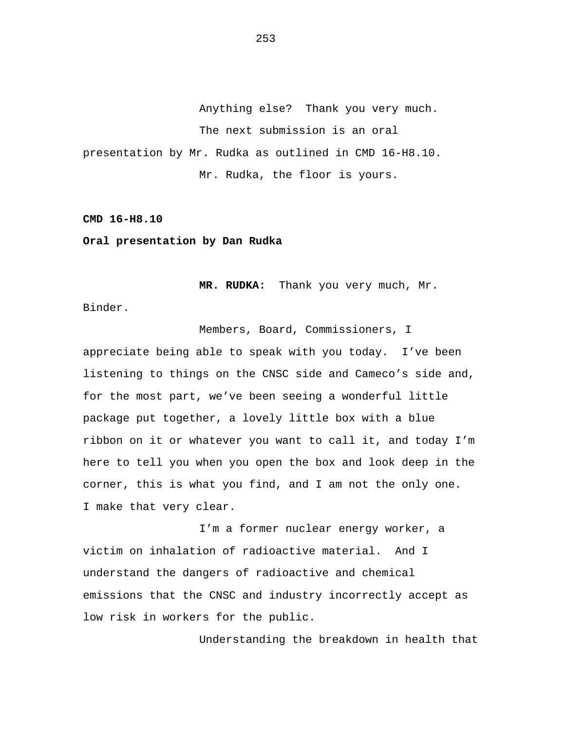Anything else? Thank you very much.

The next submission is an oral presentation by Mr. Rudka as outlined in CMD 16-H8.10.

Mr. Rudka, the floor is yours.

**CMD 16-H8.10**

**Oral presentation by Dan Rudka**

**MR. RUDKA:** Thank you very much, Mr. Binder.

Members, Board, Commissioners, I appreciate being able to speak with you today. I've been listening to things on the CNSC side and Cameco's side and, for the most part, we've been seeing a wonderful little package put together, a lovely little box with a blue ribbon on it or whatever you want to call it, and today I'm here to tell you when you open the box and look deep in the corner, this is what you find, and I am not the only one. I make that very clear.

I'm a former nuclear energy worker, a victim on inhalation of radioactive material. And I understand the dangers of radioactive and chemical emissions that the CNSC and industry incorrectly accept as low risk in workers for the public.

Understanding the breakdown in health that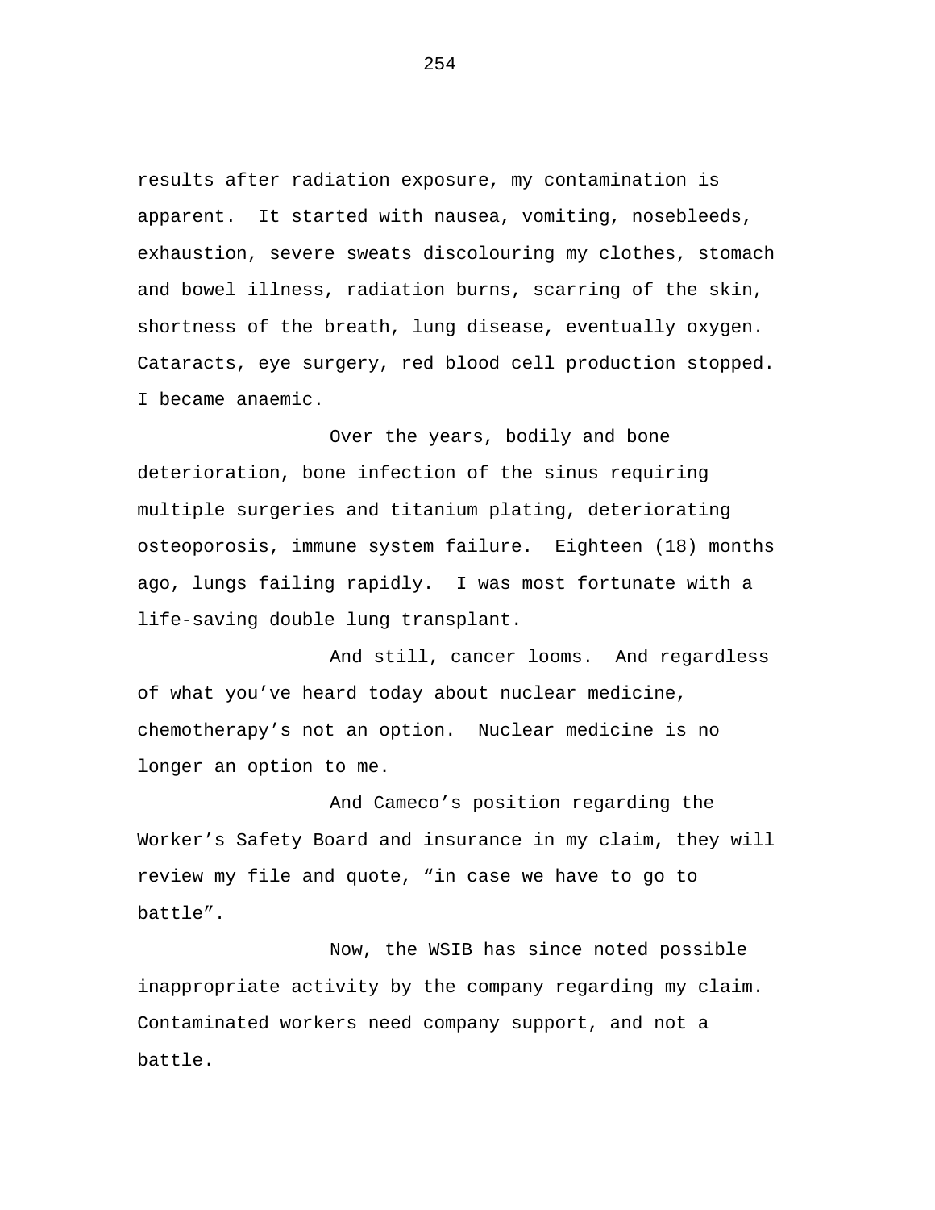results after radiation exposure, my contamination is apparent. It started with nausea, vomiting, nosebleeds, exhaustion, severe sweats discolouring my clothes, stomach and bowel illness, radiation burns, scarring of the skin, shortness of the breath, lung disease, eventually oxygen. Cataracts, eye surgery, red blood cell production stopped. I became anaemic.

Over the years, bodily and bone deterioration, bone infection of the sinus requiring multiple surgeries and titanium plating, deteriorating osteoporosis, immune system failure. Eighteen (18) months ago, lungs failing rapidly. I was most fortunate with a life-saving double lung transplant.

And still, cancer looms. And regardless of what you've heard today about nuclear medicine, chemotherapy's not an option. Nuclear medicine is no longer an option to me.

And Cameco's position regarding the Worker's Safety Board and insurance in my claim, they will review my file and quote, "in case we have to go to battle".

Now, the WSIB has since noted possible inappropriate activity by the company regarding my claim. Contaminated workers need company support, and not a battle.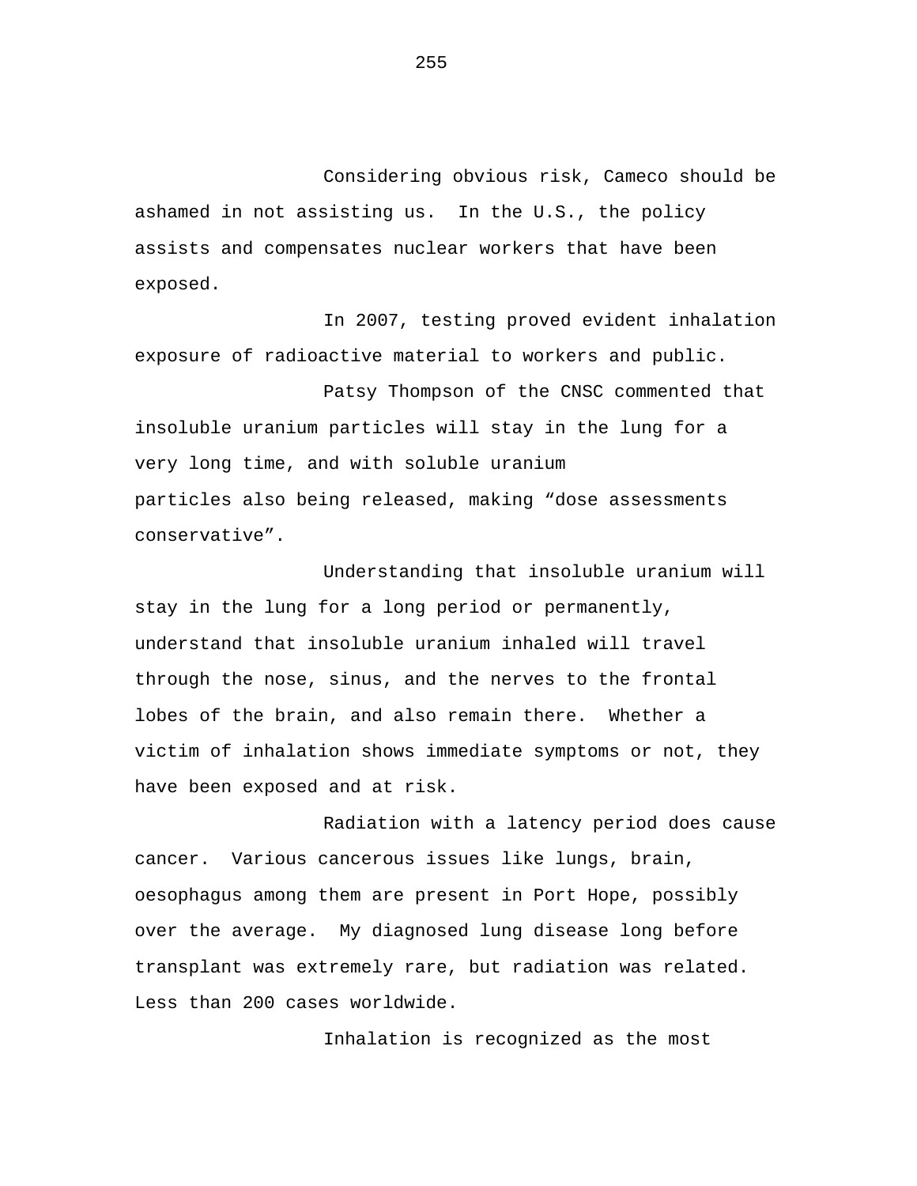Considering obvious risk, Cameco should be ashamed in not assisting us. In the U.S., the policy assists and compensates nuclear workers that have been exposed.

In 2007, testing proved evident inhalation exposure of radioactive material to workers and public.

Patsy Thompson of the CNSC commented that insoluble uranium particles will stay in the lung for a very long time, and with soluble uranium particles also being released, making “dose assessments conservative”.

Understanding that insoluble uranium will stay in the lung for a long period or permanently, understand that insoluble uranium inhaled will travel through the nose, sinus, and the nerves to the frontal lobes of the brain, and also remain there. Whether a victim of inhalation shows immediate symptoms or not, they have been exposed and at risk.

Radiation with a latency period does cause cancer. Various cancerous issues like lungs, brain, oesophagus among them are present in Port Hope, possibly over the average. My diagnosed lung disease long before transplant was extremely rare, but radiation was related. Less than 200 cases worldwide.

Inhalation is recognized as the most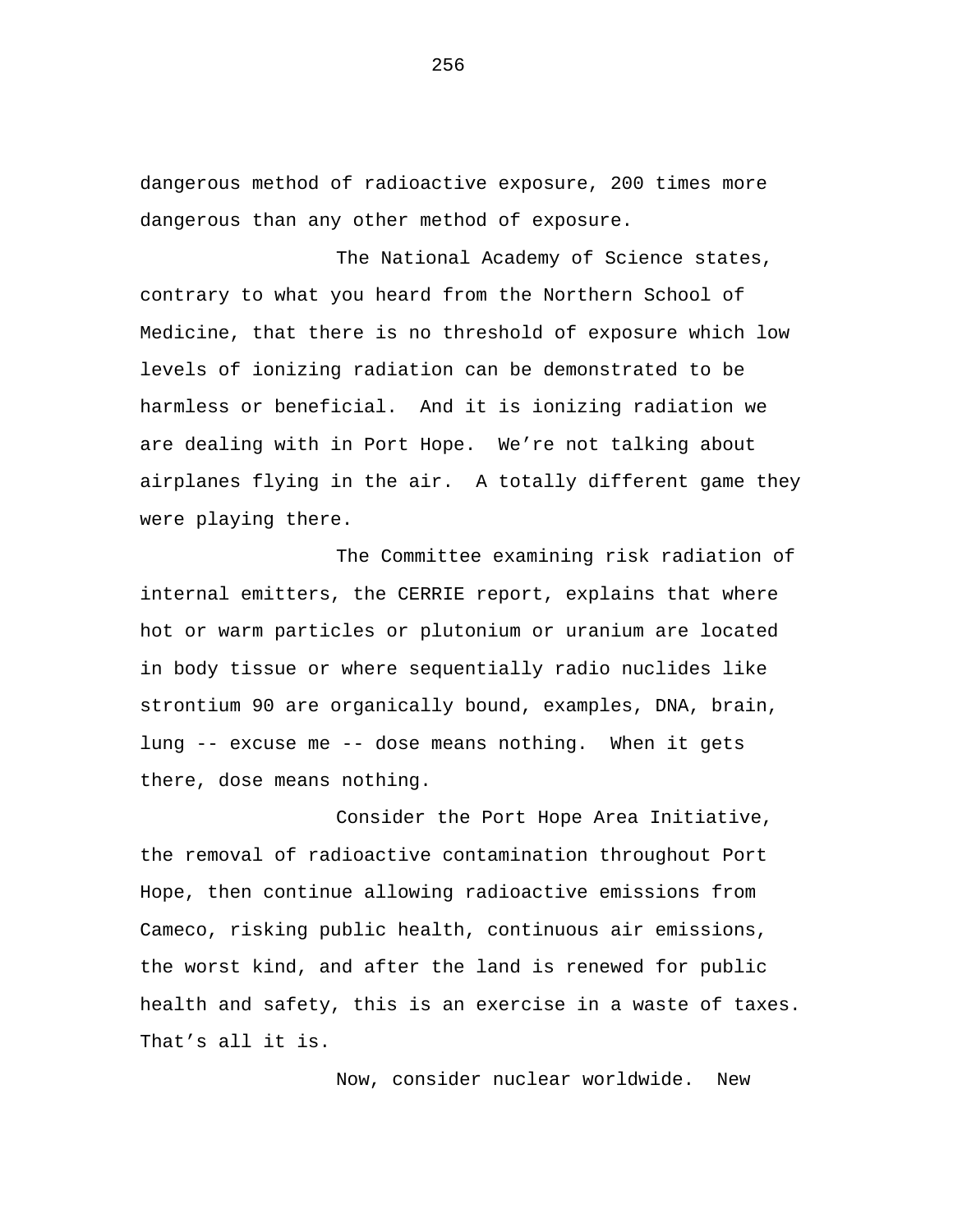dangerous method of radioactive exposure, 200 times more dangerous than any other method of exposure.

The National Academy of Science states, contrary to what you heard from the Northern School of Medicine, that there is no threshold of exposure which low levels of ionizing radiation can be demonstrated to be harmless or beneficial. And it is ionizing radiation we are dealing with in Port Hope. We're not talking about airplanes flying in the air. A totally different game they were playing there.

The Committee examining risk radiation of internal emitters, the CERRIE report, explains that where hot or warm particles or plutonium or uranium are located in body tissue or where sequentially radio nuclides like strontium 90 are organically bound, examples, DNA, brain, lung -- excuse me -- dose means nothing. When it gets there, dose means nothing.

Consider the Port Hope Area Initiative, the removal of radioactive contamination throughout Port Hope, then continue allowing radioactive emissions from Cameco, risking public health, continuous air emissions, the worst kind, and after the land is renewed for public health and safety, this is an exercise in a waste of taxes. That's all it is.

Now, consider nuclear worldwide. New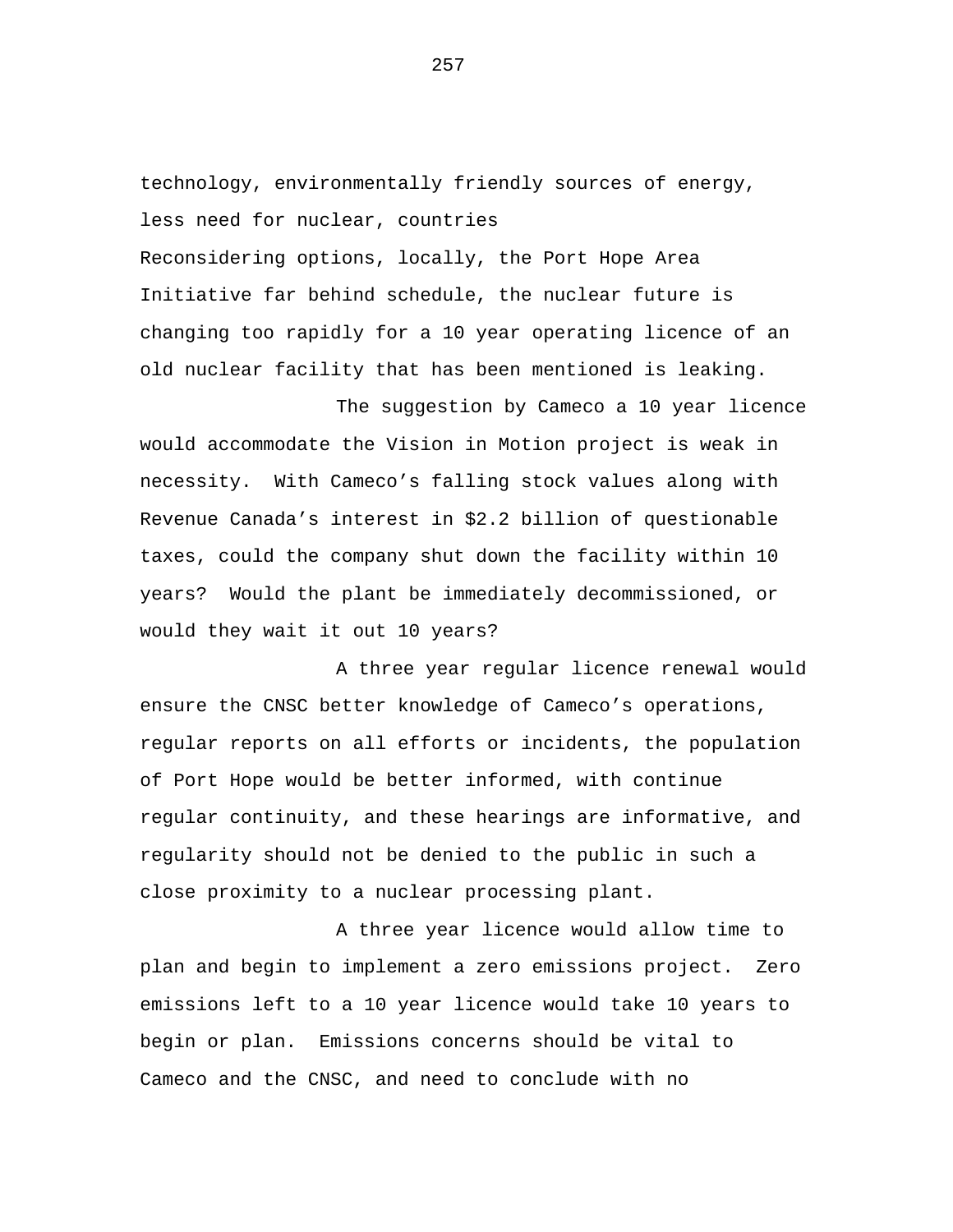technology, environmentally friendly sources of energy, less need for nuclear, countries Reconsidering options, locally, the Port Hope Area Initiative far behind schedule, the nuclear future is changing too rapidly for a 10 year operating licence of an old nuclear facility that has been mentioned is leaking.

The suggestion by Cameco a 10 year licence would accommodate the Vision in Motion project is weak in necessity. With Cameco's falling stock values along with Revenue Canada's interest in $2.2 billion of questionable taxes, could the company shut down the facility within 10 years? Would the plant be immediately decommissioned, or would they wait it out 10 years?

A three year regular licence renewal would ensure the CNSC better knowledge of Cameco's operations, regular reports on all efforts or incidents, the population of Port Hope would be better informed, with continue regular continuity, and these hearings are informative, and regularity should not be denied to the public in such a close proximity to a nuclear processing plant.

A three year licence would allow time to plan and begin to implement a zero emissions project. Zero emissions left to a 10 year licence would take 10 years to begin or plan. Emissions concerns should be vital to Cameco and the CNSC, and need to conclude with no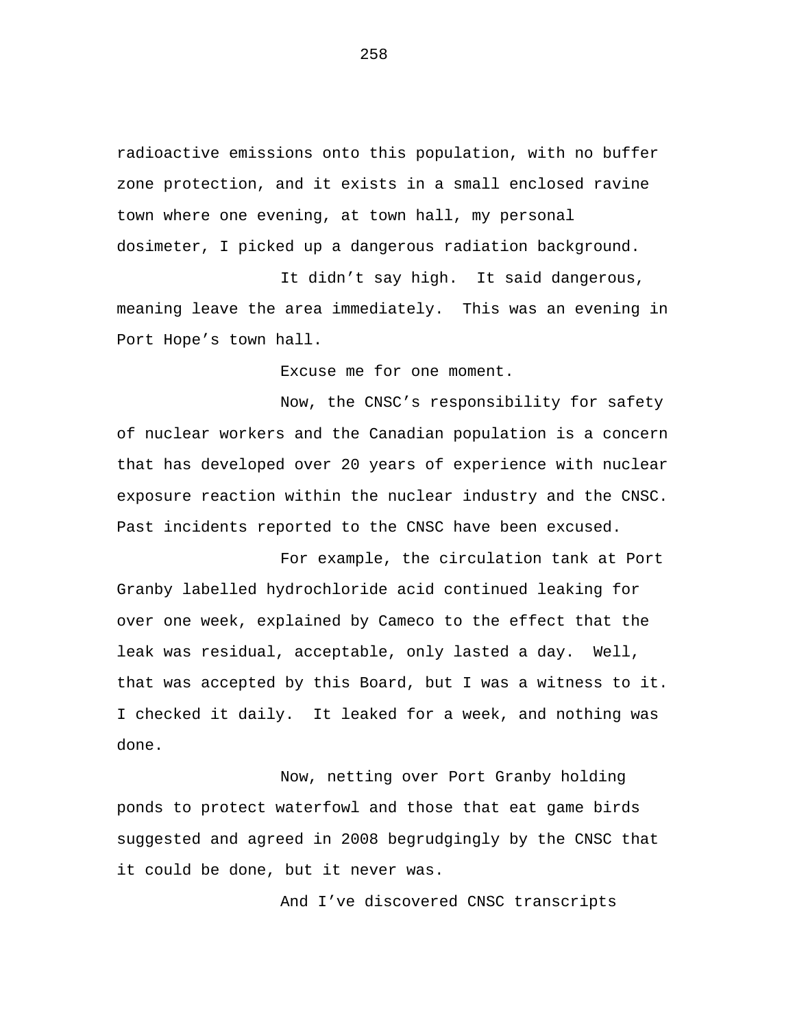radioactive emissions onto this population, with no buffer zone protection, and it exists in a small enclosed ravine town where one evening, at town hall, my personal dosimeter, I picked up a dangerous radiation background.

It didn't say high. It said dangerous, meaning leave the area immediately. This was an evening in Port Hope's town hall.

Excuse me for one moment.

Now, the CNSC's responsibility for safety of nuclear workers and the Canadian population is a concern that has developed over 20 years of experience with nuclear exposure reaction within the nuclear industry and the CNSC. Past incidents reported to the CNSC have been excused.

For example, the circulation tank at Port Granby labelled hydrochloride acid continued leaking for over one week, explained by Cameco to the effect that the leak was residual, acceptable, only lasted a day. Well, that was accepted by this Board, but I was a witness to it. I checked it daily. It leaked for a week, and nothing was done.

Now, netting over Port Granby holding ponds to protect waterfowl and those that eat game birds suggested and agreed in 2008 begrudgingly by the CNSC that it could be done, but it never was.

And I've discovered CNSC transcripts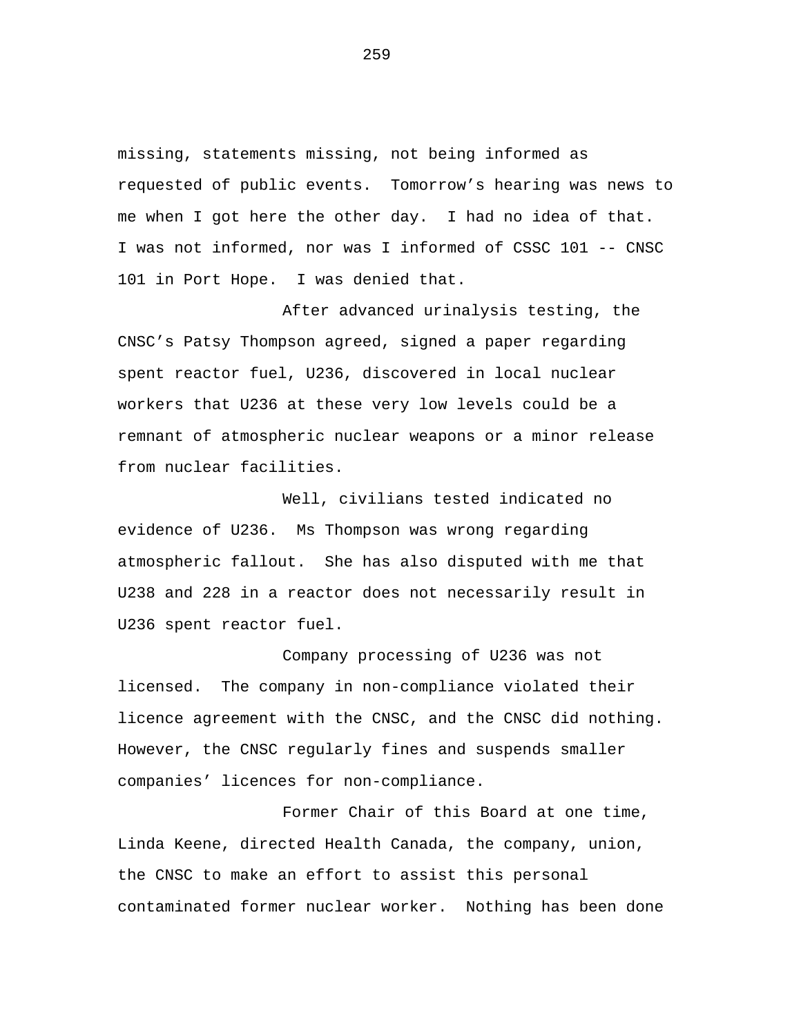missing, statements missing, not being informed as requested of public events. Tomorrow's hearing was news to me when I got here the other day. I had no idea of that. I was not informed, nor was I informed of CSSC 101 -- CNSC 101 in Port Hope. I was denied that.

After advanced urinalysis testing, the CNSC's Patsy Thompson agreed, signed a paper regarding spent reactor fuel, U236, discovered in local nuclear workers that U236 at these very low levels could be a remnant of atmospheric nuclear weapons or a minor release from nuclear facilities.

Well, civilians tested indicated no evidence of U236. Ms Thompson was wrong regarding atmospheric fallout. She has also disputed with me that U238 and 228 in a reactor does not necessarily result in U236 spent reactor fuel.

Company processing of U236 was not licensed. The company in non-compliance violated their licence agreement with the CNSC, and the CNSC did nothing. However, the CNSC regularly fines and suspends smaller companies' licences for non-compliance.

Former Chair of this Board at one time, Linda Keene, directed Health Canada, the company, union, the CNSC to make an effort to assist this personal contaminated former nuclear worker. Nothing has been done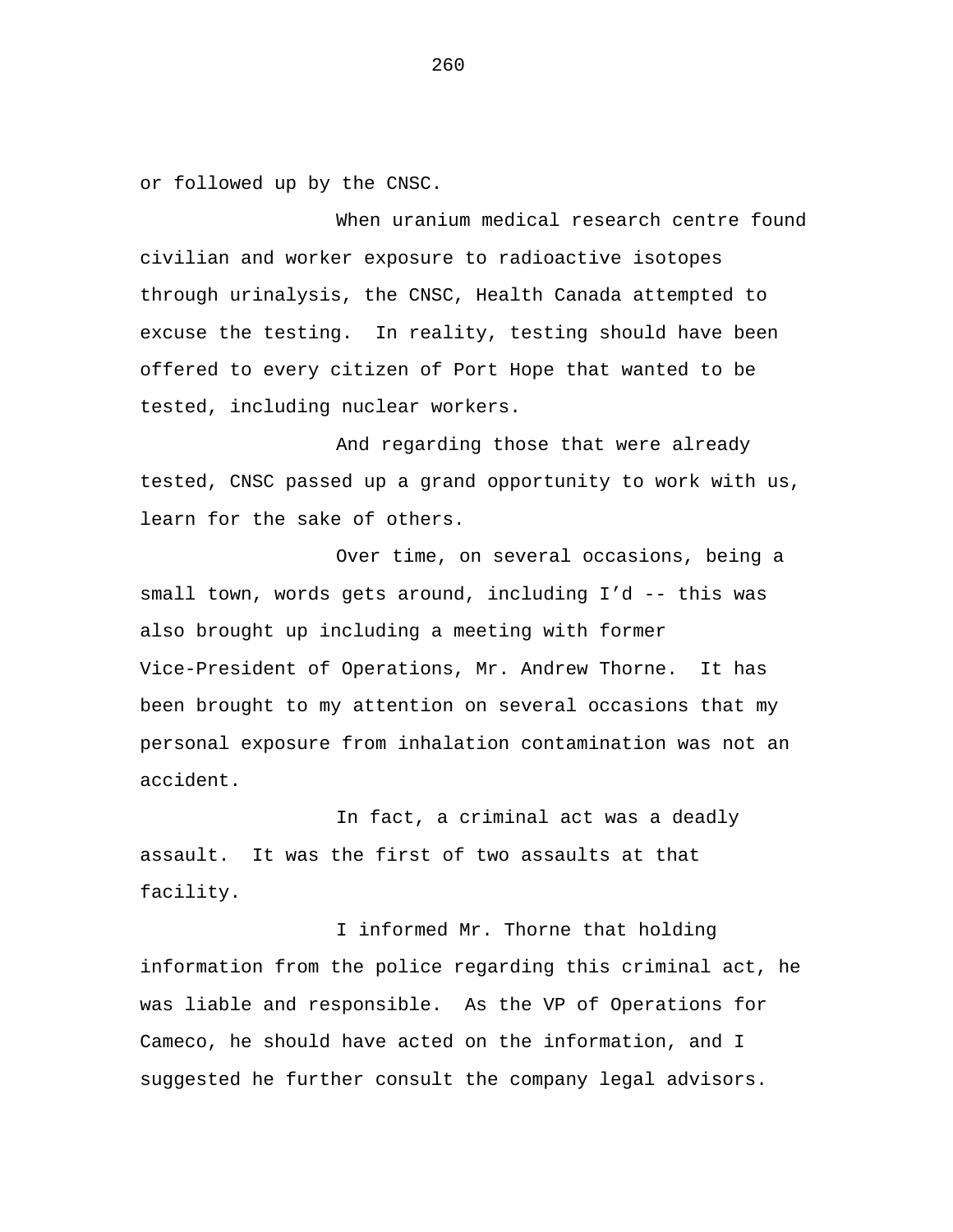or followed up by the CNSC.

When uranium medical research centre found civilian and worker exposure to radioactive isotopes through urinalysis, the CNSC, Health Canada attempted to excuse the testing. In reality, testing should have been offered to every citizen of Port Hope that wanted to be tested, including nuclear workers.

And regarding those that were already tested, CNSC passed up a grand opportunity to work with us, learn for the sake of others.

Over time, on several occasions, being a small town, words gets around, including I'd -- this was also brought up including a meeting with former Vice-President of Operations, Mr. Andrew Thorne. It has been brought to my attention on several occasions that my personal exposure from inhalation contamination was not an accident.

In fact, a criminal act was a deadly assault. It was the first of two assaults at that facility.

I informed Mr. Thorne that holding information from the police regarding this criminal act, he was liable and responsible. As the VP of Operations for Cameco, he should have acted on the information, and I suggested he further consult the company legal advisors.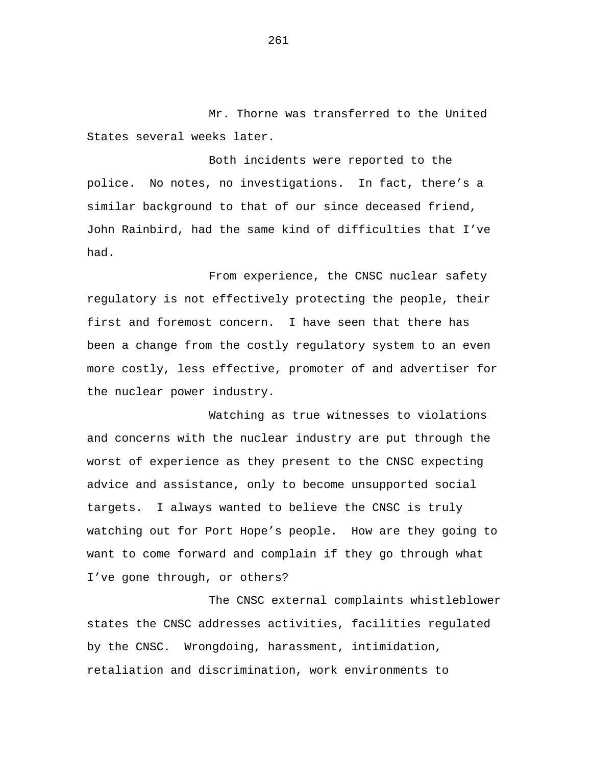Mr. Thorne was transferred to the United States several weeks later.

Both incidents were reported to the police. No notes, no investigations. In fact, there's a similar background to that of our since deceased friend, John Rainbird, had the same kind of difficulties that I've had.

From experience, the CNSC nuclear safety regulatory is not effectively protecting the people, their first and foremost concern. I have seen that there has been a change from the costly regulatory system to an even more costly, less effective, promoter of and advertiser for the nuclear power industry.

Watching as true witnesses to violations and concerns with the nuclear industry are put through the worst of experience as they present to the CNSC expecting advice and assistance, only to become unsupported social targets. I always wanted to believe the CNSC is truly watching out for Port Hope's people. How are they going to want to come forward and complain if they go through what I've gone through, or others?

The CNSC external complaints whistleblower states the CNSC addresses activities, facilities regulated by the CNSC. Wrongdoing, harassment, intimidation, retaliation and discrimination, work environments to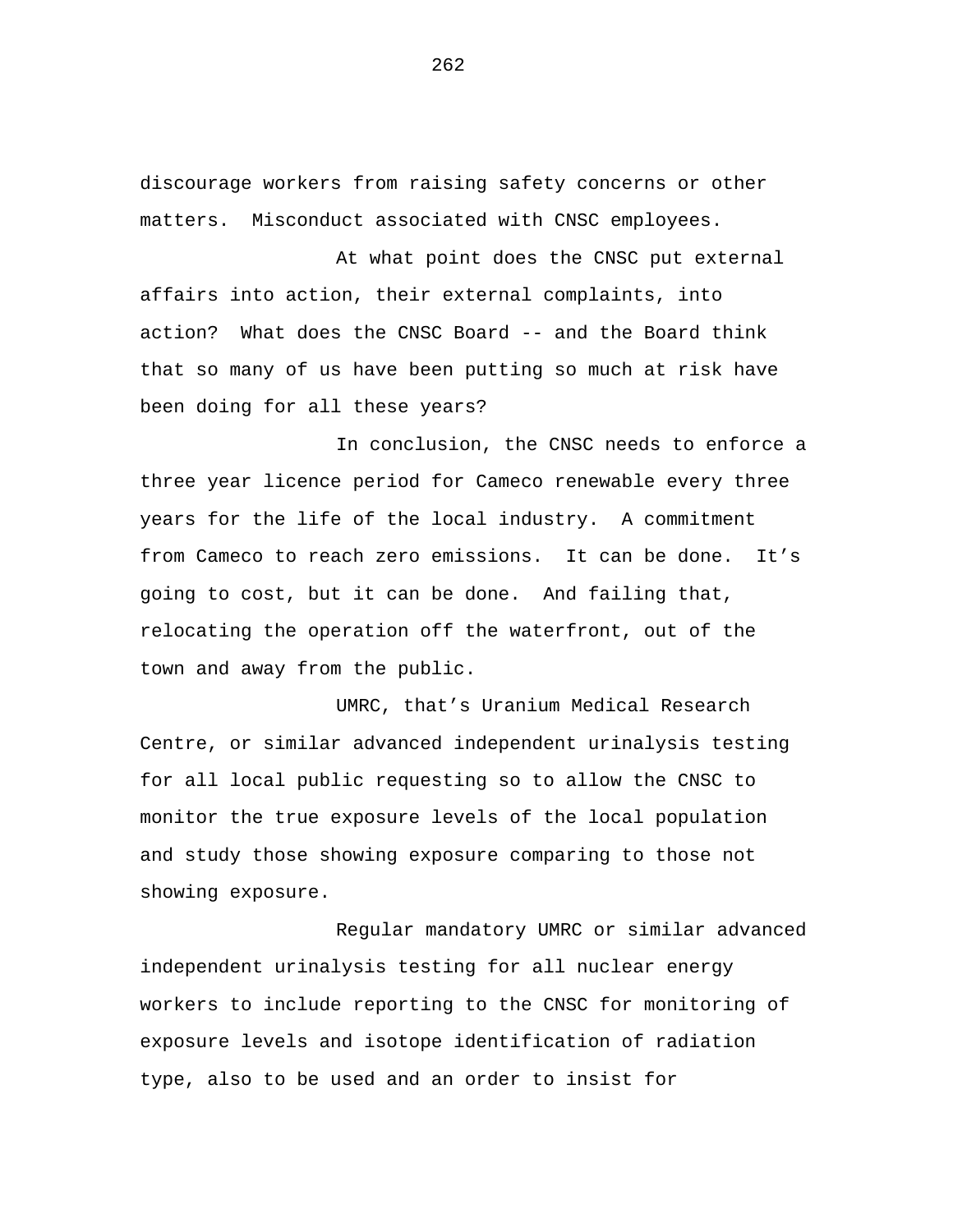discourage workers from raising safety concerns or other matters. Misconduct associated with CNSC employees.

At what point does the CNSC put external affairs into action, their external complaints, into action? What does the CNSC Board -- and the Board think that so many of us have been putting so much at risk have been doing for all these years?

In conclusion, the CNSC needs to enforce a three year licence period for Cameco renewable every three years for the life of the local industry. A commitment from Cameco to reach zero emissions. It can be done. It's going to cost, but it can be done. And failing that, relocating the operation off the waterfront, out of the town and away from the public.

UMRC, that's Uranium Medical Research Centre, or similar advanced independent urinalysis testing for all local public requesting so to allow the CNSC to monitor the true exposure levels of the local population and study those showing exposure comparing to those not showing exposure.

Regular mandatory UMRC or similar advanced independent urinalysis testing for all nuclear energy workers to include reporting to the CNSC for monitoring of exposure levels and isotope identification of radiation type, also to be used and an order to insist for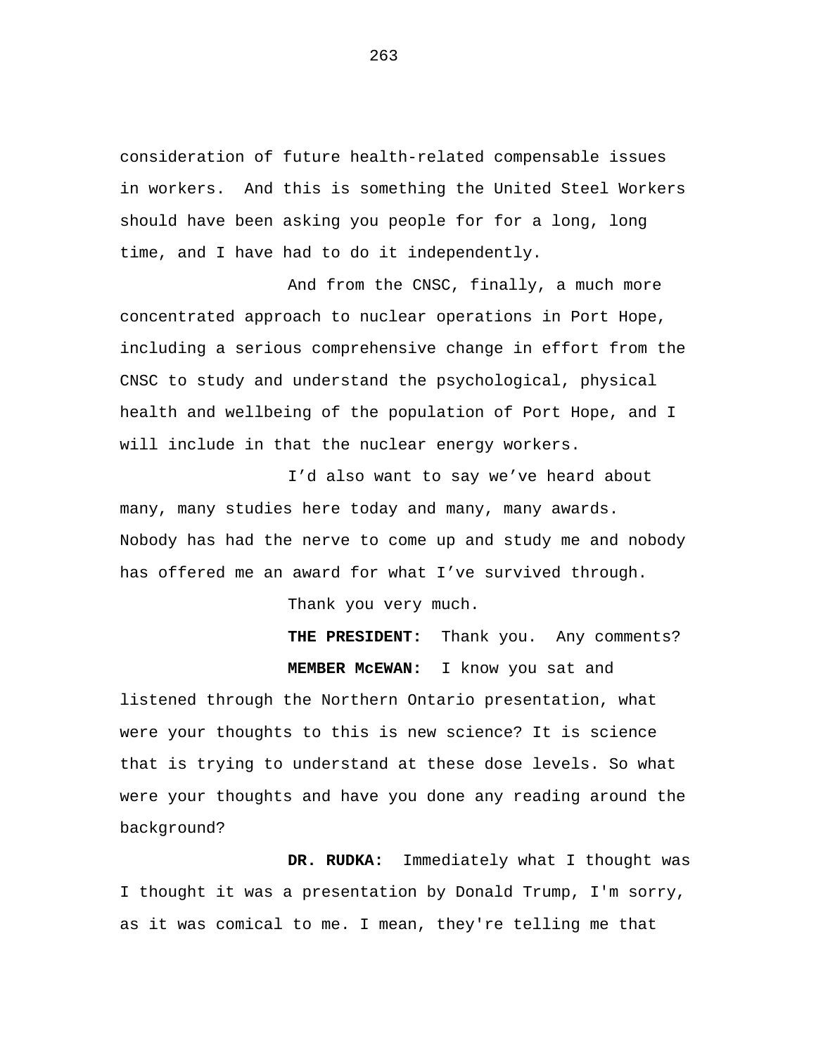consideration of future health-related compensable issues in workers. And this is something the United Steel Workers should have been asking you people for for a long, long time, and I have had to do it independently.

And from the CNSC, finally, a much more concentrated approach to nuclear operations in Port Hope, including a serious comprehensive change in effort from the CNSC to study and understand the psychological, physical health and wellbeing of the population of Port Hope, and I will include in that the nuclear energy workers.

I'd also want to say we've heard about many, many studies here today and many, many awards. Nobody has had the nerve to come up and study me and nobody has offered me an award for what I've survived through.

Thank you very much.

**THE PRESIDENT:** Thank you. Any comments?

**MEMBER McEWAN:** I know you sat and listened through the Northern Ontario presentation, what were your thoughts to this is new science? It is science that is trying to understand at these dose levels. So what were your thoughts and have you done any reading around the background?

**DR. RUDKA:** Immediately what I thought was I thought it was a presentation by Donald Trump, I'm sorry, as it was comical to me. I mean, they're telling me that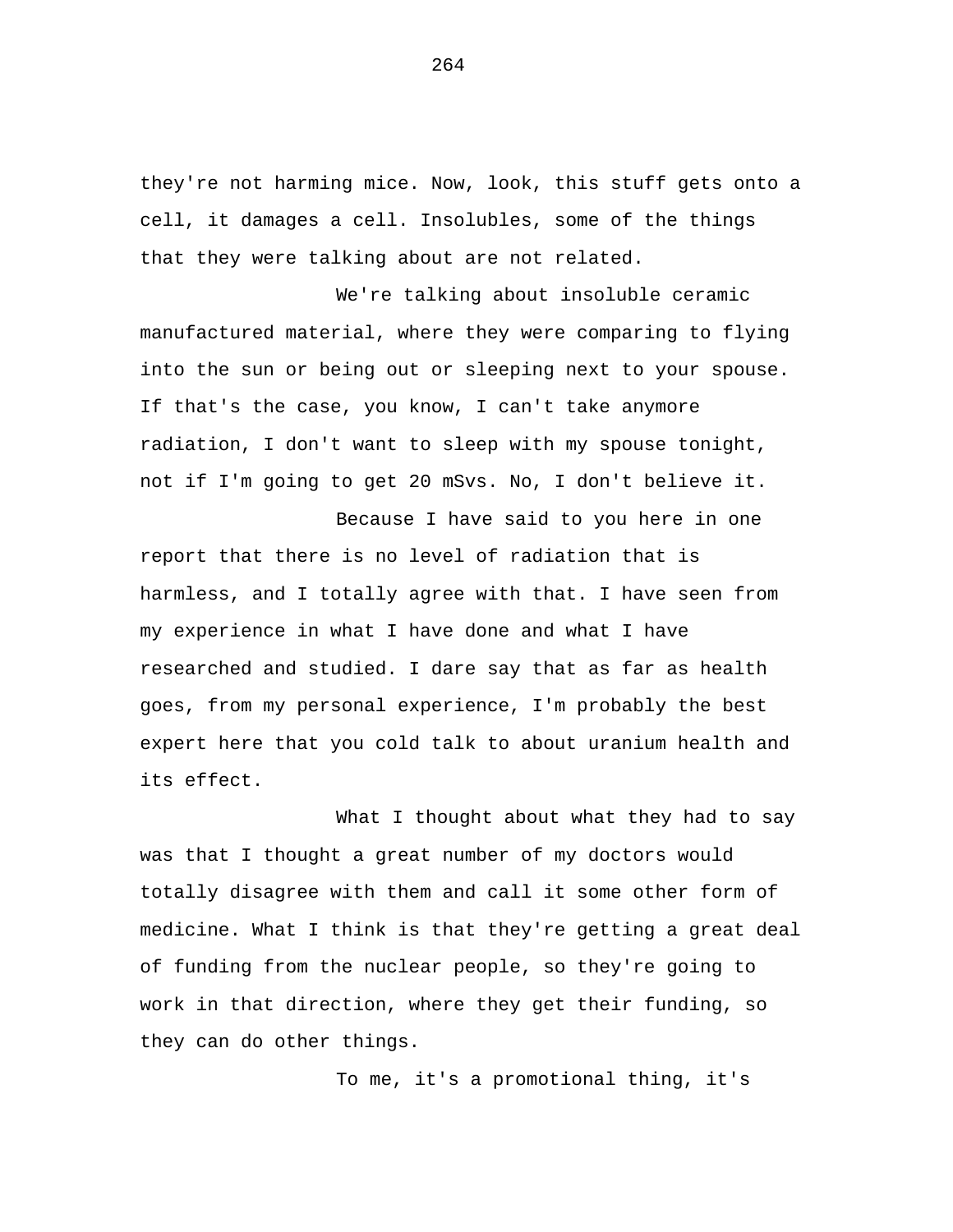they're not harming mice. Now, look, this stuff gets onto a cell, it damages a cell. Insolubles, some of the things that they were talking about are not related.

We're talking about insoluble ceramic manufactured material, where they were comparing to flying into the sun or being out or sleeping next to your spouse. If that's the case, you know, I can't take anymore radiation, I don't want to sleep with my spouse tonight, not if I'm going to get 20 mSvs. No, I don't believe it.

Because I have said to you here in one report that there is no level of radiation that is harmless, and I totally agree with that. I have seen from my experience in what I have done and what I have researched and studied. I dare say that as far as health goes, from my personal experience, I'm probably the best expert here that you cold talk to about uranium health and its effect.

What I thought about what they had to say was that I thought a great number of my doctors would totally disagree with them and call it some other form of medicine. What I think is that they're getting a great deal of funding from the nuclear people, so they're going to work in that direction, where they get their funding, so they can do other things.

To me, it's a promotional thing, it's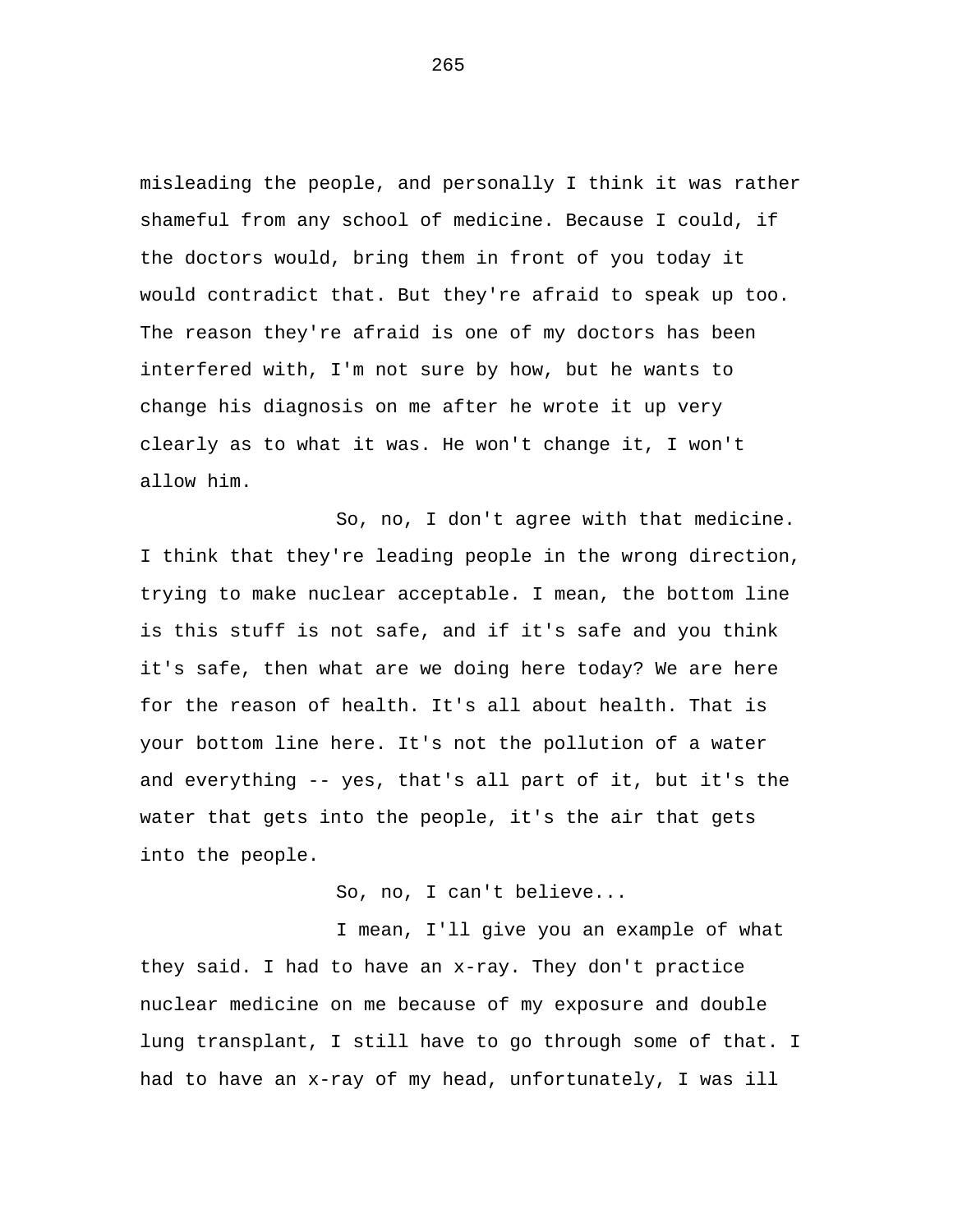misleading the people, and personally I think it was rather shameful from any school of medicine. Because I could, if the doctors would, bring them in front of you today it would contradict that. But they're afraid to speak up too. The reason they're afraid is one of my doctors has been interfered with, I'm not sure by how, but he wants to change his diagnosis on me after he wrote it up very clearly as to what it was. He won't change it, I won't allow him.

So, no, I don't agree with that medicine. I think that they're leading people in the wrong direction, trying to make nuclear acceptable. I mean, the bottom line is this stuff is not safe, and if it's safe and you think it's safe, then what are we doing here today? We are here for the reason of health. It's all about health. That is your bottom line here. It's not the pollution of a water and everything -- yes, that's all part of it, but it's the water that gets into the people, it's the air that gets into the people.

So, no, I can't believe...

I mean, I'll give you an example of what they said. I had to have an x-ray. They don't practice nuclear medicine on me because of my exposure and double lung transplant, I still have to go through some of that. I had to have an x-ray of my head, unfortunately, I was ill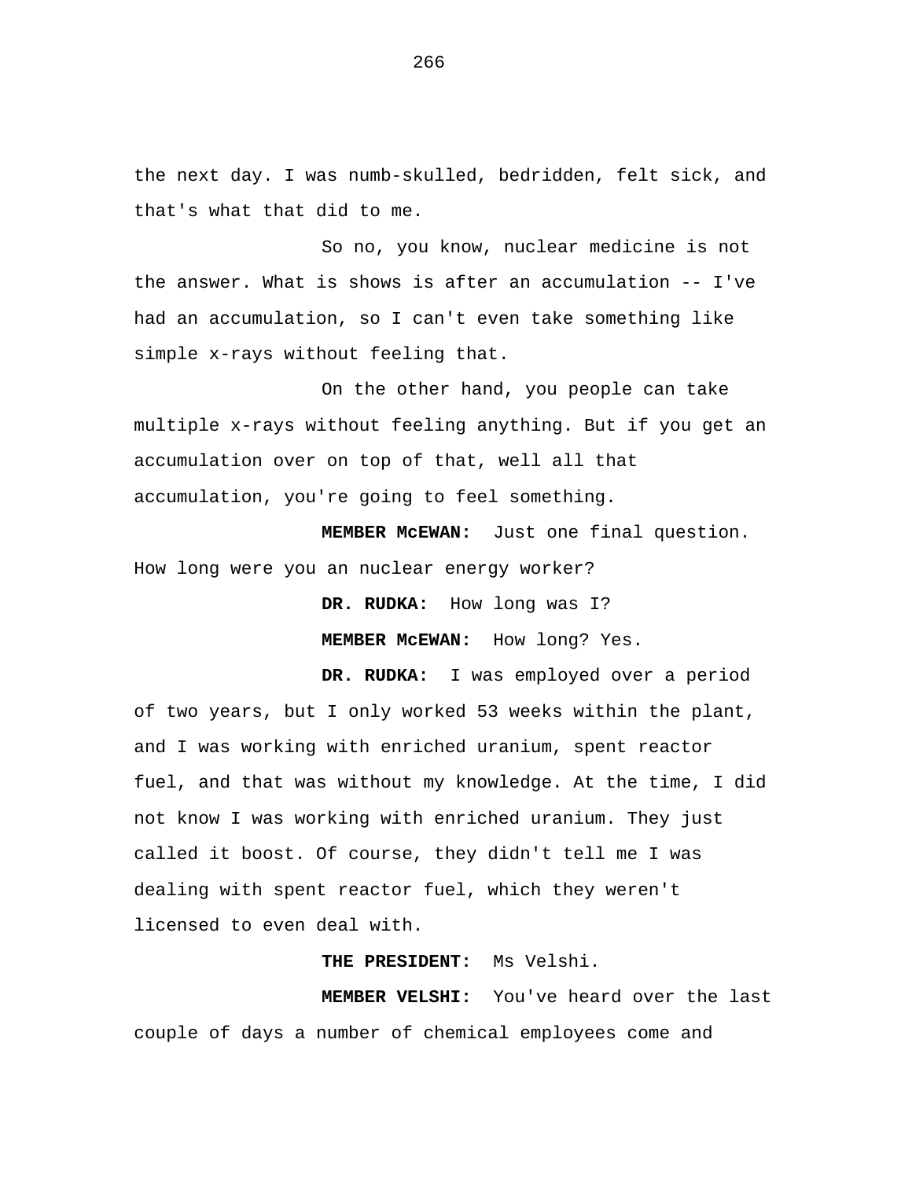the next day. I was numb-skulled, bedridden, felt sick, and that's what that did to me.

So no, you know, nuclear medicine is not the answer. What is shows is after an accumulation -- I've had an accumulation, so I can't even take something like simple x-rays without feeling that.

On the other hand, you people can take multiple x-rays without feeling anything. But if you get an accumulation over on top of that, well all that accumulation, you're going to feel something.

**MEMBER McEWAN:** Just one final question. How long were you an nuclear energy worker?

**DR. RUDKA:** How long was I?

**MEMBER McEWAN:** How long? Yes.

**DR. RUDKA:** I was employed over a period of two years, but I only worked 53 weeks within the plant, and I was working with enriched uranium, spent reactor fuel, and that was without my knowledge. At the time, I did not know I was working with enriched uranium. They just called it boost. Of course, they didn't tell me I was dealing with spent reactor fuel, which they weren't licensed to even deal with.

**THE PRESIDENT:** Ms Velshi.

**MEMBER VELSHI:** You've heard over the last couple of days a number of chemical employees come and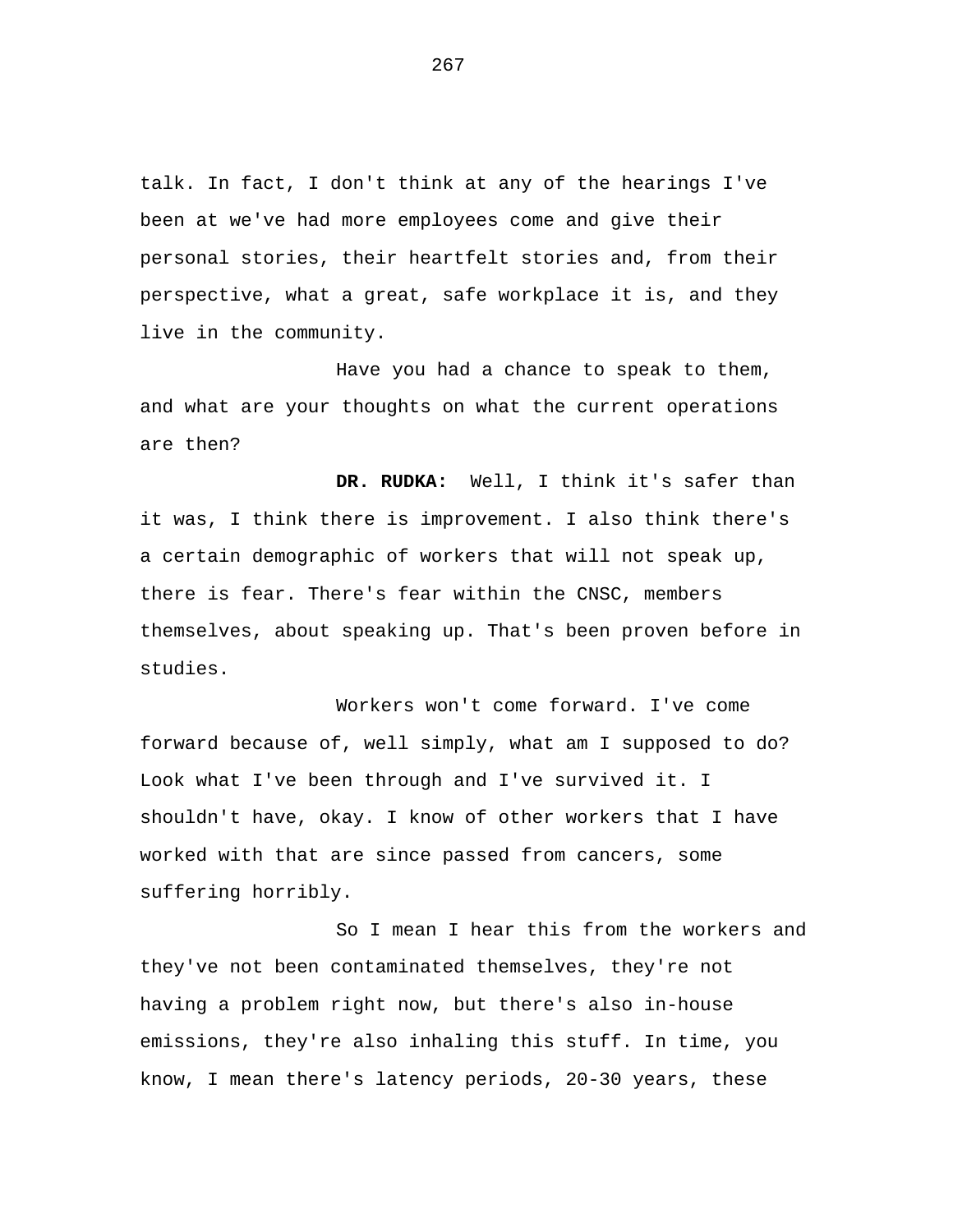talk. In fact, I don't think at any of the hearings I've been at we've had more employees come and give their personal stories, their heartfelt stories and, from their perspective, what a great, safe workplace it is, and they live in the community.

Have you had a chance to speak to them, and what are your thoughts on what the current operations are then?

**DR. RUDKA:** Well, I think it's safer than it was, I think there is improvement. I also think there's a certain demographic of workers that will not speak up, there is fear. There's fear within the CNSC, members themselves, about speaking up. That's been proven before in studies.

Workers won't come forward. I've come forward because of, well simply, what am I supposed to do? Look what I've been through and I've survived it. I shouldn't have, okay. I know of other workers that I have worked with that are since passed from cancers, some suffering horribly.

So I mean I hear this from the workers and they've not been contaminated themselves, they're not having a problem right now, but there's also in-house emissions, they're also inhaling this stuff. In time, you know, I mean there's latency periods, 20-30 years, these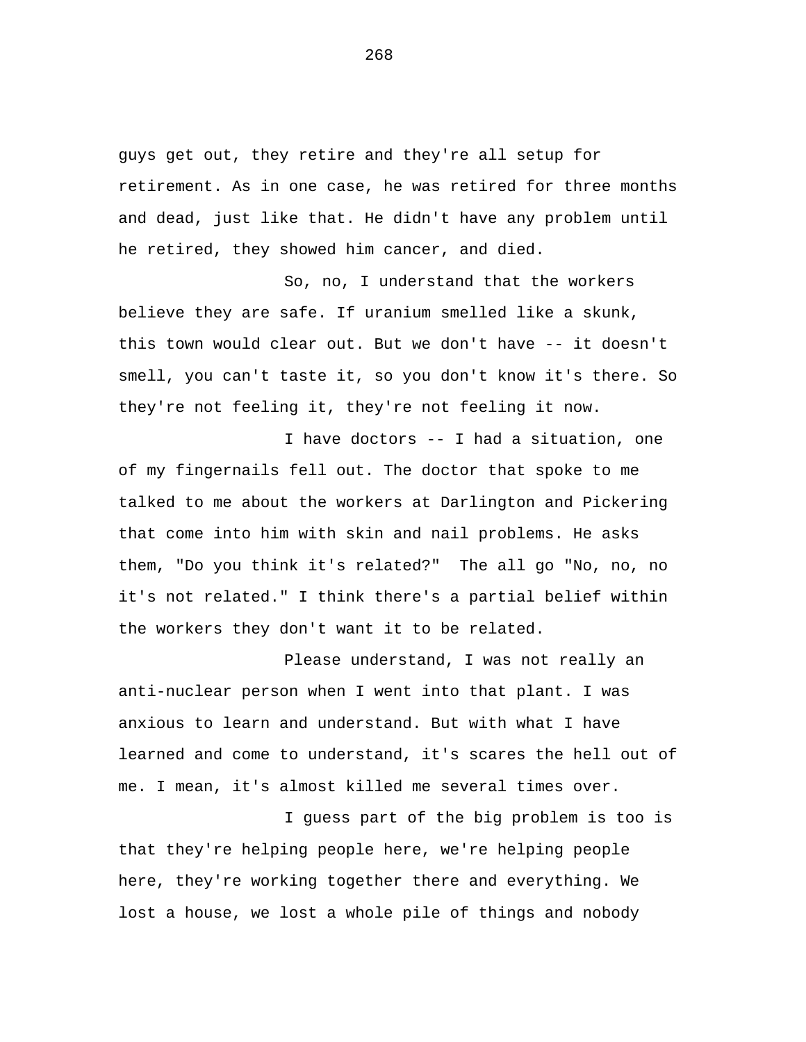guys get out, they retire and they're all setup for retirement. As in one case, he was retired for three months and dead, just like that. He didn't have any problem until he retired, they showed him cancer, and died.

So, no, I understand that the workers believe they are safe. If uranium smelled like a skunk, this town would clear out. But we don't have -- it doesn't smell, you can't taste it, so you don't know it's there. So they're not feeling it, they're not feeling it now.

I have doctors -- I had a situation, one of my fingernails fell out. The doctor that spoke to me talked to me about the workers at Darlington and Pickering that come into him with skin and nail problems. He asks them, "Do you think it's related?" The all go "No, no, no it's not related." I think there's a partial belief within the workers they don't want it to be related.

Please understand, I was not really an anti-nuclear person when I went into that plant. I was anxious to learn and understand. But with what I have learned and come to understand, it's scares the hell out of me. I mean, it's almost killed me several times over.

I guess part of the big problem is too is that they're helping people here, we're helping people here, they're working together there and everything. We lost a house, we lost a whole pile of things and nobody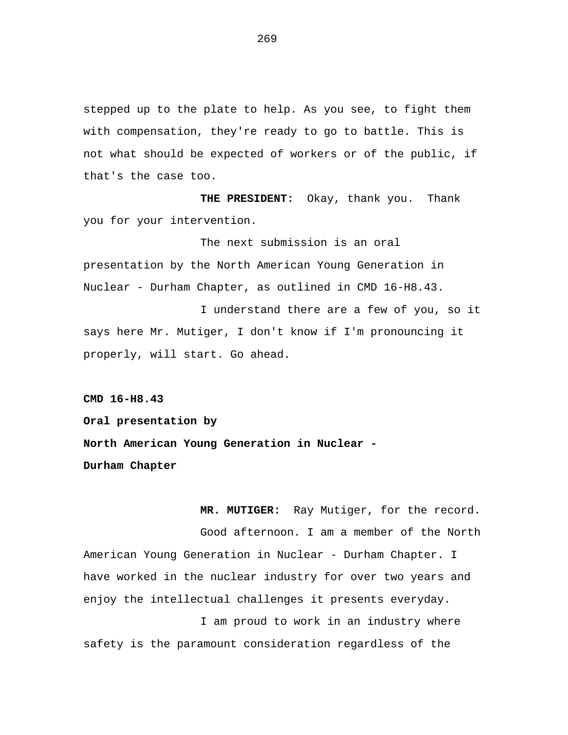stepped up to the plate to help. As you see, to fight them with compensation, they're ready to go to battle. This is not what should be expected of workers or of the public, if that's the case too.

**THE PRESIDENT:** Okay, thank you. Thank you for your intervention.

The next submission is an oral presentation by the North American Young Generation in Nuclear - Durham Chapter, as outlined in CMD 16-H8.43.

I understand there are a few of you, so it says here Mr. Mutiger, I don't know if I'm pronouncing it properly, will start. Go ahead.

**CMD 16-H8.43**

**Oral presentation by**

**North American Young Generation in Nuclear -**

**Durham Chapter**

**MR. MUTIGER:** Ray Mutiger, for the record.

Good afternoon. I am a member of the North American Young Generation in Nuclear - Durham Chapter. I have worked in the nuclear industry for over two years and enjoy the intellectual challenges it presents everyday.

I am proud to work in an industry where safety is the paramount consideration regardless of the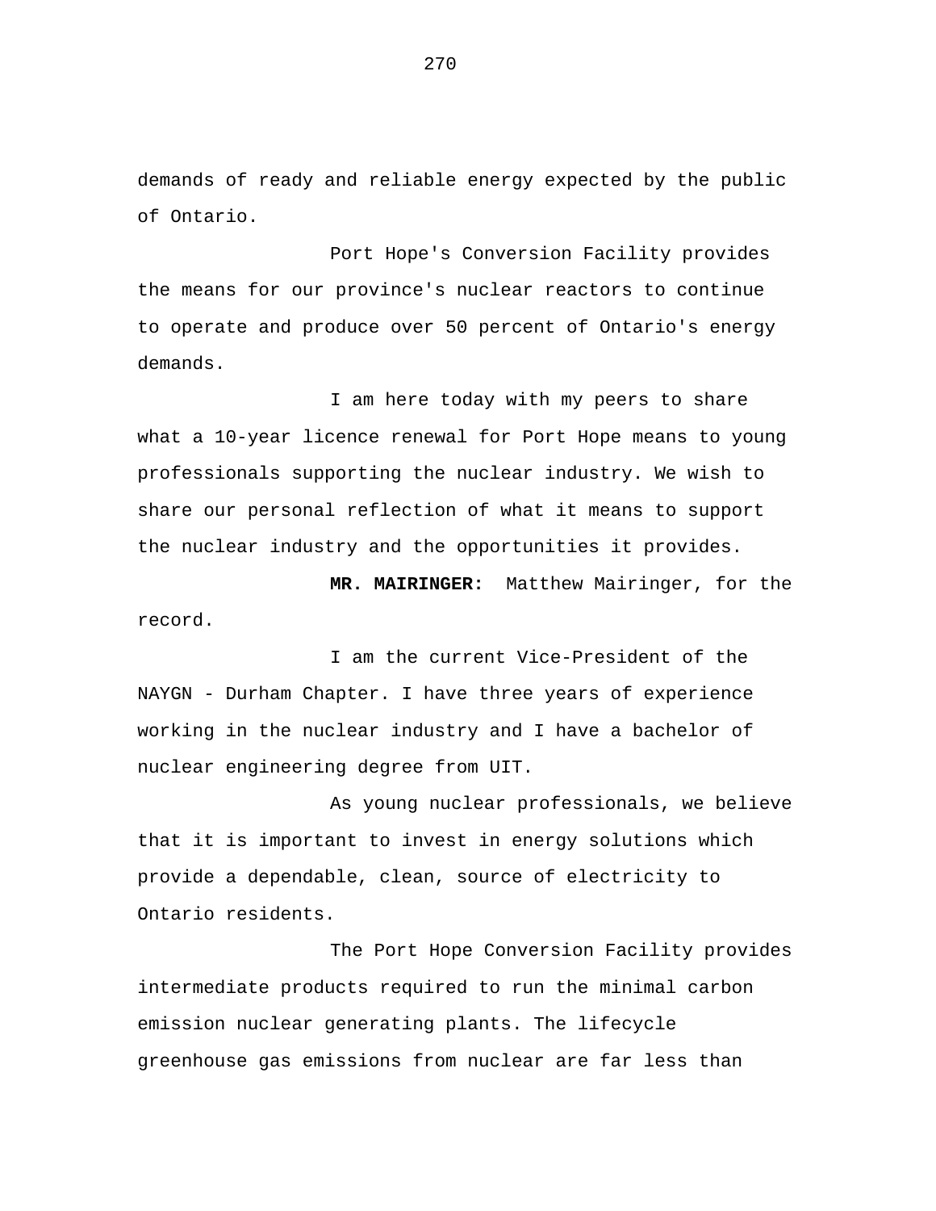demands of ready and reliable energy expected by the public of Ontario.

Port Hope's Conversion Facility provides the means for our province's nuclear reactors to continue to operate and produce over 50 percent of Ontario's energy demands.

I am here today with my peers to share what a 10-year licence renewal for Port Hope means to young professionals supporting the nuclear industry. We wish to share our personal reflection of what it means to support the nuclear industry and the opportunities it provides.

**MR. MAIRINGER:** Matthew Mairinger, for the record.

I am the current Vice-President of the NAYGN - Durham Chapter. I have three years of experience working in the nuclear industry and I have a bachelor of nuclear engineering degree from UIT.

As young nuclear professionals, we believe that it is important to invest in energy solutions which provide a dependable, clean, source of electricity to Ontario residents.

The Port Hope Conversion Facility provides intermediate products required to run the minimal carbon emission nuclear generating plants. The lifecycle greenhouse gas emissions from nuclear are far less than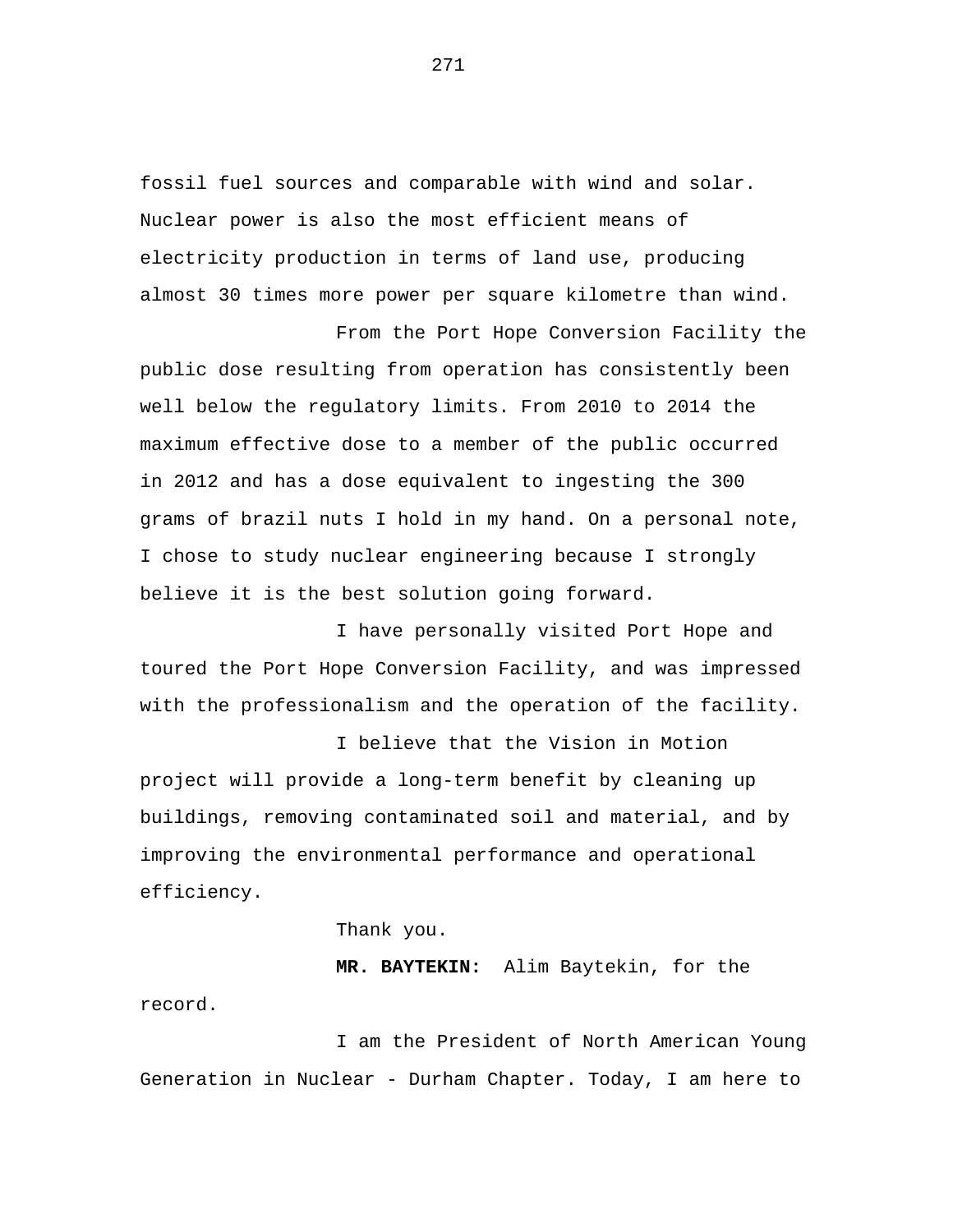fossil fuel sources and comparable with wind and solar. Nuclear power is also the most efficient means of electricity production in terms of land use, producing almost 30 times more power per square kilometre than wind.

From the Port Hope Conversion Facility the public dose resulting from operation has consistently been well below the regulatory limits. From 2010 to 2014 the maximum effective dose to a member of the public occurred in 2012 and has a dose equivalent to ingesting the 300 grams of brazil nuts I hold in my hand. On a personal note, I chose to study nuclear engineering because I strongly believe it is the best solution going forward.

I have personally visited Port Hope and toured the Port Hope Conversion Facility, and was impressed with the professionalism and the operation of the facility.

I believe that the Vision in Motion project will provide a long-term benefit by cleaning up buildings, removing contaminated soil and material, and by improving the environmental performance and operational efficiency.

Thank you.

**MR. BAYTEKIN:** Alim Baytekin, for the record.

I am the President of North American Young Generation in Nuclear - Durham Chapter. Today, I am here to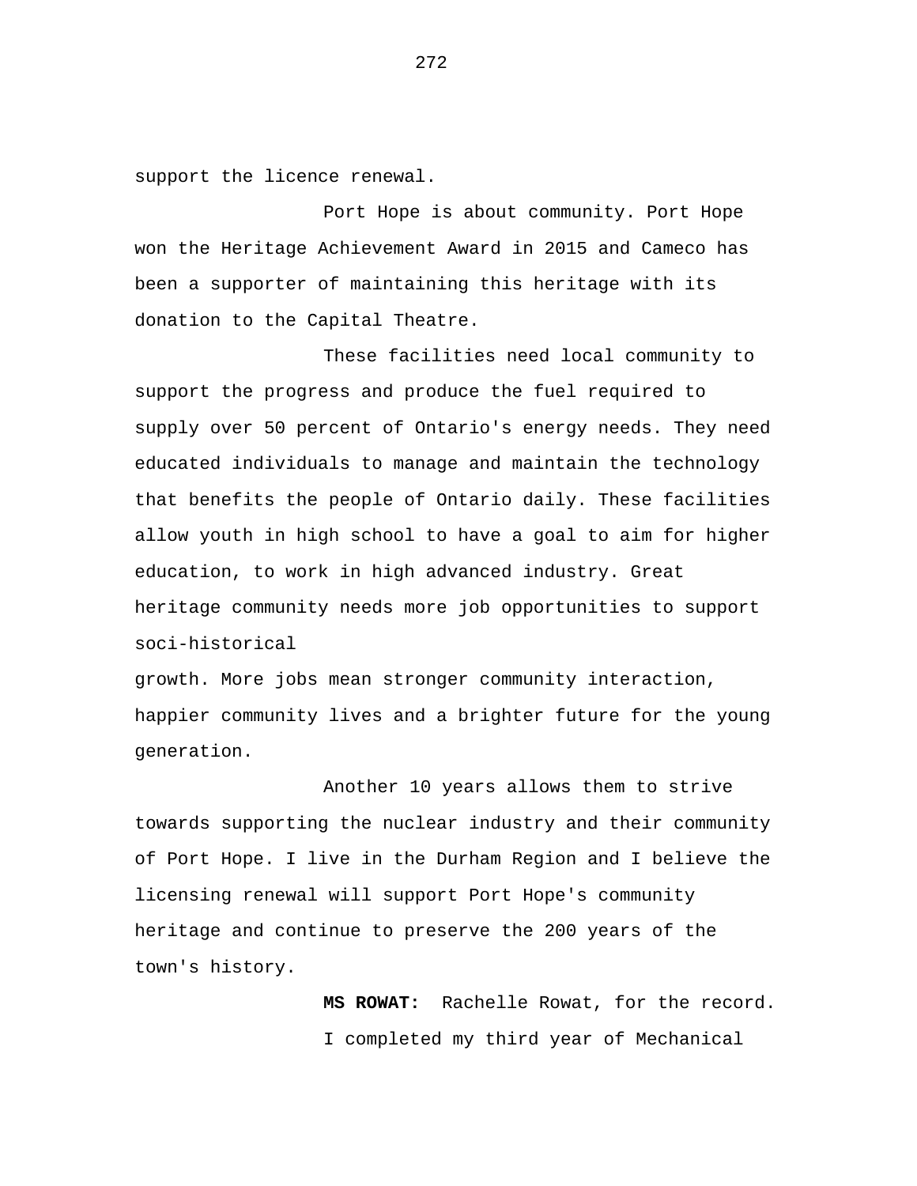support the licence renewal.

Port Hope is about community. Port Hope won the Heritage Achievement Award in 2015 and Cameco has been a supporter of maintaining this heritage with its donation to the Capital Theatre.

These facilities need local community to support the progress and produce the fuel required to supply over 50 percent of Ontario's energy needs. They need educated individuals to manage and maintain the technology that benefits the people of Ontario daily. These facilities allow youth in high school to have a goal to aim for higher education, to work in high advanced industry. Great heritage community needs more job opportunities to support soci-historical growth. More jobs mean stronger community interaction, happier community lives and a brighter future for the young generation.

Another 10 years allows them to strive towards supporting the nuclear industry and their community of Port Hope. I live in the Durham Region and I believe the licensing renewal will support Port Hope's community heritage and continue to preserve the 200 years of the town's history.

**MS ROWAT:** Rachelle Rowat, for the record.

I completed my third year of Mechanical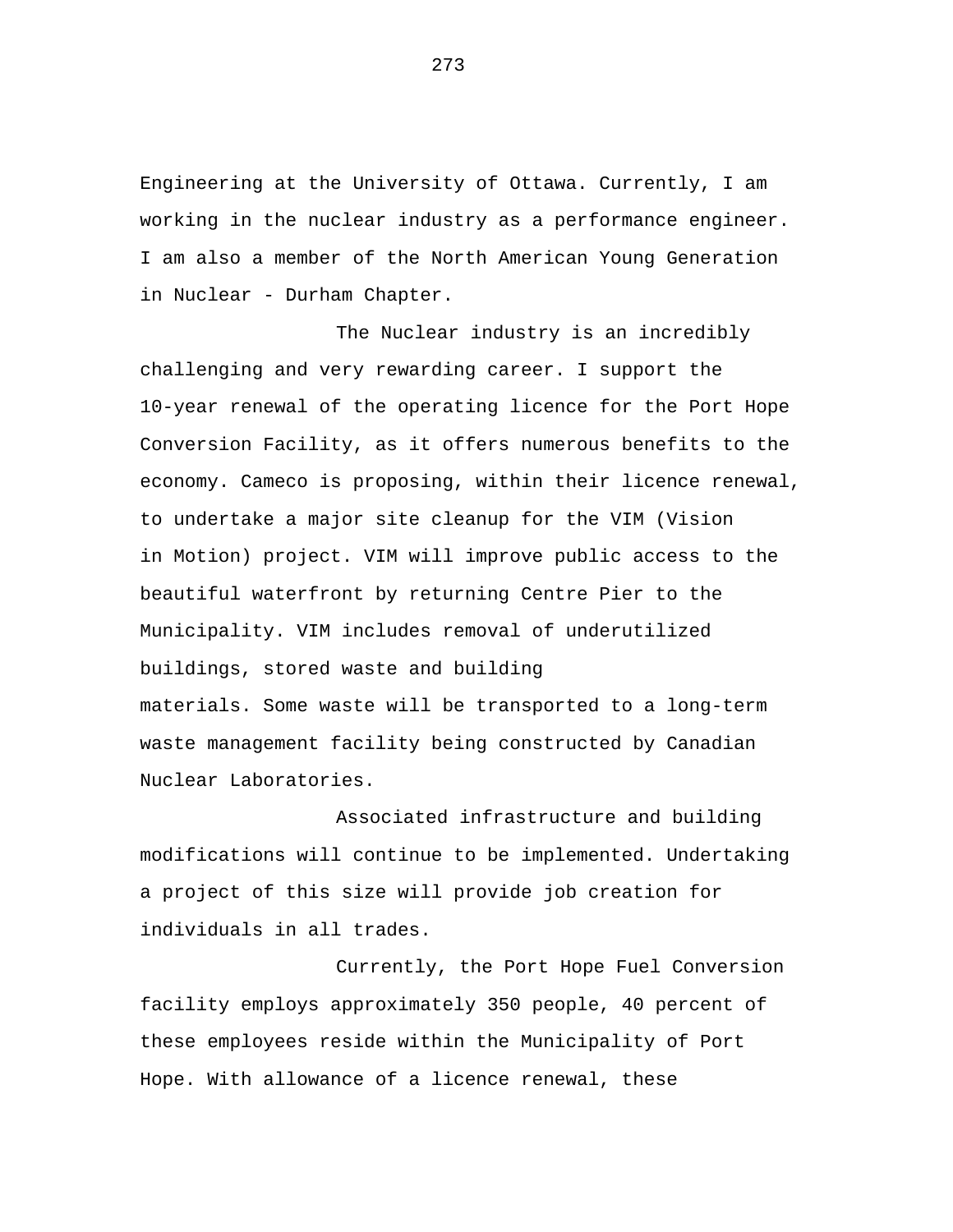Engineering at the University of Ottawa. Currently, I am working in the nuclear industry as a performance engineer. I am also a member of the North American Young Generation in Nuclear - Durham Chapter.

The Nuclear industry is an incredibly challenging and very rewarding career. I support the 10-year renewal of the operating licence for the Port Hope Conversion Facility, as it offers numerous benefits to the economy. Cameco is proposing, within their licence renewal, to undertake a major site cleanup for the VIM (Vision in Motion) project. VIM will improve public access to the beautiful waterfront by returning Centre Pier to the Municipality. VIM includes removal of underutilized buildings, stored waste and building materials. Some waste will be transported to a long-term waste management facility being constructed by Canadian Nuclear Laboratories.

Associated infrastructure and building modifications will continue to be implemented. Undertaking a project of this size will provide job creation for individuals in all trades.

Currently, the Port Hope Fuel Conversion facility employs approximately 350 people, 40 percent of these employees reside within the Municipality of Port Hope. With allowance of a licence renewal, these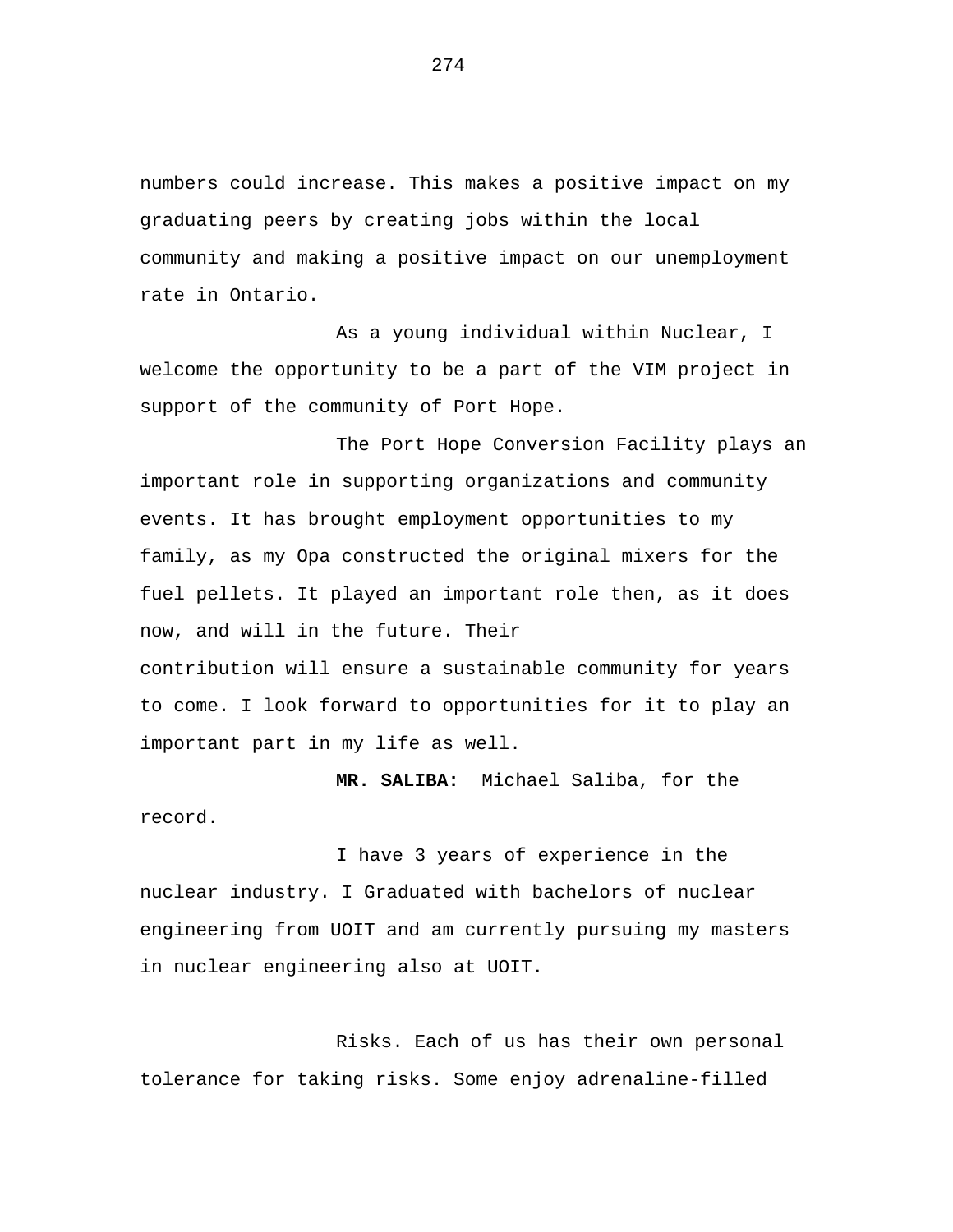numbers could increase. This makes a positive impact on my graduating peers by creating jobs within the local community and making a positive impact on our unemployment rate in Ontario.

As a young individual within Nuclear, I welcome the opportunity to be a part of the VIM project in support of the community of Port Hope.

The Port Hope Conversion Facility plays an important role in supporting organizations and community events. It has brought employment opportunities to my family, as my Opa constructed the original mixers for the fuel pellets. It played an important role then, as it does now, and will in the future. Their contribution will ensure a sustainable community for years to come. I look forward to opportunities for it to play an important part in my life as well.

**MR. SALIBA:** Michael Saliba, for the record.

I have 3 years of experience in the nuclear industry. I Graduated with bachelors of nuclear engineering from UOIT and am currently pursuing my masters in nuclear engineering also at UOIT.

Risks. Each of us has their own personal tolerance for taking risks. Some enjoy adrenaline-filled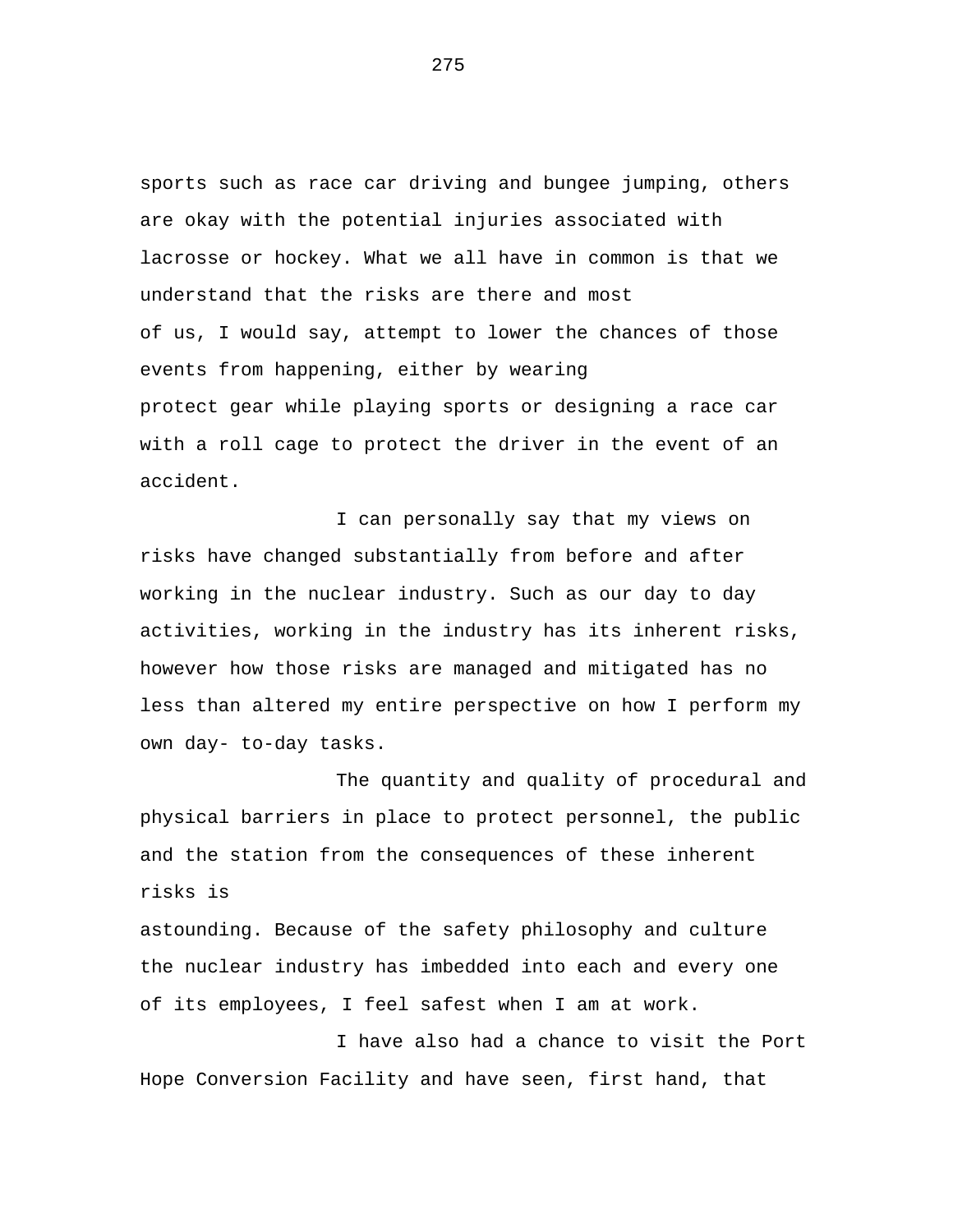sports such as race car driving and bungee jumping, others are okay with the potential injuries associated with lacrosse or hockey. What we all have in common is that we understand that the risks are there and most of us, I would say, attempt to lower the chances of those events from happening, either by wearing protect gear while playing sports or designing a race car with a roll cage to protect the driver in the event of an accident.

I can personally say that my views on risks have changed substantially from before and after working in the nuclear industry. Such as our day to day activities, working in the industry has its inherent risks, however how those risks are managed and mitigated has no less than altered my entire perspective on how I perform my own day- to-day tasks.

The quantity and quality of procedural and physical barriers in place to protect personnel, the public and the station from the consequences of these inherent risks is astounding. Because of the safety philosophy and culture the nuclear industry has imbedded into each and every one of its employees, I feel safest when I am at work.

I have also had a chance to visit the Port Hope Conversion Facility and have seen, first hand, that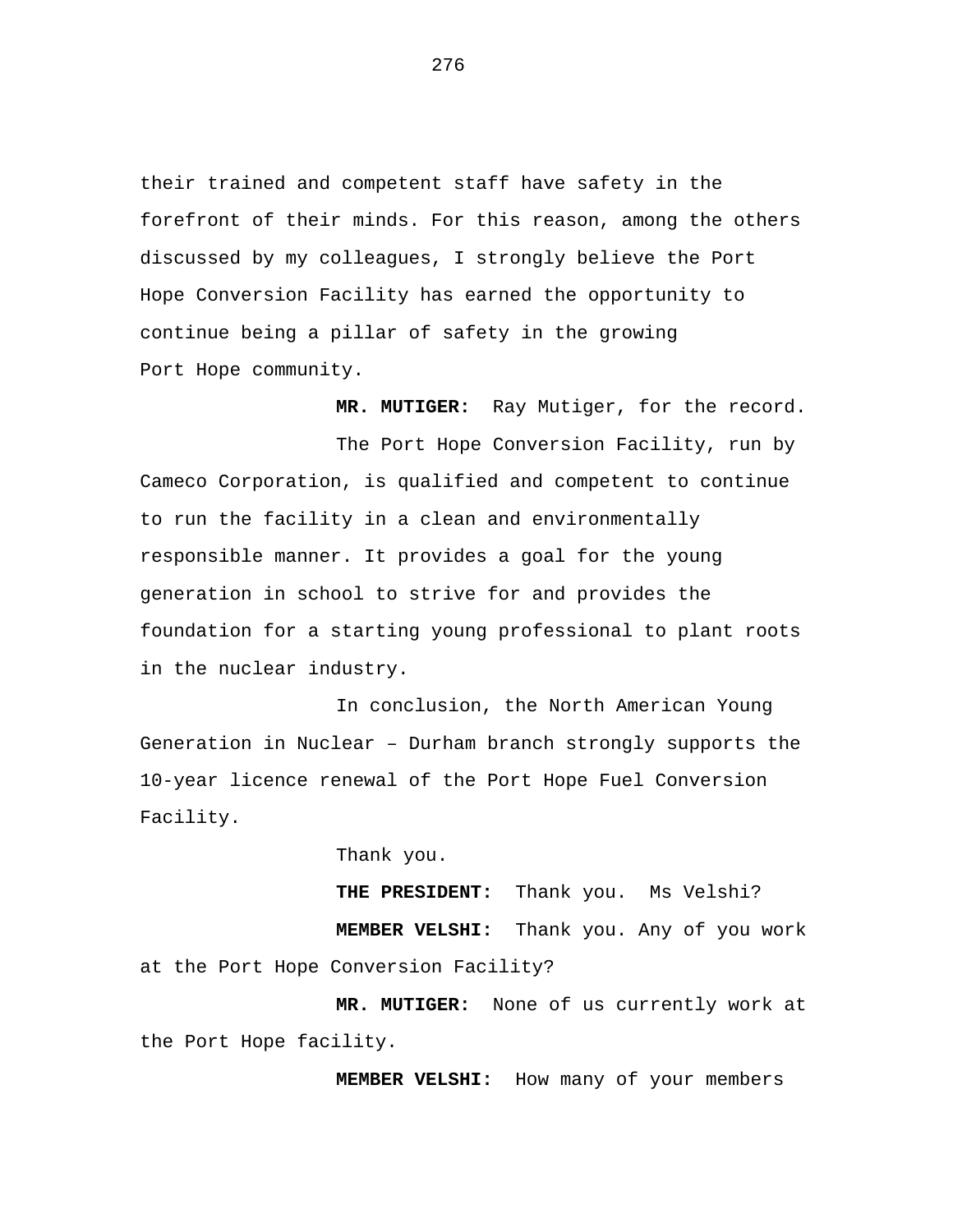their trained and competent staff have safety in the forefront of their minds. For this reason, among the others discussed by my colleagues, I strongly believe the Port Hope Conversion Facility has earned the opportunity to continue being a pillar of safety in the growing Port Hope community.

**MR. MUTIGER:** Ray Mutiger, for the record.

The Port Hope Conversion Facility, run by Cameco Corporation, is qualified and competent to continue to run the facility in a clean and environmentally responsible manner. It provides a goal for the young generation in school to strive for and provides the foundation for a starting young professional to plant roots in the nuclear industry.

In conclusion, the North American Young Generation in Nuclear – Durham branch strongly supports the 10-year licence renewal of the Port Hope Fuel Conversion Facility.

Thank you.

**THE PRESIDENT:** Thank you. Ms Velshi?

**MEMBER VELSHI:** Thank you. Any of you work at the Port Hope Conversion Facility?

**MR. MUTIGER:** None of us currently work at the Port Hope facility.

**MEMBER VELSHI:** How many of your members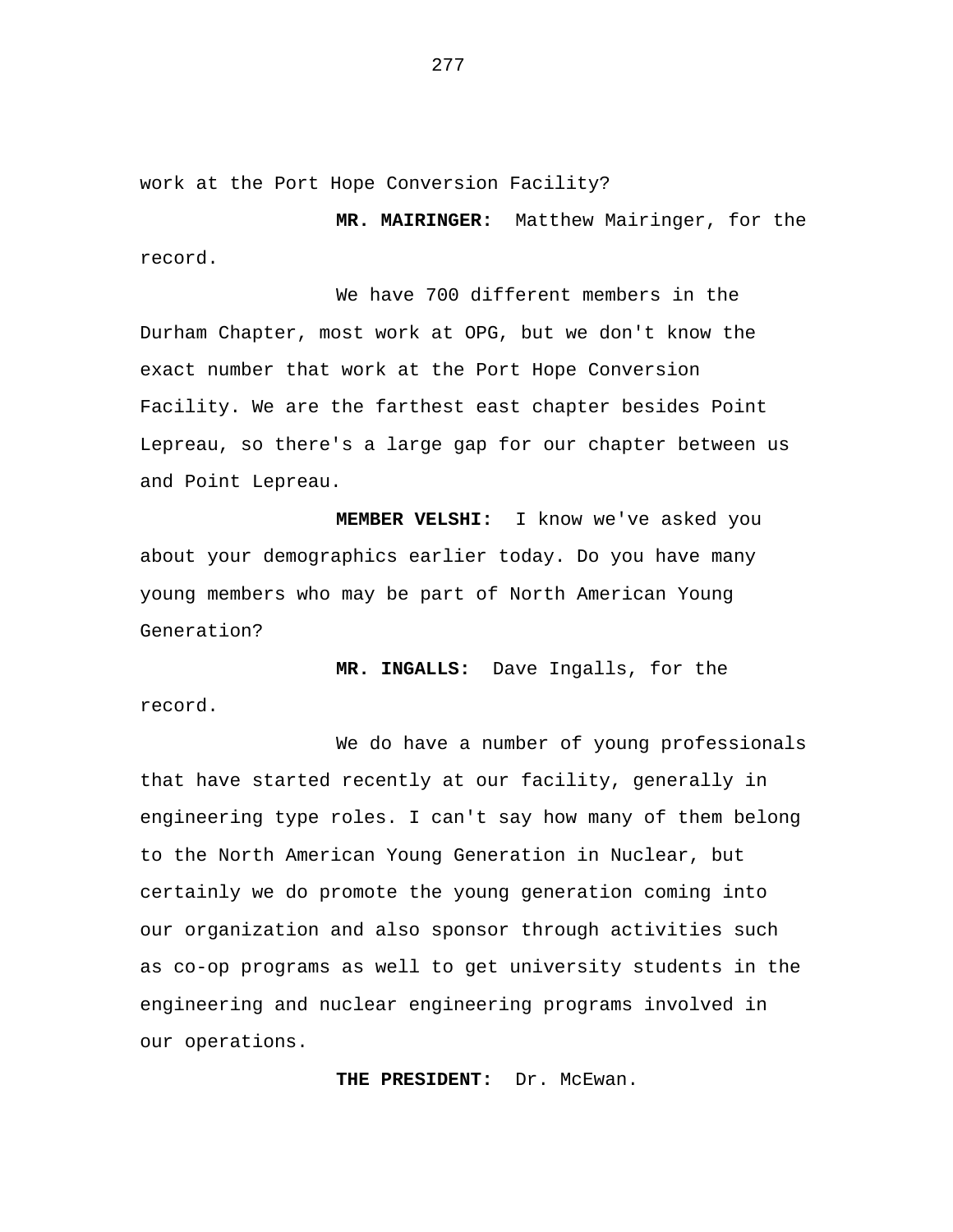work at the Port Hope Conversion Facility?

**MR. MAIRINGER:** Matthew Mairinger, for the record.

We have 700 different members in the Durham Chapter, most work at OPG, but we don't know the exact number that work at the Port Hope Conversion Facility. We are the farthest east chapter besides Point Lepreau, so there's a large gap for our chapter between us and Point Lepreau.

**MEMBER VELSHI:** I know we've asked you about your demographics earlier today. Do you have many young members who may be part of North American Young Generation?

**MR. INGALLS:** Dave Ingalls, for the record.

We do have a number of young professionals that have started recently at our facility, generally in engineering type roles. I can't say how many of them belong to the North American Young Generation in Nuclear, but certainly we do promote the young generation coming into our organization and also sponsor through activities such as co-op programs as well to get university students in the engineering and nuclear engineering programs involved in our operations.

**THE PRESIDENT:** Dr. McEwan.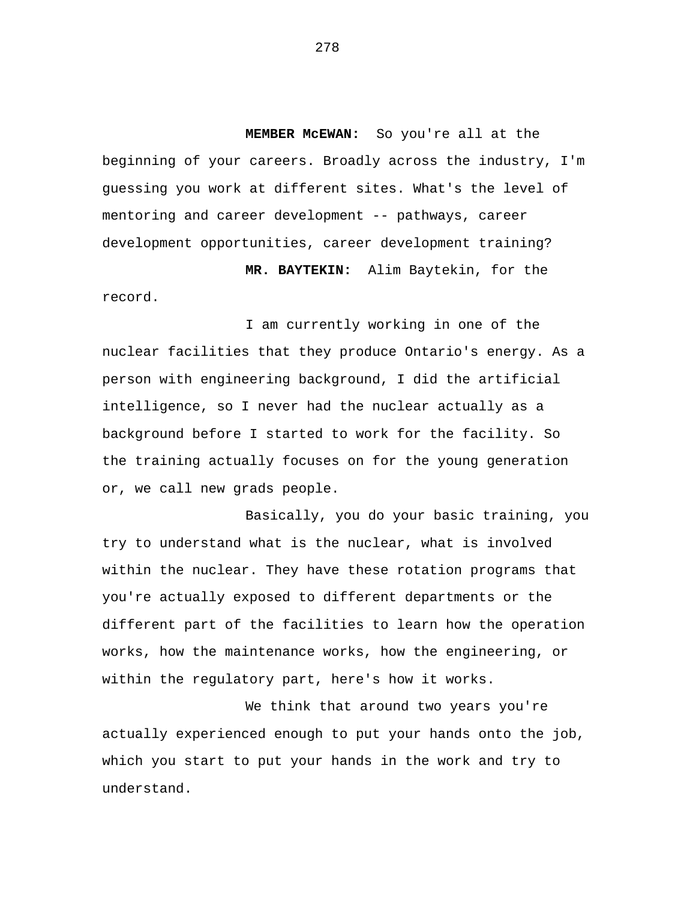**MEMBER McEWAN:** So you're all at the beginning of your careers. Broadly across the industry, I'm guessing you work at different sites. What's the level of mentoring and career development -- pathways, career development opportunities, career development training?

**MR. BAYTEKIN:** Alim Baytekin, for the record.

I am currently working in one of the nuclear facilities that they produce Ontario's energy. As a person with engineering background, I did the artificial intelligence, so I never had the nuclear actually as a background before I started to work for the facility. So the training actually focuses on for the young generation or, we call new grads people.

Basically, you do your basic training, you try to understand what is the nuclear, what is involved within the nuclear. They have these rotation programs that you're actually exposed to different departments or the different part of the facilities to learn how the operation works, how the maintenance works, how the engineering, or within the regulatory part, here's how it works.

We think that around two years you're actually experienced enough to put your hands onto the job, which you start to put your hands in the work and try to understand.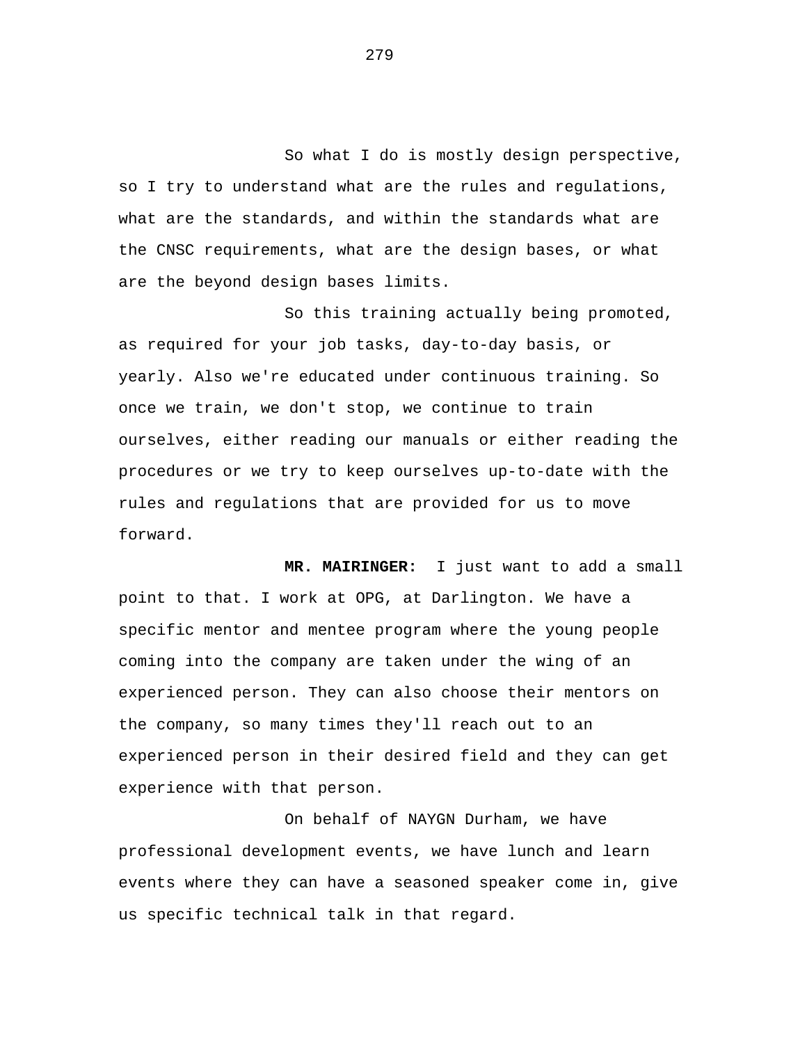So what I do is mostly design perspective, so I try to understand what are the rules and regulations, what are the standards, and within the standards what are the CNSC requirements, what are the design bases, or what are the beyond design bases limits.

So this training actually being promoted, as required for your job tasks, day-to-day basis, or yearly. Also we're educated under continuous training. So once we train, we don't stop, we continue to train ourselves, either reading our manuals or either reading the procedures or we try to keep ourselves up-to-date with the rules and regulations that are provided for us to move forward.

**MR. MAIRINGER:** I just want to add a small point to that. I work at OPG, at Darlington. We have a specific mentor and mentee program where the young people coming into the company are taken under the wing of an experienced person. They can also choose their mentors on the company, so many times they'll reach out to an experienced person in their desired field and they can get experience with that person.

On behalf of NAYGN Durham, we have professional development events, we have lunch and learn events where they can have a seasoned speaker come in, give us specific technical talk in that regard.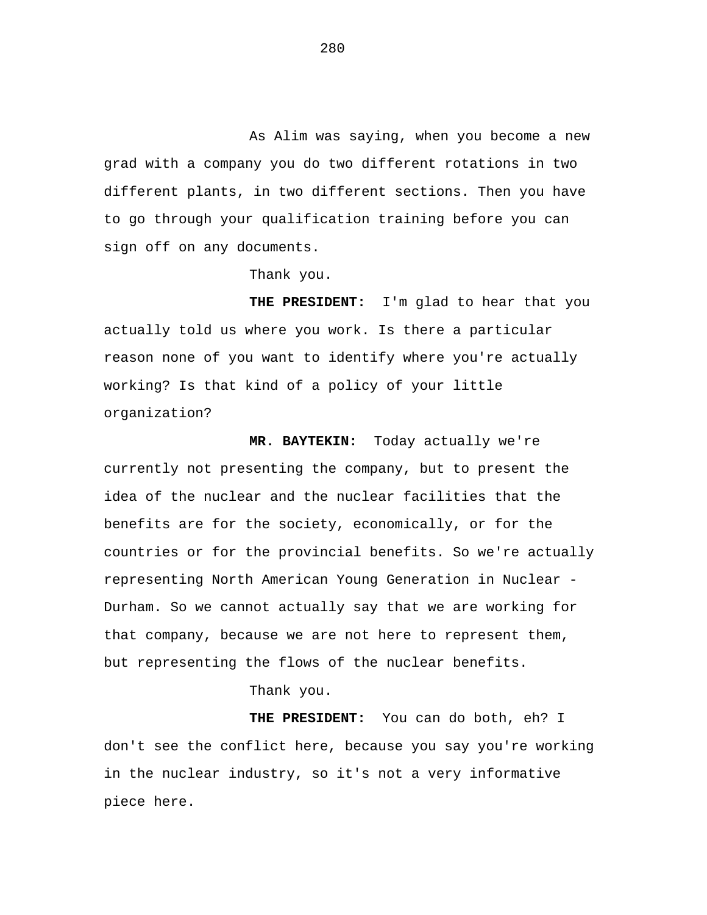As Alim was saying, when you become a new grad with a company you do two different rotations in two different plants, in two different sections. Then you have to go through your qualification training before you can sign off on any documents.

Thank you.

**THE PRESIDENT:** I'm glad to hear that you actually told us where you work. Is there a particular reason none of you want to identify where you're actually working? Is that kind of a policy of your little organization?

**MR. BAYTEKIN:** Today actually we're currently not presenting the company, but to present the idea of the nuclear and the nuclear facilities that the benefits are for the society, economically, or for the countries or for the provincial benefits. So we're actually representing North American Young Generation in Nuclear - Durham. So we cannot actually say that we are working for that company, because we are not here to represent them, but representing the flows of the nuclear benefits.

Thank you.

**THE PRESIDENT:** You can do both, eh? I don't see the conflict here, because you say you're working in the nuclear industry, so it's not a very informative piece here.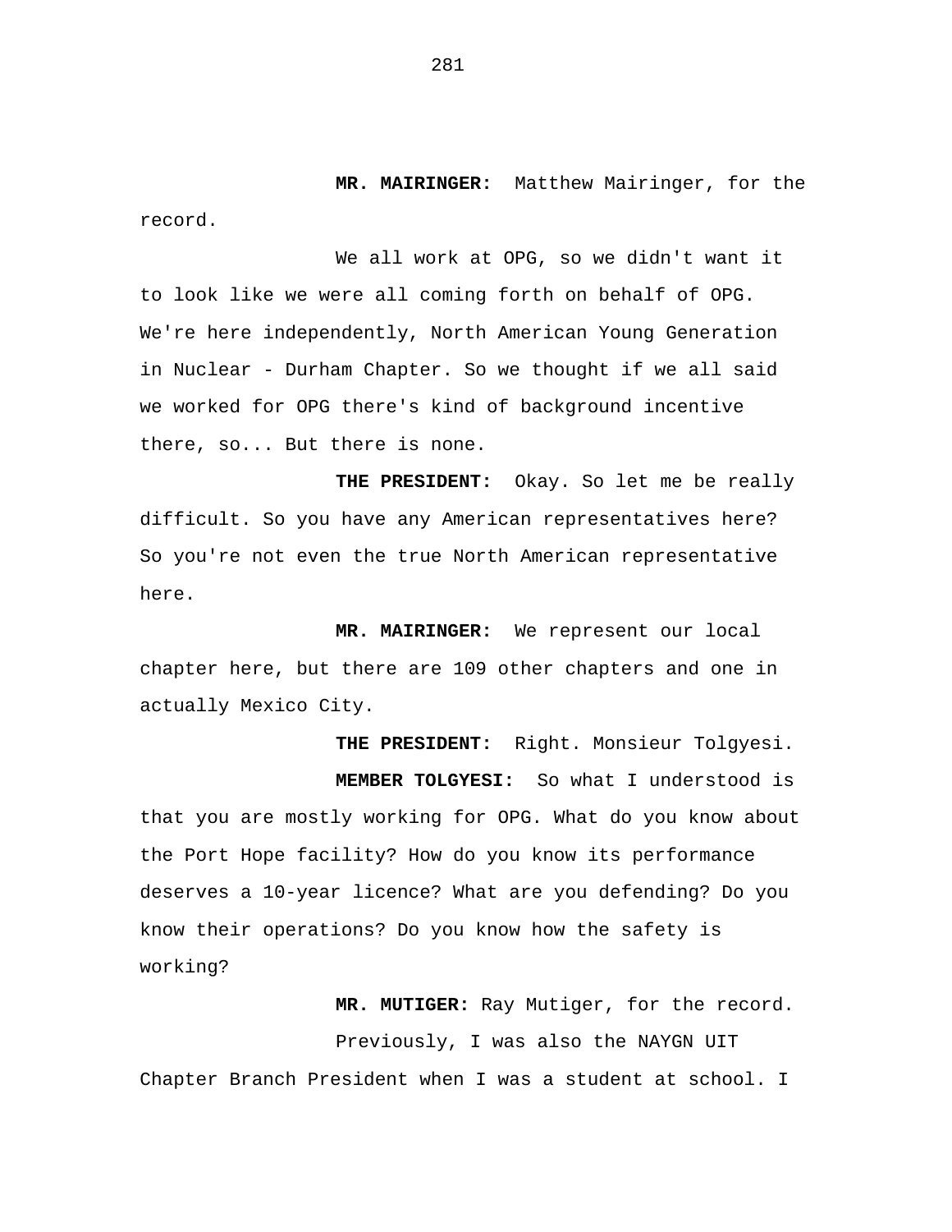**MR. MAIRINGER:** Matthew Mairinger, for the record.

We all work at OPG, so we didn't want it to look like we were all coming forth on behalf of OPG. We're here independently, North American Young Generation in Nuclear - Durham Chapter. So we thought if we all said we worked for OPG there's kind of background incentive there, so... But there is none.

**THE PRESIDENT:** Okay. So let me be really difficult. So you have any American representatives here? So you're not even the true North American representative here.

**MR. MAIRINGER:** We represent our local chapter here, but there are 109 other chapters and one in actually Mexico City.

**THE PRESIDENT:** Right. Monsieur Tolgyesi.

**MEMBER TOLGYESI:** So what I understood is that you are mostly working for OPG. What do you know about the Port Hope facility? How do you know its performance deserves a 10-year licence? What are you defending? Do you know their operations? Do you know how the safety is working?

**MR. MUTIGER:** Ray Mutiger, for the record.

Previously, I was also the NAYGN UIT Chapter Branch President when I was a student at school. I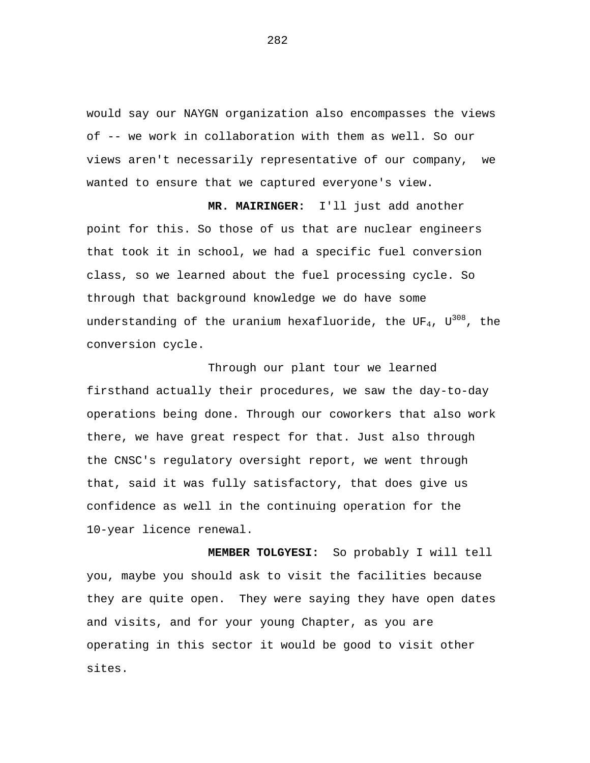would say our NAYGN organization also encompasses the views of -- we work in collaboration with them as well. So our views aren't necessarily representative of our company,  we wanted to ensure that we captured everyone's view.

**MR. MAIRINGER:** I'll just add another point for this. So those of us that are nuclear engineers that took it in school, we had a specific fuel conversion class, so we learned about the fuel processing cycle. So through that background knowledge we do have some understanding of the uranium hexafluoride, the $UF_4$, $U^{308}$, the conversion cycle.

Through our plant tour we learned firsthand actually their procedures, we saw the day-to-day operations being done. Through our coworkers that also work there, we have great respect for that. Just also through the CNSC's regulatory oversight report, we went through that, said it was fully satisfactory, that does give us confidence as well in the continuing operation for the 10-year licence renewal.

**MEMBER TOLGYESI:** So probably I will tell you, maybe you should ask to visit the facilities because they are quite open.  They were saying they have open dates and visits, and for your young Chapter, as you are operating in this sector it would be good to visit other sites.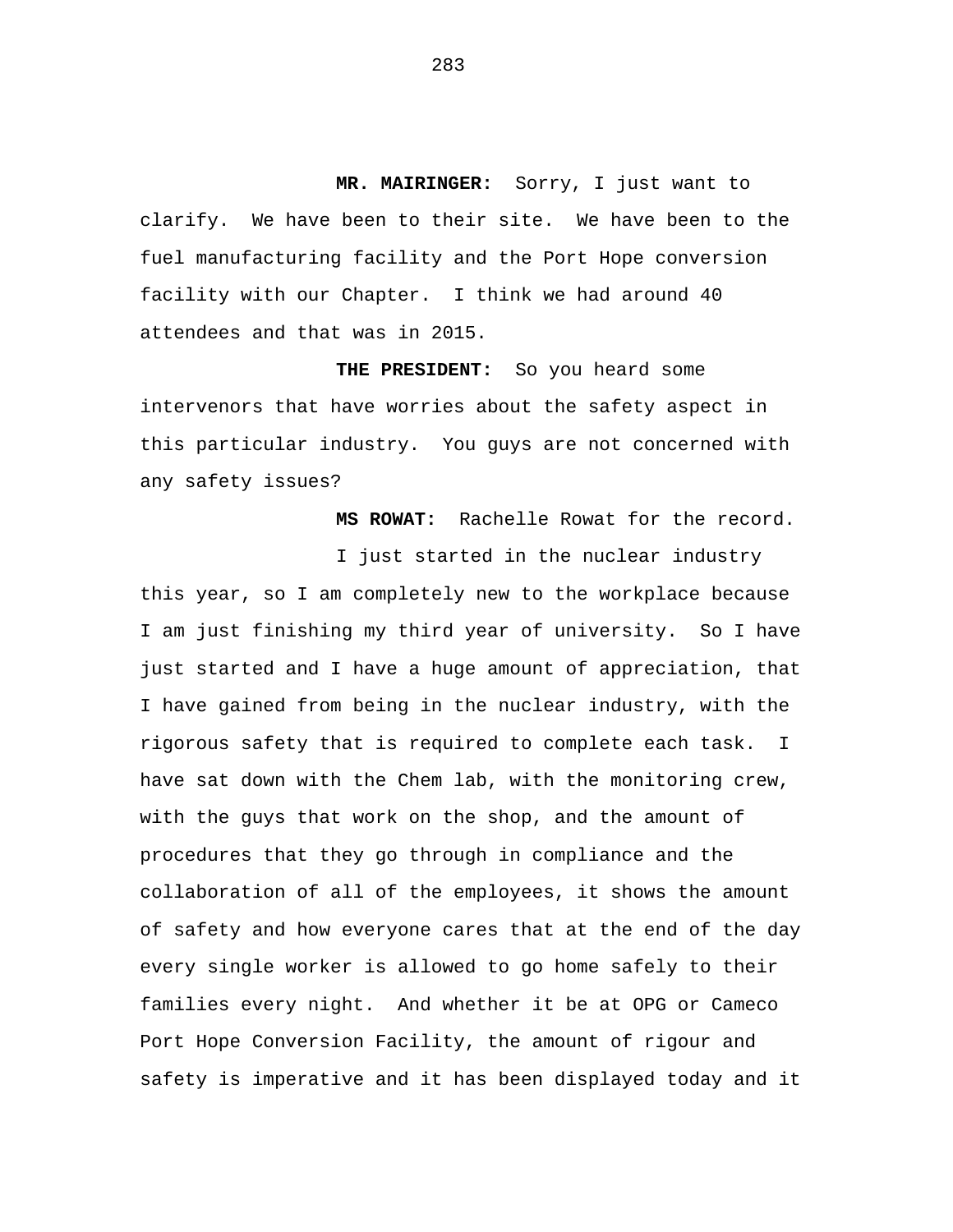**MR. MAIRINGER:** Sorry, I just want to clarify. We have been to their site. We have been to the fuel manufacturing facility and the Port Hope conversion facility with our Chapter. I think we had around 40 attendees and that was in 2015.

**THE PRESIDENT:** So you heard some intervenors that have worries about the safety aspect in this particular industry. You guys are not concerned with any safety issues?

**MS ROWAT:** Rachelle Rowat for the record.

I just started in the nuclear industry this year, so I am completely new to the workplace because I am just finishing my third year of university. So I have just started and I have a huge amount of appreciation, that I have gained from being in the nuclear industry, with the rigorous safety that is required to complete each task. I have sat down with the Chem lab, with the monitoring crew, with the guys that work on the shop, and the amount of procedures that they go through in compliance and the collaboration of all of the employees, it shows the amount of safety and how everyone cares that at the end of the day every single worker is allowed to go home safely to their families every night. And whether it be at OPG or Cameco Port Hope Conversion Facility, the amount of rigour and safety is imperative and it has been displayed today and it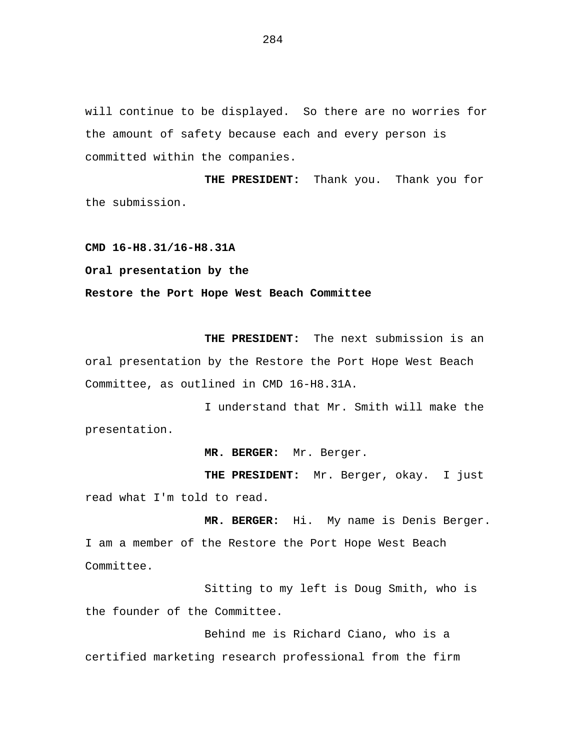will continue to be displayed. So there are no worries for the amount of safety because each and every person is committed within the companies.

**THE PRESIDENT:** Thank you. Thank you for the submission.

**CMD 16-H8.31/16-H8.31A**

**Oral presentation by the**

**Restore the Port Hope West Beach Committee**

**THE PRESIDENT:** The next submission is an oral presentation by the Restore the Port Hope West Beach Committee, as outlined in CMD 16-H8.31A.

I understand that Mr. Smith will make the presentation.

**MR. BERGER:** Mr. Berger.

**THE PRESIDENT:** Mr. Berger, okay. I just read what I'm told to read.

**MR. BERGER:** Hi. My name is Denis Berger. I am a member of the Restore the Port Hope West Beach Committee.

Sitting to my left is Doug Smith, who is the founder of the Committee.

Behind me is Richard Ciano, who is a certified marketing research professional from the firm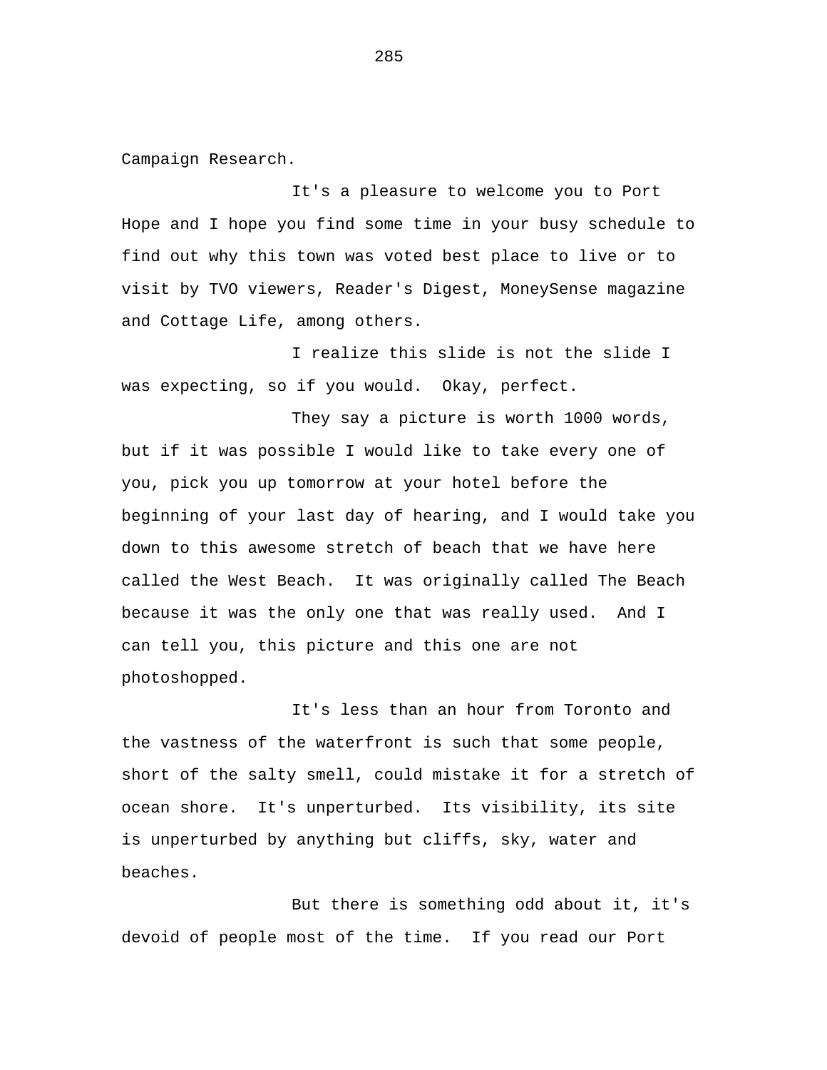Campaign Research.

It's a pleasure to welcome you to Port Hope and I hope you find some time in your busy schedule to find out why this town was voted best place to live or to visit by TVO viewers, Reader's Digest, MoneySense magazine and Cottage Life, among others.

I realize this slide is not the slide I was expecting, so if you would.  Okay, perfect.

They say a picture is worth 1000 words, but if it was possible I would like to take every one of you, pick you up tomorrow at your hotel before the beginning of your last day of hearing, and I would take you down to this awesome stretch of beach that we have here called the West Beach.  It was originally called The Beach because it was the only one that was really used.  And I can tell you, this picture and this one are not photoshopped.

It's less than an hour from Toronto and the vastness of the waterfront is such that some people, short of the salty smell, could mistake it for a stretch of ocean shore.  It's unperturbed.  Its visibility, its site is unperturbed by anything but cliffs, sky, water and beaches.

But there is something odd about it, it's devoid of people most of the time.  If you read our Port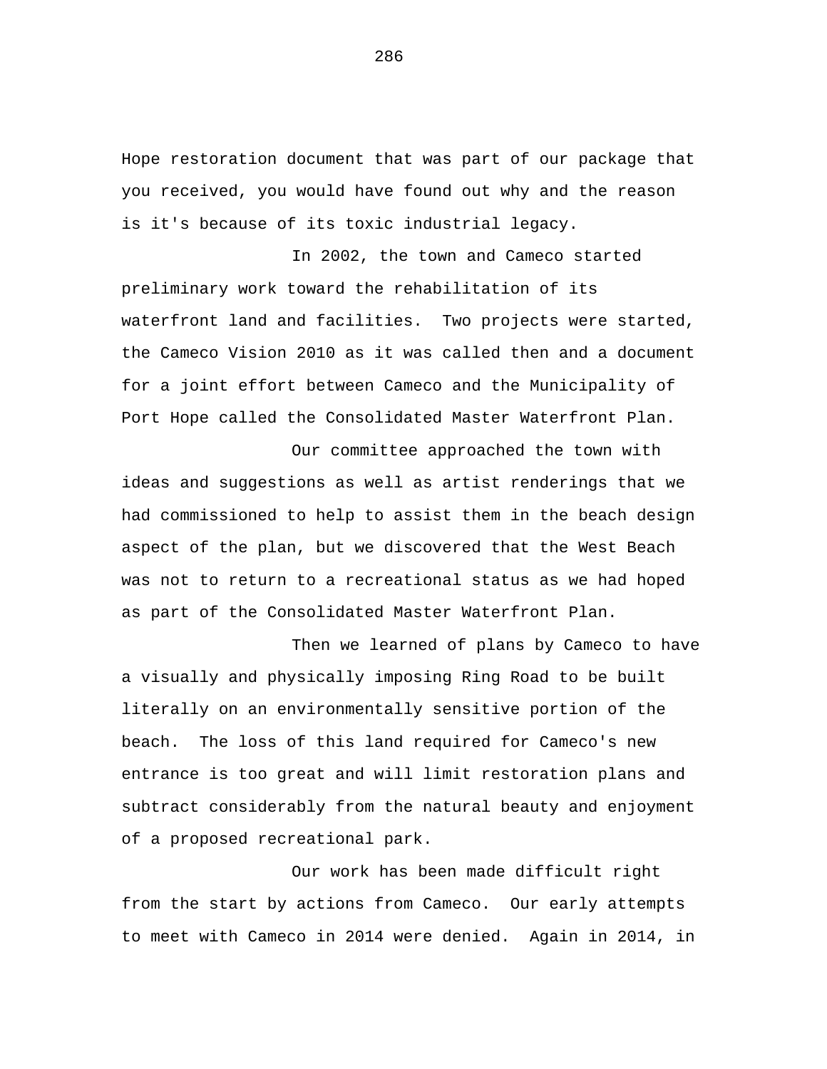Hope restoration document that was part of our package that you received, you would have found out why and the reason is it's because of its toxic industrial legacy.

In 2002, the town and Cameco started preliminary work toward the rehabilitation of its waterfront land and facilities. Two projects were started, the Cameco Vision 2010 as it was called then and a document for a joint effort between Cameco and the Municipality of Port Hope called the Consolidated Master Waterfront Plan.

Our committee approached the town with ideas and suggestions as well as artist renderings that we had commissioned to help to assist them in the beach design aspect of the plan, but we discovered that the West Beach was not to return to a recreational status as we had hoped as part of the Consolidated Master Waterfront Plan.

Then we learned of plans by Cameco to have a visually and physically imposing Ring Road to be built literally on an environmentally sensitive portion of the beach. The loss of this land required for Cameco's new entrance is too great and will limit restoration plans and subtract considerably from the natural beauty and enjoyment of a proposed recreational park.

Our work has been made difficult right from the start by actions from Cameco. Our early attempts to meet with Cameco in 2014 were denied. Again in 2014, in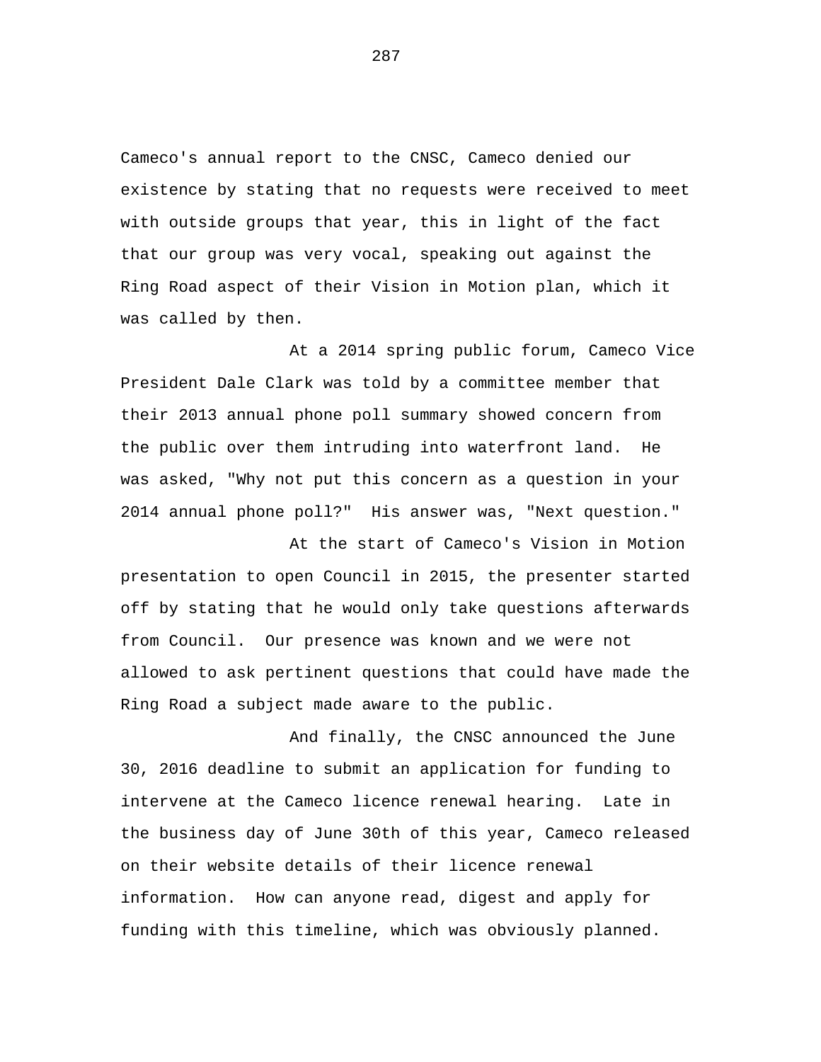Cameco's annual report to the CNSC, Cameco denied our existence by stating that no requests were received to meet with outside groups that year, this in light of the fact that our group was very vocal, speaking out against the Ring Road aspect of their Vision in Motion plan, which it was called by then.

At a 2014 spring public forum, Cameco Vice President Dale Clark was told by a committee member that their 2013 annual phone poll summary showed concern from the public over them intruding into waterfront land. He was asked, "Why not put this concern as a question in your 2014 annual phone poll?" His answer was, "Next question."

At the start of Cameco's Vision in Motion presentation to open Council in 2015, the presenter started off by stating that he would only take questions afterwards from Council. Our presence was known and we were not allowed to ask pertinent questions that could have made the Ring Road a subject made aware to the public.

And finally, the CNSC announced the June 30, 2016 deadline to submit an application for funding to intervene at the Cameco licence renewal hearing. Late in the business day of June 30th of this year, Cameco released on their website details of their licence renewal information. How can anyone read, digest and apply for funding with this timeline, which was obviously planned.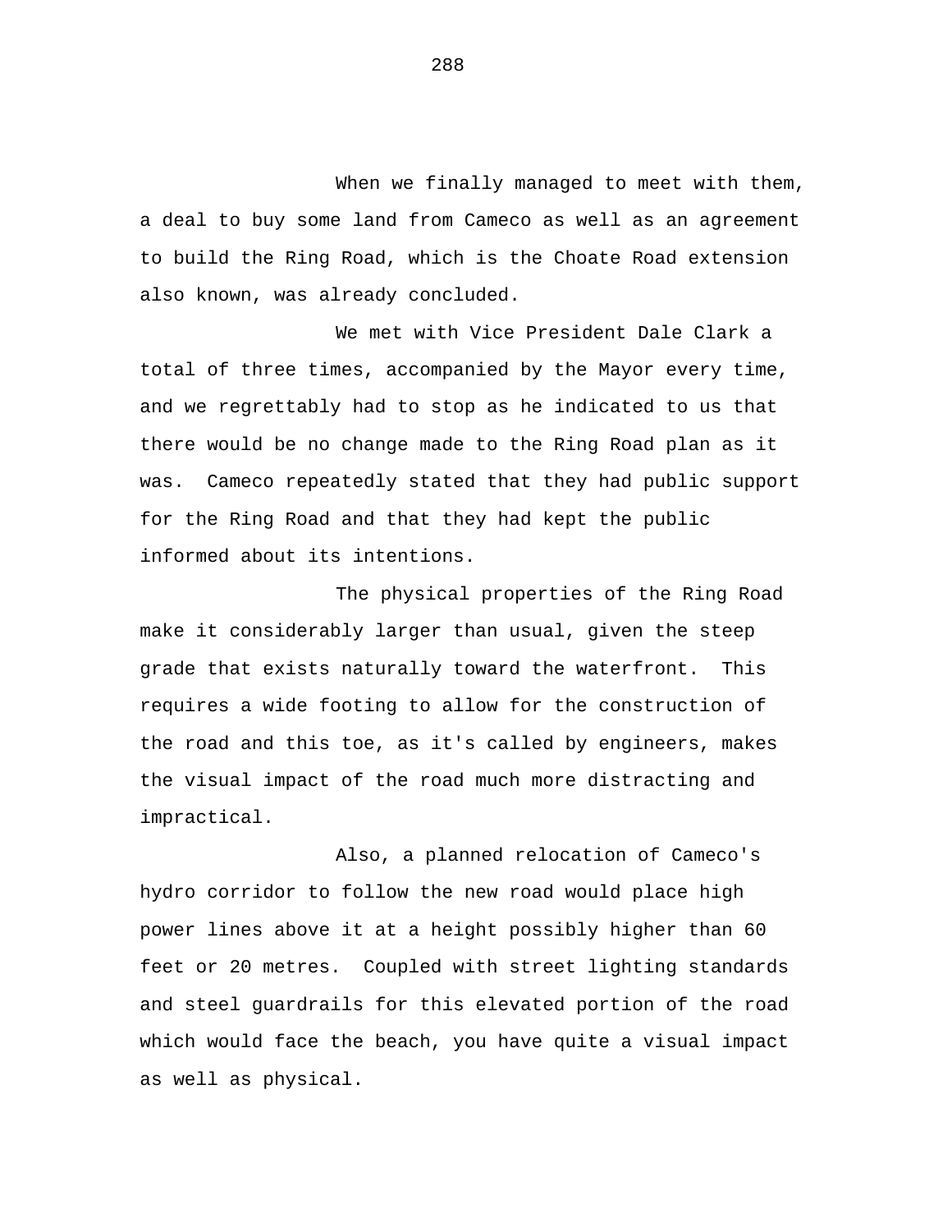When we finally managed to meet with them, a deal to buy some land from Cameco as well as an agreement to build the Ring Road, which is the Choate Road extension also known, was already concluded.

We met with Vice President Dale Clark a total of three times, accompanied by the Mayor every time, and we regrettably had to stop as he indicated to us that there would be no change made to the Ring Road plan as it was. Cameco repeatedly stated that they had public support for the Ring Road and that they had kept the public informed about its intentions.

The physical properties of the Ring Road make it considerably larger than usual, given the steep grade that exists naturally toward the waterfront. This requires a wide footing to allow for the construction of the road and this toe, as it's called by engineers, makes the visual impact of the road much more distracting and impractical.

Also, a planned relocation of Cameco's hydro corridor to follow the new road would place high power lines above it at a height possibly higher than 60 feet or 20 metres. Coupled with street lighting standards and steel guardrails for this elevated portion of the road which would face the beach, you have quite a visual impact as well as physical.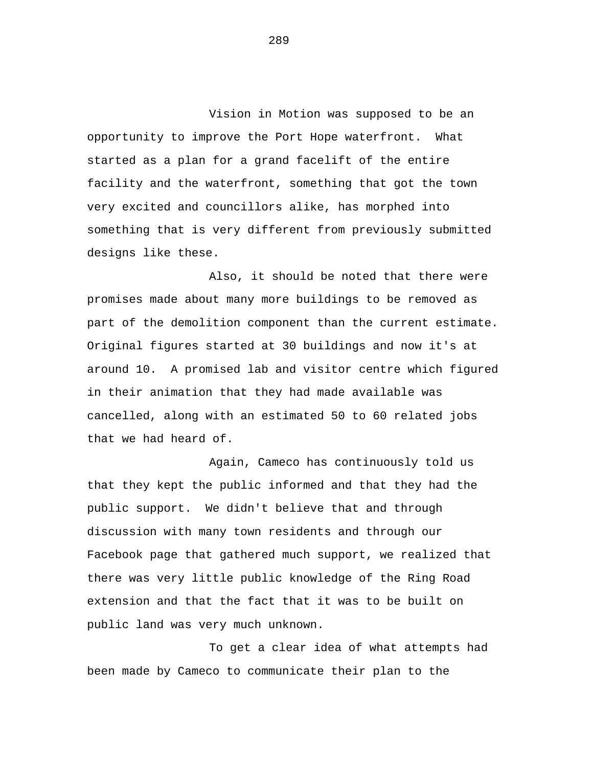Vision in Motion was supposed to be an opportunity to improve the Port Hope waterfront. What started as a plan for a grand facelift of the entire facility and the waterfront, something that got the town very excited and councillors alike, has morphed into something that is very different from previously submitted designs like these.

Also, it should be noted that there were promises made about many more buildings to be removed as part of the demolition component than the current estimate. Original figures started at 30 buildings and now it's at around 10. A promised lab and visitor centre which figured in their animation that they had made available was cancelled, along with an estimated 50 to 60 related jobs that we had heard of.

Again, Cameco has continuously told us that they kept the public informed and that they had the public support. We didn't believe that and through discussion with many town residents and through our Facebook page that gathered much support, we realized that there was very little public knowledge of the Ring Road extension and that the fact that it was to be built on public land was very much unknown.

To get a clear idea of what attempts had been made by Cameco to communicate their plan to the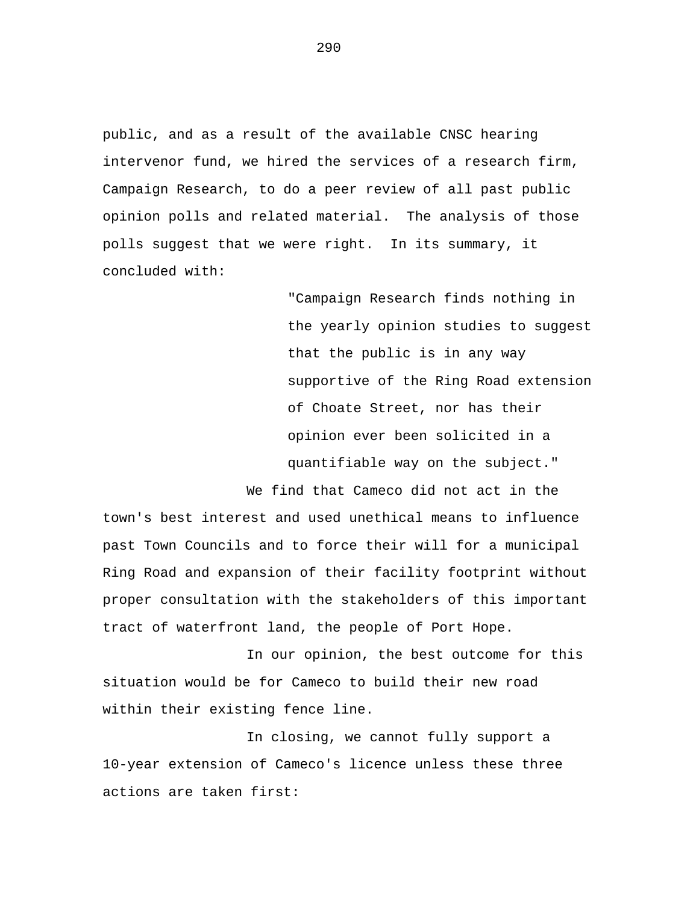public, and as a result of the available CNSC hearing intervenor fund, we hired the services of a research firm, Campaign Research, to do a peer review of all past public opinion polls and related material. The analysis of those polls suggest that we were right. In its summary, it concluded with:

> "Campaign Research finds nothing in the yearly opinion studies to suggest that the public is in any way supportive of the Ring Road extension of Choate Street, nor has their opinion ever been solicited in a quantifiable way on the subject."

We find that Cameco did not act in the town's best interest and used unethical means to influence past Town Councils and to force their will for a municipal Ring Road and expansion of their facility footprint without proper consultation with the stakeholders of this important tract of waterfront land, the people of Port Hope.

In our opinion, the best outcome for this situation would be for Cameco to build their new road within their existing fence line.

In closing, we cannot fully support a 10-year extension of Cameco's licence unless these three actions are taken first: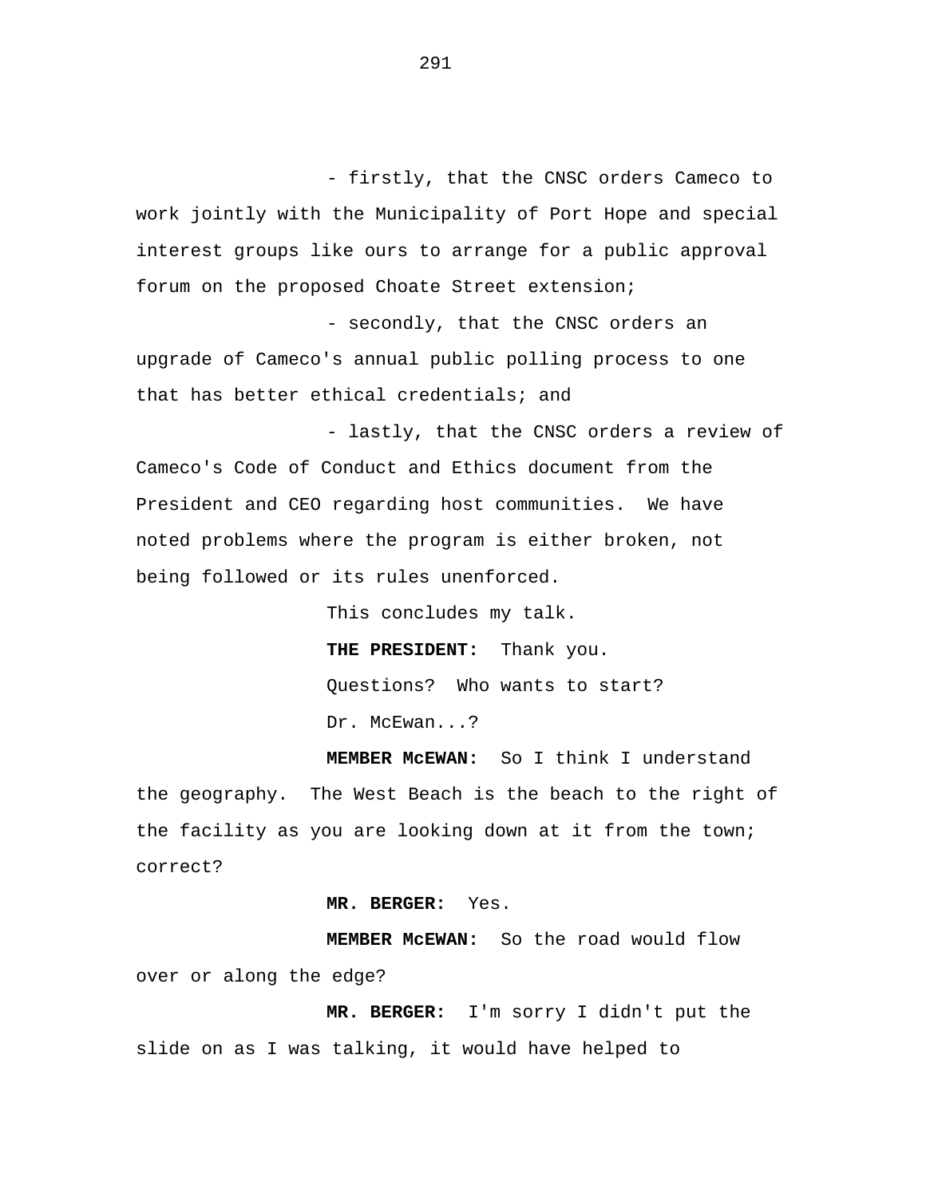- firstly, that the CNSC orders Cameco to work jointly with the Municipality of Port Hope and special interest groups like ours to arrange for a public approval forum on the proposed Choate Street extension;

- secondly, that the CNSC orders an upgrade of Cameco's annual public polling process to one that has better ethical credentials; and

- lastly, that the CNSC orders a review of Cameco's Code of Conduct and Ethics document from the President and CEO regarding host communities. We have noted problems where the program is either broken, not being followed or its rules unenforced.

This concludes my talk.

**THE PRESIDENT:** Thank you.

Questions? Who wants to start?

Dr. McEwan...?

**MEMBER McEWAN:** So I think I understand the geography. The West Beach is the beach to the right of the facility as you are looking down at it from the town; correct?

**MR. BERGER:** Yes.

**MEMBER McEWAN:** So the road would flow over or along the edge?

**MR. BERGER:** I'm sorry I didn't put the slide on as I was talking, it would have helped to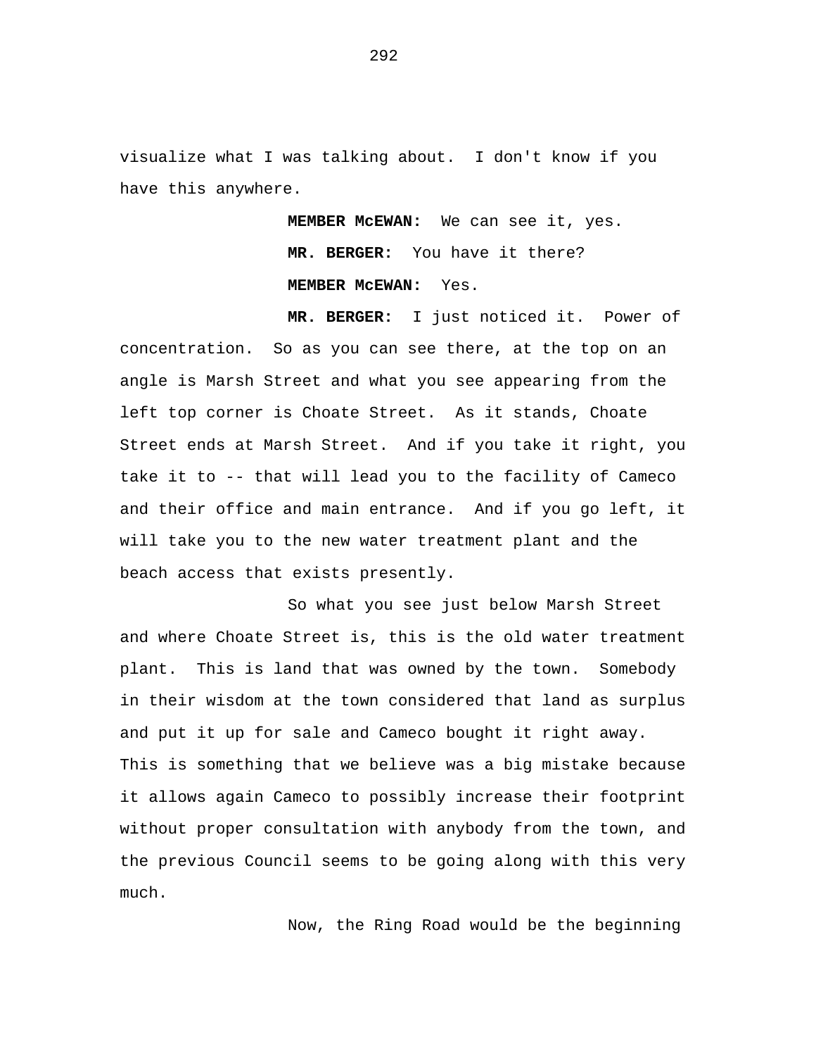visualize what I was talking about. I don't know if you have this anywhere.

**MEMBER McEWAN:** We can see it, yes.

**MR. BERGER:** You have it there?

**MEMBER McEWAN:** Yes.

**MR. BERGER:** I just noticed it. Power of concentration. So as you can see there, at the top on an angle is Marsh Street and what you see appearing from the left top corner is Choate Street. As it stands, Choate Street ends at Marsh Street. And if you take it right, you take it to -- that will lead you to the facility of Cameco and their office and main entrance. And if you go left, it will take you to the new water treatment plant and the beach access that exists presently.

So what you see just below Marsh Street and where Choate Street is, this is the old water treatment plant. This is land that was owned by the town. Somebody in their wisdom at the town considered that land as surplus and put it up for sale and Cameco bought it right away. This is something that we believe was a big mistake because it allows again Cameco to possibly increase their footprint without proper consultation with anybody from the town, and the previous Council seems to be going along with this very much.

Now, the Ring Road would be the beginning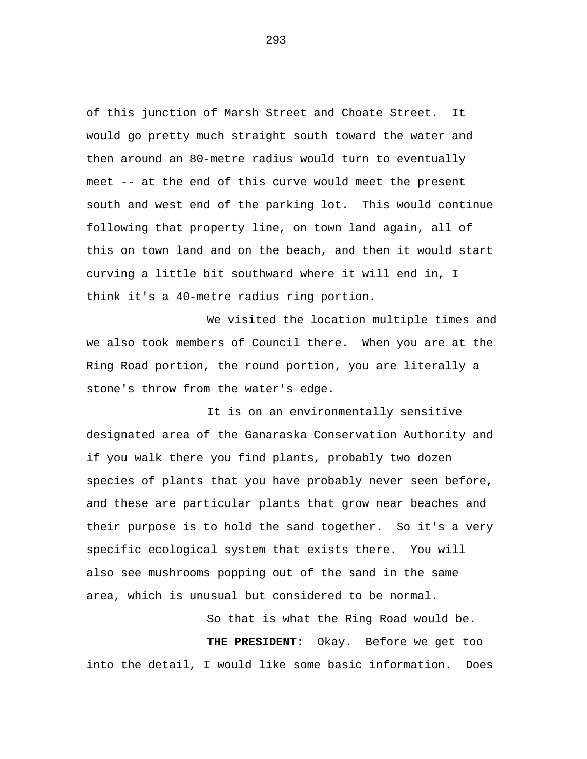of this junction of Marsh Street and Choate Street. It would go pretty much straight south toward the water and then around an 80-metre radius would turn to eventually meet -- at the end of this curve would meet the present south and west end of the parking lot. This would continue following that property line, on town land again, all of this on town land and on the beach, and then it would start curving a little bit southward where it will end in, I think it's a 40-metre radius ring portion.

We visited the location multiple times and we also took members of Council there. When you are at the Ring Road portion, the round portion, you are literally a stone's throw from the water's edge.

It is on an environmentally sensitive designated area of the Ganaraska Conservation Authority and if you walk there you find plants, probably two dozen species of plants that you have probably never seen before, and these are particular plants that grow near beaches and their purpose is to hold the sand together. So it's a very specific ecological system that exists there. You will also see mushrooms popping out of the sand in the same area, which is unusual but considered to be normal.

So that is what the Ring Road would be.

**THE PRESIDENT:** Okay. Before we get too into the detail, I would like some basic information. Does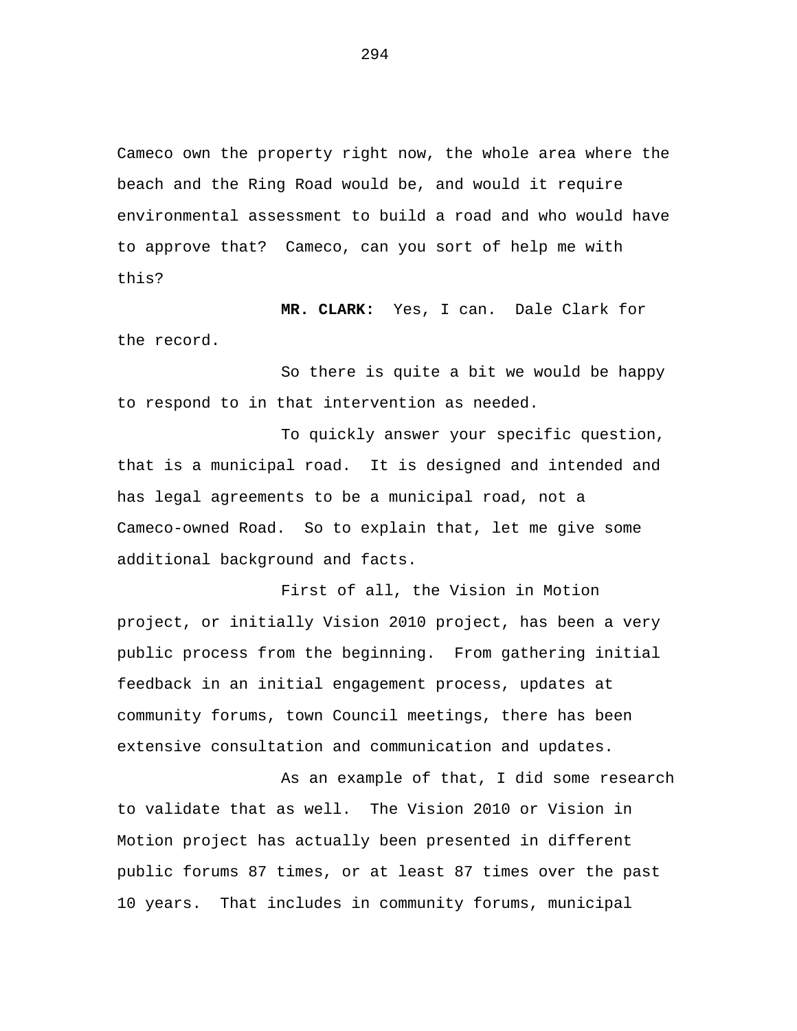Cameco own the property right now, the whole area where the beach and the Ring Road would be, and would it require environmental assessment to build a road and who would have to approve that? Cameco, can you sort of help me with this?

**MR. CLARK:** Yes, I can. Dale Clark for the record.

So there is quite a bit we would be happy to respond to in that intervention as needed.

To quickly answer your specific question, that is a municipal road. It is designed and intended and has legal agreements to be a municipal road, not a Cameco-owned Road. So to explain that, let me give some additional background and facts.

First of all, the Vision in Motion project, or initially Vision 2010 project, has been a very public process from the beginning. From gathering initial feedback in an initial engagement process, updates at community forums, town Council meetings, there has been extensive consultation and communication and updates.

As an example of that, I did some research to validate that as well. The Vision 2010 or Vision in Motion project has actually been presented in different public forums 87 times, or at least 87 times over the past 10 years. That includes in community forums, municipal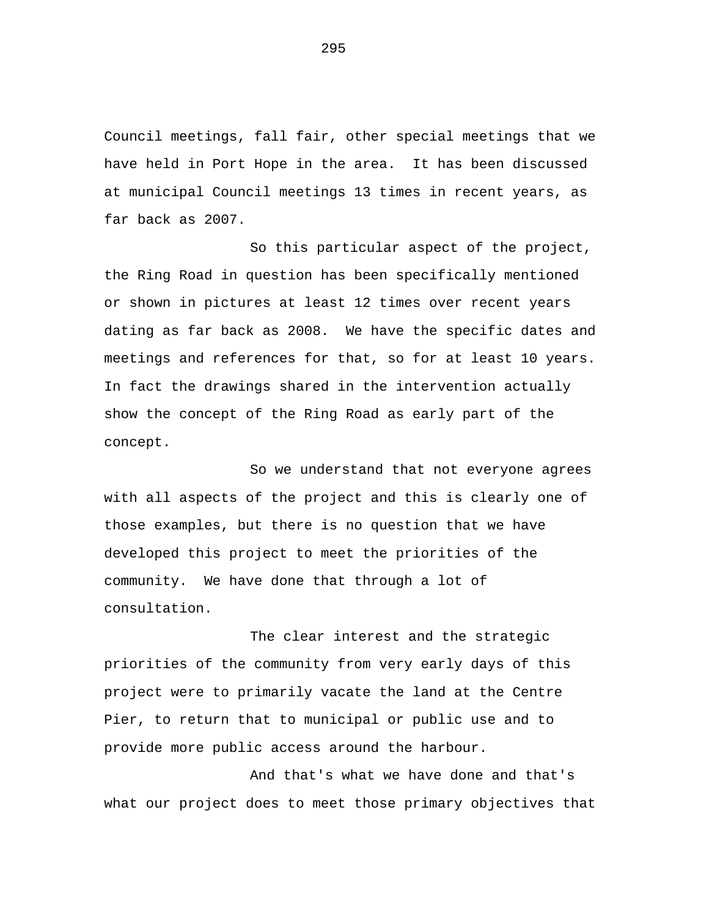Council meetings, fall fair, other special meetings that we have held in Port Hope in the area. It has been discussed at municipal Council meetings 13 times in recent years, as far back as 2007.

So this particular aspect of the project, the Ring Road in question has been specifically mentioned or shown in pictures at least 12 times over recent years dating as far back as 2008. We have the specific dates and meetings and references for that, so for at least 10 years. In fact the drawings shared in the intervention actually show the concept of the Ring Road as early part of the concept.

So we understand that not everyone agrees with all aspects of the project and this is clearly one of those examples, but there is no question that we have developed this project to meet the priorities of the community. We have done that through a lot of consultation.

The clear interest and the strategic priorities of the community from very early days of this project were to primarily vacate the land at the Centre Pier, to return that to municipal or public use and to provide more public access around the harbour.

And that's what we have done and that's what our project does to meet those primary objectives that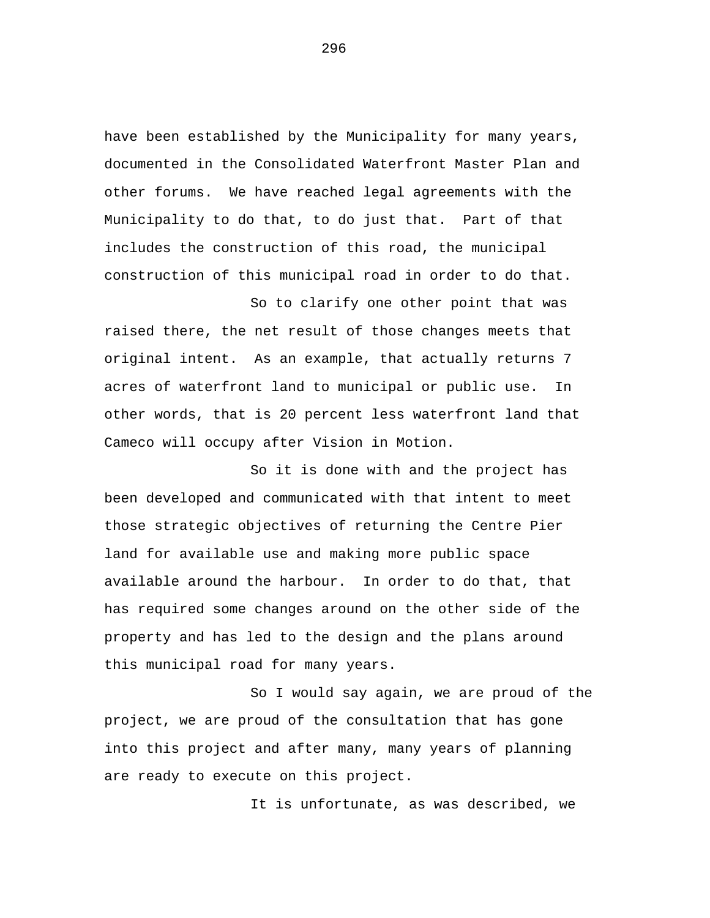have been established by the Municipality for many years, documented in the Consolidated Waterfront Master Plan and other forums. We have reached legal agreements with the Municipality to do that, to do just that. Part of that includes the construction of this road, the municipal construction of this municipal road in order to do that.

So to clarify one other point that was raised there, the net result of those changes meets that original intent. As an example, that actually returns 7 acres of waterfront land to municipal or public use. In other words, that is 20 percent less waterfront land that Cameco will occupy after Vision in Motion.

So it is done with and the project has been developed and communicated with that intent to meet those strategic objectives of returning the Centre Pier land for available use and making more public space available around the harbour. In order to do that, that has required some changes around on the other side of the property and has led to the design and the plans around this municipal road for many years.

So I would say again, we are proud of the project, we are proud of the consultation that has gone into this project and after many, many years of planning are ready to execute on this project.

It is unfortunate, as was described, we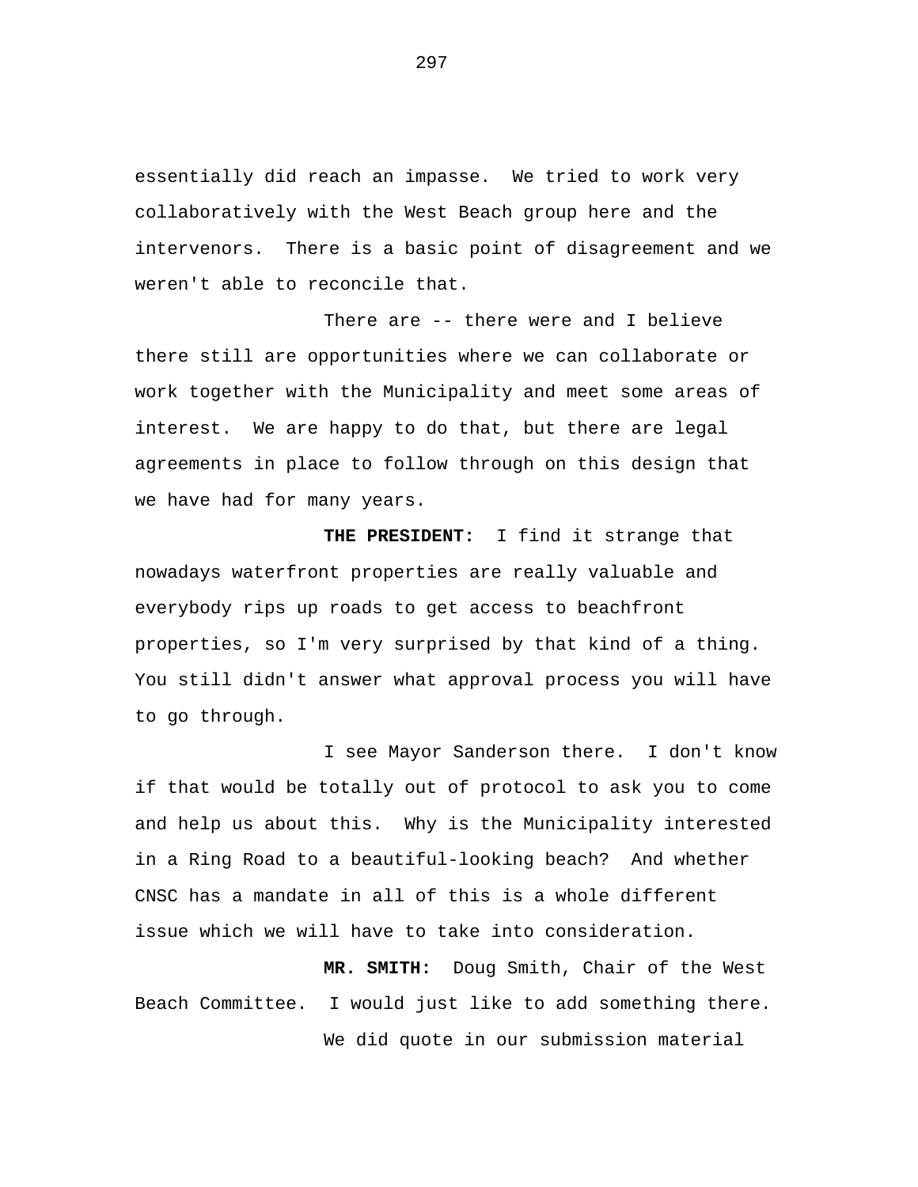essentially did reach an impasse. We tried to work very collaboratively with the West Beach group here and the intervenors. There is a basic point of disagreement and we weren't able to reconcile that.

There are -- there were and I believe there still are opportunities where we can collaborate or work together with the Municipality and meet some areas of interest. We are happy to do that, but there are legal agreements in place to follow through on this design that we have had for many years.

**THE PRESIDENT:** I find it strange that nowadays waterfront properties are really valuable and everybody rips up roads to get access to beachfront properties, so I'm very surprised by that kind of a thing. You still didn't answer what approval process you will have to go through.

I see Mayor Sanderson there. I don't know if that would be totally out of protocol to ask you to come and help us about this. Why is the Municipality interested in a Ring Road to a beautiful-looking beach? And whether CNSC has a mandate in all of this is a whole different issue which we will have to take into consideration.

**MR. SMITH:** Doug Smith, Chair of the West Beach Committee. I would just like to add something there.

We did quote in our submission material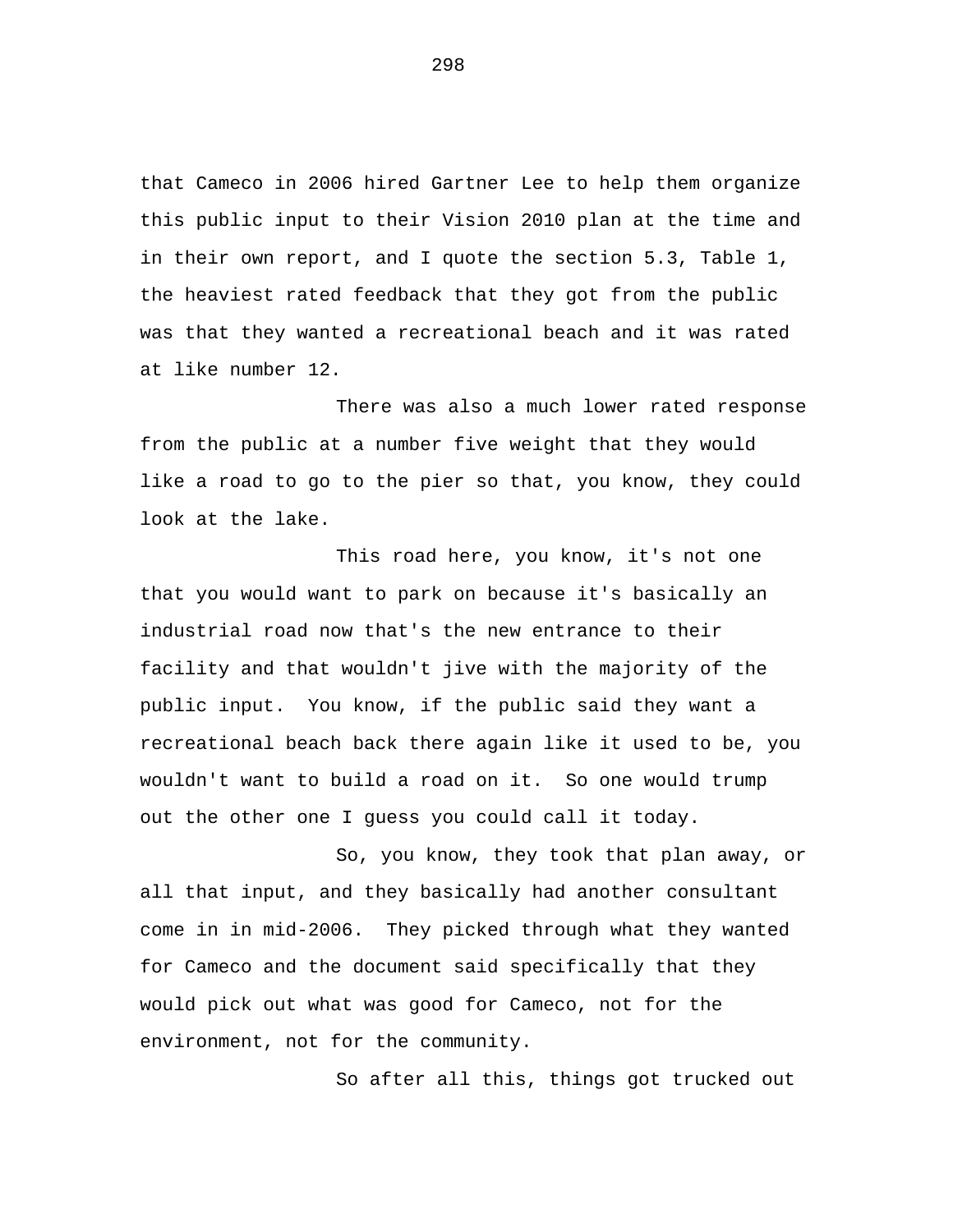that Cameco in 2006 hired Gartner Lee to help them organize this public input to their Vision 2010 plan at the time and in their own report, and I quote the section 5.3, Table 1, the heaviest rated feedback that they got from the public was that they wanted a recreational beach and it was rated at like number 12.

There was also a much lower rated response from the public at a number five weight that they would like a road to go to the pier so that, you know, they could look at the lake.

This road here, you know, it's not one that you would want to park on because it's basically an industrial road now that's the new entrance to their facility and that wouldn't jive with the majority of the public input. You know, if the public said they want a recreational beach back there again like it used to be, you wouldn't want to build a road on it. So one would trump out the other one I guess you could call it today.

So, you know, they took that plan away, or all that input, and they basically had another consultant come in in mid-2006. They picked through what they wanted for Cameco and the document said specifically that they would pick out what was good for Cameco, not for the environment, not for the community.

So after all this, things got trucked out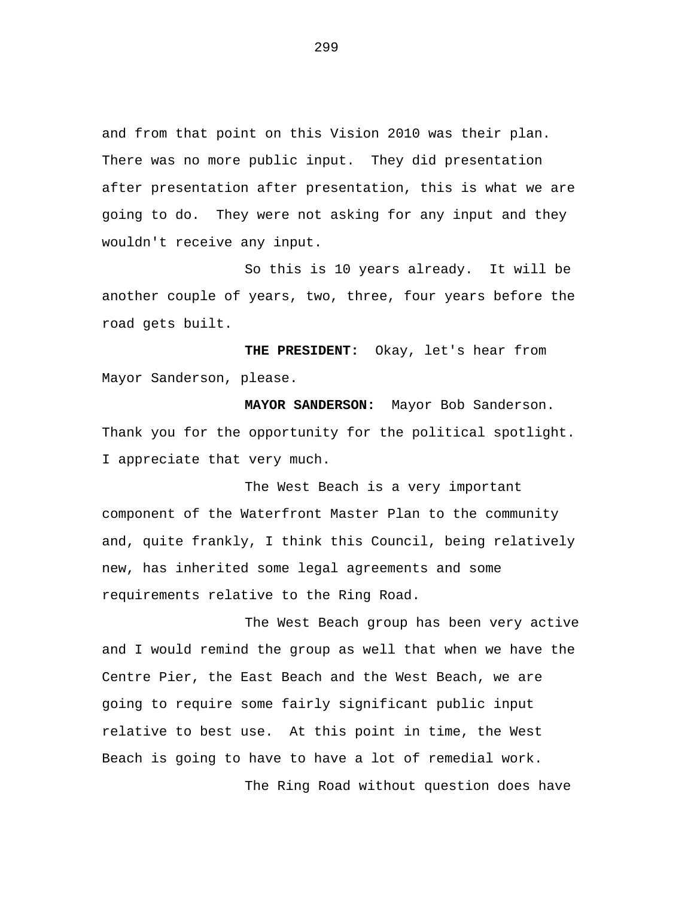and from that point on this Vision 2010 was their plan. There was no more public input. They did presentation after presentation after presentation, this is what we are going to do. They were not asking for any input and they wouldn't receive any input.

So this is 10 years already. It will be another couple of years, two, three, four years before the road gets built.

**THE PRESIDENT:** Okay, let's hear from Mayor Sanderson, please.

**MAYOR SANDERSON:** Mayor Bob Sanderson. Thank you for the opportunity for the political spotlight. I appreciate that very much.

The West Beach is a very important component of the Waterfront Master Plan to the community and, quite frankly, I think this Council, being relatively new, has inherited some legal agreements and some requirements relative to the Ring Road.

The West Beach group has been very active and I would remind the group as well that when we have the Centre Pier, the East Beach and the West Beach, we are going to require some fairly significant public input relative to best use. At this point in time, the West Beach is going to have to have a lot of remedial work.

The Ring Road without question does have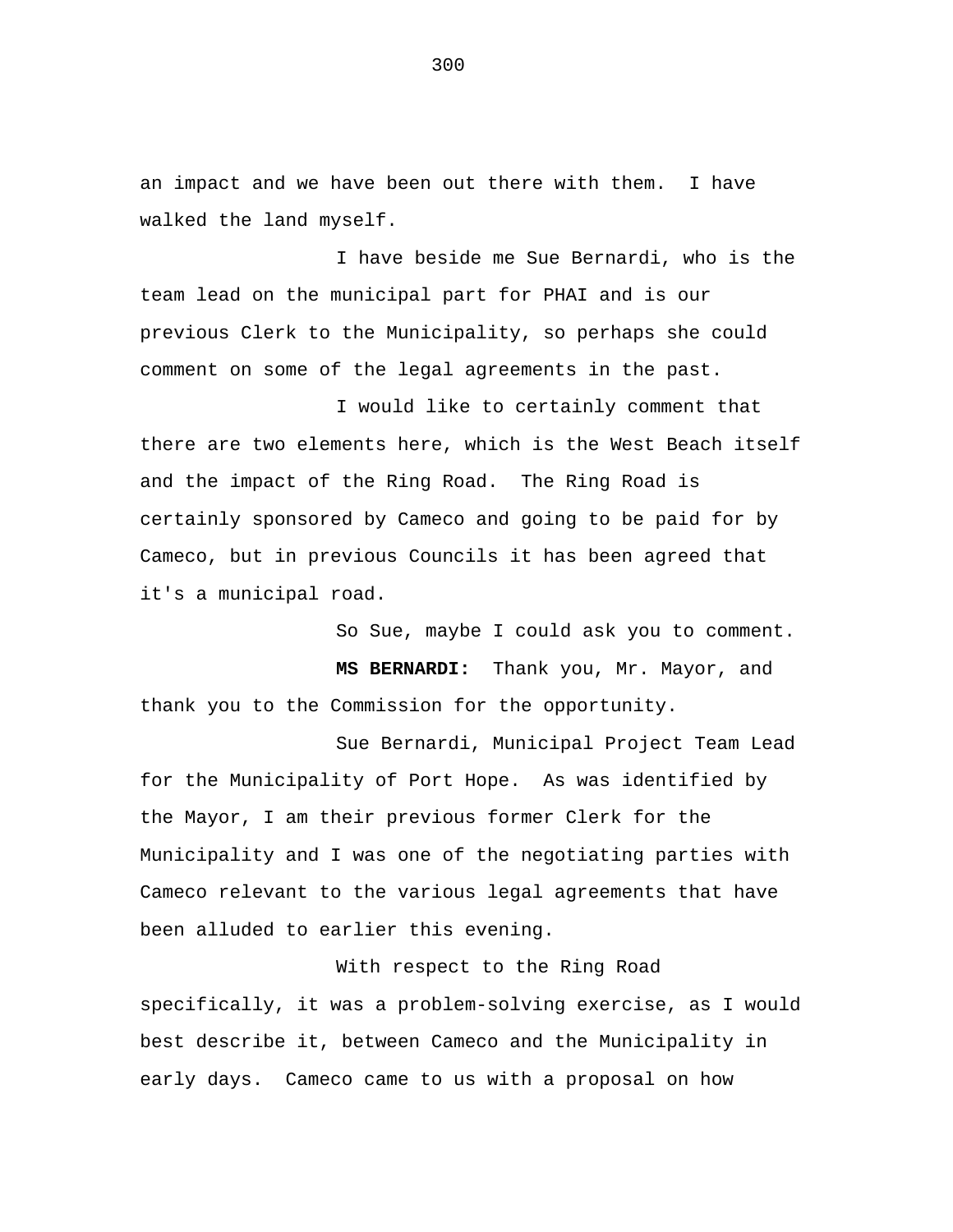an impact and we have been out there with them. I have walked the land myself.

I have beside me Sue Bernardi, who is the team lead on the municipal part for PHAI and is our previous Clerk to the Municipality, so perhaps she could comment on some of the legal agreements in the past.

I would like to certainly comment that there are two elements here, which is the West Beach itself and the impact of the Ring Road. The Ring Road is certainly sponsored by Cameco and going to be paid for by Cameco, but in previous Councils it has been agreed that it's a municipal road.

So Sue, maybe I could ask you to comment.

**MS BERNARDI:** Thank you, Mr. Mayor, and thank you to the Commission for the opportunity.

Sue Bernardi, Municipal Project Team Lead for the Municipality of Port Hope. As was identified by the Mayor, I am their previous former Clerk for the Municipality and I was one of the negotiating parties with Cameco relevant to the various legal agreements that have been alluded to earlier this evening.

With respect to the Ring Road specifically, it was a problem-solving exercise, as I would best describe it, between Cameco and the Municipality in early days. Cameco came to us with a proposal on how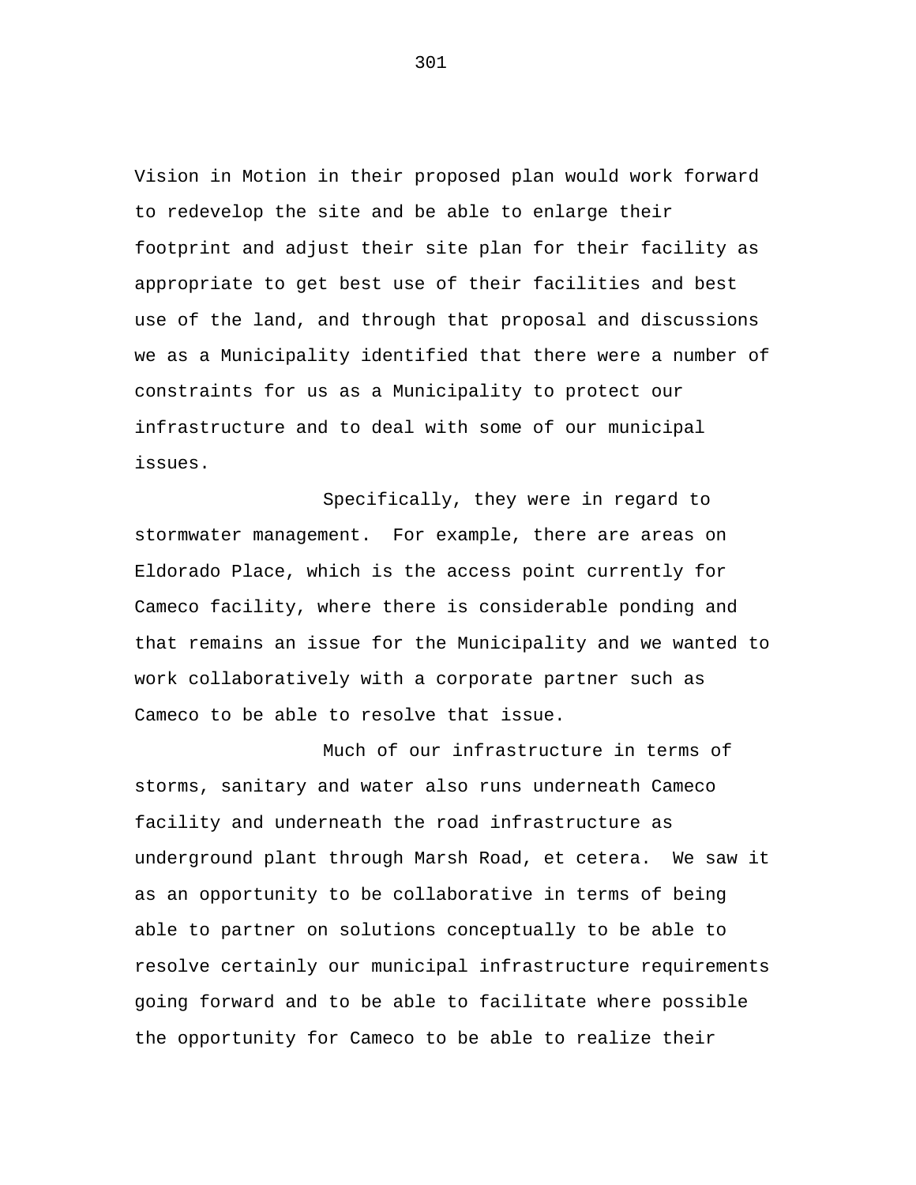Vision in Motion in their proposed plan would work forward to redevelop the site and be able to enlarge their footprint and adjust their site plan for their facility as appropriate to get best use of their facilities and best use of the land, and through that proposal and discussions we as a Municipality identified that there were a number of constraints for us as a Municipality to protect our infrastructure and to deal with some of our municipal issues.

Specifically, they were in regard to stormwater management. For example, there are areas on Eldorado Place, which is the access point currently for Cameco facility, where there is considerable ponding and that remains an issue for the Municipality and we wanted to work collaboratively with a corporate partner such as Cameco to be able to resolve that issue.

Much of our infrastructure in terms of storms, sanitary and water also runs underneath Cameco facility and underneath the road infrastructure as underground plant through Marsh Road, et cetera. We saw it as an opportunity to be collaborative in terms of being able to partner on solutions conceptually to be able to resolve certainly our municipal infrastructure requirements going forward and to be able to facilitate where possible the opportunity for Cameco to be able to realize their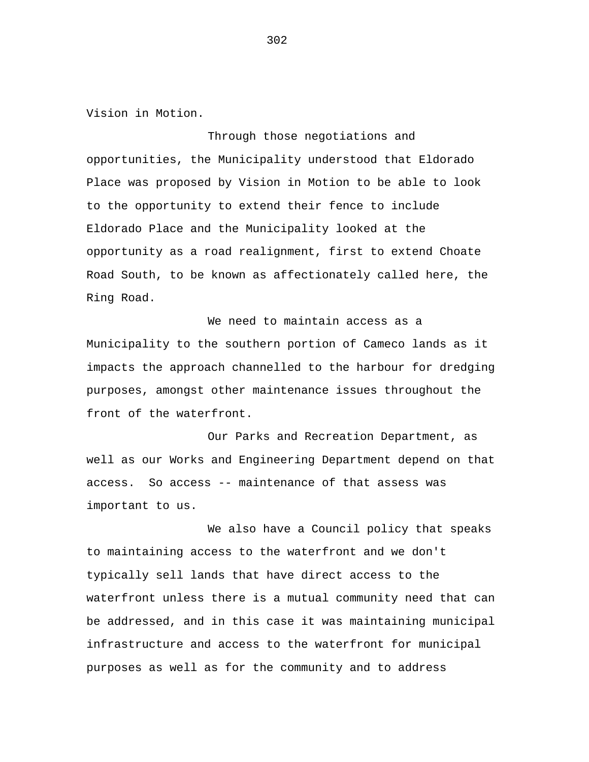Vision in Motion.

Through those negotiations and opportunities, the Municipality understood that Eldorado Place was proposed by Vision in Motion to be able to look to the opportunity to extend their fence to include Eldorado Place and the Municipality looked at the opportunity as a road realignment, first to extend Choate Road South, to be known as affectionately called here, the Ring Road.

We need to maintain access as a Municipality to the southern portion of Cameco lands as it impacts the approach channelled to the harbour for dredging purposes, amongst other maintenance issues throughout the front of the waterfront.

Our Parks and Recreation Department, as well as our Works and Engineering Department depend on that access. So access -- maintenance of that assess was important to us.

We also have a Council policy that speaks to maintaining access to the waterfront and we don't typically sell lands that have direct access to the waterfront unless there is a mutual community need that can be addressed, and in this case it was maintaining municipal infrastructure and access to the waterfront for municipal purposes as well as for the community and to address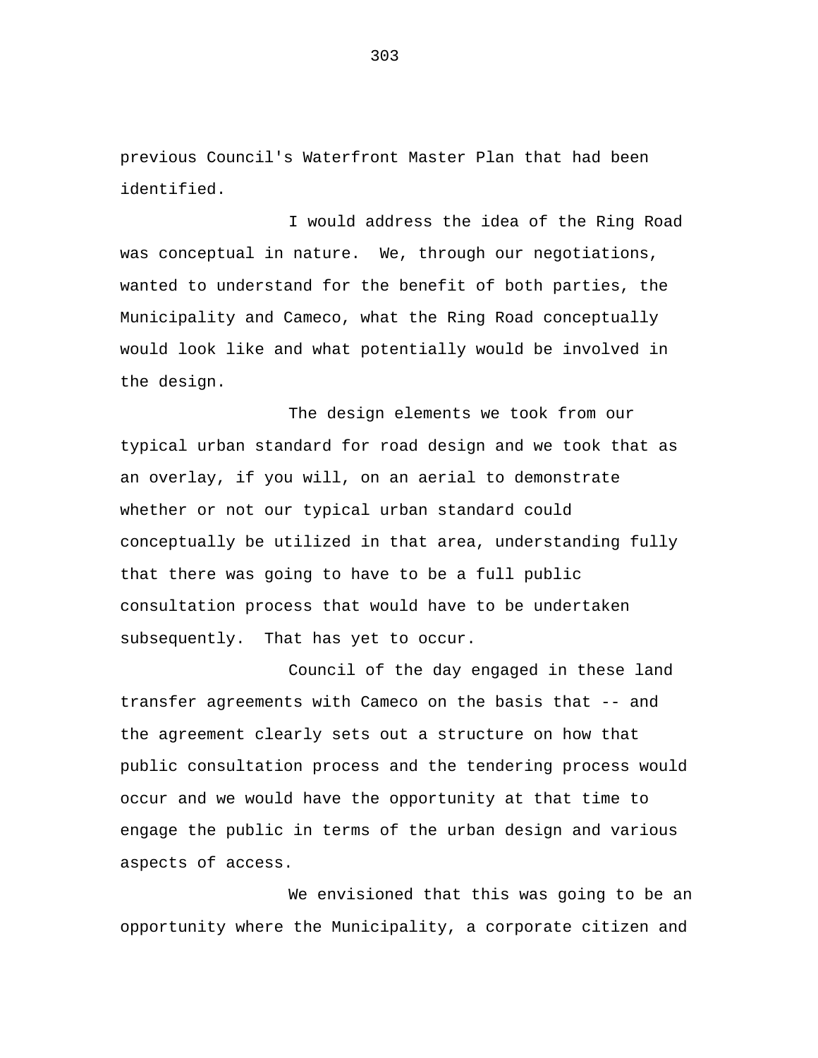previous Council's Waterfront Master Plan that had been identified.

I would address the idea of the Ring Road was conceptual in nature. We, through our negotiations, wanted to understand for the benefit of both parties, the Municipality and Cameco, what the Ring Road conceptually would look like and what potentially would be involved in the design.

The design elements we took from our typical urban standard for road design and we took that as an overlay, if you will, on an aerial to demonstrate whether or not our typical urban standard could conceptually be utilized in that area, understanding fully that there was going to have to be a full public consultation process that would have to be undertaken subsequently. That has yet to occur.

Council of the day engaged in these land transfer agreements with Cameco on the basis that -- and the agreement clearly sets out a structure on how that public consultation process and the tendering process would occur and we would have the opportunity at that time to engage the public in terms of the urban design and various aspects of access.

We envisioned that this was going to be an opportunity where the Municipality, a corporate citizen and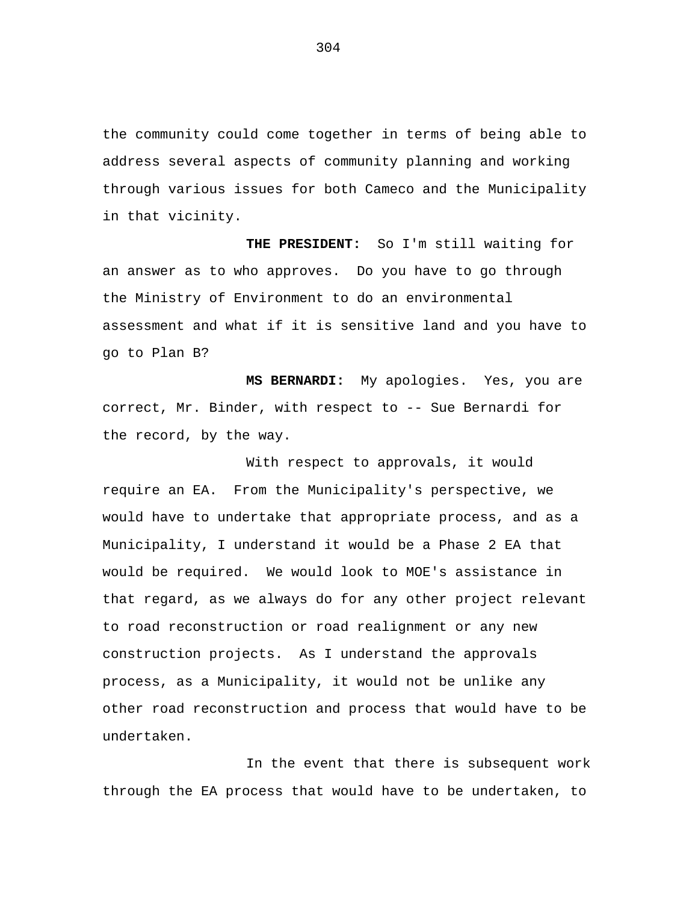the community could come together in terms of being able to address several aspects of community planning and working through various issues for both Cameco and the Municipality in that vicinity.

**THE PRESIDENT:** So I'm still waiting for an answer as to who approves. Do you have to go through the Ministry of Environment to do an environmental assessment and what if it is sensitive land and you have to go to Plan B?

**MS BERNARDI:** My apologies. Yes, you are correct, Mr. Binder, with respect to -- Sue Bernardi for the record, by the way.

With respect to approvals, it would require an EA. From the Municipality's perspective, we would have to undertake that appropriate process, and as a Municipality, I understand it would be a Phase 2 EA that would be required. We would look to MOE's assistance in that regard, as we always do for any other project relevant to road reconstruction or road realignment or any new construction projects. As I understand the approvals process, as a Municipality, it would not be unlike any other road reconstruction and process that would have to be undertaken.

In the event that there is subsequent work through the EA process that would have to be undertaken, to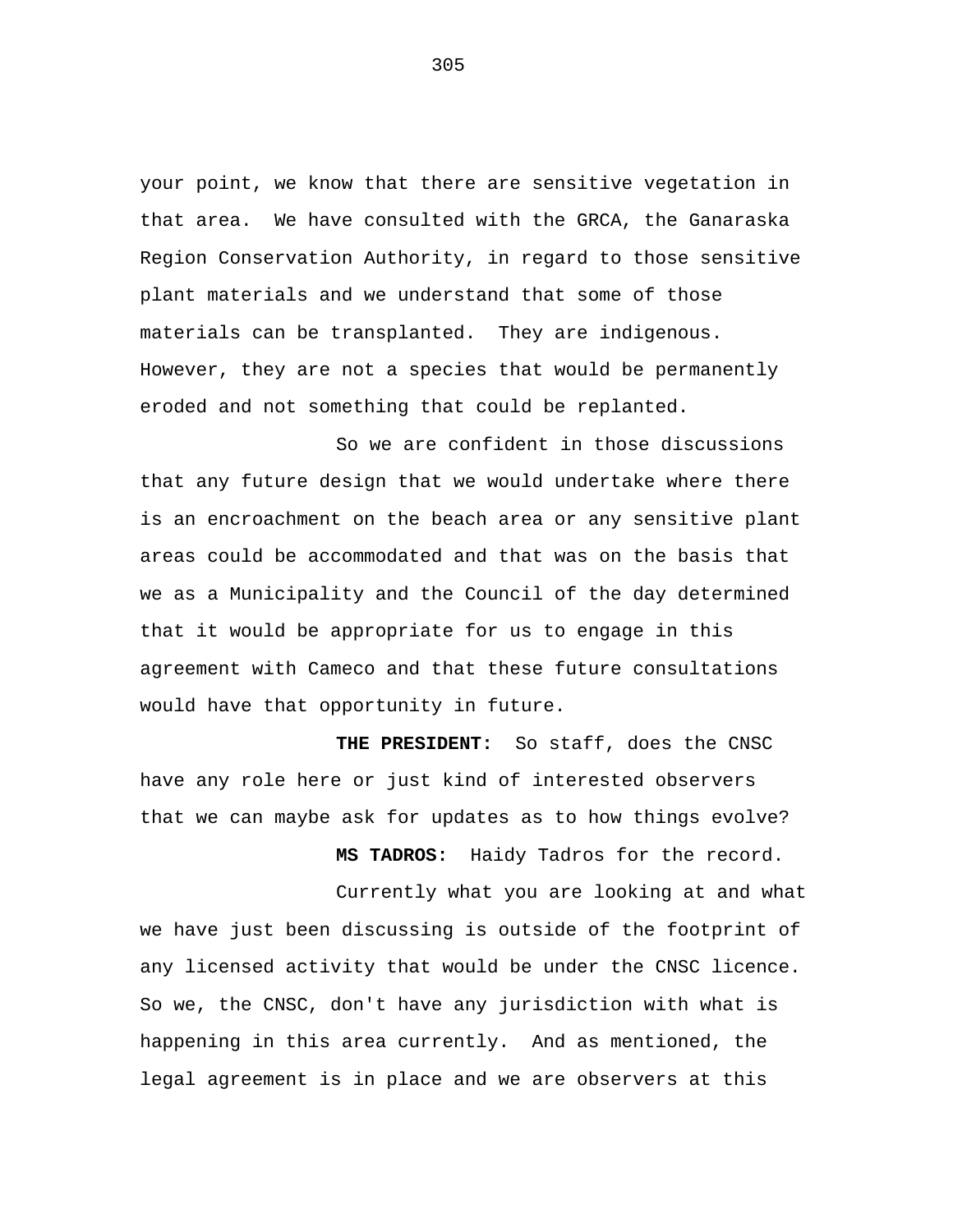your point, we know that there are sensitive vegetation in that area. We have consulted with the GRCA, the Ganaraska Region Conservation Authority, in regard to those sensitive plant materials and we understand that some of those materials can be transplanted. They are indigenous. However, they are not a species that would be permanently eroded and not something that could be replanted.

So we are confident in those discussions that any future design that we would undertake where there is an encroachment on the beach area or any sensitive plant areas could be accommodated and that was on the basis that we as a Municipality and the Council of the day determined that it would be appropriate for us to engage in this agreement with Cameco and that these future consultations would have that opportunity in future.

**THE PRESIDENT:** So staff, does the CNSC have any role here or just kind of interested observers that we can maybe ask for updates as to how things evolve?

**MS TADROS:** Haidy Tadros for the record.

Currently what you are looking at and what we have just been discussing is outside of the footprint of any licensed activity that would be under the CNSC licence. So we, the CNSC, don't have any jurisdiction with what is happening in this area currently. And as mentioned, the legal agreement is in place and we are observers at this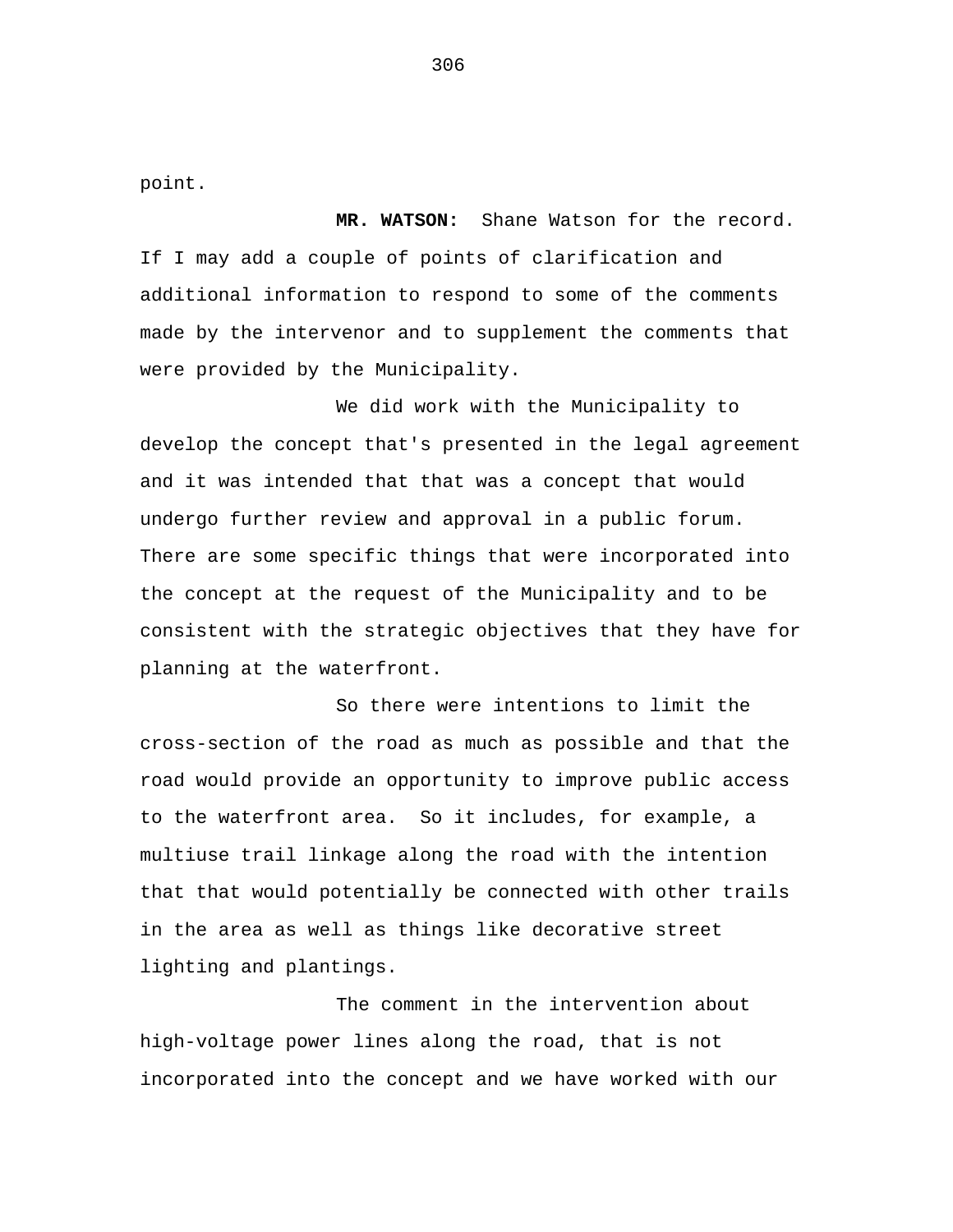point.

**MR. WATSON:** Shane Watson for the record. If I may add a couple of points of clarification and additional information to respond to some of the comments made by the intervenor and to supplement the comments that were provided by the Municipality.

We did work with the Municipality to develop the concept that's presented in the legal agreement and it was intended that that was a concept that would undergo further review and approval in a public forum. There are some specific things that were incorporated into the concept at the request of the Municipality and to be consistent with the strategic objectives that they have for planning at the waterfront.

So there were intentions to limit the cross-section of the road as much as possible and that the road would provide an opportunity to improve public access to the waterfront area. So it includes, for example, a multiuse trail linkage along the road with the intention that that would potentially be connected with other trails in the area as well as things like decorative street lighting and plantings.

The comment in the intervention about high-voltage power lines along the road, that is not incorporated into the concept and we have worked with our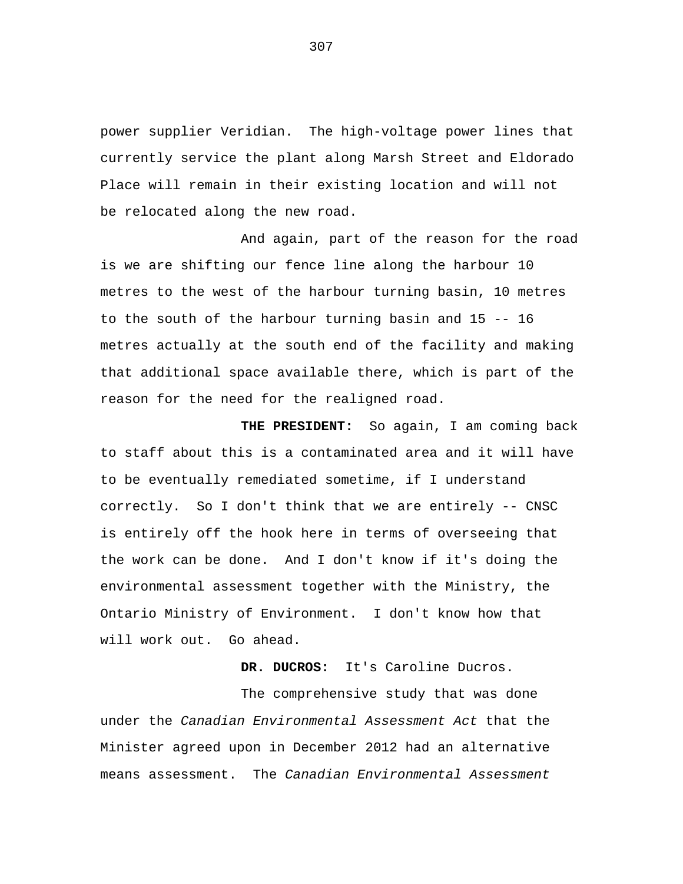power supplier Veridian. The high-voltage power lines that currently service the plant along Marsh Street and Eldorado Place will remain in their existing location and will not be relocated along the new road.

And again, part of the reason for the road is we are shifting our fence line along the harbour 10 metres to the west of the harbour turning basin, 10 metres to the south of the harbour turning basin and 15 -- 16 metres actually at the south end of the facility and making that additional space available there, which is part of the reason for the need for the realigned road.

**THE PRESIDENT:** So again, I am coming back to staff about this is a contaminated area and it will have to be eventually remediated sometime, if I understand correctly. So I don't think that we are entirely -- CNSC is entirely off the hook here in terms of overseeing that the work can be done. And I don't know if it's doing the environmental assessment together with the Ministry, the Ontario Ministry of Environment. I don't know how that will work out. Go ahead.

**DR. DUCROS:** It's Caroline Ducros.

The comprehensive study that was done under the *Canadian Environmental Assessment Act* that the Minister agreed upon in December 2012 had an alternative means assessment. The *Canadian Environmental Assessment*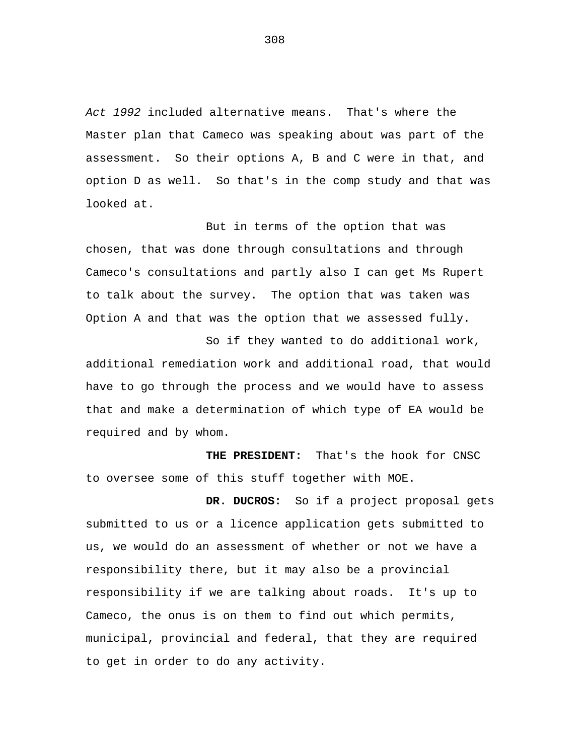*Act 1992* included alternative means. That's where the Master plan that Cameco was speaking about was part of the assessment. So their options A, B and C were in that, and option D as well. So that's in the comp study and that was looked at.

But in terms of the option that was chosen, that was done through consultations and through Cameco's consultations and partly also I can get Ms Rupert to talk about the survey. The option that was taken was Option A and that was the option that we assessed fully.

So if they wanted to do additional work, additional remediation work and additional road, that would have to go through the process and we would have to assess that and make a determination of which type of EA would be required and by whom.

**THE PRESIDENT:** That's the hook for CNSC to oversee some of this stuff together with MOE.

**DR. DUCROS:** So if a project proposal gets submitted to us or a licence application gets submitted to us, we would do an assessment of whether or not we have a responsibility there, but it may also be a provincial responsibility if we are talking about roads. It's up to Cameco, the onus is on them to find out which permits, municipal, provincial and federal, that they are required to get in order to do any activity.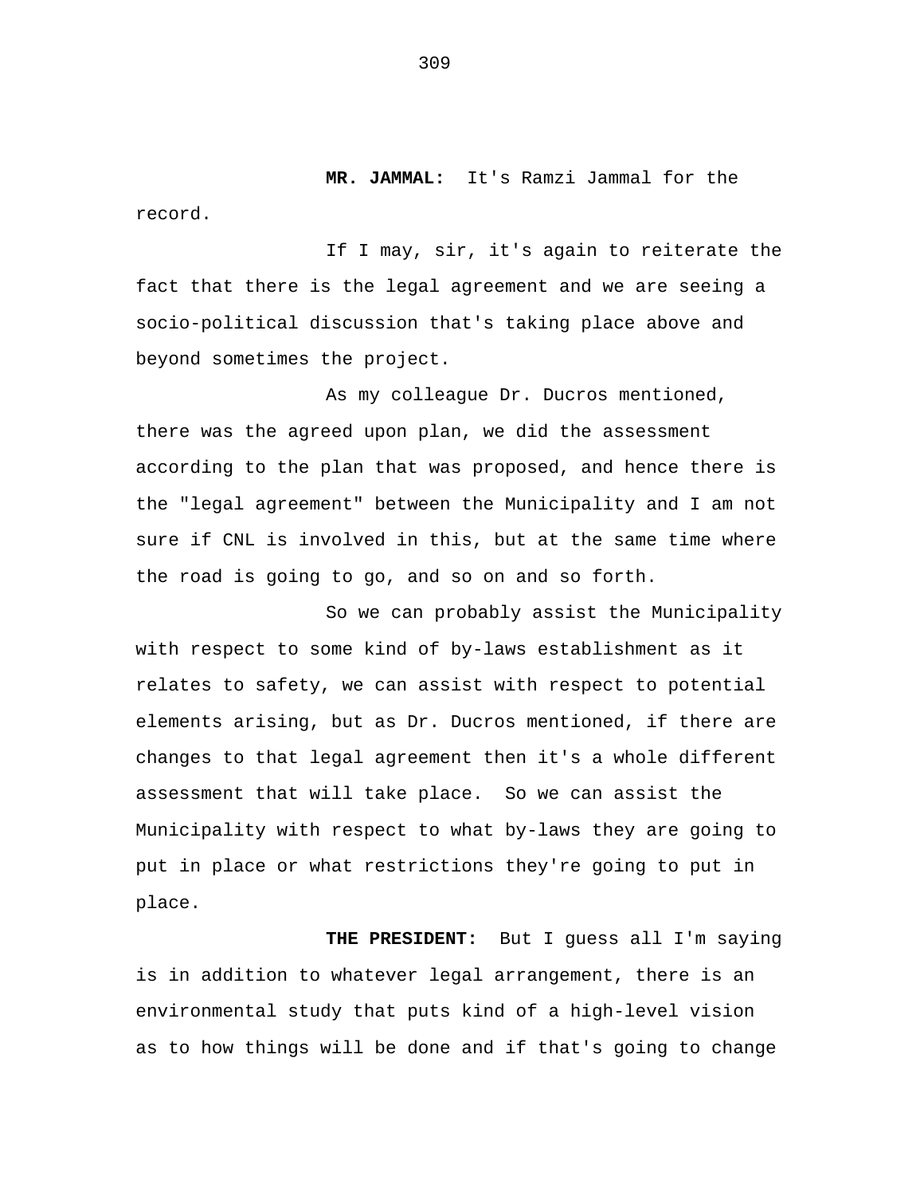**MR. JAMMAL:** It's Ramzi Jammal for the record.

If I may, sir, it's again to reiterate the fact that there is the legal agreement and we are seeing a socio-political discussion that's taking place above and beyond sometimes the project.

As my colleague Dr. Ducros mentioned, there was the agreed upon plan, we did the assessment according to the plan that was proposed, and hence there is the "legal agreement" between the Municipality and I am not sure if CNL is involved in this, but at the same time where the road is going to go, and so on and so forth.

So we can probably assist the Municipality with respect to some kind of by-laws establishment as it relates to safety, we can assist with respect to potential elements arising, but as Dr. Ducros mentioned, if there are changes to that legal agreement then it's a whole different assessment that will take place. So we can assist the Municipality with respect to what by-laws they are going to put in place or what restrictions they're going to put in place.

**THE PRESIDENT:** But I guess all I'm saying is in addition to whatever legal arrangement, there is an environmental study that puts kind of a high-level vision as to how things will be done and if that's going to change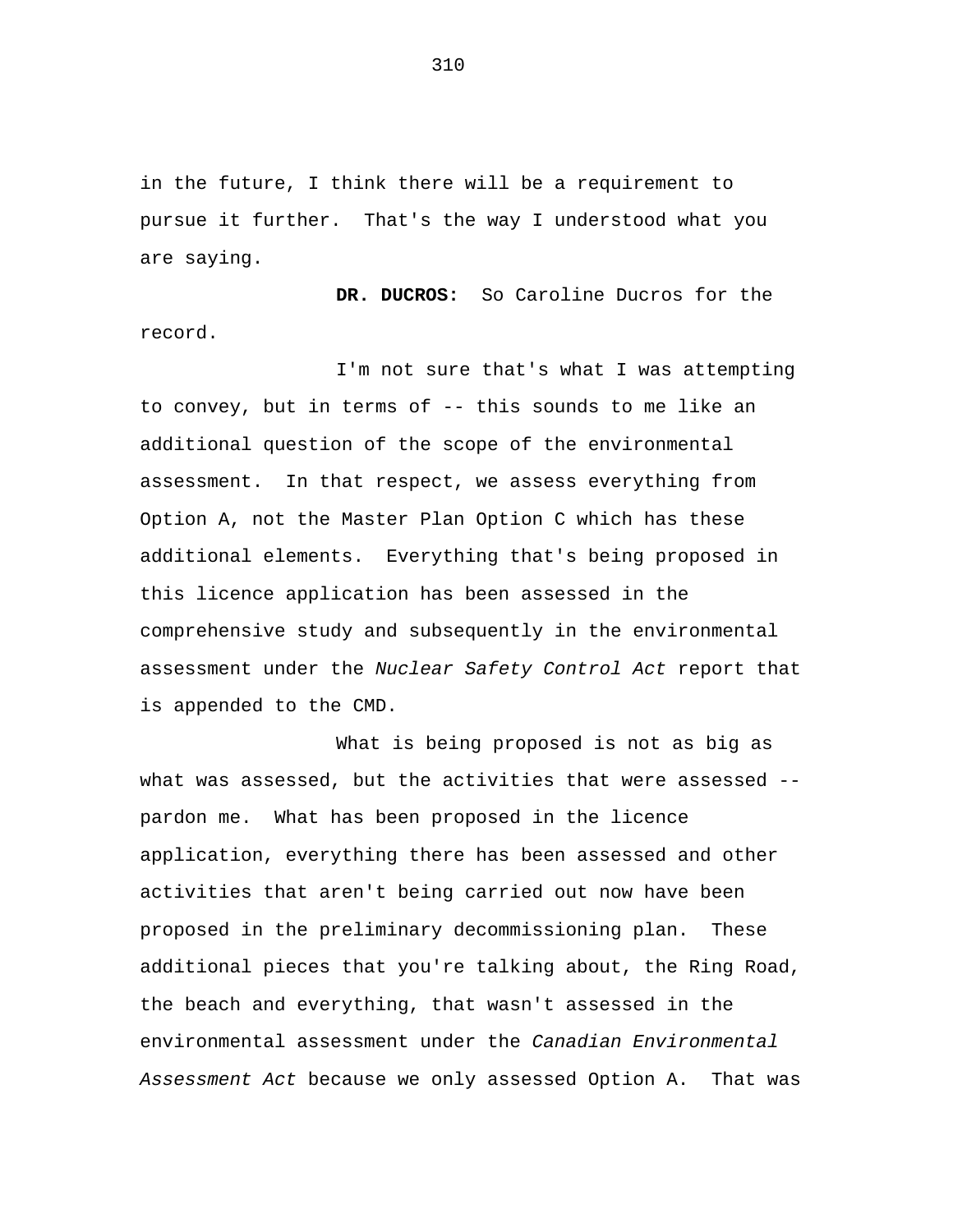in the future, I think there will be a requirement to pursue it further. That's the way I understood what you are saying.

**DR. DUCROS:** So Caroline Ducros for the record.

I'm not sure that's what I was attempting to convey, but in terms of -- this sounds to me like an additional question of the scope of the environmental assessment. In that respect, we assess everything from Option A, not the Master Plan Option C which has these additional elements. Everything that's being proposed in this licence application has been assessed in the comprehensive study and subsequently in the environmental assessment under the *Nuclear Safety Control Act* report that is appended to the CMD.

What is being proposed is not as big as what was assessed, but the activities that were assessed -- pardon me. What has been proposed in the licence application, everything there has been assessed and other activities that aren't being carried out now have been proposed in the preliminary decommissioning plan. These additional pieces that you're talking about, the Ring Road, the beach and everything, that wasn't assessed in the environmental assessment under the *Canadian Environmental Assessment Act* because we only assessed Option A. That was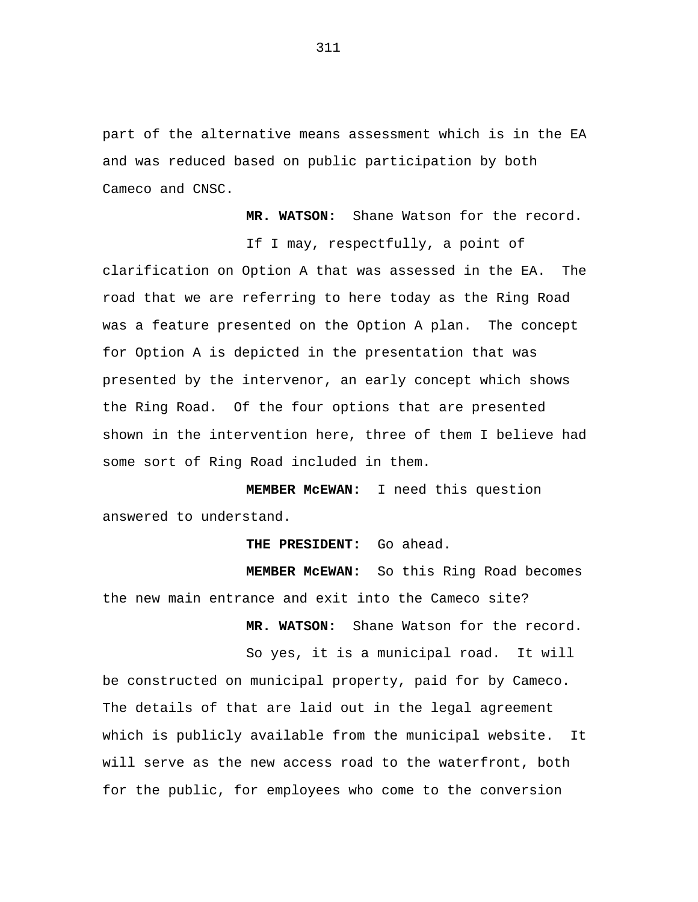part of the alternative means assessment which is in the EA and was reduced based on public participation by both Cameco and CNSC.

**MR. WATSON:** Shane Watson for the record.

If I may, respectfully, a point of clarification on Option A that was assessed in the EA. The road that we are referring to here today as the Ring Road was a feature presented on the Option A plan. The concept for Option A is depicted in the presentation that was presented by the intervenor, an early concept which shows the Ring Road. Of the four options that are presented shown in the intervention here, three of them I believe had some sort of Ring Road included in them.

**MEMBER McEWAN:** I need this question answered to understand.

**THE PRESIDENT:** Go ahead.

**MEMBER McEWAN:** So this Ring Road becomes the new main entrance and exit into the Cameco site?

**MR. WATSON:** Shane Watson for the record.

So yes, it is a municipal road. It will be constructed on municipal property, paid for by Cameco. The details of that are laid out in the legal agreement which is publicly available from the municipal website. It will serve as the new access road to the waterfront, both for the public, for employees who come to the conversion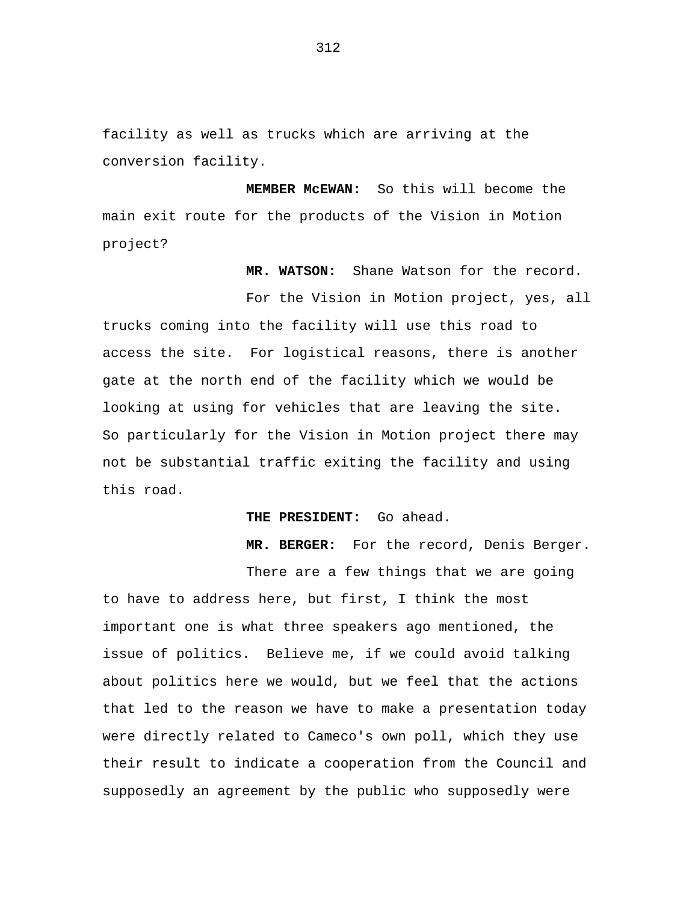facility as well as trucks which are arriving at the conversion facility.

**MEMBER McEWAN:** So this will become the main exit route for the products of the Vision in Motion project?

**MR. WATSON:** Shane Watson for the record.

For the Vision in Motion project, yes, all trucks coming into the facility will use this road to access the site. For logistical reasons, there is another gate at the north end of the facility which we would be looking at using for vehicles that are leaving the site. So particularly for the Vision in Motion project there may not be substantial traffic exiting the facility and using this road.

**THE PRESIDENT:** Go ahead.

**MR. BERGER:** For the record, Denis Berger.

There are a few things that we are going to have to address here, but first, I think the most important one is what three speakers ago mentioned, the issue of politics. Believe me, if we could avoid talking about politics here we would, but we feel that the actions that led to the reason we have to make a presentation today were directly related to Cameco's own poll, which they use their result to indicate a cooperation from the Council and supposedly an agreement by the public who supposedly were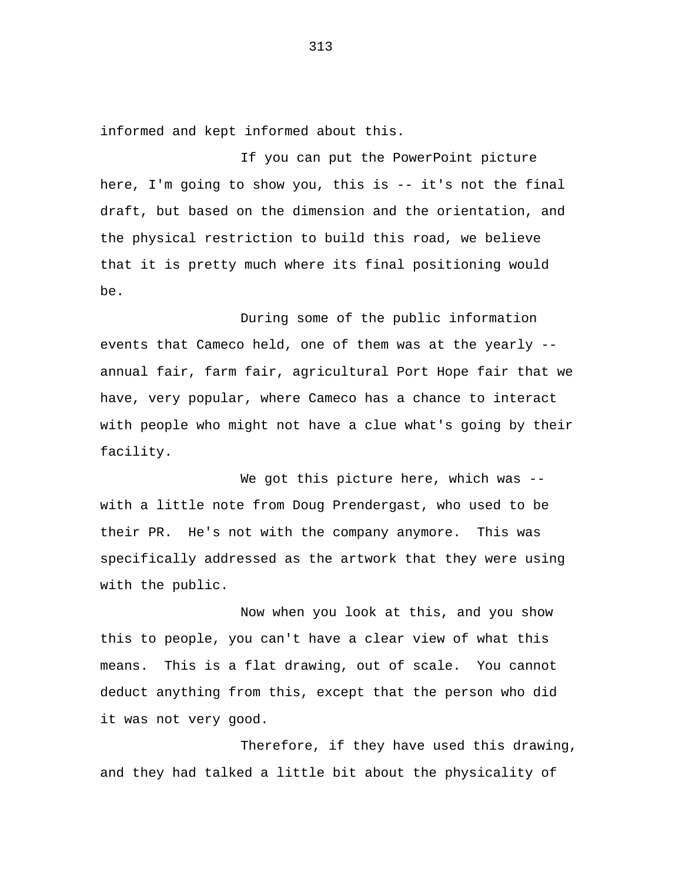informed and kept informed about this.

If you can put the PowerPoint picture here, I'm going to show you, this is -- it's not the final draft, but based on the dimension and the orientation, and the physical restriction to build this road, we believe that it is pretty much where its final positioning would be.

During some of the public information events that Cameco held, one of them was at the yearly -- annual fair, farm fair, agricultural Port Hope fair that we have, very popular, where Cameco has a chance to interact with people who might not have a clue what's going by their facility.

We got this picture here, which was -- with a little note from Doug Prendergast, who used to be their PR. He's not with the company anymore. This was specifically addressed as the artwork that they were using with the public.

Now when you look at this, and you show this to people, you can't have a clear view of what this means. This is a flat drawing, out of scale. You cannot deduct anything from this, except that the person who did it was not very good.

Therefore, if they have used this drawing, and they had talked a little bit about the physicality of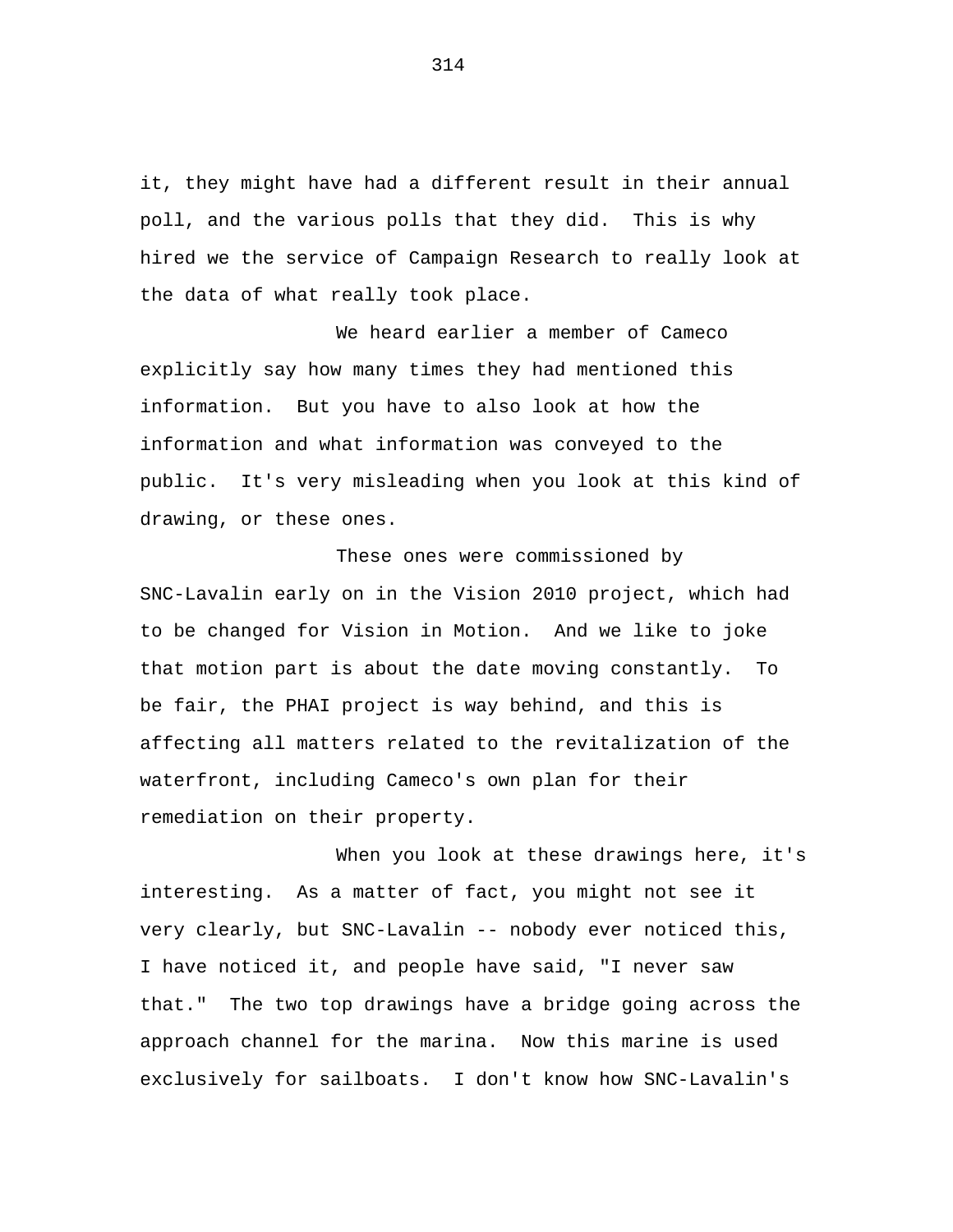it, they might have had a different result in their annual poll, and the various polls that they did. This is why hired we the service of Campaign Research to really look at the data of what really took place.

We heard earlier a member of Cameco explicitly say how many times they had mentioned this information. But you have to also look at how the information and what information was conveyed to the public. It's very misleading when you look at this kind of drawing, or these ones.

These ones were commissioned by SNC-Lavalin early on in the Vision 2010 project, which had to be changed for Vision in Motion. And we like to joke that motion part is about the date moving constantly. To be fair, the PHAI project is way behind, and this is affecting all matters related to the revitalization of the waterfront, including Cameco's own plan for their remediation on their property.

When you look at these drawings here, it's interesting. As a matter of fact, you might not see it very clearly, but SNC-Lavalin -- nobody ever noticed this, I have noticed it, and people have said, "I never saw that." The two top drawings have a bridge going across the approach channel for the marina. Now this marine is used exclusively for sailboats. I don't know how SNC-Lavalin's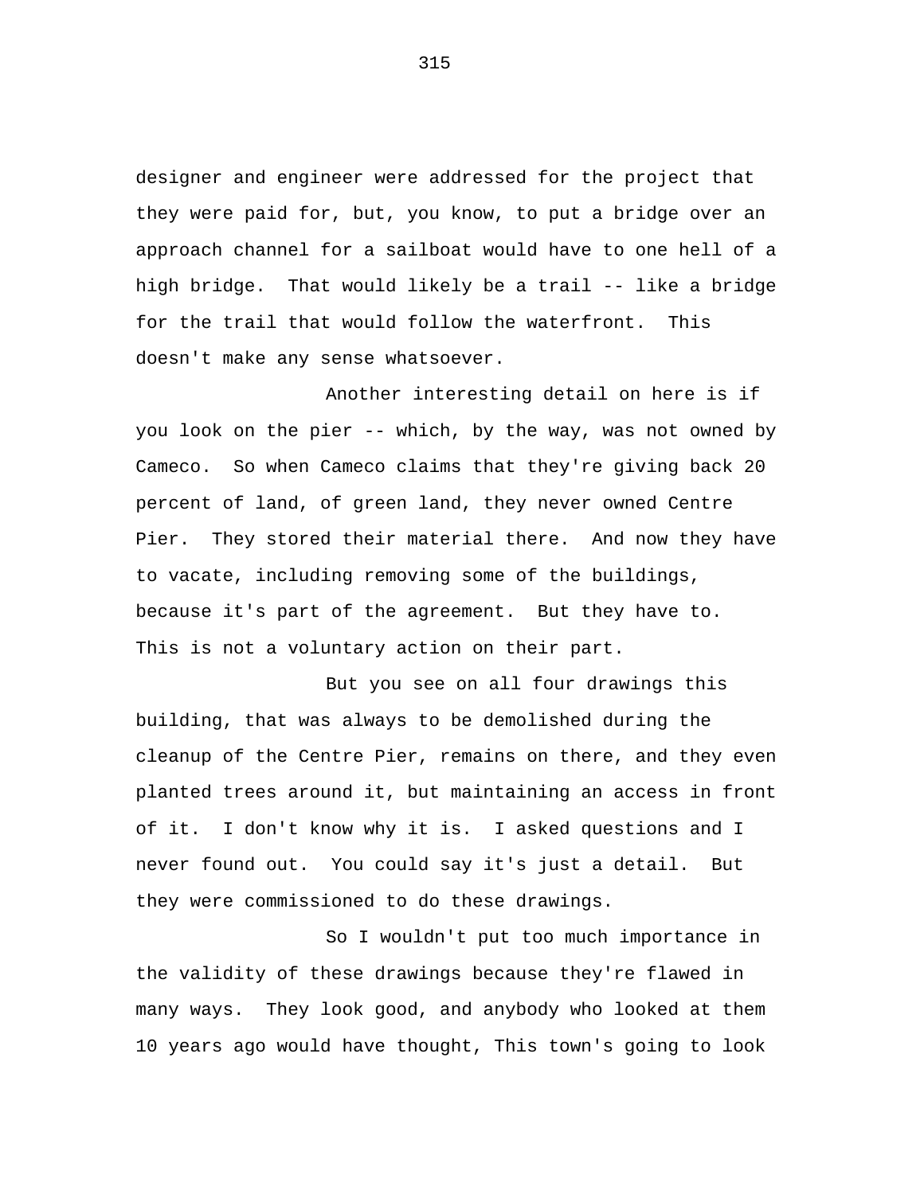designer and engineer were addressed for the project that they were paid for, but, you know, to put a bridge over an approach channel for a sailboat would have to one hell of a high bridge. That would likely be a trail -- like a bridge for the trail that would follow the waterfront. This doesn't make any sense whatsoever.

Another interesting detail on here is if you look on the pier -- which, by the way, was not owned by Cameco. So when Cameco claims that they're giving back 20 percent of land, of green land, they never owned Centre Pier. They stored their material there. And now they have to vacate, including removing some of the buildings, because it's part of the agreement. But they have to. This is not a voluntary action on their part.

But you see on all four drawings this building, that was always to be demolished during the cleanup of the Centre Pier, remains on there, and they even planted trees around it, but maintaining an access in front of it. I don't know why it is. I asked questions and I never found out. You could say it's just a detail. But they were commissioned to do these drawings.

So I wouldn't put too much importance in the validity of these drawings because they're flawed in many ways. They look good, and anybody who looked at them 10 years ago would have thought, This town's going to look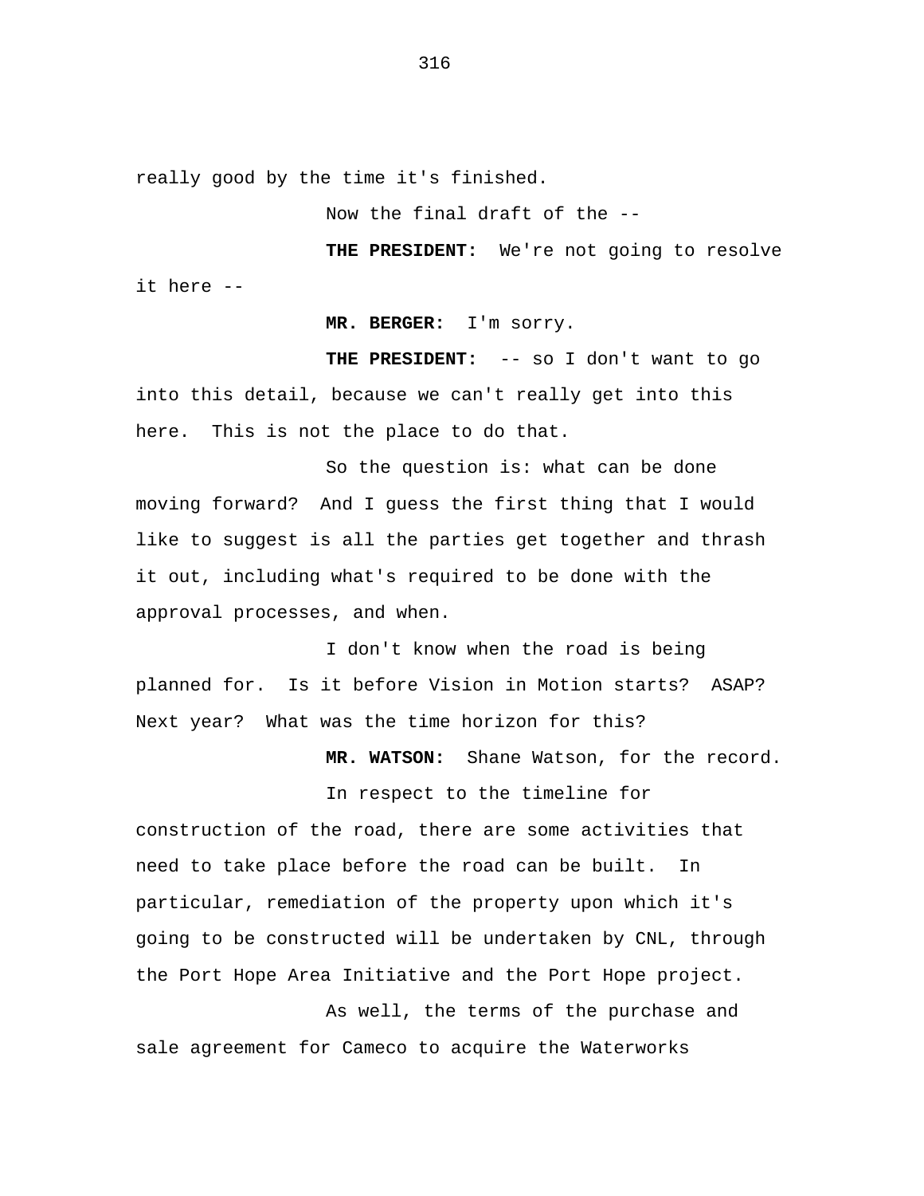really good by the time it's finished.

Now the final draft of the --

**THE PRESIDENT:** We're not going to resolve it here --

**MR. BERGER:** I'm sorry.

**THE PRESIDENT:** -- so I don't want to go into this detail, because we can't really get into this here. This is not the place to do that.

So the question is: what can be done moving forward? And I guess the first thing that I would like to suggest is all the parties get together and thrash it out, including what's required to be done with the approval processes, and when.

I don't know when the road is being planned for. Is it before Vision in Motion starts? ASAP? Next year? What was the time horizon for this?

**MR. WATSON:** Shane Watson, for the record.

In respect to the timeline for construction of the road, there are some activities that need to take place before the road can be built. In particular, remediation of the property upon which it's going to be constructed will be undertaken by CNL, through the Port Hope Area Initiative and the Port Hope project.

As well, the terms of the purchase and sale agreement for Cameco to acquire the Waterworks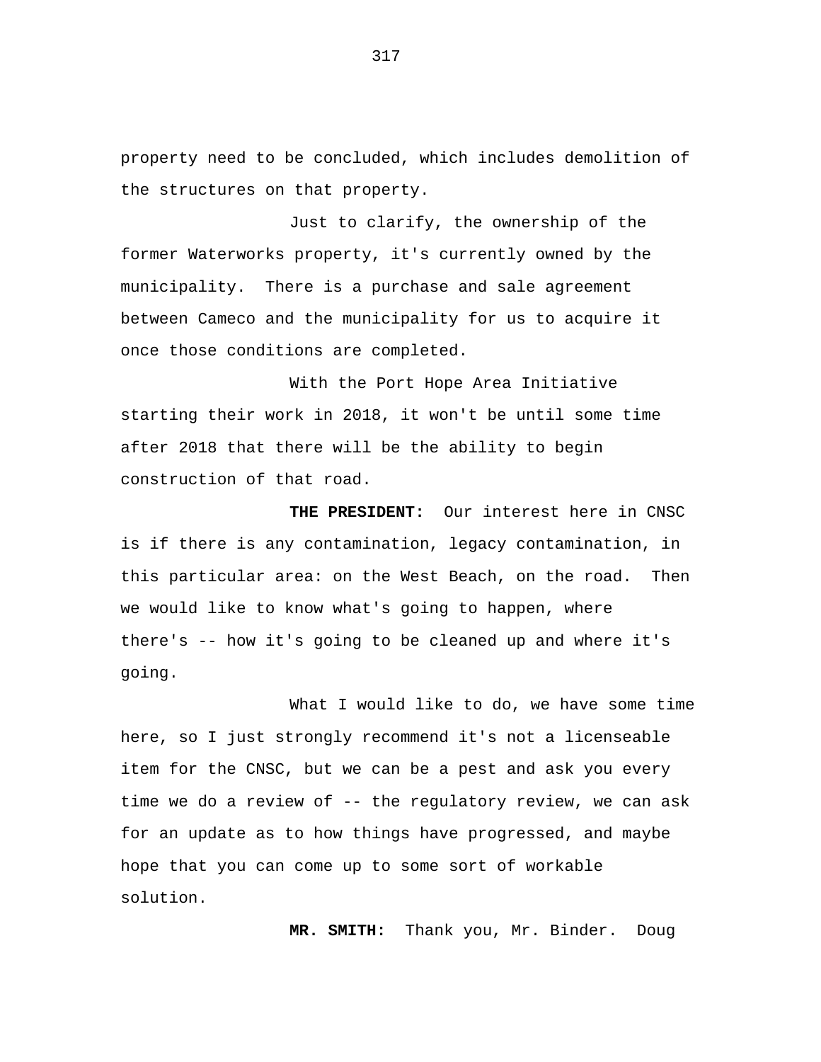property need to be concluded, which includes demolition of the structures on that property.

Just to clarify, the ownership of the former Waterworks property, it's currently owned by the municipality. There is a purchase and sale agreement between Cameco and the municipality for us to acquire it once those conditions are completed.

With the Port Hope Area Initiative starting their work in 2018, it won't be until some time after 2018 that there will be the ability to begin construction of that road.

**THE PRESIDENT:** Our interest here in CNSC is if there is any contamination, legacy contamination, in this particular area: on the West Beach, on the road. Then we would like to know what's going to happen, where there's -- how it's going to be cleaned up and where it's going.

What I would like to do, we have some time here, so I just strongly recommend it's not a licenseable item for the CNSC, but we can be a pest and ask you every time we do a review of -- the regulatory review, we can ask for an update as to how things have progressed, and maybe hope that you can come up to some sort of workable solution.

**MR. SMITH:** Thank you, Mr. Binder. Doug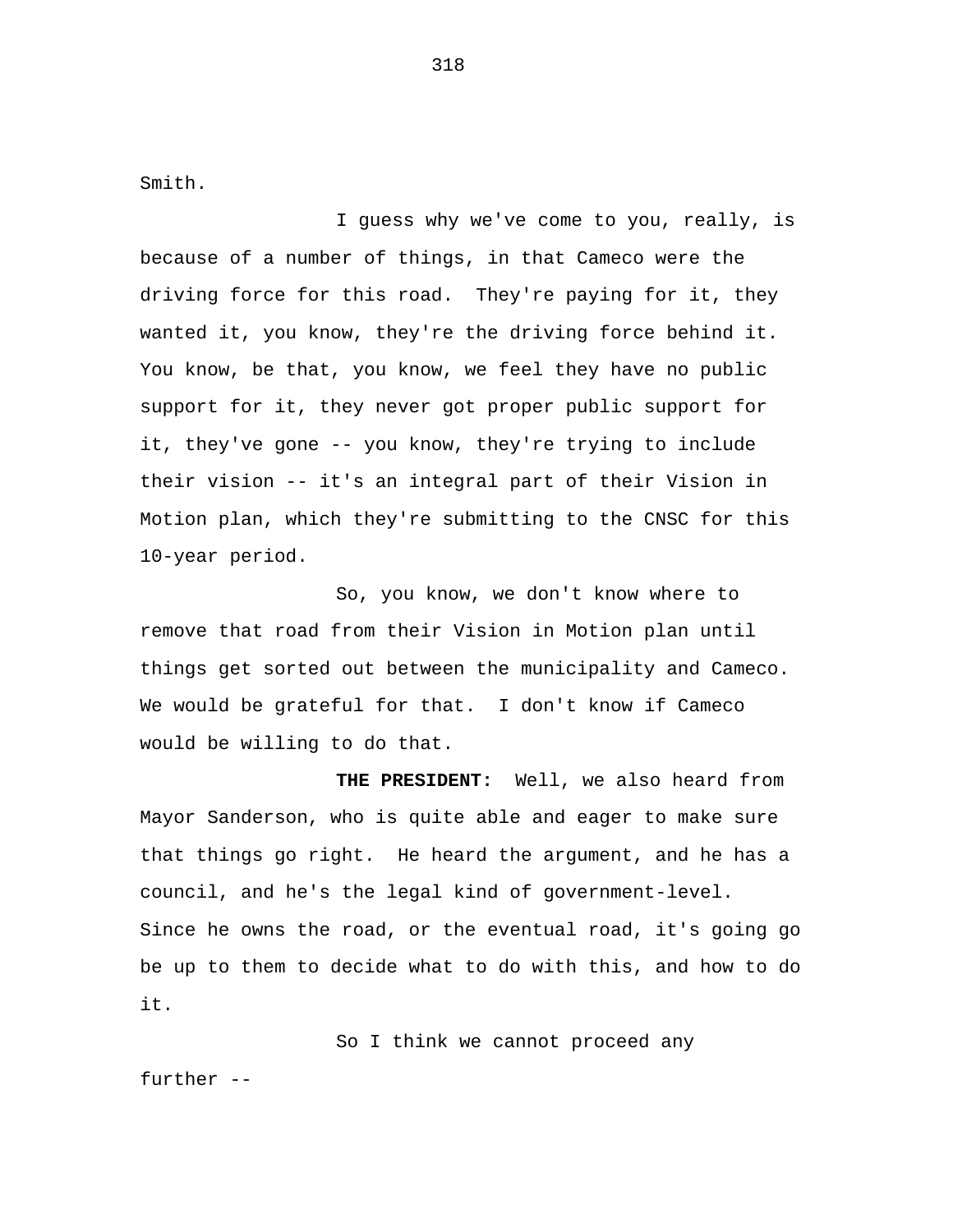Smith.

I guess why we've come to you, really, is because of a number of things, in that Cameco were the driving force for this road. They're paying for it, they wanted it, you know, they're the driving force behind it. You know, be that, you know, we feel they have no public support for it, they never got proper public support for it, they've gone -- you know, they're trying to include their vision -- it's an integral part of their Vision in Motion plan, which they're submitting to the CNSC for this 10-year period.

So, you know, we don't know where to remove that road from their Vision in Motion plan until things get sorted out between the municipality and Cameco. We would be grateful for that. I don't know if Cameco would be willing to do that.

**THE PRESIDENT:** Well, we also heard from Mayor Sanderson, who is quite able and eager to make sure that things go right. He heard the argument, and he has a council, and he's the legal kind of government-level. Since he owns the road, or the eventual road, it's going go be up to them to decide what to do with this, and how to do it.

So I think we cannot proceed any further --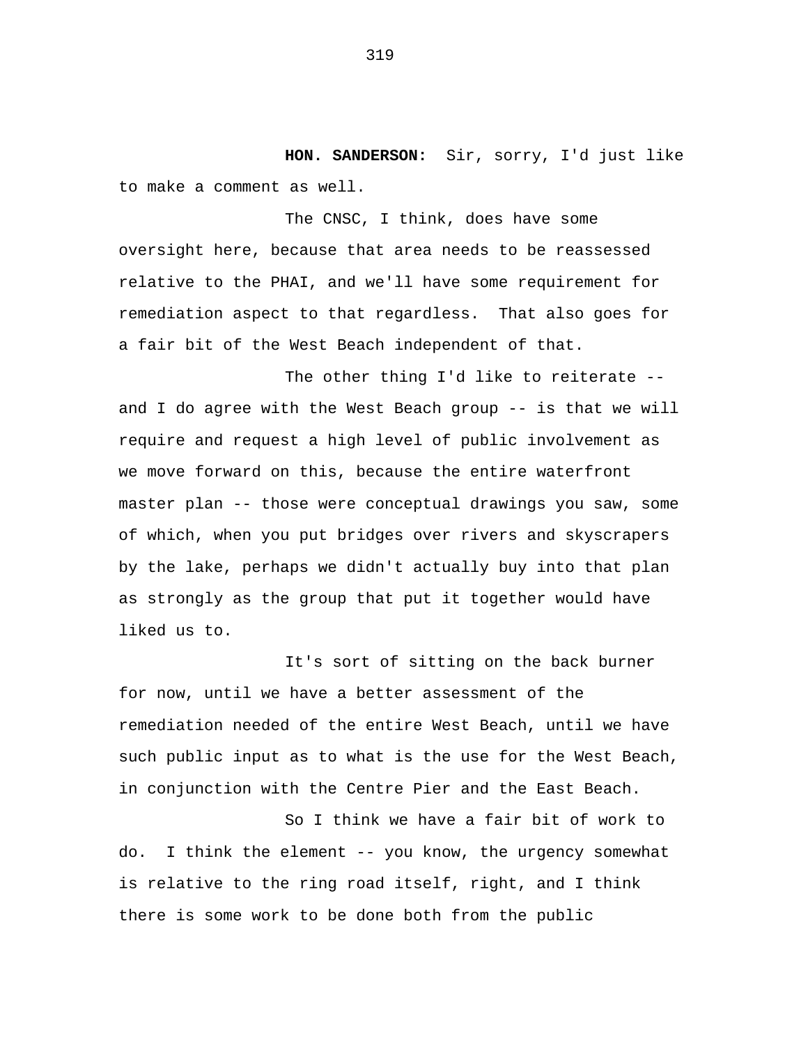**HON. SANDERSON:** Sir, sorry, I'd just like to make a comment as well.

The CNSC, I think, does have some oversight here, because that area needs to be reassessed relative to the PHAI, and we'll have some requirement for remediation aspect to that regardless. That also goes for a fair bit of the West Beach independent of that.

The other thing I'd like to reiterate -- and I do agree with the West Beach group -- is that we will require and request a high level of public involvement as we move forward on this, because the entire waterfront master plan -- those were conceptual drawings you saw, some of which, when you put bridges over rivers and skyscrapers by the lake, perhaps we didn't actually buy into that plan as strongly as the group that put it together would have liked us to.

It's sort of sitting on the back burner for now, until we have a better assessment of the remediation needed of the entire West Beach, until we have such public input as to what is the use for the West Beach, in conjunction with the Centre Pier and the East Beach.

So I think we have a fair bit of work to do. I think the element -- you know, the urgency somewhat is relative to the ring road itself, right, and I think there is some work to be done both from the public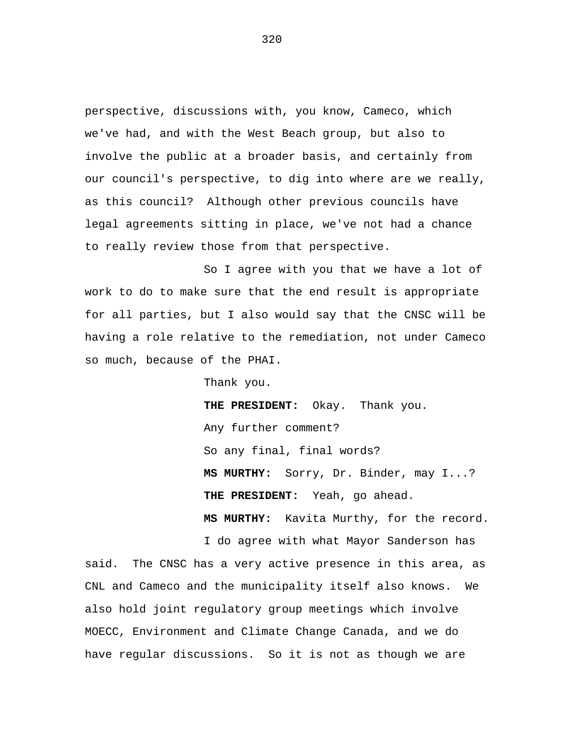perspective, discussions with, you know, Cameco, which we've had, and with the West Beach group, but also to involve the public at a broader basis, and certainly from our council's perspective, to dig into where are we really, as this council? Although other previous councils have legal agreements sitting in place, we've not had a chance to really review those from that perspective.

So I agree with you that we have a lot of work to do to make sure that the end result is appropriate for all parties, but I also would say that the CNSC will be having a role relative to the remediation, not under Cameco so much, because of the PHAI.

Thank you.

**THE PRESIDENT:** Okay. Thank you.

Any further comment?

So any final, final words?

**MS MURTHY:** Sorry, Dr. Binder, may I...?

**THE PRESIDENT:** Yeah, go ahead.

**MS MURTHY:** Kavita Murthy, for the record.

I do agree with what Mayor Sanderson has said. The CNSC has a very active presence in this area, as CNL and Cameco and the municipality itself also knows. We also hold joint regulatory group meetings which involve MOECC, Environment and Climate Change Canada, and we do have regular discussions. So it is not as though we are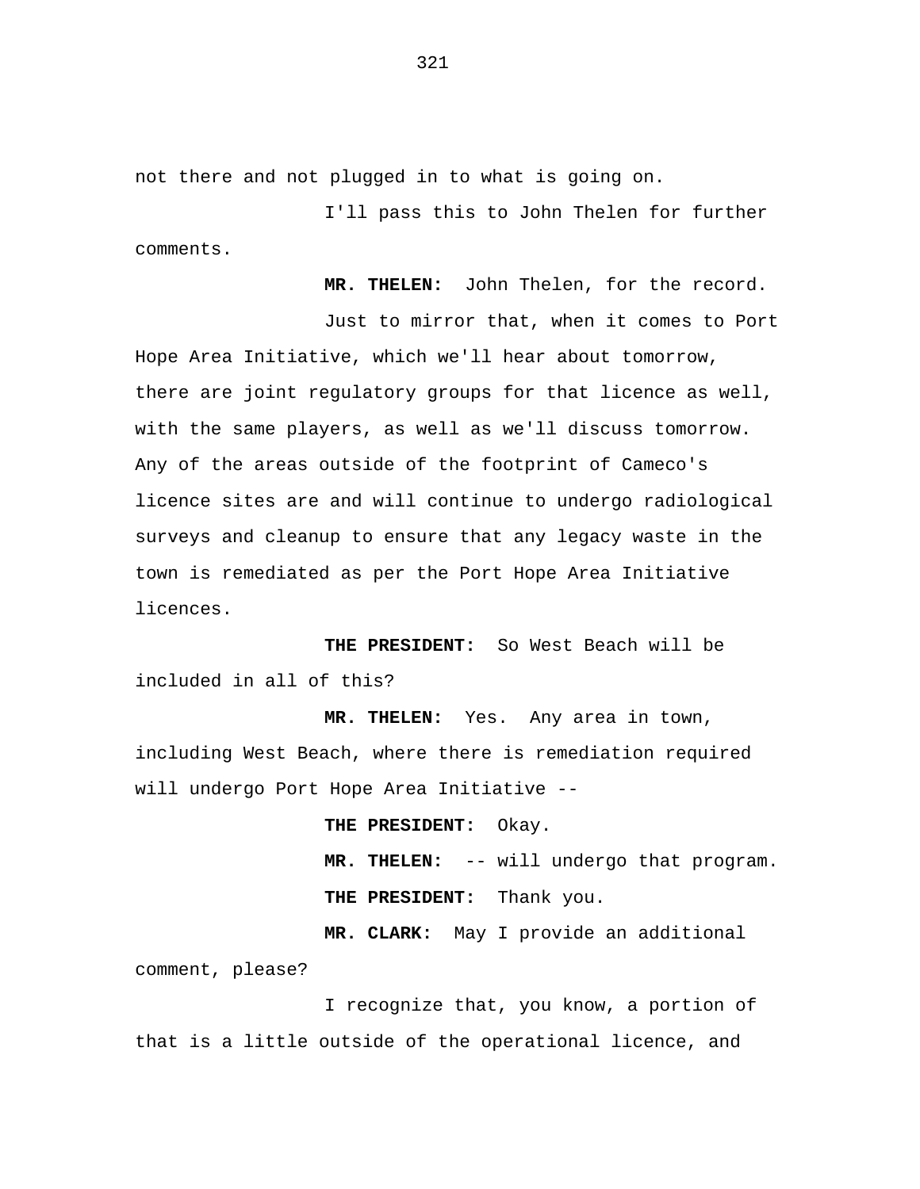not there and not plugged in to what is going on.

I'll pass this to John Thelen for further comments.

**MR. THELEN:** John Thelen, for the record.

Just to mirror that, when it comes to Port Hope Area Initiative, which we'll hear about tomorrow, there are joint regulatory groups for that licence as well, with the same players, as well as we'll discuss tomorrow. Any of the areas outside of the footprint of Cameco's licence sites are and will continue to undergo radiological surveys and cleanup to ensure that any legacy waste in the town is remediated as per the Port Hope Area Initiative licences.

**THE PRESIDENT:** So West Beach will be included in all of this?

**MR. THELEN:** Yes. Any area in town, including West Beach, where there is remediation required will undergo Port Hope Area Initiative --

**THE PRESIDENT:** Okay.

**MR. THELEN:** -- will undergo that program.

**THE PRESIDENT:** Thank you.

**MR. CLARK:** May I provide an additional comment, please?

I recognize that, you know, a portion of that is a little outside of the operational licence, and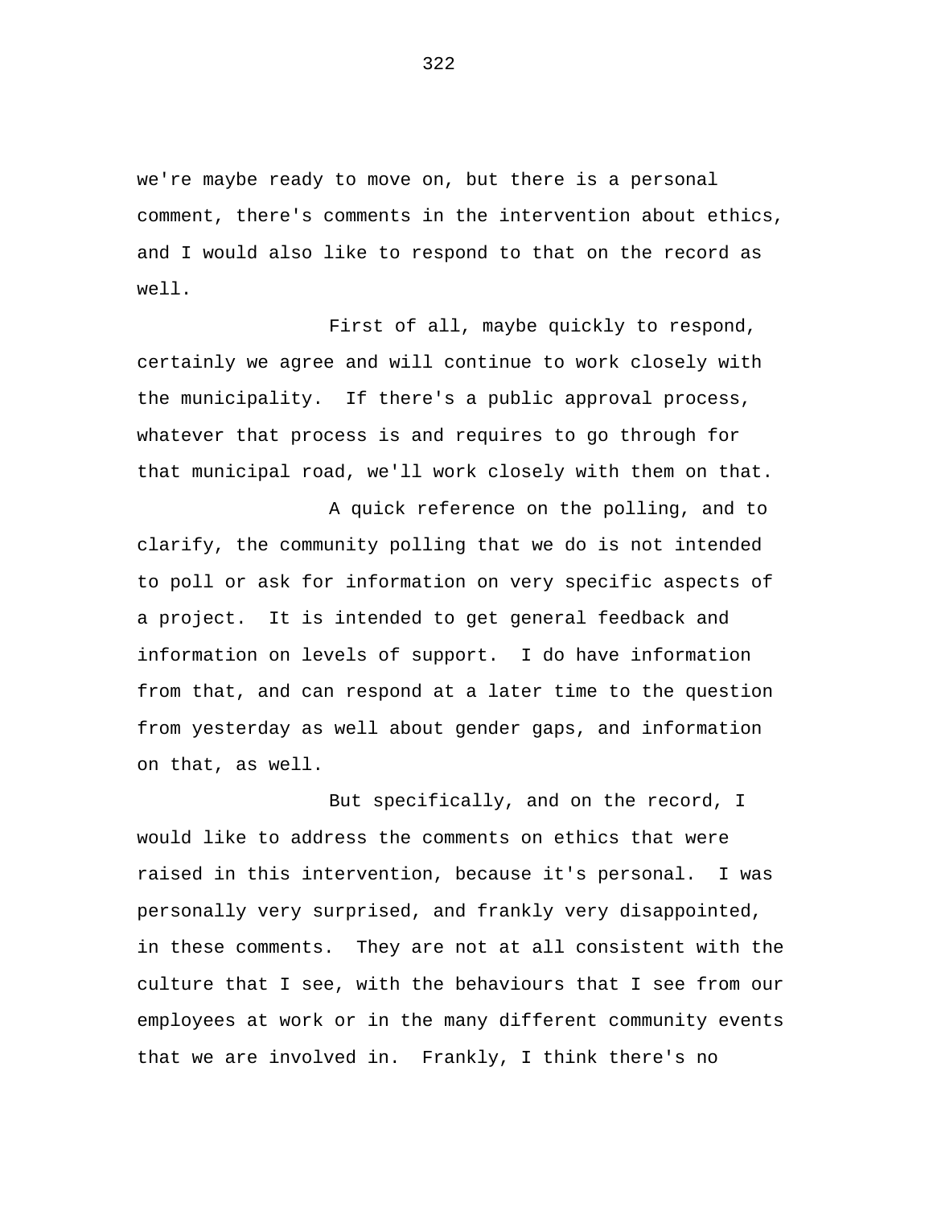we're maybe ready to move on, but there is a personal comment, there's comments in the intervention about ethics, and I would also like to respond to that on the record as well.

First of all, maybe quickly to respond, certainly we agree and will continue to work closely with the municipality. If there's a public approval process, whatever that process is and requires to go through for that municipal road, we'll work closely with them on that.

A quick reference on the polling, and to clarify, the community polling that we do is not intended to poll or ask for information on very specific aspects of a project. It is intended to get general feedback and information on levels of support. I do have information from that, and can respond at a later time to the question from yesterday as well about gender gaps, and information on that, as well.

But specifically, and on the record, I would like to address the comments on ethics that were raised in this intervention, because it's personal. I was personally very surprised, and frankly very disappointed, in these comments. They are not at all consistent with the culture that I see, with the behaviours that I see from our employees at work or in the many different community events that we are involved in. Frankly, I think there's no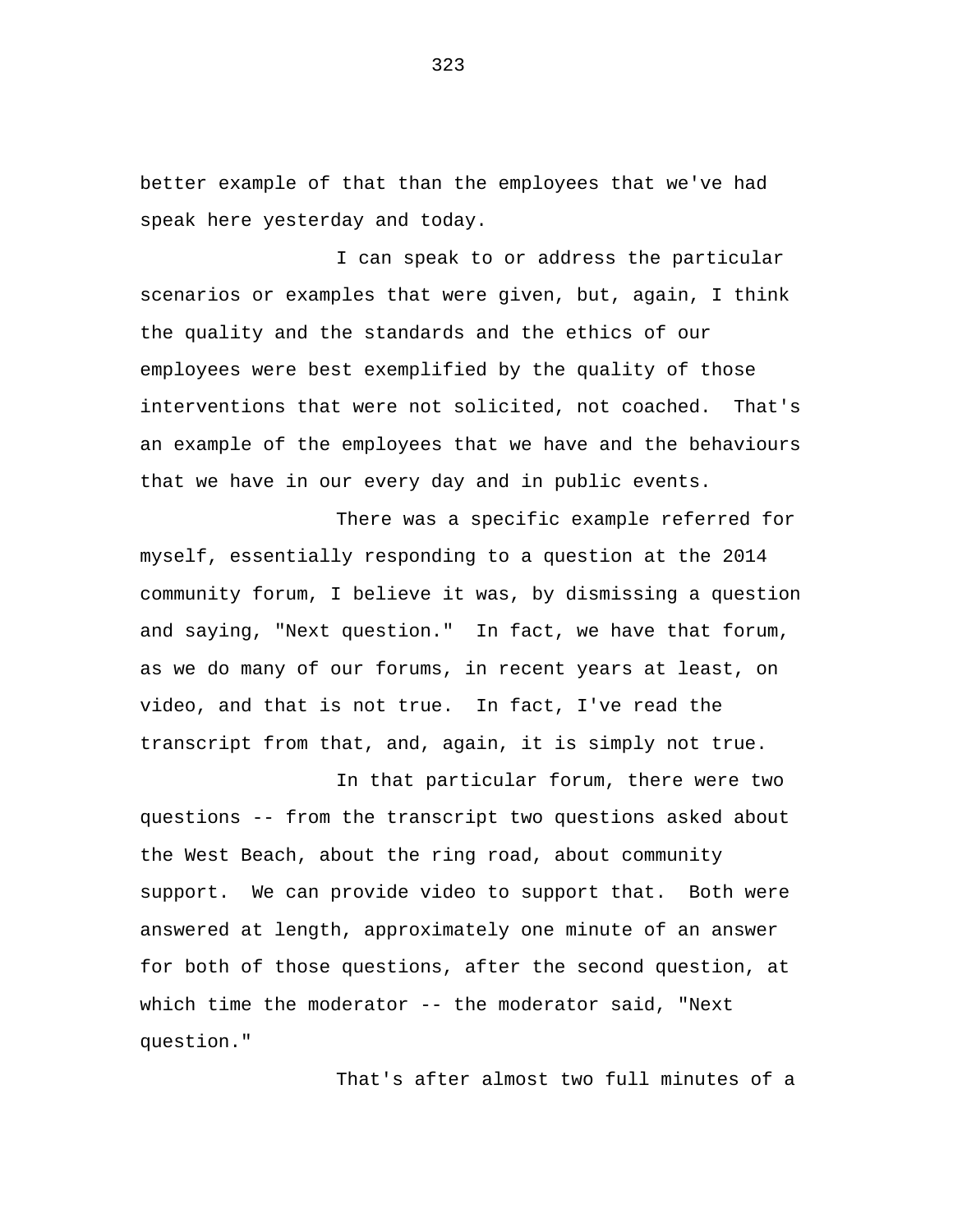better example of that than the employees that we've had speak here yesterday and today.

I can speak to or address the particular scenarios or examples that were given, but, again, I think the quality and the standards and the ethics of our employees were best exemplified by the quality of those interventions that were not solicited, not coached. That's an example of the employees that we have and the behaviours that we have in our every day and in public events.

There was a specific example referred for myself, essentially responding to a question at the 2014 community forum, I believe it was, by dismissing a question and saying, "Next question." In fact, we have that forum, as we do many of our forums, in recent years at least, on video, and that is not true. In fact, I've read the transcript from that, and, again, it is simply not true.

In that particular forum, there were two questions -- from the transcript two questions asked about the West Beach, about the ring road, about community support. We can provide video to support that. Both were answered at length, approximately one minute of an answer for both of those questions, after the second question, at which time the moderator -- the moderator said, "Next question."

That's after almost two full minutes of a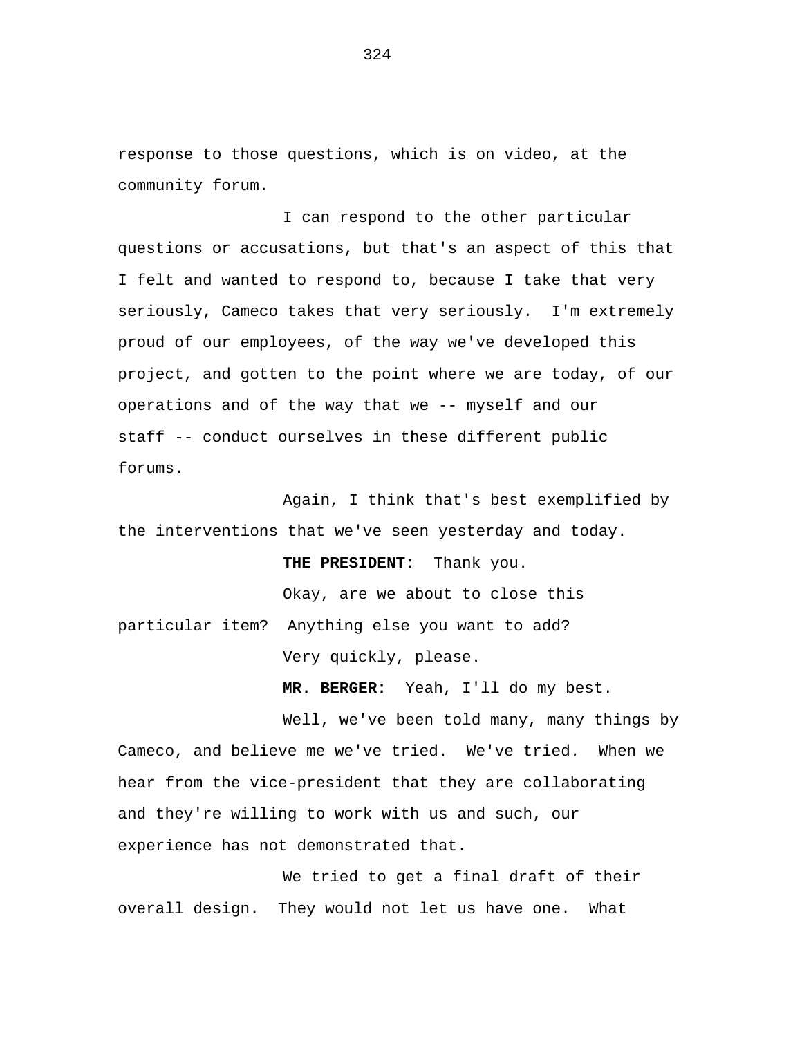response to those questions, which is on video, at the community forum.

I can respond to the other particular questions or accusations, but that's an aspect of this that I felt and wanted to respond to, because I take that very seriously, Cameco takes that very seriously. I'm extremely proud of our employees, of the way we've developed this project, and gotten to the point where we are today, of our operations and of the way that we -- myself and our staff -- conduct ourselves in these different public forums.

Again, I think that's best exemplified by the interventions that we've seen yesterday and today.

**THE PRESIDENT:** Thank you.

Okay, are we about to close this particular item? Anything else you want to add?

Very quickly, please.

**MR. BERGER:** Yeah, I'll do my best.

Well, we've been told many, many things by Cameco, and believe me we've tried. We've tried. When we hear from the vice-president that they are collaborating and they're willing to work with us and such, our experience has not demonstrated that.

We tried to get a final draft of their overall design. They would not let us have one. What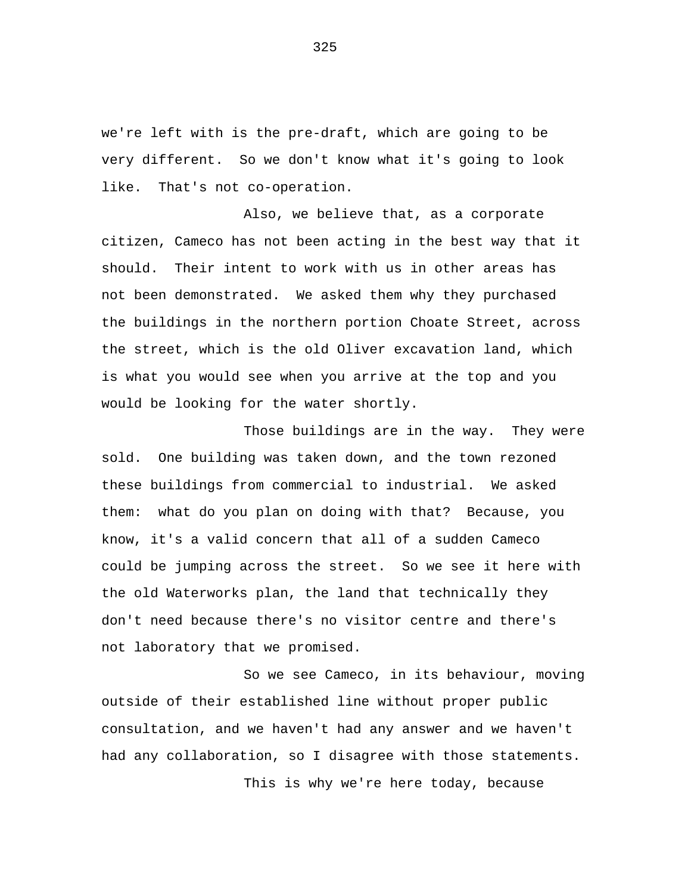we're left with is the pre-draft, which are going to be very different. So we don't know what it's going to look like. That's not co-operation.

Also, we believe that, as a corporate citizen, Cameco has not been acting in the best way that it should. Their intent to work with us in other areas has not been demonstrated. We asked them why they purchased the buildings in the northern portion Choate Street, across the street, which is the old Oliver excavation land, which is what you would see when you arrive at the top and you would be looking for the water shortly.

Those buildings are in the way. They were sold. One building was taken down, and the town rezoned these buildings from commercial to industrial. We asked them: what do you plan on doing with that? Because, you know, it's a valid concern that all of a sudden Cameco could be jumping across the street. So we see it here with the old Waterworks plan, the land that technically they don't need because there's no visitor centre and there's not laboratory that we promised.

So we see Cameco, in its behaviour, moving outside of their established line without proper public consultation, and we haven't had any answer and we haven't had any collaboration, so I disagree with those statements.

This is why we're here today, because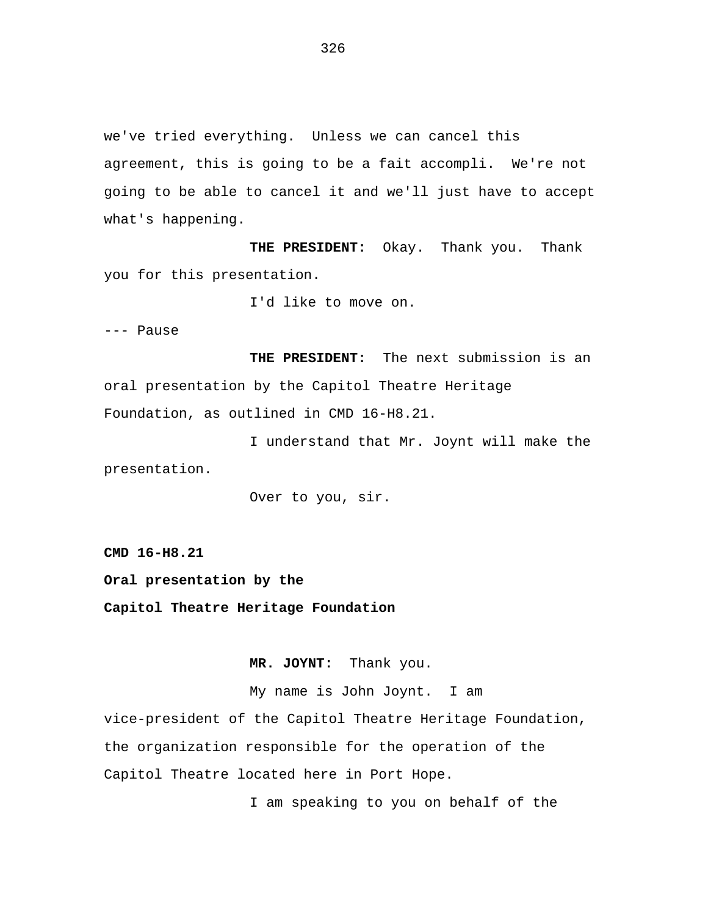we've tried everything. Unless we can cancel this agreement, this is going to be a fait accompli. We're not going to be able to cancel it and we'll just have to accept what's happening.

**THE PRESIDENT:** Okay. Thank you. Thank you for this presentation.

I'd like to move on.

--- Pause

**THE PRESIDENT:** The next submission is an oral presentation by the Capitol Theatre Heritage Foundation, as outlined in CMD 16-H8.21.

I understand that Mr. Joynt will make the presentation.

Over to you, sir.

**CMD 16-H8.21**

**Oral presentation by the**

**Capitol Theatre Heritage Foundation**

**MR. JOYNT:** Thank you.

My name is John Joynt. I am vice-president of the Capitol Theatre Heritage Foundation, the organization responsible for the operation of the Capitol Theatre located here in Port Hope.

I am speaking to you on behalf of the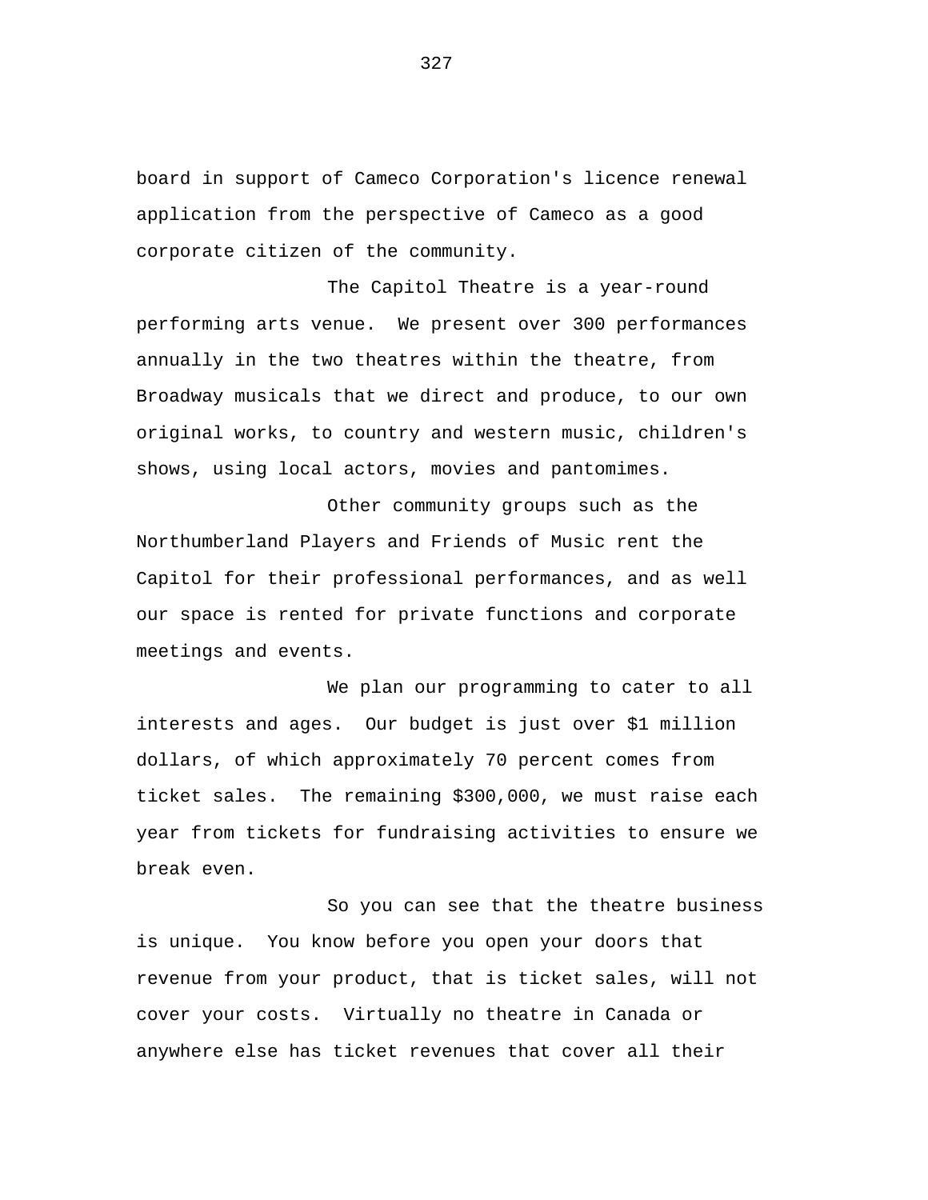board in support of Cameco Corporation's licence renewal application from the perspective of Cameco as a good corporate citizen of the community.

The Capitol Theatre is a year-round performing arts venue. We present over 300 performances annually in the two theatres within the theatre, from Broadway musicals that we direct and produce, to our own original works, to country and western music, children's shows, using local actors, movies and pantomimes.

Other community groups such as the Northumberland Players and Friends of Music rent the Capitol for their professional performances, and as well our space is rented for private functions and corporate meetings and events.

We plan our programming to cater to all interests and ages. Our budget is just over $1 million dollars, of which approximately 70 percent comes from ticket sales. The remaining $300,000, we must raise each year from tickets for fundraising activities to ensure we break even.

So you can see that the theatre business is unique. You know before you open your doors that revenue from your product, that is ticket sales, will not cover your costs. Virtually no theatre in Canada or anywhere else has ticket revenues that cover all their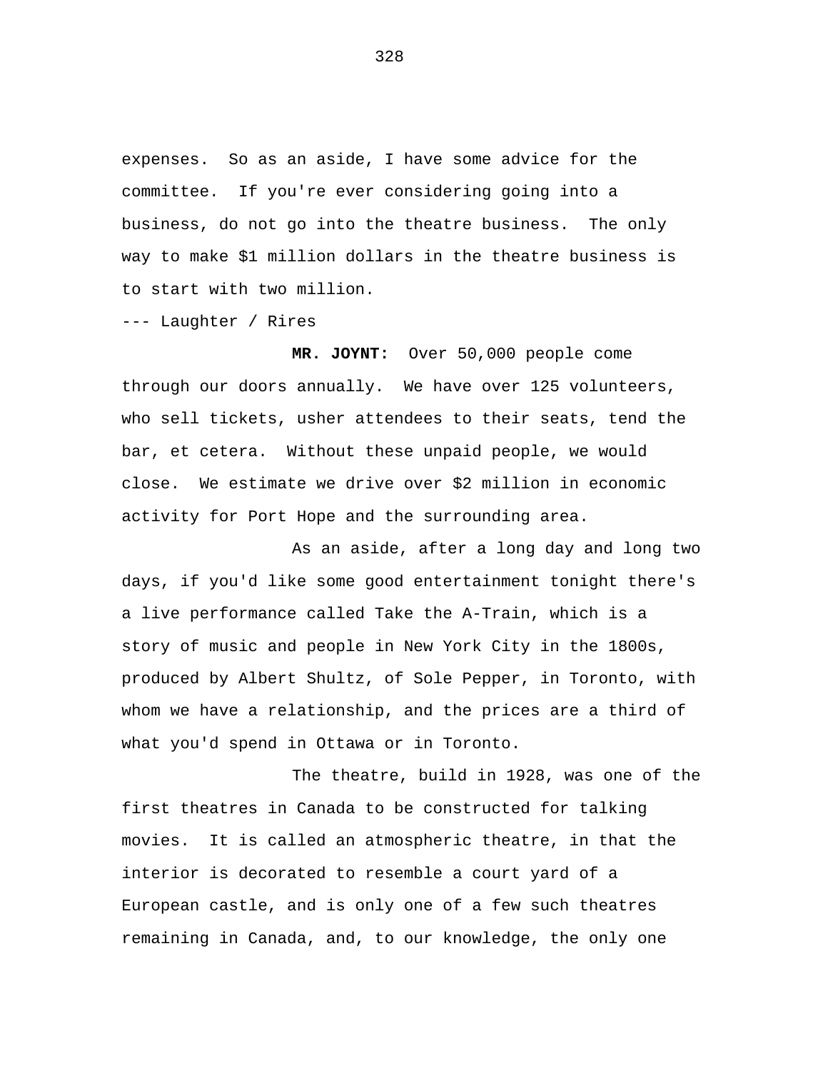expenses. So as an aside, I have some advice for the committee. If you're ever considering going into a business, do not go into the theatre business. The only way to make $1 million dollars in the theatre business is to start with two million.

--- Laughter / Rires

**MR. JOYNT:** Over 50,000 people come through our doors annually. We have over 125 volunteers, who sell tickets, usher attendees to their seats, tend the bar, et cetera. Without these unpaid people, we would close. We estimate we drive over $2 million in economic activity for Port Hope and the surrounding area.

As an aside, after a long day and long two days, if you'd like some good entertainment tonight there's a live performance called Take the A-Train, which is a story of music and people in New York City in the 1800s, produced by Albert Shultz, of Sole Pepper, in Toronto, with whom we have a relationship, and the prices are a third of what you'd spend in Ottawa or in Toronto.

The theatre, build in 1928, was one of the first theatres in Canada to be constructed for talking movies. It is called an atmospheric theatre, in that the interior is decorated to resemble a court yard of a European castle, and is only one of a few such theatres remaining in Canada, and, to our knowledge, the only one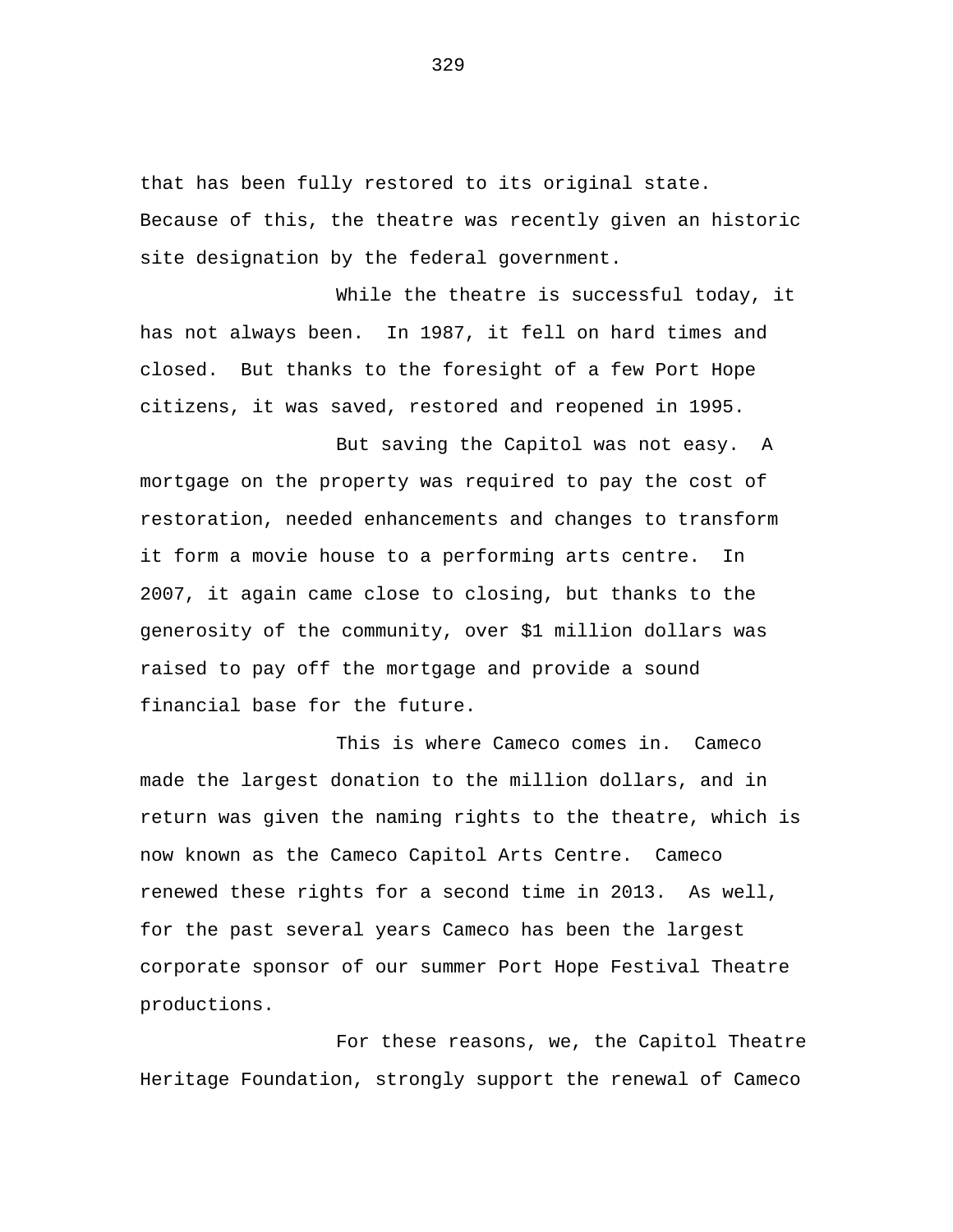that has been fully restored to its original state. Because of this, the theatre was recently given an historic site designation by the federal government.

While the theatre is successful today, it has not always been. In 1987, it fell on hard times and closed. But thanks to the foresight of a few Port Hope citizens, it was saved, restored and reopened in 1995.

But saving the Capitol was not easy. A mortgage on the property was required to pay the cost of restoration, needed enhancements and changes to transform it form a movie house to a performing arts centre. In 2007, it again came close to closing, but thanks to the generosity of the community, over $1 million dollars was raised to pay off the mortgage and provide a sound financial base for the future.

This is where Cameco comes in. Cameco made the largest donation to the million dollars, and in return was given the naming rights to the theatre, which is now known as the Cameco Capitol Arts Centre. Cameco renewed these rights for a second time in 2013. As well, for the past several years Cameco has been the largest corporate sponsor of our summer Port Hope Festival Theatre productions.

For these reasons, we, the Capitol Theatre Heritage Foundation, strongly support the renewal of Cameco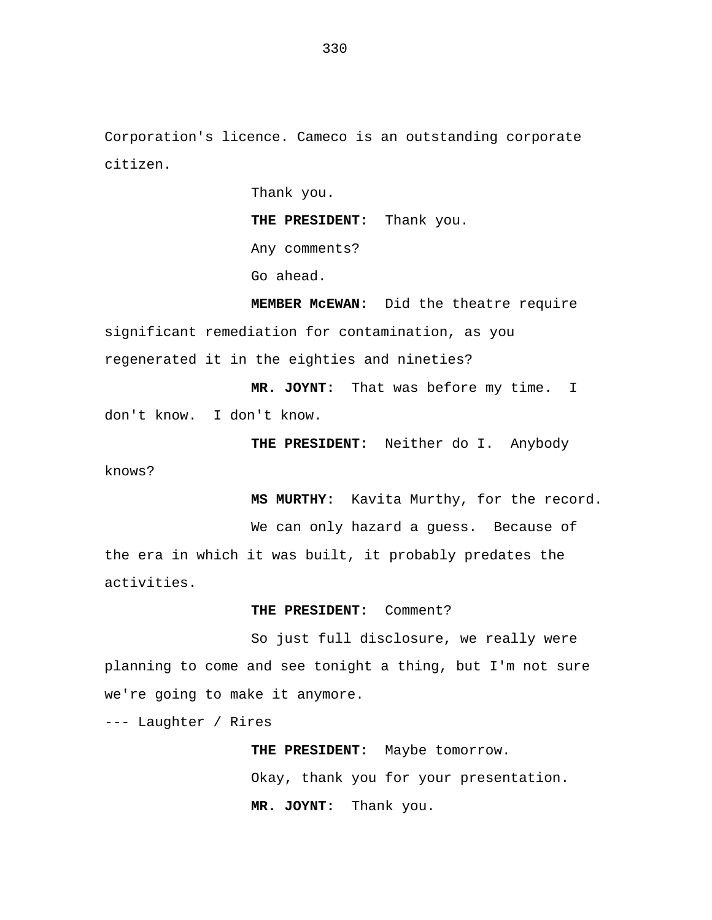Corporation's licence. Cameco is an outstanding corporate citizen.

Thank you.

**THE PRESIDENT:** Thank you.

Any comments?

Go ahead.

**MEMBER McEWAN:** Did the theatre require significant remediation for contamination, as you regenerated it in the eighties and nineties?

**MR. JOYNT:** That was before my time. I don't know. I don't know.

**THE PRESIDENT:** Neither do I. Anybody knows?

**MS MURTHY:** Kavita Murthy, for the record.

We can only hazard a guess. Because of the era in which it was built, it probably predates the activities.

**THE PRESIDENT:** Comment?

So just full disclosure, we really were planning to come and see tonight a thing, but I'm not sure we're going to make it anymore.

--- Laughter / Rires

**THE PRESIDENT:** Maybe tomorrow.

Okay, thank you for your presentation.

**MR. JOYNT:** Thank you.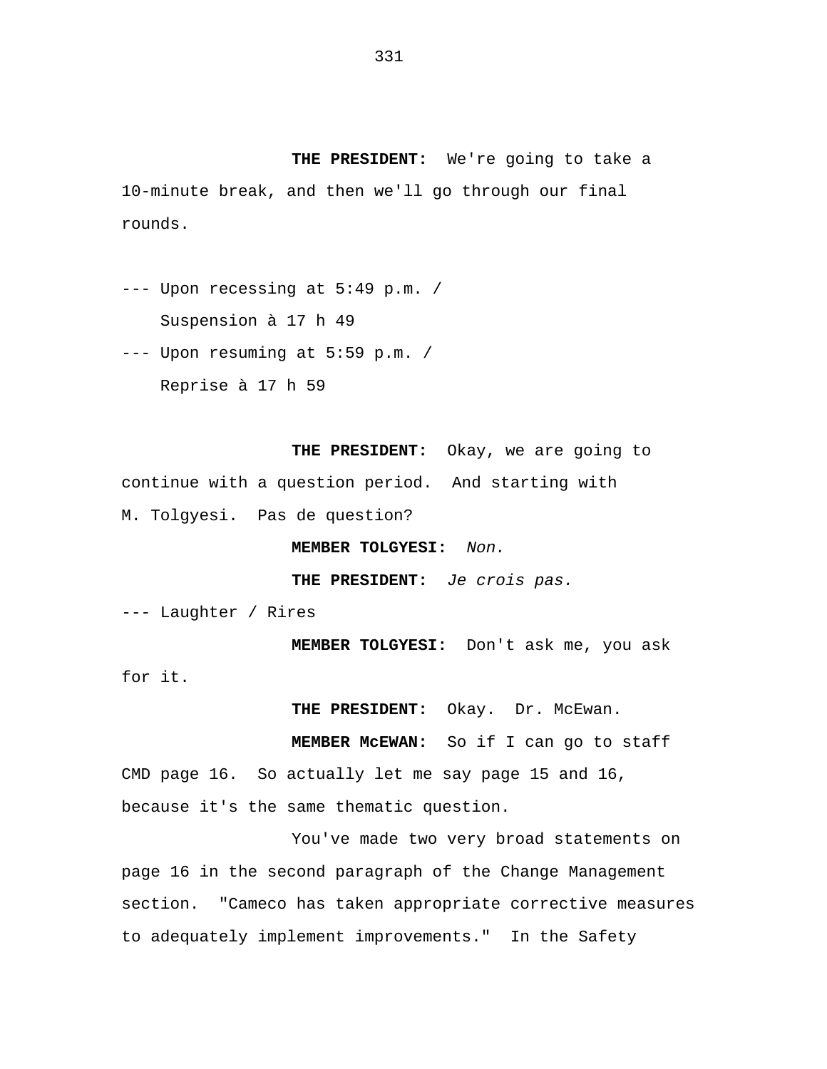**THE PRESIDENT:** We're going to take a 10-minute break, and then we'll go through our final rounds.

--- Upon recessing at 5:49 p.m. /
Suspension à 17 h 49

--- Upon resuming at 5:59 p.m. /
Reprise à 17 h 59

**THE PRESIDENT:** Okay, we are going to continue with a question period. And starting with M. Tolgyesi. Pas de question?

**MEMBER TOLGYESI:** *Non.*

**THE PRESIDENT:** *Je crois pas.*

--- Laughter / Rires

**MEMBER TOLGYESI:** Don't ask me, you ask for it.

**THE PRESIDENT:** Okay. Dr. McEwan.

**MEMBER McEWAN:** So if I can go to staff CMD page 16. So actually let me say page 15 and 16, because it's the same thematic question.

You've made two very broad statements on page 16 in the second paragraph of the Change Management section. "Cameco has taken appropriate corrective measures to adequately implement improvements." In the Safety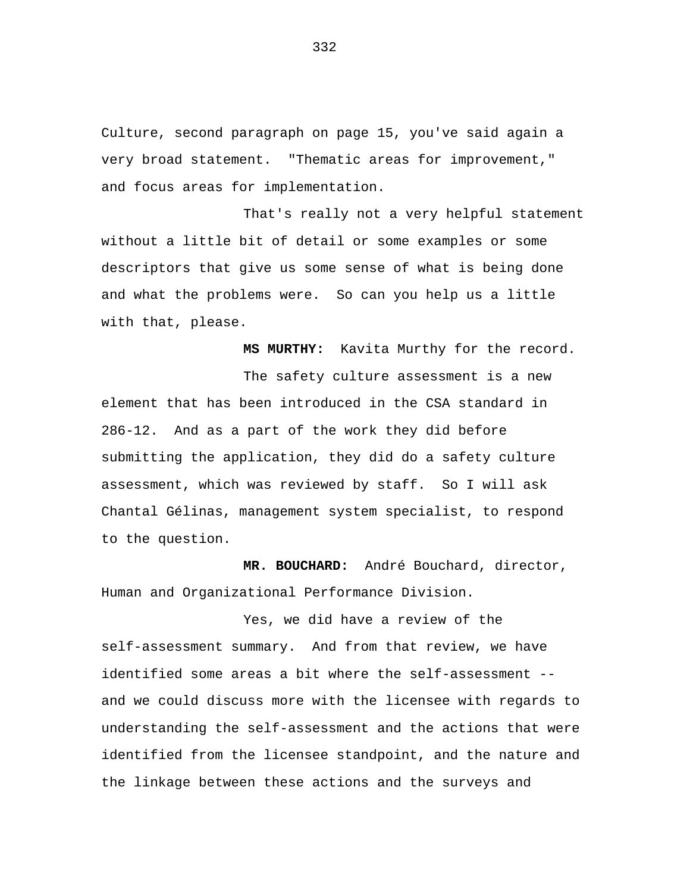Culture, second paragraph on page 15, you've said again a very broad statement. "Thematic areas for improvement," and focus areas for implementation.

That's really not a very helpful statement without a little bit of detail or some examples or some descriptors that give us some sense of what is being done and what the problems were. So can you help us a little with that, please.

**MS MURTHY:** Kavita Murthy for the record.

The safety culture assessment is a new element that has been introduced in the CSA standard in 286-12. And as a part of the work they did before submitting the application, they did do a safety culture assessment, which was reviewed by staff. So I will ask Chantal Gélinas, management system specialist, to respond to the question.

**MR. BOUCHARD:** André Bouchard, director, Human and Organizational Performance Division.

Yes, we did have a review of the self-assessment summary. And from that review, we have identified some areas a bit where the self-assessment -- and we could discuss more with the licensee with regards to understanding the self-assessment and the actions that were identified from the licensee standpoint, and the nature and the linkage between these actions and the surveys and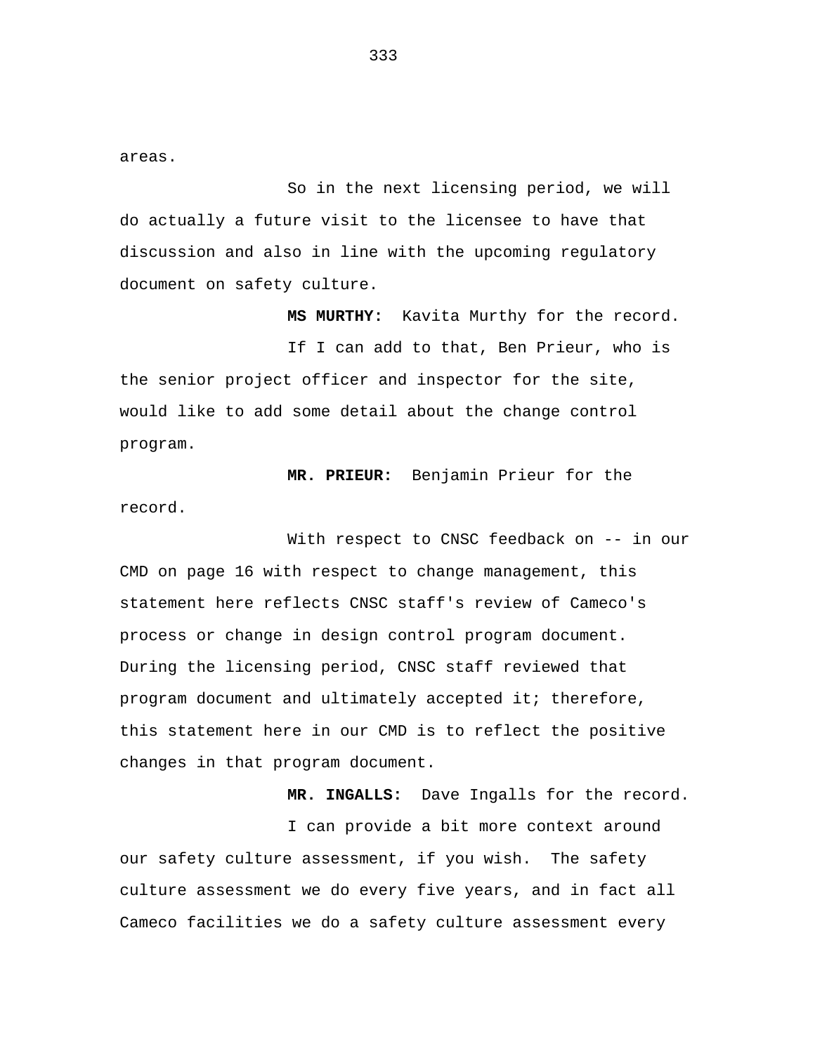areas.

So in the next licensing period, we will do actually a future visit to the licensee to have that discussion and also in line with the upcoming regulatory document on safety culture.

**MS MURTHY:** Kavita Murthy for the record.

If I can add to that, Ben Prieur, who is the senior project officer and inspector for the site, would like to add some detail about the change control program.

**MR. PRIEUR:** Benjamin Prieur for the record.

With respect to CNSC feedback on -- in our CMD on page 16 with respect to change management, this statement here reflects CNSC staff's review of Cameco's process or change in design control program document. During the licensing period, CNSC staff reviewed that program document and ultimately accepted it; therefore, this statement here in our CMD is to reflect the positive changes in that program document.

**MR. INGALLS:** Dave Ingalls for the record.

I can provide a bit more context around our safety culture assessment, if you wish. The safety culture assessment we do every five years, and in fact all Cameco facilities we do a safety culture assessment every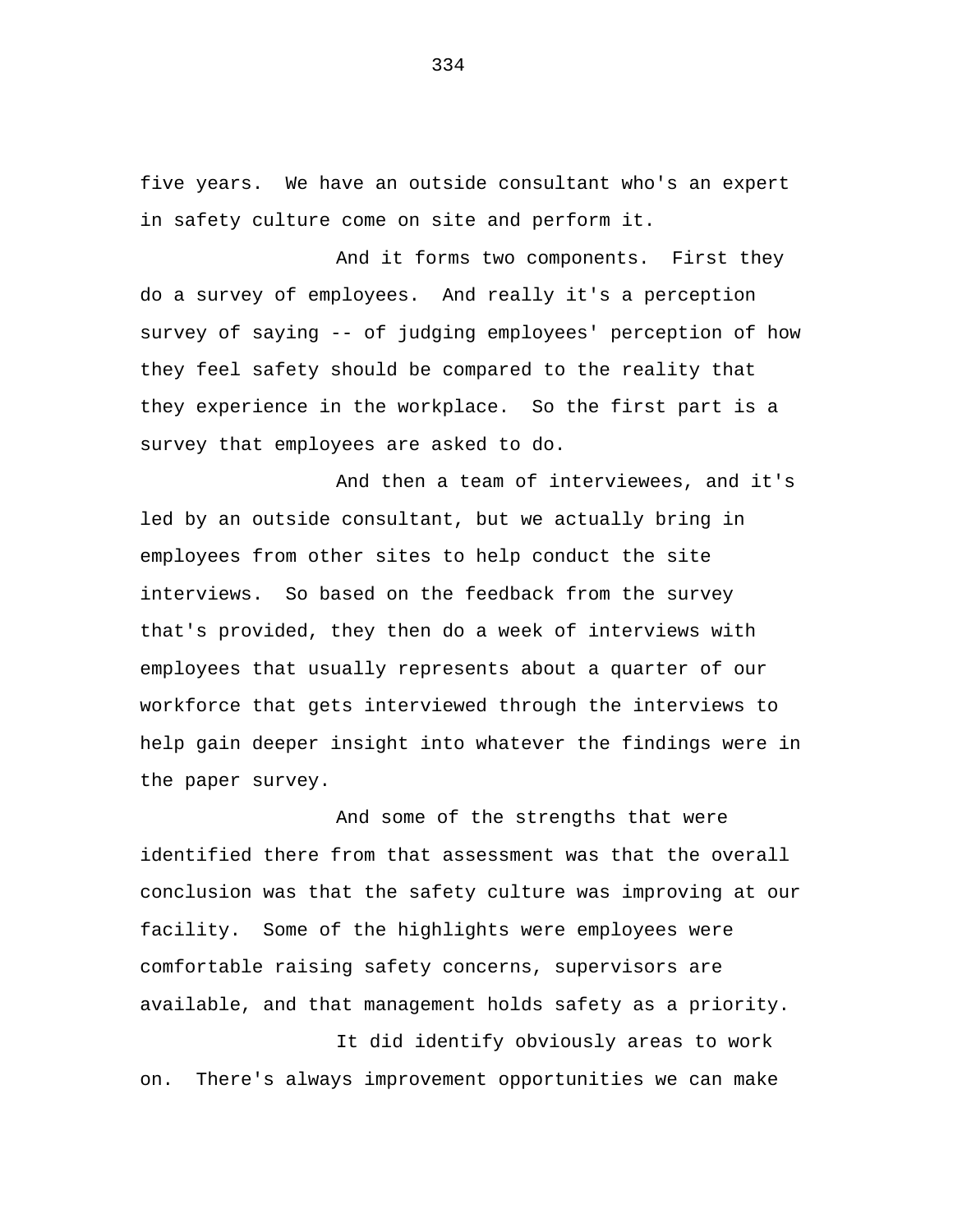five years. We have an outside consultant who's an expert in safety culture come on site and perform it.

And it forms two components. First they do a survey of employees. And really it's a perception survey of saying -- of judging employees' perception of how they feel safety should be compared to the reality that they experience in the workplace. So the first part is a survey that employees are asked to do.

And then a team of interviewees, and it's led by an outside consultant, but we actually bring in employees from other sites to help conduct the site interviews. So based on the feedback from the survey that's provided, they then do a week of interviews with employees that usually represents about a quarter of our workforce that gets interviewed through the interviews to help gain deeper insight into whatever the findings were in the paper survey.

And some of the strengths that were identified there from that assessment was that the overall conclusion was that the safety culture was improving at our facility. Some of the highlights were employees were comfortable raising safety concerns, supervisors are available, and that management holds safety as a priority.

It did identify obviously areas to work on. There's always improvement opportunities we can make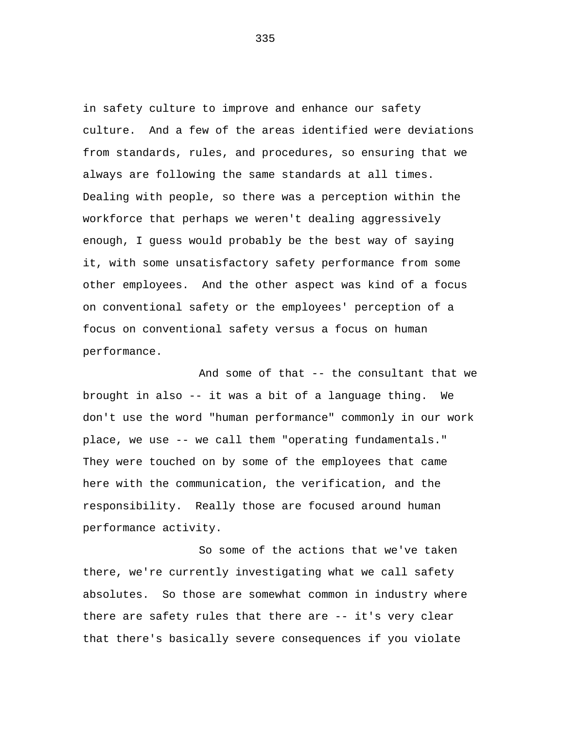in safety culture to improve and enhance our safety culture. And a few of the areas identified were deviations from standards, rules, and procedures, so ensuring that we always are following the same standards at all times. Dealing with people, so there was a perception within the workforce that perhaps we weren't dealing aggressively enough, I guess would probably be the best way of saying it, with some unsatisfactory safety performance from some other employees. And the other aspect was kind of a focus on conventional safety or the employees' perception of a focus on conventional safety versus a focus on human performance.

And some of that -- the consultant that we brought in also -- it was a bit of a language thing. We don't use the word "human performance" commonly in our work place, we use -- we call them "operating fundamentals." They were touched on by some of the employees that came here with the communication, the verification, and the responsibility. Really those are focused around human performance activity.

So some of the actions that we've taken there, we're currently investigating what we call safety absolutes. So those are somewhat common in industry where there are safety rules that there are -- it's very clear that there's basically severe consequences if you violate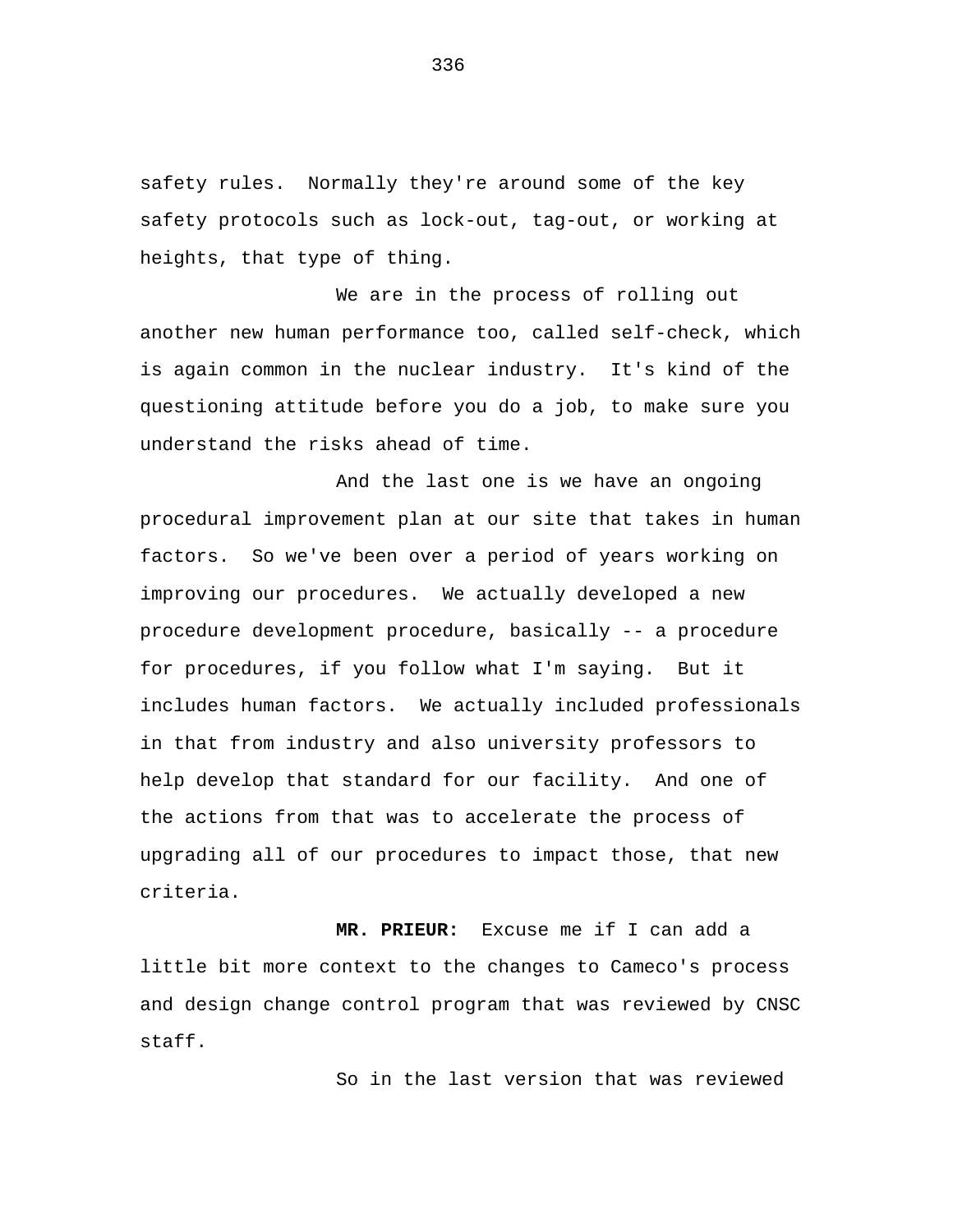safety rules. Normally they're around some of the key safety protocols such as lock-out, tag-out, or working at heights, that type of thing.

We are in the process of rolling out another new human performance too, called self-check, which is again common in the nuclear industry. It's kind of the questioning attitude before you do a job, to make sure you understand the risks ahead of time.

And the last one is we have an ongoing procedural improvement plan at our site that takes in human factors. So we've been over a period of years working on improving our procedures. We actually developed a new procedure development procedure, basically -- a procedure for procedures, if you follow what I'm saying. But it includes human factors. We actually included professionals in that from industry and also university professors to help develop that standard for our facility. And one of the actions from that was to accelerate the process of upgrading all of our procedures to impact those, that new criteria.

**MR. PRIEUR:** Excuse me if I can add a little bit more context to the changes to Cameco's process and design change control program that was reviewed by CNSC staff.

So in the last version that was reviewed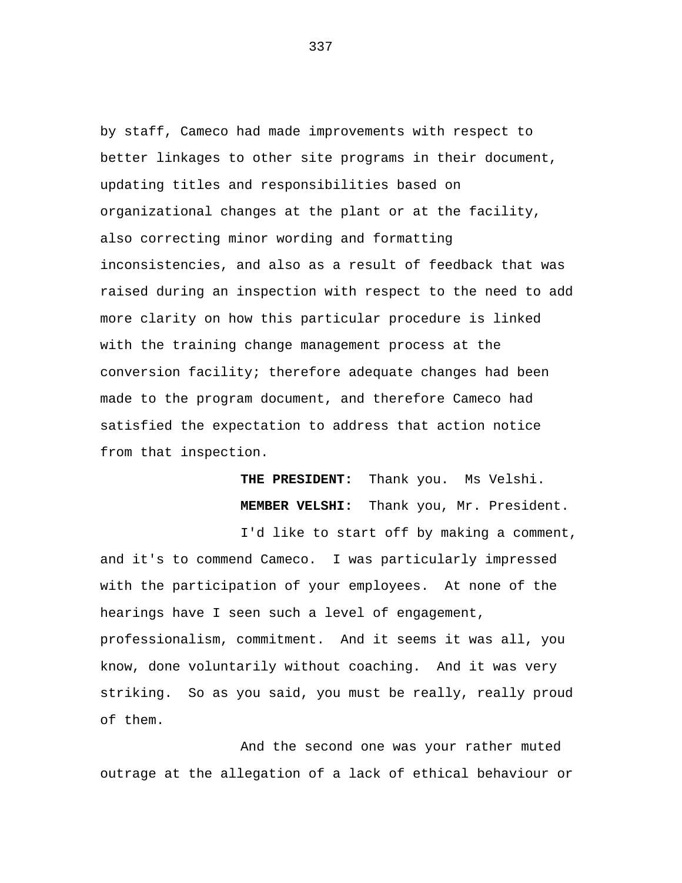by staff, Cameco had made improvements with respect to better linkages to other site programs in their document, updating titles and responsibilities based on organizational changes at the plant or at the facility, also correcting minor wording and formatting inconsistencies, and also as a result of feedback that was raised during an inspection with respect to the need to add more clarity on how this particular procedure is linked with the training change management process at the conversion facility; therefore adequate changes had been made to the program document, and therefore Cameco had satisfied the expectation to address that action notice from that inspection.

**THE PRESIDENT:** Thank you. Ms Velshi.

**MEMBER VELSHI:** Thank you, Mr. President.

I'd like to start off by making a comment, and it's to commend Cameco. I was particularly impressed with the participation of your employees. At none of the hearings have I seen such a level of engagement, professionalism, commitment. And it seems it was all, you know, done voluntarily without coaching. And it was very striking. So as you said, you must be really, really proud of them.

And the second one was your rather muted outrage at the allegation of a lack of ethical behaviour or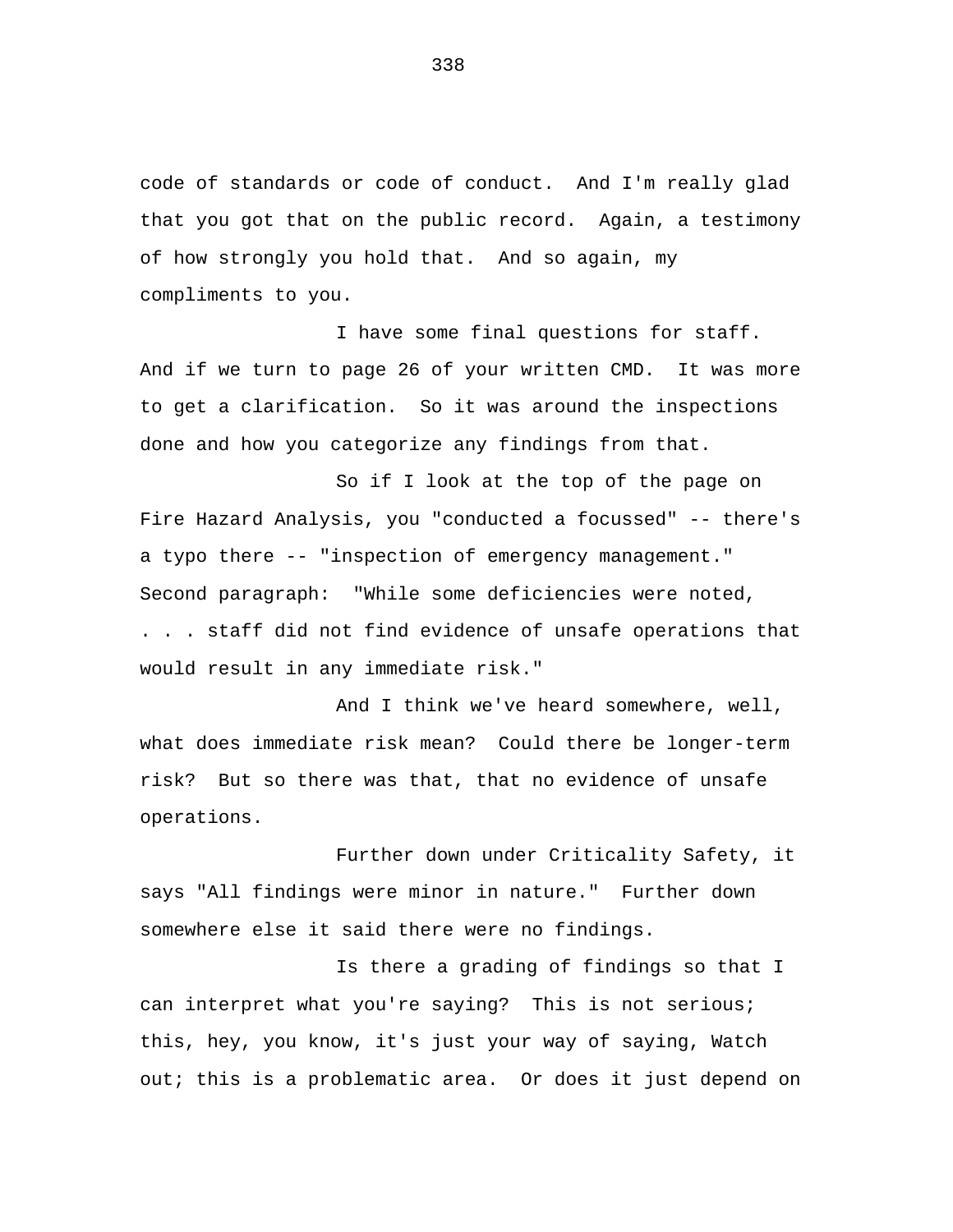code of standards or code of conduct. And I'm really glad that you got that on the public record. Again, a testimony of how strongly you hold that. And so again, my compliments to you.

I have some final questions for staff. And if we turn to page 26 of your written CMD. It was more to get a clarification. So it was around the inspections done and how you categorize any findings from that.

So if I look at the top of the page on Fire Hazard Analysis, you "conducted a focussed" -- there's a typo there -- "inspection of emergency management." Second paragraph: "While some deficiencies were noted, . . . staff did not find evidence of unsafe operations that would result in any immediate risk."

And I think we've heard somewhere, well, what does immediate risk mean? Could there be longer-term risk? But so there was that, that no evidence of unsafe operations.

Further down under Criticality Safety, it says "All findings were minor in nature." Further down somewhere else it said there were no findings.

Is there a grading of findings so that I can interpret what you're saying? This is not serious; this, hey, you know, it's just your way of saying, Watch out; this is a problematic area. Or does it just depend on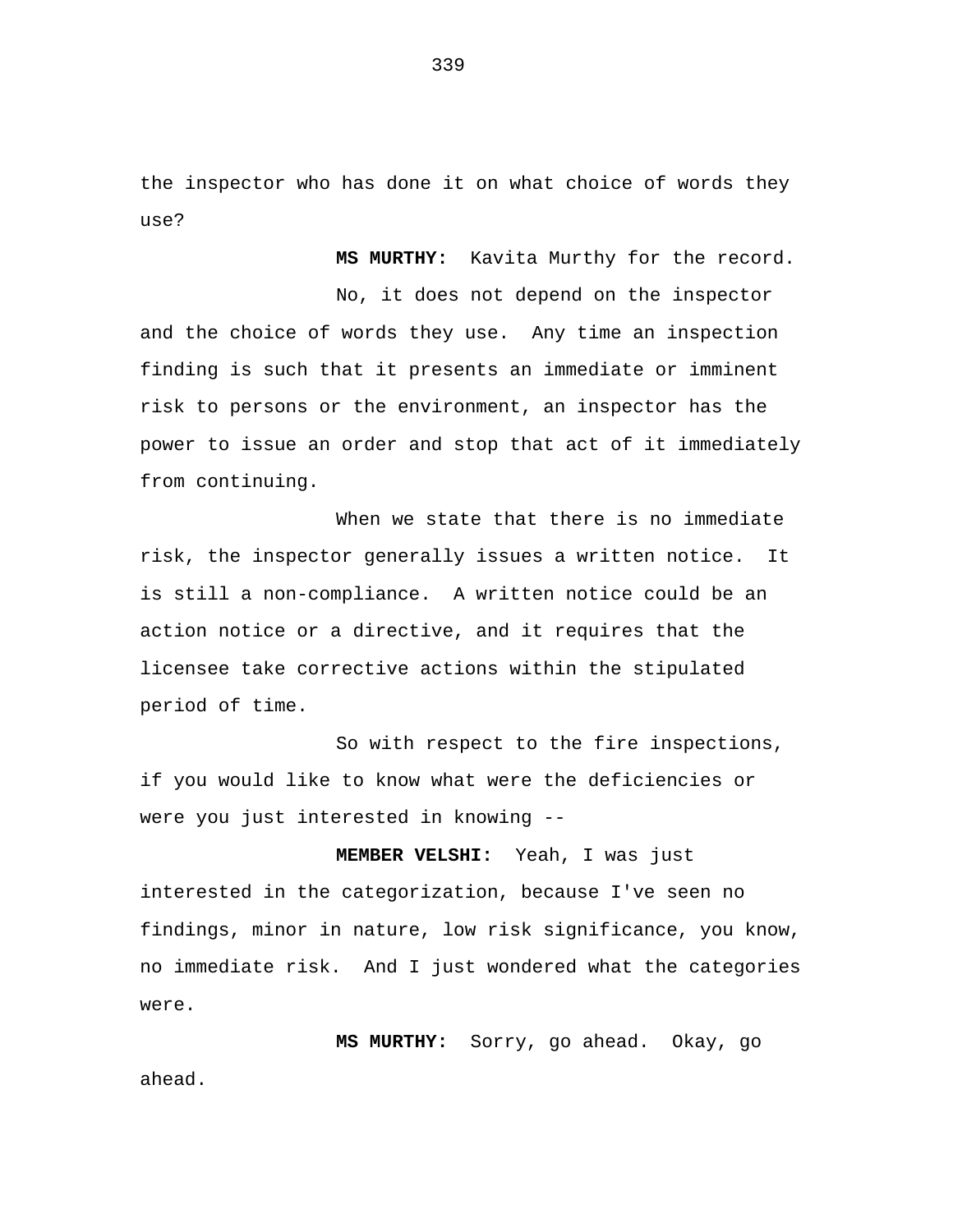the inspector who has done it on what choice of words they use?

**MS MURTHY:** Kavita Murthy for the record.

No, it does not depend on the inspector and the choice of words they use. Any time an inspection finding is such that it presents an immediate or imminent risk to persons or the environment, an inspector has the power to issue an order and stop that act of it immediately from continuing.

When we state that there is no immediate risk, the inspector generally issues a written notice. It is still a non-compliance. A written notice could be an action notice or a directive, and it requires that the licensee take corrective actions within the stipulated period of time.

So with respect to the fire inspections, if you would like to know what were the deficiencies or were you just interested in knowing --

**MEMBER VELSHI:** Yeah, I was just interested in the categorization, because I've seen no findings, minor in nature, low risk significance, you know, no immediate risk. And I just wondered what the categories were.

**MS MURTHY:** Sorry, go ahead. Okay, go ahead.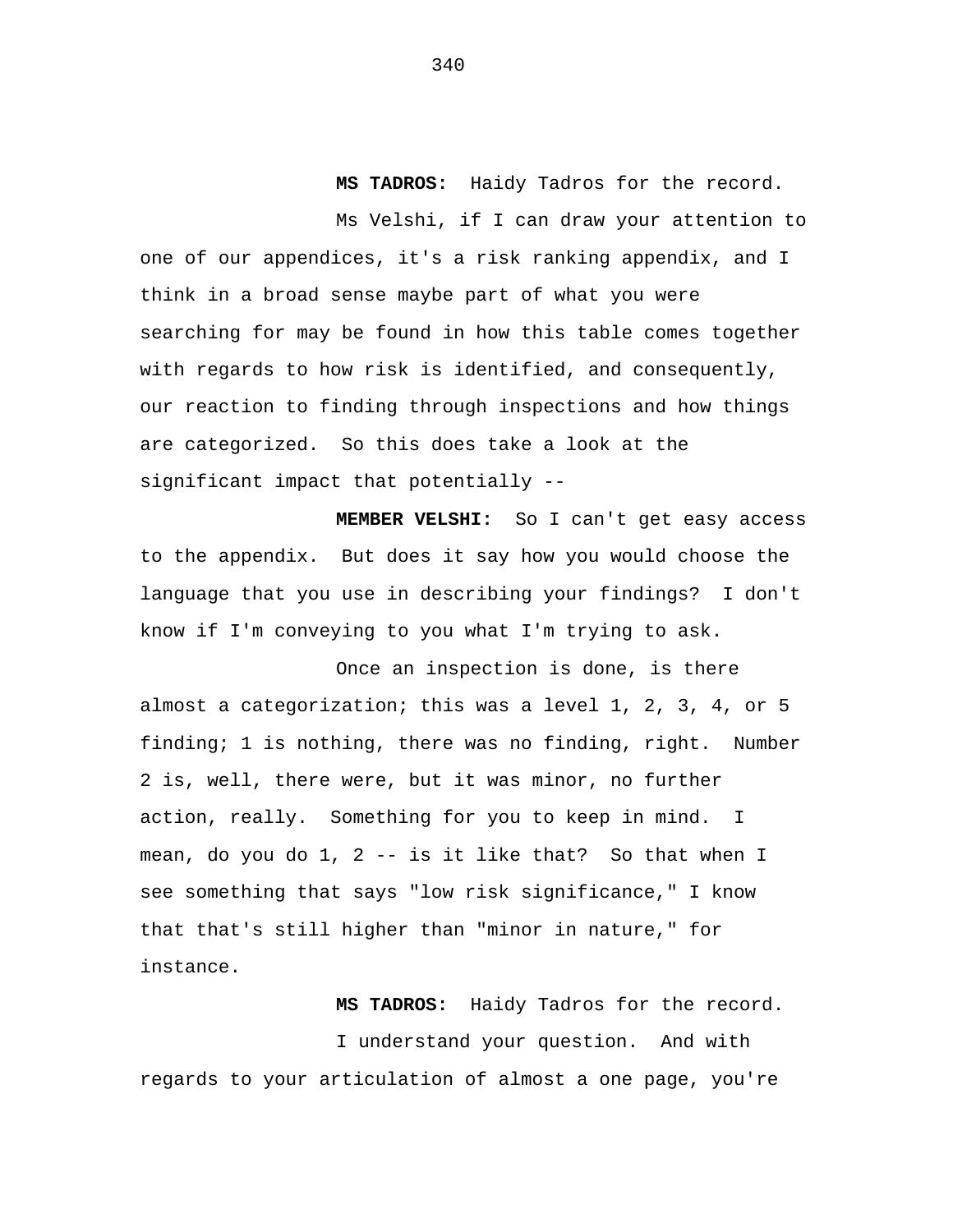**MS TADROS:** Haidy Tadros for the record.

Ms Velshi, if I can draw your attention to one of our appendices, it's a risk ranking appendix, and I think in a broad sense maybe part of what you were searching for may be found in how this table comes together with regards to how risk is identified, and consequently, our reaction to finding through inspections and how things are categorized. So this does take a look at the significant impact that potentially --

**MEMBER VELSHI:** So I can't get easy access to the appendix. But does it say how you would choose the language that you use in describing your findings? I don't know if I'm conveying to you what I'm trying to ask.

Once an inspection is done, is there almost a categorization; this was a level 1, 2, 3, 4, or 5 finding; 1 is nothing, there was no finding, right. Number 2 is, well, there were, but it was minor, no further action, really. Something for you to keep in mind. I mean, do you do 1, 2 -- is it like that? So that when I see something that says "low risk significance," I know that that's still higher than "minor in nature," for instance.

**MS TADROS:** Haidy Tadros for the record.

I understand your question. And with regards to your articulation of almost a one page, you're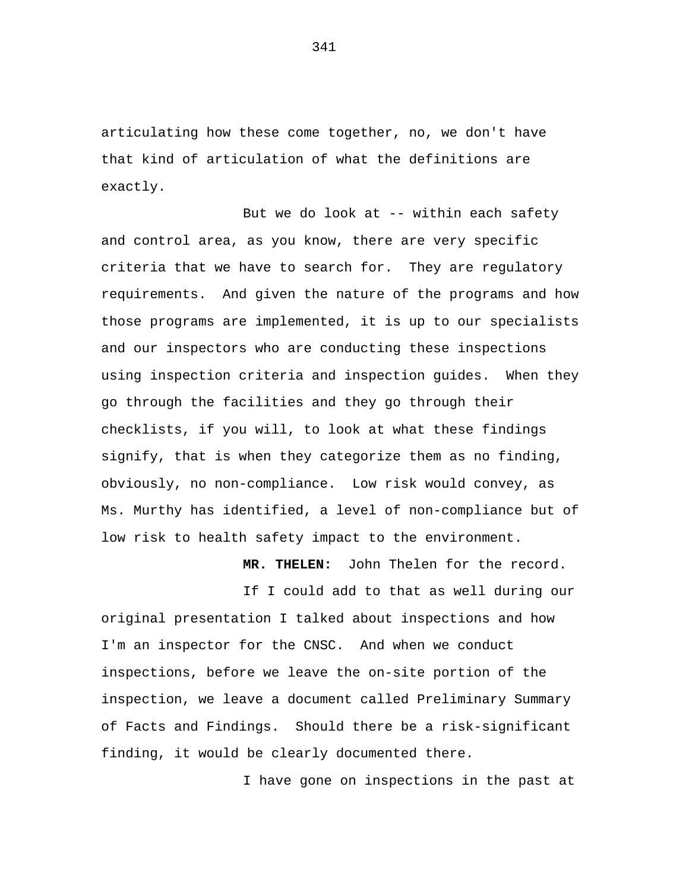articulating how these come together, no, we don't have that kind of articulation of what the definitions are exactly.

But we do look at -- within each safety and control area, as you know, there are very specific criteria that we have to search for. They are regulatory requirements. And given the nature of the programs and how those programs are implemented, it is up to our specialists and our inspectors who are conducting these inspections using inspection criteria and inspection guides. When they go through the facilities and they go through their checklists, if you will, to look at what these findings signify, that is when they categorize them as no finding, obviously, no non-compliance. Low risk would convey, as Ms. Murthy has identified, a level of non-compliance but of low risk to health safety impact to the environment.

**MR. THELEN:** John Thelen for the record.

If I could add to that as well during our original presentation I talked about inspections and how I'm an inspector for the CNSC. And when we conduct inspections, before we leave the on-site portion of the inspection, we leave a document called Preliminary Summary of Facts and Findings. Should there be a risk-significant finding, it would be clearly documented there.

I have gone on inspections in the past at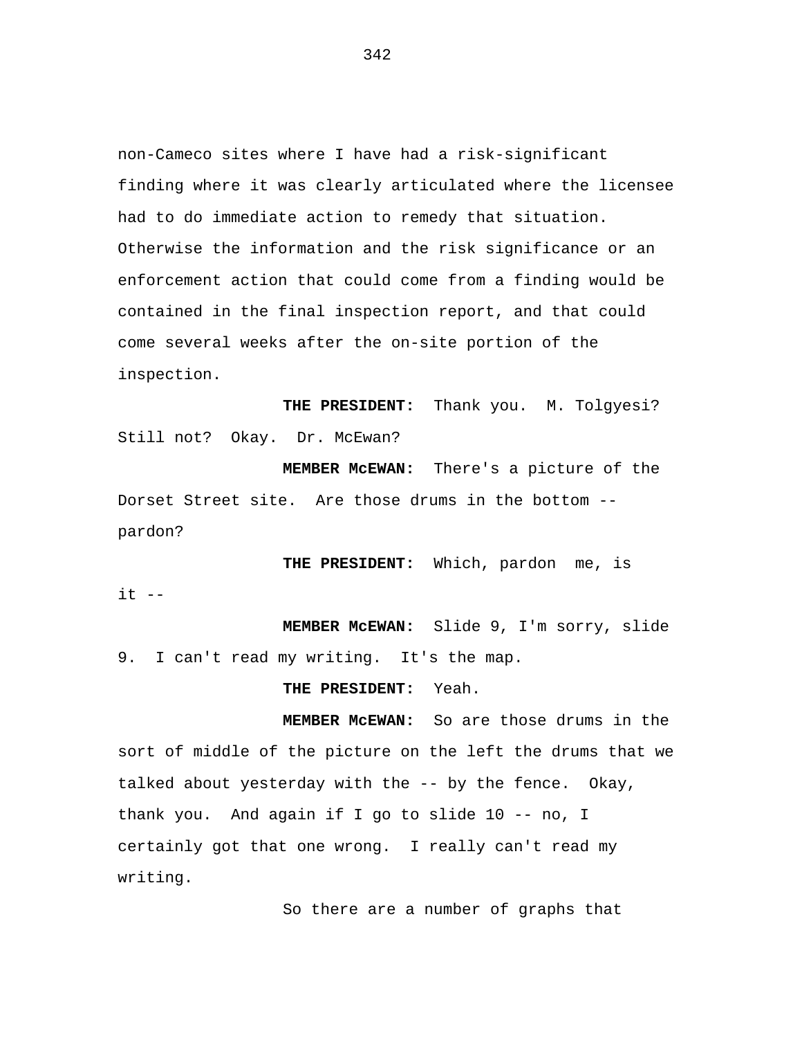non-Cameco sites where I have had a risk-significant finding where it was clearly articulated where the licensee had to do immediate action to remedy that situation. Otherwise the information and the risk significance or an enforcement action that could come from a finding would be contained in the final inspection report, and that could come several weeks after the on-site portion of the inspection.

**THE PRESIDENT:** Thank you. M. Tolgyesi? Still not? Okay. Dr. McEwan?

**MEMBER McEWAN:** There's a picture of the Dorset Street site. Are those drums in the bottom -- pardon?

**THE PRESIDENT:** Which, pardon me, is it --

**MEMBER McEWAN:** Slide 9, I'm sorry, slide 9. I can't read my writing. It's the map.

**THE PRESIDENT:** Yeah.

**MEMBER McEWAN:** So are those drums in the sort of middle of the picture on the left the drums that we talked about yesterday with the -- by the fence. Okay, thank you. And again if I go to slide 10 -- no, I certainly got that one wrong. I really can't read my writing.

So there are a number of graphs that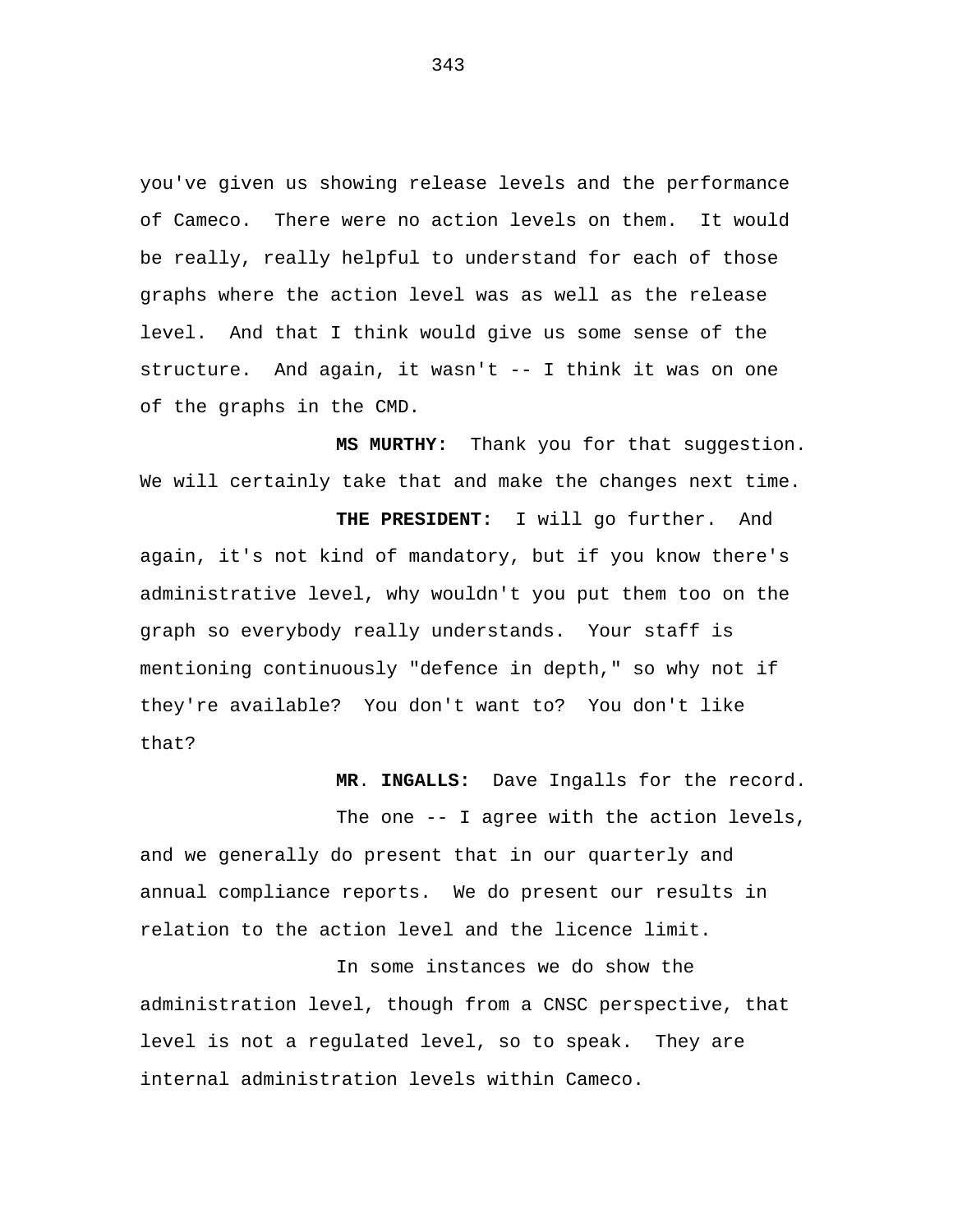you've given us showing release levels and the performance of Cameco. There were no action levels on them. It would be really, really helpful to understand for each of those graphs where the action level was as well as the release level. And that I think would give us some sense of the structure. And again, it wasn't -- I think it was on one of the graphs in the CMD.

**MS MURTHY:** Thank you for that suggestion. We will certainly take that and make the changes next time.

**THE PRESIDENT:** I will go further. And again, it's not kind of mandatory, but if you know there's administrative level, why wouldn't you put them too on the graph so everybody really understands. Your staff is mentioning continuously "defence in depth," so why not if they're available? You don't want to? You don't like that?

**MR. INGALLS:** Dave Ingalls for the record.

The one -- I agree with the action levels, and we generally do present that in our quarterly and annual compliance reports. We do present our results in relation to the action level and the licence limit.

In some instances we do show the administration level, though from a CNSC perspective, that level is not a regulated level, so to speak. They are internal administration levels within Cameco.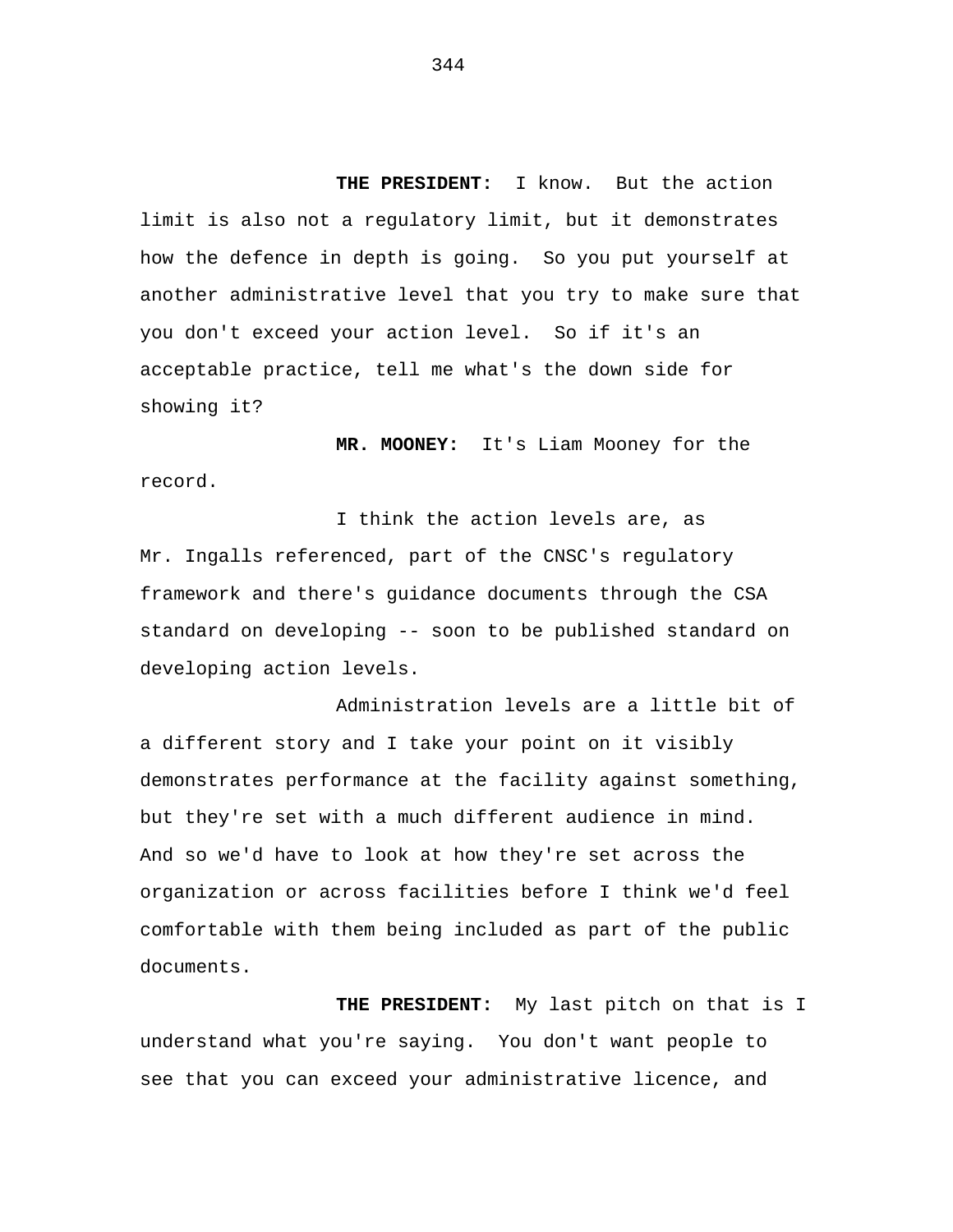**THE PRESIDENT:** I know. But the action limit is also not a regulatory limit, but it demonstrates how the defence in depth is going. So you put yourself at another administrative level that you try to make sure that you don't exceed your action level. So if it's an acceptable practice, tell me what's the down side for showing it?

**MR. MOONEY:** It's Liam Mooney for the record.

I think the action levels are, as Mr. Ingalls referenced, part of the CNSC's regulatory framework and there's guidance documents through the CSA standard on developing -- soon to be published standard on developing action levels.

Administration levels are a little bit of a different story and I take your point on it visibly demonstrates performance at the facility against something, but they're set with a much different audience in mind. And so we'd have to look at how they're set across the organization or across facilities before I think we'd feel comfortable with them being included as part of the public documents.

**THE PRESIDENT:** My last pitch on that is I understand what you're saying. You don't want people to see that you can exceed your administrative licence, and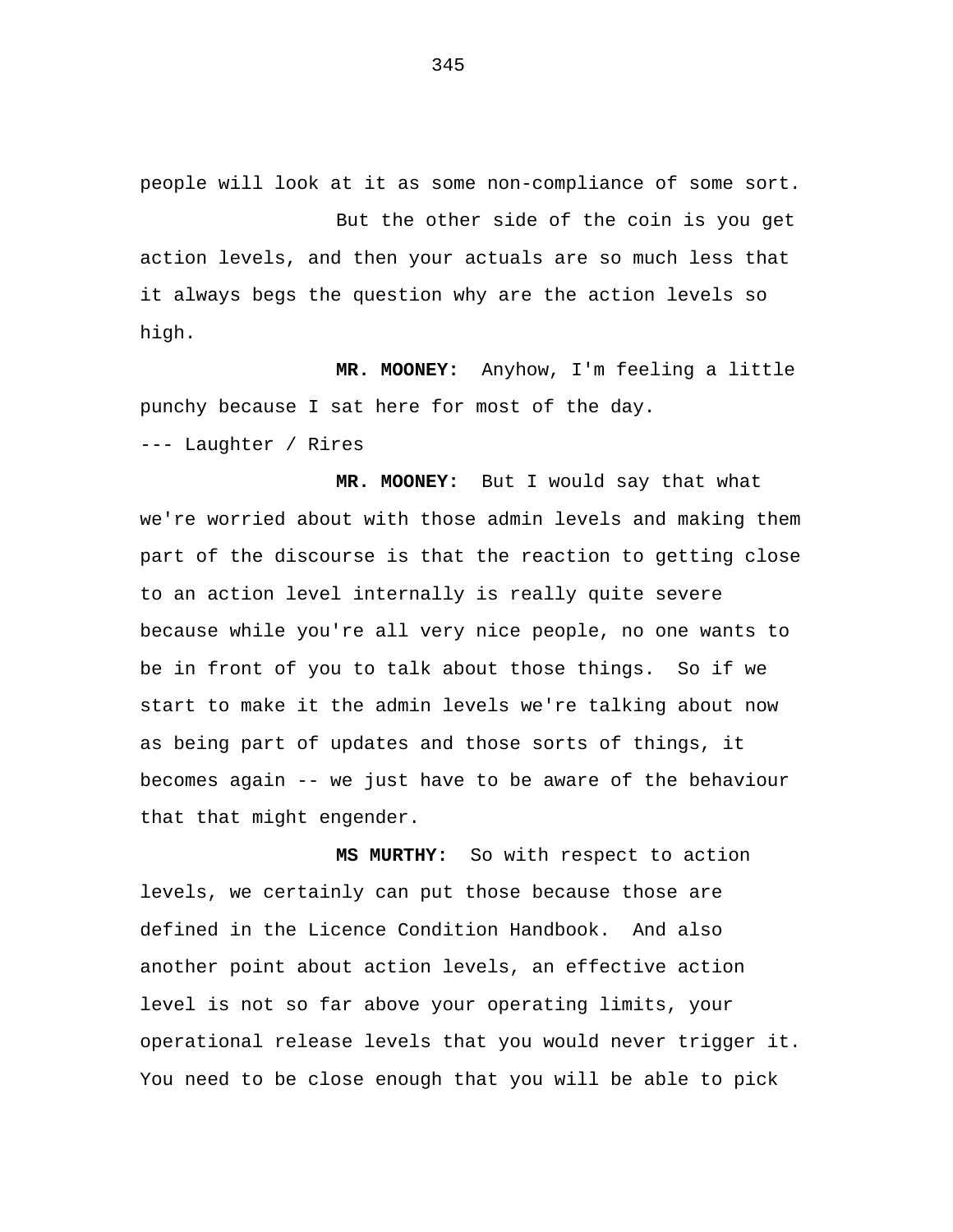people will look at it as some non-compliance of some sort.

But the other side of the coin is you get action levels, and then your actuals are so much less that it always begs the question why are the action levels so high.

**MR. MOONEY:** Anyhow, I'm feeling a little punchy because I sat here for most of the day.

--- Laughter / Rires

**MR. MOONEY:** But I would say that what we're worried about with those admin levels and making them part of the discourse is that the reaction to getting close to an action level internally is really quite severe because while you're all very nice people, no one wants to be in front of you to talk about those things. So if we start to make it the admin levels we're talking about now as being part of updates and those sorts of things, it becomes again -- we just have to be aware of the behaviour that that might engender.

**MS MURTHY:** So with respect to action levels, we certainly can put those because those are defined in the Licence Condition Handbook. And also another point about action levels, an effective action level is not so far above your operating limits, your operational release levels that you would never trigger it. You need to be close enough that you will be able to pick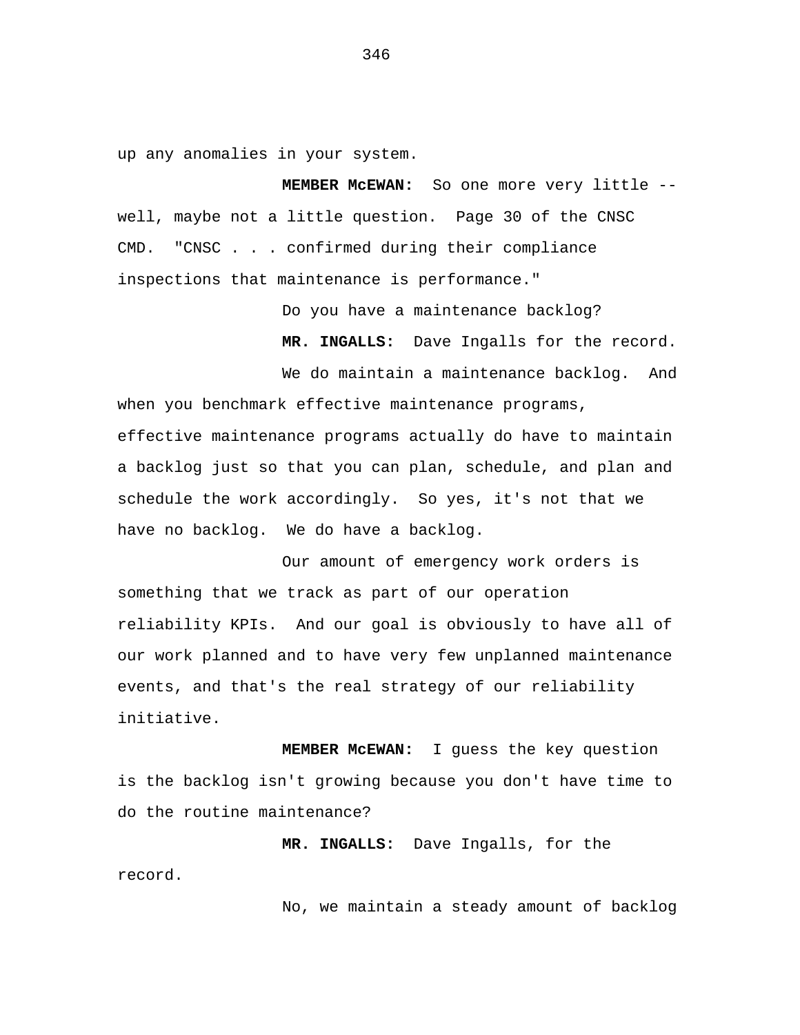up any anomalies in your system.

**MEMBER McEWAN:** So one more very little -- well, maybe not a little question. Page 30 of the CNSC CMD. "CNSC . . . confirmed during their compliance inspections that maintenance is performance."

Do you have a maintenance backlog?

**MR. INGALLS:** Dave Ingalls for the record.

We do maintain a maintenance backlog. And when you benchmark effective maintenance programs, effective maintenance programs actually do have to maintain a backlog just so that you can plan, schedule, and plan and schedule the work accordingly. So yes, it's not that we have no backlog. We do have a backlog.

Our amount of emergency work orders is something that we track as part of our operation reliability KPIs. And our goal is obviously to have all of our work planned and to have very few unplanned maintenance events, and that's the real strategy of our reliability initiative.

**MEMBER McEWAN:** I guess the key question is the backlog isn't growing because you don't have time to do the routine maintenance?

**MR. INGALLS:** Dave Ingalls, for the record.

No, we maintain a steady amount of backlog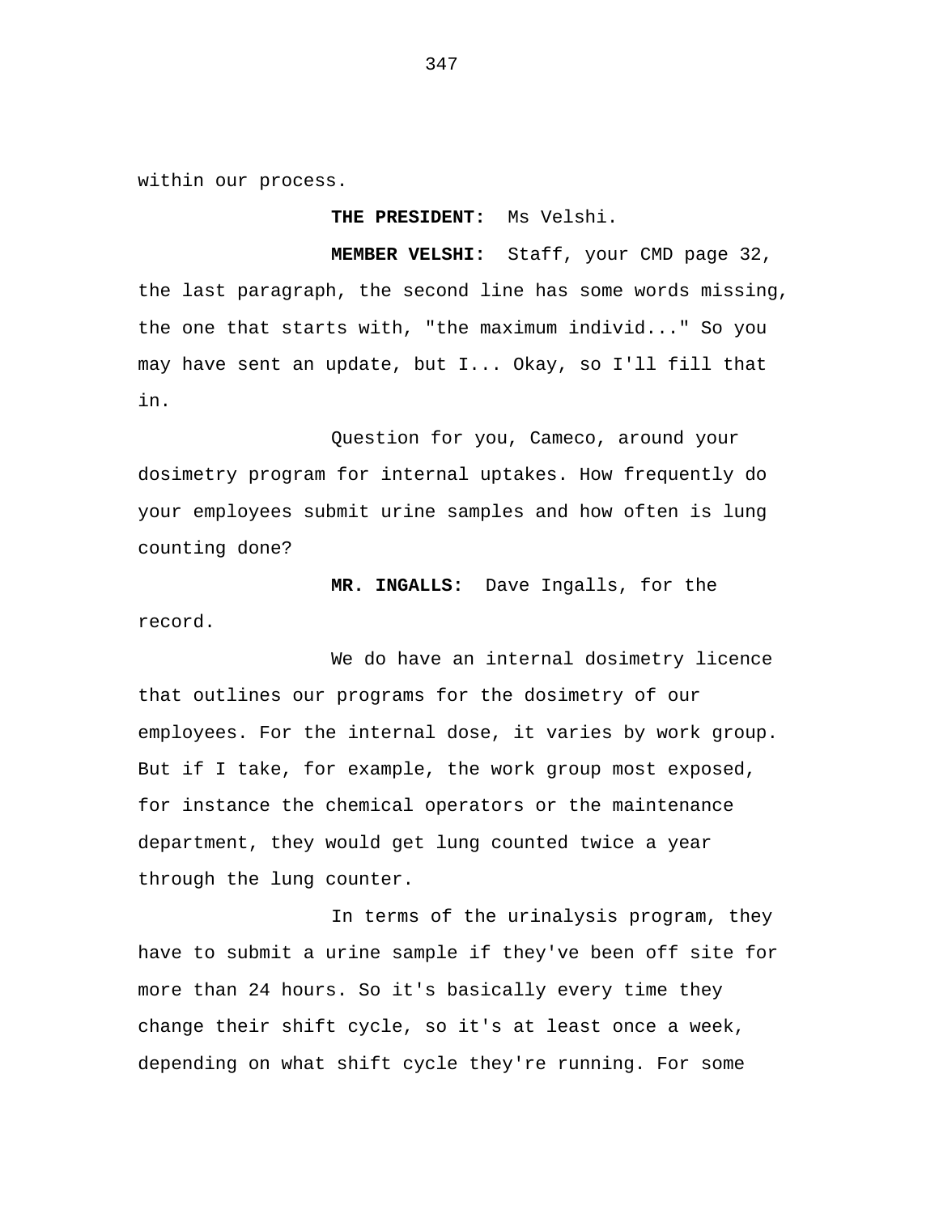within our process.

**THE PRESIDENT:** Ms Velshi.

**MEMBER VELSHI:** Staff, your CMD page 32, the last paragraph, the second line has some words missing, the one that starts with, "the maximum individ..." So you may have sent an update, but I... Okay, so I'll fill that in.

Question for you, Cameco, around your dosimetry program for internal uptakes. How frequently do your employees submit urine samples and how often is lung counting done?

**MR. INGALLS:** Dave Ingalls, for the record.

We do have an internal dosimetry licence that outlines our programs for the dosimetry of our employees. For the internal dose, it varies by work group. But if I take, for example, the work group most exposed, for instance the chemical operators or the maintenance department, they would get lung counted twice a year through the lung counter.

In terms of the urinalysis program, they have to submit a urine sample if they've been off site for more than 24 hours. So it's basically every time they change their shift cycle, so it's at least once a week, depending on what shift cycle they're running. For some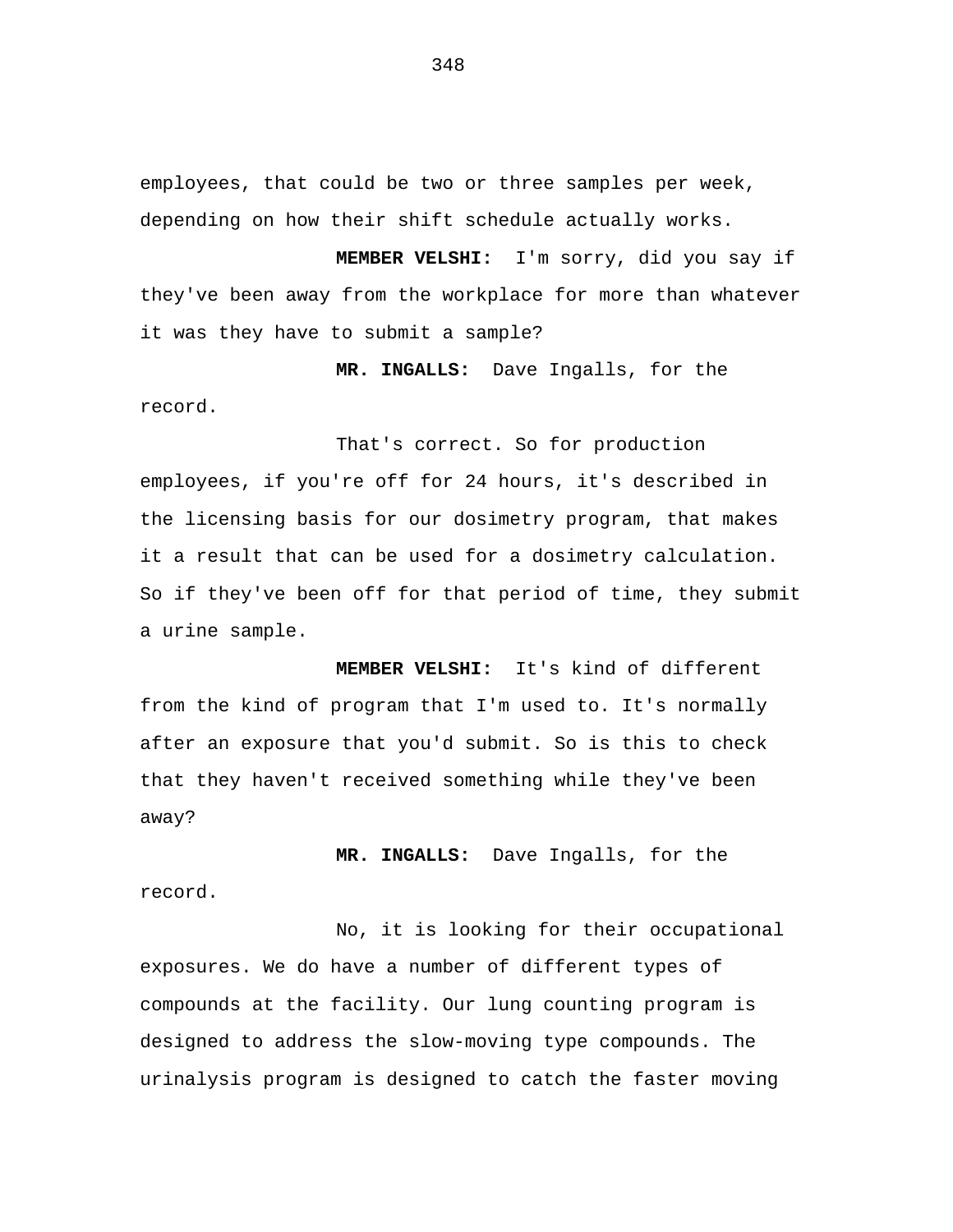employees, that could be two or three samples per week, depending on how their shift schedule actually works.

**MEMBER VELSHI:** I'm sorry, did you say if they've been away from the workplace for more than whatever it was they have to submit a sample?

**MR. INGALLS:** Dave Ingalls, for the record.

That's correct. So for production employees, if you're off for 24 hours, it's described in the licensing basis for our dosimetry program, that makes it a result that can be used for a dosimetry calculation. So if they've been off for that period of time, they submit a urine sample.

**MEMBER VELSHI:** It's kind of different from the kind of program that I'm used to. It's normally after an exposure that you'd submit. So is this to check that they haven't received something while they've been away?

**MR. INGALLS:** Dave Ingalls, for the record.

No, it is looking for their occupational exposures. We do have a number of different types of compounds at the facility. Our lung counting program is designed to address the slow-moving type compounds. The urinalysis program is designed to catch the faster moving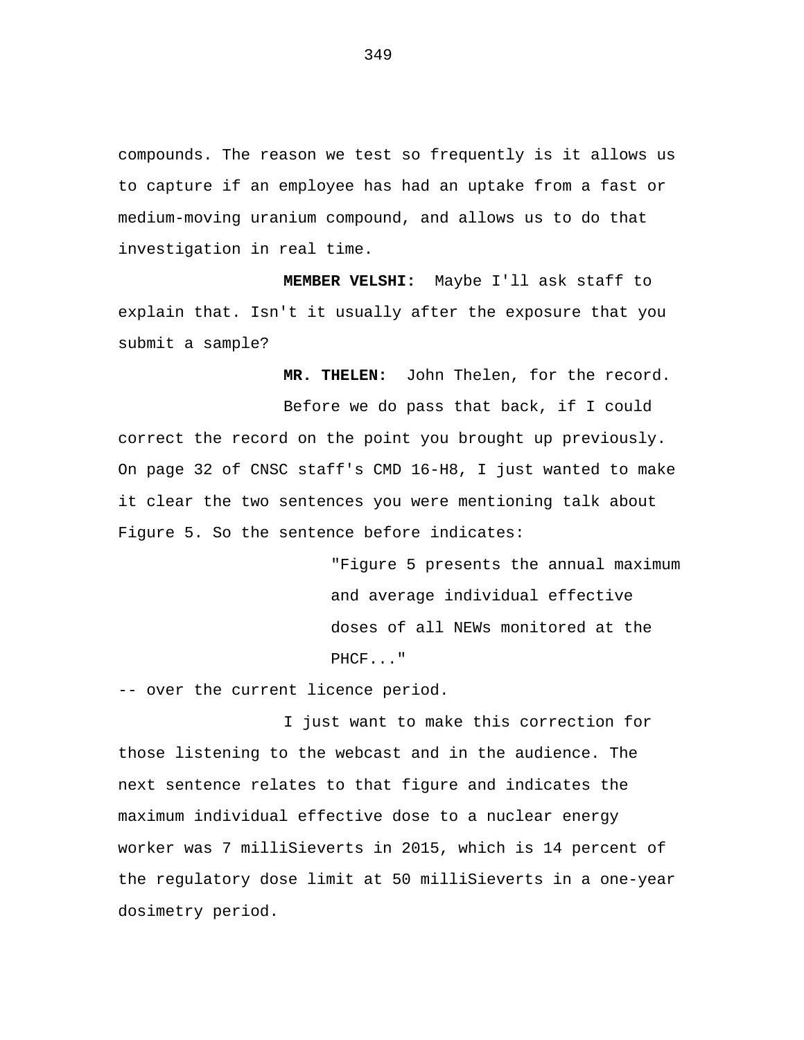compounds. The reason we test so frequently is it allows us to capture if an employee has had an uptake from a fast or medium-moving uranium compound, and allows us to do that investigation in real time.

**MEMBER VELSHI:** Maybe I'll ask staff to explain that. Isn't it usually after the exposure that you submit a sample?

**MR. THELEN:** John Thelen, for the record.

Before we do pass that back, if I could correct the record on the point you brought up previously. On page 32 of CNSC staff's CMD 16-H8, I just wanted to make it clear the two sentences you were mentioning talk about Figure 5. So the sentence before indicates:

> "Figure 5 presents the annual maximum and average individual effective doses of all NEWs monitored at the PHCF..."

-- over the current licence period.

I just want to make this correction for those listening to the webcast and in the audience. The next sentence relates to that figure and indicates the maximum individual effective dose to a nuclear energy worker was 7 milliSieverts in 2015, which is 14 percent of the regulatory dose limit at 50 milliSieverts in a one-year dosimetry period.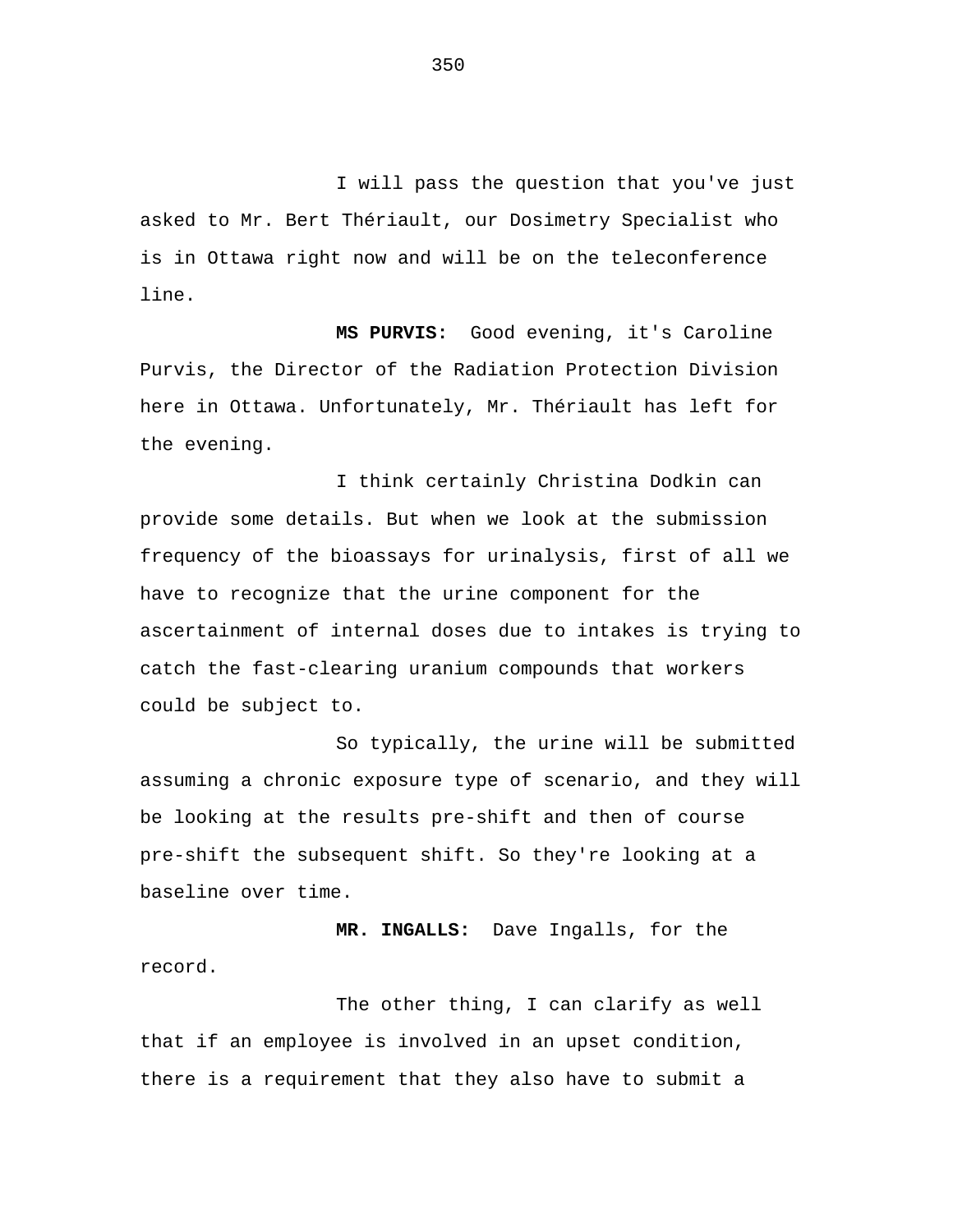I will pass the question that you've just asked to Mr. Bert Thériault, our Dosimetry Specialist who is in Ottawa right now and will be on the teleconference line.

**MS PURVIS:** Good evening, it's Caroline Purvis, the Director of the Radiation Protection Division here in Ottawa. Unfortunately, Mr. Thériault has left for the evening.

I think certainly Christina Dodkin can provide some details. But when we look at the submission frequency of the bioassays for urinalysis, first of all we have to recognize that the urine component for the ascertainment of internal doses due to intakes is trying to catch the fast-clearing uranium compounds that workers could be subject to.

So typically, the urine will be submitted assuming a chronic exposure type of scenario, and they will be looking at the results pre-shift and then of course pre-shift the subsequent shift. So they're looking at a baseline over time.

**MR. INGALLS:** Dave Ingalls, for the record.

The other thing, I can clarify as well that if an employee is involved in an upset condition, there is a requirement that they also have to submit a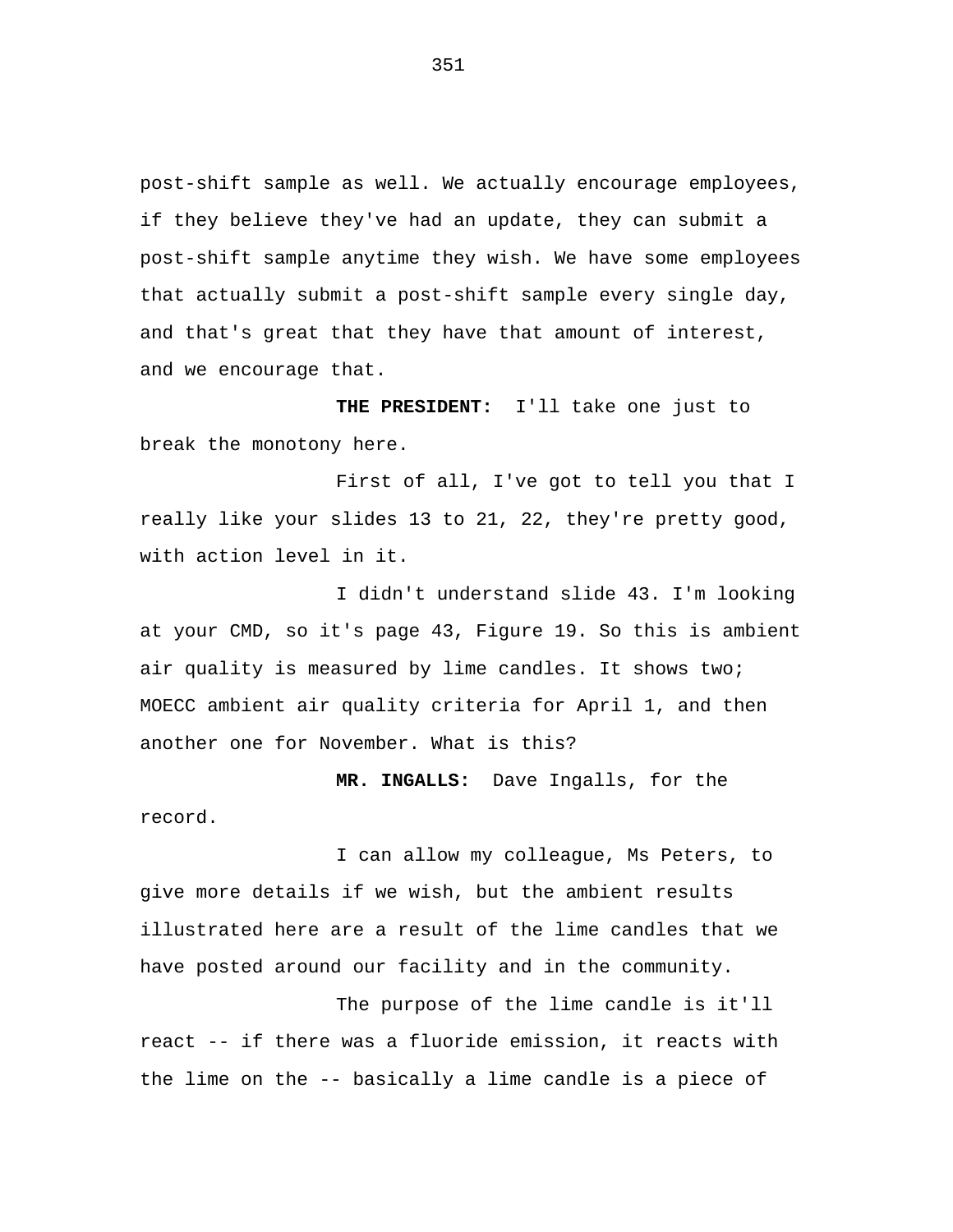post-shift sample as well. We actually encourage employees, if they believe they've had an update, they can submit a post-shift sample anytime they wish. We have some employees that actually submit a post-shift sample every single day, and that's great that they have that amount of interest, and we encourage that.

**THE PRESIDENT:** I'll take one just to break the monotony here.

First of all, I've got to tell you that I really like your slides 13 to 21, 22, they're pretty good, with action level in it.

I didn't understand slide 43. I'm looking at your CMD, so it's page 43, Figure 19. So this is ambient air quality is measured by lime candles. It shows two; MOECC ambient air quality criteria for April 1, and then another one for November. What is this?

**MR. INGALLS:** Dave Ingalls, for the record.

I can allow my colleague, Ms Peters, to give more details if we wish, but the ambient results illustrated here are a result of the lime candles that we have posted around our facility and in the community.

The purpose of the lime candle is it'll react -- if there was a fluoride emission, it reacts with the lime on the -- basically a lime candle is a piece of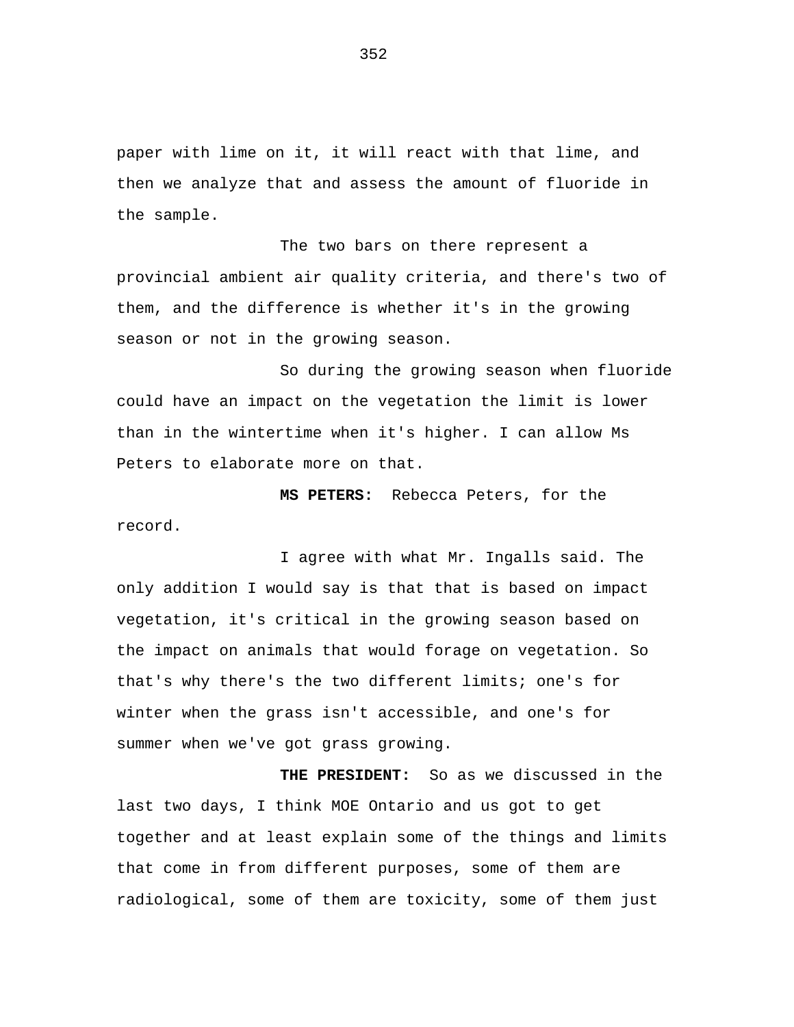paper with lime on it, it will react with that lime, and then we analyze that and assess the amount of fluoride in the sample.

The two bars on there represent a provincial ambient air quality criteria, and there's two of them, and the difference is whether it's in the growing season or not in the growing season.

So during the growing season when fluoride could have an impact on the vegetation the limit is lower than in the wintertime when it's higher. I can allow Ms Peters to elaborate more on that.

**MS PETERS:** Rebecca Peters, for the record.

I agree with what Mr. Ingalls said. The only addition I would say is that that is based on impact vegetation, it's critical in the growing season based on the impact on animals that would forage on vegetation. So that's why there's the two different limits; one's for winter when the grass isn't accessible, and one's for summer when we've got grass growing.

**THE PRESIDENT:** So as we discussed in the last two days, I think MOE Ontario and us got to get together and at least explain some of the things and limits that come in from different purposes, some of them are radiological, some of them are toxicity, some of them just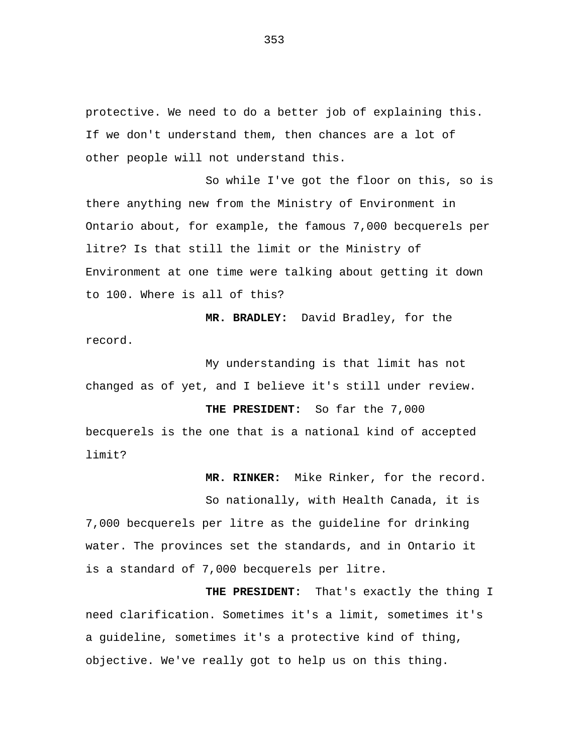protective. We need to do a better job of explaining this. If we don't understand them, then chances are a lot of other people will not understand this.

So while I've got the floor on this, so is there anything new from the Ministry of Environment in Ontario about, for example, the famous 7,000 becquerels per litre? Is that still the limit or the Ministry of Environment at one time were talking about getting it down to 100. Where is all of this?

**MR. BRADLEY:** David Bradley, for the record.

My understanding is that limit has not changed as of yet, and I believe it's still under review.

**THE PRESIDENT:** So far the 7,000 becquerels is the one that is a national kind of accepted limit?

**MR. RINKER:** Mike Rinker, for the record.

So nationally, with Health Canada, it is 7,000 becquerels per litre as the guideline for drinking water. The provinces set the standards, and in Ontario it is a standard of 7,000 becquerels per litre.

**THE PRESIDENT:** That's exactly the thing I need clarification. Sometimes it's a limit, sometimes it's a guideline, sometimes it's a protective kind of thing, objective. We've really got to help us on this thing.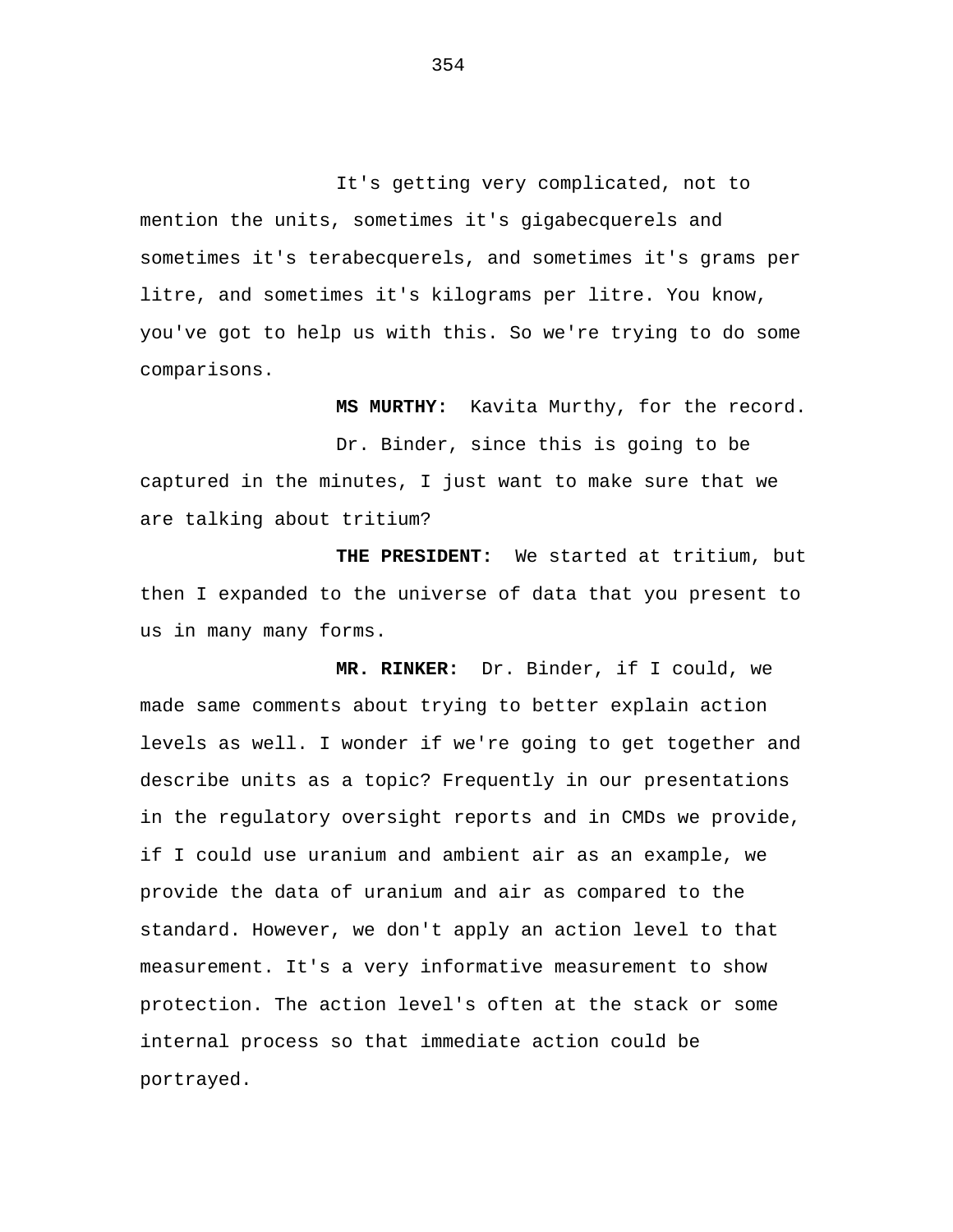It's getting very complicated, not to mention the units, sometimes it's gigabecquerels and sometimes it's terabecquerels, and sometimes it's grams per litre, and sometimes it's kilograms per litre. You know, you've got to help us with this. So we're trying to do some comparisons.

**MS MURTHY:** Kavita Murthy, for the record.

Dr. Binder, since this is going to be captured in the minutes, I just want to make sure that we are talking about tritium?

**THE PRESIDENT:** We started at tritium, but then I expanded to the universe of data that you present to us in many many forms.

**MR. RINKER:** Dr. Binder, if I could, we made same comments about trying to better explain action levels as well. I wonder if we're going to get together and describe units as a topic? Frequently in our presentations in the regulatory oversight reports and in CMDs we provide, if I could use uranium and ambient air as an example, we provide the data of uranium and air as compared to the standard. However, we don't apply an action level to that measurement. It's a very informative measurement to show protection. The action level's often at the stack or some internal process so that immediate action could be portrayed.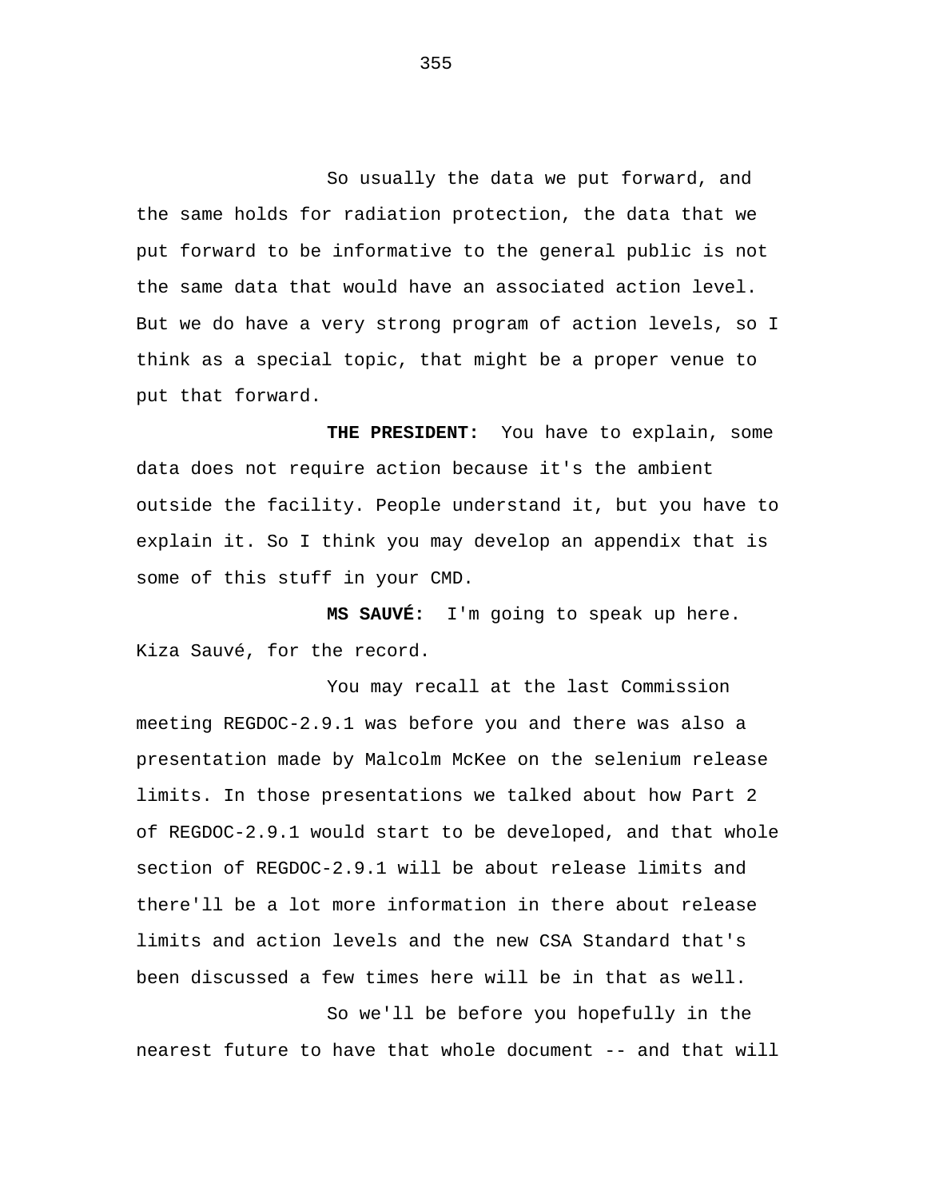So usually the data we put forward, and the same holds for radiation protection, the data that we put forward to be informative to the general public is not the same data that would have an associated action level. But we do have a very strong program of action levels, so I think as a special topic, that might be a proper venue to put that forward.

**THE PRESIDENT:** You have to explain, some data does not require action because it's the ambient outside the facility. People understand it, but you have to explain it. So I think you may develop an appendix that is some of this stuff in your CMD.

**MS SAUVÉ:** I'm going to speak up here. Kiza Sauvé, for the record.

You may recall at the last Commission meeting REGDOC-2.9.1 was before you and there was also a presentation made by Malcolm McKee on the selenium release limits. In those presentations we talked about how Part 2 of REGDOC-2.9.1 would start to be developed, and that whole section of REGDOC-2.9.1 will be about release limits and there'll be a lot more information in there about release limits and action levels and the new CSA Standard that's been discussed a few times here will be in that as well.

So we'll be before you hopefully in the nearest future to have that whole document -- and that will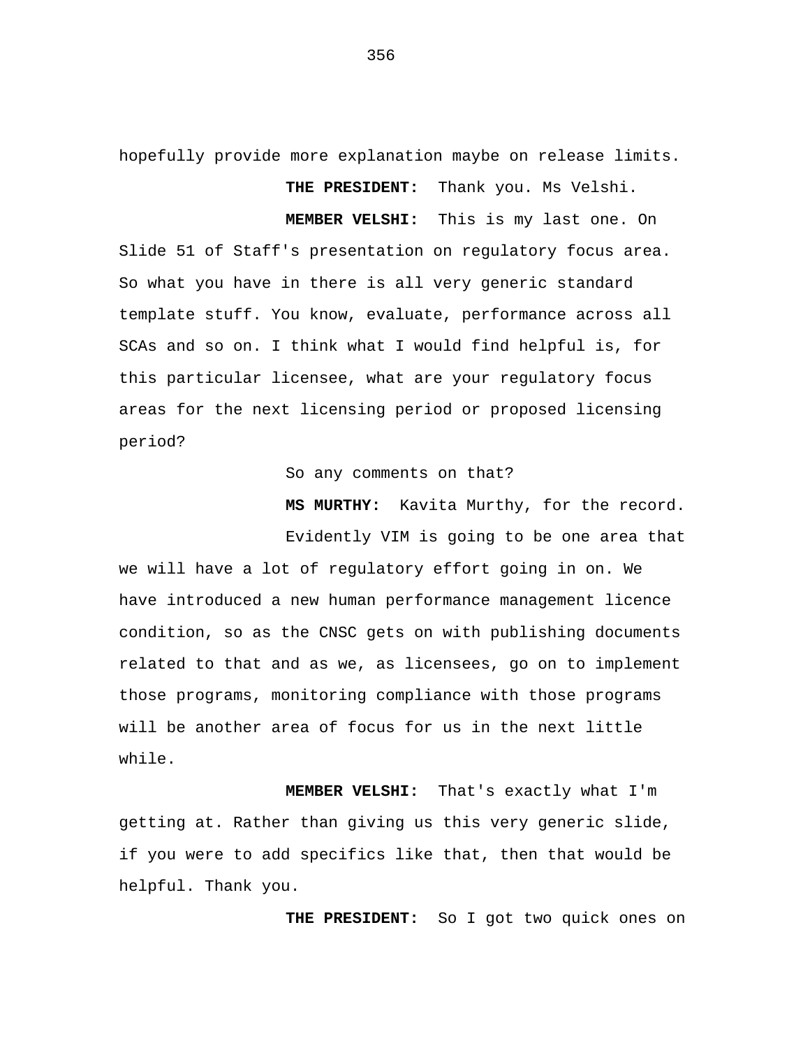hopefully provide more explanation maybe on release limits.

**THE PRESIDENT:** Thank you. Ms Velshi.

**MEMBER VELSHI:** This is my last one. On Slide 51 of Staff's presentation on regulatory focus area. So what you have in there is all very generic standard template stuff. You know, evaluate, performance across all SCAs and so on. I think what I would find helpful is, for this particular licensee, what are your regulatory focus areas for the next licensing period or proposed licensing period?

So any comments on that?

**MS MURTHY:** Kavita Murthy, for the record.

Evidently VIM is going to be one area that we will have a lot of regulatory effort going in on. We have introduced a new human performance management licence condition, so as the CNSC gets on with publishing documents related to that and as we, as licensees, go on to implement those programs, monitoring compliance with those programs will be another area of focus for us in the next little while.

**MEMBER VELSHI:** That's exactly what I'm getting at. Rather than giving us this very generic slide, if you were to add specifics like that, then that would be helpful. Thank you.

**THE PRESIDENT:** So I got two quick ones on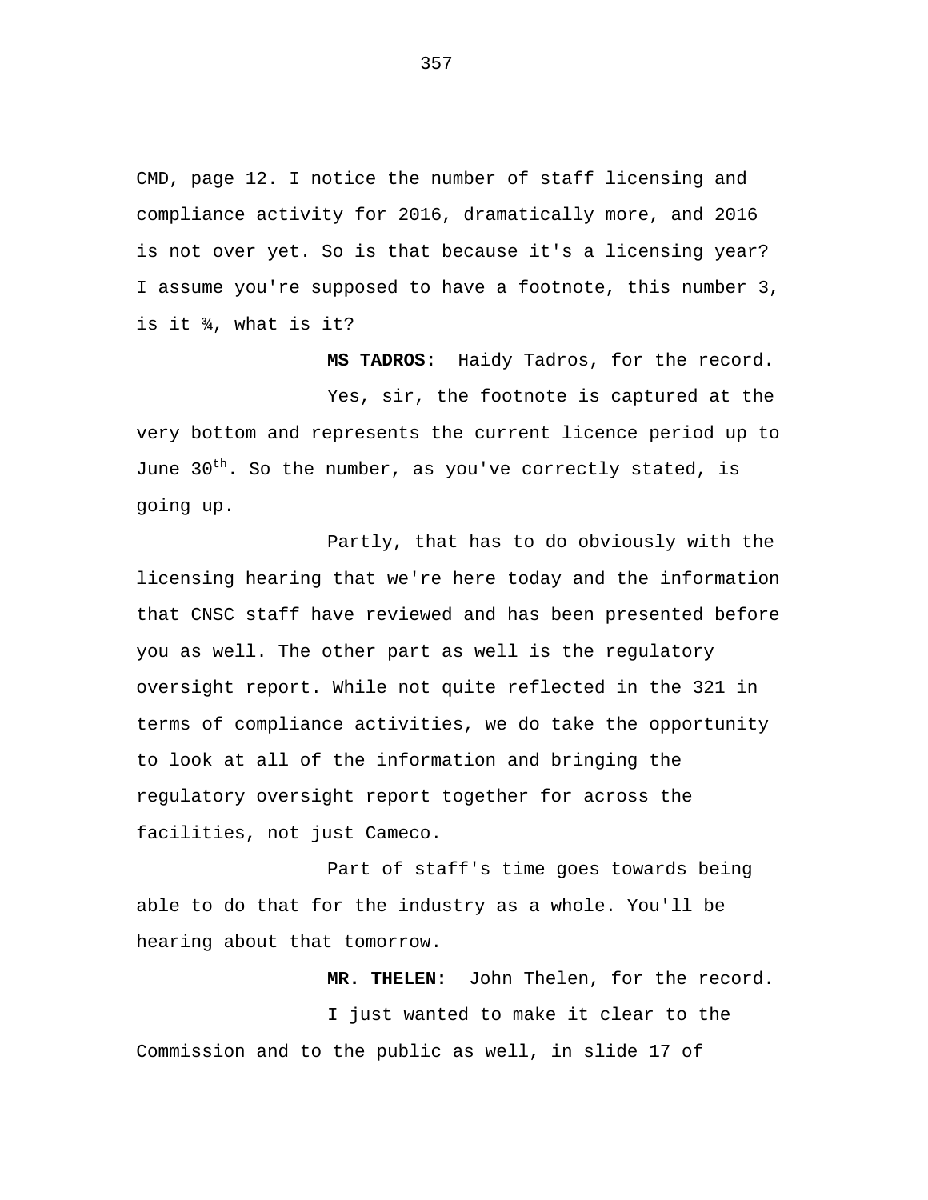CMD, page 12. I notice the number of staff licensing and compliance activity for 2016, dramatically more, and 2016 is not over yet. So is that because it's a licensing year? I assume you're supposed to have a footnote, this number 3, is it ¾, what is it?

**MS TADROS:** Haidy Tadros, for the record.

Yes, sir, the footnote is captured at the very bottom and represents the current licence period up to June 30th. So the number, as you've correctly stated, is going up.

Partly, that has to do obviously with the licensing hearing that we're here today and the information that CNSC staff have reviewed and has been presented before you as well. The other part as well is the regulatory oversight report. While not quite reflected in the 321 in terms of compliance activities, we do take the opportunity to look at all of the information and bringing the regulatory oversight report together for across the facilities, not just Cameco.

Part of staff's time goes towards being able to do that for the industry as a whole. You'll be hearing about that tomorrow.

**MR. THELEN:** John Thelen, for the record.

I just wanted to make it clear to the Commission and to the public as well, in slide 17 of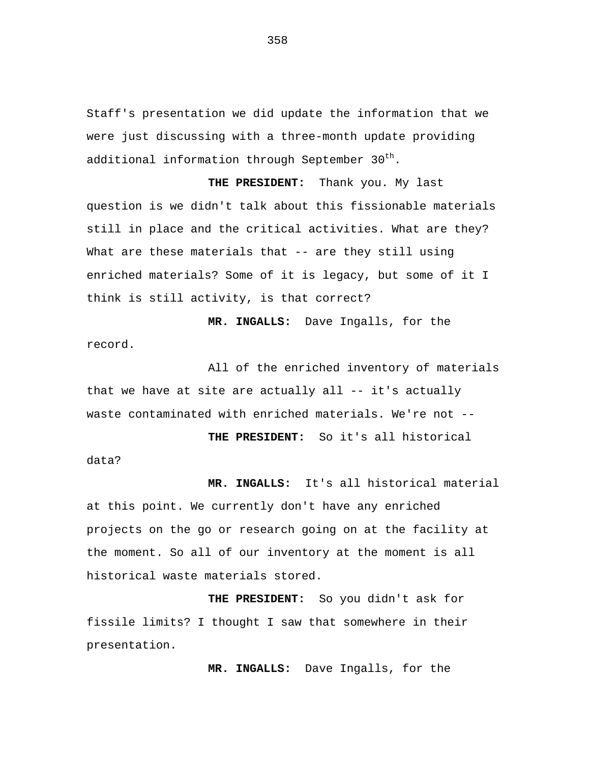Staff's presentation we did update the information that we were just discussing with a three-month update providing additional information through September 30th.

**THE PRESIDENT:** Thank you. My last question is we didn't talk about this fissionable materials still in place and the critical activities. What are they? What are these materials that -- are they still using enriched materials? Some of it is legacy, but some of it I think is still activity, is that correct?

**MR. INGALLS:** Dave Ingalls, for the record.

All of the enriched inventory of materials that we have at site are actually all -- it's actually waste contaminated with enriched materials. We're not --

**THE PRESIDENT:** So it's all historical data?

**MR. INGALLS:** It's all historical material at this point. We currently don't have any enriched projects on the go or research going on at the facility at the moment. So all of our inventory at the moment is all historical waste materials stored.

**THE PRESIDENT:** So you didn't ask for fissile limits? I thought I saw that somewhere in their presentation.

**MR. INGALLS:** Dave Ingalls, for the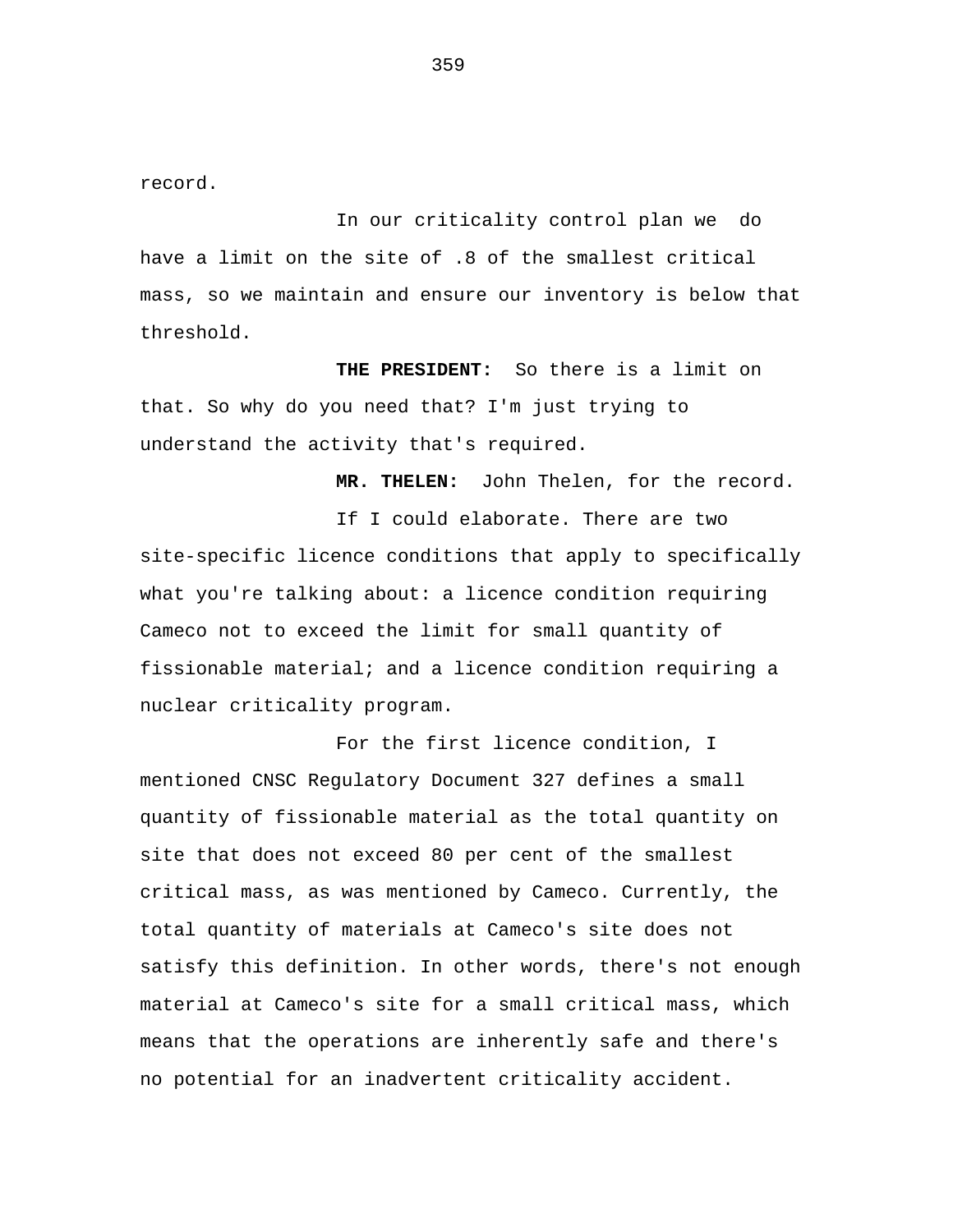record.

In our criticality control plan we do have a limit on the site of .8 of the smallest critical mass, so we maintain and ensure our inventory is below that threshold.

**THE PRESIDENT:** So there is a limit on that. So why do you need that? I'm just trying to understand the activity that's required.

**MR. THELEN:** John Thelen, for the record.

If I could elaborate. There are two site-specific licence conditions that apply to specifically what you're talking about: a licence condition requiring Cameco not to exceed the limit for small quantity of fissionable material; and a licence condition requiring a nuclear criticality program.

For the first licence condition, I mentioned CNSC Regulatory Document 327 defines a small quantity of fissionable material as the total quantity on site that does not exceed 80 per cent of the smallest critical mass, as was mentioned by Cameco. Currently, the total quantity of materials at Cameco's site does not satisfy this definition. In other words, there's not enough material at Cameco's site for a small critical mass, which means that the operations are inherently safe and there's no potential for an inadvertent criticality accident.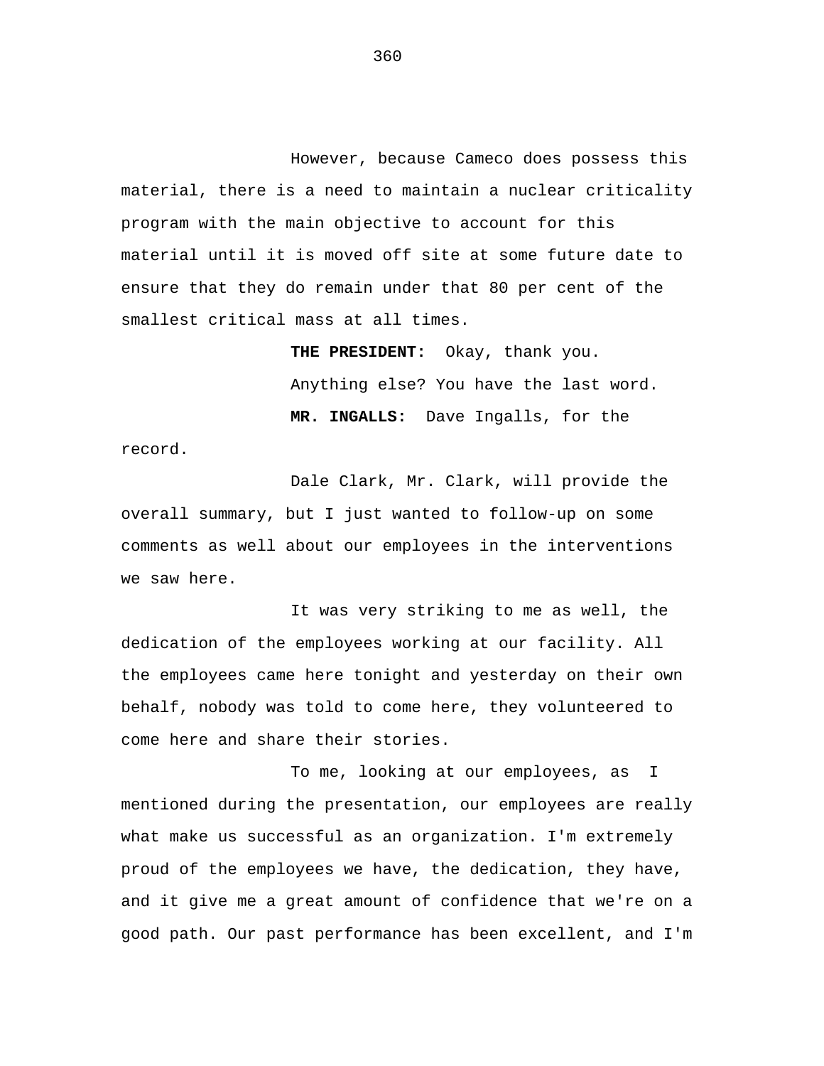However, because Cameco does possess this material, there is a need to maintain a nuclear criticality program with the main objective to account for this material until it is moved off site at some future date to ensure that they do remain under that 80 per cent of the smallest critical mass at all times.

**THE PRESIDENT:** Okay, thank you.

Anything else? You have the last word.

**MR. INGALLS:** Dave Ingalls, for the record.

Dale Clark, Mr. Clark, will provide the overall summary, but I just wanted to follow-up on some comments as well about our employees in the interventions we saw here.

It was very striking to me as well, the dedication of the employees working at our facility. All the employees came here tonight and yesterday on their own behalf, nobody was told to come here, they volunteered to come here and share their stories.

To me, looking at our employees, as I mentioned during the presentation, our employees are really what make us successful as an organization. I'm extremely proud of the employees we have, the dedication, they have, and it give me a great amount of confidence that we're on a good path. Our past performance has been excellent, and I'm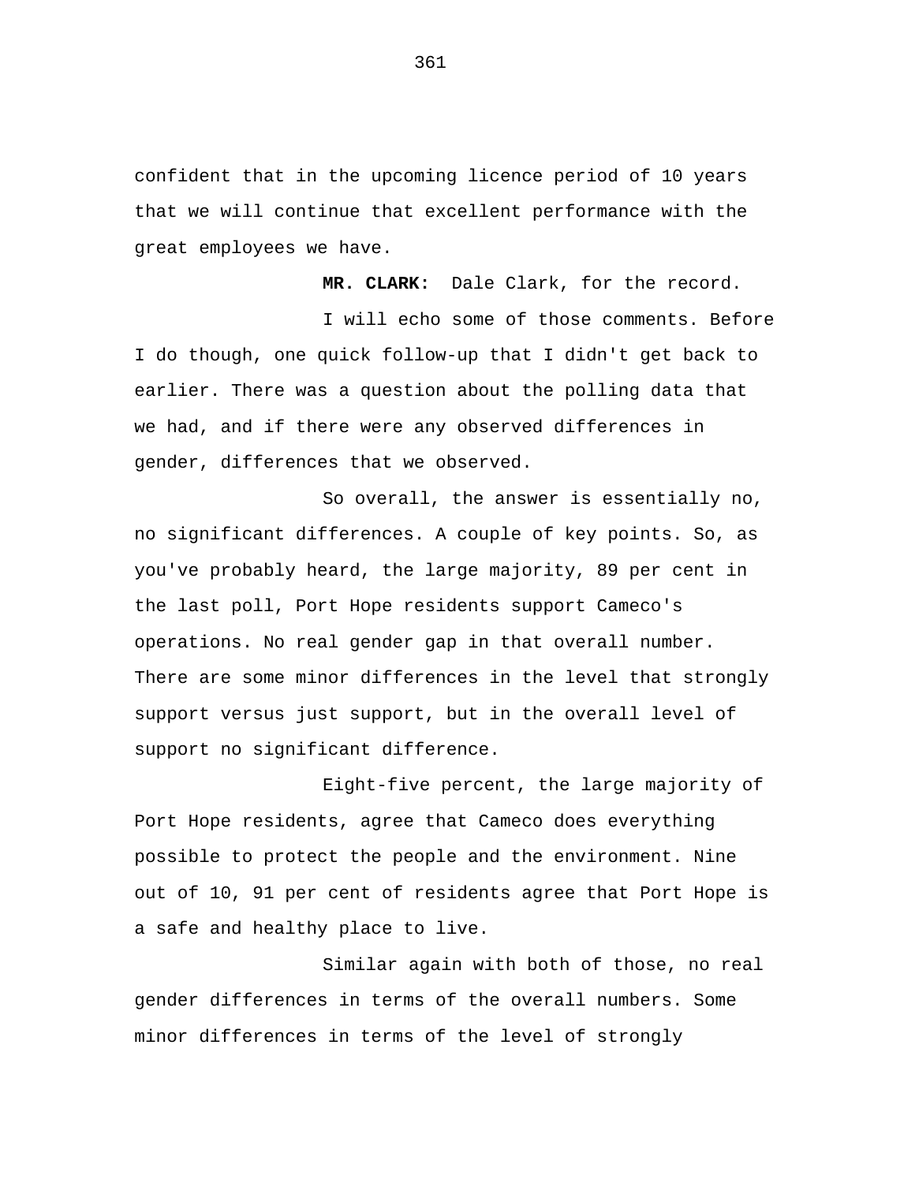confident that in the upcoming licence period of 10 years that we will continue that excellent performance with the great employees we have.

**MR. CLARK:** Dale Clark, for the record.

I will echo some of those comments. Before I do though, one quick follow-up that I didn't get back to earlier. There was a question about the polling data that we had, and if there were any observed differences in gender, differences that we observed.

So overall, the answer is essentially no, no significant differences. A couple of key points. So, as you've probably heard, the large majority, 89 per cent in the last poll, Port Hope residents support Cameco's operations. No real gender gap in that overall number. There are some minor differences in the level that strongly support versus just support, but in the overall level of support no significant difference.

Eight-five percent, the large majority of Port Hope residents, agree that Cameco does everything possible to protect the people and the environment. Nine out of 10, 91 per cent of residents agree that Port Hope is a safe and healthy place to live.

Similar again with both of those, no real gender differences in terms of the overall numbers. Some minor differences in terms of the level of strongly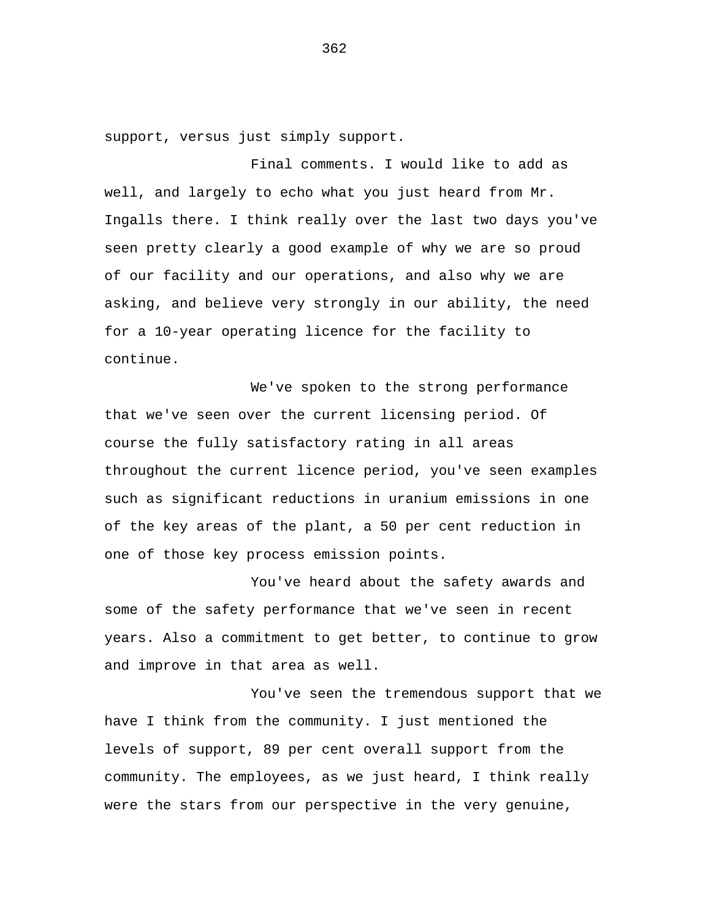support, versus just simply support.

Final comments. I would like to add as well, and largely to echo what you just heard from Mr. Ingalls there. I think really over the last two days you've seen pretty clearly a good example of why we are so proud of our facility and our operations, and also why we are asking, and believe very strongly in our ability, the need for a 10-year operating licence for the facility to continue.

We've spoken to the strong performance that we've seen over the current licensing period. Of course the fully satisfactory rating in all areas throughout the current licence period, you've seen examples such as significant reductions in uranium emissions in one of the key areas of the plant, a 50 per cent reduction in one of those key process emission points.

You've heard about the safety awards and some of the safety performance that we've seen in recent years. Also a commitment to get better, to continue to grow and improve in that area as well.

You've seen the tremendous support that we have I think from the community. I just mentioned the levels of support, 89 per cent overall support from the community. The employees, as we just heard, I think really were the stars from our perspective in the very genuine,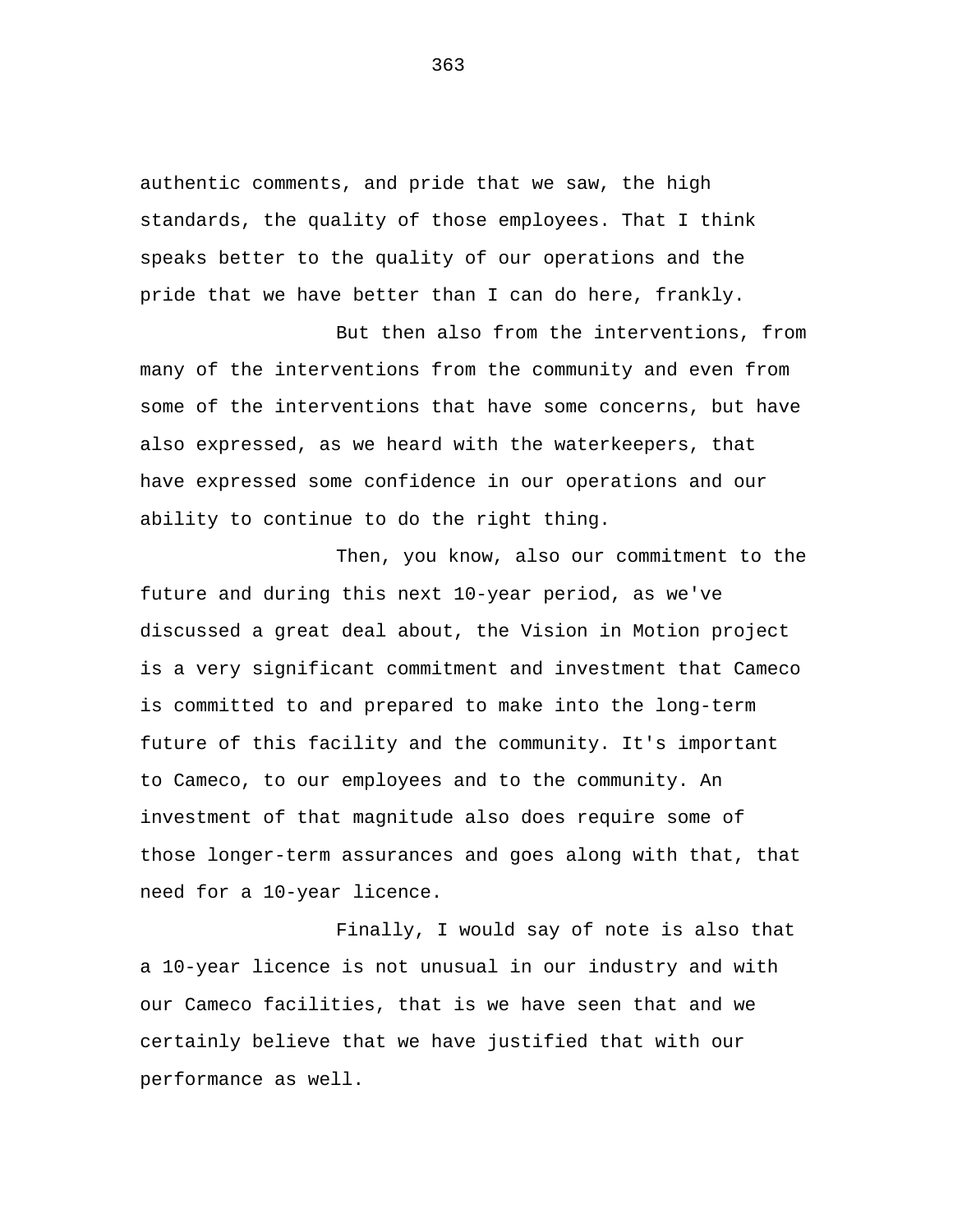authentic comments, and pride that we saw, the high standards, the quality of those employees. That I think speaks better to the quality of our operations and the pride that we have better than I can do here, frankly.

But then also from the interventions, from many of the interventions from the community and even from some of the interventions that have some concerns, but have also expressed, as we heard with the waterkeepers, that have expressed some confidence in our operations and our ability to continue to do the right thing.

Then, you know, also our commitment to the future and during this next 10-year period, as we've discussed a great deal about, the Vision in Motion project is a very significant commitment and investment that Cameco is committed to and prepared to make into the long-term future of this facility and the community. It's important to Cameco, to our employees and to the community. An investment of that magnitude also does require some of those longer-term assurances and goes along with that, that need for a 10-year licence.

Finally, I would say of note is also that a 10-year licence is not unusual in our industry and with our Cameco facilities, that is we have seen that and we certainly believe that we have justified that with our performance as well.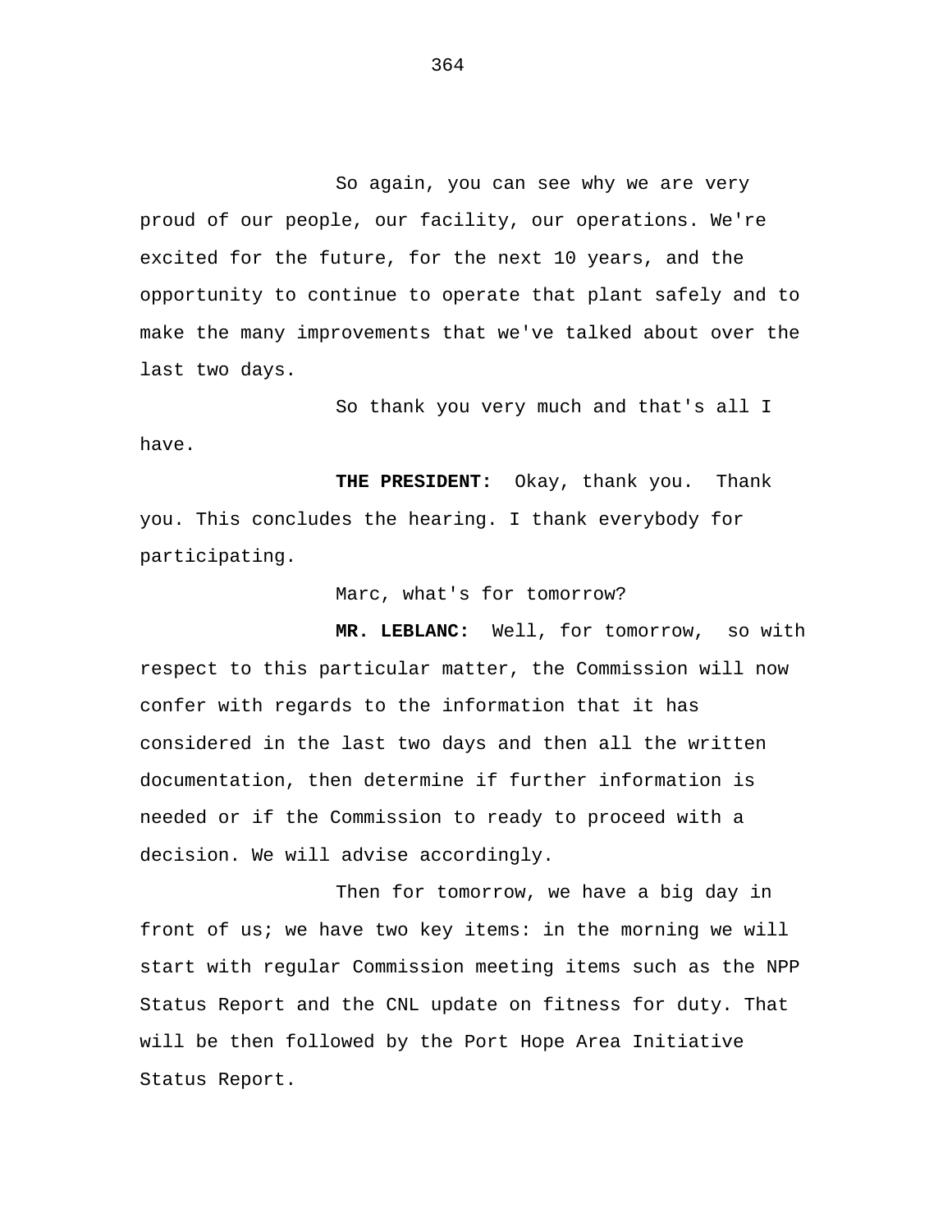So again, you can see why we are very proud of our people, our facility, our operations. We're excited for the future, for the next 10 years, and the opportunity to continue to operate that plant safely and to make the many improvements that we've talked about over the last two days.

So thank you very much and that's all I have.

**THE PRESIDENT:** Okay, thank you. Thank you. This concludes the hearing. I thank everybody for participating.

Marc, what's for tomorrow?

**MR. LEBLANC:** Well, for tomorrow, so with respect to this particular matter, the Commission will now confer with regards to the information that it has considered in the last two days and then all the written documentation, then determine if further information is needed or if the Commission to ready to proceed with a decision. We will advise accordingly.

Then for tomorrow, we have a big day in front of us; we have two key items: in the morning we will start with regular Commission meeting items such as the NPP Status Report and the CNL update on fitness for duty. That will be then followed by the Port Hope Area Initiative Status Report.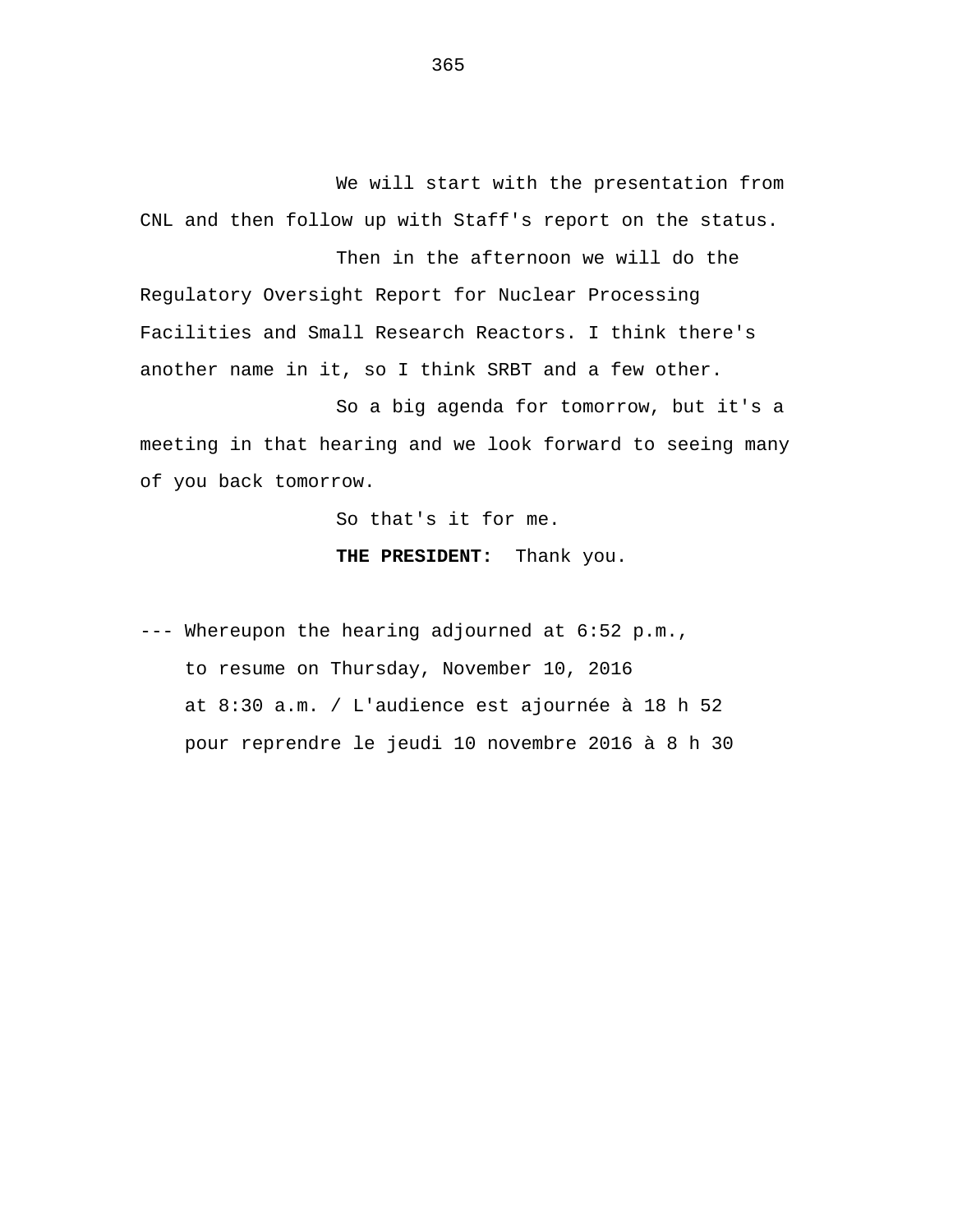We will start with the presentation from CNL and then follow up with Staff's report on the status.

Then in the afternoon we will do the Regulatory Oversight Report for Nuclear Processing Facilities and Small Research Reactors. I think there's another name in it, so I think SRBT and a few other.

So a big agenda for tomorrow, but it's a meeting in that hearing and we look forward to seeing many of you back tomorrow.

So that's it for me.

**THE PRESIDENT:** Thank you.

--- Whereupon the hearing adjourned at 6:52 p.m., to resume on Thursday, November 10, 2016 at 8:30 a.m. / L'audience est ajournée à 18 h 52 pour reprendre le jeudi 10 novembre 2016 à 8 h 30